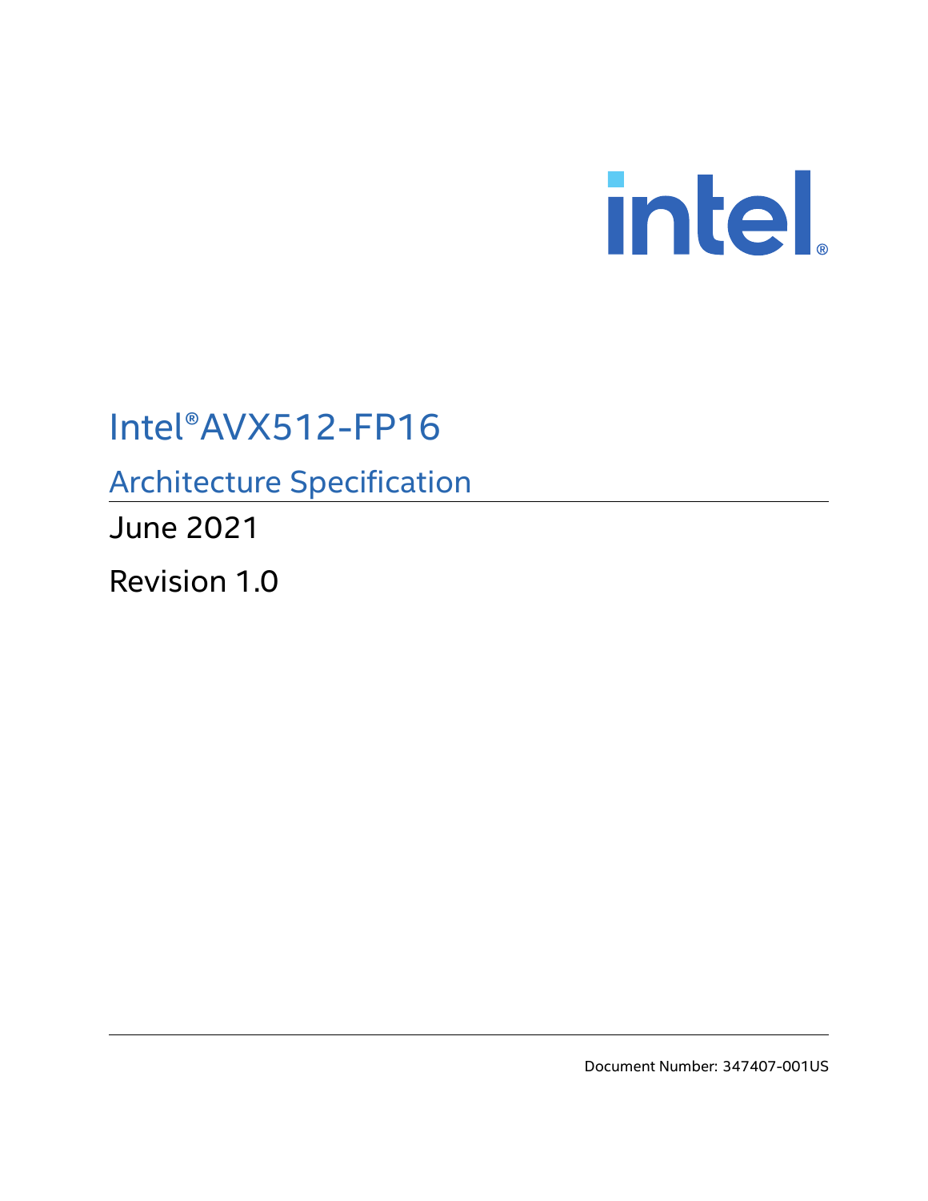intel®

# Intel®AVX512-FP16

## Architecture Specification

June 2021

Revision 1.0

Document Number: 347407-001US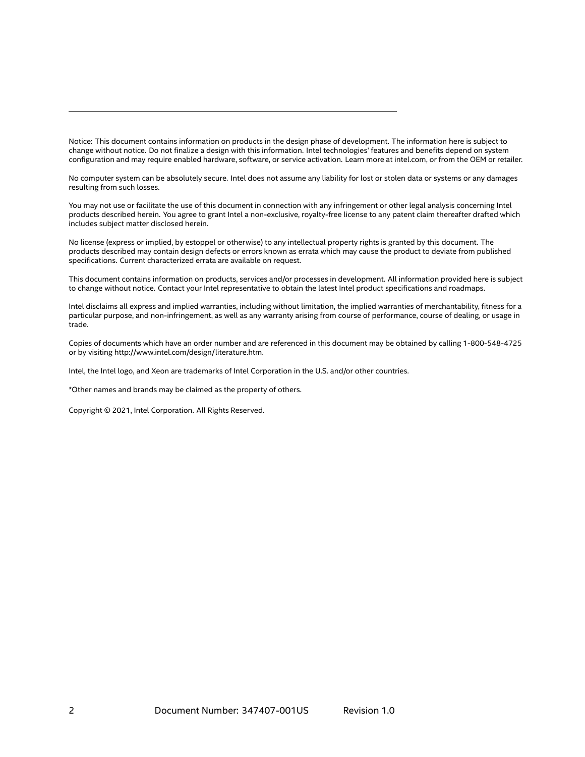Notice: This document contains information on products in the design phase of development. The information here is subject to change without notice. Do not finalize a design with this information. Intel technologies' features and benefits depend on system configuration and may require enabled hardware, software, or service activation. Learn more at intel.com, or from the OEM or retailer.

No computer system can be absolutely secure. Intel does not assume any liability for lost or stolen data or systems or any damages resulting from such losses.

You may not use or facilitate the use of this document in connection with any infringement or other legal analysis concerning Intel products described herein. You agree to grant Intel a non-exclusive, royalty-free license to any patent claim thereafter drafted which includes subject matter disclosed herein.

No license (express or implied, by estoppel or otherwise) to any intellectual property rights is granted by this document. The products described may contain design defects or errors known as errata which may cause the product to deviate from published specifications. Current characterized errata are available on request.

This document contains information on products, services and/or processes in development. All information provided here is subject to change without notice. Contact your Intel representative to obtain the latest Intel product specifications and roadmaps.

Intel disclaims all express and implied warranties, including without limitation, the implied warranties of merchantability, fitness for a particular purpose, and non-infringement, as well as any warranty arising from course of performance, course of dealing, or usage in trade.

Copies of documents which have an order number and are referenced in this document may be obtained by calling 1-800-548-4725 or by visiting http://www.intel.com/design/literature.htm.

Intel, the Intel logo, and Xeon are trademarks of Intel Corporation in the U.S. and/or other countries.

*Other names and brands may be claimed as the property of others.

Copyright © 2021, Intel Corporation. All Rights Reserved.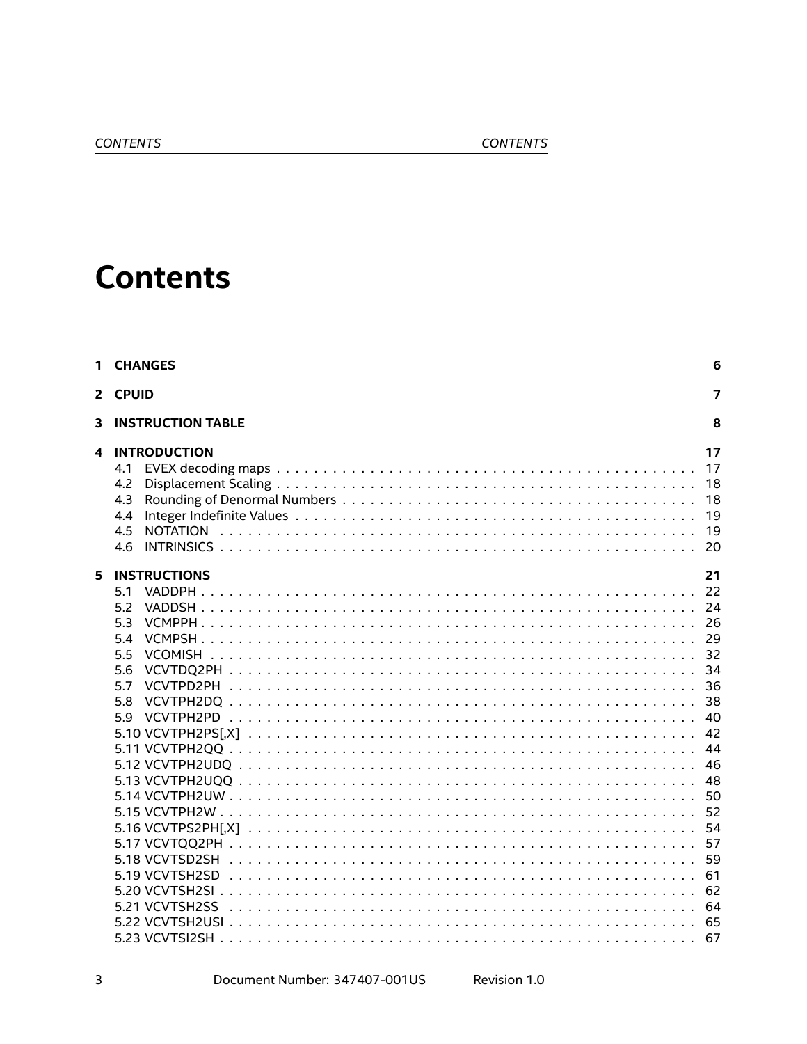# Contents

| | | |
|---|---|---|
| **1** | **CHANGES** | **6** |
| **2** | **CPUID** | **7** |
| **3** | **INSTRUCTION TABLE** | **8** |
| **4** | **INTRODUCTION** | **17** |
| | 4.1 EVEX decoding maps | 17 |
| | 4.2 Displacement Scaling | 18 |
| | 4.3 Rounding of Denormal Numbers | 18 |
| | 4.4 Integer Indefinite Values | 19 |
| | 4.5 NOTATION | 19 |
| | 4.6 INTRINSICS | 20 |
| **5** | **INSTRUCTIONS** | **21** |
| | 5.1 VADDPH | 22 |
| | 5.2 VADDSH | 24 |
| | 5.3 VCMPPH | 26 |
| | 5.4 VCMPSH | 29 |
| | 5.5 VCOMISH | 32 |
| | 5.6 VCVTDQ2PH | 34 |
| | 5.7 VCVTPD2PH | 36 |
| | 5.8 VCVTPH2DQ | 38 |
| | 5.9 VCVTPH2PD | 40 |
| | 5.10 VCVTPH2PS[,X] | 42 |
| | 5.11 VCVTPH2QQ | 44 |
| | 5.12 VCVTPH2UDQ | 46 |
| | 5.13 VCVTPH2UQQ | 48 |
| | 5.14 VCVTPH2UW | 50 |
| | 5.15 VCVTPH2W | 52 |
| | 5.16 VCVTPS2PH[,X] | 54 |
| | 5.17 VCVTQQ2PH | 57 |
| | 5.18 VCVTSD2SH | 59 |
| | 5.19 VCVTSH2SD | 61 |
| | 5.20 VCVTSH2SI | 62 |
| | 5.21 VCVTSH2SS | 64 |
| | 5.22 VCVTSH2USI | 65 |
| | 5.23 VCVTSI2SH | 67 |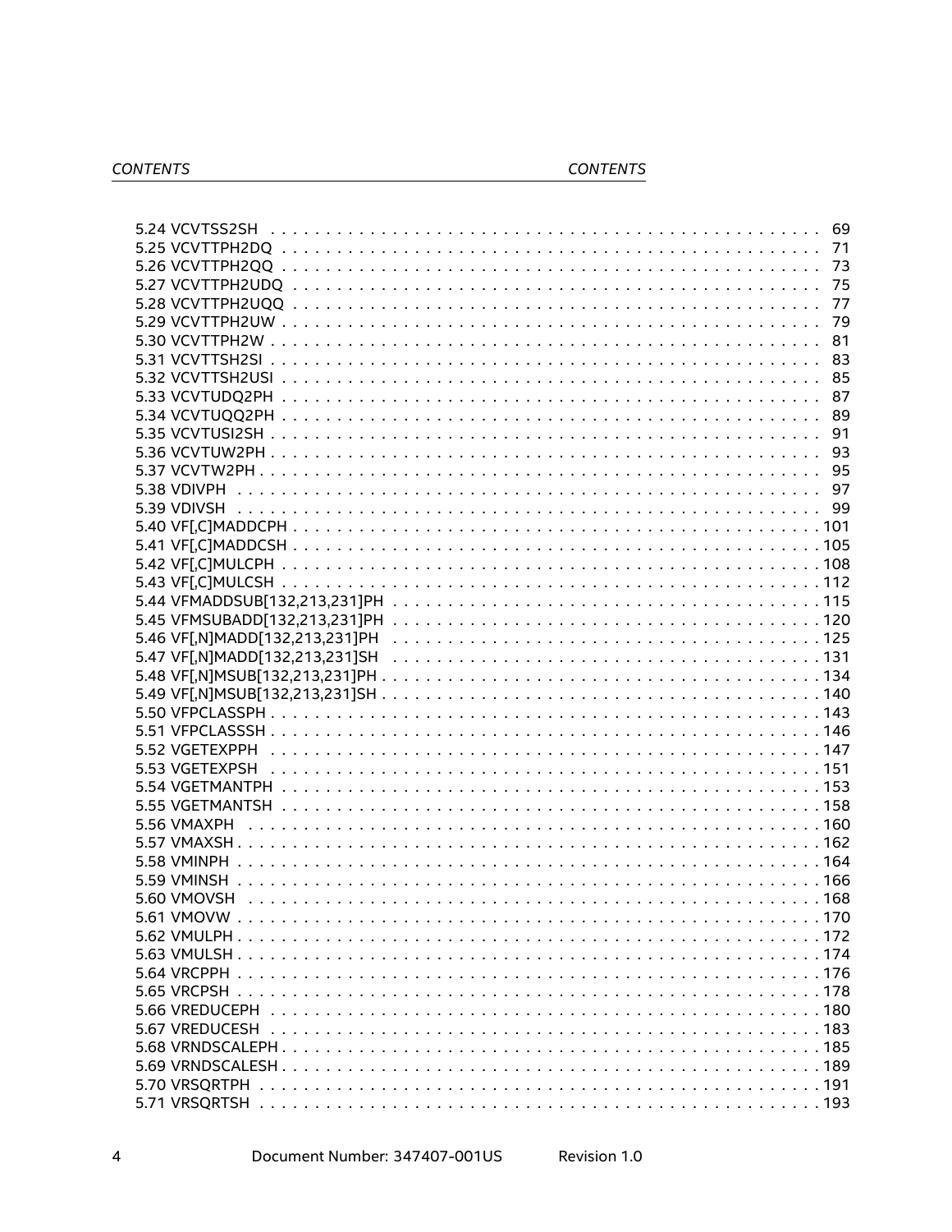5.24 VCVTSS2SH . . . . . . . . . . . . . . . . . . . . . . . . . . . . . . . . . . . . . . . . . . . . . . . . 69
5.25 VCVTTPH2DQ . . . . . . . . . . . . . . . . . . . . . . . . . . . . . . . . . . . . . . . . . . . . . . . 71
5.26 VCVTTPH2QQ . . . . . . . . . . . . . . . . . . . . . . . . . . . . . . . . . . . . . . . . . . . . . . . 73
5.27 VCVTTPH2UDQ . . . . . . . . . . . . . . . . . . . . . . . . . . . . . . . . . . . . . . . . . . . . . . 75
5.28 VCVTTPH2UQQ . . . . . . . . . . . . . . . . . . . . . . . . . . . . . . . . . . . . . . . . . . . . . . 77
5.29 VCVTTPH2UW . . . . . . . . . . . . . . . . . . . . . . . . . . . . . . . . . . . . . . . . . . . . . . . 79
5.30 VCVTTPH2W . . . . . . . . . . . . . . . . . . . . . . . . . . . . . . . . . . . . . . . . . . . . . . . 81
5.31 VCVTTSH2SI . . . . . . . . . . . . . . . . . . . . . . . . . . . . . . . . . . . . . . . . . . . . . . . 83
5.32 VCVTTSH2USI . . . . . . . . . . . . . . . . . . . . . . . . . . . . . . . . . . . . . . . . . . . . . . 85
5.33 VCVTUDQ2PH . . . . . . . . . . . . . . . . . . . . . . . . . . . . . . . . . . . . . . . . . . . . . . 87
5.34 VCVTUQQ2PH . . . . . . . . . . . . . . . . . . . . . . . . . . . . . . . . . . . . . . . . . . . . . . 89
5.35 VCVTUSI2SH . . . . . . . . . . . . . . . . . . . . . . . . . . . . . . . . . . . . . . . . . . . . . . . 91
5.36 VCVTUW2PH . . . . . . . . . . . . . . . . . . . . . . . . . . . . . . . . . . . . . . . . . . . . . . . 93
5.37 VCVTW2PH . . . . . . . . . . . . . . . . . . . . . . . . . . . . . . . . . . . . . . . . . . . . . . . 95
5.38 VDIVPH . . . . . . . . . . . . . . . . . . . . . . . . . . . . . . . . . . . . . . . . . . . . . . . . . 97
5.39 VDIVSH . . . . . . . . . . . . . . . . . . . . . . . . . . . . . . . . . . . . . . . . . . . . . . . . . 99
5.40 VF[,C]MADDCPH . . . . . . . . . . . . . . . . . . . . . . . . . . . . . . . . . . . . . . . . . . . . 101
5.41 VF[,C]MADDCSH . . . . . . . . . . . . . . . . . . . . . . . . . . . . . . . . . . . . . . . . . . . . 105
5.42 VF[,C]MULCPH . . . . . . . . . . . . . . . . . . . . . . . . . . . . . . . . . . . . . . . . . . . . . 108
5.43 VF[,C]MULCSH . . . . . . . . . . . . . . . . . . . . . . . . . . . . . . . . . . . . . . . . . . . . . 112
5.44 VFMADDSUB[132,213,231]PH . . . . . . . . . . . . . . . . . . . . . . . . . . . . . . . . . . . . 115
5.45 VFMSUBADD[132,213,231]PH . . . . . . . . . . . . . . . . . . . . . . . . . . . . . . . . . . . . 120
5.46 VF[,N]MADD[132,213,231]PH . . . . . . . . . . . . . . . . . . . . . . . . . . . . . . . . . . . . 125
5.47 VF[,N]MADD[132,213,231]SH . . . . . . . . . . . . . . . . . . . . . . . . . . . . . . . . . . . . 131
5.48 VF[,N]MSUB[132,213,231]PH . . . . . . . . . . . . . . . . . . . . . . . . . . . . . . . . . . . . 134
5.49 VF[,N]MSUB[132,213,231]SH . . . . . . . . . . . . . . . . . . . . . . . . . . . . . . . . . . . . 140
5.50 VFPCLASSPH . . . . . . . . . . . . . . . . . . . . . . . . . . . . . . . . . . . . . . . . . . . . . . 143
5.51 VFPCLASSSH . . . . . . . . . . . . . . . . . . . . . . . . . . . . . . . . . . . . . . . . . . . . . . 146
5.52 VGETEXPPH . . . . . . . . . . . . . . . . . . . . . . . . . . . . . . . . . . . . . . . . . . . . . . 147
5.53 VGETEXPSH . . . . . . . . . . . . . . . . . . . . . . . . . . . . . . . . . . . . . . . . . . . . . . 151
5.54 VGETMANTPH . . . . . . . . . . . . . . . . . . . . . . . . . . . . . . . . . . . . . . . . . . . . . 153
5.55 VGETMANTSH . . . . . . . . . . . . . . . . . . . . . . . . . . . . . . . . . . . . . . . . . . . . . 158
5.56 VMAXPH . . . . . . . . . . . . . . . . . . . . . . . . . . . . . . . . . . . . . . . . . . . . . . . . 160
5.57 VMAXSH . . . . . . . . . . . . . . . . . . . . . . . . . . . . . . . . . . . . . . . . . . . . . . . . 162
5.58 VMINPH . . . . . . . . . . . . . . . . . . . . . . . . . . . . . . . . . . . . . . . . . . . . . . . . 164
5.59 VMINSH . . . . . . . . . . . . . . . . . . . . . . . . . . . . . . . . . . . . . . . . . . . . . . . . 166
5.60 VMOVSH . . . . . . . . . . . . . . . . . . . . . . . . . . . . . . . . . . . . . . . . . . . . . . . . 168
5.61 VMOVW . . . . . . . . . . . . . . . . . . . . . . . . . . . . . . . . . . . . . . . . . . . . . . . . 170
5.62 VMULPH . . . . . . . . . . . . . . . . . . . . . . . . . . . . . . . . . . . . . . . . . . . . . . . . 172
5.63 VMULSH . . . . . . . . . . . . . . . . . . . . . . . . . . . . . . . . . . . . . . . . . . . . . . . . 174
5.64 VRCPPH . . . . . . . . . . . . . . . . . . . . . . . . . . . . . . . . . . . . . . . . . . . . . . . . 176
5.65 VRCPSH . . . . . . . . . . . . . . . . . . . . . . . . . . . . . . . . . . . . . . . . . . . . . . . . 178
5.66 VREDUCEPH . . . . . . . . . . . . . . . . . . . . . . . . . . . . . . . . . . . . . . . . . . . . . . 180
5.67 VREDUCESH . . . . . . . . . . . . . . . . . . . . . . . . . . . . . . . . . . . . . . . . . . . . . . 183
5.68 VRNDSCALEPH . . . . . . . . . . . . . . . . . . . . . . . . . . . . . . . . . . . . . . . . . . . . 185
5.69 VRNDSCALESH . . . . . . . . . . . . . . . . . . . . . . . . . . . . . . . . . . . . . . . . . . . . 189
5.70 VRSQRTPH . . . . . . . . . . . . . . . . . . . . . . . . . . . . . . . . . . . . . . . . . . . . . . 191
5.71 VRSQRTSH . . . . . . . . . . . . . . . . . . . . . . . . . . . . . . . . . . . . . . . . . . . . . . 193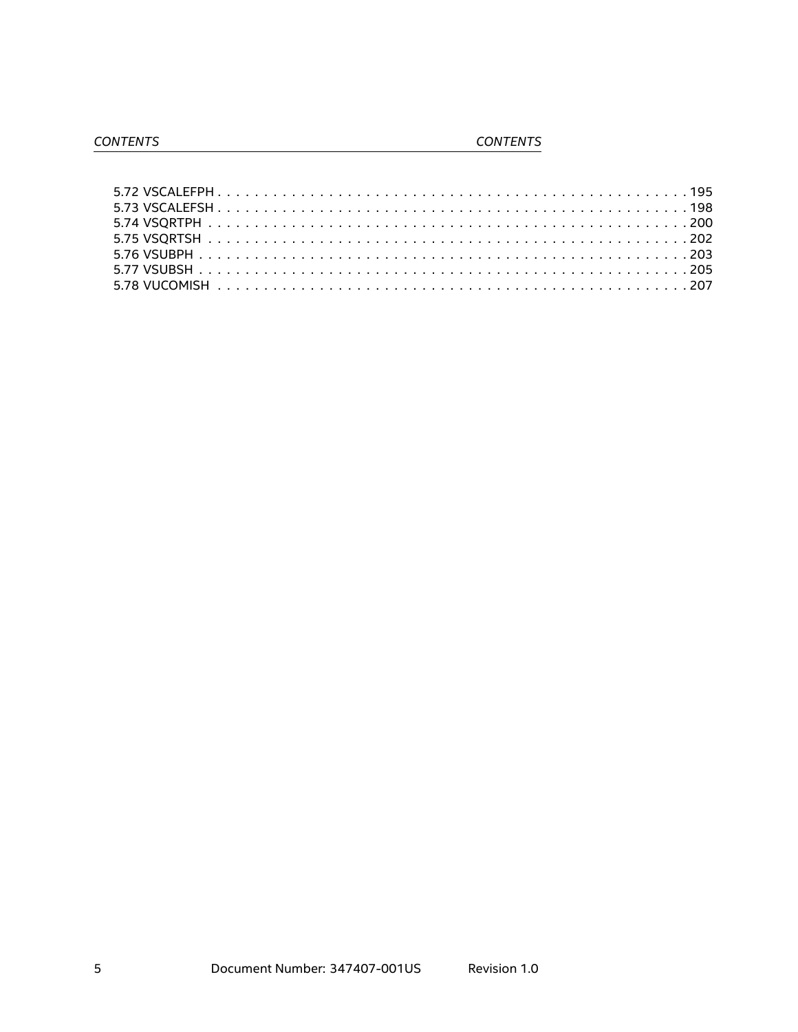5.72 VSCALEFPH . . . . . . . . . . . . . . . . . . . . . . . . . . . . . . . . . . . . . . . . . . . . . . . . . . . 195
5.73 VSCALEFSH . . . . . . . . . . . . . . . . . . . . . . . . . . . . . . . . . . . . . . . . . . . . . . . . . . . 198
5.74 VSQRTPH . . . . . . . . . . . . . . . . . . . . . . . . . . . . . . . . . . . . . . . . . . . . . . . . . . . 200
5.75 VSQRTSH . . . . . . . . . . . . . . . . . . . . . . . . . . . . . . . . . . . . . . . . . . . . . . . . . . . 202
5.76 VSUBPH . . . . . . . . . . . . . . . . . . . . . . . . . . . . . . . . . . . . . . . . . . . . . . . . . . . 203
5.77 VSUBSH . . . . . . . . . . . . . . . . . . . . . . . . . . . . . . . . . . . . . . . . . . . . . . . . . . . 205
5.78 VUCOMISH . . . . . . . . . . . . . . . . . . . . . . . . . . . . . . . . . . . . . . . . . . . . . . . . . . 207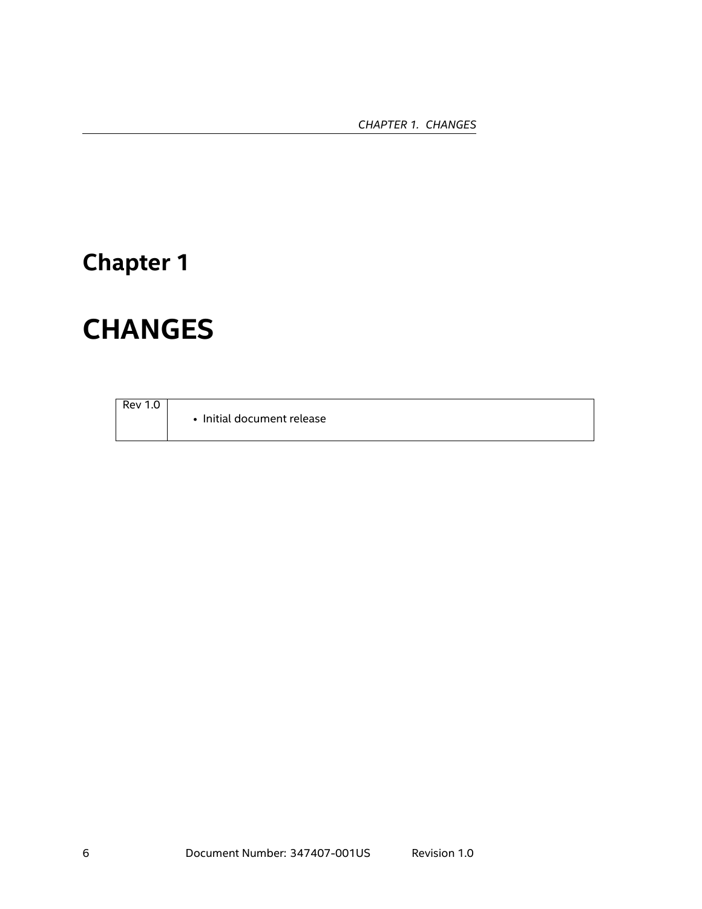# Chapter 1

# CHANGES

| | |
|---|---|
| Rev 1.0 | • Initial document release |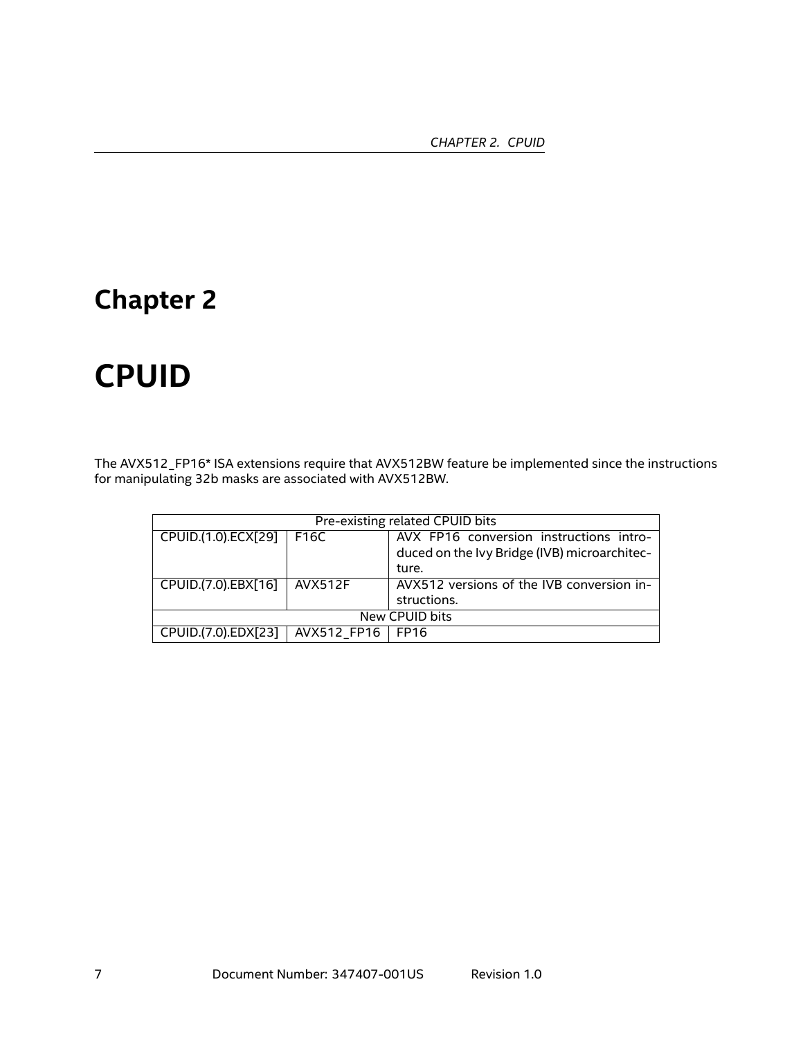# Chapter 2

# CPUID

The AVX512_FP16* ISA extensions require that AVX512BW feature be implemented since the instructions for manipulating 32b masks are associated with AVX512BW.

| Pre-existing related CPUID bits | | |
|---|---|---|
| CPUID.(1.0).ECX[29] | F16C | AVX FP16 conversion instructions introduced on the Ivy Bridge (IVB) microarchitecture. |
| CPUID.(7.0).EBX[16] | AVX512F | AVX512 versions of the IVB conversion instructions. |
| New CPUID bits | | |
| CPUID.(7.0).EDX[23] | AVX512_FP16 | FP16 |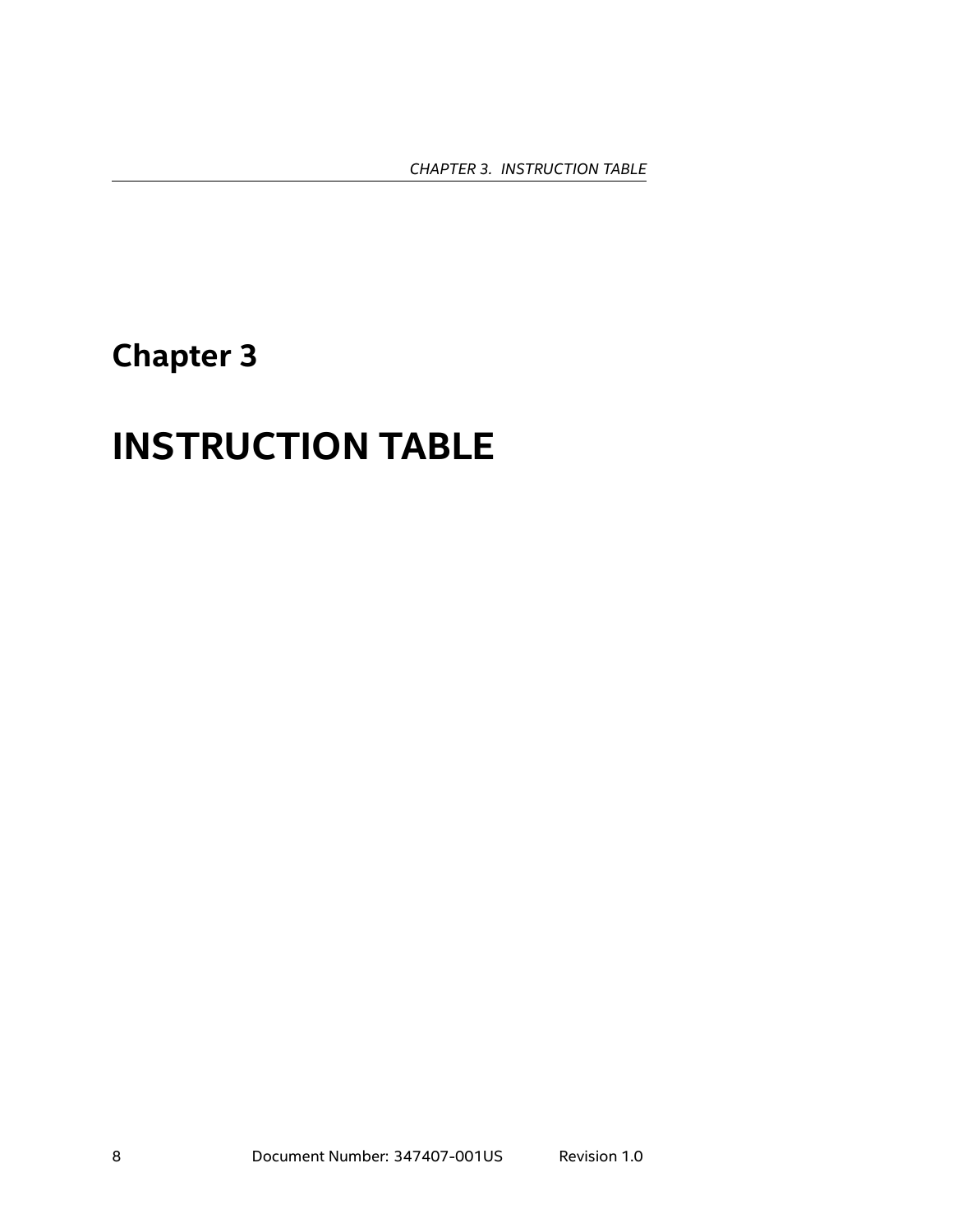# Chapter 3

# INSTRUCTION TABLE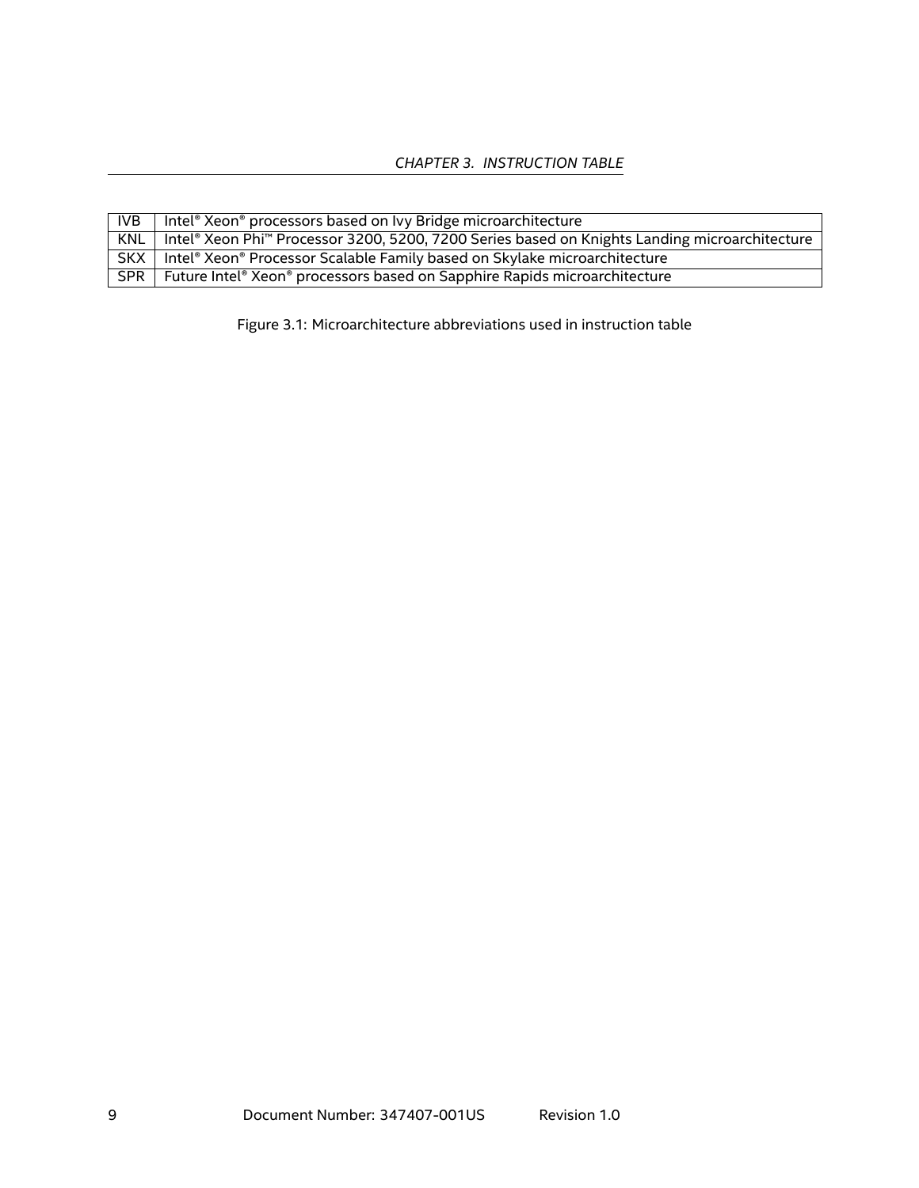| IVB | Intel® Xeon® processors based on Ivy Bridge microarchitecture |
|---|---|
| KNL | Intel® Xeon Phi™ Processor 3200, 5200, 7200 Series based on Knights Landing microarchitecture |
| SKX | Intel® Xeon® Processor Scalable Family based on Skylake microarchitecture |
| SPR | Future Intel® Xeon® processors based on Sapphire Rapids microarchitecture |

Figure 3.1: Microarchitecture abbreviations used in instruction table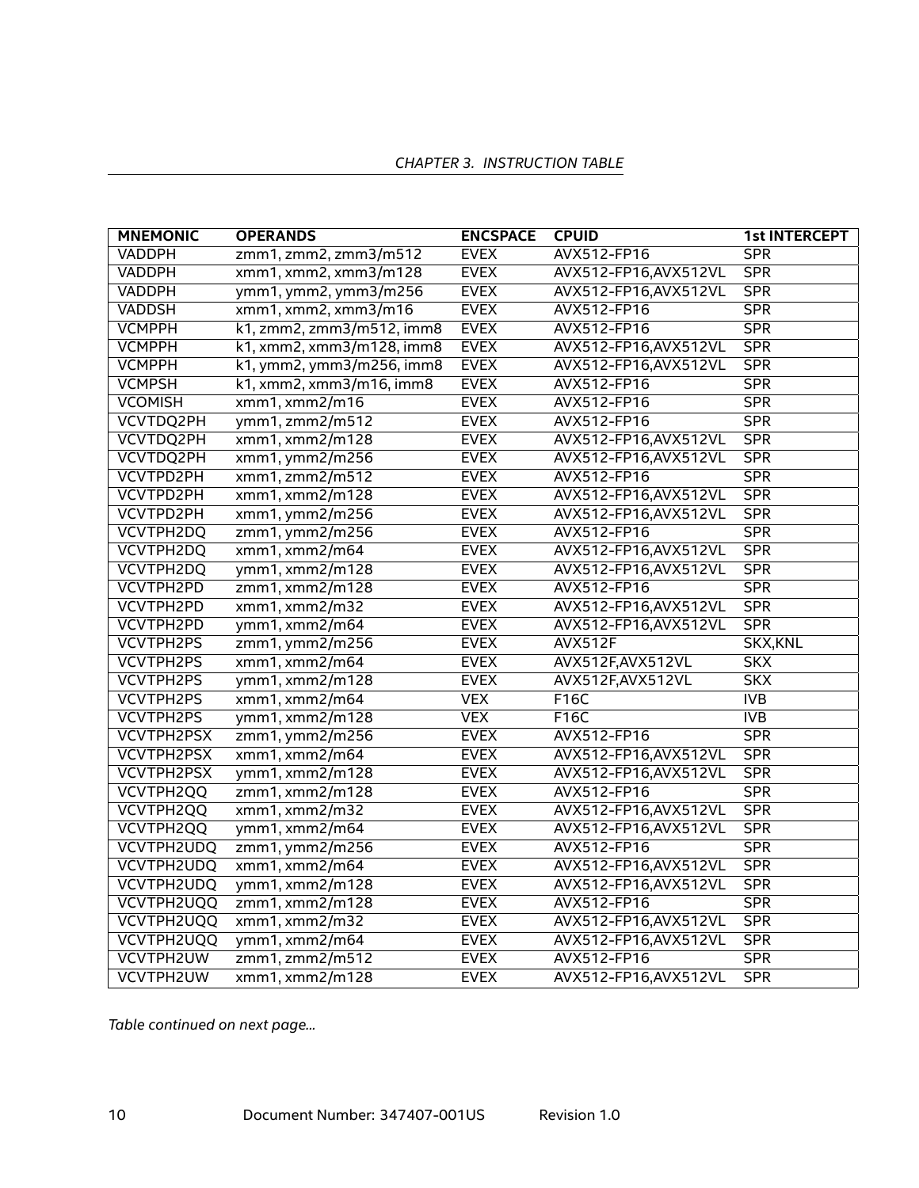| MNEMONIC | OPERANDS | ENCSPACE | CPUID | 1st INTERCEPT |
|---|---|---|---|---|
| VADDPH | zmm1, zmm2, zmm3/m512 | EVEX | AVX512-FP16 | SPR |
| VADDPH | xmm1, xmm2, xmm3/m128 | EVEX | AVX512-FP16,AVX512VL | SPR |
| VADDPH | ymm1, ymm2, ymm3/m256 | EVEX | AVX512-FP16,AVX512VL | SPR |
| VADDSH | xmm1, xmm2, xmm3/m16 | EVEX | AVX512-FP16 | SPR |
| VCMPPH | k1, zmm2, zmm3/m512, imm8 | EVEX | AVX512-FP16 | SPR |
| VCMPPH | k1, xmm2, xmm3/m128, imm8 | EVEX | AVX512-FP16,AVX512VL | SPR |
| VCMPPH | k1, ymm2, ymm3/m256, imm8 | EVEX | AVX512-FP16,AVX512VL | SPR |
| VCMPSH | k1, xmm2, xmm3/m16, imm8 | EVEX | AVX512-FP16 | SPR |
| VCOMISH | xmm1, xmm2/m16 | EVEX | AVX512-FP16 | SPR |
| VCVTDQ2PH | ymm1, zmm2/m512 | EVEX | AVX512-FP16 | SPR |
| VCVTDQ2PH | xmm1, xmm2/m128 | EVEX | AVX512-FP16,AVX512VL | SPR |
| VCVTDQ2PH | xmm1, ymm2/m256 | EVEX | AVX512-FP16,AVX512VL | SPR |
| VCVTPD2PH | xmm1, zmm2/m512 | EVEX | AVX512-FP16 | SPR |
| VCVTPD2PH | xmm1, xmm2/m128 | EVEX | AVX512-FP16,AVX512VL | SPR |
| VCVTPD2PH | xmm1, ymm2/m256 | EVEX | AVX512-FP16,AVX512VL | SPR |
| VCVTPH2DQ | zmm1, ymm2/m256 | EVEX | AVX512-FP16 | SPR |
| VCVTPH2DQ | xmm1, xmm2/m64 | EVEX | AVX512-FP16,AVX512VL | SPR |
| VCVTPH2DQ | ymm1, xmm2/m128 | EVEX | AVX512-FP16,AVX512VL | SPR |
| VCVTPH2PD | zmm1, xmm2/m128 | EVEX | AVX512-FP16 | SPR |
| VCVTPH2PD | xmm1, xmm2/m32 | EVEX | AVX512-FP16,AVX512VL | SPR |
| VCVTPH2PD | ymm1, xmm2/m64 | EVEX | AVX512-FP16,AVX512VL | SPR |
| VCVTPH2PS | zmm1, ymm2/m256 | EVEX | AVX512F | SKX,KNL |
| VCVTPH2PS | xmm1, xmm2/m64 | EVEX | AVX512F,AVX512VL | SKX |
| VCVTPH2PS | ymm1, xmm2/m128 | EVEX | AVX512F,AVX512VL | SKX |
| VCVTPH2PS | xmm1, xmm2/m64 | VEX | F16C | IVB |
| VCVTPH2PS | ymm1, xmm2/m128 | VEX | F16C | IVB |
| VCVTPH2PSX | zmm1, ymm2/m256 | EVEX | AVX512-FP16 | SPR |
| VCVTPH2PSX | xmm1, xmm2/m64 | EVEX | AVX512-FP16,AVX512VL | SPR |
| VCVTPH2PSX | ymm1, xmm2/m128 | EVEX | AVX512-FP16,AVX512VL | SPR |
| VCVTPH2QQ | zmm1, xmm2/m128 | EVEX | AVX512-FP16 | SPR |
| VCVTPH2QQ | xmm1, xmm2/m32 | EVEX | AVX512-FP16,AVX512VL | SPR |
| VCVTPH2QQ | ymm1, xmm2/m64 | EVEX | AVX512-FP16,AVX512VL | SPR |
| VCVTPH2UDQ | zmm1, ymm2/m256 | EVEX | AVX512-FP16 | SPR |
| VCVTPH2UDQ | xmm1, xmm2/m64 | EVEX | AVX512-FP16,AVX512VL | SPR |
| VCVTPH2UDQ | ymm1, xmm2/m128 | EVEX | AVX512-FP16,AVX512VL | SPR |
| VCVTPH2UQQ | zmm1, xmm2/m128 | EVEX | AVX512-FP16 | SPR |
| VCVTPH2UQQ | xmm1, xmm2/m32 | EVEX | AVX512-FP16,AVX512VL | SPR |
| VCVTPH2UQQ | ymm1, xmm2/m64 | EVEX | AVX512-FP16,AVX512VL | SPR |
| VCVTPH2UW | zmm1, zmm2/m512 | EVEX | AVX512-FP16 | SPR |
| VCVTPH2UW | xmm1, xmm2/m128 | EVEX | AVX512-FP16,AVX512VL | SPR |

*Table continued on next page...*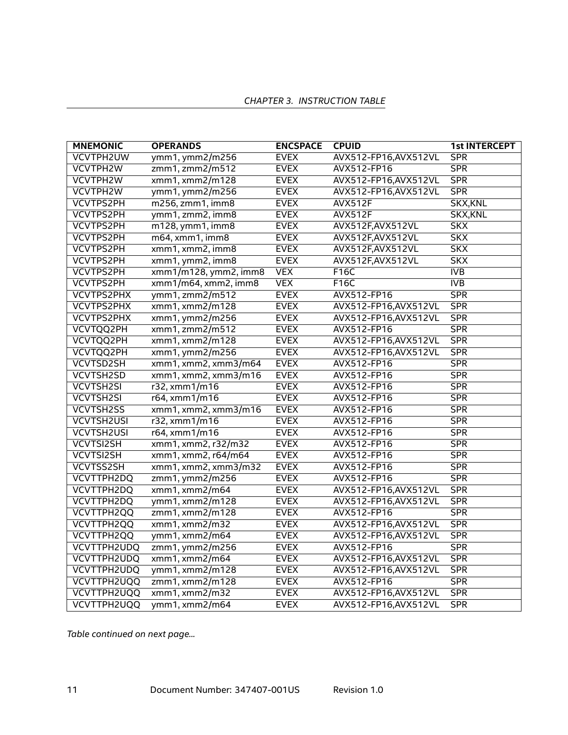| MNEMONIC | OPERANDS | ENCSPACE | CPUID | 1st INTERCEPT |
|---|---|---|---|---|
| VCVTPH2UW | ymm1, ymm2/m256 | EVEX | AVX512-FP16,AVX512VL | SPR |
| VCVTPH2W | zmm1, zmm2/m512 | EVEX | AVX512-FP16 | SPR |
| VCVTPH2W | xmm1, xmm2/m128 | EVEX | AVX512-FP16,AVX512VL | SPR |
| VCVTPH2W | ymm1, ymm2/m256 | EVEX | AVX512-FP16,AVX512VL | SPR |
| VCVTPS2PH | m256, zmm1, imm8 | EVEX | AVX512F | SKX,KNL |
| VCVTPS2PH | ymm1, zmm2, imm8 | EVEX | AVX512F | SKX,KNL |
| VCVTPS2PH | m128, ymm1, imm8 | EVEX | AVX512F,AVX512VL | SKX |
| VCVTPS2PH | m64, xmm1, imm8 | EVEX | AVX512F,AVX512VL | SKX |
| VCVTPS2PH | xmm1, xmm2, imm8 | EVEX | AVX512F,AVX512VL | SKX |
| VCVTPS2PH | xmm1, ymm2, imm8 | EVEX | AVX512F,AVX512VL | SKX |
| VCVTPS2PH | xmm1/m128, ymm2, imm8 | VEX | F16C | IVB |
| VCVTPS2PH | xmm1/m64, xmm2, imm8 | VEX | F16C | IVB |
| VCVTPS2PHX | ymm1, zmm2/m512 | EVEX | AVX512-FP16 | SPR |
| VCVTPS2PHX | xmm1, xmm2/m128 | EVEX | AVX512-FP16,AVX512VL | SPR |
| VCVTPS2PHX | xmm1, ymm2/m256 | EVEX | AVX512-FP16,AVX512VL | SPR |
| VCVTQQ2PH | xmm1, zmm2/m512 | EVEX | AVX512-FP16 | SPR |
| VCVTQQ2PH | xmm1, xmm2/m128 | EVEX | AVX512-FP16,AVX512VL | SPR |
| VCVTQQ2PH | xmm1, ymm2/m256 | EVEX | AVX512-FP16,AVX512VL | SPR |
| VCVTSD2SH | xmm1, xmm2, xmm3/m64 | EVEX | AVX512-FP16 | SPR |
| VCVTSH2SD | xmm1, xmm2, xmm3/m16 | EVEX | AVX512-FP16 | SPR |
| VCVTSH2SI | r32, xmm1/m16 | EVEX | AVX512-FP16 | SPR |
| VCVTSH2SI | r64, xmm1/m16 | EVEX | AVX512-FP16 | SPR |
| VCVTSH2SS | xmm1, xmm2, xmm3/m16 | EVEX | AVX512-FP16 | SPR |
| VCVTSH2USI | r32, xmm1/m16 | EVEX | AVX512-FP16 | SPR |
| VCVTSH2USI | r64, xmm1/m16 | EVEX | AVX512-FP16 | SPR |
| VCVTSI2SH | xmm1, xmm2, r32/m32 | EVEX | AVX512-FP16 | SPR |
| VCVTSI2SH | xmm1, xmm2, r64/m64 | EVEX | AVX512-FP16 | SPR |
| VCVTSS2SH | xmm1, xmm2, xmm3/m32 | EVEX | AVX512-FP16 | SPR |
| VCVTTPH2DQ | zmm1, ymm2/m256 | EVEX | AVX512-FP16 | SPR |
| VCVTTPH2DQ | xmm1, xmm2/m64 | EVEX | AVX512-FP16,AVX512VL | SPR |
| VCVTTPH2DQ | ymm1, xmm2/m128 | EVEX | AVX512-FP16,AVX512VL | SPR |
| VCVTTPH2QQ | zmm1, xmm2/m128 | EVEX | AVX512-FP16 | SPR |
| VCVTTPH2QQ | xmm1, xmm2/m32 | EVEX | AVX512-FP16,AVX512VL | SPR |
| VCVTTPH2QQ | ymm1, xmm2/m64 | EVEX | AVX512-FP16,AVX512VL | SPR |
| VCVTTPH2UDQ | zmm1, ymm2/m256 | EVEX | AVX512-FP16 | SPR |
| VCVTTPH2UDQ | xmm1, xmm2/m64 | EVEX | AVX512-FP16,AVX512VL | SPR |
| VCVTTPH2UDQ | ymm1, xmm2/m128 | EVEX | AVX512-FP16,AVX512VL | SPR |
| VCVTTPH2UQQ | zmm1, xmm2/m128 | EVEX | AVX512-FP16 | SPR |
| VCVTTPH2UQQ | xmm1, xmm2/m32 | EVEX | AVX512-FP16,AVX512VL | SPR |
| VCVTTPH2UQQ | ymm1, xmm2/m64 | EVEX | AVX512-FP16,AVX512VL | SPR |

*Table continued on next page...*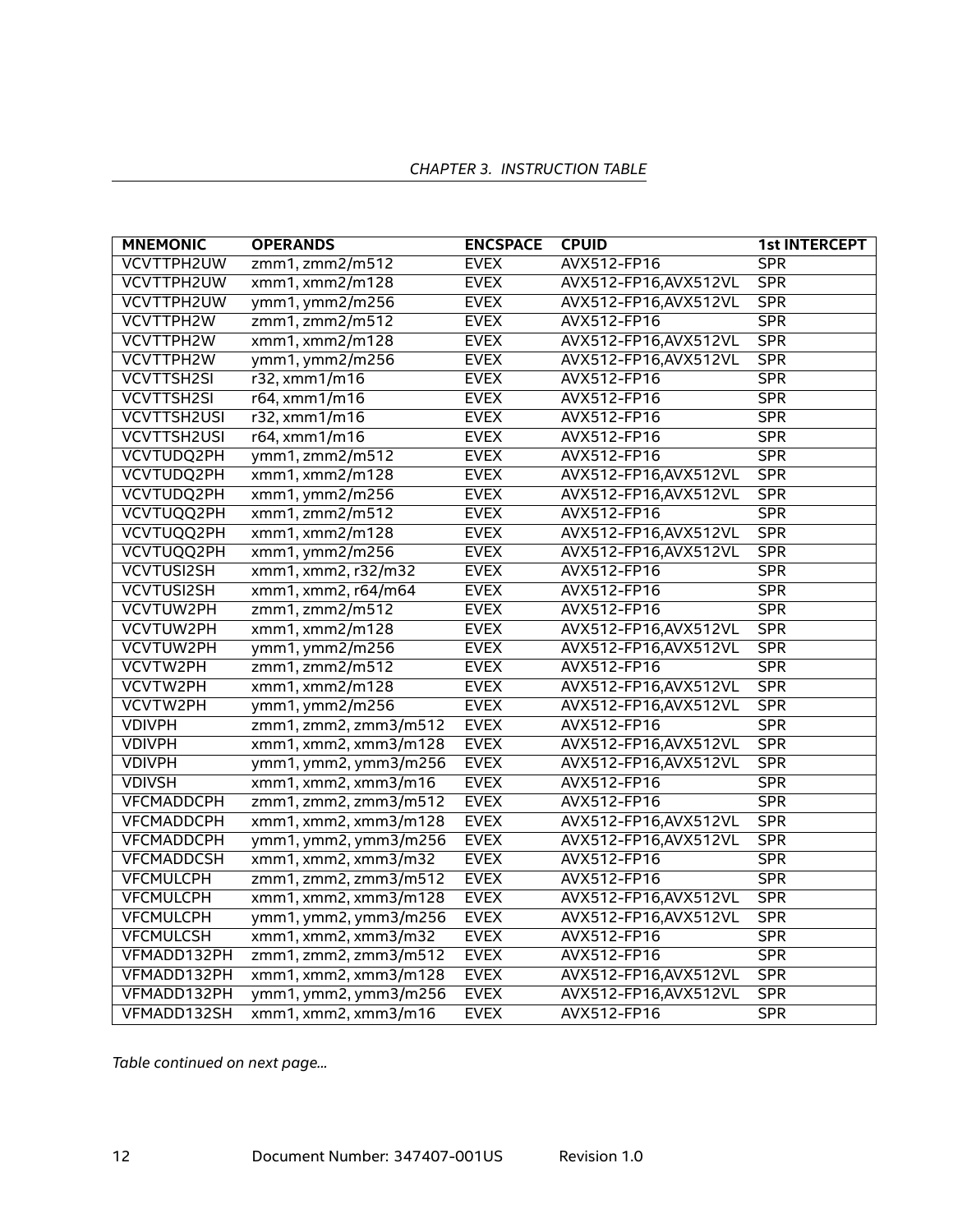| MNEMONIC | OPERANDS | ENCSPACE | CPUID | 1st INTERCEPT |
|---|---|---|---|---|
| VCVTTPH2UW | zmm1, zmm2/m512 | EVEX | AVX512-FP16 | SPR |
| VCVTTPH2UW | xmm1, xmm2/m128 | EVEX | AVX512-FP16,AVX512VL | SPR |
| VCVTTPH2UW | ymm1, ymm2/m256 | EVEX | AVX512-FP16,AVX512VL | SPR |
| VCVTTPH2W | zmm1, zmm2/m512 | EVEX | AVX512-FP16 | SPR |
| VCVTTPH2W | xmm1, xmm2/m128 | EVEX | AVX512-FP16,AVX512VL | SPR |
| VCVTTPH2W | ymm1, ymm2/m256 | EVEX | AVX512-FP16,AVX512VL | SPR |
| VCVTTSH2SI | r32, xmm1/m16 | EVEX | AVX512-FP16 | SPR |
| VCVTTSH2SI | r64, xmm1/m16 | EVEX | AVX512-FP16 | SPR |
| VCVTTSH2USI | r32, xmm1/m16 | EVEX | AVX512-FP16 | SPR |
| VCVTTSH2USI | r64, xmm1/m16 | EVEX | AVX512-FP16 | SPR |
| VCVTUDQ2PH | ymm1, zmm2/m512 | EVEX | AVX512-FP16 | SPR |
| VCVTUDQ2PH | xmm1, xmm2/m128 | EVEX | AVX512-FP16,AVX512VL | SPR |
| VCVTUDQ2PH | xmm1, ymm2/m256 | EVEX | AVX512-FP16,AVX512VL | SPR |
| VCVTUQQ2PH | xmm1, zmm2/m512 | EVEX | AVX512-FP16 | SPR |
| VCVTUQQ2PH | xmm1, xmm2/m128 | EVEX | AVX512-FP16,AVX512VL | SPR |
| VCVTUQQ2PH | xmm1, ymm2/m256 | EVEX | AVX512-FP16,AVX512VL | SPR |
| VCVTUSI2SH | xmm1, xmm2, r32/m32 | EVEX | AVX512-FP16 | SPR |
| VCVTUSI2SH | xmm1, xmm2, r64/m64 | EVEX | AVX512-FP16 | SPR |
| VCVTUW2PH | zmm1, zmm2/m512 | EVEX | AVX512-FP16 | SPR |
| VCVTUW2PH | xmm1, xmm2/m128 | EVEX | AVX512-FP16,AVX512VL | SPR |
| VCVTUW2PH | ymm1, ymm2/m256 | EVEX | AVX512-FP16,AVX512VL | SPR |
| VCVTW2PH | zmm1, zmm2/m512 | EVEX | AVX512-FP16 | SPR |
| VCVTW2PH | xmm1, xmm2/m128 | EVEX | AVX512-FP16,AVX512VL | SPR |
| VCVTW2PH | ymm1, ymm2/m256 | EVEX | AVX512-FP16,AVX512VL | SPR |
| VDIVPH | zmm1, zmm2, zmm3/m512 | EVEX | AVX512-FP16 | SPR |
| VDIVPH | xmm1, xmm2, xmm3/m128 | EVEX | AVX512-FP16,AVX512VL | SPR |
| VDIVPH | ymm1, ymm2, ymm3/m256 | EVEX | AVX512-FP16,AVX512VL | SPR |
| VDIVSH | xmm1, xmm2, xmm3/m16 | EVEX | AVX512-FP16 | SPR |
| VFCMADDCPH | zmm1, zmm2, zmm3/m512 | EVEX | AVX512-FP16 | SPR |
| VFCMADDCPH | xmm1, xmm2, xmm3/m128 | EVEX | AVX512-FP16,AVX512VL | SPR |
| VFCMADDCPH | ymm1, ymm2, ymm3/m256 | EVEX | AVX512-FP16,AVX512VL | SPR |
| VFCMADDCSH | xmm1, xmm2, xmm3/m32 | EVEX | AVX512-FP16 | SPR |
| VFCMULCPH | zmm1, zmm2, zmm3/m512 | EVEX | AVX512-FP16 | SPR |
| VFCMULCPH | xmm1, xmm2, xmm3/m128 | EVEX | AVX512-FP16,AVX512VL | SPR |
| VFCMULCPH | ymm1, ymm2, ymm3/m256 | EVEX | AVX512-FP16,AVX512VL | SPR |
| VFCMULCSH | xmm1, xmm2, xmm3/m32 | EVEX | AVX512-FP16 | SPR |
| VFMADD132PH | zmm1, zmm2, zmm3/m512 | EVEX | AVX512-FP16 | SPR |
| VFMADD132PH | xmm1, xmm2, xmm3/m128 | EVEX | AVX512-FP16,AVX512VL | SPR |
| VFMADD132PH | ymm1, ymm2, ymm3/m256 | EVEX | AVX512-FP16,AVX512VL | SPR |
| VFMADD132SH | xmm1, xmm2, xmm3/m16 | EVEX | AVX512-FP16 | SPR |

*Table continued on next page...*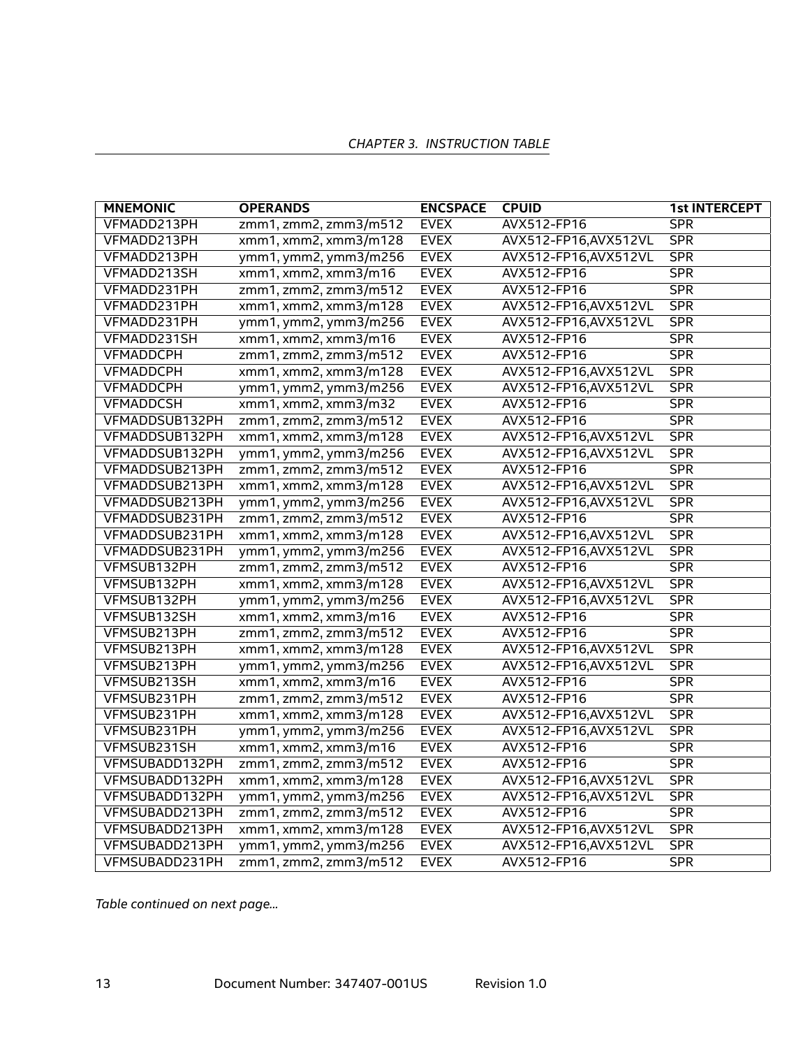| MNEMONIC | OPERANDS | ENCSPACE | CPUID | 1st INTERCEPT |
|---|---|---|---|---|
| VFMADD213PH | zmm1, zmm2, zmm3/m512 | EVEX | AVX512-FP16 | SPR |
| VFMADD213PH | xmm1, xmm2, xmm3/m128 | EVEX | AVX512-FP16,AVX512VL | SPR |
| VFMADD213PH | ymm1, ymm2, ymm3/m256 | EVEX | AVX512-FP16,AVX512VL | SPR |
| VFMADD213SH | xmm1, xmm2, xmm3/m16 | EVEX | AVX512-FP16 | SPR |
| VFMADD231PH | zmm1, zmm2, zmm3/m512 | EVEX | AVX512-FP16 | SPR |
| VFMADD231PH | xmm1, xmm2, xmm3/m128 | EVEX | AVX512-FP16,AVX512VL | SPR |
| VFMADD231PH | ymm1, ymm2, ymm3/m256 | EVEX | AVX512-FP16,AVX512VL | SPR |
| VFMADD231SH | xmm1, xmm2, xmm3/m16 | EVEX | AVX512-FP16 | SPR |
| VFMADDCPH | zmm1, zmm2, zmm3/m512 | EVEX | AVX512-FP16 | SPR |
| VFMADDCPH | xmm1, xmm2, xmm3/m128 | EVEX | AVX512-FP16,AVX512VL | SPR |
| VFMADDCPH | ymm1, ymm2, ymm3/m256 | EVEX | AVX512-FP16,AVX512VL | SPR |
| VFMADDCSH | xmm1, xmm2, xmm3/m32 | EVEX | AVX512-FP16 | SPR |
| VFMADDSUB132PH | zmm1, zmm2, zmm3/m512 | EVEX | AVX512-FP16 | SPR |
| VFMADDSUB132PH | xmm1, xmm2, xmm3/m128 | EVEX | AVX512-FP16,AVX512VL | SPR |
| VFMADDSUB132PH | ymm1, ymm2, ymm3/m256 | EVEX | AVX512-FP16,AVX512VL | SPR |
| VFMADDSUB213PH | zmm1, zmm2, zmm3/m512 | EVEX | AVX512-FP16 | SPR |
| VFMADDSUB213PH | xmm1, xmm2, xmm3/m128 | EVEX | AVX512-FP16,AVX512VL | SPR |
| VFMADDSUB213PH | ymm1, ymm2, ymm3/m256 | EVEX | AVX512-FP16,AVX512VL | SPR |
| VFMADDSUB231PH | zmm1, zmm2, zmm3/m512 | EVEX | AVX512-FP16 | SPR |
| VFMADDSUB231PH | xmm1, xmm2, xmm3/m128 | EVEX | AVX512-FP16,AVX512VL | SPR |
| VFMADDSUB231PH | ymm1, ymm2, ymm3/m256 | EVEX | AVX512-FP16,AVX512VL | SPR |
| VFMSUB132PH | zmm1, zmm2, zmm3/m512 | EVEX | AVX512-FP16 | SPR |
| VFMSUB132PH | xmm1, xmm2, xmm3/m128 | EVEX | AVX512-FP16,AVX512VL | SPR |
| VFMSUB132PH | ymm1, ymm2, ymm3/m256 | EVEX | AVX512-FP16,AVX512VL | SPR |
| VFMSUB132SH | xmm1, xmm2, xmm3/m16 | EVEX | AVX512-FP16 | SPR |
| VFMSUB213PH | zmm1, zmm2, zmm3/m512 | EVEX | AVX512-FP16 | SPR |
| VFMSUB213PH | xmm1, xmm2, xmm3/m128 | EVEX | AVX512-FP16,AVX512VL | SPR |
| VFMSUB213PH | ymm1, ymm2, ymm3/m256 | EVEX | AVX512-FP16,AVX512VL | SPR |
| VFMSUB213SH | xmm1, xmm2, xmm3/m16 | EVEX | AVX512-FP16 | SPR |
| VFMSUB231PH | zmm1, zmm2, zmm3/m512 | EVEX | AVX512-FP16 | SPR |
| VFMSUB231PH | xmm1, xmm2, xmm3/m128 | EVEX | AVX512-FP16,AVX512VL | SPR |
| VFMSUB231PH | ymm1, ymm2, ymm3/m256 | EVEX | AVX512-FP16,AVX512VL | SPR |
| VFMSUB231SH | xmm1, xmm2, xmm3/m16 | EVEX | AVX512-FP16 | SPR |
| VFMSUBADD132PH | zmm1, zmm2, zmm3/m512 | EVEX | AVX512-FP16 | SPR |
| VFMSUBADD132PH | xmm1, xmm2, xmm3/m128 | EVEX | AVX512-FP16,AVX512VL | SPR |
| VFMSUBADD132PH | ymm1, ymm2, ymm3/m256 | EVEX | AVX512-FP16,AVX512VL | SPR |
| VFMSUBADD213PH | zmm1, zmm2, zmm3/m512 | EVEX | AVX512-FP16 | SPR |
| VFMSUBADD213PH | xmm1, xmm2, xmm3/m128 | EVEX | AVX512-FP16,AVX512VL | SPR |
| VFMSUBADD213PH | ymm1, ymm2, ymm3/m256 | EVEX | AVX512-FP16,AVX512VL | SPR |
| VFMSUBADD231PH | zmm1, zmm2, zmm3/m512 | EVEX | AVX512-FP16 | SPR |

*Table continued on next page...*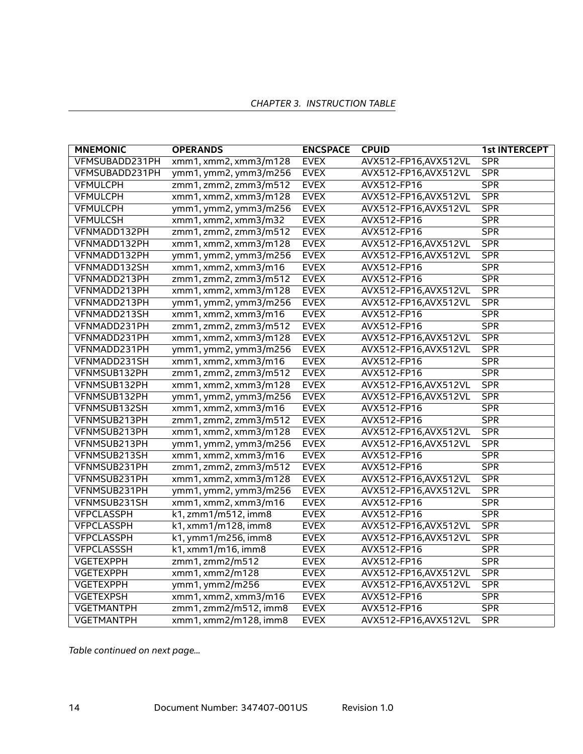| MNEMONIC | OPERANDS | ENCSPACE | CPUID | 1st INTERCEPT |
|---|---|---|---|---|
| VFMSUBADD231PH | xmm1, xmm2, xmm3/m128 | EVEX | AVX512-FP16,AVX512VL | SPR |
| VFMSUBADD231PH | ymm1, ymm2, ymm3/m256 | EVEX | AVX512-FP16,AVX512VL | SPR |
| VFMULCPH | zmm1, zmm2, zmm3/m512 | EVEX | AVX512-FP16 | SPR |
| VFMULCPH | xmm1, xmm2, xmm3/m128 | EVEX | AVX512-FP16,AVX512VL | SPR |
| VFMULCPH | ymm1, ymm2, ymm3/m256 | EVEX | AVX512-FP16,AVX512VL | SPR |
| VFMULCSH | xmm1, xmm2, xmm3/m32 | EVEX | AVX512-FP16 | SPR |
| VFNMADD132PH | zmm1, zmm2, zmm3/m512 | EVEX | AVX512-FP16 | SPR |
| VFNMADD132PH | xmm1, xmm2, xmm3/m128 | EVEX | AVX512-FP16,AVX512VL | SPR |
| VFNMADD132PH | ymm1, ymm2, ymm3/m256 | EVEX | AVX512-FP16,AVX512VL | SPR |
| VFNMADD132SH | xmm1, xmm2, xmm3/m16 | EVEX | AVX512-FP16 | SPR |
| VFNMADD213PH | zmm1, zmm2, zmm3/m512 | EVEX | AVX512-FP16 | SPR |
| VFNMADD213PH | xmm1, xmm2, xmm3/m128 | EVEX | AVX512-FP16,AVX512VL | SPR |
| VFNMADD213PH | ymm1, ymm2, ymm3/m256 | EVEX | AVX512-FP16,AVX512VL | SPR |
| VFNMADD213SH | xmm1, xmm2, xmm3/m16 | EVEX | AVX512-FP16 | SPR |
| VFNMADD231PH | zmm1, zmm2, zmm3/m512 | EVEX | AVX512-FP16 | SPR |
| VFNMADD231PH | xmm1, xmm2, xmm3/m128 | EVEX | AVX512-FP16,AVX512VL | SPR |
| VFNMADD231PH | ymm1, ymm2, ymm3/m256 | EVEX | AVX512-FP16,AVX512VL | SPR |
| VFNMADD231SH | xmm1, xmm2, xmm3/m16 | EVEX | AVX512-FP16 | SPR |
| VFNMSUB132PH | zmm1, zmm2, zmm3/m512 | EVEX | AVX512-FP16 | SPR |
| VFNMSUB132PH | xmm1, xmm2, xmm3/m128 | EVEX | AVX512-FP16,AVX512VL | SPR |
| VFNMSUB132PH | ymm1, ymm2, ymm3/m256 | EVEX | AVX512-FP16,AVX512VL | SPR |
| VFNMSUB132SH | xmm1, xmm2, xmm3/m16 | EVEX | AVX512-FP16 | SPR |
| VFNMSUB213PH | zmm1, zmm2, zmm3/m512 | EVEX | AVX512-FP16 | SPR |
| VFNMSUB213PH | xmm1, xmm2, xmm3/m128 | EVEX | AVX512-FP16,AVX512VL | SPR |
| VFNMSUB213PH | ymm1, ymm2, ymm3/m256 | EVEX | AVX512-FP16,AVX512VL | SPR |
| VFNMSUB213SH | xmm1, xmm2, xmm3/m16 | EVEX | AVX512-FP16 | SPR |
| VFNMSUB231PH | zmm1, zmm2, zmm3/m512 | EVEX | AVX512-FP16 | SPR |
| VFNMSUB231PH | xmm1, xmm2, xmm3/m128 | EVEX | AVX512-FP16,AVX512VL | SPR |
| VFNMSUB231PH | ymm1, ymm2, ymm3/m256 | EVEX | AVX512-FP16,AVX512VL | SPR |
| VFNMSUB231SH | xmm1, xmm2, xmm3/m16 | EVEX | AVX512-FP16 | SPR |
| VFPCLASSPH | k1, zmm1/m512, imm8 | EVEX | AVX512-FP16 | SPR |
| VFPCLASSPH | k1, xmm1/m128, imm8 | EVEX | AVX512-FP16,AVX512VL | SPR |
| VFPCLASSPH | k1, ymm1/m256, imm8 | EVEX | AVX512-FP16,AVX512VL | SPR |
| VFPCLASSSH | k1, xmm1/m16, imm8 | EVEX | AVX512-FP16 | SPR |
| VGETEXPPH | zmm1, zmm2/m512 | EVEX | AVX512-FP16 | SPR |
| VGETEXPPH | xmm1, xmm2/m128 | EVEX | AVX512-FP16,AVX512VL | SPR |
| VGETEXPPH | ymm1, ymm2/m256 | EVEX | AVX512-FP16,AVX512VL | SPR |
| VGETEXPSH | xmm1, xmm2, xmm3/m16 | EVEX | AVX512-FP16 | SPR |
| VGETMANTPH | zmm1, zmm2/m512, imm8 | EVEX | AVX512-FP16 | SPR |
| VGETMANTPH | xmm1, xmm2/m128, imm8 | EVEX | AVX512-FP16,AVX512VL | SPR |

*Table continued on next page...*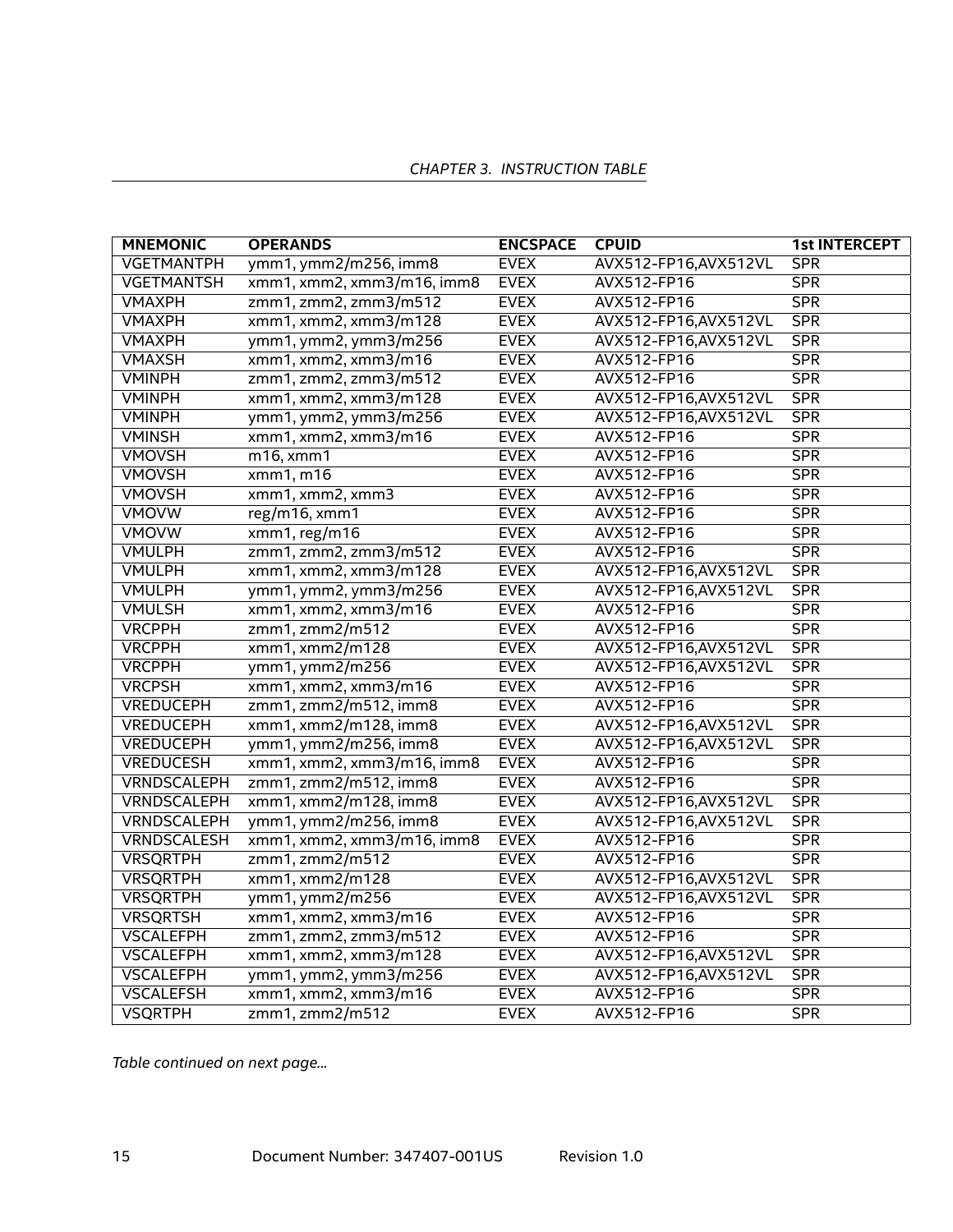| MNEMONIC | OPERANDS | ENCSPACE | CPUID | 1st INTERCEPT |
|---|---|---|---|---|
| VGETMANTPH | ymm1, ymm2/m256, imm8 | EVEX | AVX512-FP16,AVX512VL | SPR |
| VGETMANTSH | xmm1, xmm2, xmm3/m16, imm8 | EVEX | AVX512-FP16 | SPR |
| VMAXPH | zmm1, zmm2, zmm3/m512 | EVEX | AVX512-FP16 | SPR |
| VMAXPH | xmm1, xmm2, xmm3/m128 | EVEX | AVX512-FP16,AVX512VL | SPR |
| VMAXPH | ymm1, ymm2, ymm3/m256 | EVEX | AVX512-FP16,AVX512VL | SPR |
| VMAXSH | xmm1, xmm2, xmm3/m16 | EVEX | AVX512-FP16 | SPR |
| VMINPH | zmm1, zmm2, zmm3/m512 | EVEX | AVX512-FP16 | SPR |
| VMINPH | xmm1, xmm2, xmm3/m128 | EVEX | AVX512-FP16,AVX512VL | SPR |
| VMINPH | ymm1, ymm2, ymm3/m256 | EVEX | AVX512-FP16,AVX512VL | SPR |
| VMINSH | xmm1, xmm2, xmm3/m16 | EVEX | AVX512-FP16 | SPR |
| VMOVSH | m16, xmm1 | EVEX | AVX512-FP16 | SPR |
| VMOVSH | xmm1, m16 | EVEX | AVX512-FP16 | SPR |
| VMOVSH | xmm1, xmm2, xmm3 | EVEX | AVX512-FP16 | SPR |
| VMOVW | reg/m16, xmm1 | EVEX | AVX512-FP16 | SPR |
| VMOVW | xmm1, reg/m16 | EVEX | AVX512-FP16 | SPR |
| VMULPH | zmm1, zmm2, zmm3/m512 | EVEX | AVX512-FP16 | SPR |
| VMULPH | xmm1, xmm2, xmm3/m128 | EVEX | AVX512-FP16,AVX512VL | SPR |
| VMULPH | ymm1, ymm2, ymm3/m256 | EVEX | AVX512-FP16,AVX512VL | SPR |
| VMULSH | xmm1, xmm2, xmm3/m16 | EVEX | AVX512-FP16 | SPR |
| VRCPPH | zmm1, zmm2/m512 | EVEX | AVX512-FP16 | SPR |
| VRCPPH | xmm1, xmm2/m128 | EVEX | AVX512-FP16,AVX512VL | SPR |
| VRCPPH | ymm1, ymm2/m256 | EVEX | AVX512-FP16,AVX512VL | SPR |
| VRCPSH | xmm1, xmm2, xmm3/m16 | EVEX | AVX512-FP16 | SPR |
| VREDUCEPH | zmm1, zmm2/m512, imm8 | EVEX | AVX512-FP16 | SPR |
| VREDUCEPH | xmm1, xmm2/m128, imm8 | EVEX | AVX512-FP16,AVX512VL | SPR |
| VREDUCEPH | ymm1, ymm2/m256, imm8 | EVEX | AVX512-FP16,AVX512VL | SPR |
| VREDUCESH | xmm1, xmm2, xmm3/m16, imm8 | EVEX | AVX512-FP16 | SPR |
| VRNDSCALEPH | zmm1, zmm2/m512, imm8 | EVEX | AVX512-FP16 | SPR |
| VRNDSCALEPH | xmm1, xmm2/m128, imm8 | EVEX | AVX512-FP16,AVX512VL | SPR |
| VRNDSCALEPH | ymm1, ymm2/m256, imm8 | EVEX | AVX512-FP16,AVX512VL | SPR |
| VRNDSCALESH | xmm1, xmm2, xmm3/m16, imm8 | EVEX | AVX512-FP16 | SPR |
| VRSQRTPH | zmm1, zmm2/m512 | EVEX | AVX512-FP16 | SPR |
| VRSQRTPH | xmm1, xmm2/m128 | EVEX | AVX512-FP16,AVX512VL | SPR |
| VRSQRTPH | ymm1, ymm2/m256 | EVEX | AVX512-FP16,AVX512VL | SPR |
| VRSQRTSH | xmm1, xmm2, xmm3/m16 | EVEX | AVX512-FP16 | SPR |
| VSCALEFPH | zmm1, zmm2, zmm3/m512 | EVEX | AVX512-FP16 | SPR |
| VSCALEFPH | xmm1, xmm2, xmm3/m128 | EVEX | AVX512-FP16,AVX512VL | SPR |
| VSCALEFPH | ymm1, ymm2, ymm3/m256 | EVEX | AVX512-FP16,AVX512VL | SPR |
| VSCALEFSH | xmm1, xmm2, xmm3/m16 | EVEX | AVX512-FP16 | SPR |
| VSQRTPH | zmm1, zmm2/m512 | EVEX | AVX512-FP16 | SPR |

*Table continued on next page...*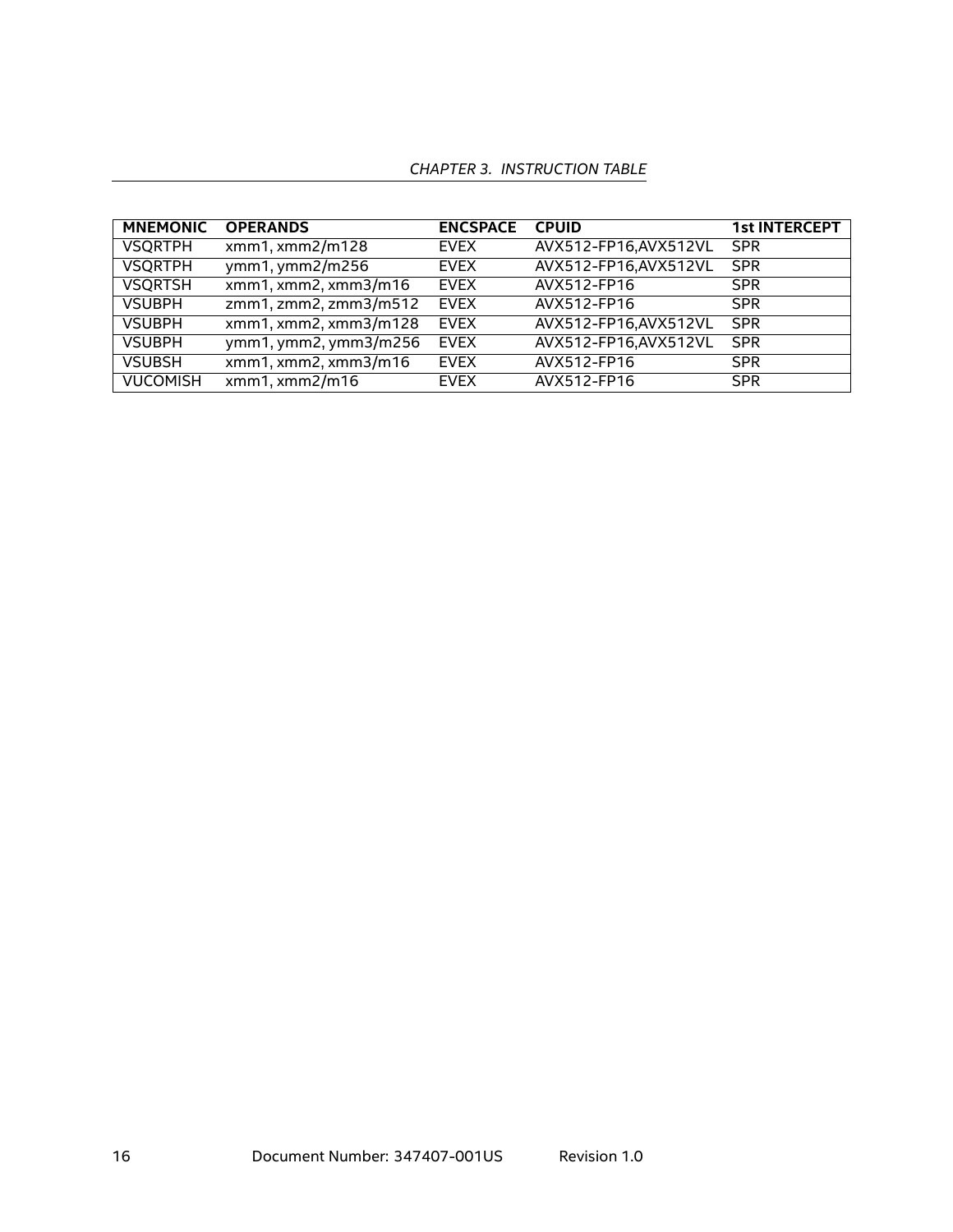| MNEMONIC | OPERANDS | ENCSPACE | CPUID | 1st INTERCEPT |
|---|---|---|---|---|
| VSQRTPH | xmm1, xmm2/m128 | EVEX | AVX512-FP16,AVX512VL | SPR |
| VSQRTPH | ymm1, ymm2/m256 | EVEX | AVX512-FP16,AVX512VL | SPR |
| VSQRTSH | xmm1, xmm2, xmm3/m16 | EVEX | AVX512-FP16 | SPR |
| VSUBPH | zmm1, zmm2, zmm3/m512 | EVEX | AVX512-FP16 | SPR |
| VSUBPH | xmm1, xmm2, xmm3/m128 | EVEX | AVX512-FP16,AVX512VL | SPR |
| VSUBPH | ymm1, ymm2, ymm3/m256 | EVEX | AVX512-FP16,AVX512VL | SPR |
| VSUBSH | xmm1, xmm2, xmm3/m16 | EVEX | AVX512-FP16 | SPR |
| VUCOMISH | xmm1, xmm2/m16 | EVEX | AVX512-FP16 | SPR |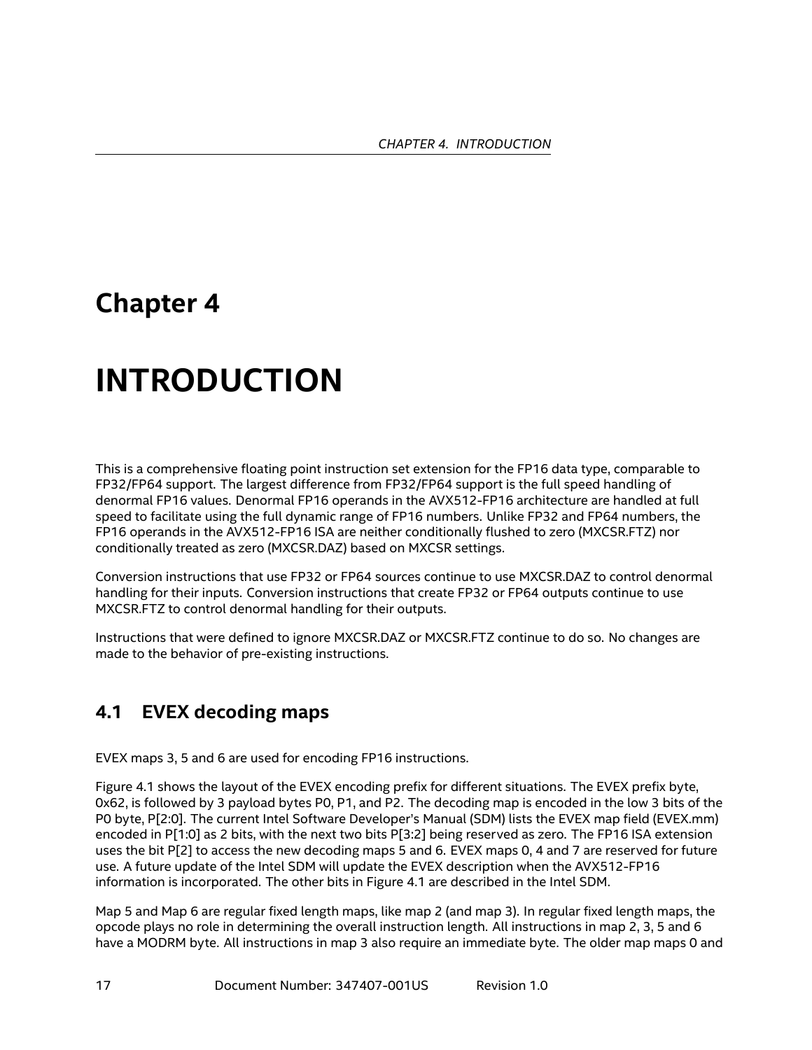# Chapter 4

# INTRODUCTION

This is a comprehensive floating point instruction set extension for the FP16 data type, comparable to FP32/FP64 support. The largest difference from FP32/FP64 support is the full speed handling of denormal FP16 values. Denormal FP16 operands in the AVX512-FP16 architecture are handled at full speed to facilitate using the full dynamic range of FP16 numbers. Unlike FP32 and FP64 numbers, the FP16 operands in the AVX512-FP16 ISA are neither conditionally flushed to zero (MXCSR.FTZ) nor conditionally treated as zero (MXCSR.DAZ) based on MXCSR settings.

Conversion instructions that use FP32 or FP64 sources continue to use MXCSR.DAZ to control denormal handling for their inputs. Conversion instructions that create FP32 or FP64 outputs continue to use MXCSR.FTZ to control denormal handling for their outputs.

Instructions that were defined to ignore MXCSR.DAZ or MXCSR.FTZ continue to do so. No changes are made to the behavior of pre-existing instructions.

## 4.1 EVEX decoding maps

EVEX maps 3, 5 and 6 are used for encoding FP16 instructions.

Figure 4.1 shows the layout of the EVEX encoding prefix for different situations. The EVEX prefix byte, 0x62, is followed by 3 payload bytes P0, P1, and P2. The decoding map is encoded in the low 3 bits of the P0 byte, P[2:0]. The current Intel Software Developer's Manual (SDM) lists the EVEX map field (EVEX.mm) encoded in P[1:0] as 2 bits, with the next two bits P[3:2] being reserved as zero. The FP16 ISA extension uses the bit P[2] to access the new decoding maps 5 and 6. EVEX maps 0, 4 and 7 are reserved for future use. A future update of the Intel SDM will update the EVEX description when the AVX512-FP16 information is incorporated. The other bits in Figure 4.1 are described in the Intel SDM.

Map 5 and Map 6 are regular fixed length maps, like map 2 (and map 3). In regular fixed length maps, the opcode plays no role in determining the overall instruction length. All instructions in map 2, 3, 5 and 6 have a MODRM byte. All instructions in map 3 also require an immediate byte. The older map maps 0 and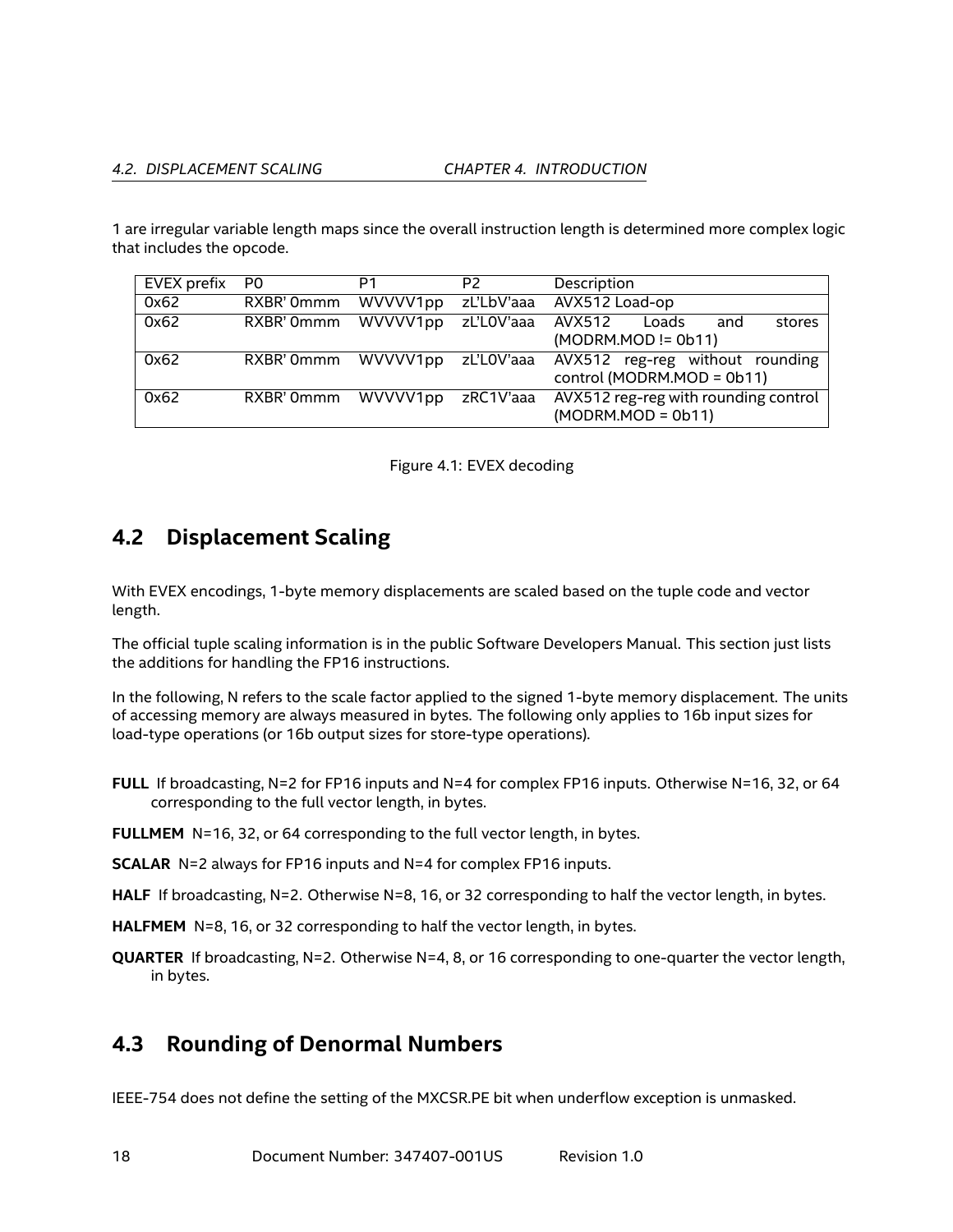1 are irregular variable length maps since the overall instruction length is determined more complex logic that includes the opcode.

| EVEX prefix | P0 | P1 | P2 | Description |
|---|---|---|---|---|
| 0x62 | RXBR' 0mmm | WVVVV1pp | zL'LbV'aaa | AVX512 Load-op |
| 0x62 | RXBR' 0mmm | WVVVV1pp | zL'L0V'aaa | AVX512 Loads and stores (MODRM.MOD != 0b11) |
| 0x62 | RXBR' 0mmm | WVVVV1pp | zL'L0V'aaa | AVX512 reg-reg without rounding control (MODRM.MOD = 0b11) |
| 0x62 | RXBR' 0mmm | WVVVV1pp | zRC1V'aaa | AVX512 reg-reg with rounding control (MODRM.MOD = 0b11) |

Figure 4.1: EVEX decoding

## 4.2 Displacement Scaling

With EVEX encodings, 1-byte memory displacements are scaled based on the tuple code and vector length.

The official tuple scaling information is in the public Software Developers Manual. This section just lists the additions for handling the FP16 instructions.

In the following, N refers to the scale factor applied to the signed 1-byte memory displacement. The units of accessing memory are always measured in bytes. The following only applies to 16b input sizes for load-type operations (or 16b output sizes for store-type operations).

**FULL** If broadcasting, N=2 for FP16 inputs and N=4 for complex FP16 inputs. Otherwise N=16, 32, or 64 corresponding to the full vector length, in bytes.

**FULLMEM** N=16, 32, or 64 corresponding to the full vector length, in bytes.

**SCALAR** N=2 always for FP16 inputs and N=4 for complex FP16 inputs.

**HALF** If broadcasting, N=2. Otherwise N=8, 16, or 32 corresponding to half the vector length, in bytes.

**HALFMEM** N=8, 16, or 32 corresponding to half the vector length, in bytes.

**QUARTER** If broadcasting, N=2. Otherwise N=4, 8, or 16 corresponding to one-quarter the vector length, in bytes.

## 4.3 Rounding of Denormal Numbers

IEEE-754 does not define the setting of the MXCSR.PE bit when underflow exception is unmasked.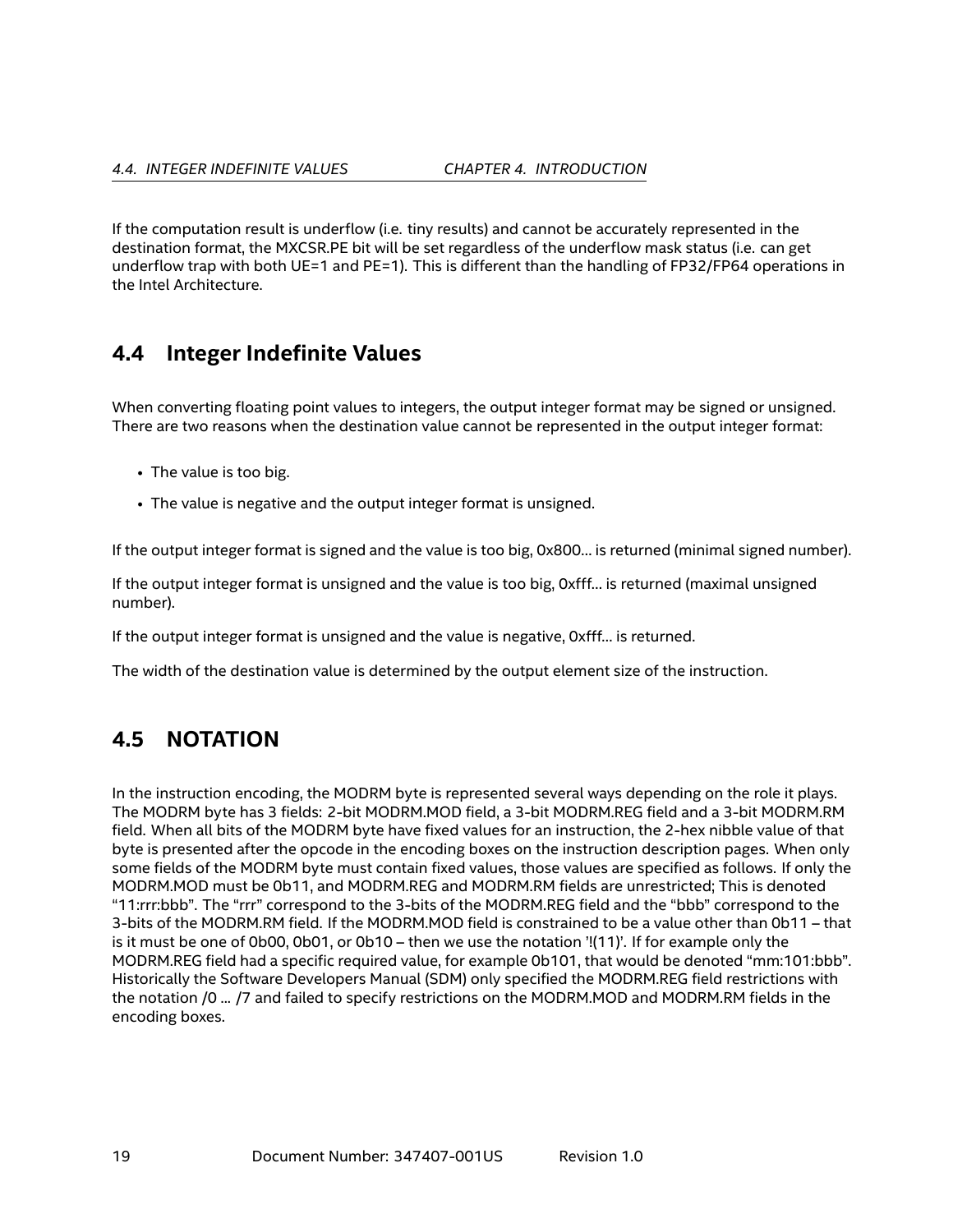If the computation result is underflow (i.e. tiny results) and cannot be accurately represented in the destination format, the MXCSR.PE bit will be set regardless of the underflow mask status (i.e. can get underflow trap with both UE=1 and PE=1). This is different than the handling of FP32/FP64 operations in the Intel Architecture.

## 4.4 Integer Indefinite Values

When converting floating point values to integers, the output integer format may be signed or unsigned. There are two reasons when the destination value cannot be represented in the output integer format:

- The value is too big.
- The value is negative and the output integer format is unsigned.

If the output integer format is signed and the value is too big, 0x800... is returned (minimal signed number).

If the output integer format is unsigned and the value is too big, 0xfff... is returned (maximal unsigned number).

If the output integer format is unsigned and the value is negative, 0xfff... is returned.

The width of the destination value is determined by the output element size of the instruction.

## 4.5 NOTATION

In the instruction encoding, the MODRM byte is represented several ways depending on the role it plays. The MODRM byte has 3 fields: 2-bit MODRM.MOD field, a 3-bit MODRM.REG field and a 3-bit MODRM.RM field. When all bits of the MODRM byte have fixed values for an instruction, the 2-hex nibble value of that byte is presented after the opcode in the encoding boxes on the instruction description pages. When only some fields of the MODRM byte must contain fixed values, those values are specified as follows. If only the MODRM.MOD must be 0b11, and MODRM.REG and MODRM.RM fields are unrestricted; This is denoted "11:rrr:bbb". The "rrr" correspond to the 3-bits of the MODRM.REG field and the "bbb" correspond to the 3-bits of the MODRM.RM field. If the MODRM.MOD field is constrained to be a value other than 0b11 – that is it must be one of 0b00, 0b01, or 0b10 – then we use the notation '!(11)'. If for example only the MODRM.REG field had a specific required value, for example 0b101, that would be denoted "mm:101:bbb". Historically the Software Developers Manual (SDM) only specified the MODRM.REG field restrictions with the notation /0 ... /7 and failed to specify restrictions on the MODRM.MOD and MODRM.RM fields in the encoding boxes.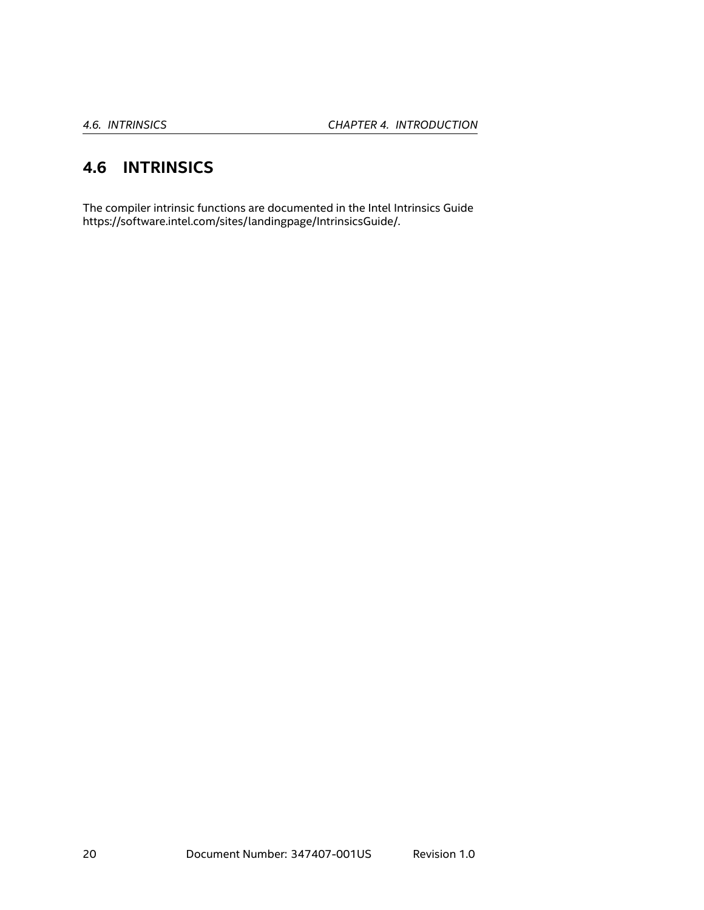## 4.6 INTRINSICS

The compiler intrinsic functions are documented in the Intel Intrinsics Guide https://software.intel.com/sites/landingpage/IntrinsicsGuide/.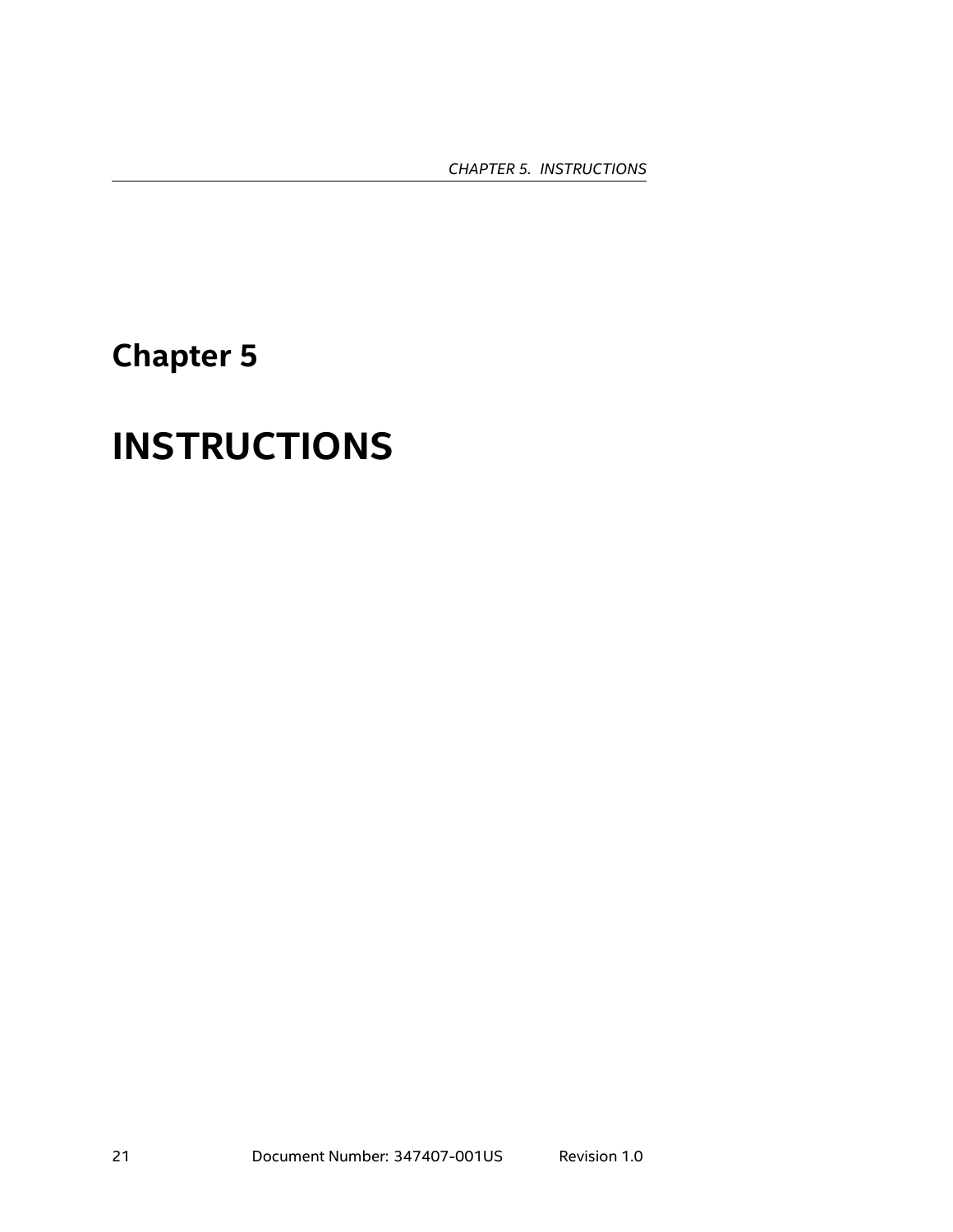# Chapter 5

# INSTRUCTIONS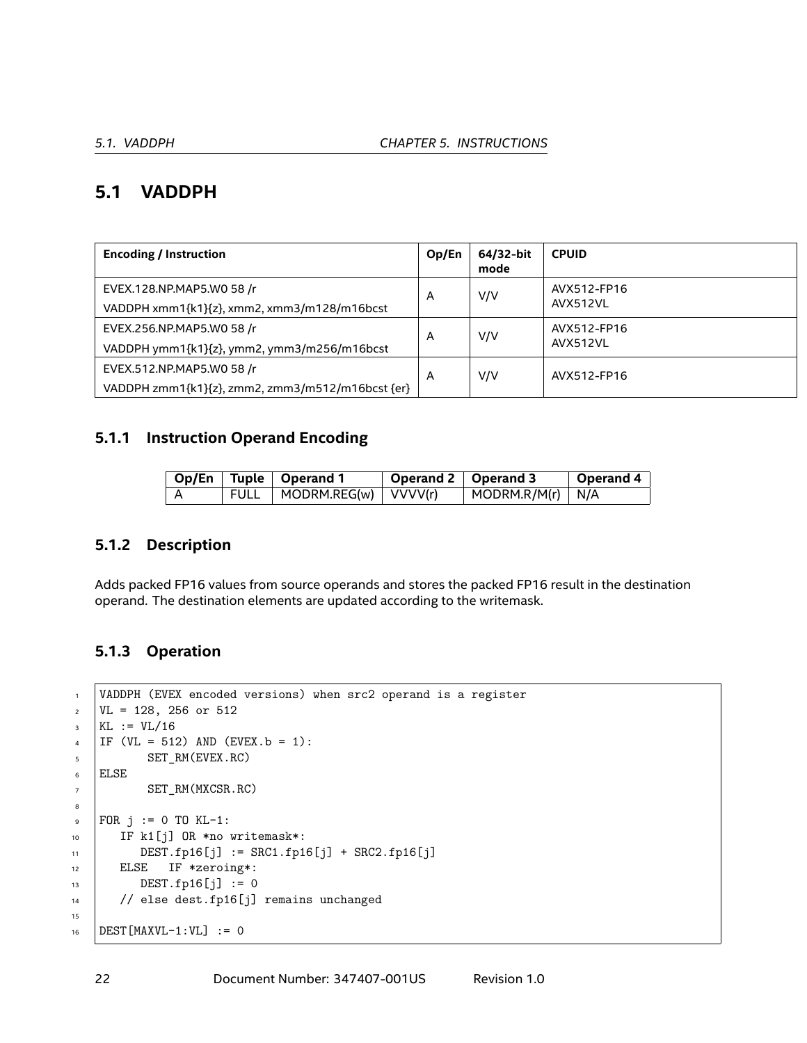## 5.1 VADDPH

| Encoding / Instruction | Op/En | 64/32-bit mode | CPUID |
|---|---|---|---|
| EVEX.128.NP.MAP5.W0 58 /r<br>VADDPH xmm1{k1}{z}, xmm2, xmm3/m128/m16bcst | A | V/V | AVX512-FP16<br>AVX512VL |
| EVEX.256.NP.MAP5.W0 58 /r<br>VADDPH ymm1{k1}{z}, ymm2, ymm3/m256/m16bcst | A | V/V | AVX512-FP16<br>AVX512VL |
| EVEX.512.NP.MAP5.W0 58 /r<br>VADDPH zmm1{k1}{z}, zmm2, zmm3/m512/m16bcst {er} | A | V/V | AVX512-FP16 |

### 5.1.1 Instruction Operand Encoding

| Op/En | Tuple | Operand 1 | Operand 2 | Operand 3 | Operand 4 |
|---|---|---|---|---|---|
| A | FULL | MODRM.REG(w) | VVVV(r) | MODRM.R/M(r) | N/A |

### 5.1.2 Description

Adds packed FP16 values from source operands and stores the packed FP16 result in the destination operand. The destination elements are updated according to the writemask.

### 5.1.3 Operation

```
VADDPH (EVEX encoded versions) when src2 operand is a register
VL = 128, 256 or 512
KL := VL/16
IF (VL = 512) AND (EVEX.b = 1):
       SET_RM(EVEX.RC)
ELSE
       SET_RM(MXCSR.RC)

FOR j := 0 TO KL-1:
   IF k1[j] OR *no writemask*:
      DEST.fp16[j] := SRC1.fp16[j] + SRC2.fp16[j]
   ELSE   IF *zeroing*:
      DEST.fp16[j] := 0
   // else dest.fp16[j] remains unchanged

DEST[MAXVL-1:VL] := 0
```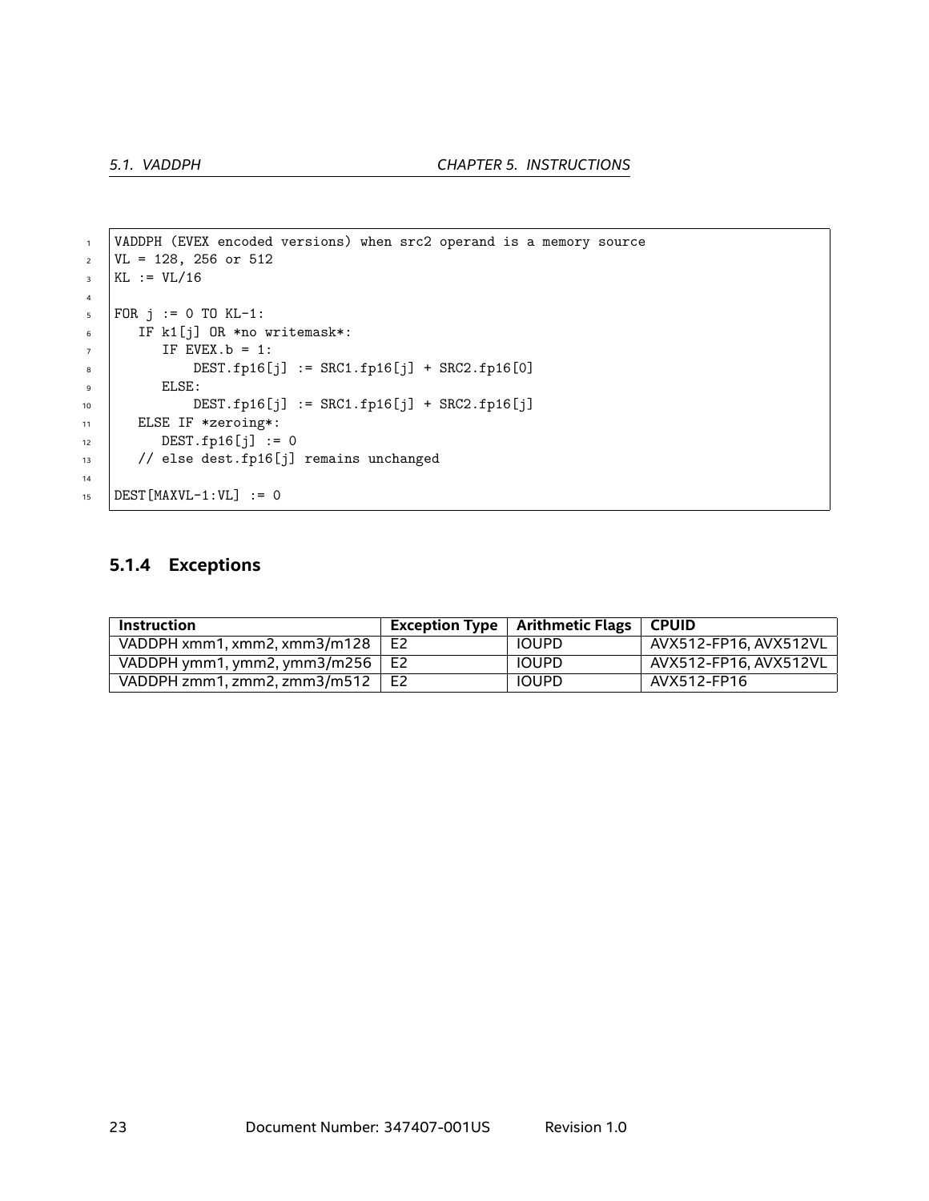```
VADDPH (EVEX encoded versions) when src2 operand is a memory source
VL = 128, 256 or 512
KL := VL/16

FOR j := 0 TO KL-1:
   IF k1[j] OR *no writemask*:
      IF EVEX.b = 1:
          DEST.fp16[j] := SRC1.fp16[j] + SRC2.fp16[0]
      ELSE:
          DEST.fp16[j] := SRC1.fp16[j] + SRC2.fp16[j]
   ELSE IF *zeroing*:
      DEST.fp16[j] := 0
   // else dest.fp16[j] remains unchanged

DEST[MAXVL-1:VL] := 0
```

### 5.1.4 Exceptions

| Instruction | Exception Type | Arithmetic Flags | CPUID |
|---|---|---|---|
| VADDPH xmm1, xmm2, xmm3/m128 | E2 | IOUPD | AVX512-FP16, AVX512VL |
| VADDPH ymm1, ymm2, ymm3/m256 | E2 | IOUPD | AVX512-FP16, AVX512VL |
| VADDPH zmm1, zmm2, zmm3/m512 | E2 | IOUPD | AVX512-FP16 |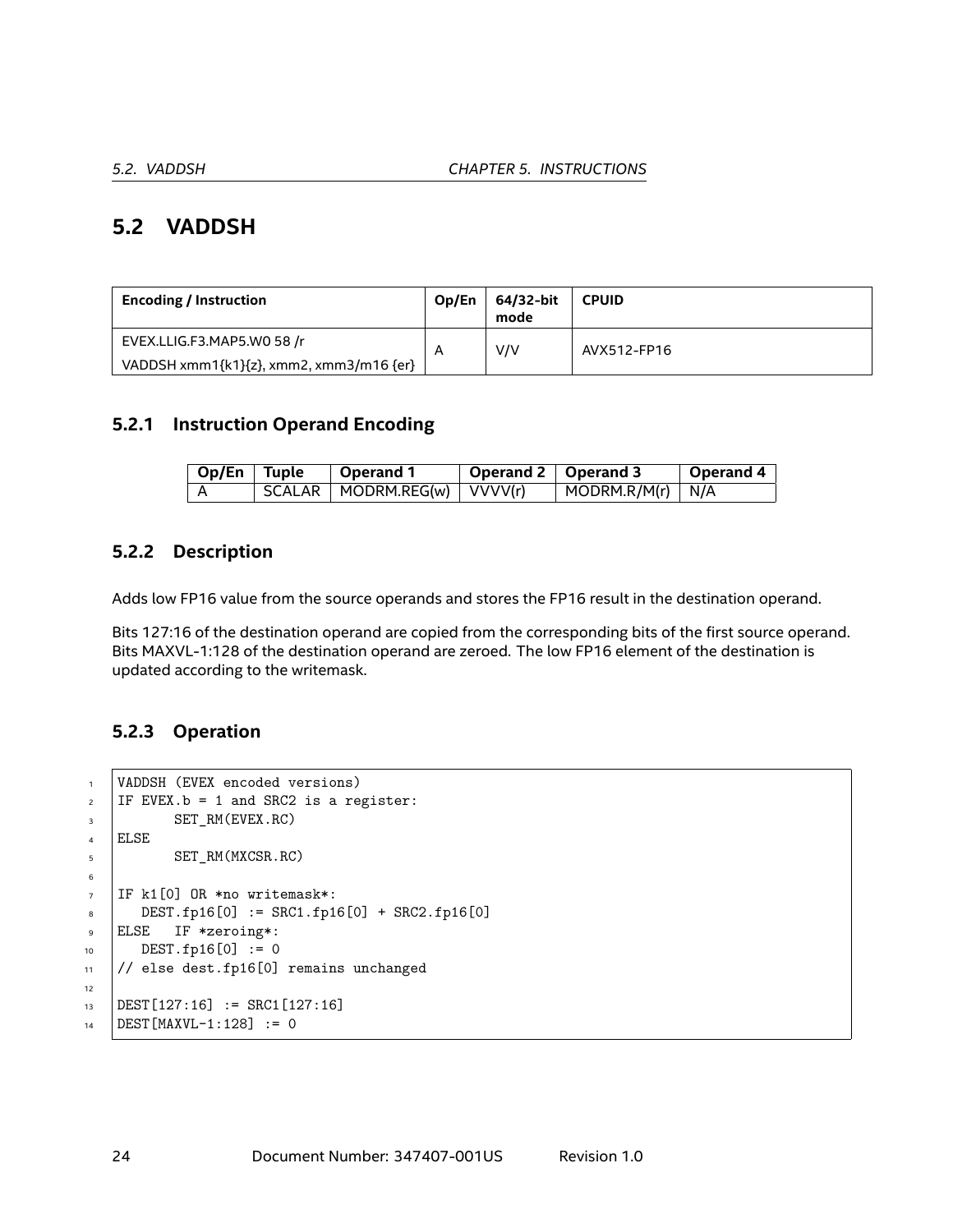## 5.2 VADDSH

| Encoding / Instruction | Op/En | 64/32-bit mode | CPUID |
|---|---|---|---|
| EVEX.LLIG.F3.MAP5.W0 58 /r<br>VADDSH xmm1{k1}{z}, xmm2, xmm3/m16 {er} | A | V/V | AVX512-FP16 |

### 5.2.1 Instruction Operand Encoding

| Op/En | Tuple | Operand 1 | Operand 2 | Operand 3 | Operand 4 |
|---|---|---|---|---|---|
| A | SCALAR | MODRM.REG(w) | VVVV(r) | MODRM.R/M(r) | N/A |

### 5.2.2 Description

Adds low FP16 value from the source operands and stores the FP16 result in the destination operand.

Bits 127:16 of the destination operand are copied from the corresponding bits of the first source operand. Bits MAXVL-1:128 of the destination operand are zeroed. The low FP16 element of the destination is updated according to the writemask.

### 5.2.3 Operation

```
VADDSH (EVEX encoded versions)
IF EVEX.b = 1 and SRC2 is a register:
       SET_RM(EVEX.RC)
ELSE
       SET_RM(MXCSR.RC)

IF k1[0] OR *no writemask*:
   DEST.fp16[0] := SRC1.fp16[0] + SRC2.fp16[0]
ELSE   IF *zeroing*:
   DEST.fp16[0] := 0
// else dest.fp16[0] remains unchanged

DEST[127:16] := SRC1[127:16]
DEST[MAXVL-1:128] := 0
```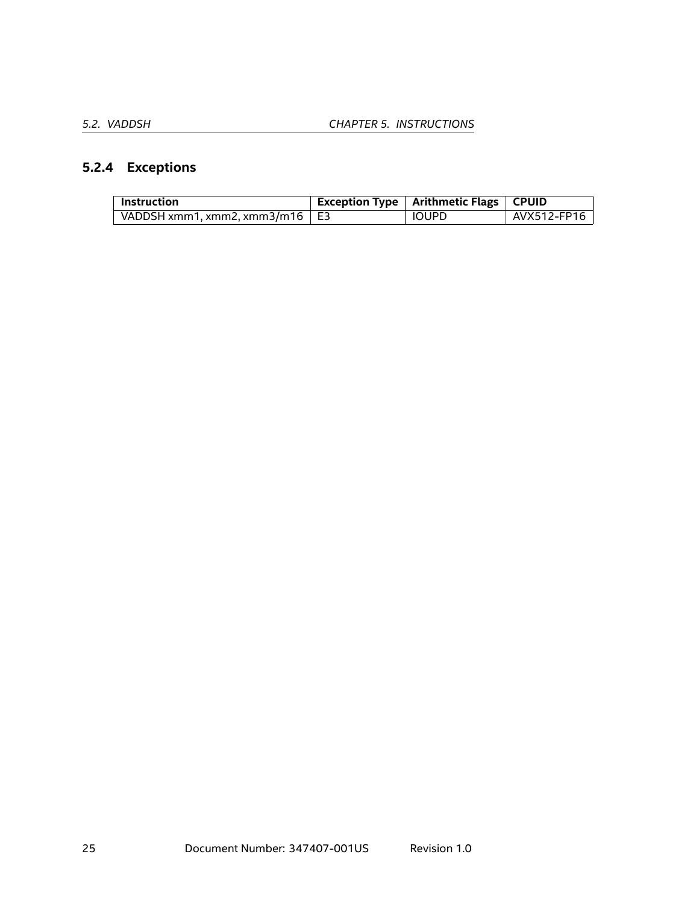### 5.2.4 Exceptions

| Instruction | Exception Type | Arithmetic Flags | CPUID |
|---|---|---|---|
| VADDSH xmm1, xmm2, xmm3/m16 | E3 | IOUPD | AVX512-FP16 |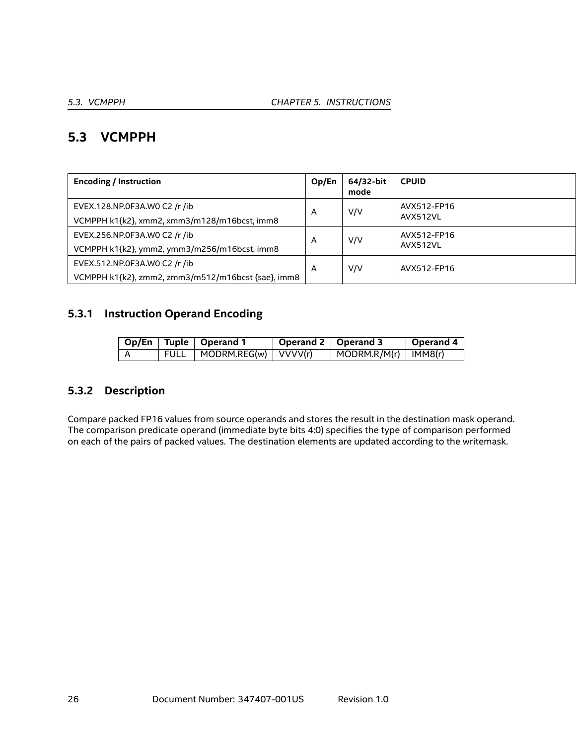## 5.3 VCMPPH

| Encoding / Instruction | Op/En | 64/32-bit mode | CPUID |
|---|---|---|---|
| EVEX.128.NP.0F3A.W0 C2 /r /ib<br>VCMPPH k1{k2}, xmm2, xmm3/m128/m16bcst, imm8 | A | V/V | AVX512-FP16<br>AVX512VL |
| EVEX.256.NP.0F3A.W0 C2 /r /ib<br>VCMPPH k1{k2}, ymm2, ymm3/m256/m16bcst, imm8 | A | V/V | AVX512-FP16<br>AVX512VL |
| EVEX.512.NP.0F3A.W0 C2 /r /ib<br>VCMPPH k1{k2}, zmm2, zmm3/m512/m16bcst {sae}, imm8 | A | V/V | AVX512-FP16 |

### 5.3.1 Instruction Operand Encoding

| Op/En | Tuple | Operand 1 | Operand 2 | Operand 3 | Operand 4 |
|---|---|---|---|---|---|
| A | FULL | MODRM.REG(w) | VVVV(r) | MODRM.R/M(r) | IMM8(r) |

### 5.3.2 Description

Compare packed FP16 values from source operands and stores the result in the destination mask operand. The comparison predicate operand (immediate byte bits 4:0) specifies the type of comparison performed on each of the pairs of packed values. The destination elements are updated according to the writemask.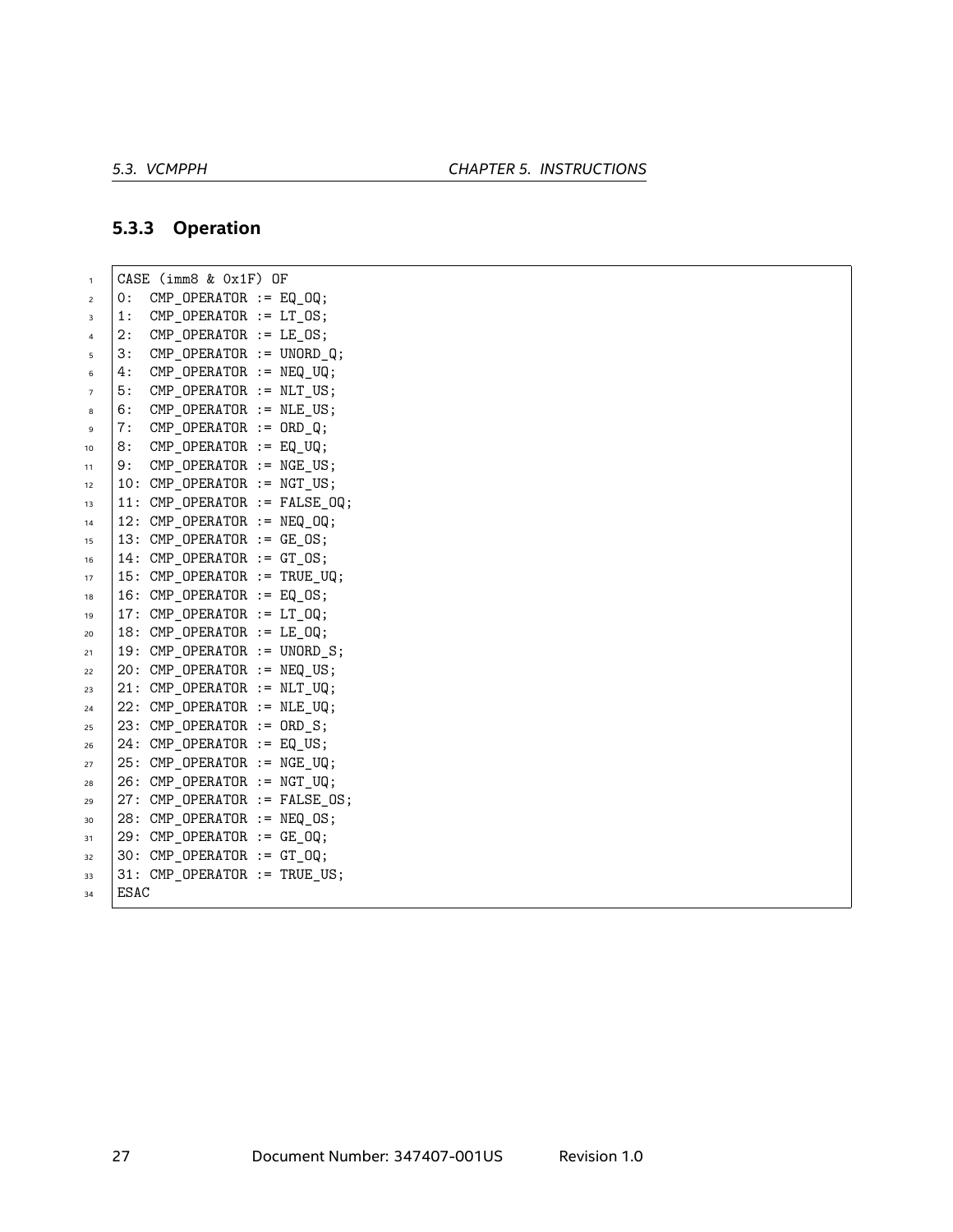### 5.3.3 Operation

```
CASE (imm8 & 0x1F) OF
0:  CMP_OPERATOR := EQ_OQ;
1:  CMP_OPERATOR := LT_OS;
2:  CMP_OPERATOR := LE_OS;
3:  CMP_OPERATOR := UNORD_Q;
4:  CMP_OPERATOR := NEQ_UQ;
5:  CMP_OPERATOR := NLT_US;
6:  CMP_OPERATOR := NLE_US;
7:  CMP_OPERATOR := ORD_Q;
8:  CMP_OPERATOR := EQ_UQ;
9:  CMP_OPERATOR := NGE_US;
10: CMP_OPERATOR := NGT_US;
11: CMP_OPERATOR := FALSE_OQ;
12: CMP_OPERATOR := NEQ_OQ;
13: CMP_OPERATOR := GE_OS;
14: CMP_OPERATOR := GT_OS;
15: CMP_OPERATOR := TRUE_UQ;
16: CMP_OPERATOR := EQ_OS;
17: CMP_OPERATOR := LT_OQ;
18: CMP_OPERATOR := LE_OQ;
19: CMP_OPERATOR := UNORD_S;
20: CMP_OPERATOR := NEQ_US;
21: CMP_OPERATOR := NLT_UQ;
22: CMP_OPERATOR := NLE_UQ;
23: CMP_OPERATOR := ORD_S;
24: CMP_OPERATOR := EQ_US;
25: CMP_OPERATOR := NGE_UQ;
26: CMP_OPERATOR := NGT_UQ;
27: CMP_OPERATOR := FALSE_OS;
28: CMP_OPERATOR := NEQ_OS;
29: CMP_OPERATOR := GE_OQ;
30: CMP_OPERATOR := GT_OQ;
31: CMP_OPERATOR := TRUE_US;
ESAC
```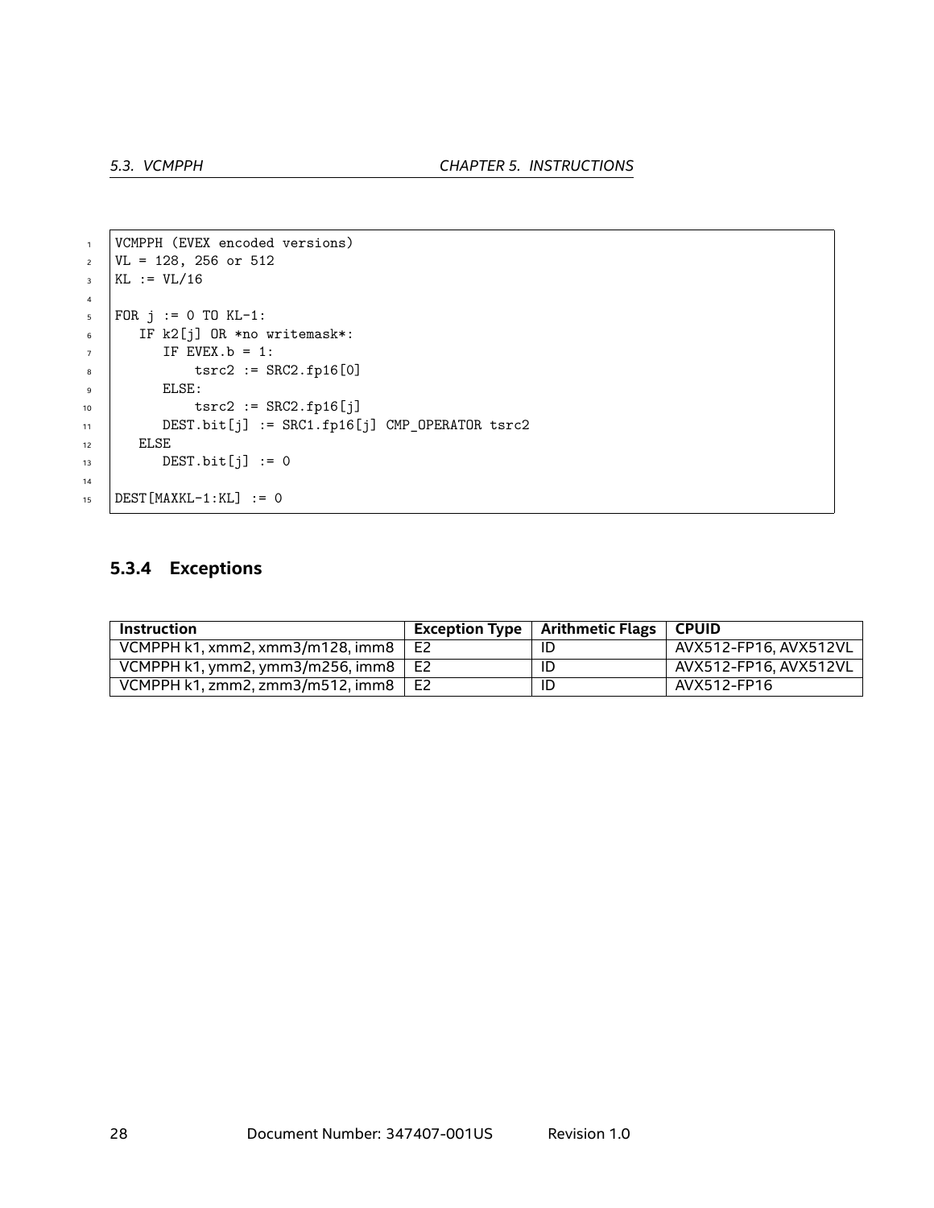```
VCMPPH (EVEX encoded versions)
VL = 128, 256 or 512
KL := VL/16

FOR j := 0 TO KL-1:
   IF k2[j] OR *no writemask*:
      IF EVEX.b = 1:
          tsrc2 := SRC2.fp16[0]
      ELSE:
          tsrc2 := SRC2.fp16[j]
      DEST.bit[j] := SRC1.fp16[j] CMP_OPERATOR tsrc2
   ELSE
      DEST.bit[j] := 0

DEST[MAXKL-1:KL] := 0
```

### 5.3.4 Exceptions

| Instruction | Exception Type | Arithmetic Flags | CPUID |
|---|---|---|---|
| VCMPPH k1, xmm2, xmm3/m128, imm8 | E2 | ID | AVX512-FP16, AVX512VL |
| VCMPPH k1, ymm2, ymm3/m256, imm8 | E2 | ID | AVX512-FP16, AVX512VL |
| VCMPPH k1, zmm2, zmm3/m512, imm8 | E2 | ID | AVX512-FP16 |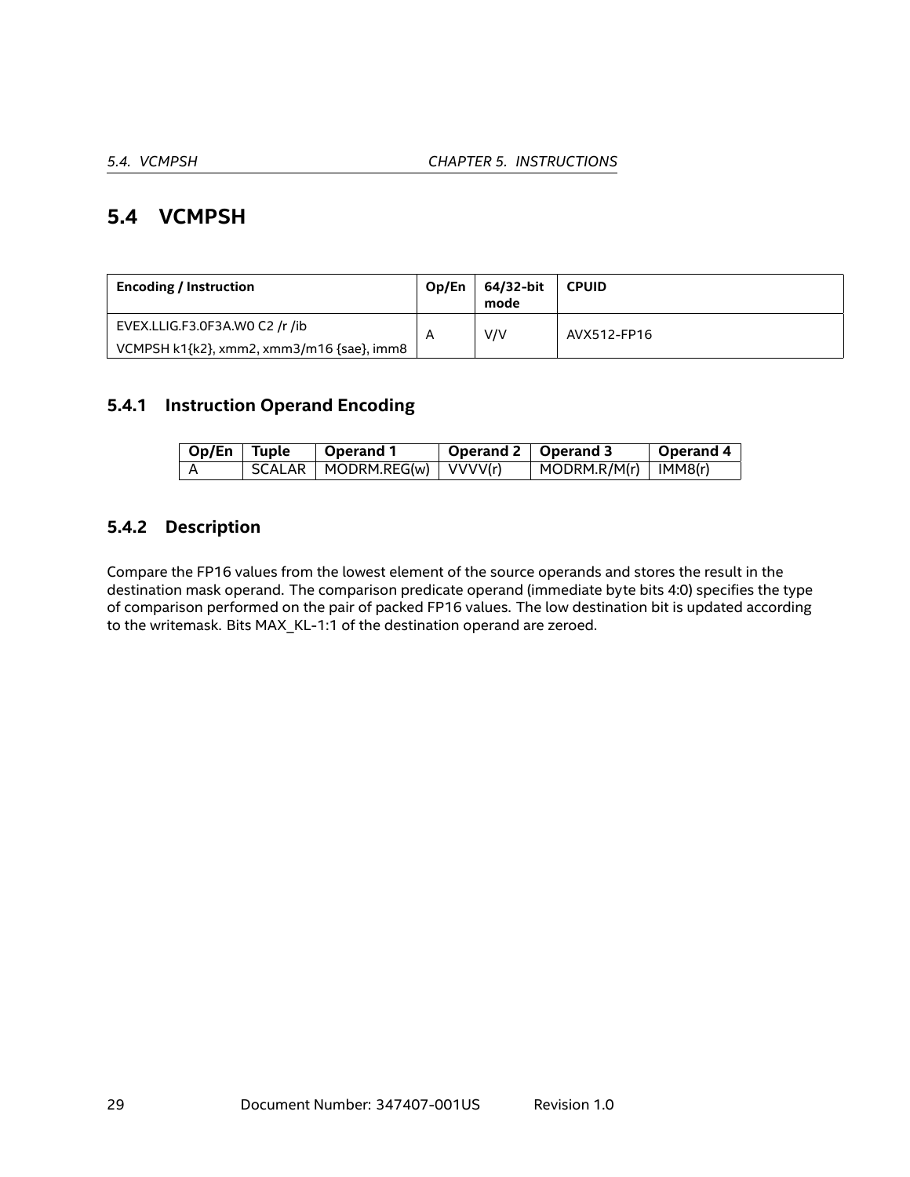## 5.4 VCMPSH

| Encoding / Instruction | Op/En | 64/32-bit mode | CPUID |
|---|---|---|---|
| EVEX.LLIG.F3.0F3A.W0 C2 /r /ib<br>VCMPSH k1{k2}, xmm2, xmm3/m16 {sae}, imm8 | A | V/V | AVX512-FP16 |

### 5.4.1 Instruction Operand Encoding

| Op/En | Tuple | Operand 1 | Operand 2 | Operand 3 | Operand 4 |
|---|---|---|---|---|---|
| A | SCALAR | MODRM.REG(w) | VVVV(r) | MODRM.R/M(r) | IMM8(r) |

### 5.4.2 Description

Compare the FP16 values from the lowest element of the source operands and stores the result in the destination mask operand. The comparison predicate operand (immediate byte bits 4:0) specifies the type of comparison performed on the pair of packed FP16 values. The low destination bit is updated according to the writemask. Bits MAX_KL-1:1 of the destination operand are zeroed.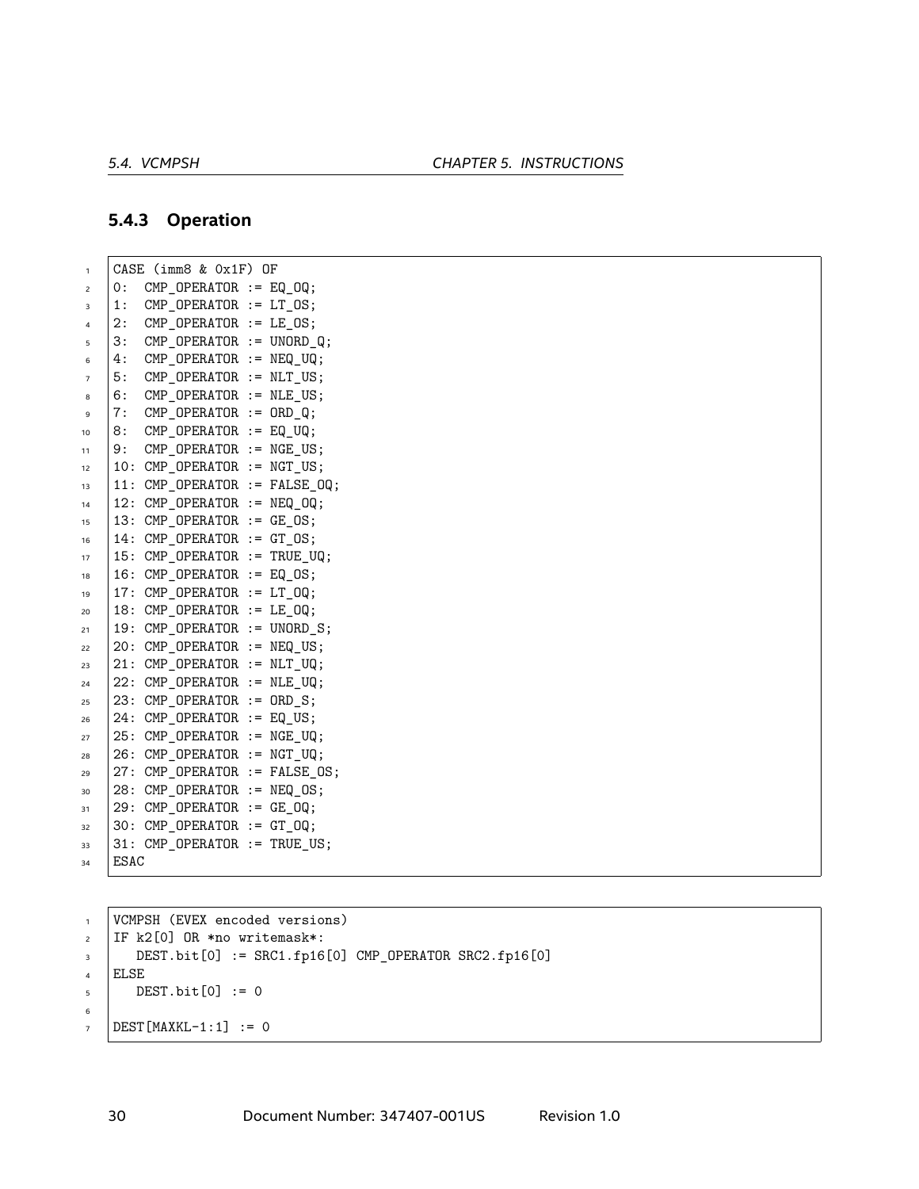### 5.4.3 Operation

```
CASE (imm8 & 0x1F) OF
0:  CMP_OPERATOR := EQ_OQ;
1:  CMP_OPERATOR := LT_OS;
2:  CMP_OPERATOR := LE_OS;
3:  CMP_OPERATOR := UNORD_Q;
4:  CMP_OPERATOR := NEQ_UQ;
5:  CMP_OPERATOR := NLT_US;
6:  CMP_OPERATOR := NLE_US;
7:  CMP_OPERATOR := ORD_Q;
8:  CMP_OPERATOR := EQ_UQ;
9:  CMP_OPERATOR := NGE_US;
10: CMP_OPERATOR := NGT_US;
11: CMP_OPERATOR := FALSE_OQ;
12: CMP_OPERATOR := NEQ_OQ;
13: CMP_OPERATOR := GE_OS;
14: CMP_OPERATOR := GT_OS;
15: CMP_OPERATOR := TRUE_UQ;
16: CMP_OPERATOR := EQ_OS;
17: CMP_OPERATOR := LT_OQ;
18: CMP_OPERATOR := LE_OQ;
19: CMP_OPERATOR := UNORD_S;
20: CMP_OPERATOR := NEQ_US;
21: CMP_OPERATOR := NLT_UQ;
22: CMP_OPERATOR := NLE_UQ;
23: CMP_OPERATOR := ORD_S;
24: CMP_OPERATOR := EQ_US;
25: CMP_OPERATOR := NGE_UQ;
26: CMP_OPERATOR := NGT_UQ;
27: CMP_OPERATOR := FALSE_OS;
28: CMP_OPERATOR := NEQ_OS;
29: CMP_OPERATOR := GE_OQ;
30: CMP_OPERATOR := GT_OQ;
31: CMP_OPERATOR := TRUE_US;
ESAC
```

```
VCMPSH (EVEX encoded versions)
IF k2[0] OR *no writemask*:
   DEST.bit[0] := SRC1.fp16[0] CMP_OPERATOR SRC2.fp16[0]
ELSE
   DEST.bit[0] := 0

DEST[MAXKL-1:1] := 0
```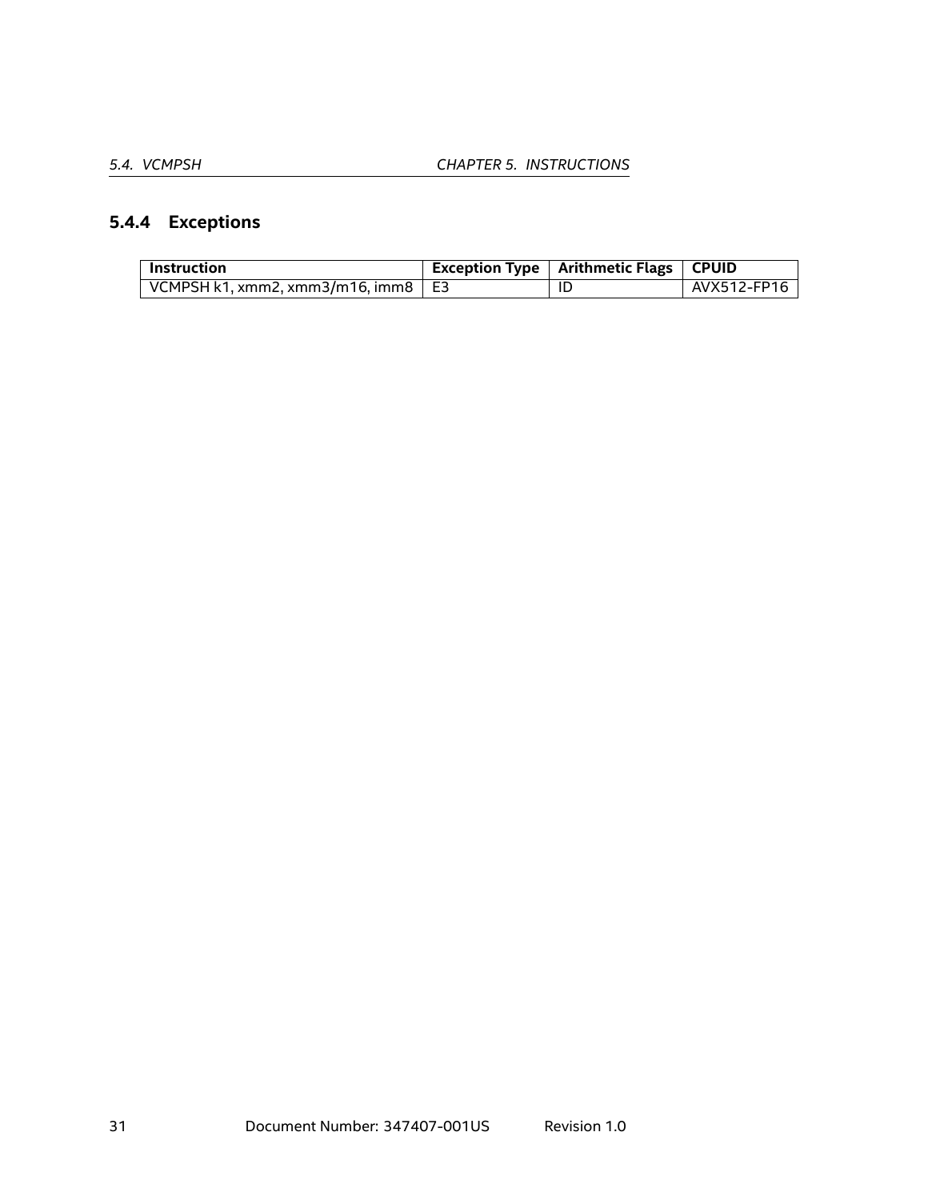### 5.4.4 Exceptions

| Instruction | Exception Type | Arithmetic Flags | CPUID |
|---|---|---|---|
| VCMPSH k1, xmm2, xmm3/m16, imm8 | E3 | ID | AVX512-FP16 |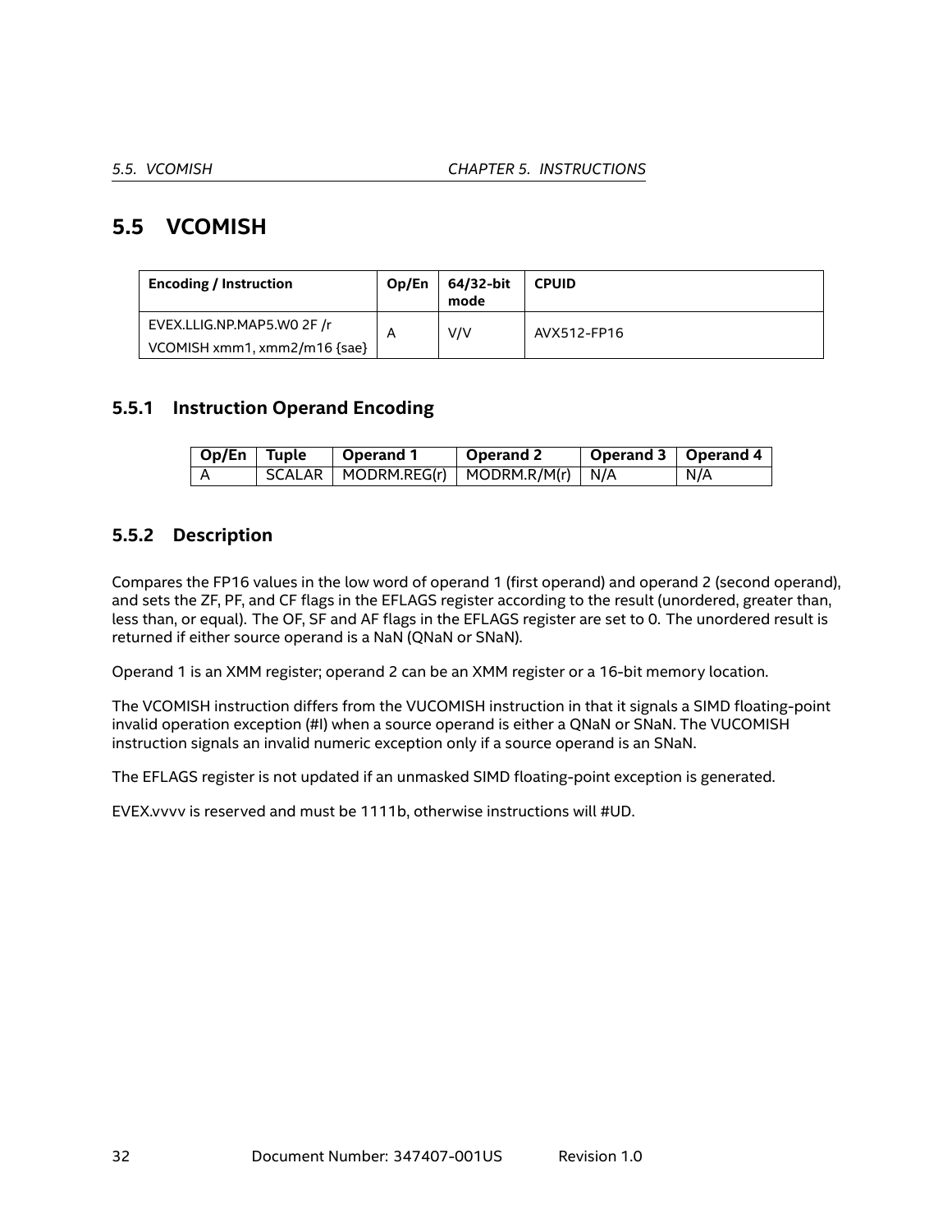## 5.5 VCOMISH

| Encoding / Instruction | Op/En | 64/32-bit mode | CPUID |
|---|---|---|---|
| EVEX.LLIG.NP.MAP5.W0 2F /r<br>VCOMISH xmm1, xmm2/m16 {sae} | A | V/V | AVX512-FP16 |

### 5.5.1 Instruction Operand Encoding

| Op/En | Tuple | Operand 1 | Operand 2 | Operand 3 | Operand 4 |
|---|---|---|---|---|---|
| A | SCALAR | MODRM.REG(r) | MODRM.R/M(r) | N/A | N/A |

### 5.5.2 Description

Compares the FP16 values in the low word of operand 1 (first operand) and operand 2 (second operand), and sets the ZF, PF, and CF flags in the EFLAGS register according to the result (unordered, greater than, less than, or equal). The OF, SF and AF flags in the EFLAGS register are set to 0. The unordered result is returned if either source operand is a NaN (QNaN or SNaN).

Operand 1 is an XMM register; operand 2 can be an XMM register or a 16-bit memory location.

The VCOMISH instruction differs from the VUCOMISH instruction in that it signals a SIMD floating-point invalid operation exception (#I) when a source operand is either a QNaN or SNaN. The VUCOMISH instruction signals an invalid numeric exception only if a source operand is an SNaN.

The EFLAGS register is not updated if an unmasked SIMD floating-point exception is generated.

EVEX.vvvv is reserved and must be 1111b, otherwise instructions will #UD.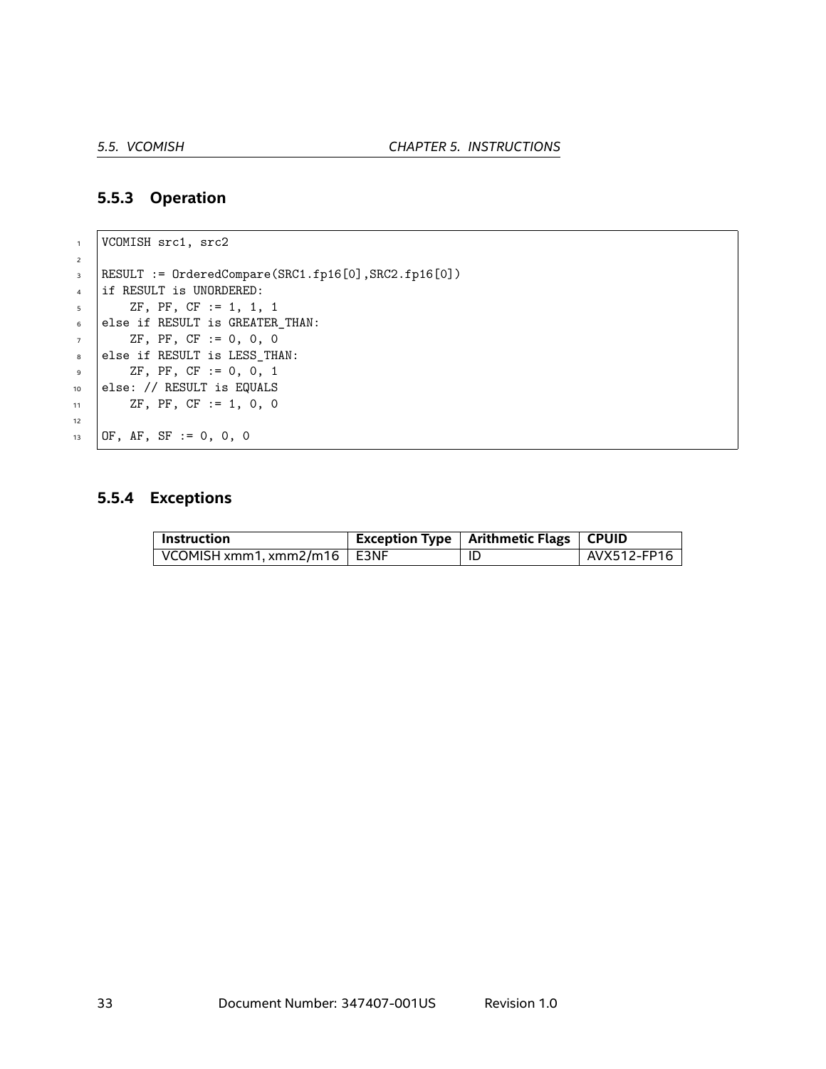### 5.5.3 Operation

```
VCOMISH src1, src2

RESULT := OrderedCompare(SRC1.fp16[0],SRC2.fp16[0])
if RESULT is UNORDERED:
    ZF, PF, CF := 1, 1, 1
else if RESULT is GREATER_THAN:
    ZF, PF, CF := 0, 0, 0
else if RESULT is LESS_THAN:
    ZF, PF, CF := 0, 0, 1
else: // RESULT is EQUALS
    ZF, PF, CF := 1, 0, 0

OF, AF, SF := 0, 0, 0
```

### 5.5.4 Exceptions

| Instruction | Exception Type | Arithmetic Flags | CPUID |
|---|---|---|---|
| VCOMISH xmm1, xmm2/m16 | E3NF | ID | AVX512-FP16 |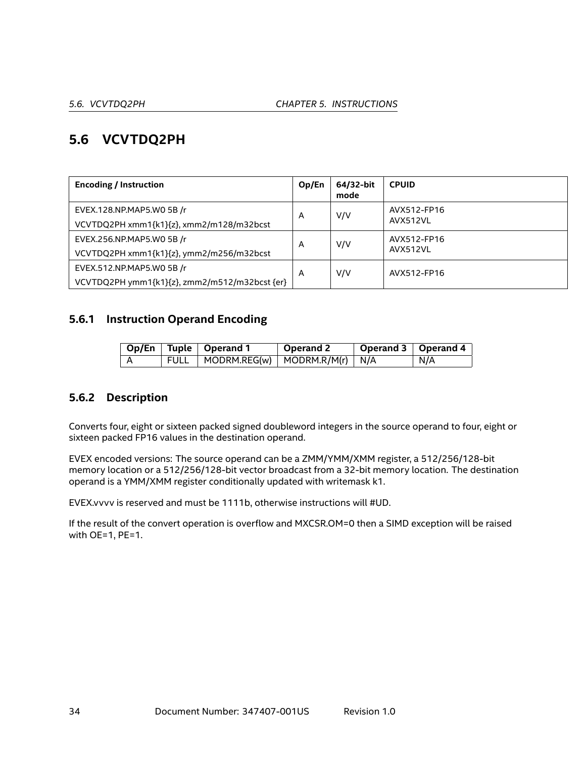## 5.6 VCVTDQ2PH

| Encoding / Instruction | Op/En | 64/32-bit mode | CPUID |
|---|---|---|---|
| EVEX.128.NP.MAP5.W0 5B /r<br>VCVTDQ2PH xmm1{k1}{z}, xmm2/m128/m32bcst | A | V/V | AVX512-FP16<br>AVX512VL |
| EVEX.256.NP.MAP5.W0 5B /r<br>VCVTDQ2PH xmm1{k1}{z}, ymm2/m256/m32bcst | A | V/V | AVX512-FP16<br>AVX512VL |
| EVEX.512.NP.MAP5.W0 5B /r<br>VCVTDQ2PH ymm1{k1}{z}, zmm2/m512/m32bcst {er} | A | V/V | AVX512-FP16 |

### 5.6.1 Instruction Operand Encoding

| Op/En | Tuple | Operand 1 | Operand 2 | Operand 3 | Operand 4 |
|---|---|---|---|---|---|
| A | FULL | MODRM.REG(w) | MODRM.R/M(r) | N/A | N/A |

### 5.6.2 Description

Converts four, eight or sixteen packed signed doubleword integers in the source operand to four, eight or sixteen packed FP16 values in the destination operand.

EVEX encoded versions: The source operand can be a ZMM/YMM/XMM register, a 512/256/128-bit memory location or a 512/256/128-bit vector broadcast from a 32-bit memory location. The destination operand is a YMM/XMM register conditionally updated with writemask k1.

EVEX.vvvv is reserved and must be 1111b, otherwise instructions will #UD.

If the result of the convert operation is overflow and MXCSR.OM=0 then a SIMD exception will be raised with OE=1, PE=1.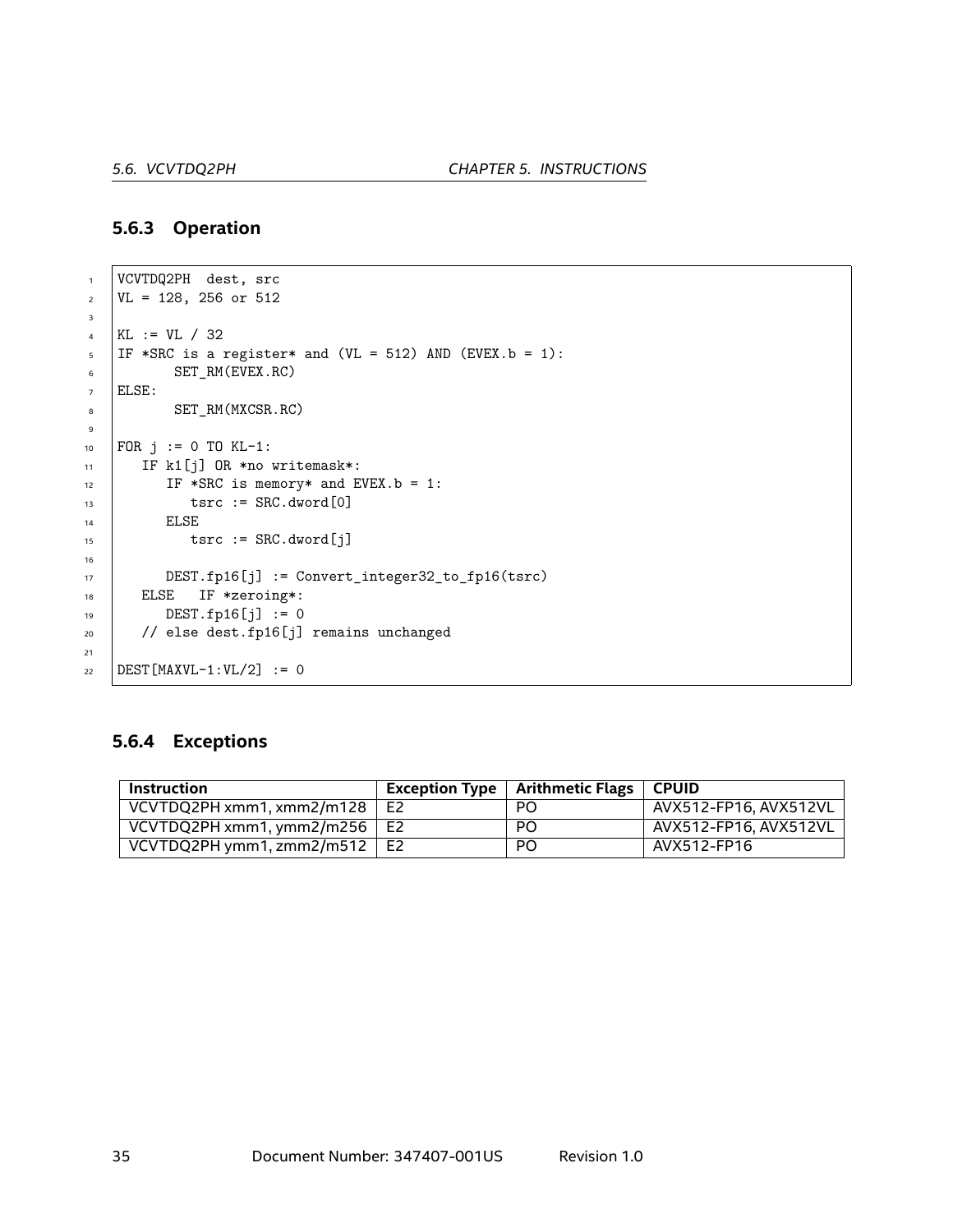### 5.6.3 Operation

```
VCVTDQ2PH  dest, src
VL = 128, 256 or 512

KL := VL / 32
IF *SRC is a register* and (VL = 512) AND (EVEX.b = 1):
       SET_RM(EVEX.RC)
ELSE:
       SET_RM(MXCSR.RC)

FOR j := 0 TO KL-1:
   IF k1[j] OR *no writemask*:
      IF *SRC is memory* and EVEX.b = 1:
         tsrc := SRC.dword[0]
      ELSE
         tsrc := SRC.dword[j]

      DEST.fp16[j] := Convert_integer32_to_fp16(tsrc)
   ELSE   IF *zeroing*:
      DEST.fp16[j] := 0
   // else dest.fp16[j] remains unchanged

DEST[MAXVL-1:VL/2] := 0
```

### 5.6.4 Exceptions

| Instruction | Exception Type | Arithmetic Flags | CPUID |
|---|---|---|---|
| VCVTDQ2PH xmm1, xmm2/m128 | E2 | PO | AVX512-FP16, AVX512VL |
| VCVTDQ2PH xmm1, ymm2/m256 | E2 | PO | AVX512-FP16, AVX512VL |
| VCVTDQ2PH ymm1, zmm2/m512 | E2 | PO | AVX512-FP16 |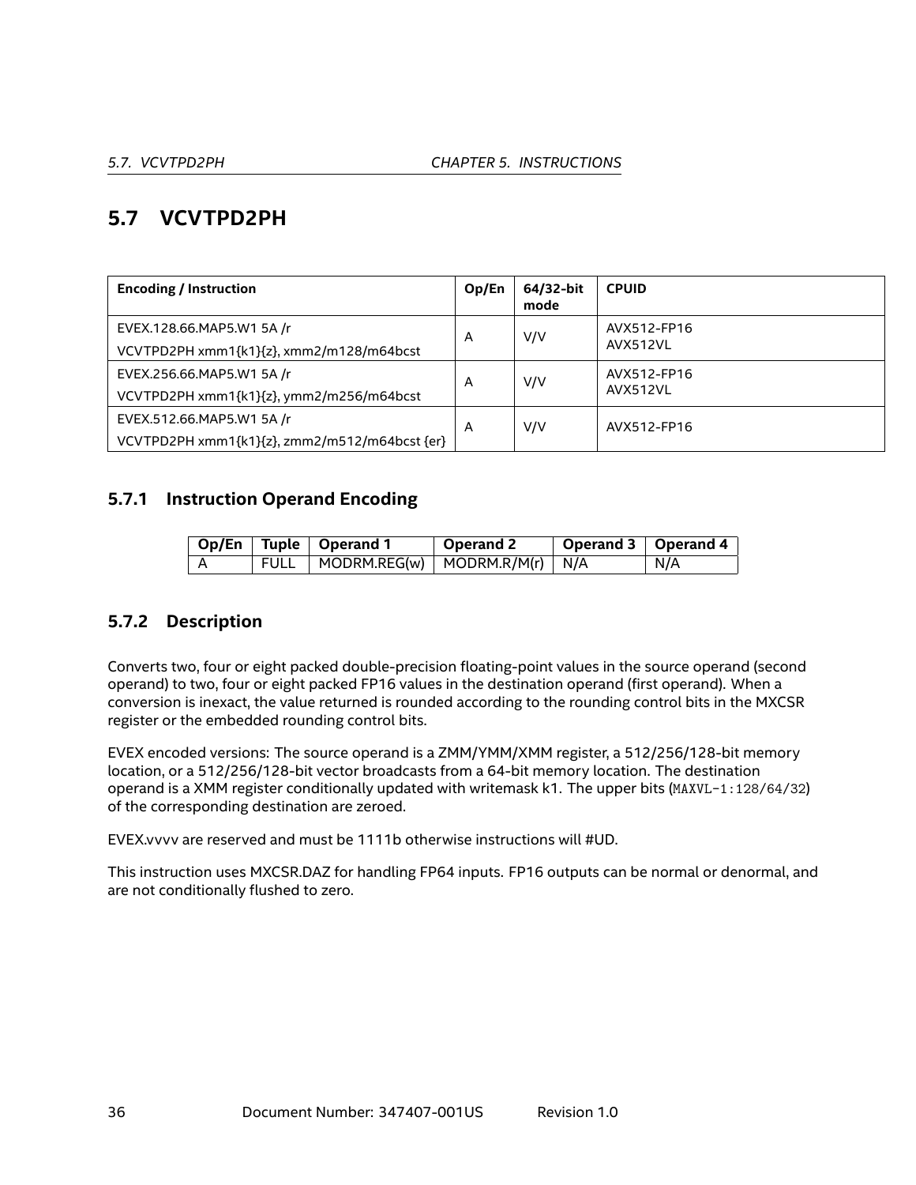## 5.7 VCVTPD2PH

| Encoding / Instruction | Op/En | 64/32-bit mode | CPUID |
|---|---|---|---|
| EVEX.128.66.MAP5.W1 5A /r<br>VCVTPD2PH xmm1{k1}{z}, xmm2/m128/m64bcst | A | V/V | AVX512-FP16<br>AVX512VL |
| EVEX.256.66.MAP5.W1 5A /r<br>VCVTPD2PH xmm1{k1}{z}, ymm2/m256/m64bcst | A | V/V | AVX512-FP16<br>AVX512VL |
| EVEX.512.66.MAP5.W1 5A /r<br>VCVTPD2PH xmm1{k1}{z}, zmm2/m512/m64bcst {er} | A | V/V | AVX512-FP16 |

### 5.7.1 Instruction Operand Encoding

| Op/En | Tuple | Operand 1 | Operand 2 | Operand 3 | Operand 4 |
|---|---|---|---|---|---|
| A | FULL | MODRM.REG(w) | MODRM.R/M(r) | N/A | N/A |

### 5.7.2 Description

Converts two, four or eight packed double-precision floating-point values in the source operand (second operand) to two, four or eight packed FP16 values in the destination operand (first operand). When a conversion is inexact, the value returned is rounded according to the rounding control bits in the MXCSR register or the embedded rounding control bits.

EVEX encoded versions: The source operand is a ZMM/YMM/XMM register, a 512/256/128-bit memory location, or a 512/256/128-bit vector broadcasts from a 64-bit memory location. The destination operand is a XMM register conditionally updated with writemask k1. The upper bits (`MAXVL-1:128/64/32`) of the corresponding destination are zeroed.

EVEX.vvvv are reserved and must be 1111b otherwise instructions will #UD.

This instruction uses MXCSR.DAZ for handling FP64 inputs. FP16 outputs can be normal or denormal, and are not conditionally flushed to zero.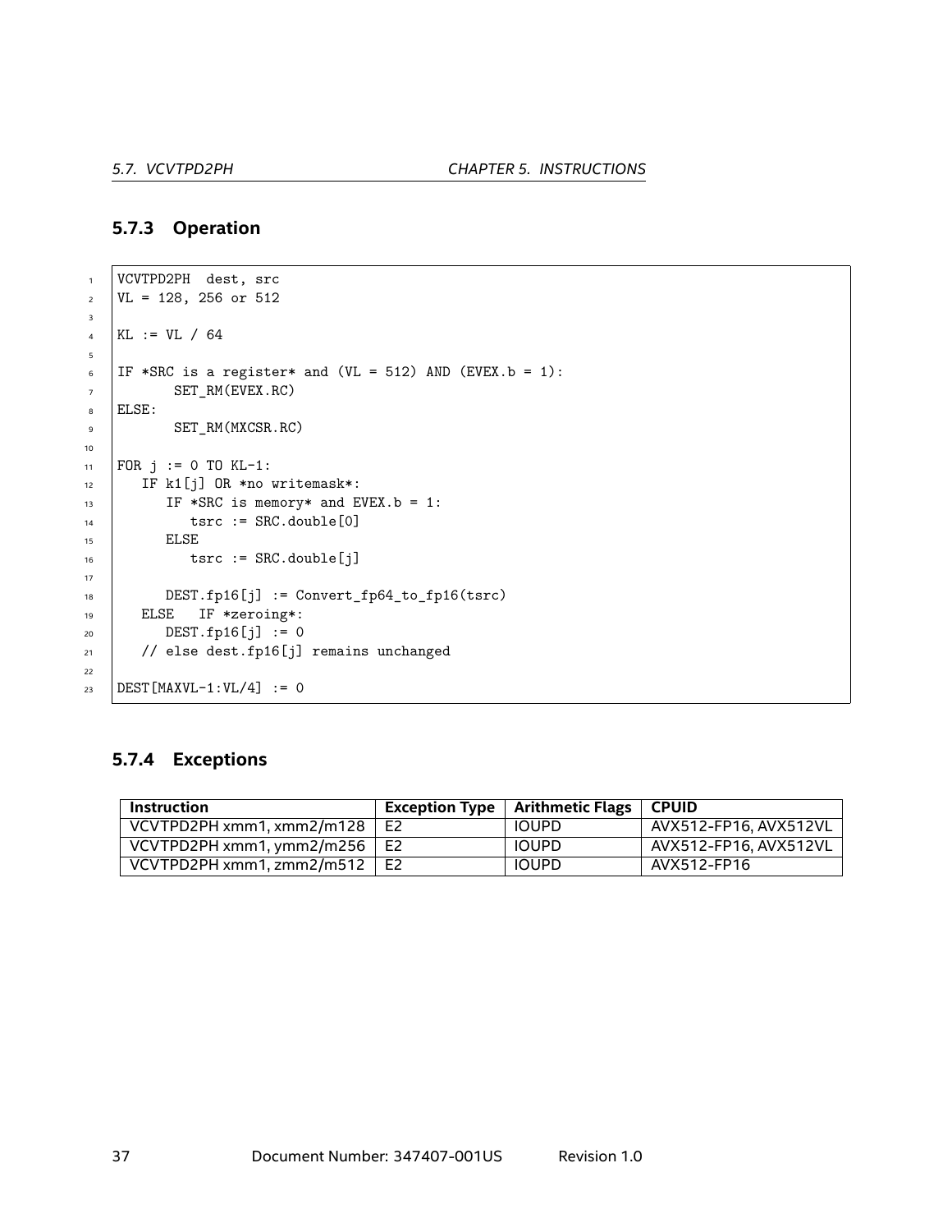### 5.7.3 Operation

```
VCVTPD2PH  dest, src
VL = 128, 256 or 512

KL := VL / 64

IF *SRC is a register* and (VL = 512) AND (EVEX.b = 1):
       SET_RM(EVEX.RC)
ELSE:
       SET_RM(MXCSR.RC)

FOR j := 0 TO KL-1:
   IF k1[j] OR *no writemask*:
      IF *SRC is memory* and EVEX.b = 1:
         tsrc := SRC.double[0]
      ELSE
         tsrc := SRC.double[j]

      DEST.fp16[j] := Convert_fp64_to_fp16(tsrc)
   ELSE   IF *zeroing*:
      DEST.fp16[j] := 0
   // else dest.fp16[j] remains unchanged

DEST[MAXVL-1:VL/4] := 0
```

### 5.7.4 Exceptions

| Instruction | Exception Type | Arithmetic Flags | CPUID |
|---|---|---|---|
| VCVTPD2PH xmm1, xmm2/m128 | E2 | IOUPD | AVX512-FP16, AVX512VL |
| VCVTPD2PH xmm1, ymm2/m256 | E2 | IOUPD | AVX512-FP16, AVX512VL |
| VCVTPD2PH xmm1, zmm2/m512 | E2 | IOUPD | AVX512-FP16 |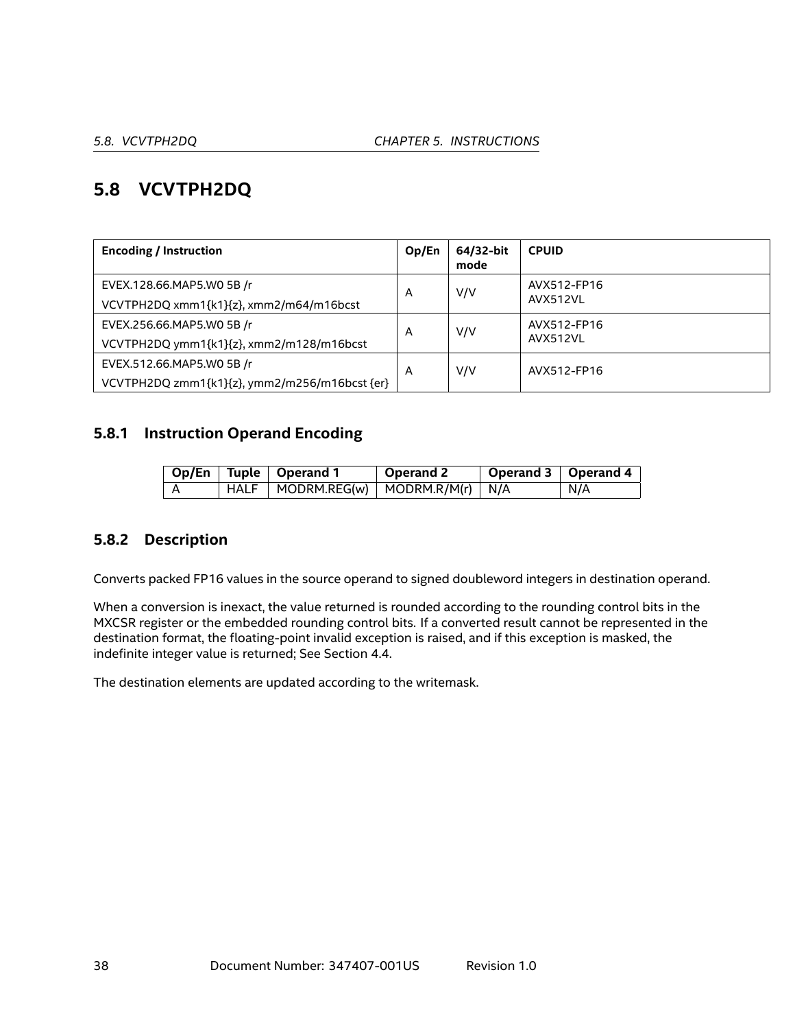## 5.8 VCVTPH2DQ

| Encoding / Instruction | Op/En | 64/32-bit mode | CPUID |
|---|---|---|---|
| EVEX.128.66.MAP5.W0 5B /r<br>VCVTPH2DQ xmm1{k1}{z}, xmm2/m64/m16bcst | A | V/V | AVX512-FP16<br>AVX512VL |
| EVEX.256.66.MAP5.W0 5B /r<br>VCVTPH2DQ ymm1{k1}{z}, xmm2/m128/m16bcst | A | V/V | AVX512-FP16<br>AVX512VL |
| EVEX.512.66.MAP5.W0 5B /r<br>VCVTPH2DQ zmm1{k1}{z}, ymm2/m256/m16bcst {er} | A | V/V | AVX512-FP16 |

### 5.8.1 Instruction Operand Encoding

| Op/En | Tuple | Operand 1 | Operand 2 | Operand 3 | Operand 4 |
|---|---|---|---|---|---|
| A | HALF | MODRM.REG(w) | MODRM.R/M(r) | N/A | N/A |

### 5.8.2 Description

Converts packed FP16 values in the source operand to signed doubleword integers in destination operand.

When a conversion is inexact, the value returned is rounded according to the rounding control bits in the MXCSR register or the embedded rounding control bits. If a converted result cannot be represented in the destination format, the floating-point invalid exception is raised, and if this exception is masked, the indefinite integer value is returned; See Section 4.4.

The destination elements are updated according to the writemask.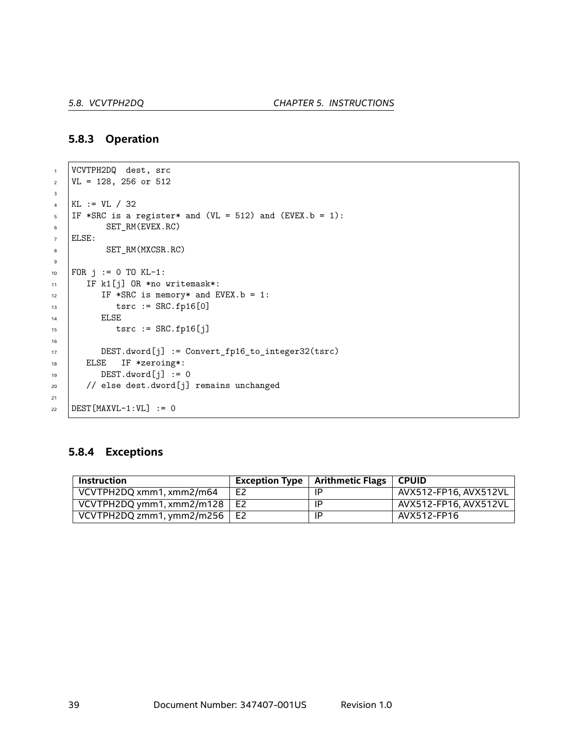### 5.8.3 Operation

```
VCVTPH2DQ  dest, src
VL = 128, 256 or 512

KL := VL / 32
IF *SRC is a register* and (VL = 512) and (EVEX.b = 1):
       SET_RM(EVEX.RC)
ELSE:
       SET_RM(MXCSR.RC)

FOR j := 0 TO KL-1:
   IF k1[j] OR *no writemask*:
      IF *SRC is memory* and EVEX.b = 1:
         tsrc := SRC.fp16[0]
      ELSE
         tsrc := SRC.fp16[j]

      DEST.dword[j] := Convert_fp16_to_integer32(tsrc)
   ELSE   IF *zeroing*:
      DEST.dword[j] := 0
   // else dest.dword[j] remains unchanged

DEST[MAXVL-1:VL] := 0
```

### 5.8.4 Exceptions

| Instruction | Exception Type | Arithmetic Flags | CPUID |
|---|---|---|---|
| VCVTPH2DQ xmm1, xmm2/m64 | E2 | IP | AVX512-FP16, AVX512VL |
| VCVTPH2DQ ymm1, xmm2/m128 | E2 | IP | AVX512-FP16, AVX512VL |
| VCVTPH2DQ zmm1, ymm2/m256 | E2 | IP | AVX512-FP16 |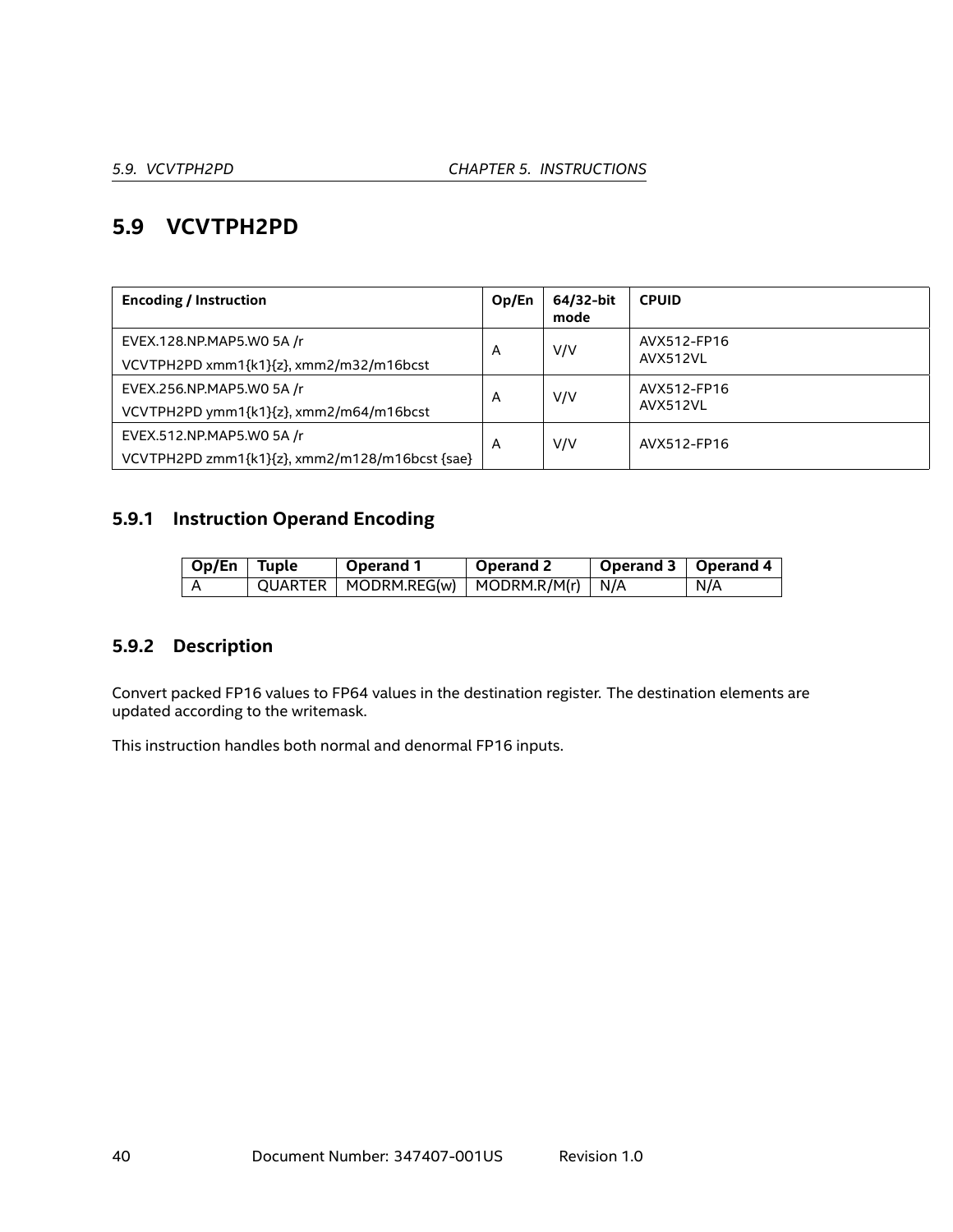## 5.9 VCVTPH2PD

| Encoding / Instruction | Op/En | 64/32-bit mode | CPUID |
|---|---|---|---|
| EVEX.128.NP.MAP5.W0 5A /r<br>VCVTPH2PD xmm1{k1}{z}, xmm2/m32/m16bcst | A | V/V | AVX512-FP16<br>AVX512VL |
| EVEX.256.NP.MAP5.W0 5A /r<br>VCVTPH2PD ymm1{k1}{z}, xmm2/m64/m16bcst | A | V/V | AVX512-FP16<br>AVX512VL |
| EVEX.512.NP.MAP5.W0 5A /r<br>VCVTPH2PD zmm1{k1}{z}, xmm2/m128/m16bcst {sae} | A | V/V | AVX512-FP16 |

### 5.9.1 Instruction Operand Encoding

| Op/En | Tuple | Operand 1 | Operand 2 | Operand 3 | Operand 4 |
|---|---|---|---|---|---|
| A | QUARTER | MODRM.REG(w) | MODRM.R/M(r) | N/A | N/A |

### 5.9.2 Description

Convert packed FP16 values to FP64 values in the destination register. The destination elements are updated according to the writemask.

This instruction handles both normal and denormal FP16 inputs.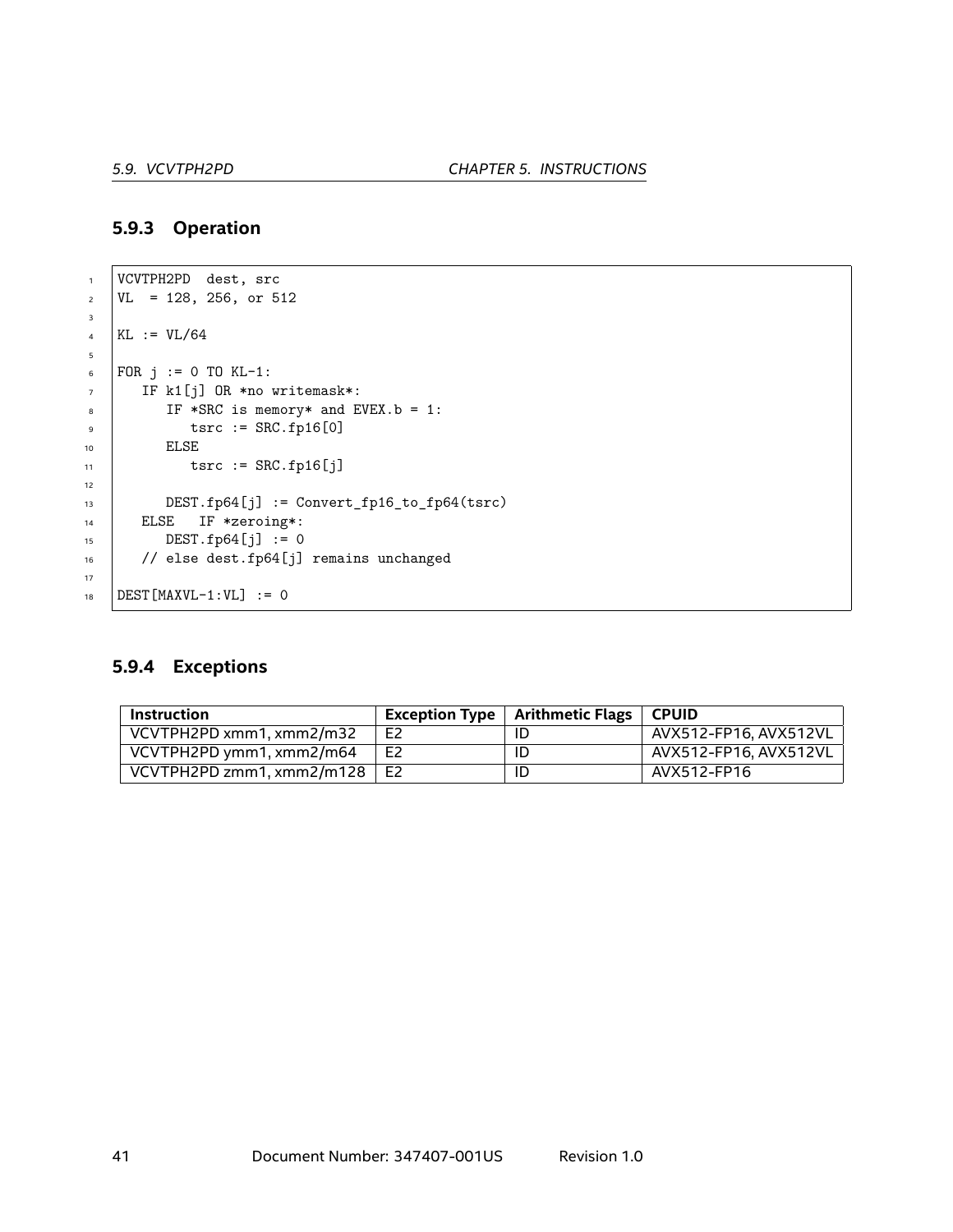### 5.9.3 Operation

```
VCVTPH2PD  dest, src
VL  = 128, 256, or 512

KL := VL/64

FOR j := 0 TO KL-1:
   IF k1[j] OR *no writemask*:
      IF *SRC is memory* and EVEX.b = 1:
         tsrc := SRC.fp16[0]
      ELSE
         tsrc := SRC.fp16[j]

      DEST.fp64[j] := Convert_fp16_to_fp64(tsrc)
   ELSE   IF *zeroing*:
      DEST.fp64[j] := 0
   // else dest.fp64[j] remains unchanged

DEST[MAXVL-1:VL] := 0
```

### 5.9.4 Exceptions

| Instruction | Exception Type | Arithmetic Flags | CPUID |
|---|---|---|---|
| VCVTPH2PD xmm1, xmm2/m32 | E2 | ID | AVX512-FP16, AVX512VL |
| VCVTPH2PD ymm1, xmm2/m64 | E2 | ID | AVX512-FP16, AVX512VL |
| VCVTPH2PD zmm1, xmm2/m128 | E2 | ID | AVX512-FP16 |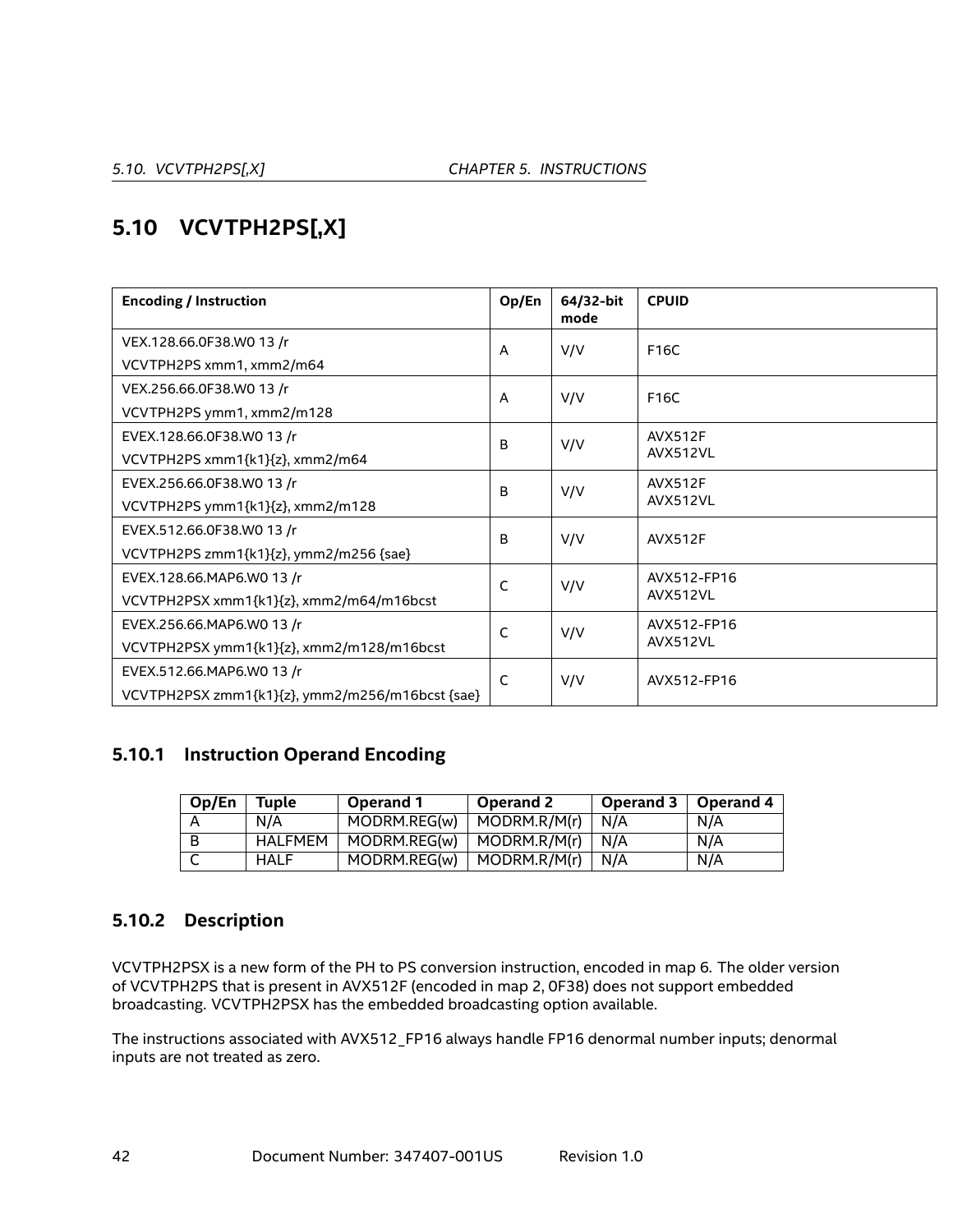## 5.10 VCVTPH2PS[,X]

| Encoding / Instruction | Op/En | 64/32-bit mode | CPUID |
|---|---|---|---|
| VEX.128.66.0F38.W0 13 /r<br>VCVTPH2PS xmm1, xmm2/m64 | A | V/V | F16C |
| VEX.256.66.0F38.W0 13 /r<br>VCVTPH2PS ymm1, xmm2/m128 | A | V/V | F16C |
| EVEX.128.66.0F38.W0 13 /r<br>VCVTPH2PS xmm1{k1}{z}, xmm2/m64 | B | V/V | AVX512F<br>AVX512VL |
| EVEX.256.66.0F38.W0 13 /r<br>VCVTPH2PS ymm1{k1}{z}, xmm2/m128 | B | V/V | AVX512F<br>AVX512VL |
| EVEX.512.66.0F38.W0 13 /r<br>VCVTPH2PS zmm1{k1}{z}, ymm2/m256 {sae} | B | V/V | AVX512F |
| EVEX.128.66.MAP6.W0 13 /r<br>VCVTPH2PSX xmm1{k1}{z}, xmm2/m64/m16bcst | C | V/V | AVX512-FP16<br>AVX512VL |
| EVEX.256.66.MAP6.W0 13 /r<br>VCVTPH2PSX ymm1{k1}{z}, xmm2/m128/m16bcst | C | V/V | AVX512-FP16<br>AVX512VL |
| EVEX.512.66.MAP6.W0 13 /r<br>VCVTPH2PSX zmm1{k1}{z}, ymm2/m256/m16bcst {sae} | C | V/V | AVX512-FP16 |

### 5.10.1 Instruction Operand Encoding

| Op/En | Tuple | Operand 1 | Operand 2 | Operand 3 | Operand 4 |
|---|---|---|---|---|---|
| A | N/A | MODRM.REG(w) | MODRM.R/M(r) | N/A | N/A |
| B | HALFMEM | MODRM.REG(w) | MODRM.R/M(r) | N/A | N/A |
| C | HALF | MODRM.REG(w) | MODRM.R/M(r) | N/A | N/A |

### 5.10.2 Description

VCVTPH2PSX is a new form of the PH to PS conversion instruction, encoded in map 6. The older version of VCVTPH2PS that is present in AVX512F (encoded in map 2, 0F38) does not support embedded broadcasting. VCVTPH2PSX has the embedded broadcasting option available.

The instructions associated with AVX512_FP16 always handle FP16 denormal number inputs; denormal inputs are not treated as zero.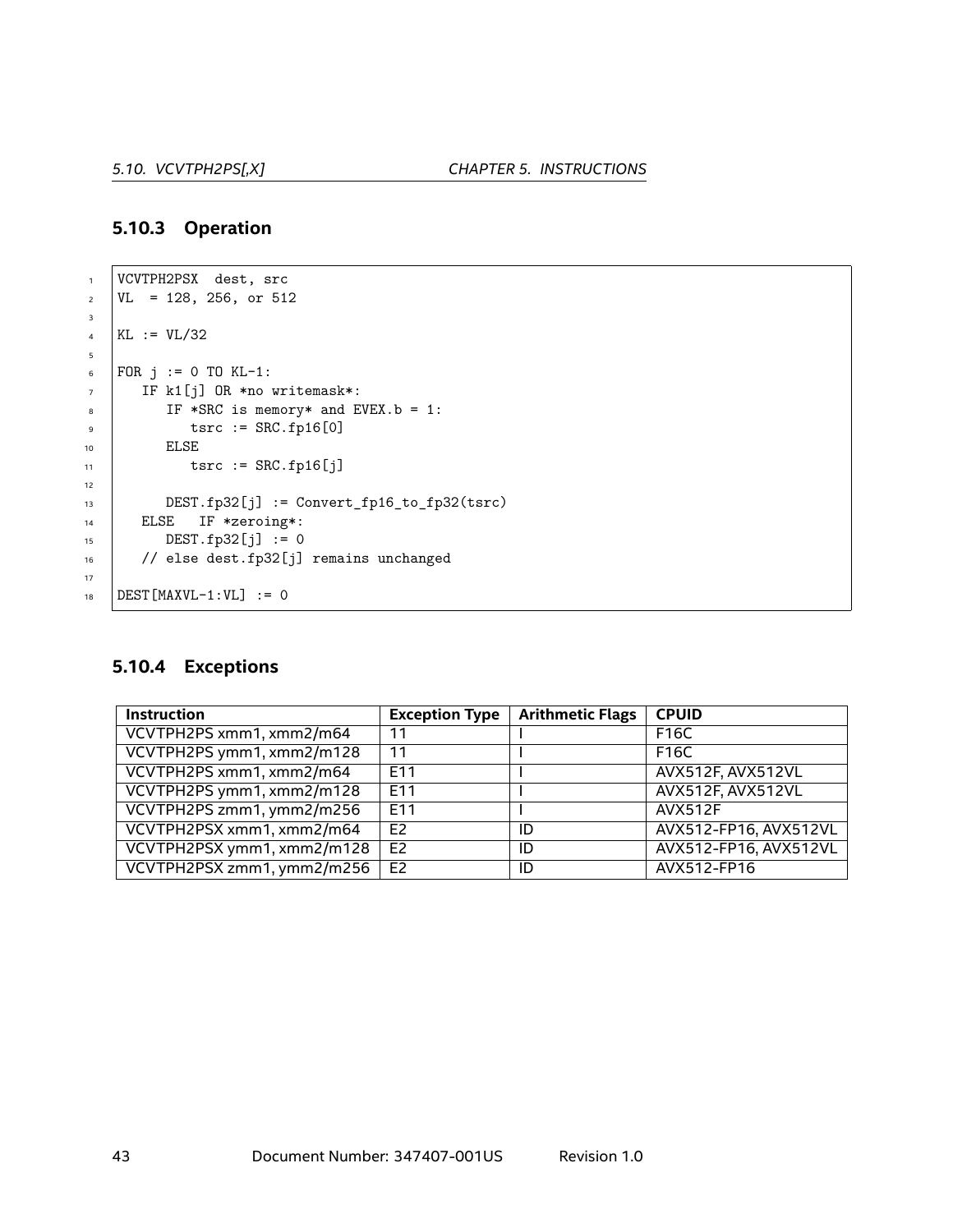### 5.10.3 Operation

```
VCVTPH2PSX  dest, src
VL  = 128, 256, or 512

KL := VL/32

FOR j := 0 TO KL-1:
   IF k1[j] OR *no writemask*:
      IF *SRC is memory* and EVEX.b = 1:
         tsrc := SRC.fp16[0]
      ELSE
         tsrc := SRC.fp16[j]

      DEST.fp32[j] := Convert_fp16_to_fp32(tsrc)
   ELSE   IF *zeroing*:
      DEST.fp32[j] := 0
   // else dest.fp32[j] remains unchanged

DEST[MAXVL-1:VL] := 0
```

### 5.10.4 Exceptions

| Instruction | Exception Type | Arithmetic Flags | CPUID |
|---|---|---|---|
| VCVTPH2PS xmm1, xmm2/m64 | 11 | I | F16C |
| VCVTPH2PS ymm1, xmm2/m128 | 11 | I | F16C |
| VCVTPH2PS xmm1, xmm2/m64 | E11 | I | AVX512F, AVX512VL |
| VCVTPH2PS ymm1, xmm2/m128 | E11 | I | AVX512F, AVX512VL |
| VCVTPH2PS zmm1, ymm2/m256 | E11 | I | AVX512F |
| VCVTPH2PSX xmm1, xmm2/m64 | E2 | ID | AVX512-FP16, AVX512VL |
| VCVTPH2PSX ymm1, xmm2/m128 | E2 | ID | AVX512-FP16, AVX512VL |
| VCVTPH2PSX zmm1, ymm2/m256 | E2 | ID | AVX512-FP16 |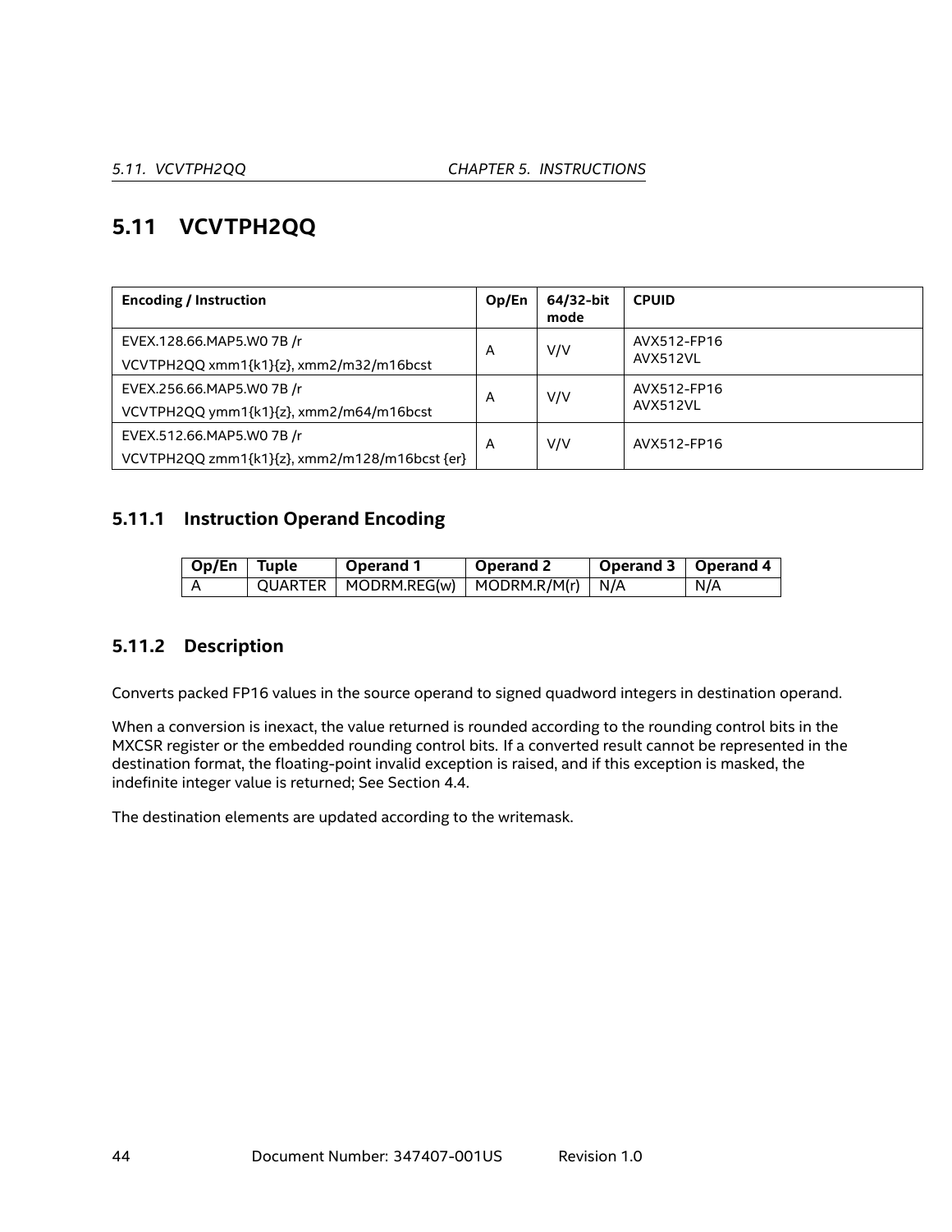## 5.11 VCVTPH2QQ

| Encoding / Instruction | Op/En | 64/32-bit mode | CPUID |
|---|---|---|---|
| EVEX.128.66.MAP5.W0 7B /r<br>VCVTPH2QQ xmm1{k1}{z}, xmm2/m32/m16bcst | A | V/V | AVX512-FP16<br>AVX512VL |
| EVEX.256.66.MAP5.W0 7B /r<br>VCVTPH2QQ ymm1{k1}{z}, xmm2/m64/m16bcst | A | V/V | AVX512-FP16<br>AVX512VL |
| EVEX.512.66.MAP5.W0 7B /r<br>VCVTPH2QQ zmm1{k1}{z}, xmm2/m128/m16bcst {er} | A | V/V | AVX512-FP16 |

### 5.11.1 Instruction Operand Encoding

| Op/En | Tuple | Operand 1 | Operand 2 | Operand 3 | Operand 4 |
|---|---|---|---|---|---|
| A | QUARTER | MODRM.REG(w) | MODRM.R/M(r) | N/A | N/A |

### 5.11.2 Description

Converts packed FP16 values in the source operand to signed quadword integers in destination operand.

When a conversion is inexact, the value returned is rounded according to the rounding control bits in the MXCSR register or the embedded rounding control bits. If a converted result cannot be represented in the destination format, the floating-point invalid exception is raised, and if this exception is masked, the indefinite integer value is returned; See Section 4.4.

The destination elements are updated according to the writemask.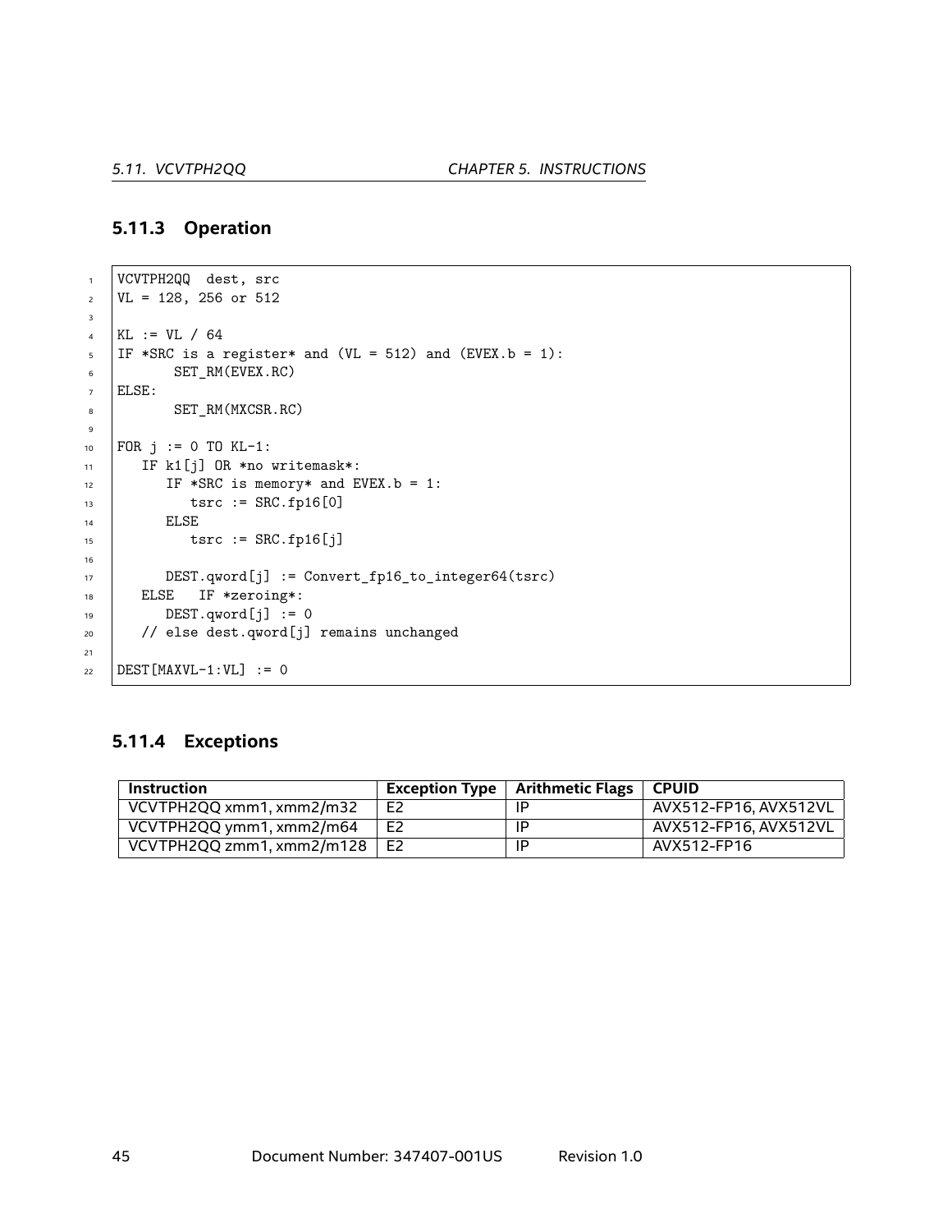### 5.11.3 Operation

```
VCVTPH2QQ  dest, src
VL = 128, 256 or 512

KL := VL / 64
IF *SRC is a register* and (VL = 512) and (EVEX.b = 1):
       SET_RM(EVEX.RC)
ELSE:
       SET_RM(MXCSR.RC)

FOR j := 0 TO KL-1:
   IF k1[j] OR *no writemask*:
      IF *SRC is memory* and EVEX.b = 1:
         tsrc := SRC.fp16[0]
      ELSE
         tsrc := SRC.fp16[j]

      DEST.qword[j] := Convert_fp16_to_integer64(tsrc)
   ELSE   IF *zeroing*:
      DEST.qword[j] := 0
   // else dest.qword[j] remains unchanged

DEST[MAXVL-1:VL] := 0
```

### 5.11.4 Exceptions

| Instruction | Exception Type | Arithmetic Flags | CPUID |
|---|---|---|---|
| VCVTPH2QQ xmm1, xmm2/m32 | E2 | IP | AVX512-FP16, AVX512VL |
| VCVTPH2QQ ymm1, xmm2/m64 | E2 | IP | AVX512-FP16, AVX512VL |
| VCVTPH2QQ zmm1, xmm2/m128 | E2 | IP | AVX512-FP16 |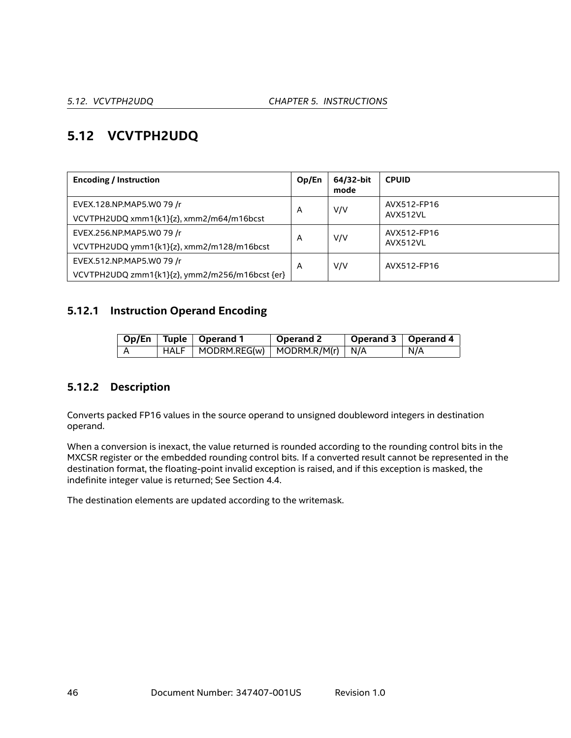## 5.12 VCVTPH2UDQ

| Encoding / Instruction | Op/En | 64/32-bit mode | CPUID |
|---|---|---|---|
| EVEX.128.NP.MAP5.W0 79 /r<br>VCVTPH2UDQ xmm1{k1}{z}, xmm2/m64/m16bcst | A | V/V | AVX512-FP16<br>AVX512VL |
| EVEX.256.NP.MAP5.W0 79 /r<br>VCVTPH2UDQ ymm1{k1}{z}, xmm2/m128/m16bcst | A | V/V | AVX512-FP16<br>AVX512VL |
| EVEX.512.NP.MAP5.W0 79 /r<br>VCVTPH2UDQ zmm1{k1}{z}, ymm2/m256/m16bcst {er} | A | V/V | AVX512-FP16 |

### 5.12.1 Instruction Operand Encoding

| Op/En | Tuple | Operand 1 | Operand 2 | Operand 3 | Operand 4 |
|---|---|---|---|---|---|
| A | HALF | MODRM.REG(w) | MODRM.R/M(r) | N/A | N/A |

### 5.12.2 Description

Converts packed FP16 values in the source operand to unsigned doubleword integers in destination operand.

When a conversion is inexact, the value returned is rounded according to the rounding control bits in the MXCSR register or the embedded rounding control bits. If a converted result cannot be represented in the destination format, the floating-point invalid exception is raised, and if this exception is masked, the indefinite integer value is returned; See Section 4.4.

The destination elements are updated according to the writemask.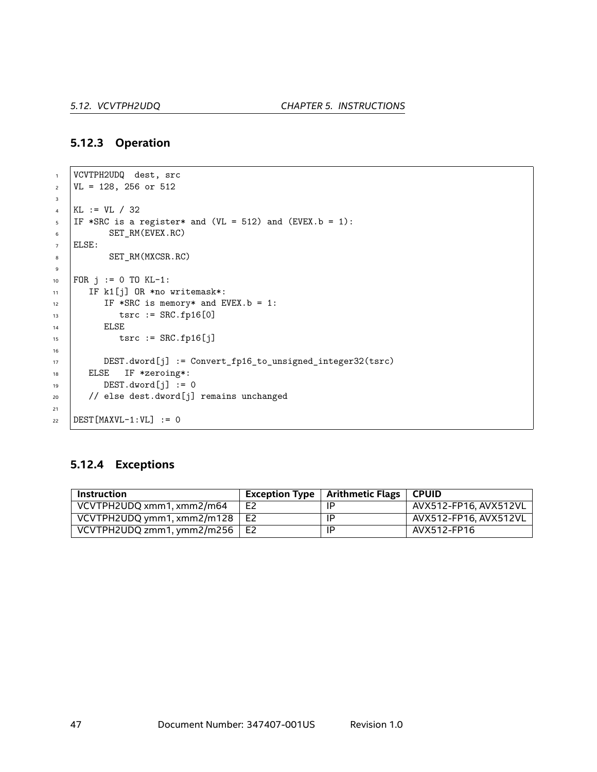### 5.12.3 Operation

```
VCVTPH2UDQ  dest, src
VL = 128, 256 or 512

KL := VL / 32
IF *SRC is a register* and (VL = 512) and (EVEX.b = 1):
       SET_RM(EVEX.RC)
ELSE:
       SET_RM(MXCSR.RC)

FOR j := 0 TO KL-1:
   IF k1[j] OR *no writemask*:
      IF *SRC is memory* and EVEX.b = 1:
         tsrc := SRC.fp16[0]
      ELSE
         tsrc := SRC.fp16[j]

      DEST.dword[j] := Convert_fp16_to_unsigned_integer32(tsrc)
   ELSE   IF *zeroing*:
      DEST.dword[j] := 0
   // else dest.dword[j] remains unchanged

DEST[MAXVL-1:VL] := 0
```

### 5.12.4 Exceptions

| Instruction | Exception Type | Arithmetic Flags | CPUID |
|---|---|---|---|
| VCVTPH2UDQ xmm1, xmm2/m64 | E2 | IP | AVX512-FP16, AVX512VL |
| VCVTPH2UDQ ymm1, xmm2/m128 | E2 | IP | AVX512-FP16, AVX512VL |
| VCVTPH2UDQ zmm1, ymm2/m256 | E2 | IP | AVX512-FP16 |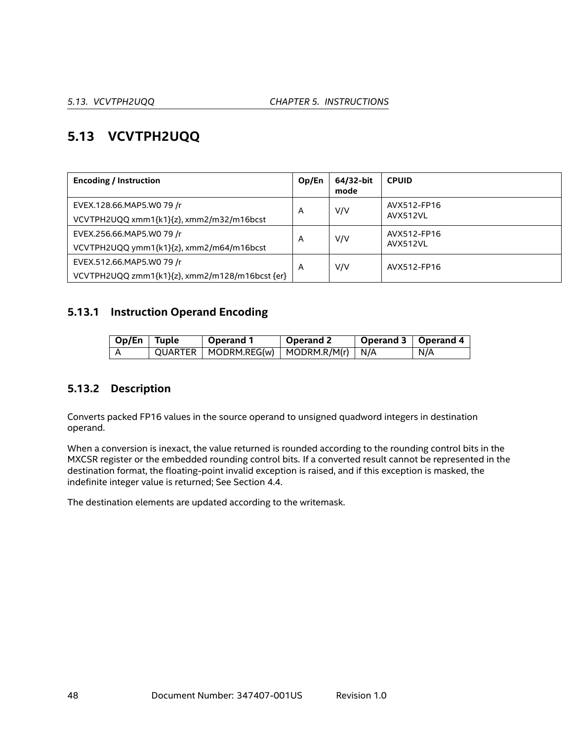## 5.13 VCVTPH2UQQ

| Encoding / Instruction | Op/En | 64/32-bit mode | CPUID |
|---|---|---|---|
| EVEX.128.66.MAP5.W0 79 /r<br>VCVTPH2UQQ xmm1{k1}{z}, xmm2/m32/m16bcst | A | V/V | AVX512-FP16<br>AVX512VL |
| EVEX.256.66.MAP5.W0 79 /r<br>VCVTPH2UQQ ymm1{k1}{z}, xmm2/m64/m16bcst | A | V/V | AVX512-FP16<br>AVX512VL |
| EVEX.512.66.MAP5.W0 79 /r<br>VCVTPH2UQQ zmm1{k1}{z}, xmm2/m128/m16bcst {er} | A | V/V | AVX512-FP16 |

### 5.13.1 Instruction Operand Encoding

| Op/En | Tuple | Operand 1 | Operand 2 | Operand 3 | Operand 4 |
|---|---|---|---|---|---|
| A | QUARTER | MODRM.REG(w) | MODRM.R/M(r) | N/A | N/A |

### 5.13.2 Description

Converts packed FP16 values in the source operand to unsigned quadword integers in destination operand.

When a conversion is inexact, the value returned is rounded according to the rounding control bits in the MXCSR register or the embedded rounding control bits. If a converted result cannot be represented in the destination format, the floating-point invalid exception is raised, and if this exception is masked, the indefinite integer value is returned; See Section 4.4.

The destination elements are updated according to the writemask.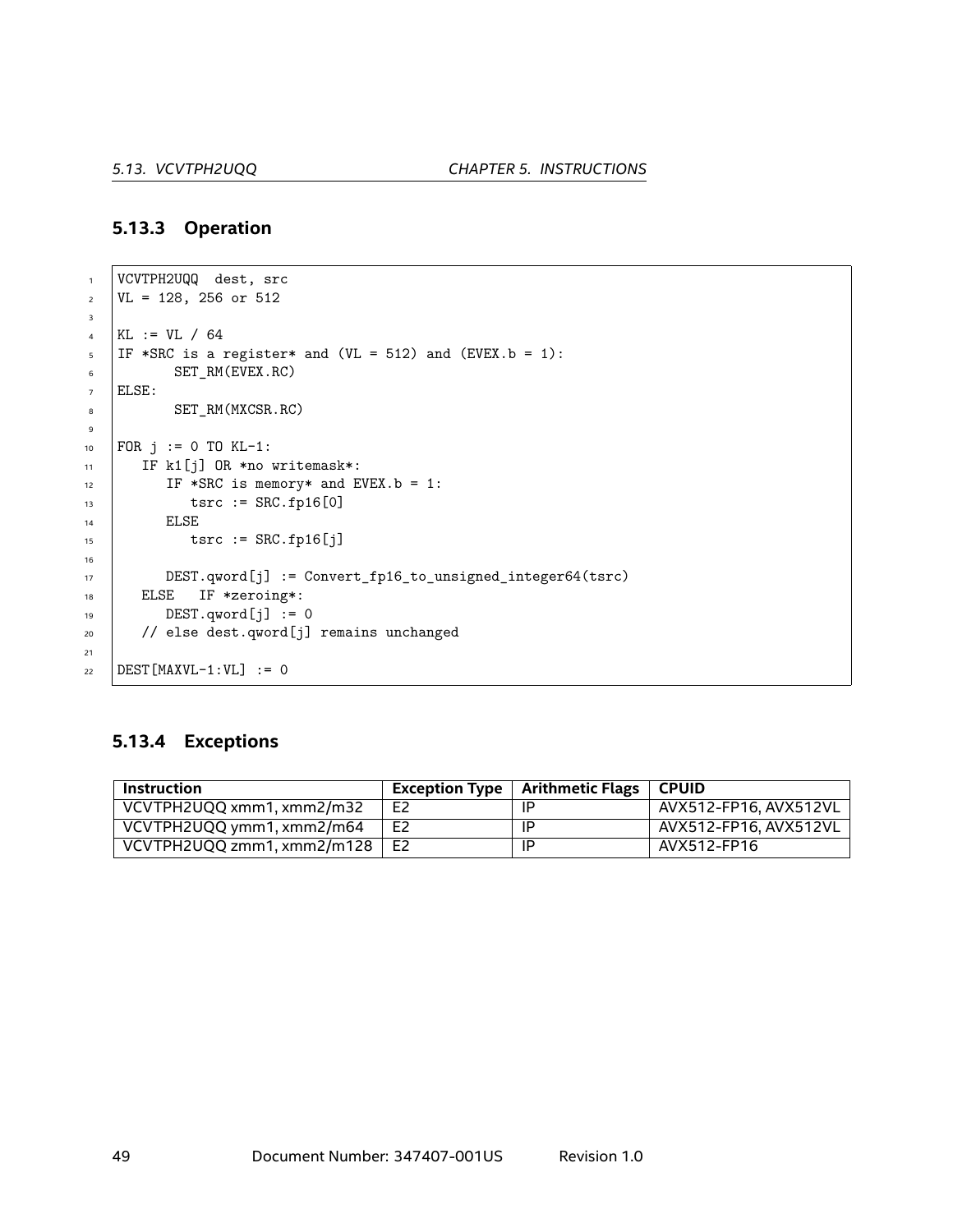### 5.13.3 Operation

```
VCVTPH2UQQ  dest, src
VL = 128, 256 or 512

KL := VL / 64
IF *SRC is a register* and (VL = 512) and (EVEX.b = 1):
       SET_RM(EVEX.RC)
ELSE:
       SET_RM(MXCSR.RC)

FOR j := 0 TO KL-1:
   IF k1[j] OR *no writemask*:
      IF *SRC is memory* and EVEX.b = 1:
         tsrc := SRC.fp16[0]
      ELSE
         tsrc := SRC.fp16[j]

      DEST.qword[j] := Convert_fp16_to_unsigned_integer64(tsrc)
   ELSE   IF *zeroing*:
      DEST.qword[j] := 0
   // else dest.qword[j] remains unchanged

DEST[MAXVL-1:VL] := 0
```

### 5.13.4 Exceptions

| Instruction | Exception Type | Arithmetic Flags | CPUID |
|---|---|---|---|
| VCVTPH2UQQ xmm1, xmm2/m32 | E2 | IP | AVX512-FP16, AVX512VL |
| VCVTPH2UQQ ymm1, xmm2/m64 | E2 | IP | AVX512-FP16, AVX512VL |
| VCVTPH2UQQ zmm1, xmm2/m128 | E2 | IP | AVX512-FP16 |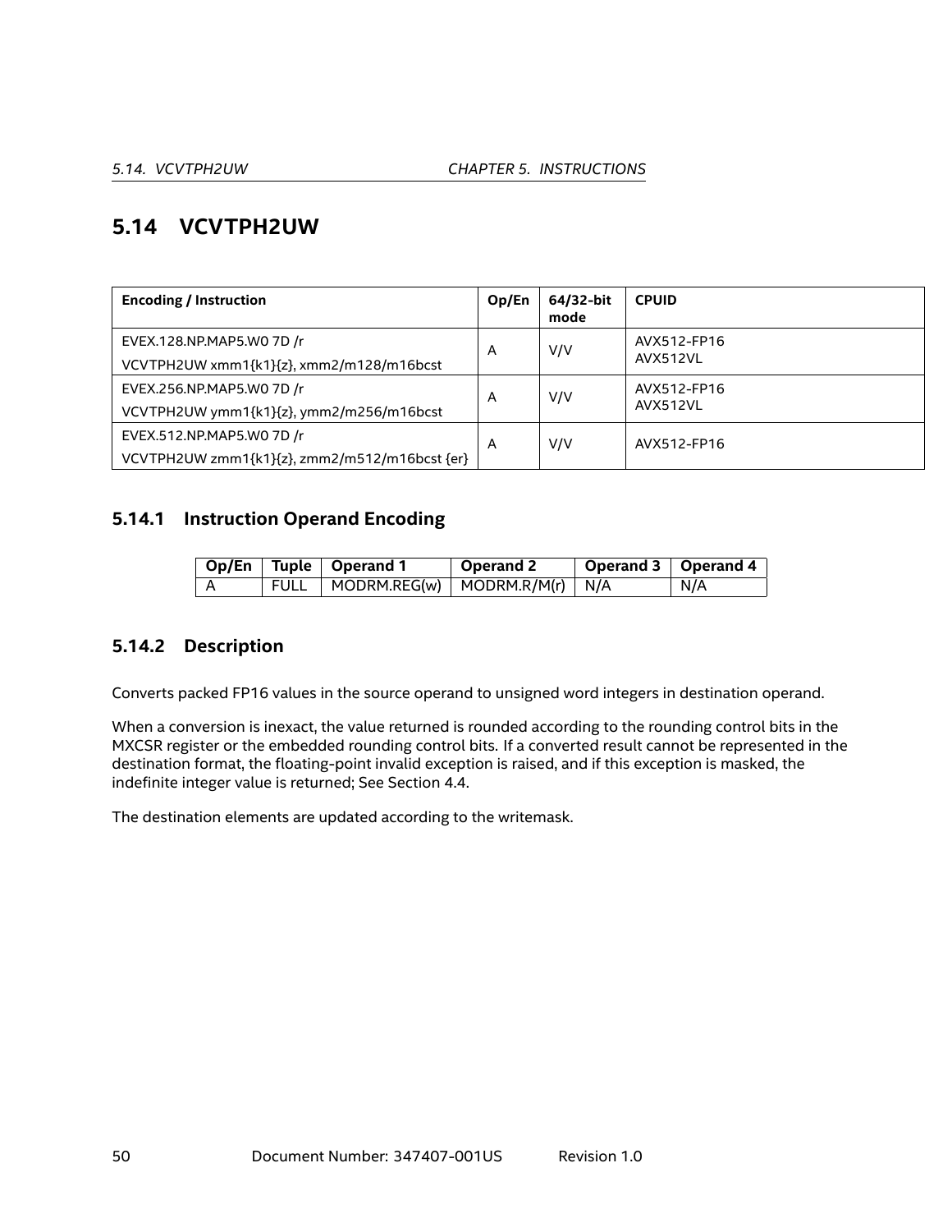## 5.14 VCVTPH2UW

| Encoding / Instruction | Op/En | 64/32-bit mode | CPUID |
|---|---|---|---|
| EVEX.128.NP.MAP5.W0 7D /r<br>VCVTPH2UW xmm1{k1}{z}, xmm2/m128/m16bcst | A | V/V | AVX512-FP16<br>AVX512VL |
| EVEX.256.NP.MAP5.W0 7D /r<br>VCVTPH2UW ymm1{k1}{z}, ymm2/m256/m16bcst | A | V/V | AVX512-FP16<br>AVX512VL |
| EVEX.512.NP.MAP5.W0 7D /r<br>VCVTPH2UW zmm1{k1}{z}, zmm2/m512/m16bcst {er} | A | V/V | AVX512-FP16 |

### 5.14.1 Instruction Operand Encoding

| Op/En | Tuple | Operand 1 | Operand 2 | Operand 3 | Operand 4 |
|---|---|---|---|---|---|
| A | FULL | MODRM.REG(w) | MODRM.R/M(r) | N/A | N/A |

### 5.14.2 Description

Converts packed FP16 values in the source operand to unsigned word integers in destination operand.

When a conversion is inexact, the value returned is rounded according to the rounding control bits in the MXCSR register or the embedded rounding control bits. If a converted result cannot be represented in the destination format, the floating-point invalid exception is raised, and if this exception is masked, the indefinite integer value is returned; See Section 4.4.

The destination elements are updated according to the writemask.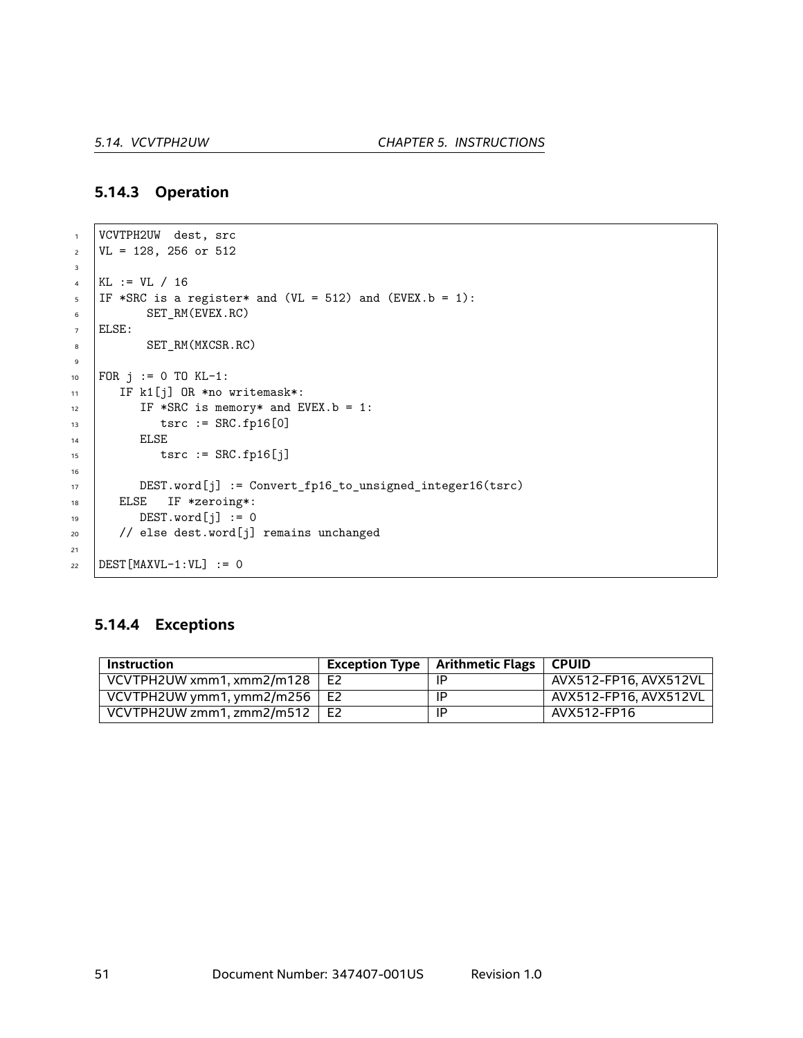### 5.14.3 Operation

```
VCVTPH2UW  dest, src
VL = 128, 256 or 512

KL := VL / 16
IF *SRC is a register* and (VL = 512) and (EVEX.b = 1):
       SET_RM(EVEX.RC)
ELSE:
       SET_RM(MXCSR.RC)

FOR j := 0 TO KL-1:
   IF k1[j] OR *no writemask*:
      IF *SRC is memory* and EVEX.b = 1:
         tsrc := SRC.fp16[0]
      ELSE
         tsrc := SRC.fp16[j]

      DEST.word[j] := Convert_fp16_to_unsigned_integer16(tsrc)
   ELSE   IF *zeroing*:
      DEST.word[j] := 0
   // else dest.word[j] remains unchanged

DEST[MAXVL-1:VL] := 0
```

### 5.14.4 Exceptions

| Instruction | Exception Type | Arithmetic Flags | CPUID |
|---|---|---|---|
| VCVTPH2UW xmm1, xmm2/m128 | E2 | IP | AVX512-FP16, AVX512VL |
| VCVTPH2UW ymm1, ymm2/m256 | E2 | IP | AVX512-FP16, AVX512VL |
| VCVTPH2UW zmm1, zmm2/m512 | E2 | IP | AVX512-FP16 |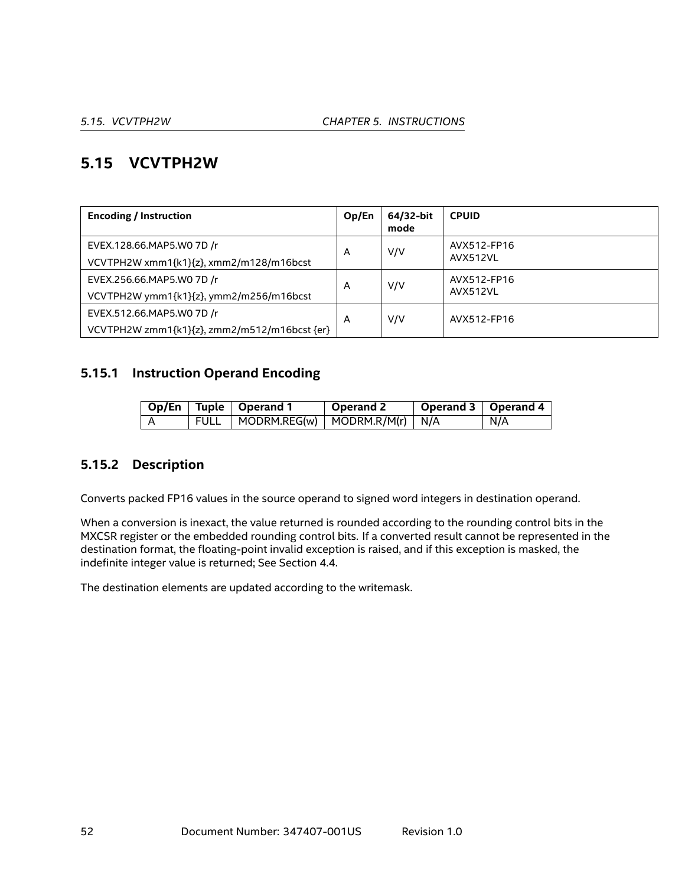## 5.15 VCVTPH2W

| Encoding / Instruction | Op/En | 64/32-bit mode | CPUID |
|---|---|---|---|
| EVEX.128.66.MAP5.W0 7D /r<br>VCVTPH2W xmm1{k1}{z}, xmm2/m128/m16bcst | A | V/V | AVX512-FP16<br>AVX512VL |
| EVEX.256.66.MAP5.W0 7D /r<br>VCVTPH2W ymm1{k1}{z}, ymm2/m256/m16bcst | A | V/V | AVX512-FP16<br>AVX512VL |
| EVEX.512.66.MAP5.W0 7D /r<br>VCVTPH2W zmm1{k1}{z}, zmm2/m512/m16bcst {er} | A | V/V | AVX512-FP16 |

### 5.15.1 Instruction Operand Encoding

| Op/En | Tuple | Operand 1 | Operand 2 | Operand 3 | Operand 4 |
|---|---|---|---|---|---|
| A | FULL | MODRM.REG(w) | MODRM.R/M(r) | N/A | N/A |

### 5.15.2 Description

Converts packed FP16 values in the source operand to signed word integers in destination operand.

When a conversion is inexact, the value returned is rounded according to the rounding control bits in the MXCSR register or the embedded rounding control bits. If a converted result cannot be represented in the destination format, the floating-point invalid exception is raised, and if this exception is masked, the indefinite integer value is returned; See Section 4.4.

The destination elements are updated according to the writemask.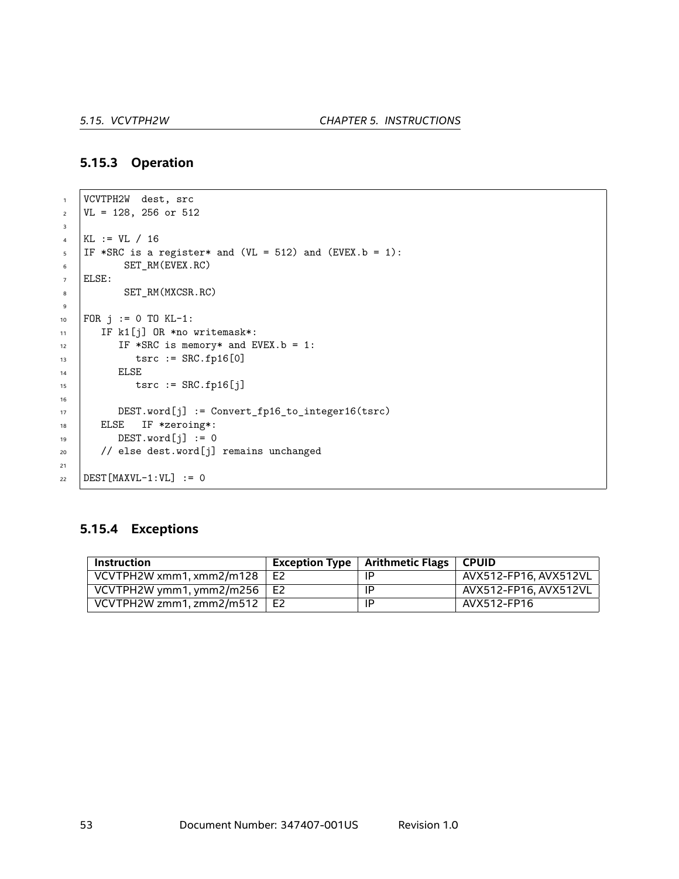### 5.15.3 Operation

```
VCVTPH2W  dest, src
VL = 128, 256 or 512

KL := VL / 16
IF *SRC is a register* and (VL = 512) and (EVEX.b = 1):
       SET_RM(EVEX.RC)
ELSE:
       SET_RM(MXCSR.RC)

FOR j := 0 TO KL-1:
   IF k1[j] OR *no writemask*:
      IF *SRC is memory* and EVEX.b = 1:
         tsrc := SRC.fp16[0]
      ELSE
         tsrc := SRC.fp16[j]

      DEST.word[j] := Convert_fp16_to_integer16(tsrc)
   ELSE   IF *zeroing*:
      DEST.word[j] := 0
   // else dest.word[j] remains unchanged

DEST[MAXVL-1:VL] := 0
```

### 5.15.4 Exceptions

| Instruction | Exception Type | Arithmetic Flags | CPUID |
|---|---|---|---|
| VCVTPH2W xmm1, xmm2/m128 | E2 | IP | AVX512-FP16, AVX512VL |
| VCVTPH2W ymm1, ymm2/m256 | E2 | IP | AVX512-FP16, AVX512VL |
| VCVTPH2W zmm1, zmm2/m512 | E2 | IP | AVX512-FP16 |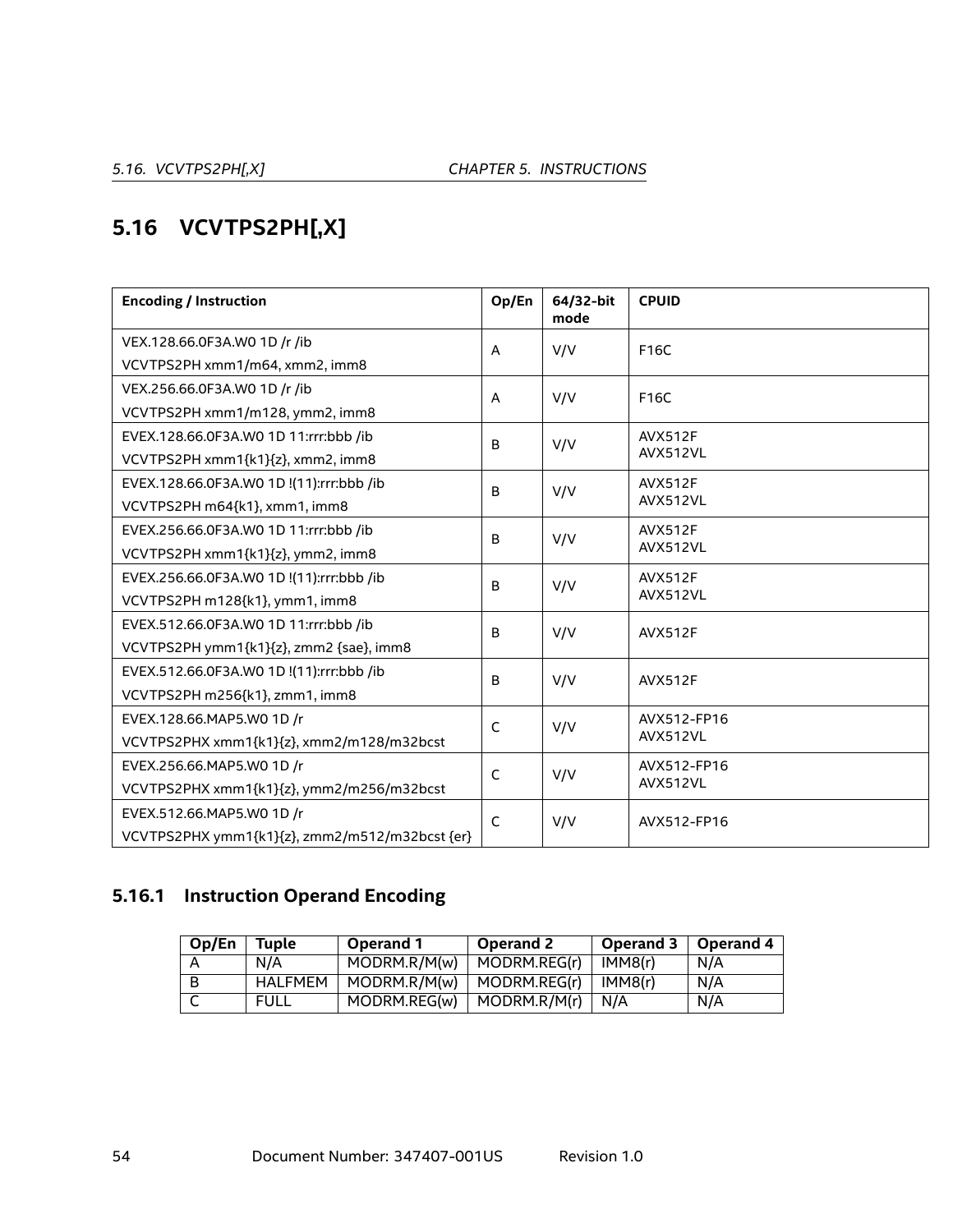## 5.16 VCVTPS2PH[,X]

| Encoding / Instruction | Op/En | 64/32-bit mode | CPUID |
|---|---|---|---|
| VEX.128.66.0F3A.W0 1D /r /ib<br>VCVTPS2PH xmm1/m64, xmm2, imm8 | A | V/V | F16C |
| VEX.256.66.0F3A.W0 1D /r /ib<br>VCVTPS2PH xmm1/m128, ymm2, imm8 | A | V/V | F16C |
| EVEX.128.66.0F3A.W0 1D 11:rrr:bbb /ib<br>VCVTPS2PH xmm1{k1}{z}, xmm2, imm8 | B | V/V | AVX512F<br>AVX512VL |
| EVEX.128.66.0F3A.W0 1D !(11):rrr:bbb /ib<br>VCVTPS2PH m64{k1}, xmm1, imm8 | B | V/V | AVX512F<br>AVX512VL |
| EVEX.256.66.0F3A.W0 1D 11:rrr:bbb /ib<br>VCVTPS2PH xmm1{k1}{z}, ymm2, imm8 | B | V/V | AVX512F<br>AVX512VL |
| EVEX.256.66.0F3A.W0 1D !(11):rrr:bbb /ib<br>VCVTPS2PH m128{k1}, ymm1, imm8 | B | V/V | AVX512F<br>AVX512VL |
| EVEX.512.66.0F3A.W0 1D 11:rrr:bbb /ib<br>VCVTPS2PH ymm1{k1}{z}, zmm2 {sae}, imm8 | B | V/V | AVX512F |
| EVEX.512.66.0F3A.W0 1D !(11):rrr:bbb /ib<br>VCVTPS2PH m256{k1}, zmm1, imm8 | B | V/V | AVX512F |
| EVEX.128.66.MAP5.W0 1D /r<br>VCVTPS2PHX xmm1{k1}{z}, xmm2/m128/m32bcst | C | V/V | AVX512-FP16<br>AVX512VL |
| EVEX.256.66.MAP5.W0 1D /r<br>VCVTPS2PHX xmm1{k1}{z}, ymm2/m256/m32bcst | C | V/V | AVX512-FP16<br>AVX512VL |
| EVEX.512.66.MAP5.W0 1D /r<br>VCVTPS2PHX ymm1{k1}{z}, zmm2/m512/m32bcst {er} | C | V/V | AVX512-FP16 |

### 5.16.1 Instruction Operand Encoding

| Op/En | Tuple | Operand 1 | Operand 2 | Operand 3 | Operand 4 |
|---|---|---|---|---|---|
| A | N/A | MODRM.R/M(w) | MODRM.REG(r) | IMM8(r) | N/A |
| B | HALFMEM | MODRM.R/M(w) | MODRM.REG(r) | IMM8(r) | N/A |
| C | FULL | MODRM.REG(w) | MODRM.R/M(r) | N/A | N/A |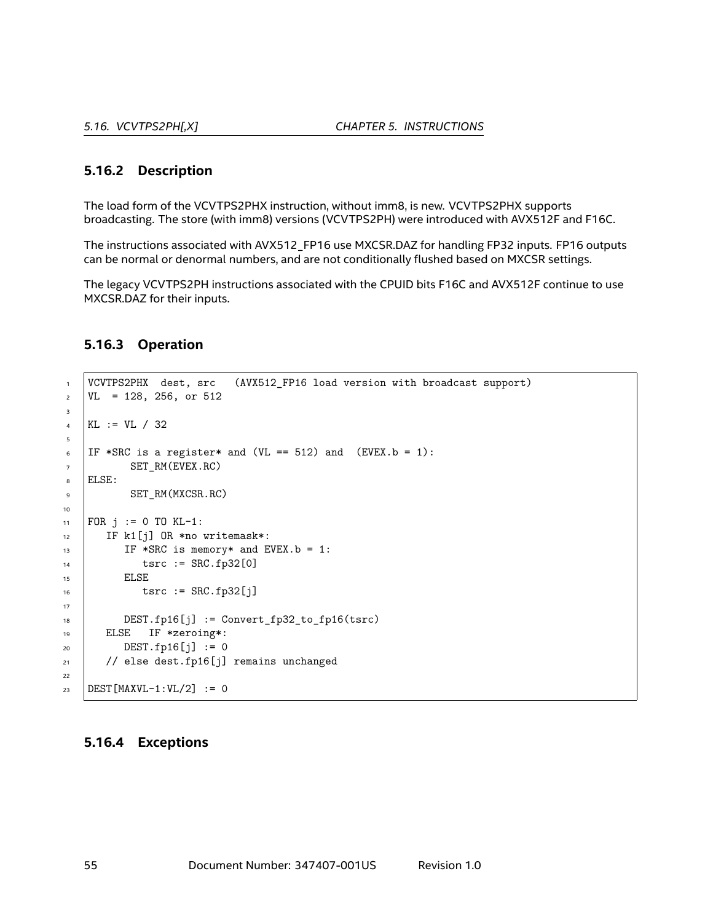### 5.16.2 Description

The load form of the VCVTPS2PHX instruction, without imm8, is new. VCVTPS2PHX supports broadcasting. The store (with imm8) versions (VCVTPS2PH) were introduced with AVX512F and F16C.

The instructions associated with AVX512_FP16 use MXCSR.DAZ for handling FP32 inputs. FP16 outputs can be normal or denormal numbers, and are not conditionally flushed based on MXCSR settings.

The legacy VCVTPS2PH instructions associated with the CPUID bits F16C and AVX512F continue to use MXCSR.DAZ for their inputs.

### 5.16.3 Operation

```
VCVTPS2PHX  dest, src   (AVX512_FP16 load version with broadcast support)
VL  = 128, 256, or 512

KL := VL / 32

IF *SRC is a register* and (VL == 512) and  (EVEX.b = 1):
       SET_RM(EVEX.RC)
ELSE:
       SET_RM(MXCSR.RC)

FOR j := 0 TO KL-1:
   IF k1[j] OR *no writemask*:
      IF *SRC is memory* and EVEX.b = 1:
         tsrc := SRC.fp32[0]
      ELSE
         tsrc := SRC.fp32[j]

      DEST.fp16[j] := Convert_fp32_to_fp16(tsrc)
   ELSE   IF *zeroing*:
      DEST.fp16[j] := 0
   // else dest.fp16[j] remains unchanged

DEST[MAXVL-1:VL/2] := 0
```

### 5.16.4 Exceptions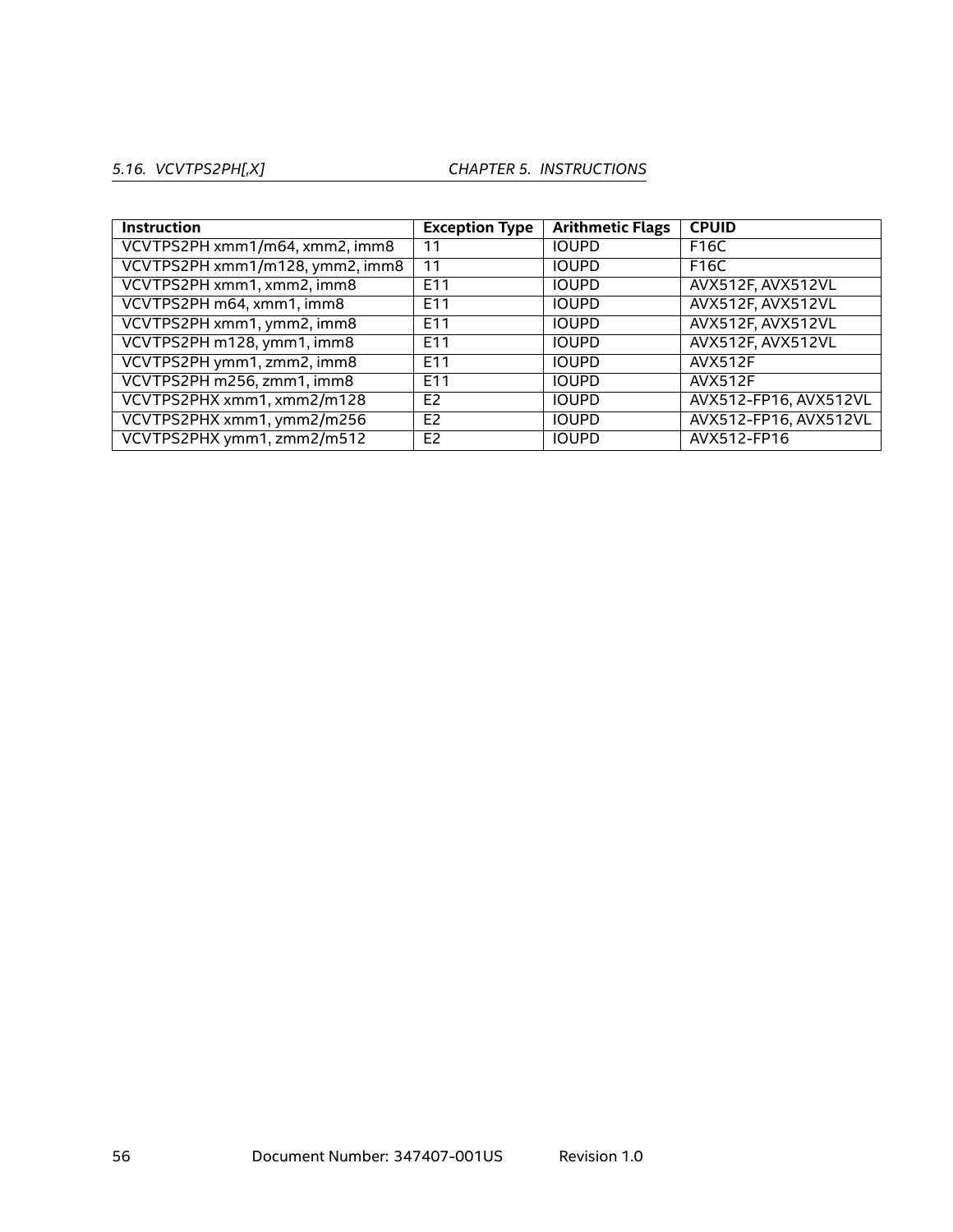| Instruction | Exception Type | Arithmetic Flags | CPUID |
|---|---|---|---|
| VCVTPS2PH xmm1/m64, xmm2, imm8 | 11 | IOUPD | F16C |
| VCVTPS2PH xmm1/m128, ymm2, imm8 | 11 | IOUPD | F16C |
| VCVTPS2PH xmm1, xmm2, imm8 | E11 | IOUPD | AVX512F, AVX512VL |
| VCVTPS2PH m64, xmm1, imm8 | E11 | IOUPD | AVX512F, AVX512VL |
| VCVTPS2PH xmm1, ymm2, imm8 | E11 | IOUPD | AVX512F, AVX512VL |
| VCVTPS2PH m128, ymm1, imm8 | E11 | IOUPD | AVX512F, AVX512VL |
| VCVTPS2PH ymm1, zmm2, imm8 | E11 | IOUPD | AVX512F |
| VCVTPS2PH m256, zmm1, imm8 | E11 | IOUPD | AVX512F |
| VCVTPS2PHX xmm1, xmm2/m128 | E2 | IOUPD | AVX512-FP16, AVX512VL |
| VCVTPS2PHX xmm1, ymm2/m256 | E2 | IOUPD | AVX512-FP16, AVX512VL |
| VCVTPS2PHX ymm1, zmm2/m512 | E2 | IOUPD | AVX512-FP16 |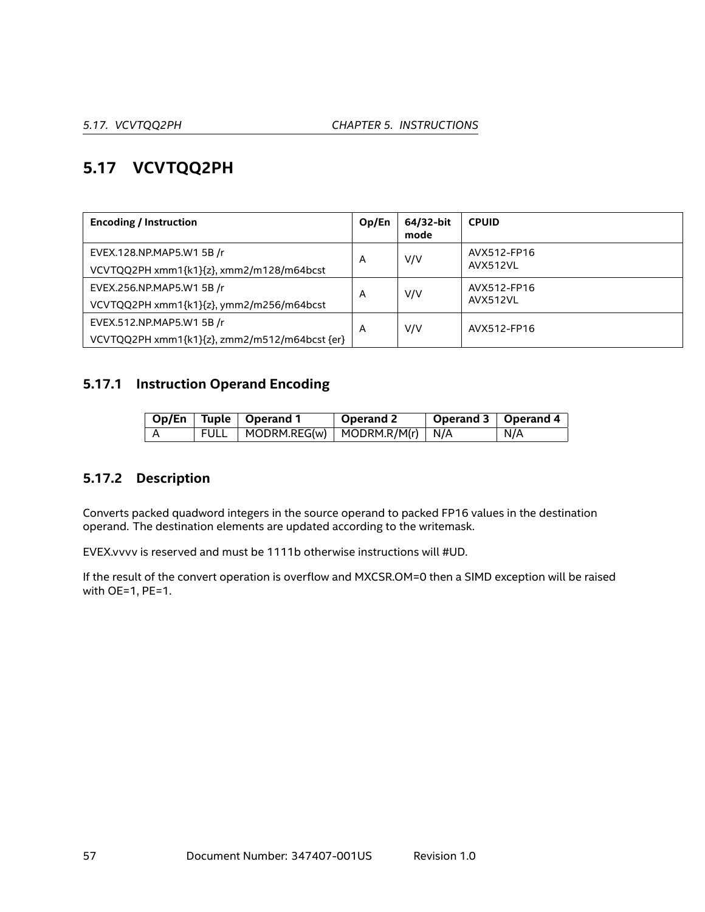## 5.17 VCVTQQ2PH

| Encoding / Instruction | Op/En | 64/32-bit mode | CPUID |
|---|---|---|---|
| EVEX.128.NP.MAP5.W1 5B /r<br>VCVTQQ2PH xmm1{k1}{z}, xmm2/m128/m64bcst | A | V/V | AVX512-FP16<br>AVX512VL |
| EVEX.256.NP.MAP5.W1 5B /r<br>VCVTQQ2PH xmm1{k1}{z}, ymm2/m256/m64bcst | A | V/V | AVX512-FP16<br>AVX512VL |
| EVEX.512.NP.MAP5.W1 5B /r<br>VCVTQQ2PH xmm1{k1}{z}, zmm2/m512/m64bcst {er} | A | V/V | AVX512-FP16 |

### 5.17.1 Instruction Operand Encoding

| Op/En | Tuple | Operand 1 | Operand 2 | Operand 3 | Operand 4 |
|---|---|---|---|---|---|
| A | FULL | MODRM.REG(w) | MODRM.R/M(r) | N/A | N/A |

### 5.17.2 Description

Converts packed quadword integers in the source operand to packed FP16 values in the destination operand. The destination elements are updated according to the writemask.

EVEX.vvvv is reserved and must be 1111b otherwise instructions will #UD.

If the result of the convert operation is overflow and MXCSR.OM=0 then a SIMD exception will be raised with OE=1, PE=1.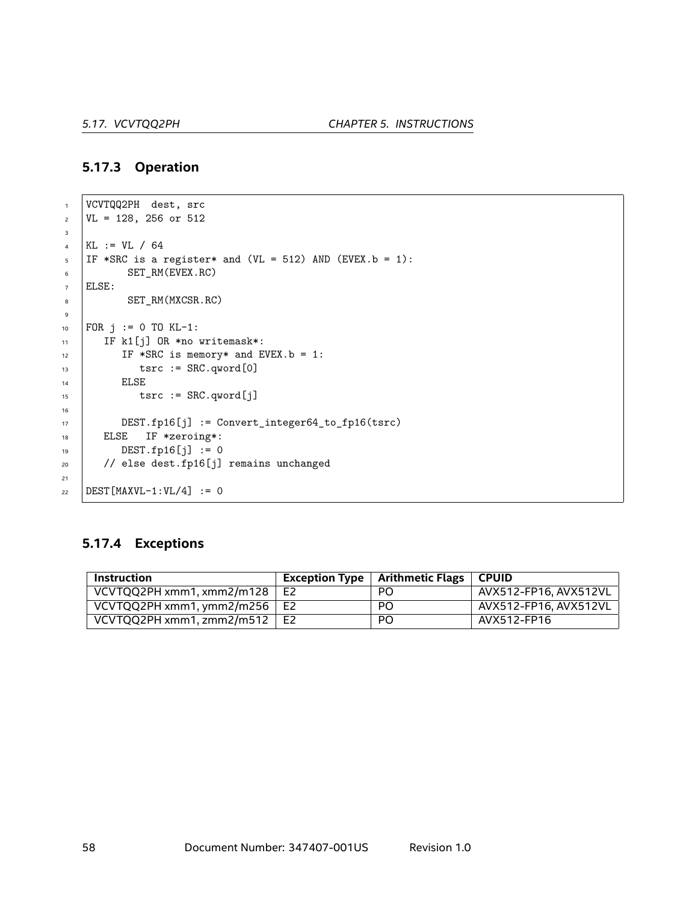### 5.17.3 Operation

```
VCVTQQ2PH  dest, src
VL = 128, 256 or 512

KL := VL / 64
IF *SRC is a register* and (VL = 512) AND (EVEX.b = 1):
       SET_RM(EVEX.RC)
ELSE:
       SET_RM(MXCSR.RC)

FOR j := 0 TO KL-1:
   IF k1[j] OR *no writemask*:
      IF *SRC is memory* and EVEX.b = 1:
         tsrc := SRC.qword[0]
      ELSE
         tsrc := SRC.qword[j]

      DEST.fp16[j] := Convert_integer64_to_fp16(tsrc)
   ELSE   IF *zeroing*:
      DEST.fp16[j] := 0
   // else dest.fp16[j] remains unchanged

DEST[MAXVL-1:VL/4] := 0
```

### 5.17.4 Exceptions

| Instruction | Exception Type | Arithmetic Flags | CPUID |
| --- | --- | --- | --- |
| VCVTQQ2PH xmm1, xmm2/m128 | E2 | PO | AVX512-FP16, AVX512VL |
| VCVTQQ2PH xmm1, ymm2/m256 | E2 | PO | AVX512-FP16, AVX512VL |
| VCVTQQ2PH xmm1, zmm2/m512 | E2 | PO | AVX512-FP16 |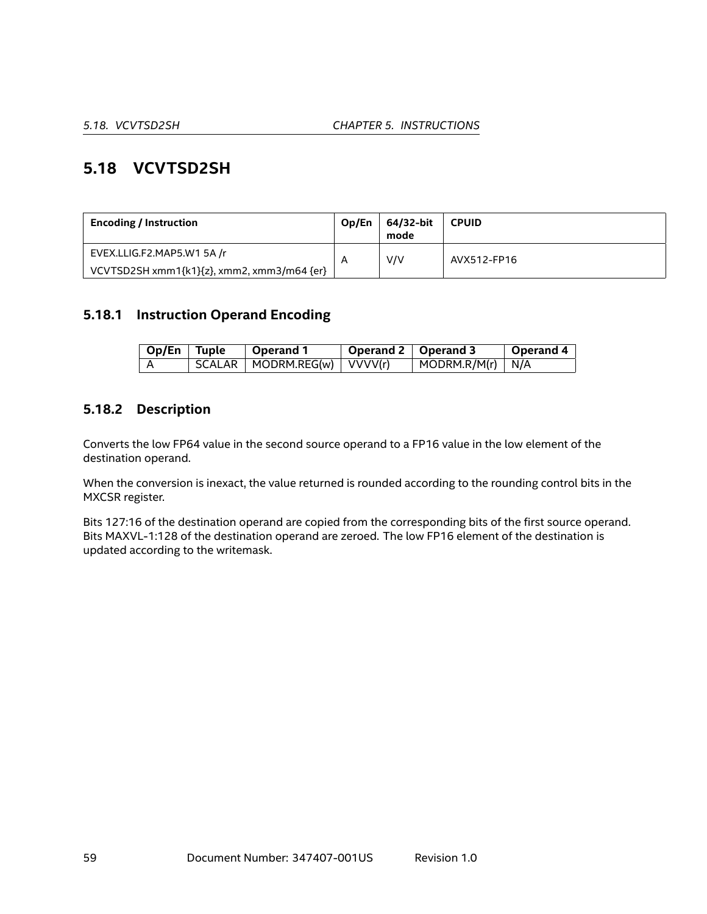## 5.18 VCVTSD2SH

| Encoding / Instruction | Op/En | 64/32-bit mode | CPUID |
|---|---|---|---|
| EVEX.LLIG.F2.MAP5.W1 5A /r<br>VCVTSD2SH xmm1{k1}{z}, xmm2, xmm3/m64 {er} | A | V/V | AVX512-FP16 |

### 5.18.1 Instruction Operand Encoding

| Op/En | Tuple | Operand 1 | Operand 2 | Operand 3 | Operand 4 |
|---|---|---|---|---|---|
| A | SCALAR | MODRM.REG(w) | VVVV(r) | MODRM.R/M(r) | N/A |

### 5.18.2 Description

Converts the low FP64 value in the second source operand to a FP16 value in the low element of the destination operand.

When the conversion is inexact, the value returned is rounded according to the rounding control bits in the MXCSR register.

Bits 127:16 of the destination operand are copied from the corresponding bits of the first source operand. Bits MAXVL-1:128 of the destination operand are zeroed. The low FP16 element of the destination is updated according to the writemask.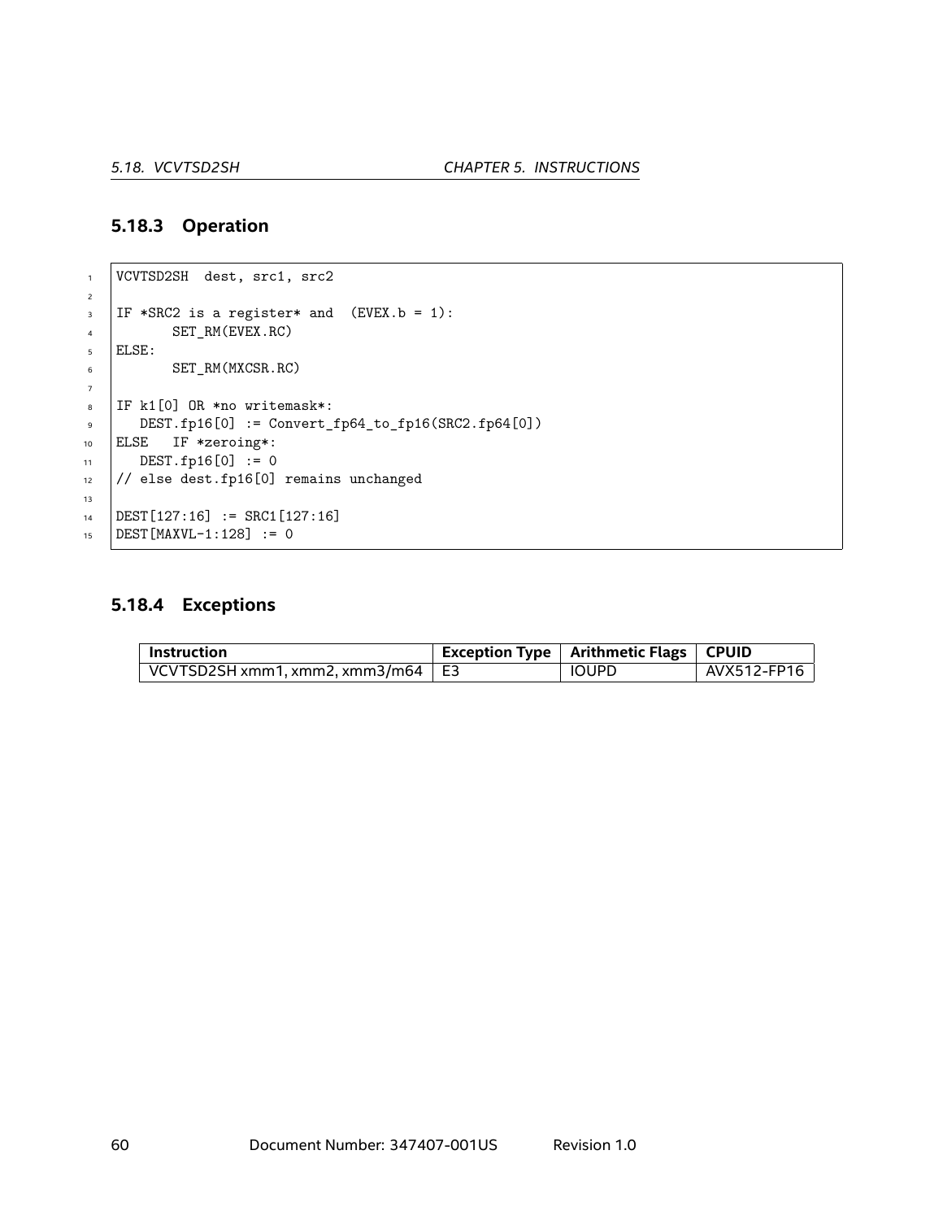### 5.18.3 Operation

```
VCVTSD2SH  dest, src1, src2

IF *SRC2 is a register* and  (EVEX.b = 1):
       SET_RM(EVEX.RC)
ELSE:
       SET_RM(MXCSR.RC)

IF k1[0] OR *no writemask*:
   DEST.fp16[0] := Convert_fp64_to_fp16(SRC2.fp64[0])
ELSE   IF *zeroing*:
   DEST.fp16[0] := 0
// else dest.fp16[0] remains unchanged

DEST[127:16] := SRC1[127:16]
DEST[MAXVL-1:128] := 0
```

### 5.18.4 Exceptions

| Instruction | Exception Type | Arithmetic Flags | CPUID |
|---|---|---|---|
| VCVTSD2SH xmm1, xmm2, xmm3/m64 | E3 | IOUPD | AVX512-FP16 |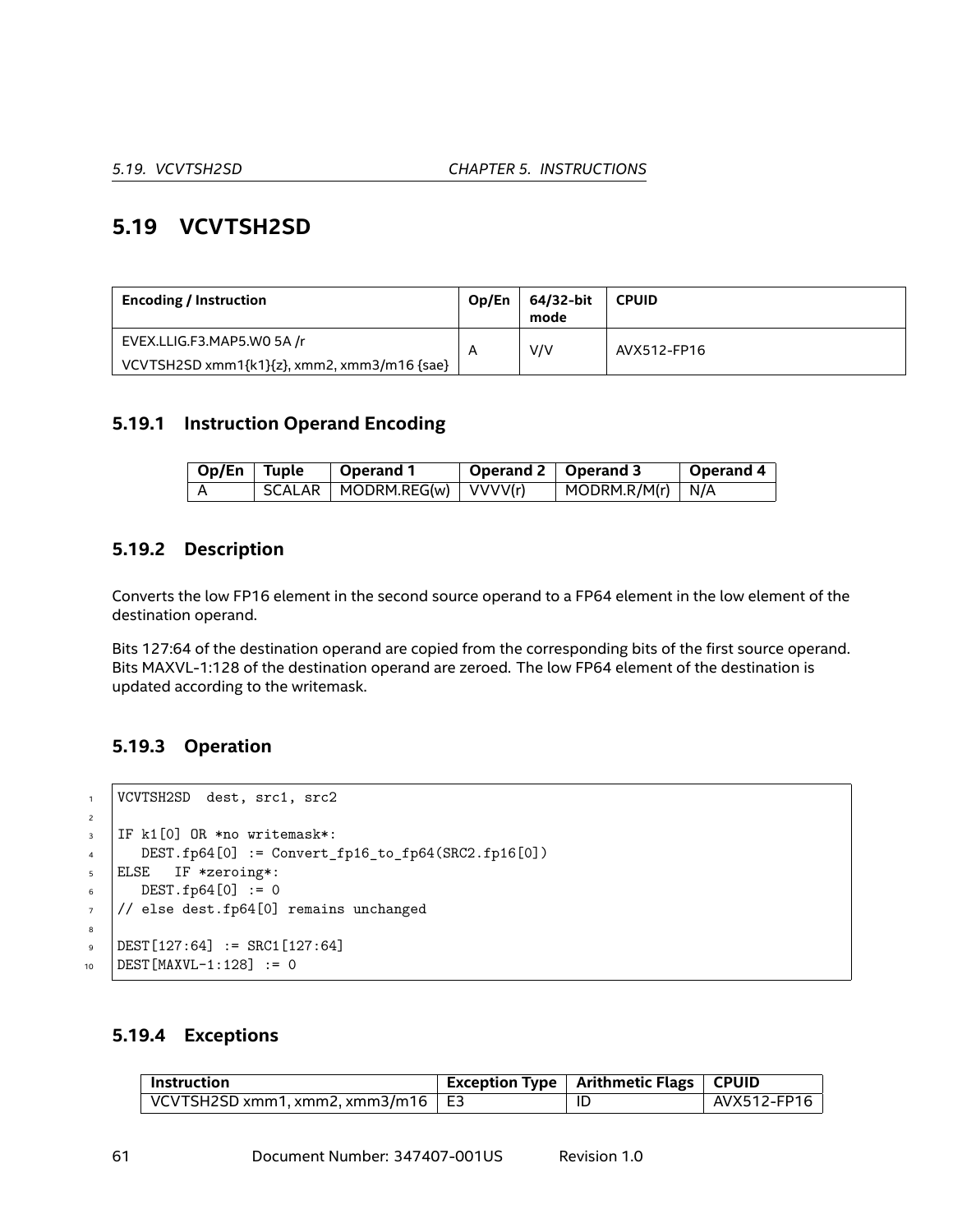## 5.19 VCVTSH2SD

| Encoding / Instruction | Op/En | 64/32-bit mode | CPUID |
|---|---|---|---|
| EVEX.LLIG.F3.MAP5.W0 5A /r<br>VCVTSH2SD xmm1{k1}{z}, xmm2, xmm3/m16 {sae} | A | V/V | AVX512-FP16 |

### 5.19.1 Instruction Operand Encoding

| Op/En | Tuple | Operand 1 | Operand 2 | Operand 3 | Operand 4 |
|---|---|---|---|---|---|
| A | SCALAR | MODRM.REG(w) | VVVV(r) | MODRM.R/M(r) | N/A |

### 5.19.2 Description

Converts the low FP16 element in the second source operand to a FP64 element in the low element of the destination operand.

Bits 127:64 of the destination operand are copied from the corresponding bits of the first source operand. Bits MAXVL-1:128 of the destination operand are zeroed. The low FP64 element of the destination is updated according to the writemask.

### 5.19.3 Operation

```
VCVTSH2SD  dest, src1, src2

IF k1[0] OR *no writemask*:
   DEST.fp64[0] := Convert_fp16_to_fp64(SRC2.fp16[0])
ELSE   IF *zeroing*:
   DEST.fp64[0] := 0
// else dest.fp64[0] remains unchanged

DEST[127:64] := SRC1[127:64]
DEST[MAXVL-1:128] := 0
```

### 5.19.4 Exceptions

| Instruction | Exception Type | Arithmetic Flags | CPUID |
|---|---|---|---|
| VCVTSH2SD xmm1, xmm2, xmm3/m16 | E3 | ID | AVX512-FP16 |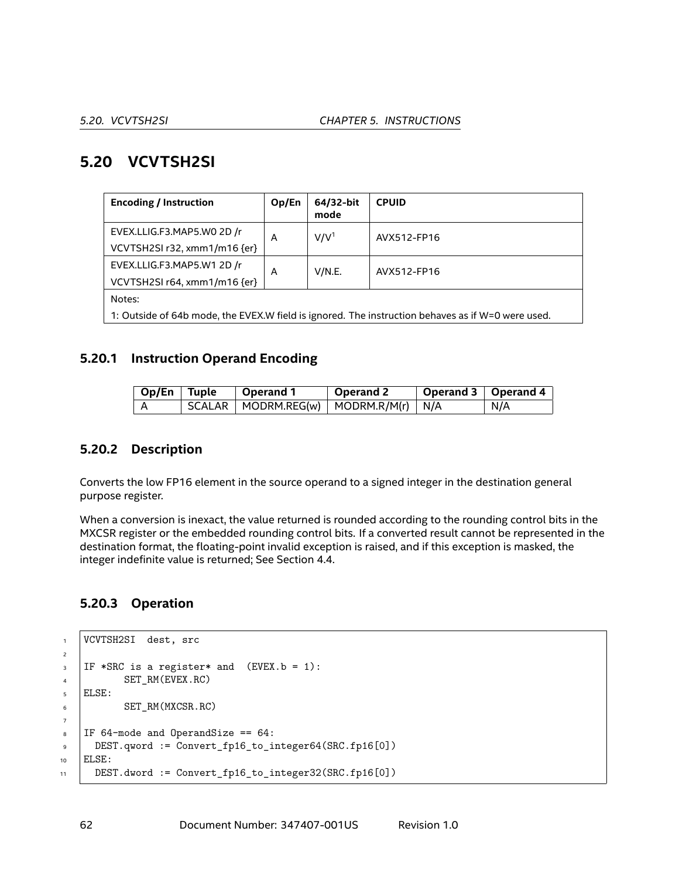## 5.20 VCVTSH2SI

| Encoding / Instruction | Op/En | 64/32-bit mode | CPUID |
|---|---|---|---|
| EVEX.LLIG.F3.MAP5.W0 2D /r<br>VCVTSH2SI r32, xmm1/m16 {er} | A | V/V[1] | AVX512-FP16 |
| EVEX.LLIG.F3.MAP5.W1 2D /r<br>VCVTSH2SI r64, xmm1/m16 {er} | A | V/N.E. | AVX512-FP16 |
| Notes:<br>1: Outside of 64b mode, the EVEX.W field is ignored. The instruction behaves as if W=0 were used. | | | |

### 5.20.1 Instruction Operand Encoding

| Op/En | Tuple | Operand 1 | Operand 2 | Operand 3 | Operand 4 |
|---|---|---|---|---|---|
| A | SCALAR | MODRM.REG(w) | MODRM.R/M(r) | N/A | N/A |

### 5.20.2 Description

Converts the low FP16 element in the source operand to a signed integer in the destination general purpose register.

When a conversion is inexact, the value returned is rounded according to the rounding control bits in the MXCSR register or the embedded rounding control bits. If a converted result cannot be represented in the destination format, the floating-point invalid exception is raised, and if this exception is masked, the integer indefinite value is returned; See Section 4.4.

### 5.20.3 Operation

```
VCVTSH2SI  dest, src

IF *SRC is a register* and  (EVEX.b = 1):
      SET_RM(EVEX.RC)
ELSE:
      SET_RM(MXCSR.RC)

IF 64-mode and OperandSize == 64:
  DEST.qword := Convert_fp16_to_integer64(SRC.fp16[0])
ELSE:
  DEST.dword := Convert_fp16_to_integer32(SRC.fp16[0])
```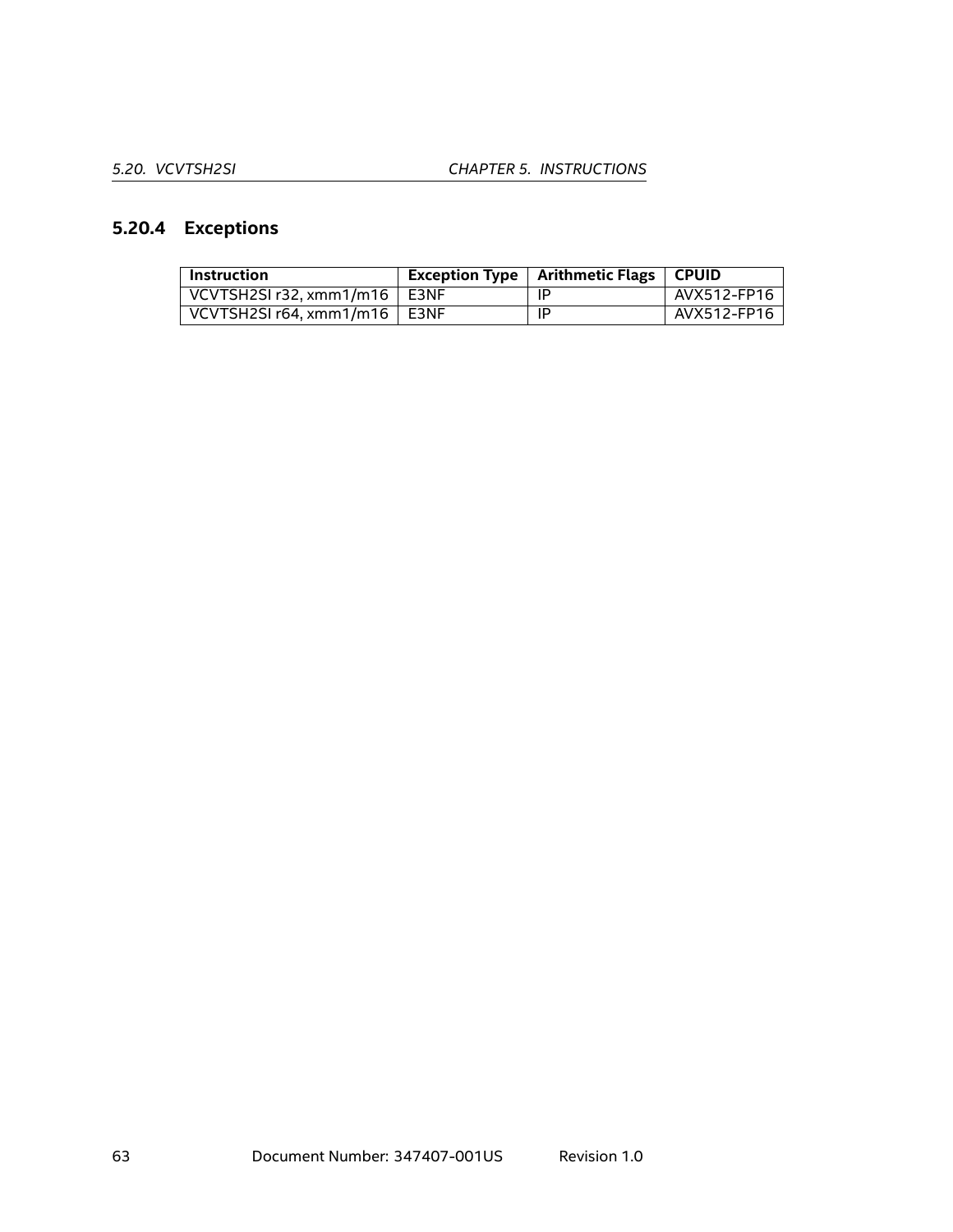### 5.20.4 Exceptions

| Instruction | Exception Type | Arithmetic Flags | CPUID |
|---|---|---|---|
| VCVTSH2SI r32, xmm1/m16 | E3NF | IP | AVX512-FP16 |
| VCVTSH2SI r64, xmm1/m16 | E3NF | IP | AVX512-FP16 |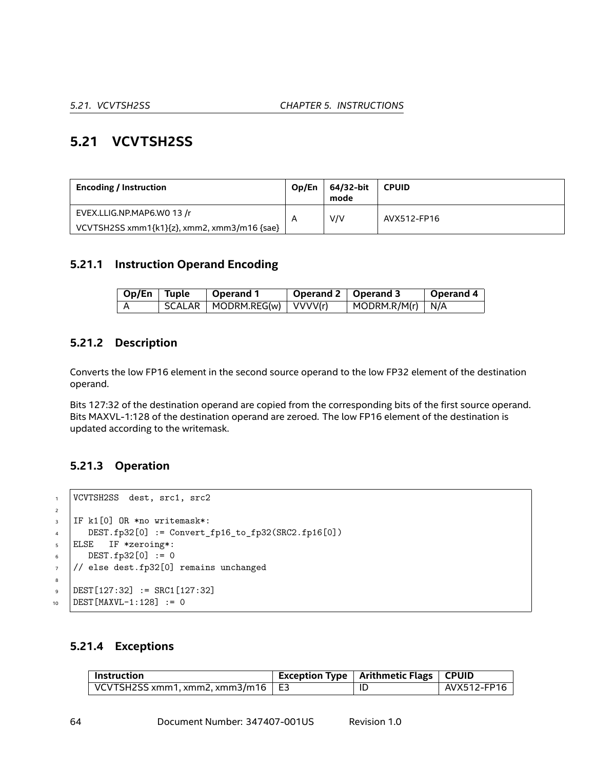## 5.21 VCVTSH2SS

| Encoding / Instruction | Op/En | 64/32-bit mode | CPUID |
|---|---|---|---|
| EVEX.LLIG.NP.MAP6.W0 13 /r<br>VCVTSH2SS xmm1{k1}{z}, xmm2, xmm3/m16 {sae} | A | V/V | AVX512-FP16 |

### 5.21.1 Instruction Operand Encoding

| Op/En | Tuple | Operand 1 | Operand 2 | Operand 3 | Operand 4 |
|---|---|---|---|---|---|
| A | SCALAR | MODRM.REG(w) | VVVV(r) | MODRM.R/M(r) | N/A |

### 5.21.2 Description

Converts the low FP16 element in the second source operand to the low FP32 element of the destination operand.

Bits 127:32 of the destination operand are copied from the corresponding bits of the first source operand. Bits MAXVL-1:128 of the destination operand are zeroed. The low FP16 element of the destination is updated according to the writemask.

### 5.21.3 Operation

```
VCVTSH2SS  dest, src1, src2

IF k1[0] OR *no writemask*:
   DEST.fp32[0] := Convert_fp16_to_fp32(SRC2.fp16[0])
ELSE   IF *zeroing*:
   DEST.fp32[0] := 0
// else dest.fp32[0] remains unchanged

DEST[127:32] := SRC1[127:32]
DEST[MAXVL-1:128] := 0
```

### 5.21.4 Exceptions

| Instruction | Exception Type | Arithmetic Flags | CPUID |
|---|---|---|---|
| VCVTSH2SS xmm1, xmm2, xmm3/m16 | E3 | ID | AVX512-FP16 |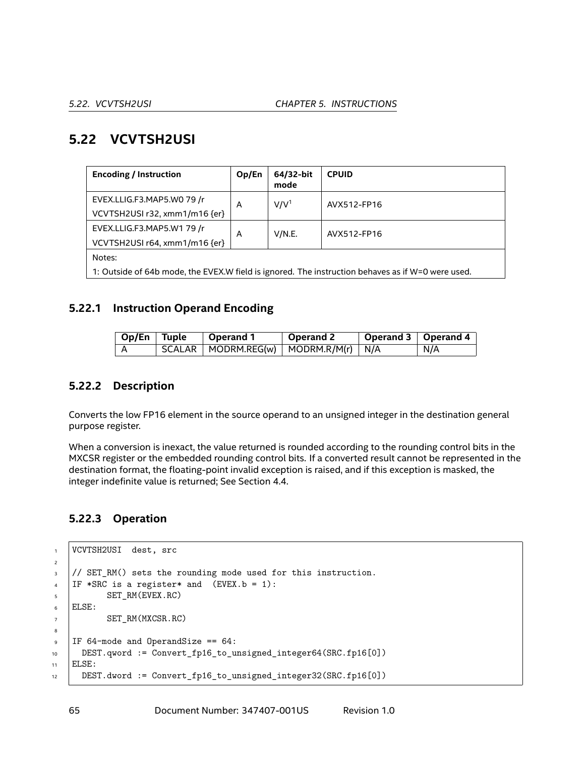## 5.22 VCVTSH2USI

| Encoding / Instruction | Op/En | 64/32-bit mode | CPUID |
|---|---|---|---|
| EVEX.LLIG.F3.MAP5.W0 79 /r<br>VCVTSH2USI r32, xmm1/m16 {er} | A | V/V[1] | AVX512-FP16 |
| EVEX.LLIG.F3.MAP5.W1 79 /r<br>VCVTSH2USI r64, xmm1/m16 {er} | A | V/N.E. | AVX512-FP16 |
| Notes:<br>1: Outside of 64b mode, the EVEX.W field is ignored. The instruction behaves as if W=0 were used. | | | |

### 5.22.1 Instruction Operand Encoding

| Op/En | Tuple | Operand 1 | Operand 2 | Operand 3 | Operand 4 |
|---|---|---|---|---|---|
| A | SCALAR | MODRM.REG(w) | MODRM.R/M(r) | N/A | N/A |

### 5.22.2 Description

Converts the low FP16 element in the source operand to an unsigned integer in the destination general purpose register.

When a conversion is inexact, the value returned is rounded according to the rounding control bits in the MXCSR register or the embedded rounding control bits. If a converted result cannot be represented in the destination format, the floating-point invalid exception is raised, and if this exception is masked, the integer indefinite value is returned; See Section 4.4.

### 5.22.3 Operation

```
VCVTSH2USI  dest, src

// SET_RM() sets the rounding mode used for this instruction.
IF *SRC is a register* and  (EVEX.b = 1):
       SET_RM(EVEX.RC)
ELSE:
       SET_RM(MXCSR.RC)

IF 64-mode and OperandSize == 64:
  DEST.qword := Convert_fp16_to_unsigned_integer64(SRC.fp16[0])
ELSE:
  DEST.dword := Convert_fp16_to_unsigned_integer32(SRC.fp16[0])
```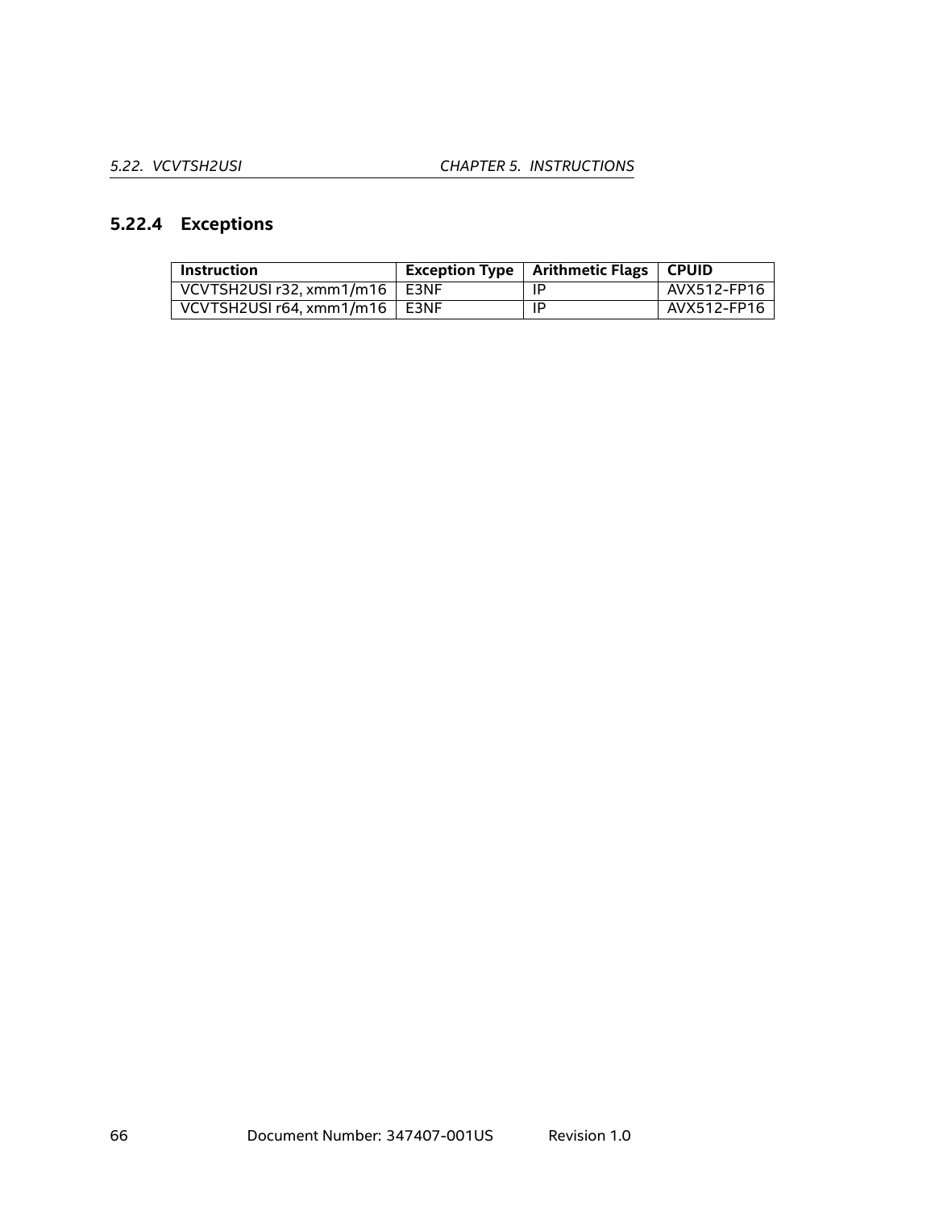### 5.22.4 Exceptions

| Instruction | Exception Type | Arithmetic Flags | CPUID |
|---|---|---|---|
| VCVTSH2USI r32, xmm1/m16 | E3NF | IP | AVX512-FP16 |
| VCVTSH2USI r64, xmm1/m16 | E3NF | IP | AVX512-FP16 |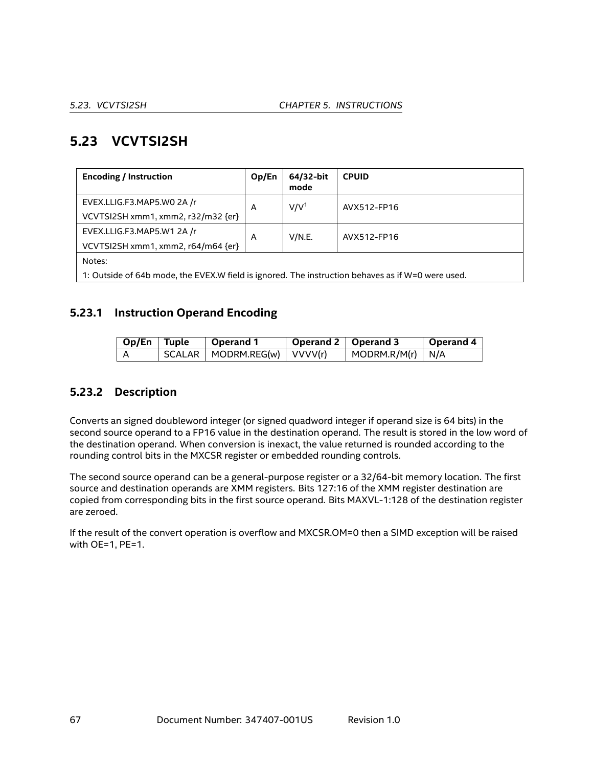## 5.23 VCVTSI2SH

| Encoding / Instruction | Op/En | 64/32-bit mode | CPUID |
|---|---|---|---|
| EVEX.LLIG.F3.MAP5.W0 2A /r<br>VCVTSI2SH xmm1, xmm2, r32/m32 {er} | A | V/V[1] | AVX512-FP16 |
| EVEX.LLIG.F3.MAP5.W1 2A /r<br>VCVTSI2SH xmm1, xmm2, r64/m64 {er} | A | V/N.E. | AVX512-FP16 |
| Notes:<br>1: Outside of 64b mode, the EVEX.W field is ignored. The instruction behaves as if W=0 were used. | | | |

### 5.23.1 Instruction Operand Encoding

| Op/En | Tuple | Operand 1 | Operand 2 | Operand 3 | Operand 4 |
|---|---|---|---|---|---|
| A | SCALAR | MODRM.REG(w) | VVVV(r) | MODRM.R/M(r) | N/A |

### 5.23.2 Description

Converts an signed doubleword integer (or signed quadword integer if operand size is 64 bits) in the second source operand to a FP16 value in the destination operand. The result is stored in the low word of the destination operand. When conversion is inexact, the value returned is rounded according to the rounding control bits in the MXCSR register or embedded rounding controls.

The second source operand can be a general-purpose register or a 32/64-bit memory location. The first source and destination operands are XMM registers. Bits 127:16 of the XMM register destination are copied from corresponding bits in the first source operand. Bits MAXVL-1:128 of the destination register are zeroed.

If the result of the convert operation is overflow and MXCSR.OM=0 then a SIMD exception will be raised with OE=1, PE=1.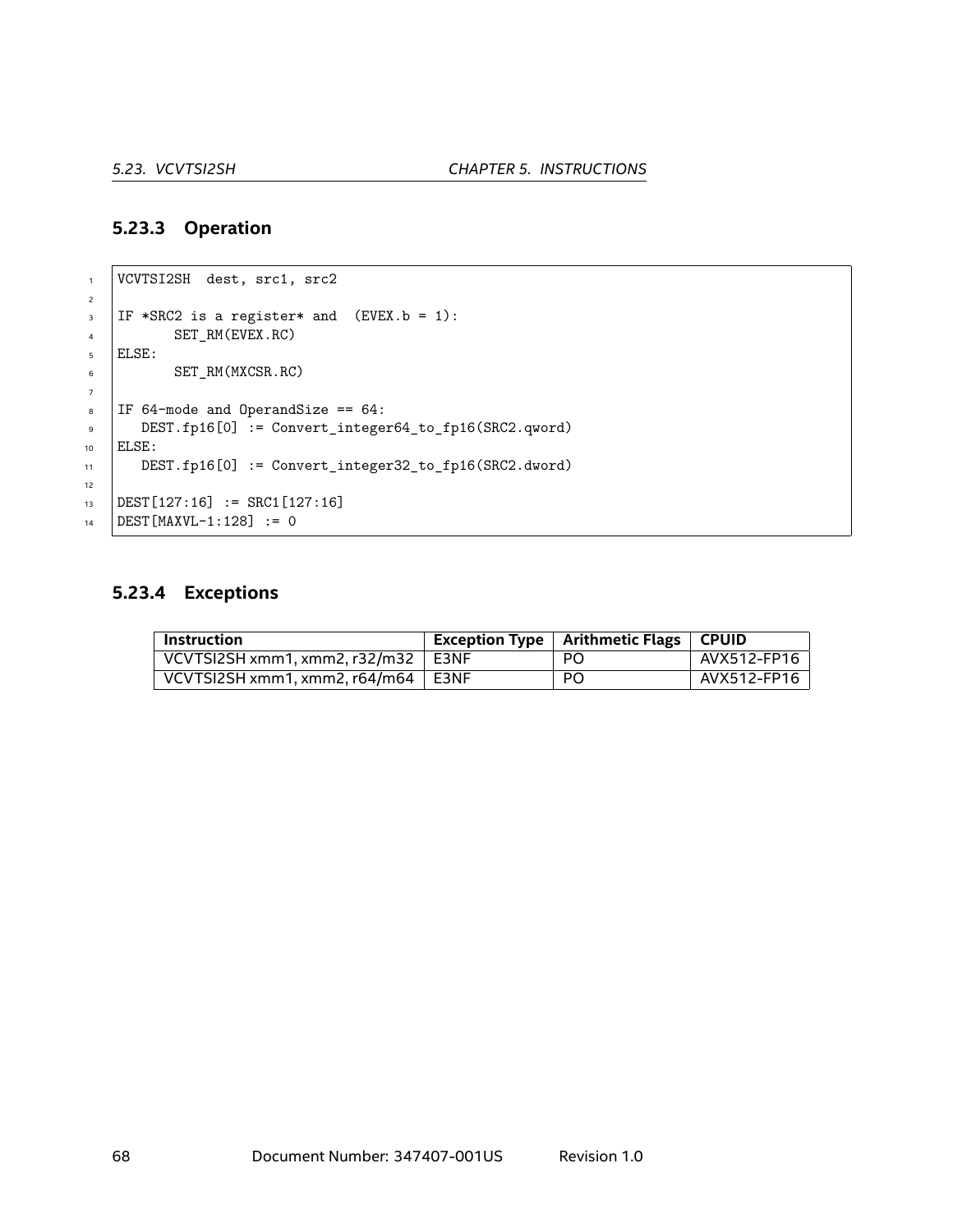### 5.23.3 Operation

```
VCVTSI2SH  dest, src1, src2

IF *SRC2 is a register* and  (EVEX.b = 1):
       SET_RM(EVEX.RC)
ELSE:
       SET_RM(MXCSR.RC)

IF 64-mode and OperandSize == 64:
   DEST.fp16[0] := Convert_integer64_to_fp16(SRC2.qword)
ELSE:
   DEST.fp16[0] := Convert_integer32_to_fp16(SRC2.dword)

DEST[127:16] := SRC1[127:16]
DEST[MAXVL-1:128] := 0
```

### 5.23.4 Exceptions

| Instruction | Exception Type | Arithmetic Flags | CPUID |
|---|---|---|---|
| VCVTSI2SH xmm1, xmm2, r32/m32 | E3NF | PO | AVX512-FP16 |
| VCVTSI2SH xmm1, xmm2, r64/m64 | E3NF | PO | AVX512-FP16 |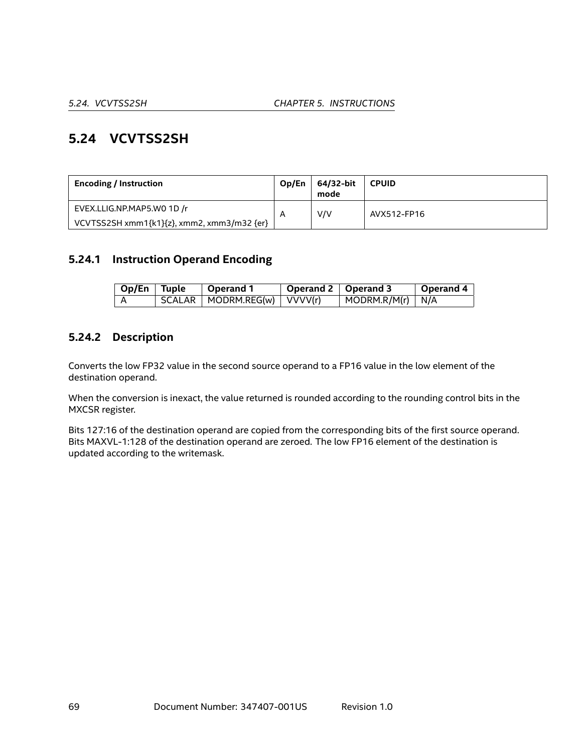## 5.24 VCVTSS2SH

| Encoding / Instruction | Op/En | 64/32-bit mode | CPUID |
|---|---|---|---|
| EVEX.LLIG.NP.MAP5.W0 1D /r<br>VCVTSS2SH xmm1{k1}{z}, xmm2, xmm3/m32 {er} | A | V/V | AVX512-FP16 |

### 5.24.1 Instruction Operand Encoding

| Op/En | Tuple | Operand 1 | Operand 2 | Operand 3 | Operand 4 |
|---|---|---|---|---|---|
| A | SCALAR | MODRM.REG(w) | VVVV(r) | MODRM.R/M(r) | N/A |

### 5.24.2 Description

Converts the low FP32 value in the second source operand to a FP16 value in the low element of the destination operand.

When the conversion is inexact, the value returned is rounded according to the rounding control bits in the MXCSR register.

Bits 127:16 of the destination operand are copied from the corresponding bits of the first source operand. Bits MAXVL-1:128 of the destination operand are zeroed. The low FP16 element of the destination is updated according to the writemask.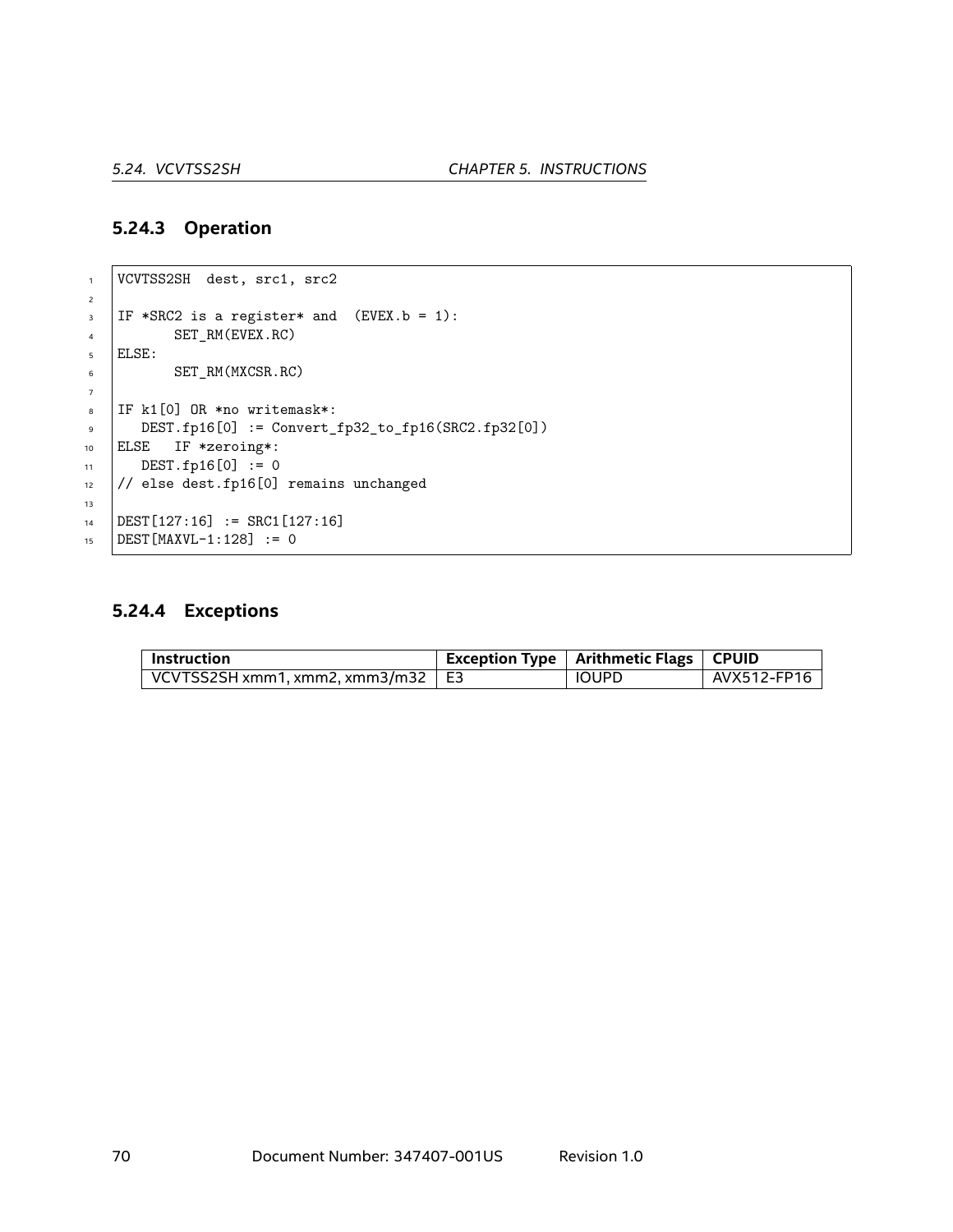### 5.24.3 Operation

```
VCVTSS2SH  dest, src1, src2

IF *SRC2 is a register* and  (EVEX.b = 1):
       SET_RM(EVEX.RC)
ELSE:
       SET_RM(MXCSR.RC)

IF k1[0] OR *no writemask*:
   DEST.fp16[0] := Convert_fp32_to_fp16(SRC2.fp32[0])
ELSE   IF *zeroing*:
   DEST.fp16[0] := 0
// else dest.fp16[0] remains unchanged

DEST[127:16] := SRC1[127:16]
DEST[MAXVL-1:128] := 0
```

### 5.24.4 Exceptions

| Instruction | Exception Type | Arithmetic Flags | CPUID |
|---|---|---|---|
| VCVTSS2SH xmm1, xmm2, xmm3/m32 | E3 | IOUPD | AVX512-FP16 |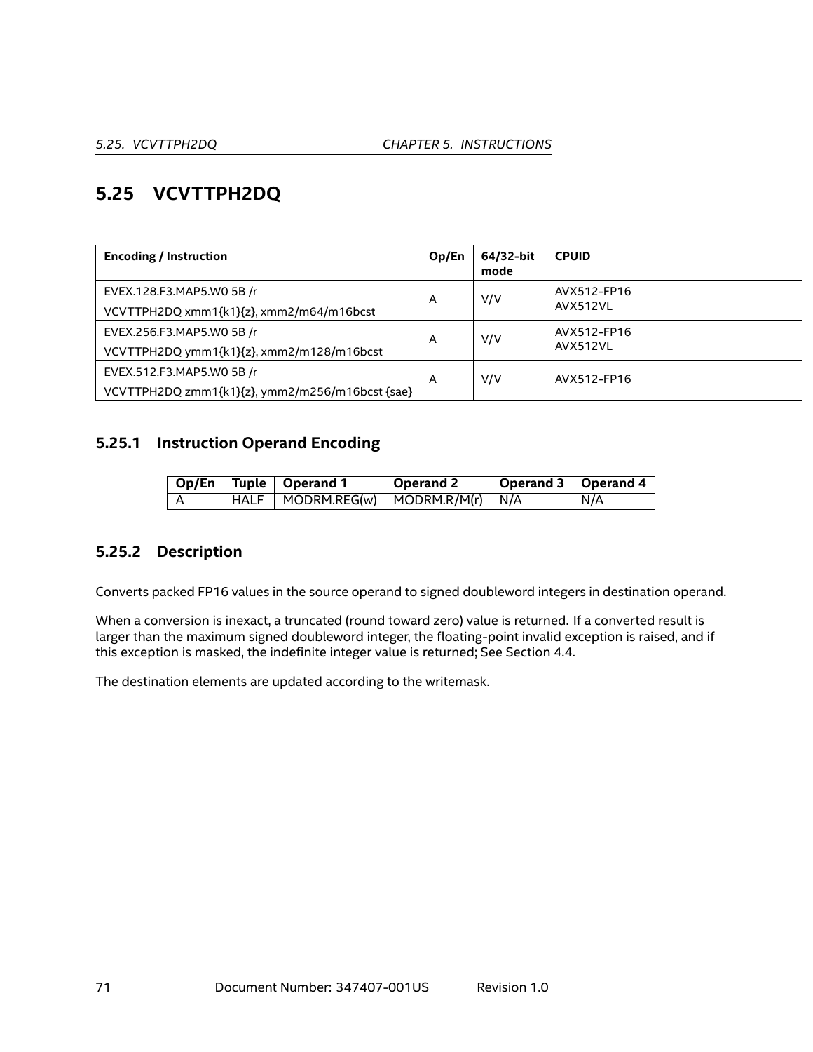## 5.25 VCVTTPH2DQ

| Encoding / Instruction | Op/En | 64/32-bit mode | CPUID |
|---|---|---|---|
| EVEX.128.F3.MAP5.W0 5B /r<br>VCVTTPH2DQ xmm1{k1}{z}, xmm2/m64/m16bcst | A | V/V | AVX512-FP16<br>AVX512VL |
| EVEX.256.F3.MAP5.W0 5B /r<br>VCVTTPH2DQ ymm1{k1}{z}, xmm2/m128/m16bcst | A | V/V | AVX512-FP16<br>AVX512VL |
| EVEX.512.F3.MAP5.W0 5B /r<br>VCVTTPH2DQ zmm1{k1}{z}, ymm2/m256/m16bcst {sae} | A | V/V | AVX512-FP16 |

### 5.25.1 Instruction Operand Encoding

| Op/En | Tuple | Operand 1 | Operand 2 | Operand 3 | Operand 4 |
|---|---|---|---|---|---|
| A | HALF | MODRM.REG(w) | MODRM.R/M(r) | N/A | N/A |

### 5.25.2 Description

Converts packed FP16 values in the source operand to signed doubleword integers in destination operand.

When a conversion is inexact, a truncated (round toward zero) value is returned. If a converted result is larger than the maximum signed doubleword integer, the floating-point invalid exception is raised, and if this exception is masked, the indefinite integer value is returned; See Section 4.4.

The destination elements are updated according to the writemask.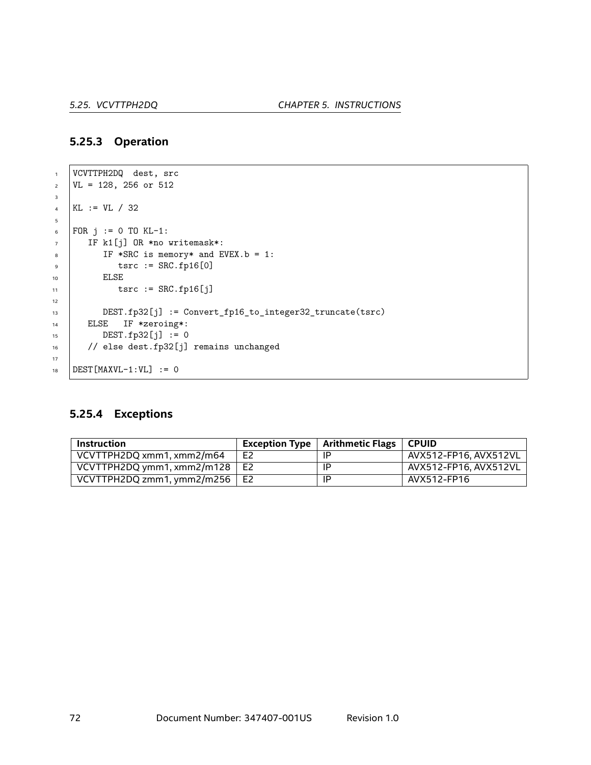### 5.25.3 Operation

```
VCVTTPH2DQ  dest, src
VL = 128, 256 or 512

KL := VL / 32

FOR j := 0 TO KL-1:
   IF k1[j] OR *no writemask*:
      IF *SRC is memory* and EVEX.b = 1:
         tsrc := SRC.fp16[0]
      ELSE
         tsrc := SRC.fp16[j]

      DEST.fp32[j] := Convert_fp16_to_integer32_truncate(tsrc)
   ELSE   IF *zeroing*:
      DEST.fp32[j] := 0
   // else dest.fp32[j] remains unchanged

DEST[MAXVL-1:VL] := 0
```

### 5.25.4 Exceptions

| Instruction | Exception Type | Arithmetic Flags | CPUID |
|---|---|---|---|
| VCVTTPH2DQ xmm1, xmm2/m64 | E2 | IP | AVX512-FP16, AVX512VL |
| VCVTTPH2DQ ymm1, xmm2/m128 | E2 | IP | AVX512-FP16, AVX512VL |
| VCVTTPH2DQ zmm1, ymm2/m256 | E2 | IP | AVX512-FP16 |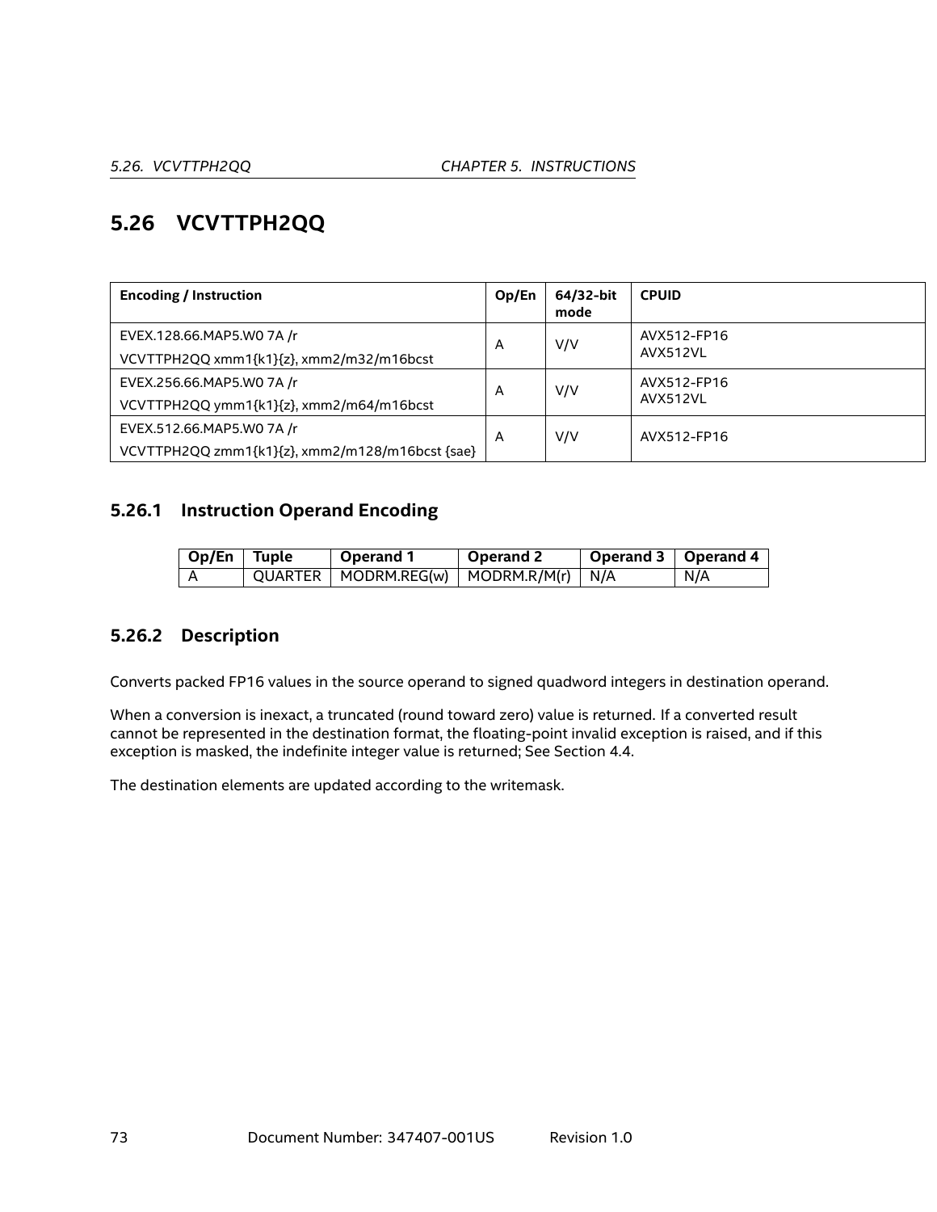## 5.26 VCVTTPH2QQ

| Encoding / Instruction | Op/En | 64/32-bit mode | CPUID |
|---|---|---|---|
| EVEX.128.66.MAP5.W0 7A /r<br>VCVTTPH2QQ xmm1{k1}{z}, xmm2/m32/m16bcst | A | V/V | AVX512-FP16<br>AVX512VL |
| EVEX.256.66.MAP5.W0 7A /r<br>VCVTTPH2QQ ymm1{k1}{z}, xmm2/m64/m16bcst | A | V/V | AVX512-FP16<br>AVX512VL |
| EVEX.512.66.MAP5.W0 7A /r<br>VCVTTPH2QQ zmm1{k1}{z}, xmm2/m128/m16bcst {sae} | A | V/V | AVX512-FP16 |

### 5.26.1 Instruction Operand Encoding

| Op/En | Tuple | Operand 1 | Operand 2 | Operand 3 | Operand 4 |
|---|---|---|---|---|---|
| A | QUARTER | MODRM.REG(w) | MODRM.R/M(r) | N/A | N/A |

### 5.26.2 Description

Converts packed FP16 values in the source operand to signed quadword integers in destination operand.

When a conversion is inexact, a truncated (round toward zero) value is returned. If a converted result cannot be represented in the destination format, the floating-point invalid exception is raised, and if this exception is masked, the indefinite integer value is returned; See Section 4.4.

The destination elements are updated according to the writemask.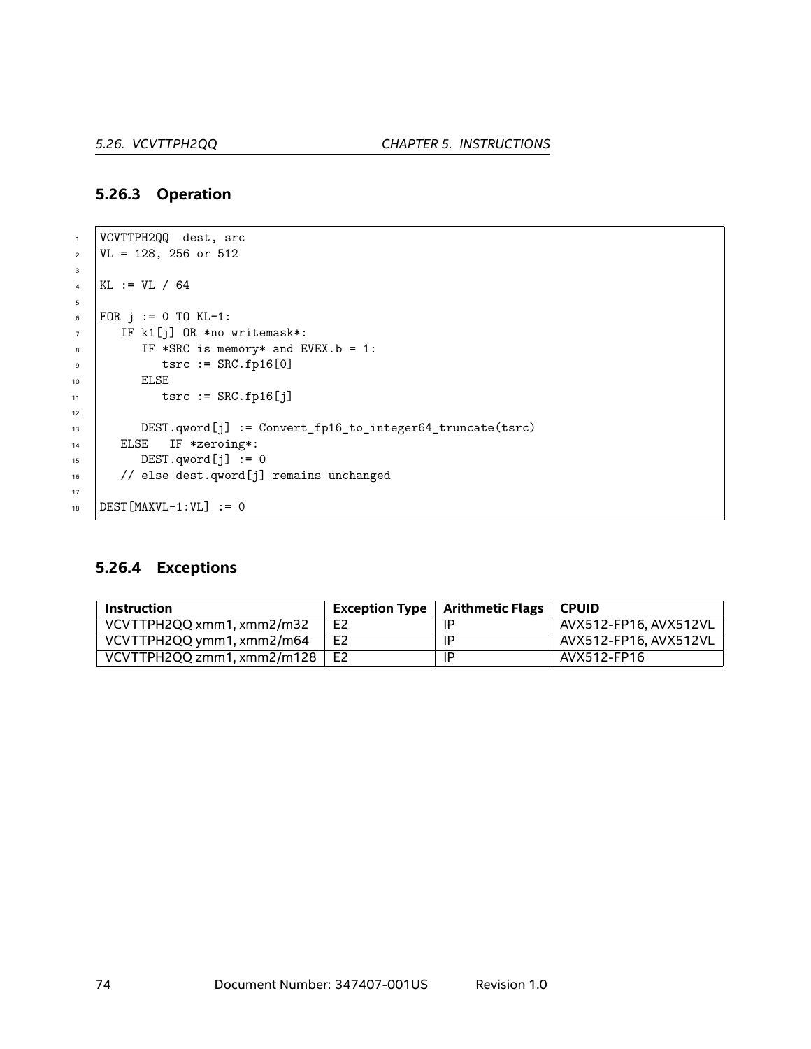### 5.26.3 Operation

```
VCVTTPH2QQ  dest, src
VL = 128, 256 or 512

KL := VL / 64

FOR j := 0 TO KL-1:
   IF k1[j] OR *no writemask*:
      IF *SRC is memory* and EVEX.b = 1:
         tsrc := SRC.fp16[0]
      ELSE
         tsrc := SRC.fp16[j]

      DEST.qword[j] := Convert_fp16_to_integer64_truncate(tsrc)
   ELSE   IF *zeroing*:
      DEST.qword[j] := 0
   // else dest.qword[j] remains unchanged

DEST[MAXVL-1:VL] := 0
```

### 5.26.4 Exceptions

| Instruction | Exception Type | Arithmetic Flags | CPUID |
|---|---|---|---|
| VCVTTPH2QQ xmm1, xmm2/m32 | E2 | IP | AVX512-FP16, AVX512VL |
| VCVTTPH2QQ ymm1, xmm2/m64 | E2 | IP | AVX512-FP16, AVX512VL |
| VCVTTPH2QQ zmm1, xmm2/m128 | E2 | IP | AVX512-FP16 |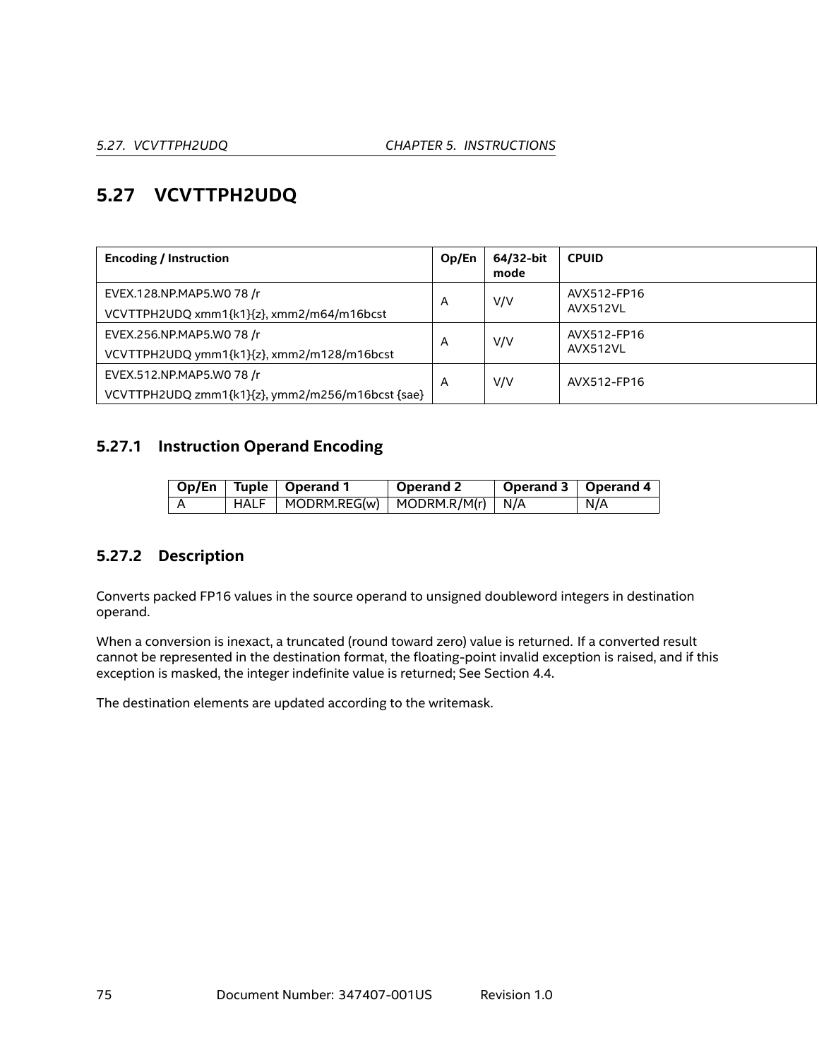## 5.27 VCVTTPH2UDQ

| Encoding / Instruction | Op/En | 64/32-bit mode | CPUID |
|---|---|---|---|
| EVEX.128.NP.MAP5.W0 78 /r<br>VCVTTPH2UDQ xmm1{k1}{z}, xmm2/m64/m16bcst | A | V/V | AVX512-FP16<br>AVX512VL |
| EVEX.256.NP.MAP5.W0 78 /r<br>VCVTTPH2UDQ ymm1{k1}{z}, xmm2/m128/m16bcst | A | V/V | AVX512-FP16<br>AVX512VL |
| EVEX.512.NP.MAP5.W0 78 /r<br>VCVTTPH2UDQ zmm1{k1}{z}, ymm2/m256/m16bcst {sae} | A | V/V | AVX512-FP16 |

### 5.27.1 Instruction Operand Encoding

| Op/En | Tuple | Operand 1 | Operand 2 | Operand 3 | Operand 4 |
|---|---|---|---|---|---|
| A | HALF | MODRM.REG(w) | MODRM.R/M(r) | N/A | N/A |

### 5.27.2 Description

Converts packed FP16 values in the source operand to unsigned doubleword integers in destination operand.

When a conversion is inexact, a truncated (round toward zero) value is returned. If a converted result cannot be represented in the destination format, the floating-point invalid exception is raised, and if this exception is masked, the integer indefinite value is returned; See Section 4.4.

The destination elements are updated according to the writemask.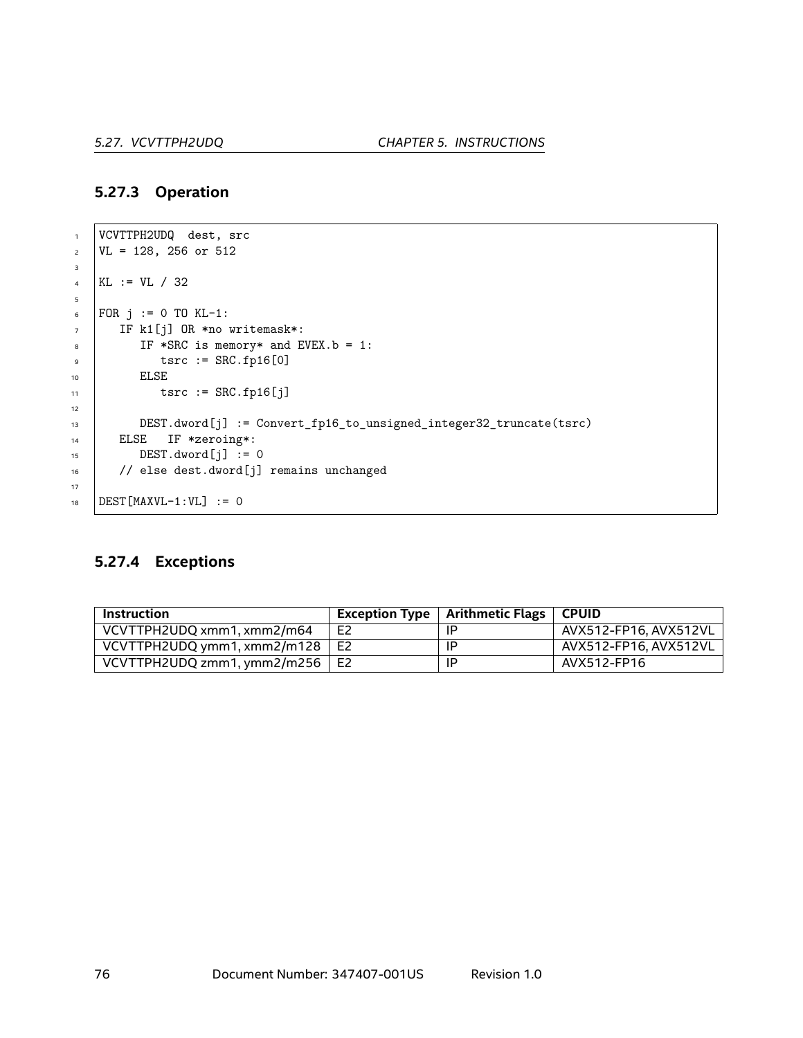### 5.27.3 Operation

```
VCVTTPH2UDQ  dest, src
VL = 128, 256 or 512

KL := VL / 32

FOR j := 0 TO KL-1:
   IF k1[j] OR *no writemask*:
      IF *SRC is memory* and EVEX.b = 1:
         tsrc := SRC.fp16[0]
      ELSE
         tsrc := SRC.fp16[j]

      DEST.dword[j] := Convert_fp16_to_unsigned_integer32_truncate(tsrc)
   ELSE   IF *zeroing*:
      DEST.dword[j] := 0
   // else dest.dword[j] remains unchanged

DEST[MAXVL-1:VL] := 0
```

### 5.27.4 Exceptions

| Instruction | Exception Type | Arithmetic Flags | CPUID |
|---|---|---|---|
| VCVTTPH2UDQ xmm1, xmm2/m64 | E2 | IP | AVX512-FP16, AVX512VL |
| VCVTTPH2UDQ ymm1, xmm2/m128 | E2 | IP | AVX512-FP16, AVX512VL |
| VCVTTPH2UDQ zmm1, ymm2/m256 | E2 | IP | AVX512-FP16 |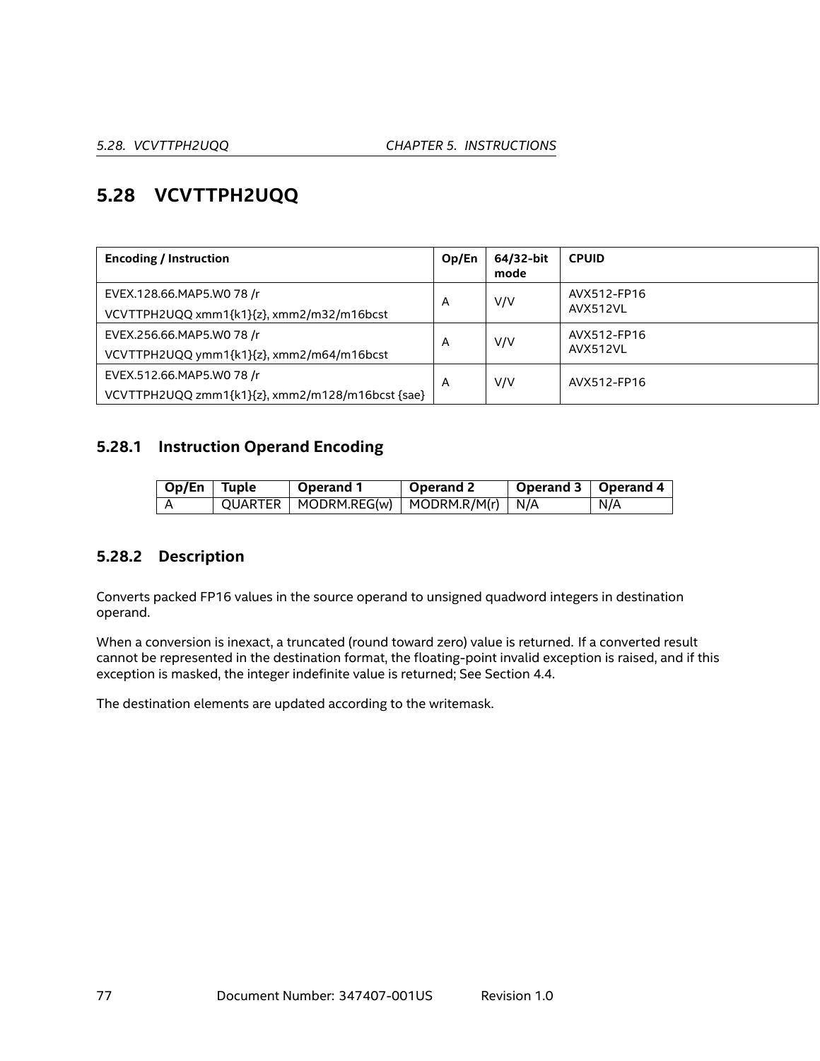## 5.28 VCVTTPH2UQQ

| Encoding / Instruction | Op/En | 64/32-bit mode | CPUID |
|---|---|---|---|
| EVEX.128.66.MAP5.W0 78 /r<br>VCVTTPH2UQQ xmm1{k1}{z}, xmm2/m32/m16bcst | A | V/V | AVX512-FP16<br>AVX512VL |
| EVEX.256.66.MAP5.W0 78 /r<br>VCVTTPH2UQQ ymm1{k1}{z}, xmm2/m64/m16bcst | A | V/V | AVX512-FP16<br>AVX512VL |
| EVEX.512.66.MAP5.W0 78 /r<br>VCVTTPH2UQQ zmm1{k1}{z}, xmm2/m128/m16bcst {sae} | A | V/V | AVX512-FP16 |

### 5.28.1 Instruction Operand Encoding

| Op/En | Tuple | Operand 1 | Operand 2 | Operand 3 | Operand 4 |
|---|---|---|---|---|---|
| A | QUARTER | MODRM.REG(w) | MODRM.R/M(r) | N/A | N/A |

### 5.28.2 Description

Converts packed FP16 values in the source operand to unsigned quadword integers in destination operand.

When a conversion is inexact, a truncated (round toward zero) value is returned. If a converted result cannot be represented in the destination format, the floating-point invalid exception is raised, and if this exception is masked, the integer indefinite value is returned; See Section 4.4.

The destination elements are updated according to the writemask.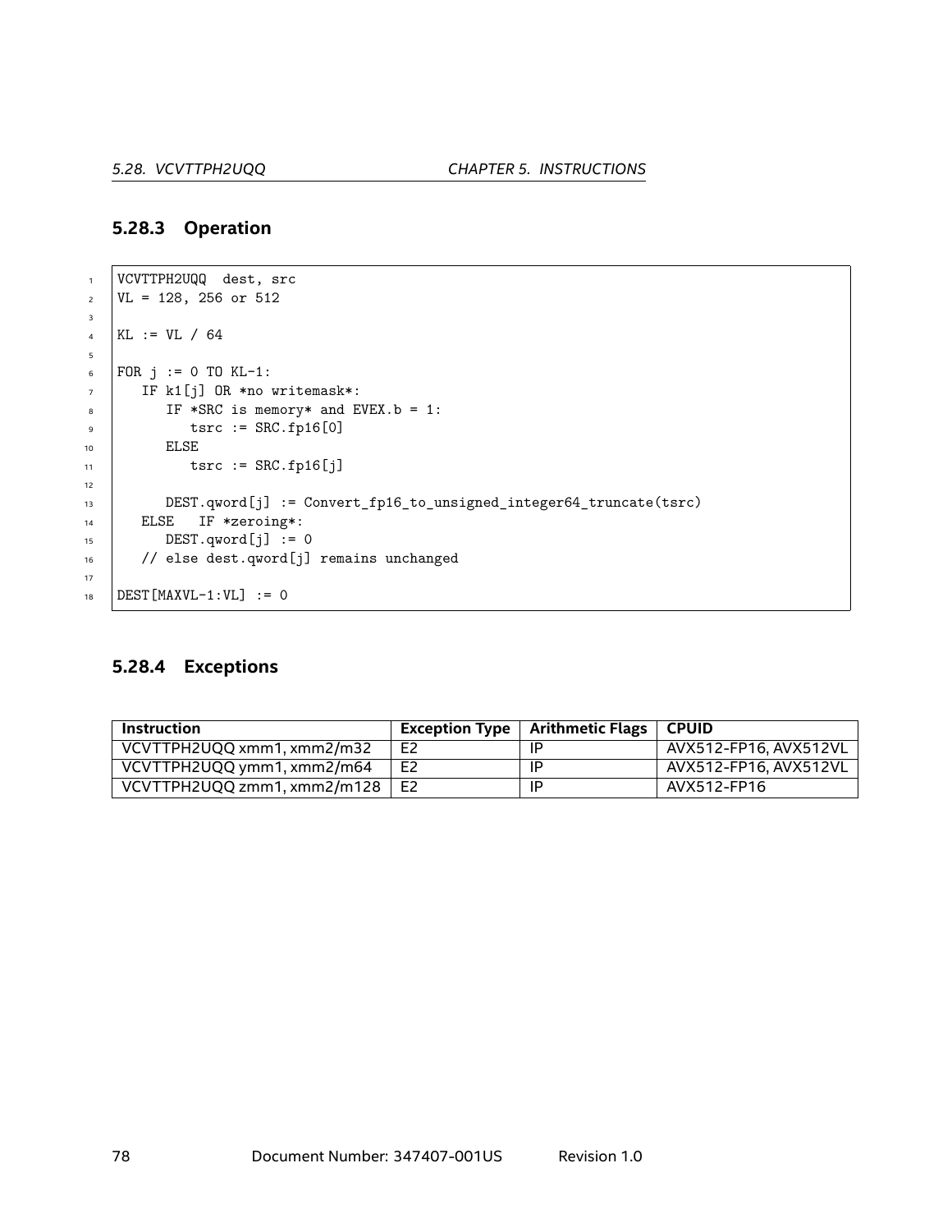### 5.28.3 Operation

```
VCVTTPH2UQQ  dest, src
VL = 128, 256 or 512

KL := VL / 64

FOR j := 0 TO KL-1:
   IF k1[j] OR *no writemask*:
      IF *SRC is memory* and EVEX.b = 1:
         tsrc := SRC.fp16[0]
      ELSE
         tsrc := SRC.fp16[j]

      DEST.qword[j] := Convert_fp16_to_unsigned_integer64_truncate(tsrc)
   ELSE   IF *zeroing*:
      DEST.qword[j] := 0
   // else dest.qword[j] remains unchanged

DEST[MAXVL-1:VL] := 0
```

### 5.28.4 Exceptions

| Instruction | Exception Type | Arithmetic Flags | CPUID |
| --- | --- | --- | --- |
| VCVTTPH2UQQ xmm1, xmm2/m32 | E2 | IP | AVX512-FP16, AVX512VL |
| VCVTTPH2UQQ ymm1, xmm2/m64 | E2 | IP | AVX512-FP16, AVX512VL |
| VCVTTPH2UQQ zmm1, xmm2/m128 | E2 | IP | AVX512-FP16 |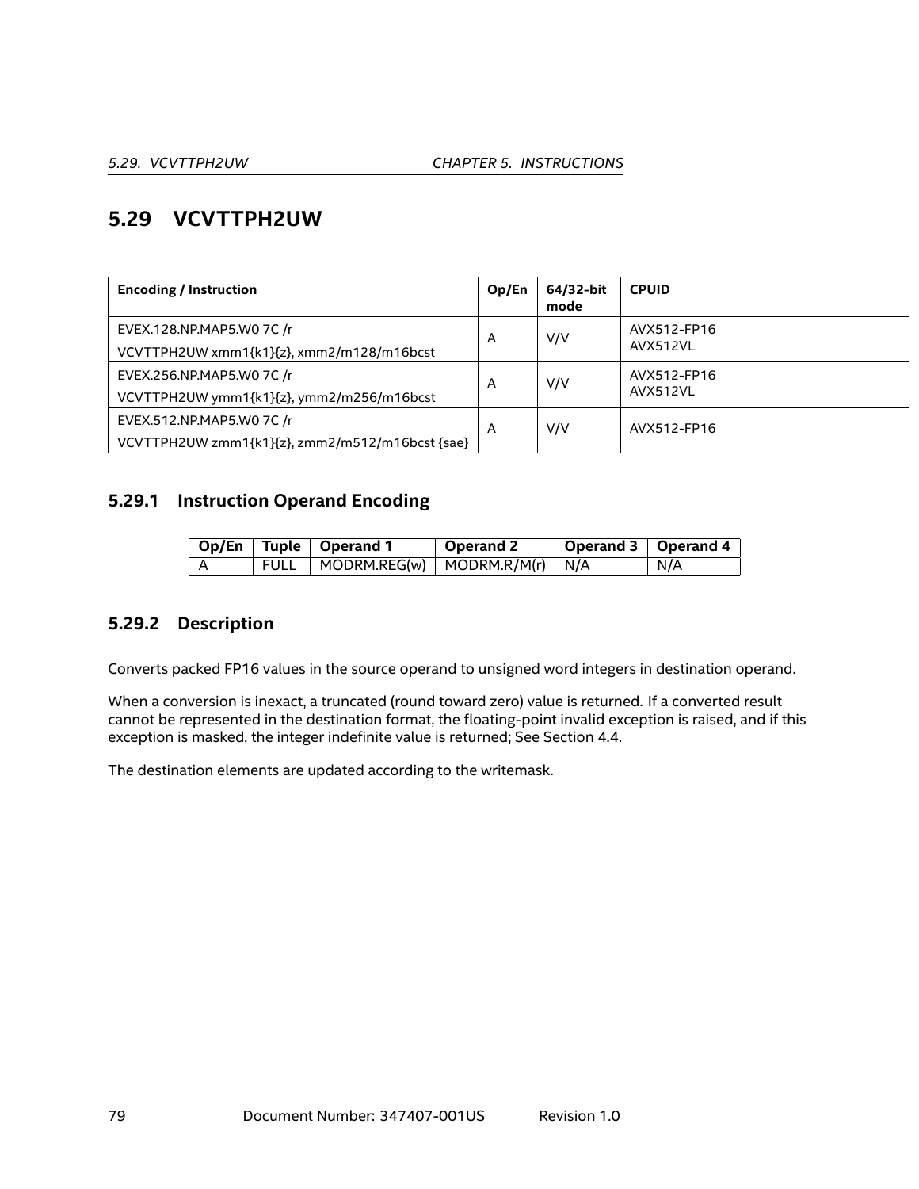## 5.29 VCVTTPH2UW

| Encoding / Instruction | Op/En | 64/32-bit mode | CPUID |
|---|---|---|---|
| EVEX.128.NP.MAP5.W0 7C /r<br>VCVTTPH2UW xmm1{k1}{z}, xmm2/m128/m16bcst | A | V/V | AVX512-FP16<br>AVX512VL |
| EVEX.256.NP.MAP5.W0 7C /r<br>VCVTTPH2UW ymm1{k1}{z}, ymm2/m256/m16bcst | A | V/V | AVX512-FP16<br>AVX512VL |
| EVEX.512.NP.MAP5.W0 7C /r<br>VCVTTPH2UW zmm1{k1}{z}, zmm2/m512/m16bcst {sae} | A | V/V | AVX512-FP16 |

### 5.29.1 Instruction Operand Encoding

| Op/En | Tuple | Operand 1 | Operand 2 | Operand 3 | Operand 4 |
|---|---|---|---|---|---|
| A | FULL | MODRM.REG(w) | MODRM.R/M(r) | N/A | N/A |

### 5.29.2 Description

Converts packed FP16 values in the source operand to unsigned word integers in destination operand.

When a conversion is inexact, a truncated (round toward zero) value is returned. If a converted result cannot be represented in the destination format, the floating-point invalid exception is raised, and if this exception is masked, the integer indefinite value is returned; See Section 4.4.

The destination elements are updated according to the writemask.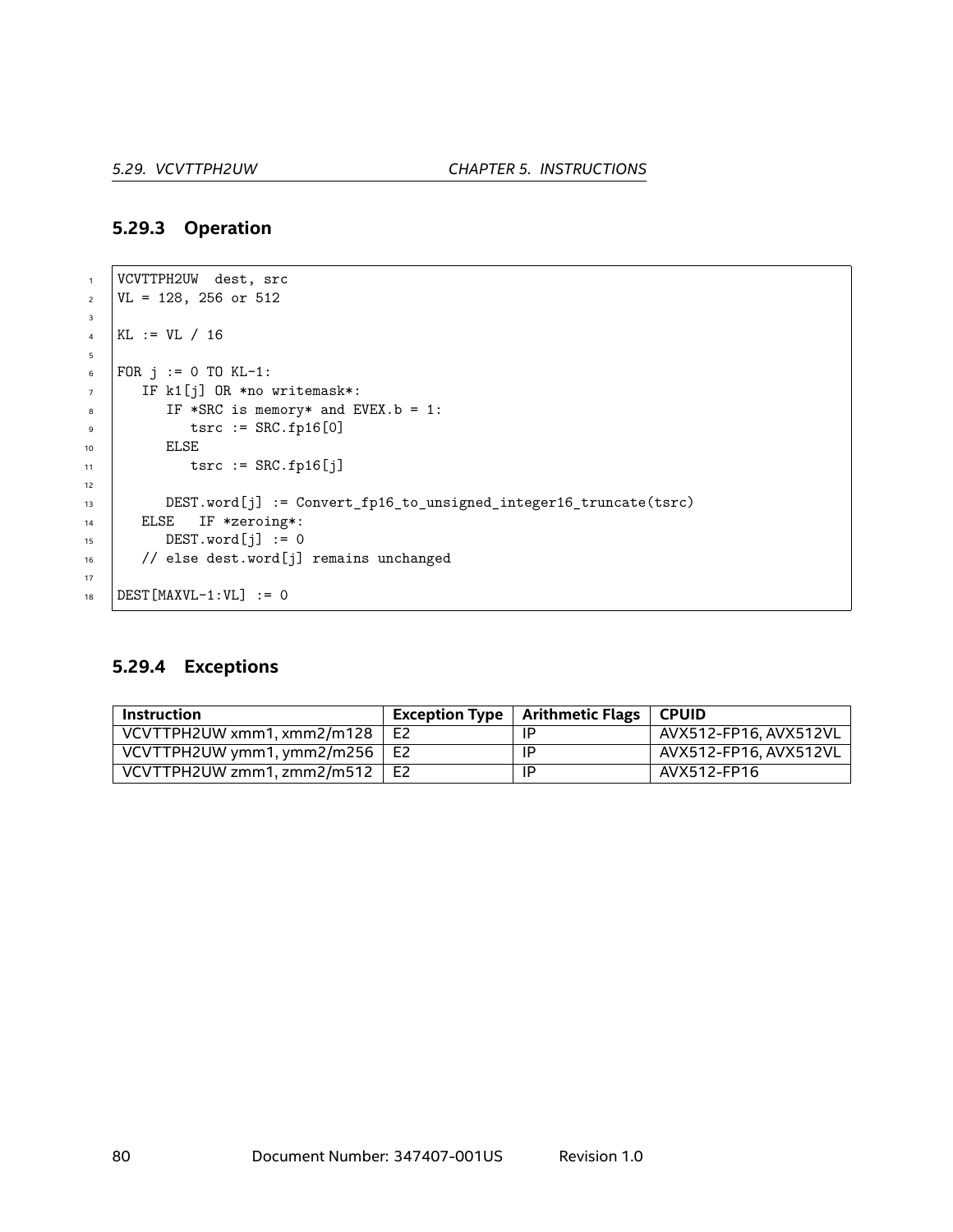### 5.29.3 Operation

```
VCVTTPH2UW  dest, src
VL = 128, 256 or 512

KL := VL / 16

FOR j := 0 TO KL-1:
   IF k1[j] OR *no writemask*:
      IF *SRC is memory* and EVEX.b = 1:
         tsrc := SRC.fp16[0]
      ELSE
         tsrc := SRC.fp16[j]

      DEST.word[j] := Convert_fp16_to_unsigned_integer16_truncate(tsrc)
   ELSE   IF *zeroing*:
      DEST.word[j] := 0
   // else dest.word[j] remains unchanged

DEST[MAXVL-1:VL] := 0
```

### 5.29.4 Exceptions

| Instruction | Exception Type | Arithmetic Flags | CPUID |
|---|---|---|---|
| VCVTTPH2UW xmm1, xmm2/m128 | E2 | IP | AVX512-FP16, AVX512VL |
| VCVTTPH2UW ymm1, ymm2/m256 | E2 | IP | AVX512-FP16, AVX512VL |
| VCVTTPH2UW zmm1, zmm2/m512 | E2 | IP | AVX512-FP16 |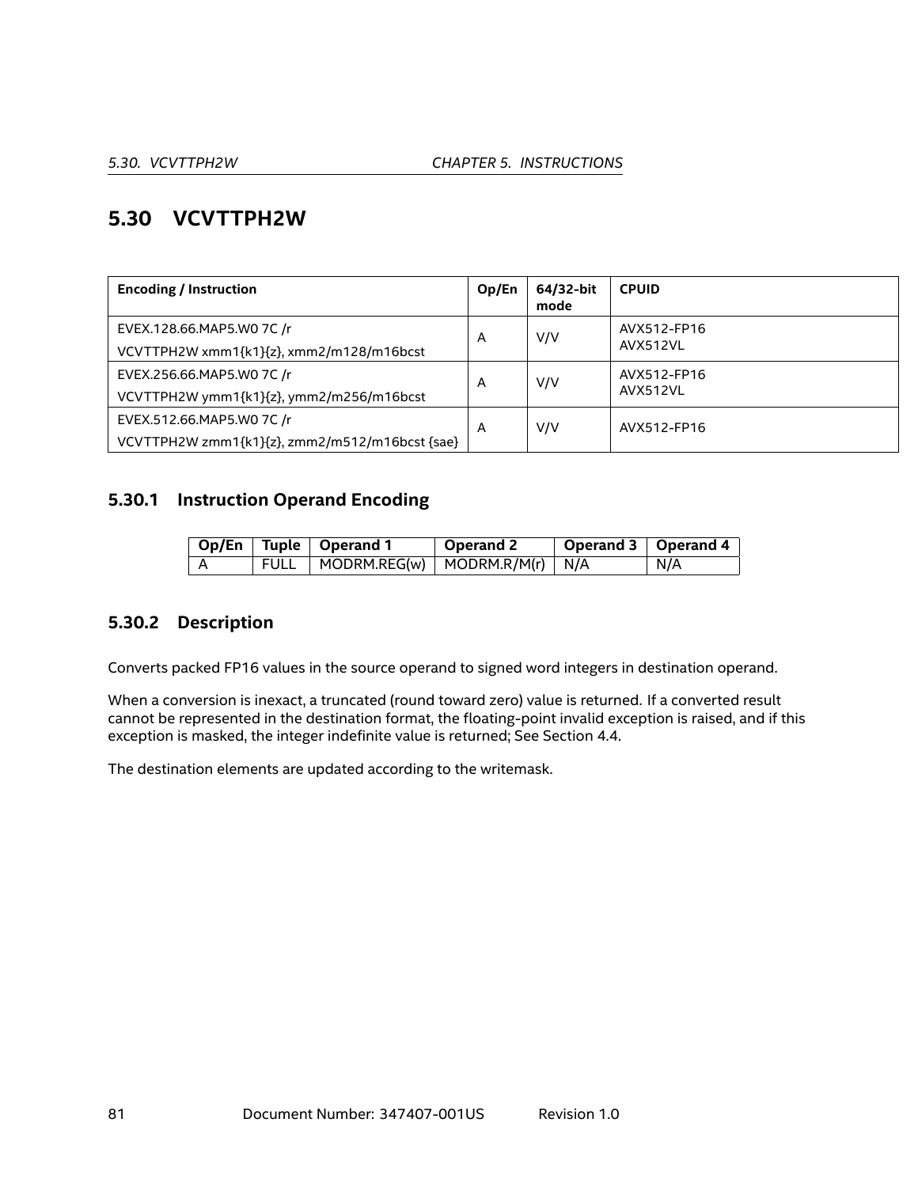## 5.30 VCVTTPH2W

| Encoding / Instruction | Op/En | 64/32-bit mode | CPUID |
|---|---|---|---|
| EVEX.128.66.MAP5.W0 7C /r<br>VCVTTPH2W xmm1{k1}{z}, xmm2/m128/m16bcst | A | V/V | AVX512-FP16<br>AVX512VL |
| EVEX.256.66.MAP5.W0 7C /r<br>VCVTTPH2W ymm1{k1}{z}, ymm2/m256/m16bcst | A | V/V | AVX512-FP16<br>AVX512VL |
| EVEX.512.66.MAP5.W0 7C /r<br>VCVTTPH2W zmm1{k1}{z}, zmm2/m512/m16bcst {sae} | A | V/V | AVX512-FP16 |

### 5.30.1 Instruction Operand Encoding

| Op/En | Tuple | Operand 1 | Operand 2 | Operand 3 | Operand 4 |
|---|---|---|---|---|---|
| A | FULL | MODRM.REG(w) | MODRM.R/M(r) | N/A | N/A |

### 5.30.2 Description

Converts packed FP16 values in the source operand to signed word integers in destination operand.

When a conversion is inexact, a truncated (round toward zero) value is returned. If a converted result cannot be represented in the destination format, the floating-point invalid exception is raised, and if this exception is masked, the integer indefinite value is returned; See Section 4.4.

The destination elements are updated according to the writemask.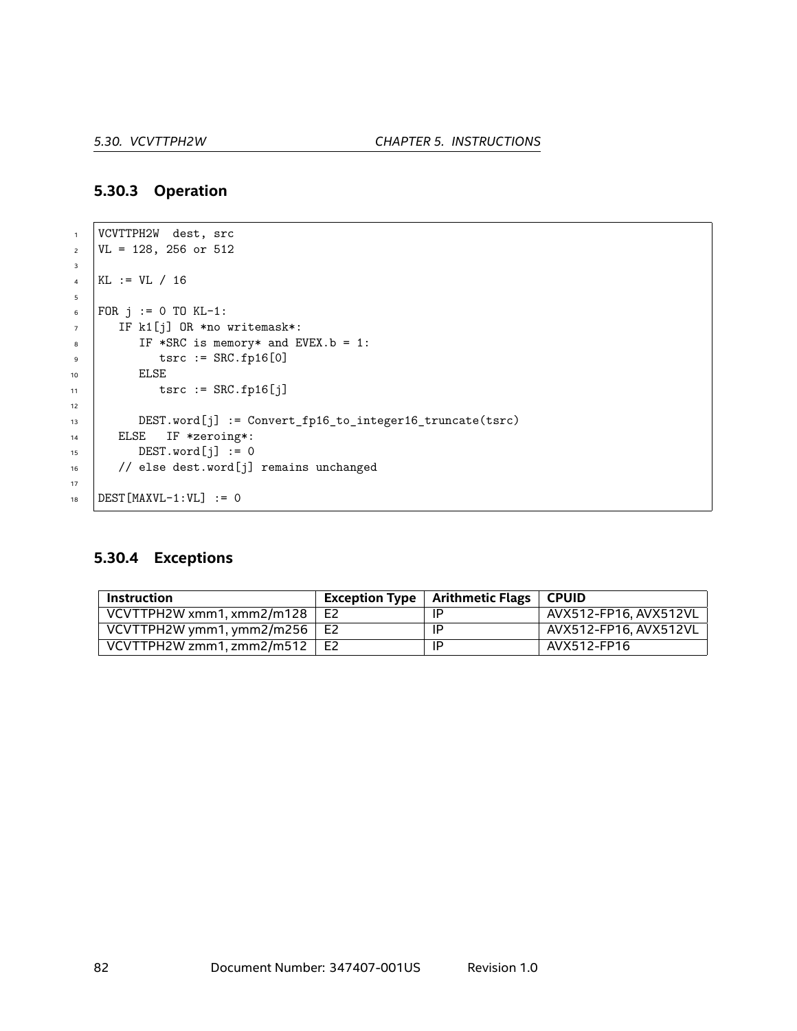### 5.30.3 Operation

```
VCVTTPH2W  dest, src
VL = 128, 256 or 512

KL := VL / 16

FOR j := 0 TO KL-1:
   IF k1[j] OR *no writemask*:
      IF *SRC is memory* and EVEX.b = 1:
         tsrc := SRC.fp16[0]
      ELSE
         tsrc := SRC.fp16[j]

      DEST.word[j] := Convert_fp16_to_integer16_truncate(tsrc)
   ELSE   IF *zeroing*:
      DEST.word[j] := 0
   // else dest.word[j] remains unchanged

DEST[MAXVL-1:VL] := 0
```

### 5.30.4 Exceptions

| Instruction | Exception Type | Arithmetic Flags | CPUID |
|---|---|---|---|
| VCVTTPH2W xmm1, xmm2/m128 | E2 | IP | AVX512-FP16, AVX512VL |
| VCVTTPH2W ymm1, ymm2/m256 | E2 | IP | AVX512-FP16, AVX512VL |
| VCVTTPH2W zmm1, zmm2/m512 | E2 | IP | AVX512-FP16 |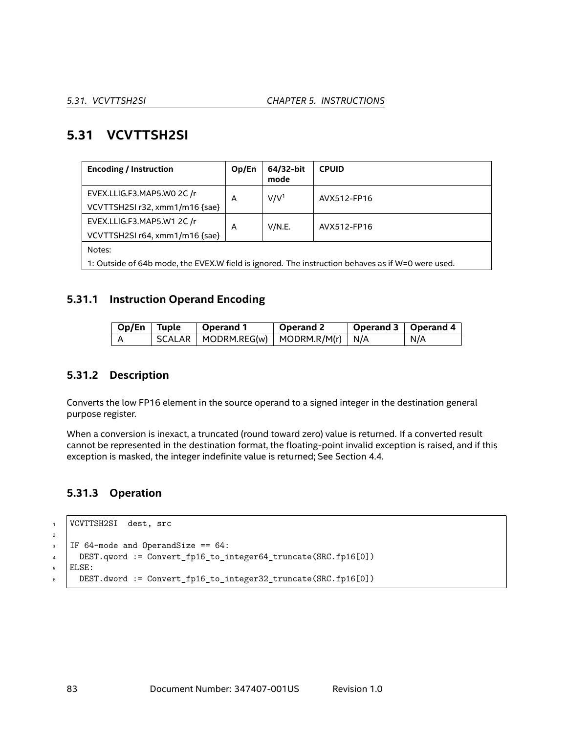## 5.31 VCVTTSH2SI

| Encoding / Instruction | Op/En | 64/32-bit mode | CPUID |
|---|---|---|---|
| EVEX.LLIG.F3.MAP5.W0 2C /r<br>VCVTTSH2SI r32, xmm1/m16 {sae} | A | V/V[1] | AVX512-FP16 |
| EVEX.LLIG.F3.MAP5.W1 2C /r<br>VCVTTSH2SI r64, xmm1/m16 {sae} | A | V/N.E. | AVX512-FP16 |
| Notes:<br>1: Outside of 64b mode, the EVEX.W field is ignored. The instruction behaves as if W=0 were used. | | | |

### 5.31.1 Instruction Operand Encoding

| Op/En | Tuple | Operand 1 | Operand 2 | Operand 3 | Operand 4 |
|---|---|---|---|---|---|
| A | SCALAR | MODRM.REG(w) | MODRM.R/M(r) | N/A | N/A |

### 5.31.2 Description

Converts the low FP16 element in the source operand to a signed integer in the destination general purpose register.

When a conversion is inexact, a truncated (round toward zero) value is returned. If a converted result cannot be represented in the destination format, the floating-point invalid exception is raised, and if this exception is masked, the integer indefinite value is returned; See Section 4.4.

### 5.31.3 Operation

```
VCVTTSH2SI  dest, src

IF 64-mode and OperandSize == 64:
  DEST.qword := Convert_fp16_to_integer64_truncate(SRC.fp16[0])
ELSE:
  DEST.dword := Convert_fp16_to_integer32_truncate(SRC.fp16[0])
```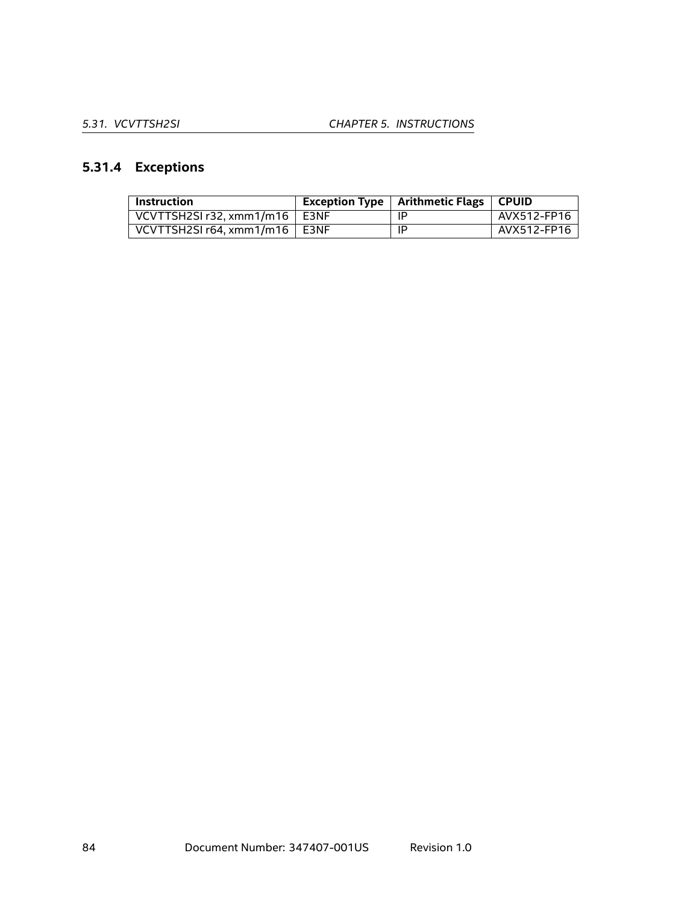### 5.31.4 Exceptions

| Instruction | Exception Type | Arithmetic Flags | CPUID |
|---|---|---|---|
| VCVTTSH2SI r32, xmm1/m16 | E3NF | IP | AVX512-FP16 |
| VCVTTSH2SI r64, xmm1/m16 | E3NF | IP | AVX512-FP16 |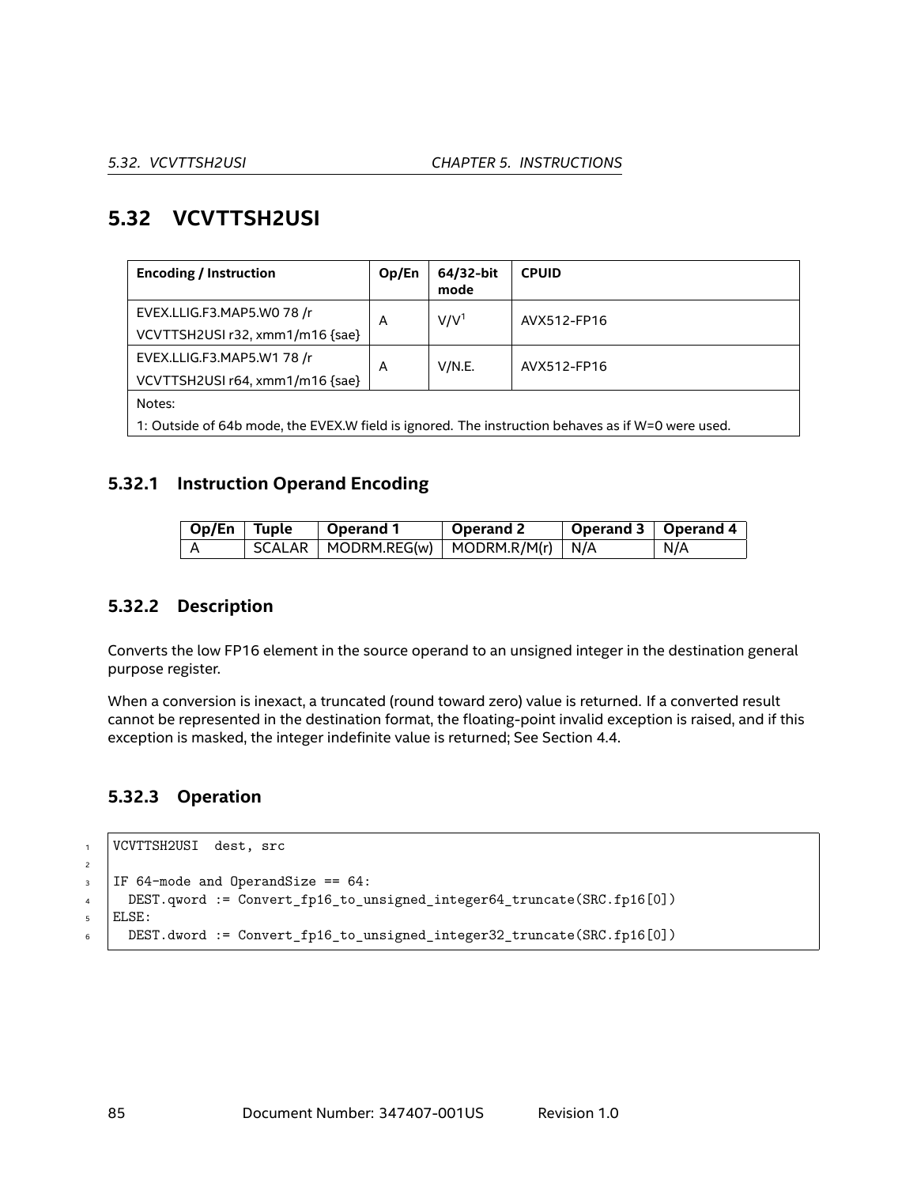## 5.32 VCVTTSH2USI

| Encoding / Instruction | Op/En | 64/32-bit mode | CPUID |
|---|---|---|---|
| EVEX.LLIG.F3.MAP5.W0 78 /r<br>VCVTTSH2USI r32, xmm1/m16 {sae} | A | V/V[1] | AVX512-FP16 |
| EVEX.LLIG.F3.MAP5.W1 78 /r<br>VCVTTSH2USI r64, xmm1/m16 {sae} | A | V/N.E. | AVX512-FP16 |
| Notes:<br>1: Outside of 64b mode, the EVEX.W field is ignored. The instruction behaves as if W=0 were used. | | | |

### 5.32.1 Instruction Operand Encoding

| Op/En | Tuple | Operand 1 | Operand 2 | Operand 3 | Operand 4 |
|---|---|---|---|---|---|
| A | SCALAR | MODRM.REG(w) | MODRM.R/M(r) | N/A | N/A |

### 5.32.2 Description

Converts the low FP16 element in the source operand to an unsigned integer in the destination general purpose register.

When a conversion is inexact, a truncated (round toward zero) value is returned. If a converted result cannot be represented in the destination format, the floating-point invalid exception is raised, and if this exception is masked, the integer indefinite value is returned; See Section 4.4.

### 5.32.3 Operation

```
VCVTTSH2USI  dest, src

IF 64-mode and OperandSize == 64:
  DEST.qword := Convert_fp16_to_unsigned_integer64_truncate(SRC.fp16[0])
ELSE:
  DEST.dword := Convert_fp16_to_unsigned_integer32_truncate(SRC.fp16[0])
```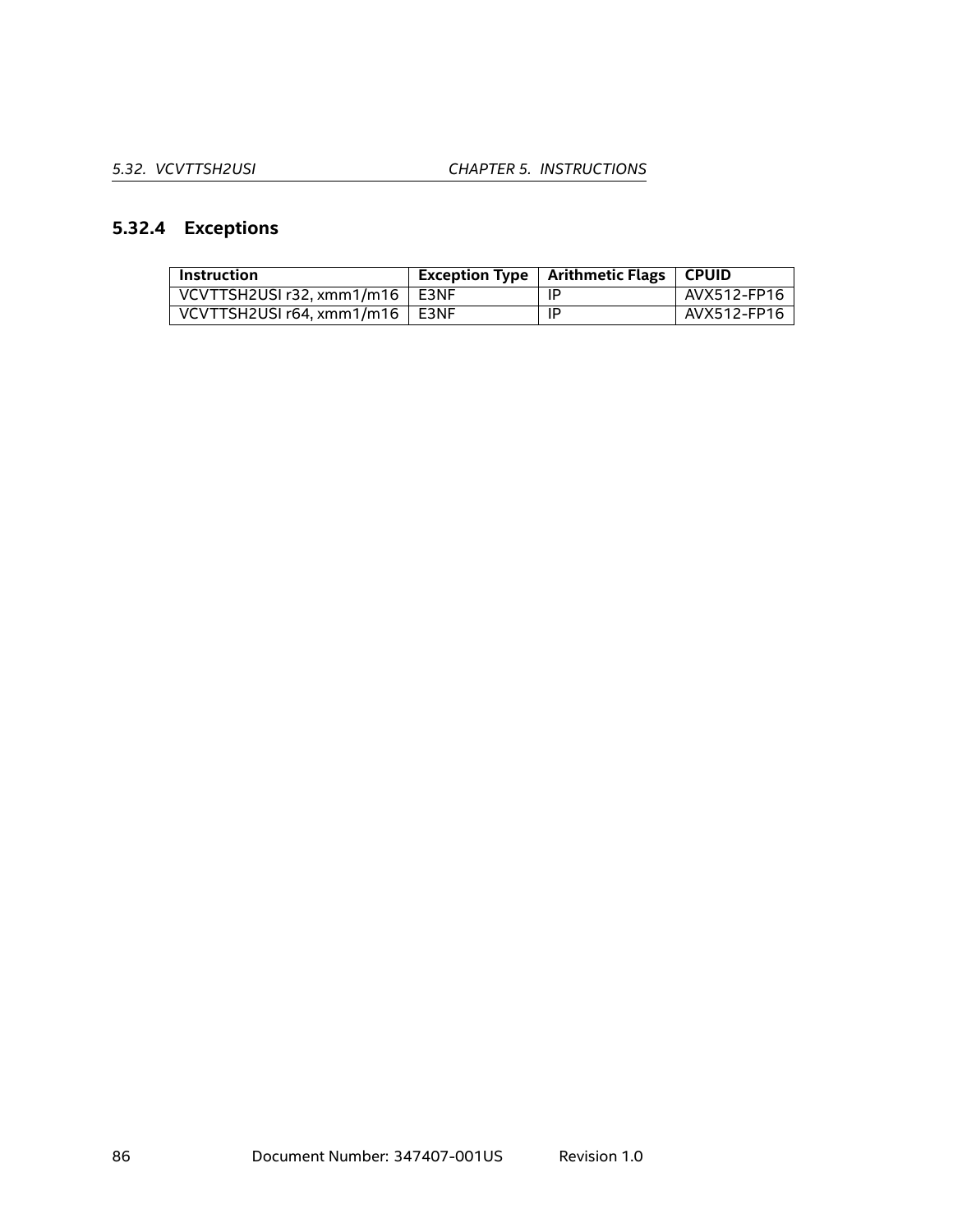### 5.32.4 Exceptions

| Instruction | Exception Type | Arithmetic Flags | CPUID |
| --- | --- | --- | --- |
| VCVTTSH2USI r32, xmm1/m16 | E3NF | IP | AVX512-FP16 |
| VCVTTSH2USI r64, xmm1/m16 | E3NF | IP | AVX512-FP16 |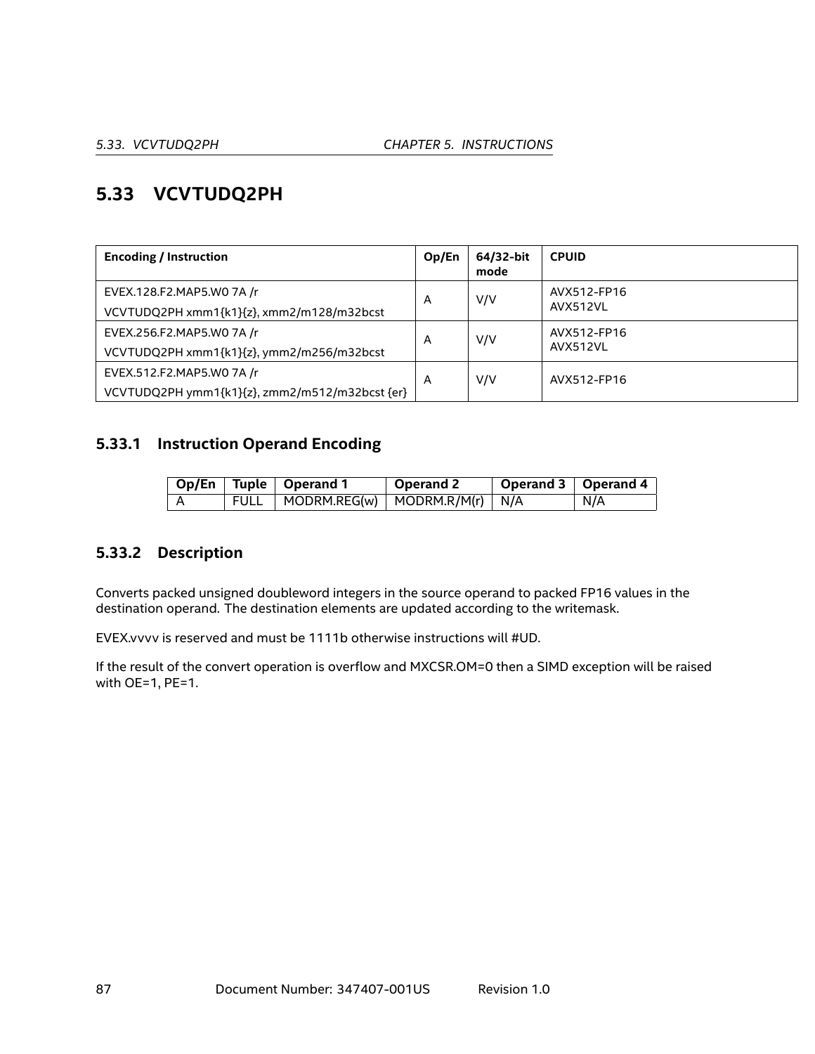## 5.33 VCVTUDQ2PH

| Encoding / Instruction | Op/En | 64/32-bit mode | CPUID |
|---|---|---|---|
| EVEX.128.F2.MAP5.W0 7A /r<br>VCVTUDQ2PH xmm1{k1}{z}, xmm2/m128/m32bcst | A | V/V | AVX512-FP16<br>AVX512VL |
| EVEX.256.F2.MAP5.W0 7A /r<br>VCVTUDQ2PH xmm1{k1}{z}, ymm2/m256/m32bcst | A | V/V | AVX512-FP16<br>AVX512VL |
| EVEX.512.F2.MAP5.W0 7A /r<br>VCVTUDQ2PH ymm1{k1}{z}, zmm2/m512/m32bcst {er} | A | V/V | AVX512-FP16 |

### 5.33.1 Instruction Operand Encoding

| Op/En | Tuple | Operand 1 | Operand 2 | Operand 3 | Operand 4 |
|---|---|---|---|---|---|
| A | FULL | MODRM.REG(w) | MODRM.R/M(r) | N/A | N/A |

### 5.33.2 Description

Converts packed unsigned doubleword integers in the source operand to packed FP16 values in the destination operand. The destination elements are updated according to the writemask.

EVEX.vvvv is reserved and must be 1111b otherwise instructions will #UD.

If the result of the convert operation is overflow and MXCSR.OM=0 then a SIMD exception will be raised with OE=1, PE=1.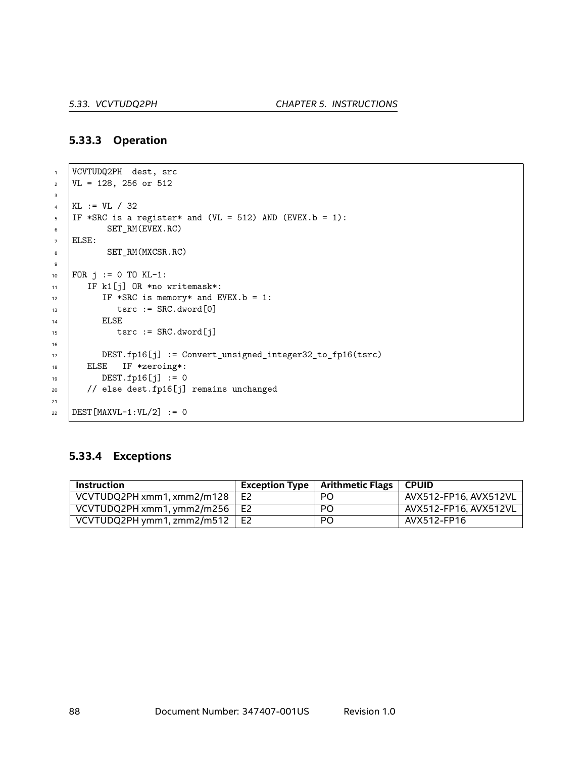### 5.33.3 Operation

```
VCVTUDQ2PH  dest, src
VL = 128, 256 or 512

KL := VL / 32
IF *SRC is a register* and (VL = 512) AND (EVEX.b = 1):
       SET_RM(EVEX.RC)
ELSE:
       SET_RM(MXCSR.RC)

FOR j := 0 TO KL-1:
   IF k1[j] OR *no writemask*:
      IF *SRC is memory* and EVEX.b = 1:
         tsrc := SRC.dword[0]
      ELSE
         tsrc := SRC.dword[j]

      DEST.fp16[j] := Convert_unsigned_integer32_to_fp16(tsrc)
   ELSE   IF *zeroing*:
      DEST.fp16[j] := 0
   // else dest.fp16[j] remains unchanged

DEST[MAXVL-1:VL/2] := 0
```

### 5.33.4 Exceptions

| Instruction | Exception Type | Arithmetic Flags | CPUID |
|---|---|---|---|
| VCVTUDQ2PH xmm1, xmm2/m128 | E2 | PO | AVX512-FP16, AVX512VL |
| VCVTUDQ2PH xmm1, ymm2/m256 | E2 | PO | AVX512-FP16, AVX512VL |
| VCVTUDQ2PH ymm1, zmm2/m512 | E2 | PO | AVX512-FP16 |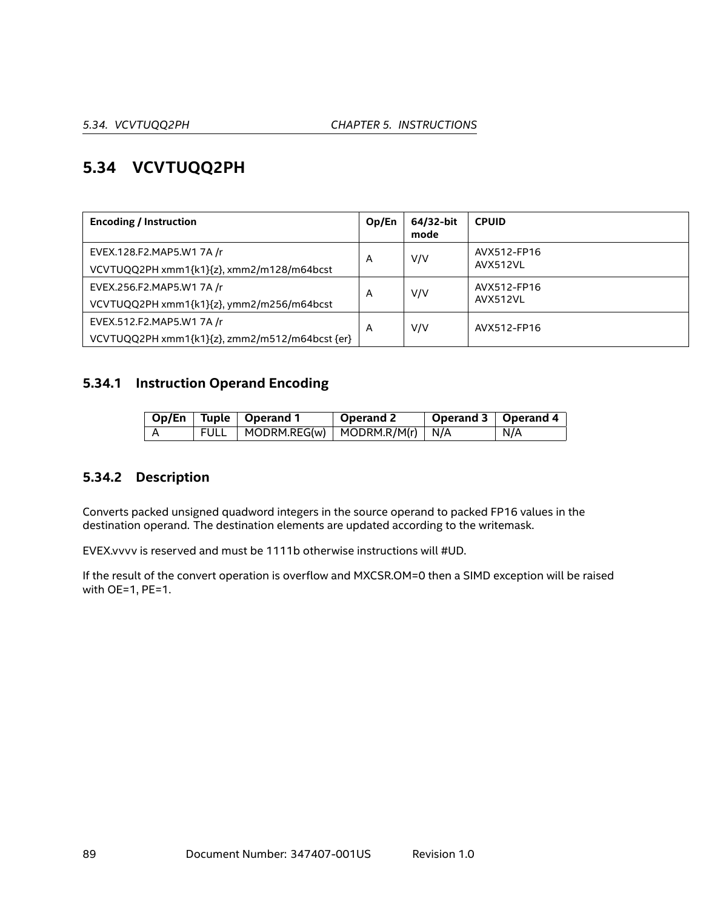## 5.34 VCVTUQQ2PH

| Encoding / Instruction | Op/En | 64/32-bit mode | CPUID |
|---|---|---|---|
| EVEX.128.F2.MAP5.W1 7A /r<br>VCVTUQQ2PH xmm1{k1}{z}, xmm2/m128/m64bcst | A | V/V | AVX512-FP16<br>AVX512VL |
| EVEX.256.F2.MAP5.W1 7A /r<br>VCVTUQQ2PH xmm1{k1}{z}, ymm2/m256/m64bcst | A | V/V | AVX512-FP16<br>AVX512VL |
| EVEX.512.F2.MAP5.W1 7A /r<br>VCVTUQQ2PH xmm1{k1}{z}, zmm2/m512/m64bcst {er} | A | V/V | AVX512-FP16 |

### 5.34.1 Instruction Operand Encoding

| Op/En | Tuple | Operand 1 | Operand 2 | Operand 3 | Operand 4 |
|---|---|---|---|---|---|
| A | FULL | MODRM.REG(w) | MODRM.R/M(r) | N/A | N/A |

### 5.34.2 Description

Converts packed unsigned quadword integers in the source operand to packed FP16 values in the destination operand. The destination elements are updated according to the writemask.

EVEX.vvvv is reserved and must be 1111b otherwise instructions will #UD.

If the result of the convert operation is overflow and MXCSR.OM=0 then a SIMD exception will be raised with OE=1, PE=1.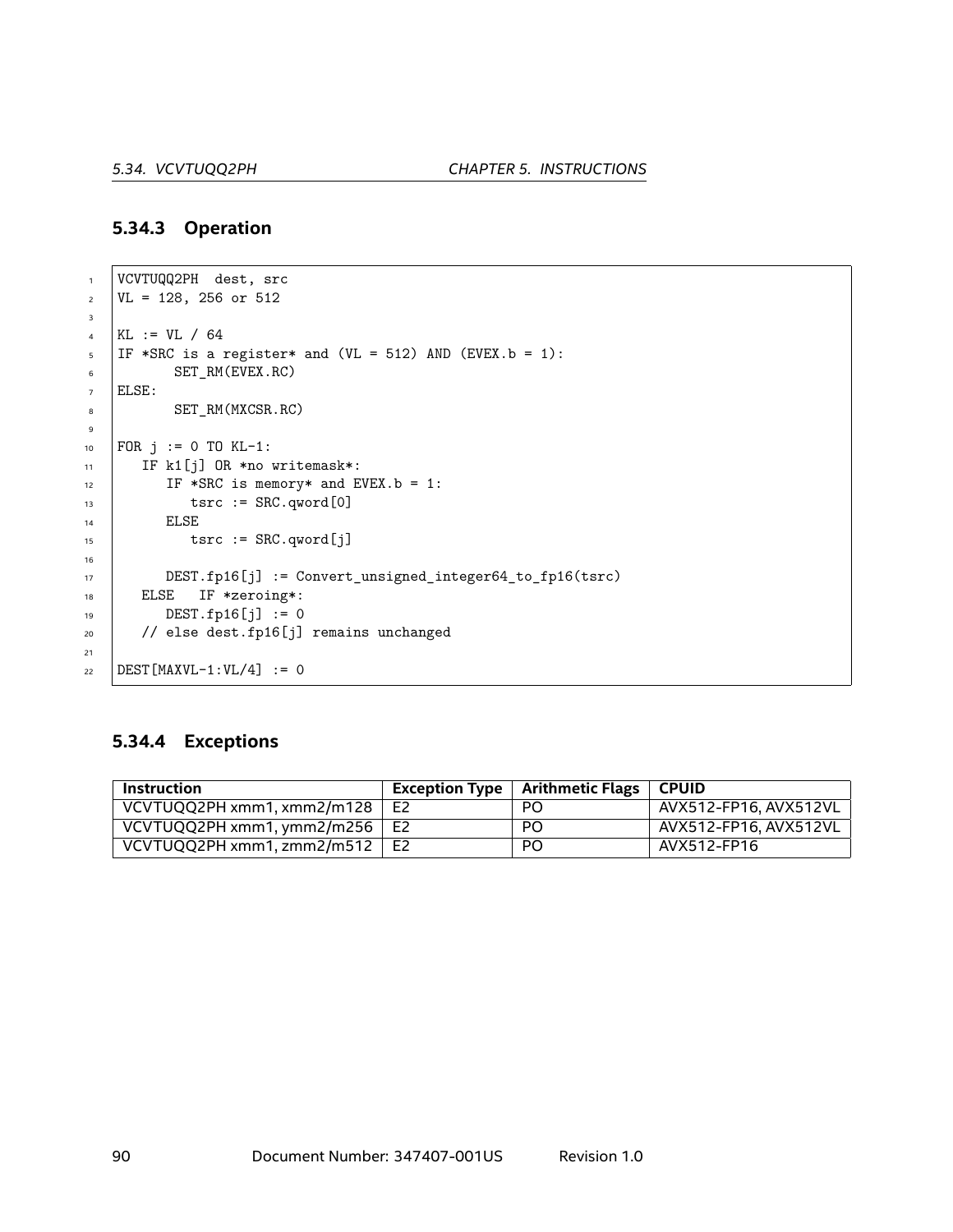### 5.34.3 Operation

```
VCVTUQQ2PH  dest, src
VL = 128, 256 or 512

KL := VL / 64
IF *SRC is a register* and (VL = 512) AND (EVEX.b = 1):
       SET_RM(EVEX.RC)
ELSE:
       SET_RM(MXCSR.RC)

FOR j := 0 TO KL-1:
   IF k1[j] OR *no writemask*:
      IF *SRC is memory* and EVEX.b = 1:
         tsrc := SRC.qword[0]
      ELSE
         tsrc := SRC.qword[j]

      DEST.fp16[j] := Convert_unsigned_integer64_to_fp16(tsrc)
   ELSE   IF *zeroing*:
      DEST.fp16[j] := 0
   // else dest.fp16[j] remains unchanged

DEST[MAXVL-1:VL/4] := 0
```

### 5.34.4 Exceptions

| Instruction | Exception Type | Arithmetic Flags | CPUID |
|---|---|---|---|
| VCVTUQQ2PH xmm1, xmm2/m128 | E2 | PO | AVX512-FP16, AVX512VL |
| VCVTUQQ2PH xmm1, ymm2/m256 | E2 | PO | AVX512-FP16, AVX512VL |
| VCVTUQQ2PH xmm1, zmm2/m512 | E2 | PO | AVX512-FP16 |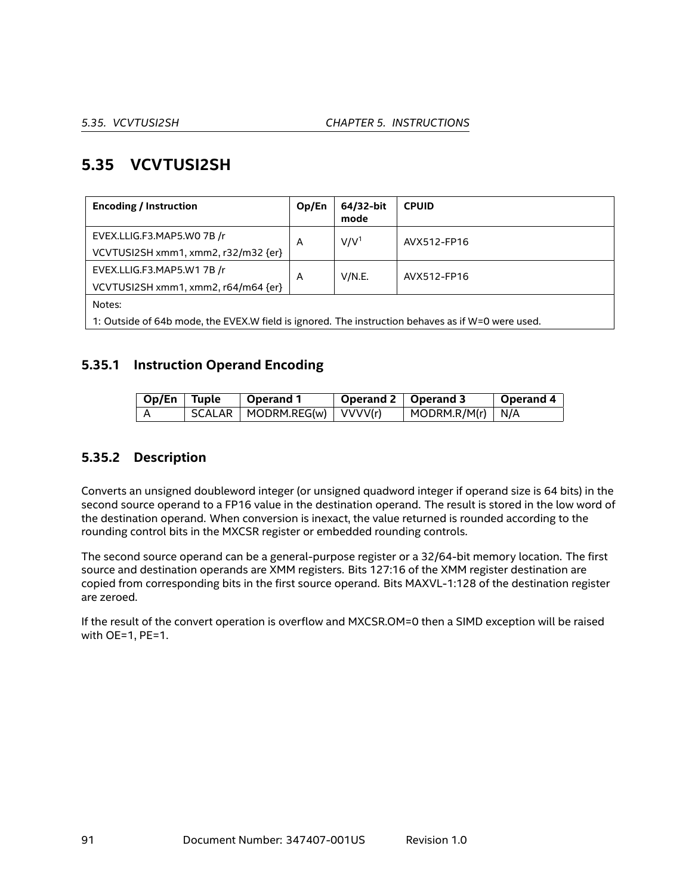## 5.35 VCVTUSI2SH

| Encoding / Instruction | Op/En | 64/32-bit mode | CPUID |
|---|---|---|---|
| EVEX.LLIG.F3.MAP5.W0 7B /r<br>VCVTUSI2SH xmm1, xmm2, r32/m32 {er} | A | V/V[1] | AVX512-FP16 |
| EVEX.LLIG.F3.MAP5.W1 7B /r<br>VCVTUSI2SH xmm1, xmm2, r64/m64 {er} | A | V/N.E. | AVX512-FP16 |

Notes:
1: Outside of 64b mode, the EVEX.W field is ignored. The instruction behaves as if W=0 were used.

### 5.35.1 Instruction Operand Encoding

| Op/En | Tuple | Operand 1 | Operand 2 | Operand 3 | Operand 4 |
|---|---|---|---|---|---|
| A | SCALAR | MODRM.REG(w) | VVVV(r) | MODRM.R/M(r) | N/A |

### 5.35.2 Description

Converts an unsigned doubleword integer (or unsigned quadword integer if operand size is 64 bits) in the second source operand to a FP16 value in the destination operand. The result is stored in the low word of the destination operand. When conversion is inexact, the value returned is rounded according to the rounding control bits in the MXCSR register or embedded rounding controls.

The second source operand can be a general-purpose register or a 32/64-bit memory location. The first source and destination operands are XMM registers. Bits 127:16 of the XMM register destination are copied from corresponding bits in the first source operand. Bits MAXVL-1:128 of the destination register are zeroed.

If the result of the convert operation is overflow and MXCSR.OM=0 then a SIMD exception will be raised with OE=1, PE=1.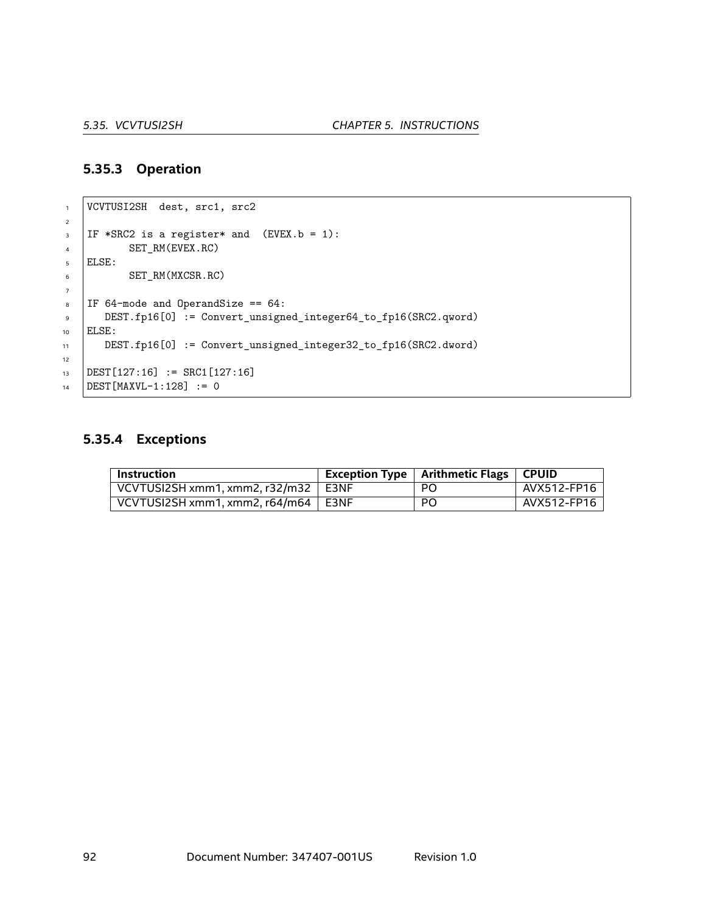### 5.35.3 Operation

```
VCVTUSI2SH  dest, src1, src2

IF *SRC2 is a register* and  (EVEX.b = 1):
       SET_RM(EVEX.RC)
ELSE:
       SET_RM(MXCSR.RC)

IF 64-mode and OperandSize == 64:
   DEST.fp16[0] := Convert_unsigned_integer64_to_fp16(SRC2.qword)
ELSE:
   DEST.fp16[0] := Convert_unsigned_integer32_to_fp16(SRC2.dword)

DEST[127:16] := SRC1[127:16]
DEST[MAXVL-1:128] := 0
```

### 5.35.4 Exceptions

| Instruction | Exception Type | Arithmetic Flags | CPUID |
| --- | --- | --- | --- |
| VCVTUSI2SH xmm1, xmm2, r32/m32 | E3NF | PO | AVX512-FP16 |
| VCVTUSI2SH xmm1, xmm2, r64/m64 | E3NF | PO | AVX512-FP16 |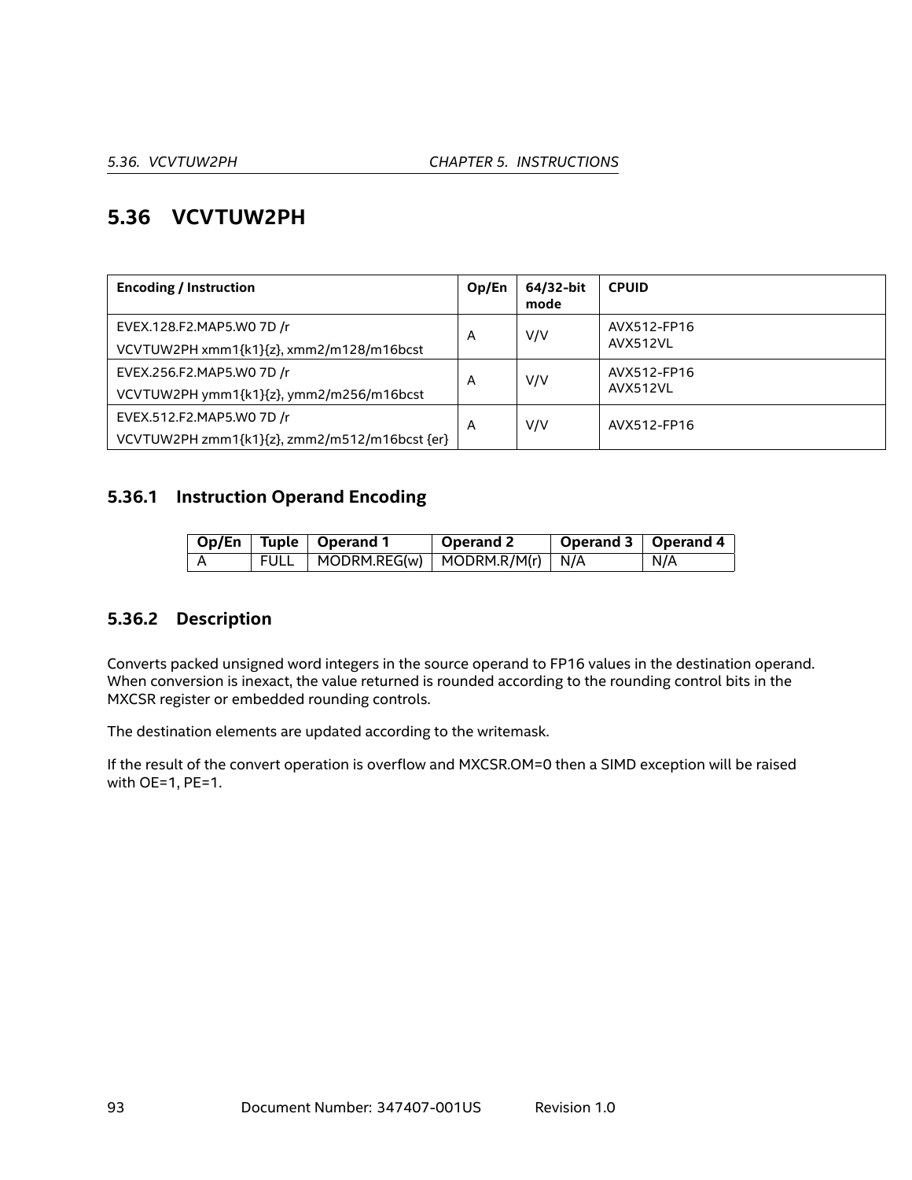## 5.36 VCVTUW2PH

| Encoding / Instruction | Op/En | 64/32-bit mode | CPUID |
|---|---|---|---|
| EVEX.128.F2.MAP5.W0 7D /r<br>VCVTUW2PH xmm1{k1}{z}, xmm2/m128/m16bcst | A | V/V | AVX512-FP16<br>AVX512VL |
| EVEX.256.F2.MAP5.W0 7D /r<br>VCVTUW2PH ymm1{k1}{z}, ymm2/m256/m16bcst | A | V/V | AVX512-FP16<br>AVX512VL |
| EVEX.512.F2.MAP5.W0 7D /r<br>VCVTUW2PH zmm1{k1}{z}, zmm2/m512/m16bcst {er} | A | V/V | AVX512-FP16 |

### 5.36.1 Instruction Operand Encoding

| Op/En | Tuple | Operand 1 | Operand 2 | Operand 3 | Operand 4 |
|---|---|---|---|---|---|
| A | FULL | MODRM.REG(w) | MODRM.R/M(r) | N/A | N/A |

### 5.36.2 Description

Converts packed unsigned word integers in the source operand to FP16 values in the destination operand. When conversion is inexact, the value returned is rounded according to the rounding control bits in the MXCSR register or embedded rounding controls.

The destination elements are updated according to the writemask.

If the result of the convert operation is overflow and MXCSR.OM=0 then a SIMD exception will be raised with OE=1, PE=1.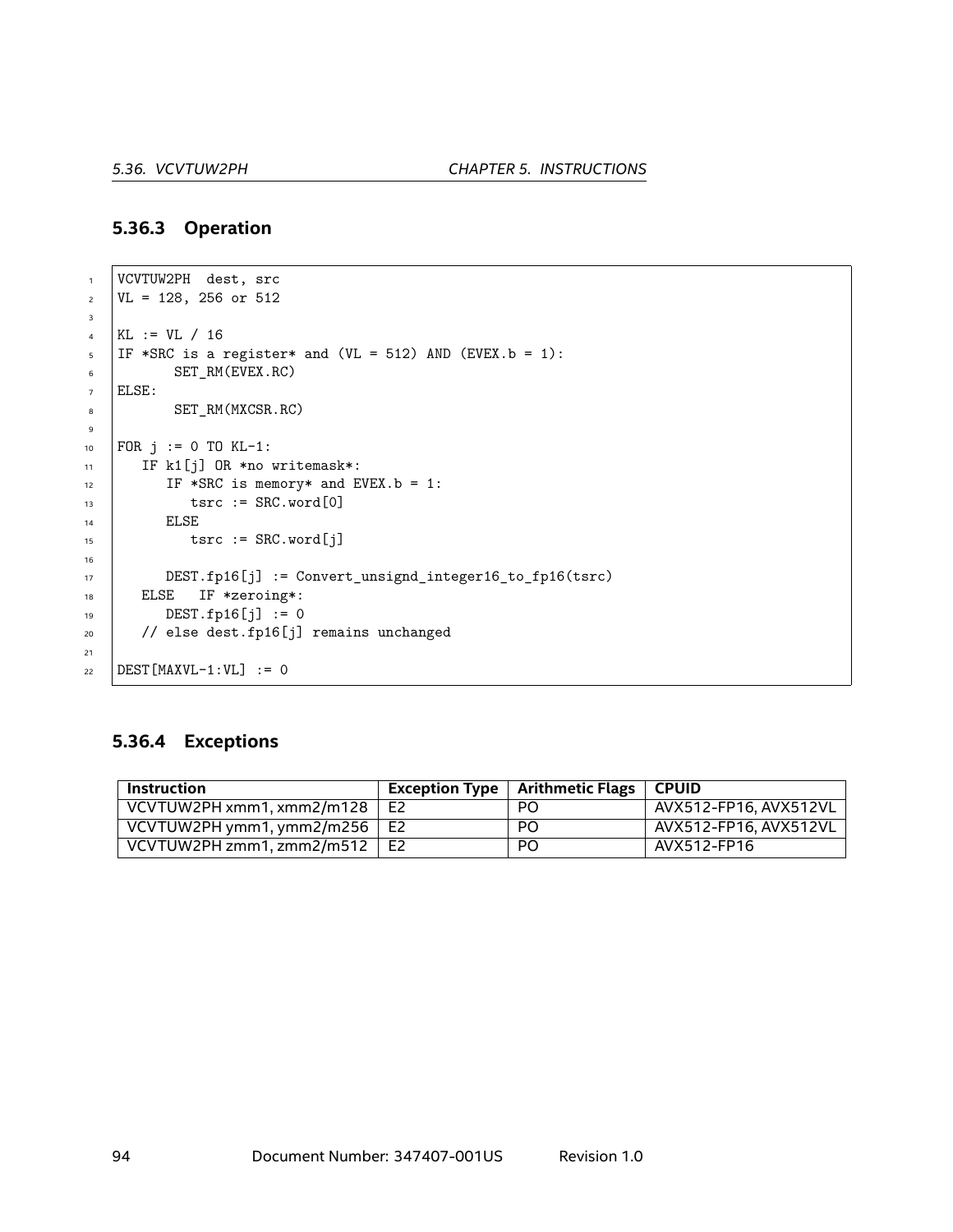### 5.36.3 Operation

```
VCVTUW2PH  dest, src
VL = 128, 256 or 512

KL := VL / 16
IF *SRC is a register* and (VL = 512) AND (EVEX.b = 1):
       SET_RM(EVEX.RC)
ELSE:
       SET_RM(MXCSR.RC)

FOR j := 0 TO KL-1:
   IF k1[j] OR *no writemask*:
      IF *SRC is memory* and EVEX.b = 1:
         tsrc := SRC.word[0]
      ELSE
         tsrc := SRC.word[j]

      DEST.fp16[j] := Convert_unsignd_integer16_to_fp16(tsrc)
   ELSE   IF *zeroing*:
      DEST.fp16[j] := 0
   // else dest.fp16[j] remains unchanged

DEST[MAXVL-1:VL] := 0
```

### 5.36.4 Exceptions

| Instruction | Exception Type | Arithmetic Flags | CPUID |
|---|---|---|---|
| VCVTUW2PH xmm1, xmm2/m128 | E2 | PO | AVX512-FP16, AVX512VL |
| VCVTUW2PH ymm1, ymm2/m256 | E2 | PO | AVX512-FP16, AVX512VL |
| VCVTUW2PH zmm1, zmm2/m512 | E2 | PO | AVX512-FP16 |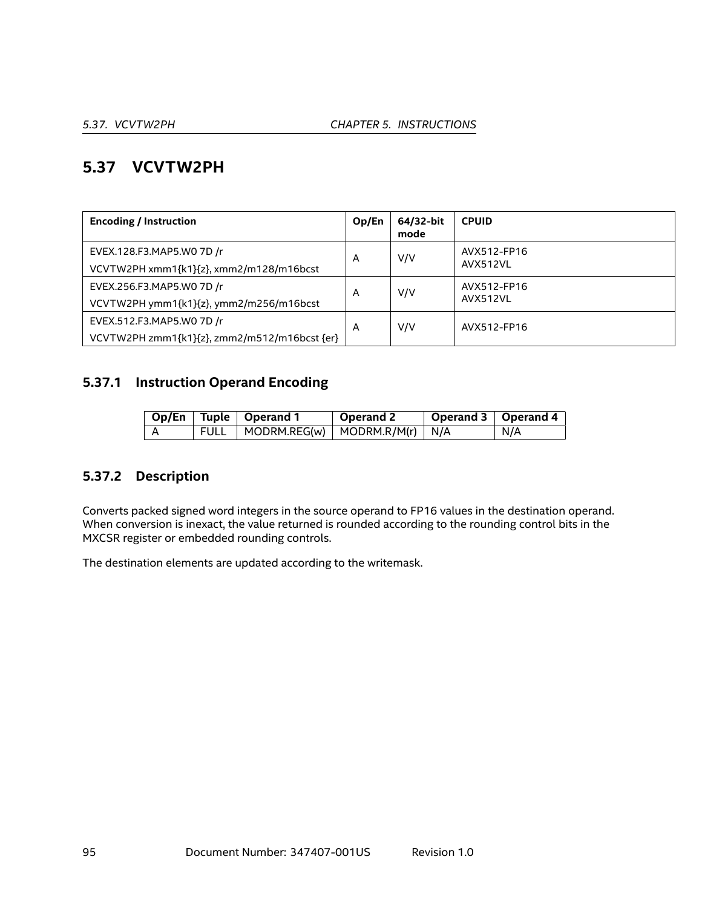## 5.37 VCVTW2PH

| Encoding / Instruction | Op/En | 64/32-bit mode | CPUID |
|---|---|---|---|
| EVEX.128.F3.MAP5.W0 7D /r<br>VCVTW2PH xmm1{k1}{z}, xmm2/m128/m16bcst | A | V/V | AVX512-FP16<br>AVX512VL |
| EVEX.256.F3.MAP5.W0 7D /r<br>VCVTW2PH ymm1{k1}{z}, ymm2/m256/m16bcst | A | V/V | AVX512-FP16<br>AVX512VL |
| EVEX.512.F3.MAP5.W0 7D /r<br>VCVTW2PH zmm1{k1}{z}, zmm2/m512/m16bcst {er} | A | V/V | AVX512-FP16 |

### 5.37.1 Instruction Operand Encoding

| Op/En | Tuple | Operand 1 | Operand 2 | Operand 3 | Operand 4 |
|---|---|---|---|---|---|
| A | FULL | MODRM.REG(w) | MODRM.R/M(r) | N/A | N/A |

### 5.37.2 Description

Converts packed signed word integers in the source operand to FP16 values in the destination operand. When conversion is inexact, the value returned is rounded according to the rounding control bits in the MXCSR register or embedded rounding controls.

The destination elements are updated according to the writemask.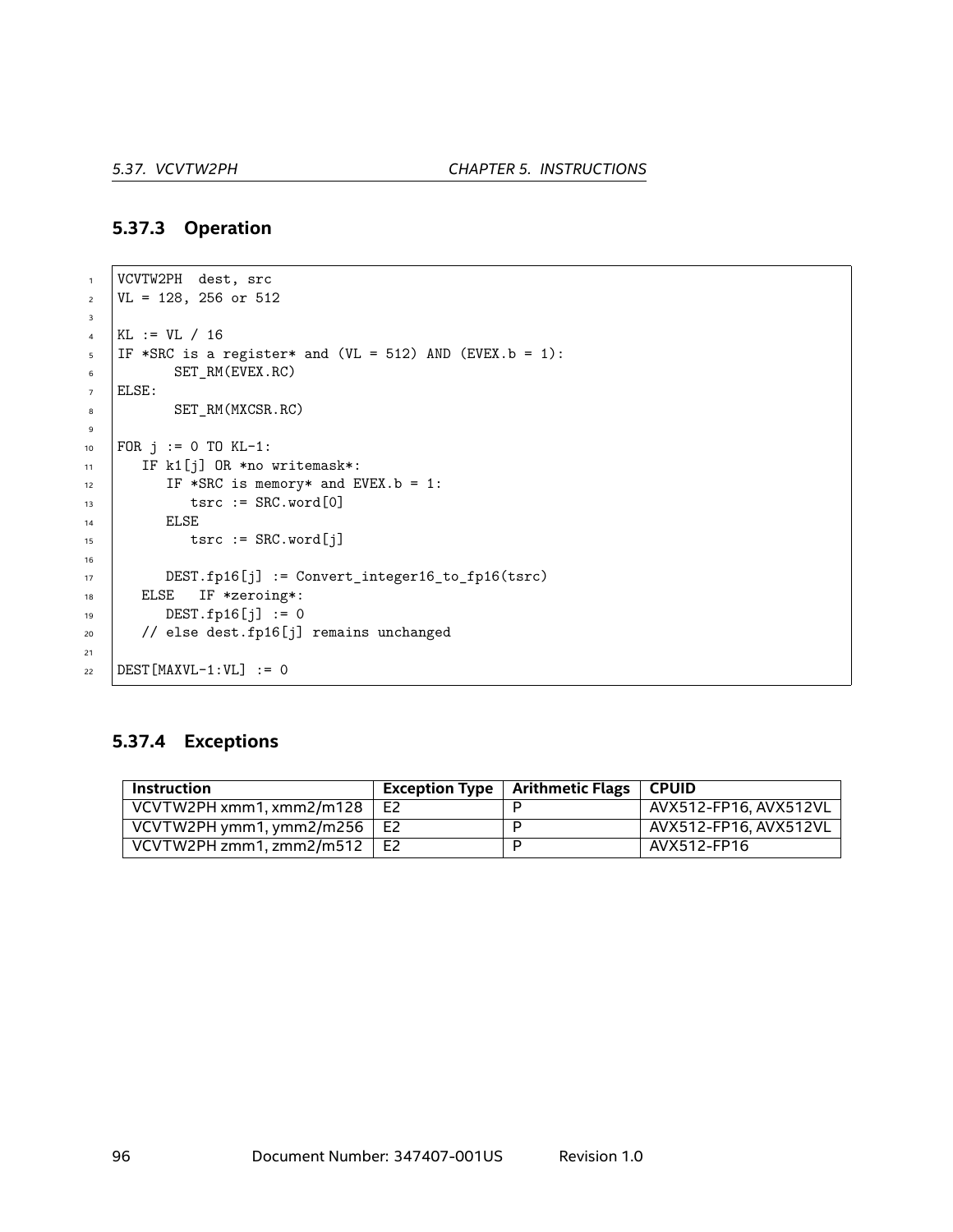### 5.37.3 Operation

```
VCVTW2PH  dest, src
VL = 128, 256 or 512

KL := VL / 16
IF *SRC is a register* and (VL = 512) AND (EVEX.b = 1):
       SET_RM(EVEX.RC)
ELSE:
       SET_RM(MXCSR.RC)

FOR j := 0 TO KL-1:
   IF k1[j] OR *no writemask*:
      IF *SRC is memory* and EVEX.b = 1:
         tsrc := SRC.word[0]
      ELSE
         tsrc := SRC.word[j]

      DEST.fp16[j] := Convert_integer16_to_fp16(tsrc)
   ELSE   IF *zeroing*:
      DEST.fp16[j] := 0
   // else dest.fp16[j] remains unchanged

DEST[MAXVL-1:VL] := 0
```

### 5.37.4 Exceptions

| Instruction | Exception Type | Arithmetic Flags | CPUID |
|---|---|---|---|
| VCVTW2PH xmm1, xmm2/m128 | E2 | P | AVX512-FP16, AVX512VL |
| VCVTW2PH ymm1, ymm2/m256 | E2 | P | AVX512-FP16, AVX512VL |
| VCVTW2PH zmm1, zmm2/m512 | E2 | P | AVX512-FP16 |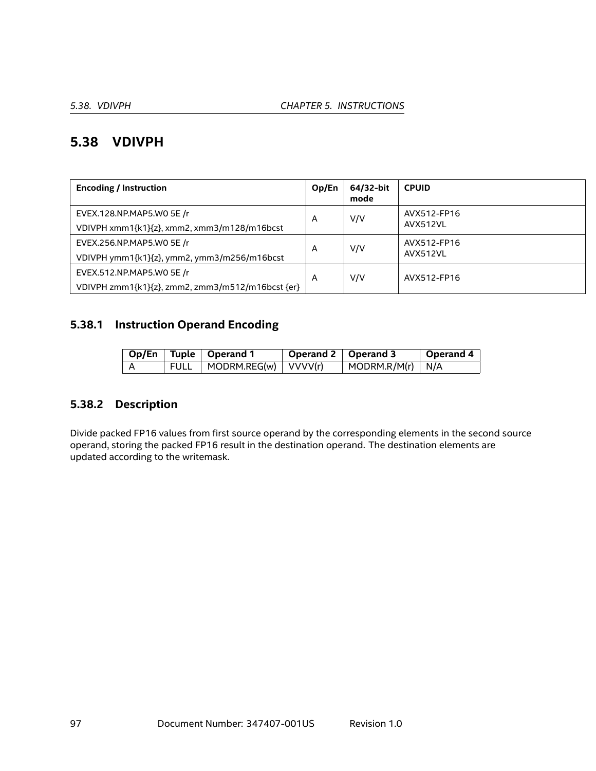## 5.38 VDIVPH

| Encoding / Instruction | Op/En | 64/32-bit mode | CPUID |
|---|---|---|---|
| EVEX.128.NP.MAP5.W0 5E /r<br>VDIVPH xmm1{k1}{z}, xmm2, xmm3/m128/m16bcst | A | V/V | AVX512-FP16<br>AVX512VL |
| EVEX.256.NP.MAP5.W0 5E /r<br>VDIVPH ymm1{k1}{z}, ymm2, ymm3/m256/m16bcst | A | V/V | AVX512-FP16<br>AVX512VL |
| EVEX.512.NP.MAP5.W0 5E /r<br>VDIVPH zmm1{k1}{z}, zmm2, zmm3/m512/m16bcst {er} | A | V/V | AVX512-FP16 |

### 5.38.1 Instruction Operand Encoding

| Op/En | Tuple | Operand 1 | Operand 2 | Operand 3 | Operand 4 |
|---|---|---|---|---|---|
| A | FULL | MODRM.REG(w) | VVVV(r) | MODRM.R/M(r) | N/A |

### 5.38.2 Description

Divide packed FP16 values from first source operand by the corresponding elements in the second source operand, storing the packed FP16 result in the destination operand. The destination elements are updated according to the writemask.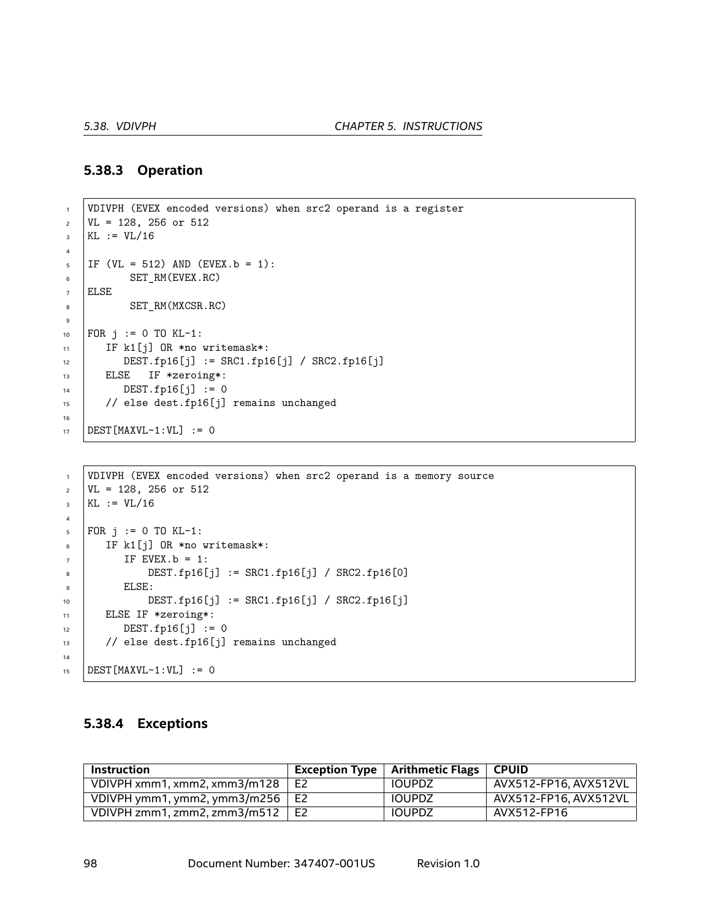### 5.38.3 Operation

```
VDIVPH (EVEX encoded versions) when src2 operand is a register
VL = 128, 256 or 512
KL := VL/16

IF (VL = 512) AND (EVEX.b = 1):
       SET_RM(EVEX.RC)
ELSE
       SET_RM(MXCSR.RC)

FOR j := 0 TO KL-1:
   IF k1[j] OR *no writemask*:
      DEST.fp16[j] := SRC1.fp16[j] / SRC2.fp16[j]
   ELSE   IF *zeroing*:
      DEST.fp16[j] := 0
   // else dest.fp16[j] remains unchanged

DEST[MAXVL-1:VL] := 0
```

```
VDIVPH (EVEX encoded versions) when src2 operand is a memory source
VL = 128, 256 or 512
KL := VL/16

FOR j := 0 TO KL-1:
   IF k1[j] OR *no writemask*:
      IF EVEX.b = 1:
          DEST.fp16[j] := SRC1.fp16[j] / SRC2.fp16[0]
      ELSE:
          DEST.fp16[j] := SRC1.fp16[j] / SRC2.fp16[j]
   ELSE IF *zeroing*:
      DEST.fp16[j] := 0
   // else dest.fp16[j] remains unchanged

DEST[MAXVL-1:VL] := 0
```

### 5.38.4 Exceptions

| Instruction | Exception Type | Arithmetic Flags | CPUID |
|---|---|---|---|
| VDIVPH xmm1, xmm2, xmm3/m128 | E2 | IOUPDZ | AVX512-FP16, AVX512VL |
| VDIVPH ymm1, ymm2, ymm3/m256 | E2 | IOUPDZ | AVX512-FP16, AVX512VL |
| VDIVPH zmm1, zmm2, zmm3/m512 | E2 | IOUPDZ | AVX512-FP16 |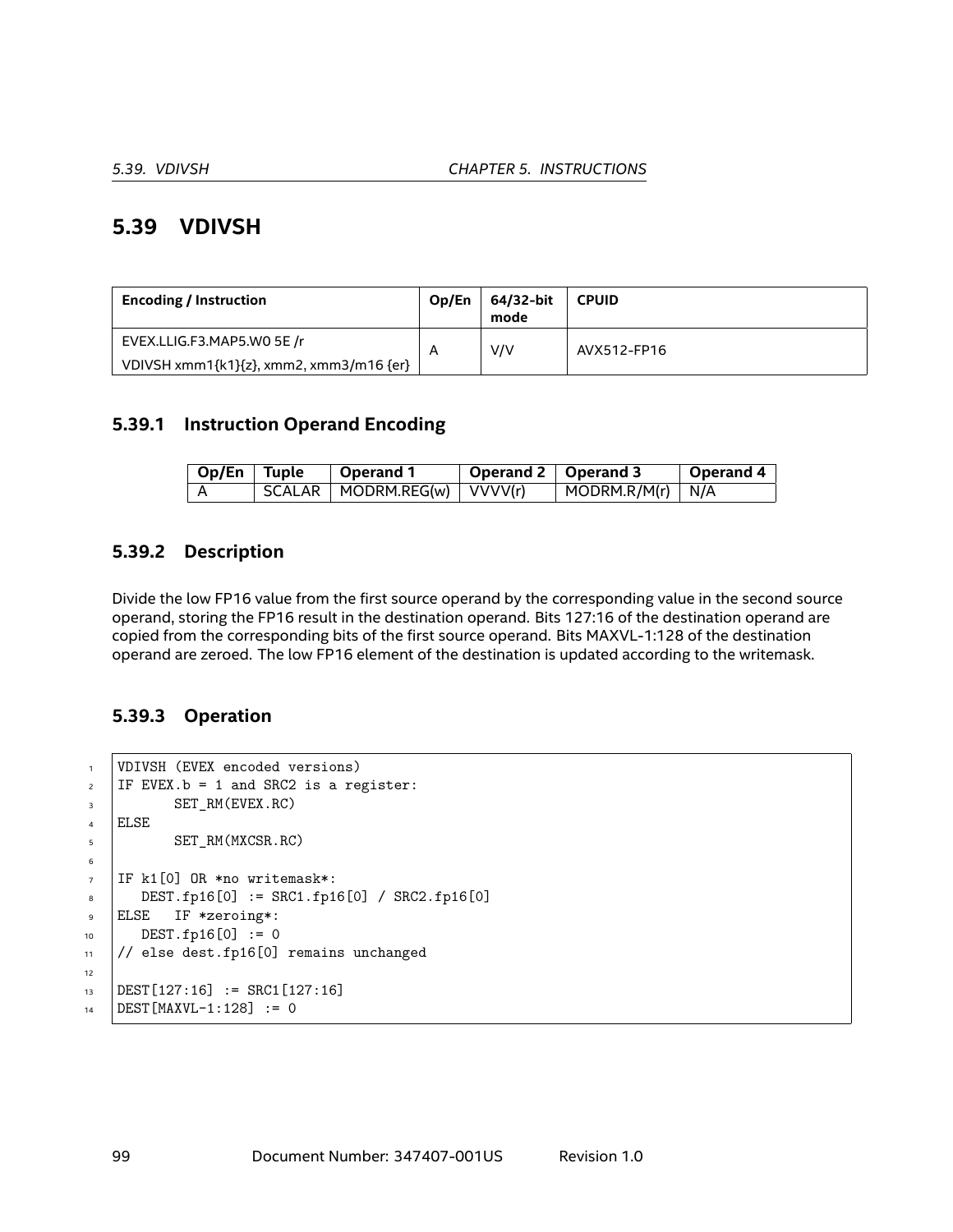## 5.39 VDIVSH

| Encoding / Instruction | Op/En | 64/32-bit mode | CPUID |
|---|---|---|---|
| EVEX.LLIG.F3.MAP5.W0 5E /r<br>VDIVSH xmm1{k1}{z}, xmm2, xmm3/m16 {er} | A | V/V | AVX512-FP16 |

### 5.39.1 Instruction Operand Encoding

| Op/En | Tuple | Operand 1 | Operand 2 | Operand 3 | Operand 4 |
|---|---|---|---|---|---|
| A | SCALAR | MODRM.REG(w) | VVVV(r) | MODRM.R/M(r) | N/A |

### 5.39.2 Description

Divide the low FP16 value from the first source operand by the corresponding value in the second source operand, storing the FP16 result in the destination operand. Bits 127:16 of the destination operand are copied from the corresponding bits of the first source operand. Bits MAXVL-1:128 of the destination operand are zeroed. The low FP16 element of the destination is updated according to the writemask.

### 5.39.3 Operation

```
VDIVSH (EVEX encoded versions)
IF EVEX.b = 1 and SRC2 is a register:
       SET_RM(EVEX.RC)
ELSE
       SET_RM(MXCSR.RC)

IF k1[0] OR *no writemask*:
   DEST.fp16[0] := SRC1.fp16[0] / SRC2.fp16[0]
ELSE   IF *zeroing*:
   DEST.fp16[0] := 0
// else dest.fp16[0] remains unchanged

DEST[127:16] := SRC1[127:16]
DEST[MAXVL-1:128] := 0
```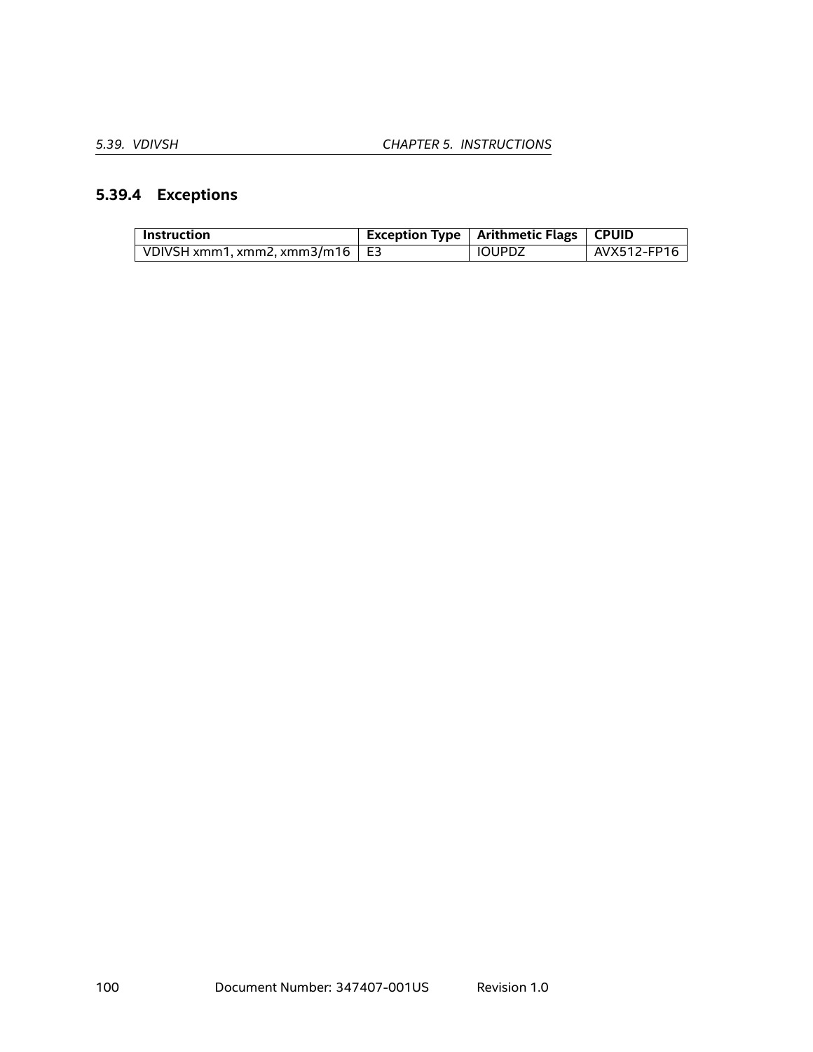### 5.39.4 Exceptions

| Instruction | Exception Type | Arithmetic Flags | CPUID |
|---|---|---|---|
| VDIVSH xmm1, xmm2, xmm3/m16 | E3 | IOUPDZ | AVX512-FP16 |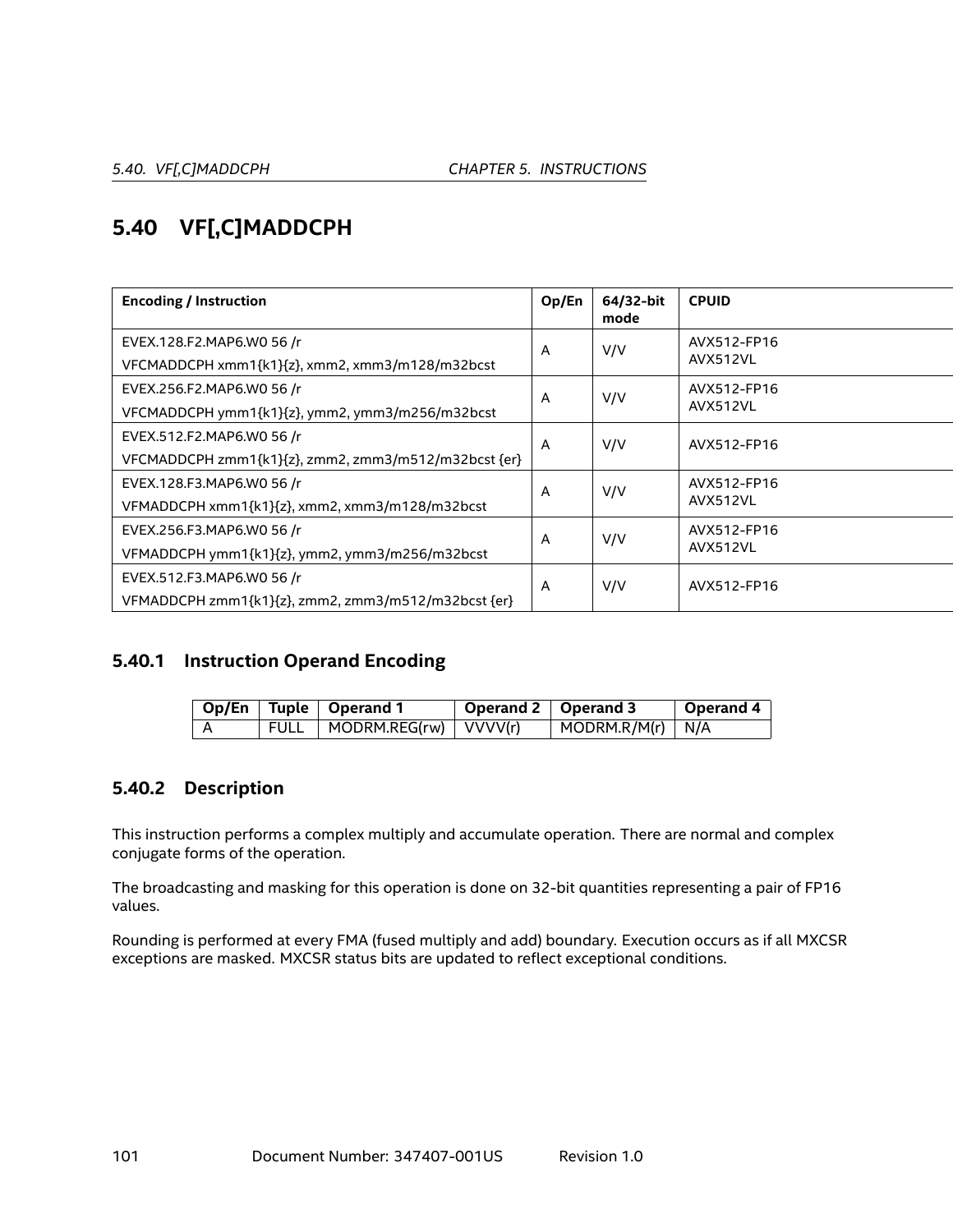## 5.40 VF[,C]MADDCPH

| Encoding / Instruction | Op/En | 64/32-bit mode | CPUID |
|---|---|---|---|
| EVEX.128.F2.MAP6.W0 56 /r<br>VFCMADDCPH xmm1{k1}{z}, xmm2, xmm3/m128/m32bcst | A | V/V | AVX512-FP16<br>AVX512VL |
| EVEX.256.F2.MAP6.W0 56 /r<br>VFCMADDCPH ymm1{k1}{z}, ymm2, ymm3/m256/m32bcst | A | V/V | AVX512-FP16<br>AVX512VL |
| EVEX.512.F2.MAP6.W0 56 /r<br>VFCMADDCPH zmm1{k1}{z}, zmm2, zmm3/m512/m32bcst {er} | A | V/V | AVX512-FP16 |
| EVEX.128.F3.MAP6.W0 56 /r<br>VFMADDCPH xmm1{k1}{z}, xmm2, xmm3/m128/m32bcst | A | V/V | AVX512-FP16<br>AVX512VL |
| EVEX.256.F3.MAP6.W0 56 /r<br>VFMADDCPH ymm1{k1}{z}, ymm2, ymm3/m256/m32bcst | A | V/V | AVX512-FP16<br>AVX512VL |
| EVEX.512.F3.MAP6.W0 56 /r<br>VFMADDCPH zmm1{k1}{z}, zmm2, zmm3/m512/m32bcst {er} | A | V/V | AVX512-FP16 |

### 5.40.1 Instruction Operand Encoding

| Op/En | Tuple | Operand 1 | Operand 2 | Operand 3 | Operand 4 |
|---|---|---|---|---|---|
| A | FULL | MODRM.REG(rw) | VVVV(r) | MODRM.R/M(r) | N/A |

### 5.40.2 Description

This instruction performs a complex multiply and accumulate operation. There are normal and complex conjugate forms of the operation.

The broadcasting and masking for this operation is done on 32-bit quantities representing a pair of FP16 values.

Rounding is performed at every FMA (fused multiply and add) boundary. Execution occurs as if all MXCSR exceptions are masked. MXCSR status bits are updated to reflect exceptional conditions.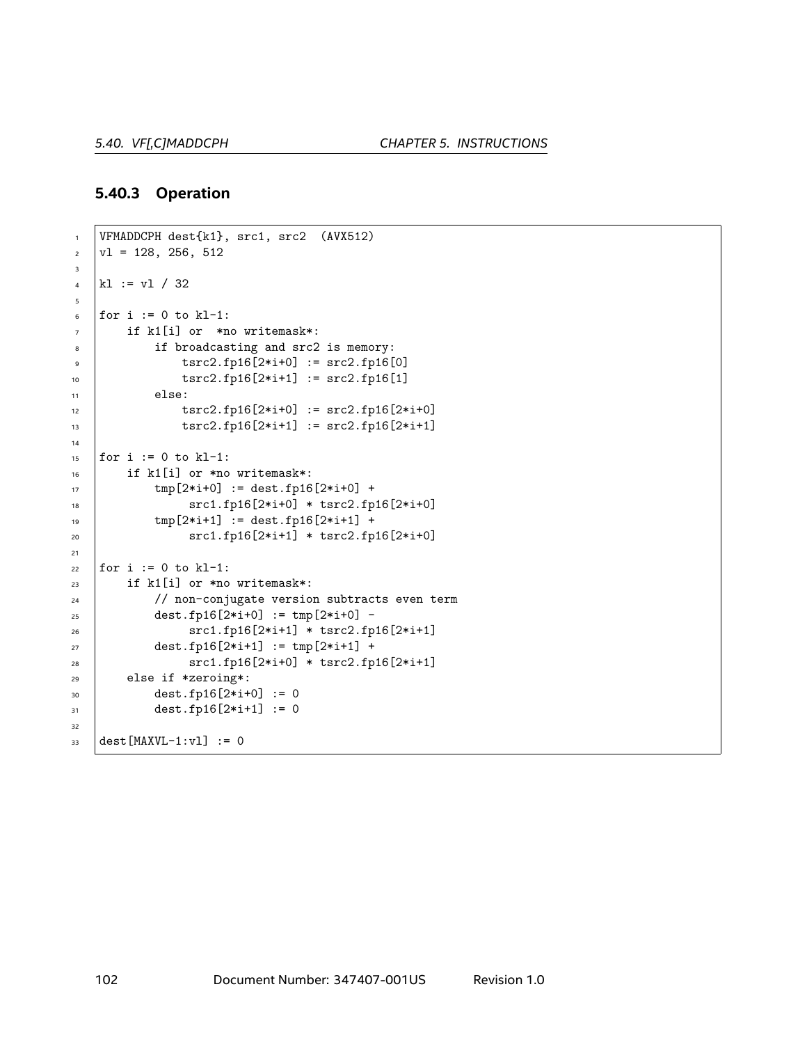### 5.40.3 Operation

```
VFMADDCPH dest{k1}, src1, src2  (AVX512)
vl = 128, 256, 512

kl := vl / 32

for i := 0 to kl-1:
    if k1[i] or  *no writemask*:
        if broadcasting and src2 is memory:
            tsrc2.fp16[2*i+0] := src2.fp16[0]
            tsrc2.fp16[2*i+1] := src2.fp16[1]
        else:
            tsrc2.fp16[2*i+0] := src2.fp16[2*i+0]
            tsrc2.fp16[2*i+1] := src2.fp16[2*i+1]

for i := 0 to kl-1:
    if k1[i] or *no writemask*:
        tmp[2*i+0] := dest.fp16[2*i+0] +
             src1.fp16[2*i+0] * tsrc2.fp16[2*i+0]
        tmp[2*i+1] := dest.fp16[2*i+1] +
             src1.fp16[2*i+1] * tsrc2.fp16[2*i+0]

for i := 0 to kl-1:
    if k1[i] or *no writemask*:
        // non-conjugate version subtracts even term
        dest.fp16[2*i+0] := tmp[2*i+0] -
             src1.fp16[2*i+1] * tsrc2.fp16[2*i+1]
        dest.fp16[2*i+1] := tmp[2*i+1] +
             src1.fp16[2*i+0] * tsrc2.fp16[2*i+1]
    else if *zeroing*:
        dest.fp16[2*i+0] := 0
        dest.fp16[2*i+1] := 0

dest[MAXVL-1:vl] := 0
```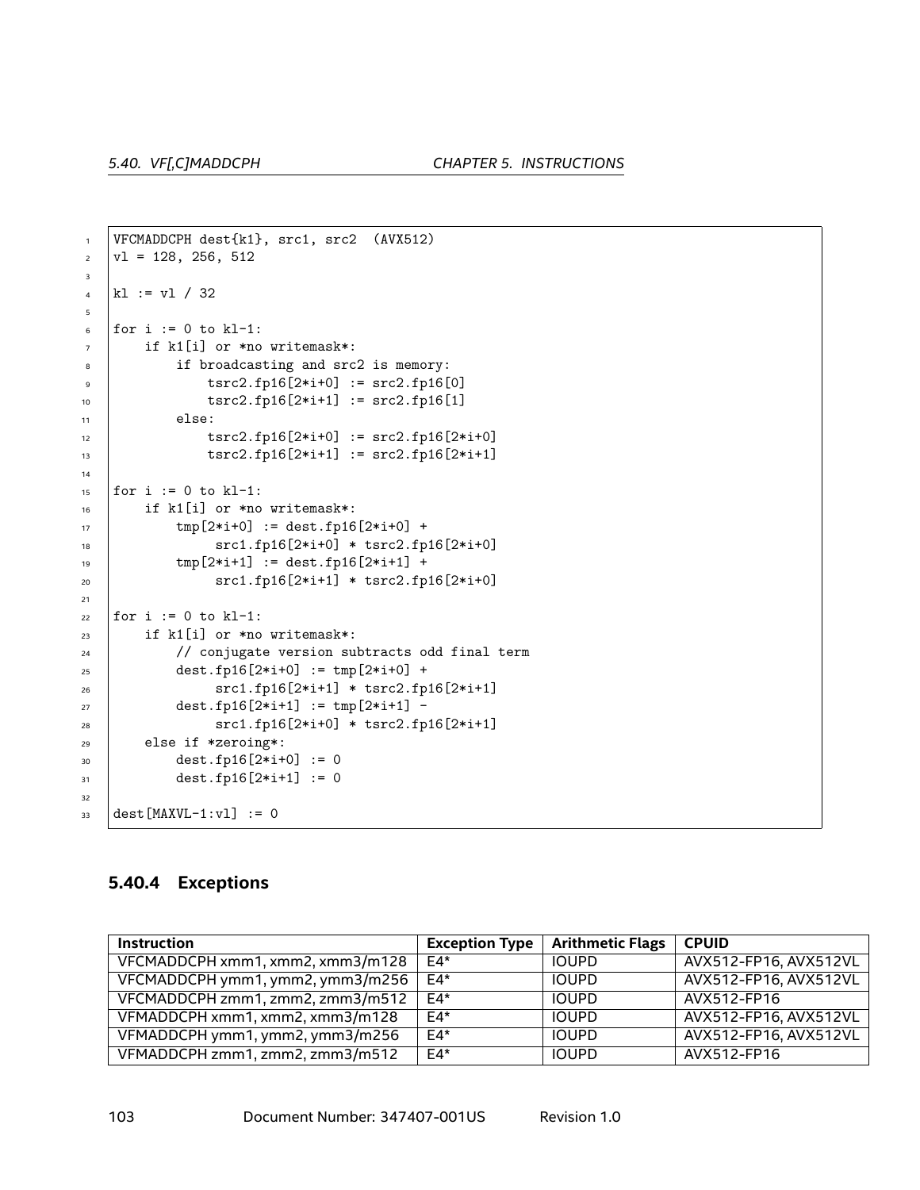```
VFCMADDCPH dest{k1}, src1, src2  (AVX512)
vl = 128, 256, 512

kl := vl / 32

for i := 0 to kl-1:
    if k1[i] or *no writemask*:
        if broadcasting and src2 is memory:
            tsrc2.fp16[2*i+0] := src2.fp16[0]
            tsrc2.fp16[2*i+1] := src2.fp16[1]
        else:
            tsrc2.fp16[2*i+0] := src2.fp16[2*i+0]
            tsrc2.fp16[2*i+1] := src2.fp16[2*i+1]

for i := 0 to kl-1:
    if k1[i] or *no writemask*:
        tmp[2*i+0] := dest.fp16[2*i+0] +
             src1.fp16[2*i+0] * tsrc2.fp16[2*i+0]
        tmp[2*i+1] := dest.fp16[2*i+1] +
             src1.fp16[2*i+1] * tsrc2.fp16[2*i+0]

for i := 0 to kl-1:
    if k1[i] or *no writemask*:
        // conjugate version subtracts odd final term
        dest.fp16[2*i+0] := tmp[2*i+0] +
             src1.fp16[2*i+1] * tsrc2.fp16[2*i+1]
        dest.fp16[2*i+1] := tmp[2*i+1] -
             src1.fp16[2*i+0] * tsrc2.fp16[2*i+1]
    else if *zeroing*:
        dest.fp16[2*i+0] := 0
        dest.fp16[2*i+1] := 0

dest[MAXVL-1:vl] := 0
```

### 5.40.4 Exceptions

| Instruction | Exception Type | Arithmetic Flags | CPUID |
|---|---|---|---|
| VFCMADDCPH xmm1, xmm2, xmm3/m128 | E4* | IOUPD | AVX512-FP16, AVX512VL |
| VFCMADDCPH ymm1, ymm2, ymm3/m256 | E4* | IOUPD | AVX512-FP16, AVX512VL |
| VFCMADDCPH zmm1, zmm2, zmm3/m512 | E4* | IOUPD | AVX512-FP16 |
| VFMADDCPH xmm1, xmm2, xmm3/m128 | E4* | IOUPD | AVX512-FP16, AVX512VL |
| VFMADDCPH ymm1, ymm2, ymm3/m256 | E4* | IOUPD | AVX512-FP16, AVX512VL |
| VFMADDCPH zmm1, zmm2, zmm3/m512 | E4* | IOUPD | AVX512-FP16 |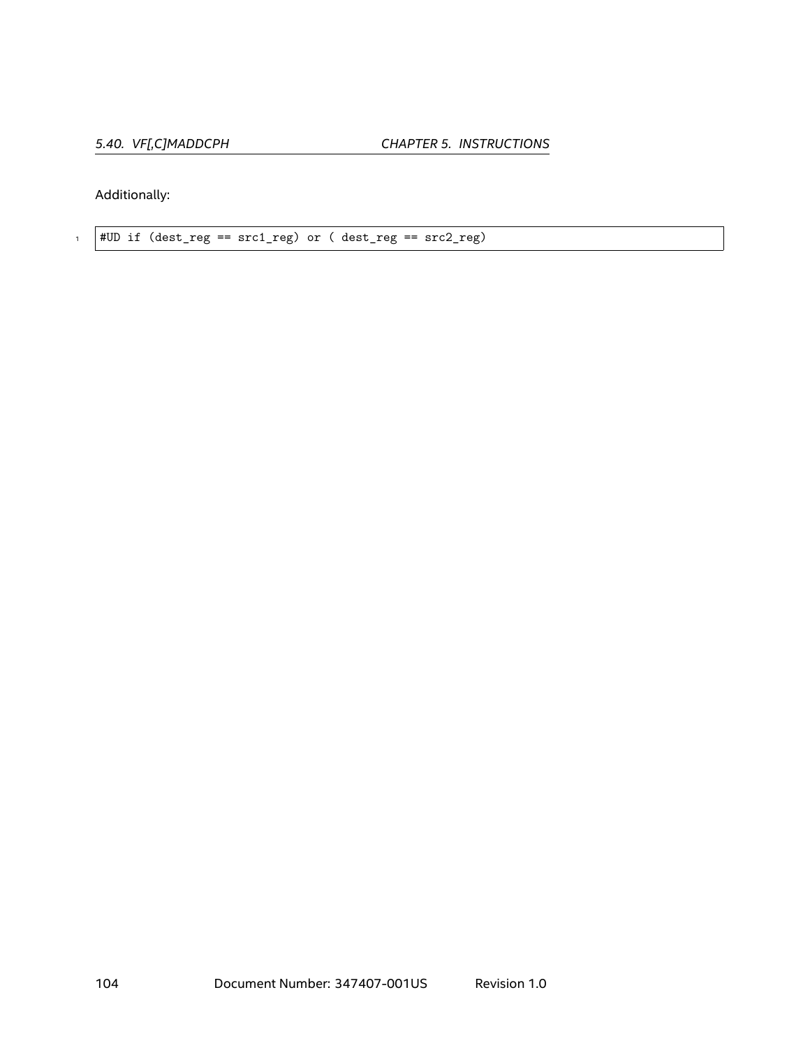Additionally:

```
#UD if (dest_reg == src1_reg) or ( dest_reg == src2_reg)
```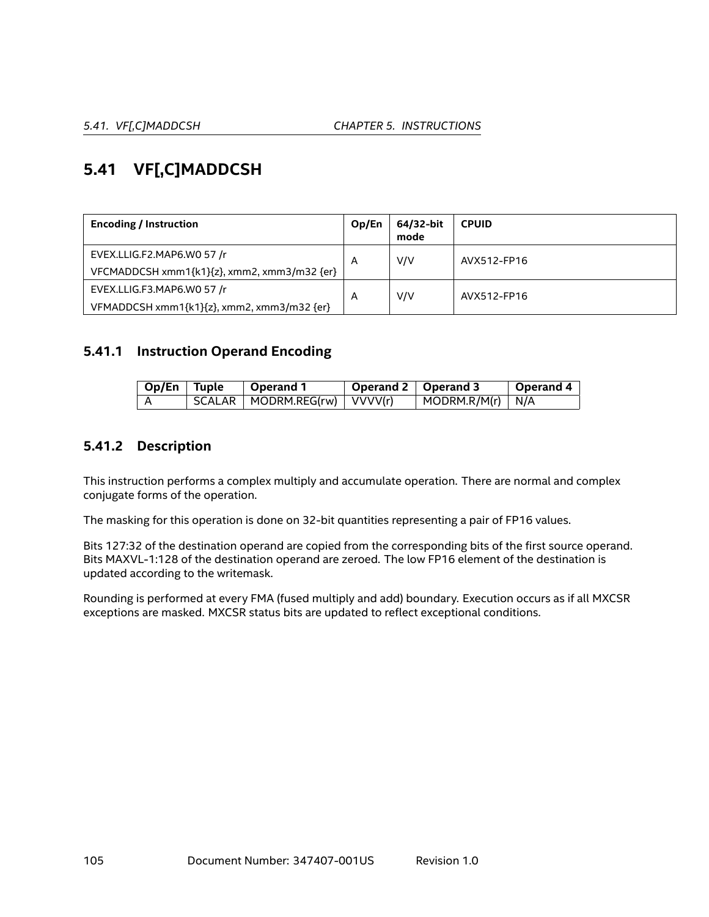## 5.41 VF[,C]MADDCSH

| Encoding / Instruction | Op/En | 64/32-bit mode | CPUID |
|---|---|---|---|
| EVEX.LLIG.F2.MAP6.W0 57 /r<br>VFCMADDCSH xmm1{k1}{z}, xmm2, xmm3/m32 {er} | A | V/V | AVX512-FP16 |
| EVEX.LLIG.F3.MAP6.W0 57 /r<br>VFMADDCSH xmm1{k1}{z}, xmm2, xmm3/m32 {er} | A | V/V | AVX512-FP16 |

### 5.41.1 Instruction Operand Encoding

| Op/En | Tuple | Operand 1 | Operand 2 | Operand 3 | Operand 4 |
|---|---|---|---|---|---|
| A | SCALAR | MODRM.REG(rw) | VVVV(r) | MODRM.R/M(r) | N/A |

### 5.41.2 Description

This instruction performs a complex multiply and accumulate operation. There are normal and complex conjugate forms of the operation.

The masking for this operation is done on 32-bit quantities representing a pair of FP16 values.

Bits 127:32 of the destination operand are copied from the corresponding bits of the first source operand. Bits MAXVL-1:128 of the destination operand are zeroed. The low FP16 element of the destination is updated according to the writemask.

Rounding is performed at every FMA (fused multiply and add) boundary. Execution occurs as if all MXCSR exceptions are masked. MXCSR status bits are updated to reflect exceptional conditions.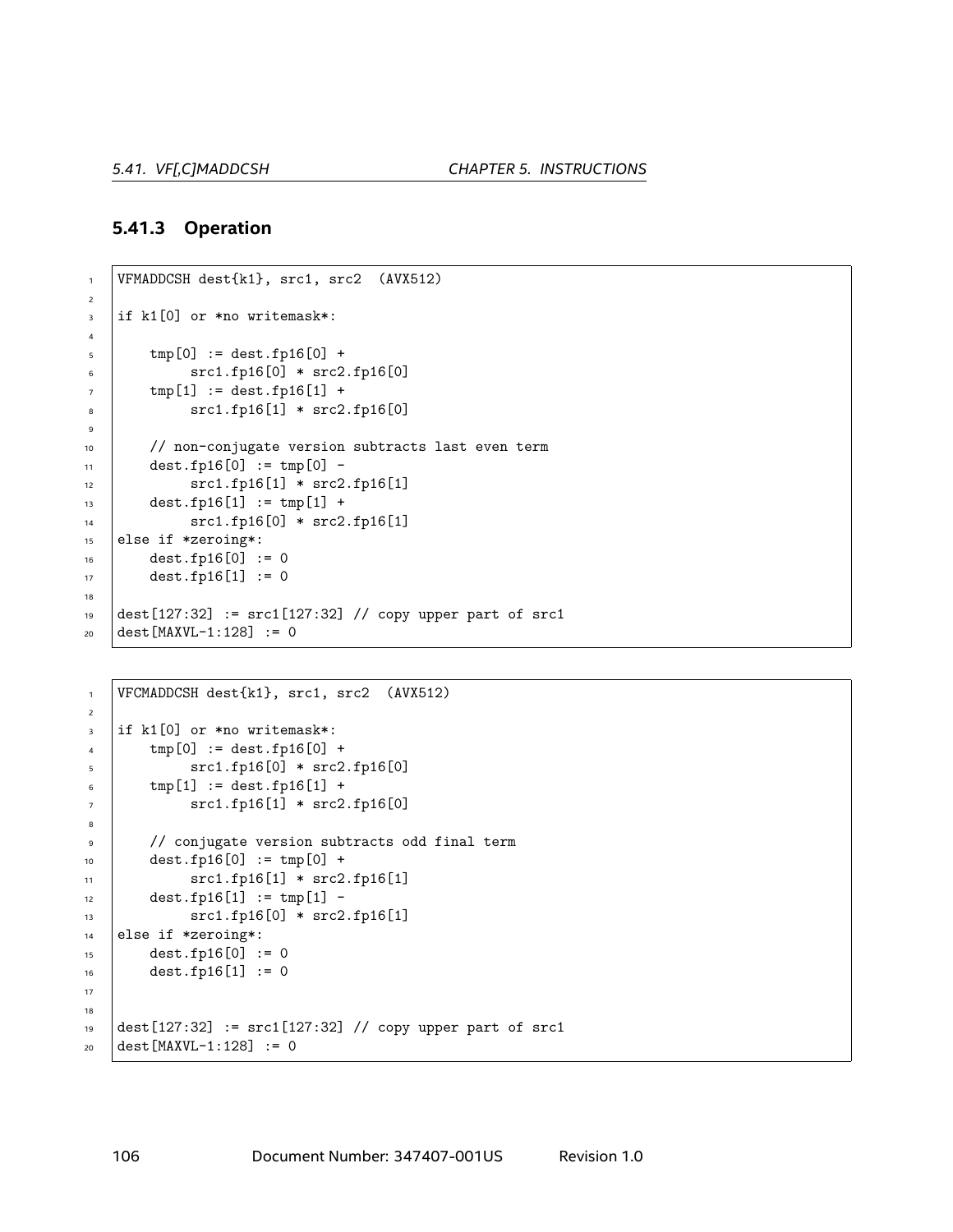### 5.41.3 Operation

```
VFMADDCSH dest{k1}, src1, src2  (AVX512)

if k1[0] or *no writemask*:

    tmp[0] := dest.fp16[0] +
         src1.fp16[0] * src2.fp16[0]
    tmp[1] := dest.fp16[1] +
         src1.fp16[1] * src2.fp16[0]

    // non-conjugate version subtracts last even term
    dest.fp16[0] := tmp[0] -
         src1.fp16[1] * src2.fp16[1]
    dest.fp16[1] := tmp[1] +
         src1.fp16[0] * src2.fp16[1]
else if *zeroing*:
    dest.fp16[0] := 0
    dest.fp16[1] := 0

dest[127:32] := src1[127:32] // copy upper part of src1
dest[MAXVL-1:128] := 0
```

```
VFCMADDCSH dest{k1}, src1, src2  (AVX512)

if k1[0] or *no writemask*:
    tmp[0] := dest.fp16[0] +
         src1.fp16[0] * src2.fp16[0]
    tmp[1] := dest.fp16[1] +
         src1.fp16[1] * src2.fp16[0]

    // conjugate version subtracts odd final term
    dest.fp16[0] := tmp[0] +
         src1.fp16[1] * src2.fp16[1]
    dest.fp16[1] := tmp[1] -
         src1.fp16[0] * src2.fp16[1]
else if *zeroing*:
    dest.fp16[0] := 0
    dest.fp16[1] := 0


dest[127:32] := src1[127:32] // copy upper part of src1
dest[MAXVL-1:128] := 0
```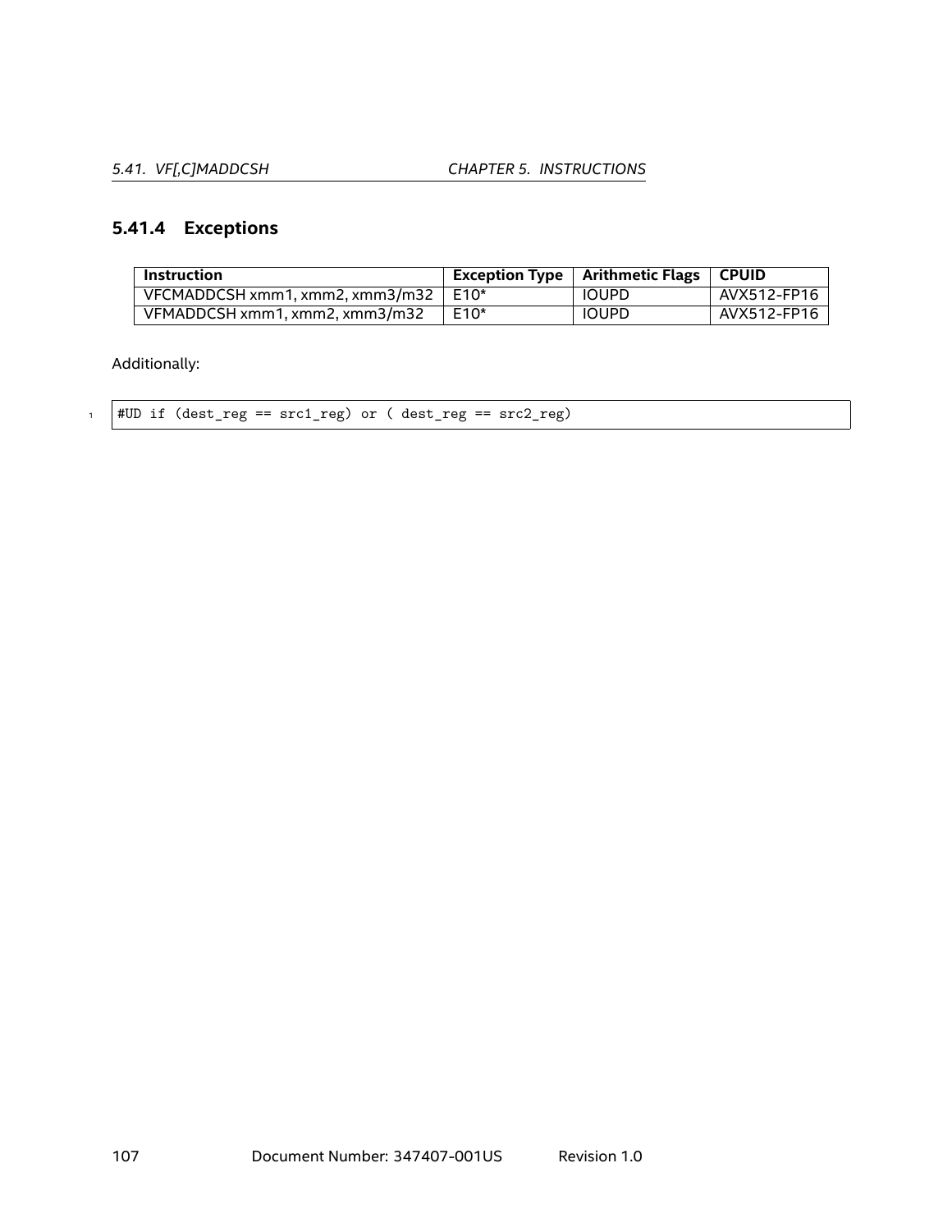### 5.41.4 Exceptions

| Instruction | Exception Type | Arithmetic Flags | CPUID |
|---|---|---|---|
| VFCMADDCSH xmm1, xmm2, xmm3/m32 | E10* | IOUPD | AVX512-FP16 |
| VFMADDCSH xmm1, xmm2, xmm3/m32 | E10* | IOUPD | AVX512-FP16 |

Additionally:

```
#UD if (dest_reg == src1_reg) or ( dest_reg == src2_reg)
```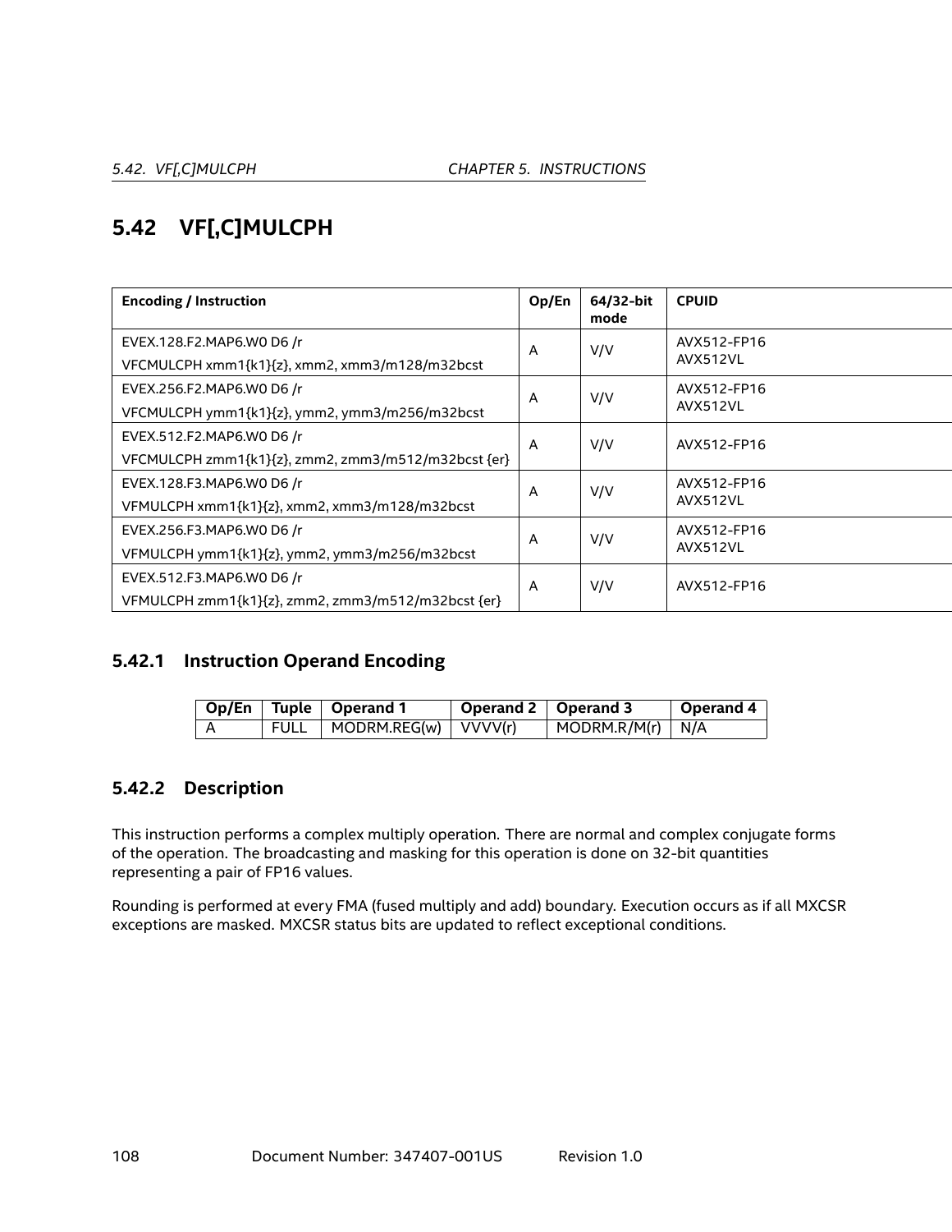## 5.42 VF[,C]MULCPH

| Encoding / Instruction | Op/En | 64/32-bit mode | CPUID |
|---|---|---|---|
| EVEX.128.F2.MAP6.W0 D6 /r<br>VFCMULCPH xmm1{k1}{z}, xmm2, xmm3/m128/m32bcst | A | V/V | AVX512-FP16<br>AVX512VL |
| EVEX.256.F2.MAP6.W0 D6 /r<br>VFCMULCPH ymm1{k1}{z}, ymm2, ymm3/m256/m32bcst | A | V/V | AVX512-FP16<br>AVX512VL |
| EVEX.512.F2.MAP6.W0 D6 /r<br>VFCMULCPH zmm1{k1}{z}, zmm2, zmm3/m512/m32bcst {er} | A | V/V | AVX512-FP16 |
| EVEX.128.F3.MAP6.W0 D6 /r<br>VFMULCPH xmm1{k1}{z}, xmm2, xmm3/m128/m32bcst | A | V/V | AVX512-FP16<br>AVX512VL |
| EVEX.256.F3.MAP6.W0 D6 /r<br>VFMULCPH ymm1{k1}{z}, ymm2, ymm3/m256/m32bcst | A | V/V | AVX512-FP16<br>AVX512VL |
| EVEX.512.F3.MAP6.W0 D6 /r<br>VFMULCPH zmm1{k1}{z}, zmm2, zmm3/m512/m32bcst {er} | A | V/V | AVX512-FP16 |

### 5.42.1 Instruction Operand Encoding

| Op/En | Tuple | Operand 1 | Operand 2 | Operand 3 | Operand 4 |
|---|---|---|---|---|---|
| A | FULL | MODRM.REG(w) | VVVV(r) | MODRM.R/M(r) | N/A |

### 5.42.2 Description

This instruction performs a complex multiply operation. There are normal and complex conjugate forms of the operation. The broadcasting and masking for this operation is done on 32-bit quantities representing a pair of FP16 values.

Rounding is performed at every FMA (fused multiply and add) boundary. Execution occurs as if all MXCSR exceptions are masked. MXCSR status bits are updated to reflect exceptional conditions.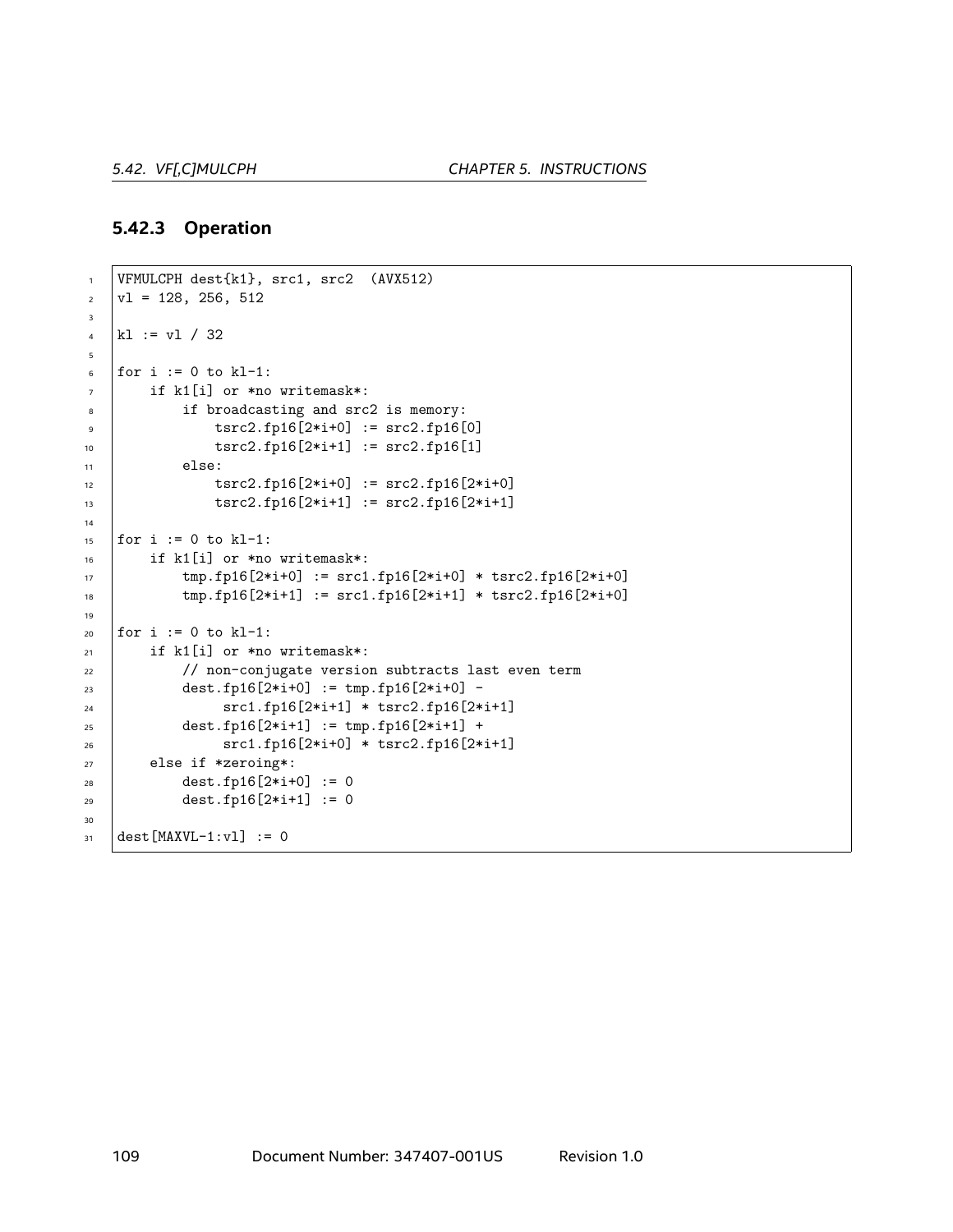### 5.42.3 Operation

```
VFMULCPH dest{k1}, src1, src2  (AVX512)
vl = 128, 256, 512

kl := vl / 32

for i := 0 to kl-1:
    if k1[i] or *no writemask*:
        if broadcasting and src2 is memory:
            tsrc2.fp16[2*i+0] := src2.fp16[0]
            tsrc2.fp16[2*i+1] := src2.fp16[1]
        else:
            tsrc2.fp16[2*i+0] := src2.fp16[2*i+0]
            tsrc2.fp16[2*i+1] := src2.fp16[2*i+1]

for i := 0 to kl-1:
    if k1[i] or *no writemask*:
        tmp.fp16[2*i+0] := src1.fp16[2*i+0] * tsrc2.fp16[2*i+0]
        tmp.fp16[2*i+1] := src1.fp16[2*i+1] * tsrc2.fp16[2*i+0]

for i := 0 to kl-1:
    if k1[i] or *no writemask*:
        // non-conjugate version subtracts last even term
        dest.fp16[2*i+0] := tmp.fp16[2*i+0] -
             src1.fp16[2*i+1] * tsrc2.fp16[2*i+1]
        dest.fp16[2*i+1] := tmp.fp16[2*i+1] +
             src1.fp16[2*i+0] * tsrc2.fp16[2*i+1]
    else if *zeroing*:
        dest.fp16[2*i+0] := 0
        dest.fp16[2*i+1] := 0

dest[MAXVL-1:vl] := 0
```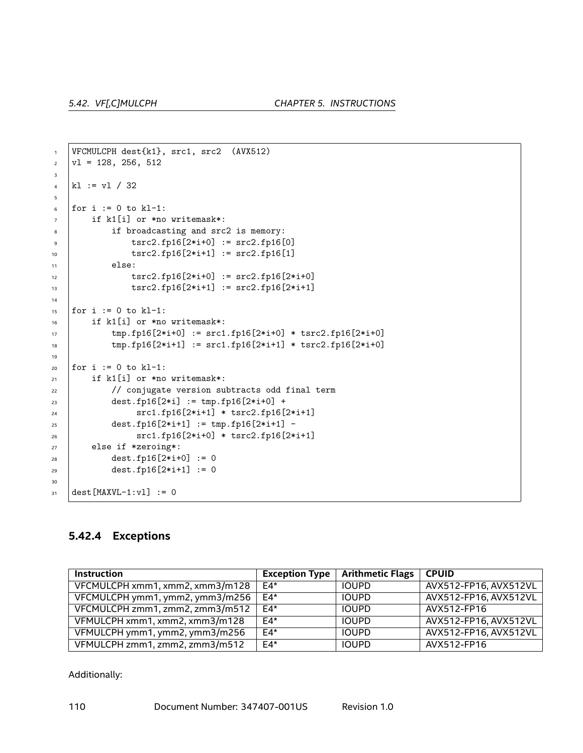```
VFCMULCPH dest{k1}, src1, src2  (AVX512)
vl = 128, 256, 512

kl := vl / 32

for i := 0 to kl-1:
    if k1[i] or *no writemask*:
        if broadcasting and src2 is memory:
            tsrc2.fp16[2*i+0] := src2.fp16[0]
            tsrc2.fp16[2*i+1] := src2.fp16[1]
        else:
            tsrc2.fp16[2*i+0] := src2.fp16[2*i+0]
            tsrc2.fp16[2*i+1] := src2.fp16[2*i+1]

for i := 0 to kl-1:
    if k1[i] or *no writemask*:
        tmp.fp16[2*i+0] := src1.fp16[2*i+0] * tsrc2.fp16[2*i+0]
        tmp.fp16[2*i+1] := src1.fp16[2*i+1] * tsrc2.fp16[2*i+0]

for i := 0 to kl-1:
    if k1[i] or *no writemask*:
        // conjugate version subtracts odd final term
        dest.fp16[2*i] := tmp.fp16[2*i+0] +
             src1.fp16[2*i+1] * tsrc2.fp16[2*i+1]
        dest.fp16[2*i+1] := tmp.fp16[2*i+1] -
             src1.fp16[2*i+0] * tsrc2.fp16[2*i+1]
    else if *zeroing*:
        dest.fp16[2*i+0] := 0
        dest.fp16[2*i+1] := 0

dest[MAXVL-1:vl] := 0
```

### 5.42.4 Exceptions

| Instruction | Exception Type | Arithmetic Flags | CPUID |
|---|---|---|---|
| VFCMULCPH xmm1, xmm2, xmm3/m128 | E4* | IOUPD | AVX512-FP16, AVX512VL |
| VFCMULCPH ymm1, ymm2, ymm3/m256 | E4* | IOUPD | AVX512-FP16, AVX512VL |
| VFCMULCPH zmm1, zmm2, zmm3/m512 | E4* | IOUPD | AVX512-FP16 |
| VFMULCPH xmm1, xmm2, xmm3/m128 | E4* | IOUPD | AVX512-FP16, AVX512VL |
| VFMULCPH ymm1, ymm2, ymm3/m256 | E4* | IOUPD | AVX512-FP16, AVX512VL |
| VFMULCPH zmm1, zmm2, zmm3/m512 | E4* | IOUPD | AVX512-FP16 |

Additionally: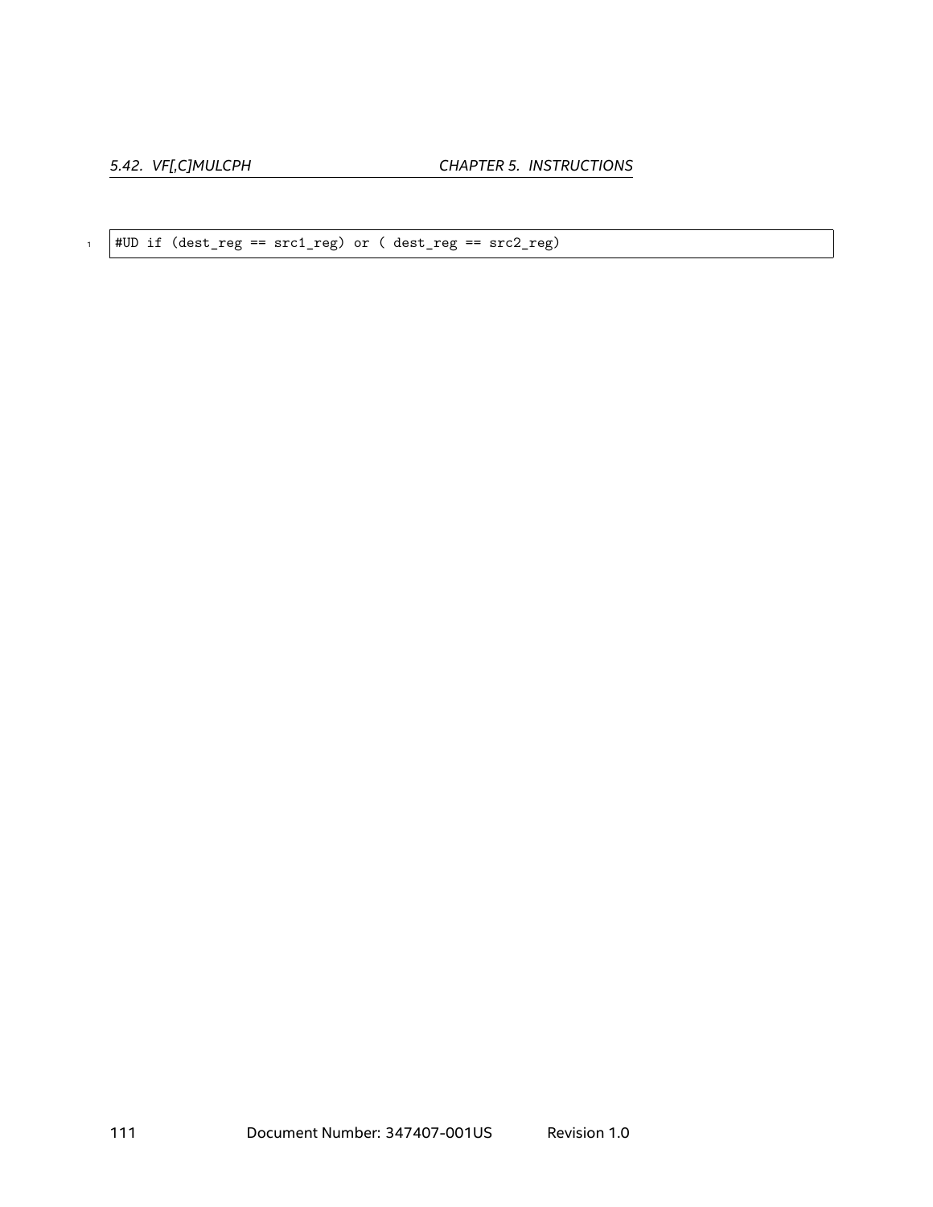```
#UD if (dest_reg == src1_reg) or ( dest_reg == src2_reg)
```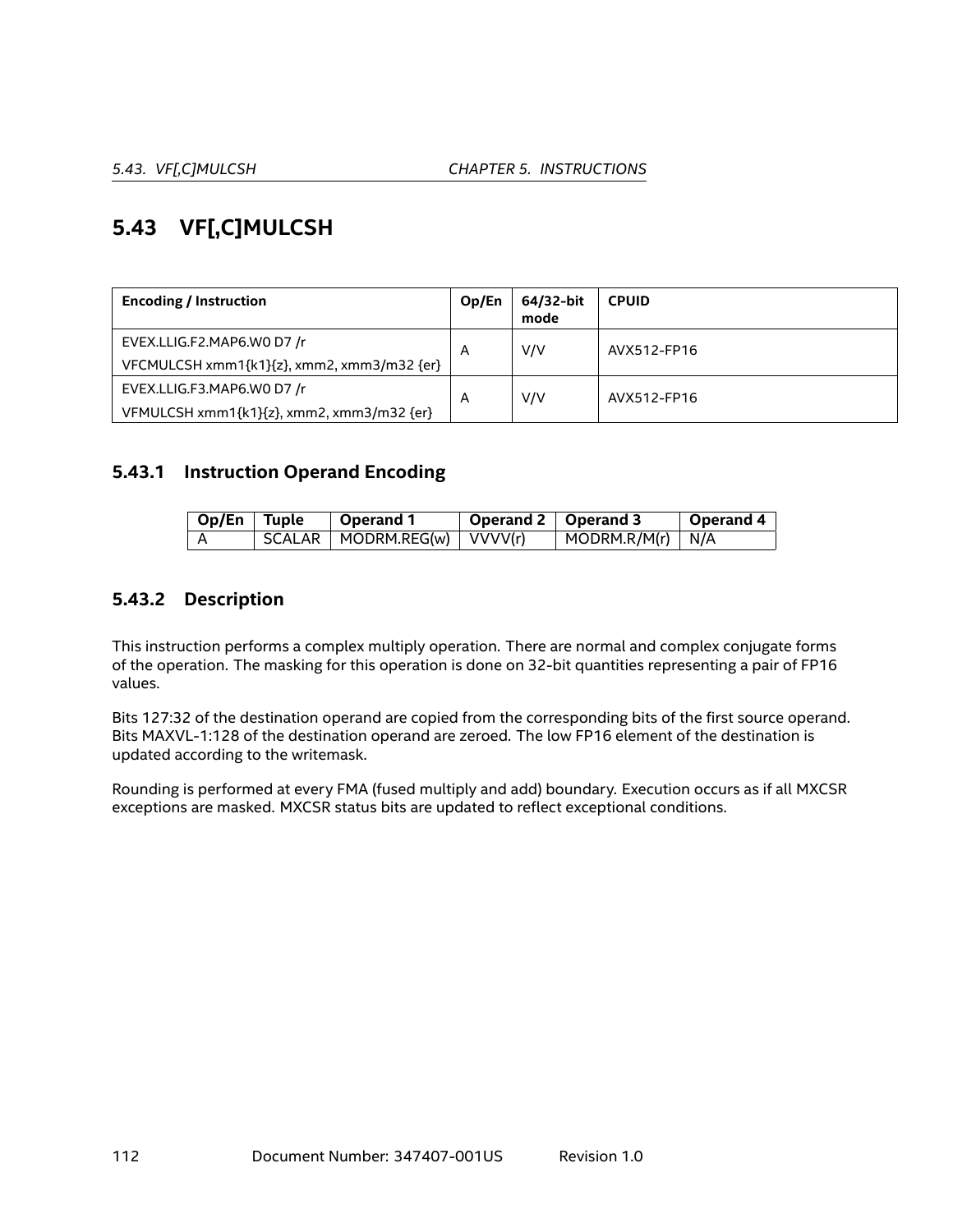## 5.43 VF[,C]MULCSH

| Encoding / Instruction | Op/En | 64/32-bit mode | CPUID |
|---|---|---|---|
| EVEX.LLIG.F2.MAP6.W0 D7 /r<br>VFCMULCSH xmm1{k1}{z}, xmm2, xmm3/m32 {er} | A | V/V | AVX512-FP16 |
| EVEX.LLIG.F3.MAP6.W0 D7 /r<br>VFMULCSH xmm1{k1}{z}, xmm2, xmm3/m32 {er} | A | V/V | AVX512-FP16 |

### 5.43.1 Instruction Operand Encoding

| Op/En | Tuple | Operand 1 | Operand 2 | Operand 3 | Operand 4 |
|---|---|---|---|---|---|
| A | SCALAR | MODRM.REG(w) | VVVV(r) | MODRM.R/M(r) | N/A |

### 5.43.2 Description

This instruction performs a complex multiply operation. There are normal and complex conjugate forms of the operation. The masking for this operation is done on 32-bit quantities representing a pair of FP16 values.

Bits 127:32 of the destination operand are copied from the corresponding bits of the first source operand. Bits MAXVL-1:128 of the destination operand are zeroed. The low FP16 element of the destination is updated according to the writemask.

Rounding is performed at every FMA (fused multiply and add) boundary. Execution occurs as if all MXCSR exceptions are masked. MXCSR status bits are updated to reflect exceptional conditions.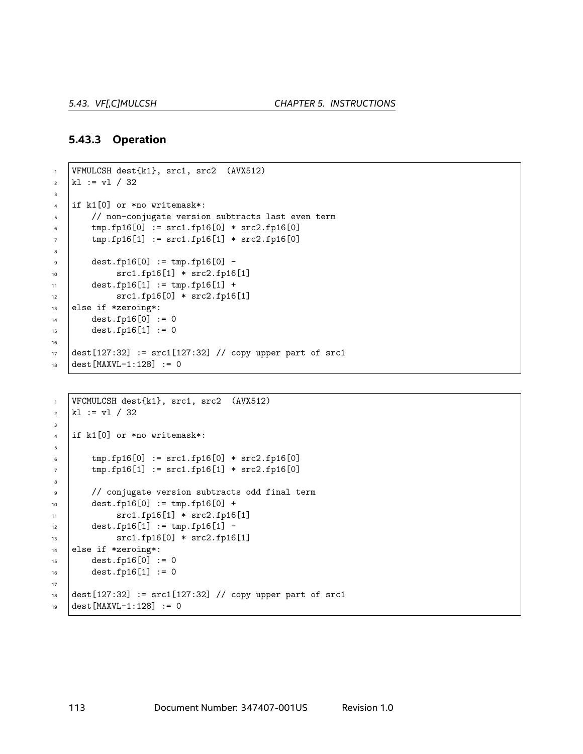### 5.43.3 Operation

```
VFMULCSH dest{k1}, src1, src2  (AVX512)
kl := vl / 32

if k1[0] or *no writemask*:
    // non-conjugate version subtracts last even term
    tmp.fp16[0] := src1.fp16[0] * src2.fp16[0]
    tmp.fp16[1] := src1.fp16[1] * src2.fp16[0]

    dest.fp16[0] := tmp.fp16[0] -
         src1.fp16[1] * src2.fp16[1]
    dest.fp16[1] := tmp.fp16[1] +
         src1.fp16[0] * src2.fp16[1]
else if *zeroing*:
    dest.fp16[0] := 0
    dest.fp16[1] := 0

dest[127:32] := src1[127:32] // copy upper part of src1
dest[MAXVL-1:128] := 0
```

```
VFCMULCSH dest{k1}, src1, src2  (AVX512)
kl := vl / 32

if k1[0] or *no writemask*:

    tmp.fp16[0] := src1.fp16[0] * src2.fp16[0]
    tmp.fp16[1] := src1.fp16[1] * src2.fp16[0]

    // conjugate version subtracts odd final term
    dest.fp16[0] := tmp.fp16[0] +
         src1.fp16[1] * src2.fp16[1]
    dest.fp16[1] := tmp.fp16[1] -
         src1.fp16[0] * src2.fp16[1]
else if *zeroing*:
    dest.fp16[0] := 0
    dest.fp16[1] := 0

dest[127:32] := src1[127:32] // copy upper part of src1
dest[MAXVL-1:128] := 0
```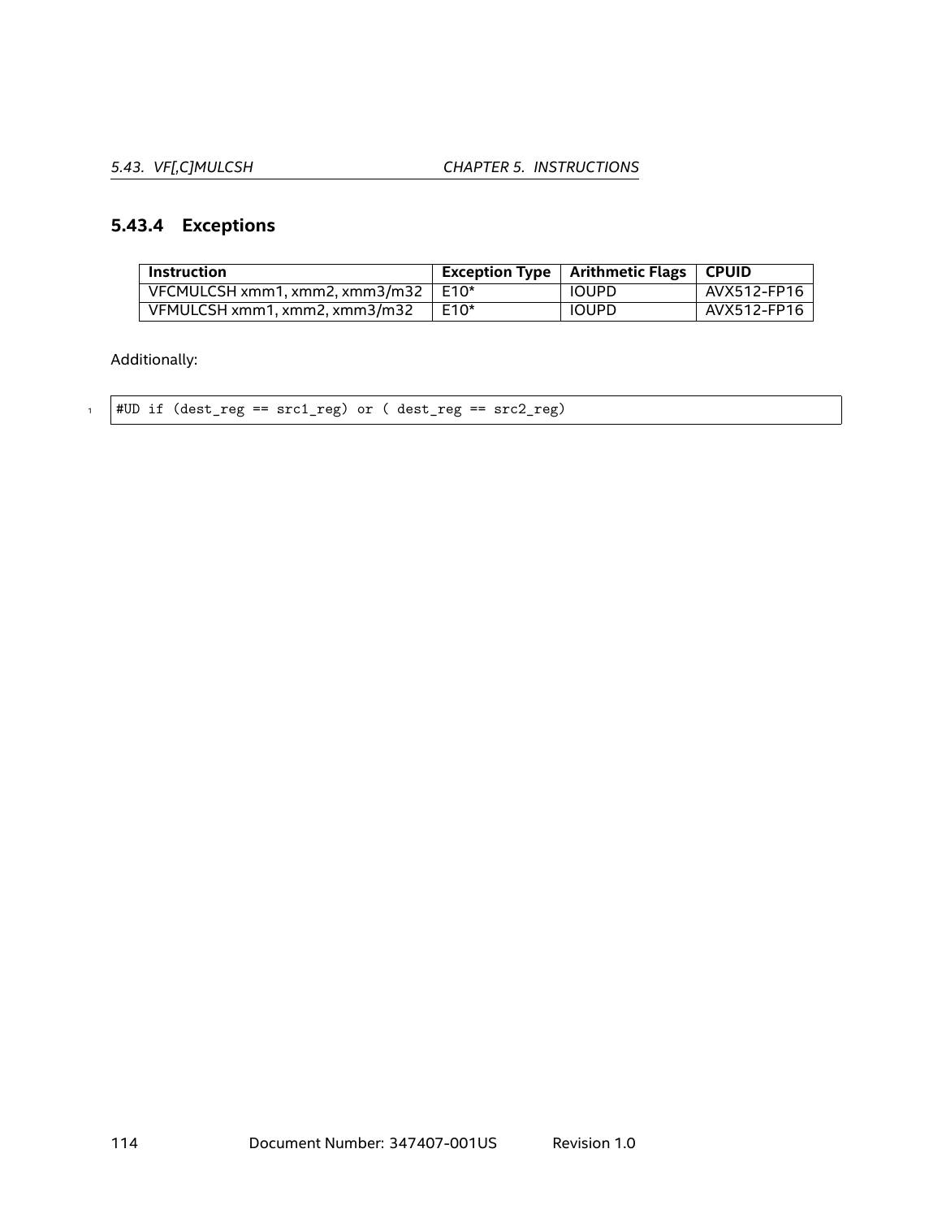### 5.43.4 Exceptions

| Instruction | Exception Type | Arithmetic Flags | CPUID |
|---|---|---|---|
| VFCMULCSH xmm1, xmm2, xmm3/m32 | E10* | IOUPD | AVX512-FP16 |
| VFMULCSH xmm1, xmm2, xmm3/m32 | E10* | IOUPD | AVX512-FP16 |

Additionally:

```
#UD if (dest_reg == src1_reg) or ( dest_reg == src2_reg)
```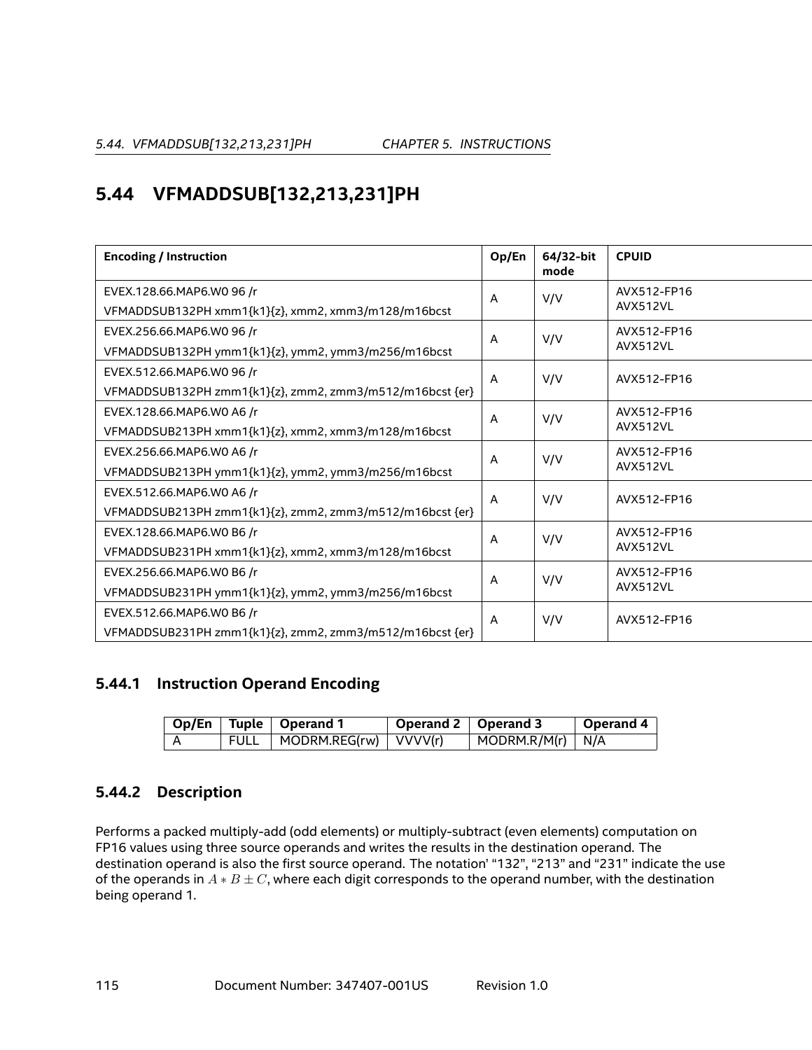## 5.44 VFMADDSUB[132,213,231]PH

| Encoding / Instruction | Op/En | 64/32-bit mode | CPUID |
|---|---|---|---|
| EVEX.128.66.MAP6.W0 96 /r<br>VFMADDSUB132PH xmm1{k1}{z}, xmm2, xmm3/m128/m16bcst | A | V/V | AVX512-FP16<br>AVX512VL |
| EVEX.256.66.MAP6.W0 96 /r<br>VFMADDSUB132PH ymm1{k1}{z}, ymm2, ymm3/m256/m16bcst | A | V/V | AVX512-FP16<br>AVX512VL |
| EVEX.512.66.MAP6.W0 96 /r<br>VFMADDSUB132PH zmm1{k1}{z}, zmm2, zmm3/m512/m16bcst {er} | A | V/V | AVX512-FP16 |
| EVEX.128.66.MAP6.W0 A6 /r<br>VFMADDSUB213PH xmm1{k1}{z}, xmm2, xmm3/m128/m16bcst | A | V/V | AVX512-FP16<br>AVX512VL |
| EVEX.256.66.MAP6.W0 A6 /r<br>VFMADDSUB213PH ymm1{k1}{z}, ymm2, ymm3/m256/m16bcst | A | V/V | AVX512-FP16<br>AVX512VL |
| EVEX.512.66.MAP6.W0 A6 /r<br>VFMADDSUB213PH zmm1{k1}{z}, zmm2, zmm3/m512/m16bcst {er} | A | V/V | AVX512-FP16 |
| EVEX.128.66.MAP6.W0 B6 /r<br>VFMADDSUB231PH xmm1{k1}{z}, xmm2, xmm3/m128/m16bcst | A | V/V | AVX512-FP16<br>AVX512VL |
| EVEX.256.66.MAP6.W0 B6 /r<br>VFMADDSUB231PH ymm1{k1}{z}, ymm2, ymm3/m256/m16bcst | A | V/V | AVX512-FP16<br>AVX512VL |
| EVEX.512.66.MAP6.W0 B6 /r<br>VFMADDSUB231PH zmm1{k1}{z}, zmm2, zmm3/m512/m16bcst {er} | A | V/V | AVX512-FP16 |

### 5.44.1 Instruction Operand Encoding

| Op/En | Tuple | Operand 1 | Operand 2 | Operand 3 | Operand 4 |
|---|---|---|---|---|---|
| A | FULL | MODRM.REG(rw) | VVVV(r) | MODRM.R/M(r) | N/A |

### 5.44.2 Description

Performs a packed multiply-add (odd elements) or multiply-subtract (even elements) computation on FP16 values using three source operands and writes the results in the destination operand. The destination operand is also the first source operand. The notation' "132", "213" and "231" indicate the use of the operands in $A * B \pm C$, where each digit corresponds to the operand number, with the destination being operand 1.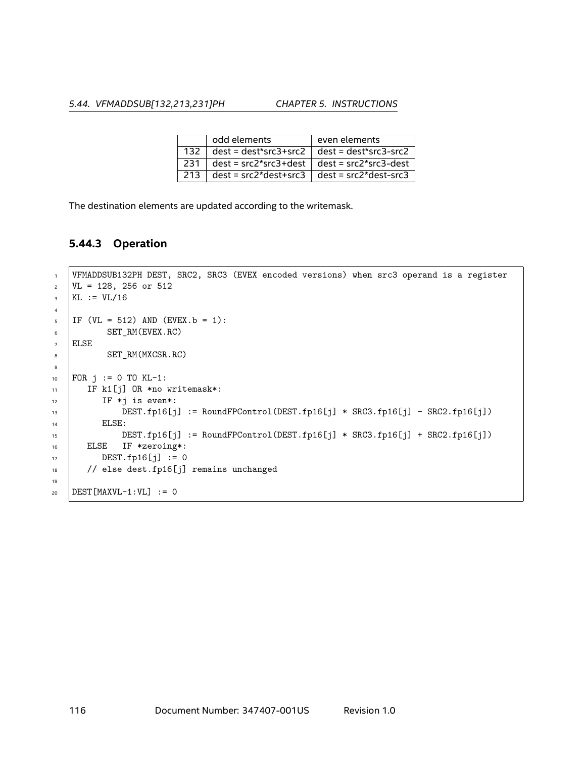| | odd elements | even elements |
|---|---|---|
| 132 | dest = dest*src3+src2 | dest = dest*src3-src2 |
| 231 | dest = src2*src3+dest | dest = src2*src3-dest |
| 213 | dest = src2*dest+src3 | dest = src2*dest-src3 |

The destination elements are updated according to the writemask.

### 5.44.3 Operation

```
VFMADDSUB132PH DEST, SRC2, SRC3 (EVEX encoded versions) when src3 operand is a register
VL = 128, 256 or 512
KL := VL/16

IF (VL = 512) AND (EVEX.b = 1):
       SET_RM(EVEX.RC)
ELSE
       SET_RM(MXCSR.RC)

FOR j := 0 TO KL-1:
   IF k1[j] OR *no writemask*:
      IF *j is even*:
          DEST.fp16[j] := RoundFPControl(DEST.fp16[j] * SRC3.fp16[j] - SRC2.fp16[j])
      ELSE:
          DEST.fp16[j] := RoundFPControl(DEST.fp16[j] * SRC3.fp16[j] + SRC2.fp16[j])
   ELSE   IF *zeroing*:
      DEST.fp16[j] := 0
   // else dest.fp16[j] remains unchanged

DEST[MAXVL-1:VL] := 0
```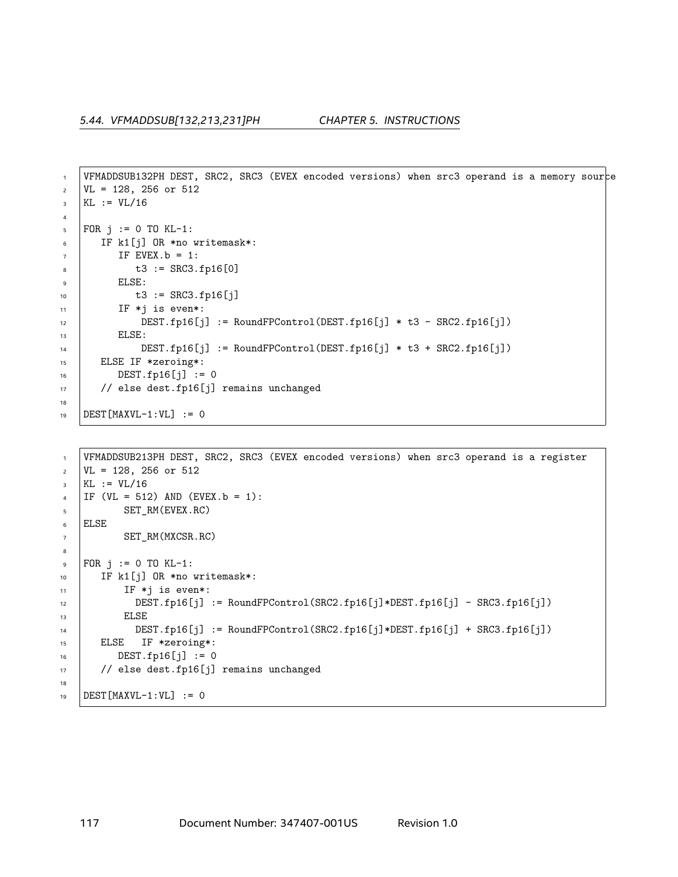```
VFMADDSUB132PH DEST, SRC2, SRC3 (EVEX encoded versions) when src3 operand is a memory source
VL = 128, 256 or 512
KL := VL/16

FOR j := 0 TO KL-1:
   IF k1[j] OR *no writemask*:
      IF EVEX.b = 1:
         t3 := SRC3.fp16[0]
      ELSE:
         t3 := SRC3.fp16[j]
      IF *j is even*:
          DEST.fp16[j] := RoundFPControl(DEST.fp16[j] * t3 - SRC2.fp16[j])
      ELSE:
          DEST.fp16[j] := RoundFPControl(DEST.fp16[j] * t3 + SRC2.fp16[j])
   ELSE IF *zeroing*:
      DEST.fp16[j] := 0
   // else dest.fp16[j] remains unchanged

DEST[MAXVL-1:VL] := 0
```

```
VFMADDSUB213PH DEST, SRC2, SRC3 (EVEX encoded versions) when src3 operand is a register
VL = 128, 256 or 512
KL := VL/16
IF (VL = 512) AND (EVEX.b = 1):
       SET_RM(EVEX.RC)
ELSE
       SET_RM(MXCSR.RC)

FOR j := 0 TO KL-1:
   IF k1[j] OR *no writemask*:
       IF *j is even*:
         DEST.fp16[j] := RoundFPControl(SRC2.fp16[j]*DEST.fp16[j] - SRC3.fp16[j])
       ELSE
         DEST.fp16[j] := RoundFPControl(SRC2.fp16[j]*DEST.fp16[j] + SRC3.fp16[j])
   ELSE   IF *zeroing*:
      DEST.fp16[j] := 0
   // else dest.fp16[j] remains unchanged

DEST[MAXVL-1:VL] := 0
```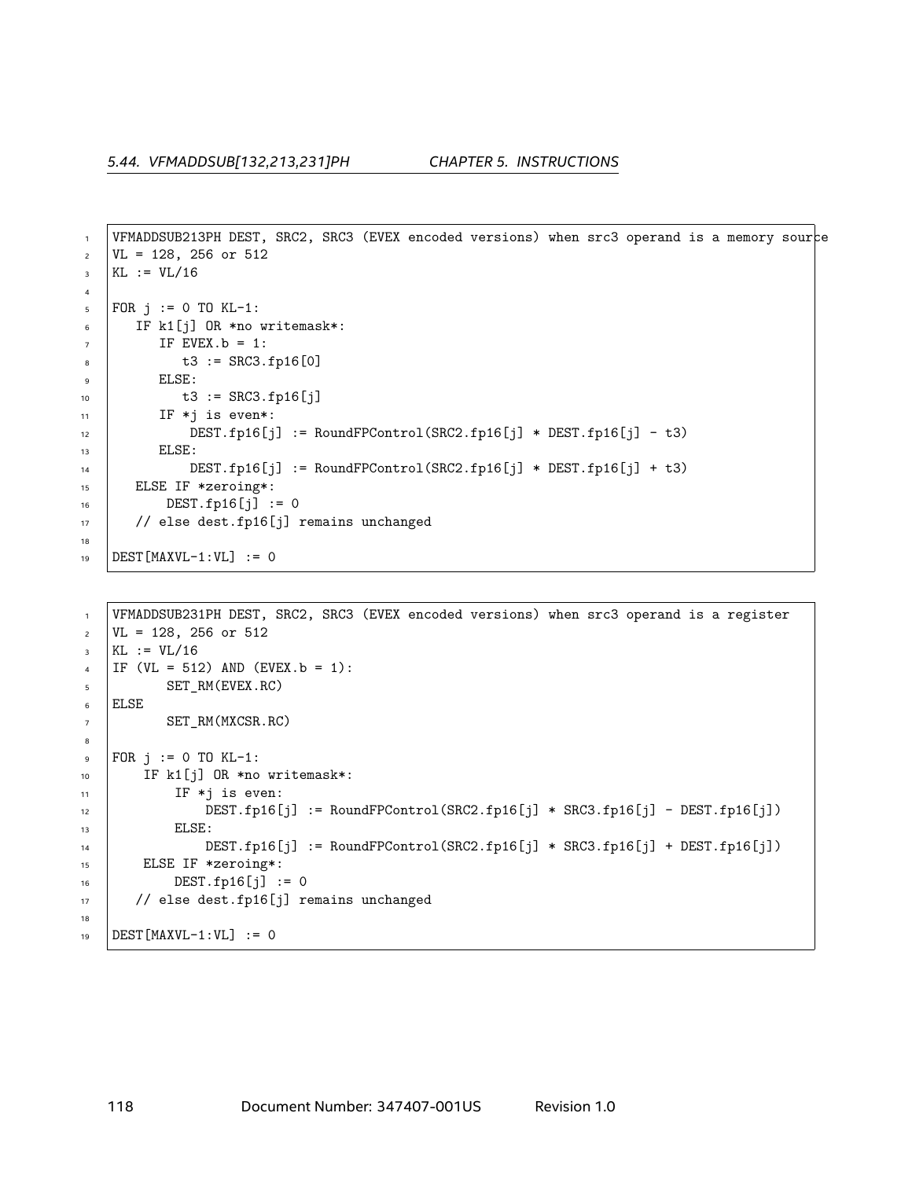```
VFMADDSUB213PH DEST, SRC2, SRC3 (EVEX encoded versions) when src3 operand is a memory source
VL = 128, 256 or 512
KL := VL/16

FOR j := 0 TO KL-1:
   IF k1[j] OR *no writemask*:
      IF EVEX.b = 1:
         t3 := SRC3.fp16[0]
      ELSE:
         t3 := SRC3.fp16[j]
      IF *j is even*:
          DEST.fp16[j] := RoundFPControl(SRC2.fp16[j] * DEST.fp16[j] - t3)
      ELSE:
          DEST.fp16[j] := RoundFPControl(SRC2.fp16[j] * DEST.fp16[j] + t3)
   ELSE IF *zeroing*:
       DEST.fp16[j] := 0
   // else dest.fp16[j] remains unchanged

DEST[MAXVL-1:VL] := 0
```

```
VFMADDSUB231PH DEST, SRC2, SRC3 (EVEX encoded versions) when src3 operand is a register
VL = 128, 256 or 512
KL := VL/16
IF (VL = 512) AND (EVEX.b = 1):
       SET_RM(EVEX.RC)
ELSE
       SET_RM(MXCSR.RC)

FOR j := 0 TO KL-1:
    IF k1[j] OR *no writemask*:
        IF *j is even:
            DEST.fp16[j] := RoundFPControl(SRC2.fp16[j] * SRC3.fp16[j] - DEST.fp16[j])
        ELSE:
            DEST.fp16[j] := RoundFPControl(SRC2.fp16[j] * SRC3.fp16[j] + DEST.fp16[j])
    ELSE IF *zeroing*:
        DEST.fp16[j] := 0
   // else dest.fp16[j] remains unchanged

DEST[MAXVL-1:VL] := 0
```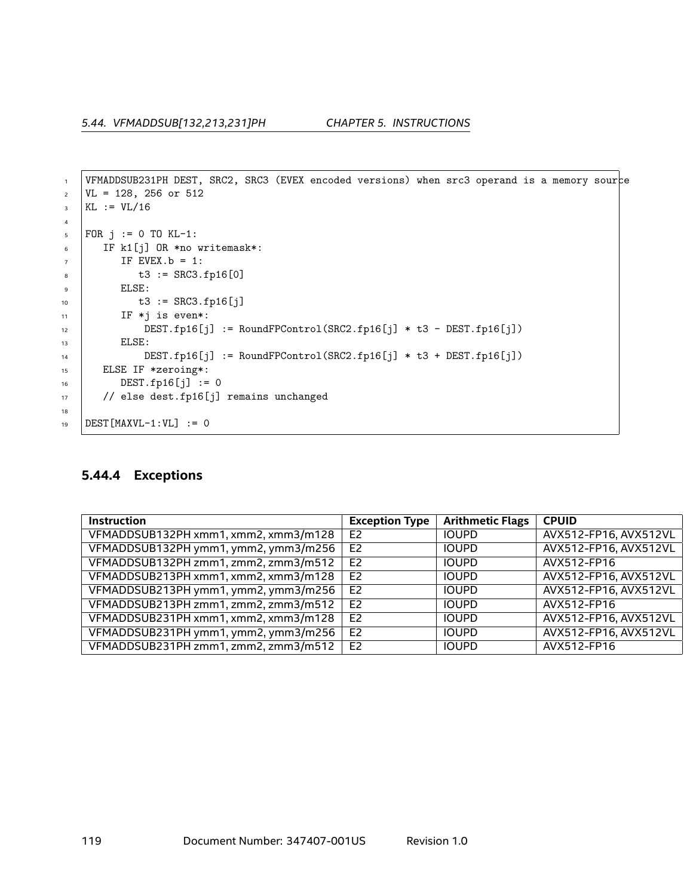```
VFMADDSUB231PH DEST, SRC2, SRC3 (EVEX encoded versions) when src3 operand is a memory source
VL = 128, 256 or 512
KL := VL/16

FOR j := 0 TO KL-1:
   IF k1[j] OR *no writemask*:
      IF EVEX.b = 1:
         t3 := SRC3.fp16[0]
      ELSE:
         t3 := SRC3.fp16[j]
      IF *j is even*:
          DEST.fp16[j] := RoundFPControl(SRC2.fp16[j] * t3 - DEST.fp16[j])
      ELSE:
          DEST.fp16[j] := RoundFPControl(SRC2.fp16[j] * t3 + DEST.fp16[j])
   ELSE IF *zeroing*:
      DEST.fp16[j] := 0
   // else dest.fp16[j] remains unchanged

DEST[MAXVL-1:VL] := 0
```

### 5.44.4 Exceptions

| Instruction | Exception Type | Arithmetic Flags | CPUID |
|---|---|---|---|
| VFMADDSUB132PH xmm1, xmm2, xmm3/m128 | E2 | IOUPD | AVX512-FP16, AVX512VL |
| VFMADDSUB132PH ymm1, ymm2, ymm3/m256 | E2 | IOUPD | AVX512-FP16, AVX512VL |
| VFMADDSUB132PH zmm1, zmm2, zmm3/m512 | E2 | IOUPD | AVX512-FP16 |
| VFMADDSUB213PH xmm1, xmm2, xmm3/m128 | E2 | IOUPD | AVX512-FP16, AVX512VL |
| VFMADDSUB213PH ymm1, ymm2, ymm3/m256 | E2 | IOUPD | AVX512-FP16, AVX512VL |
| VFMADDSUB213PH zmm1, zmm2, zmm3/m512 | E2 | IOUPD | AVX512-FP16 |
| VFMADDSUB231PH xmm1, xmm2, xmm3/m128 | E2 | IOUPD | AVX512-FP16, AVX512VL |
| VFMADDSUB231PH ymm1, ymm2, ymm3/m256 | E2 | IOUPD | AVX512-FP16, AVX512VL |
| VFMADDSUB231PH zmm1, zmm2, zmm3/m512 | E2 | IOUPD | AVX512-FP16 |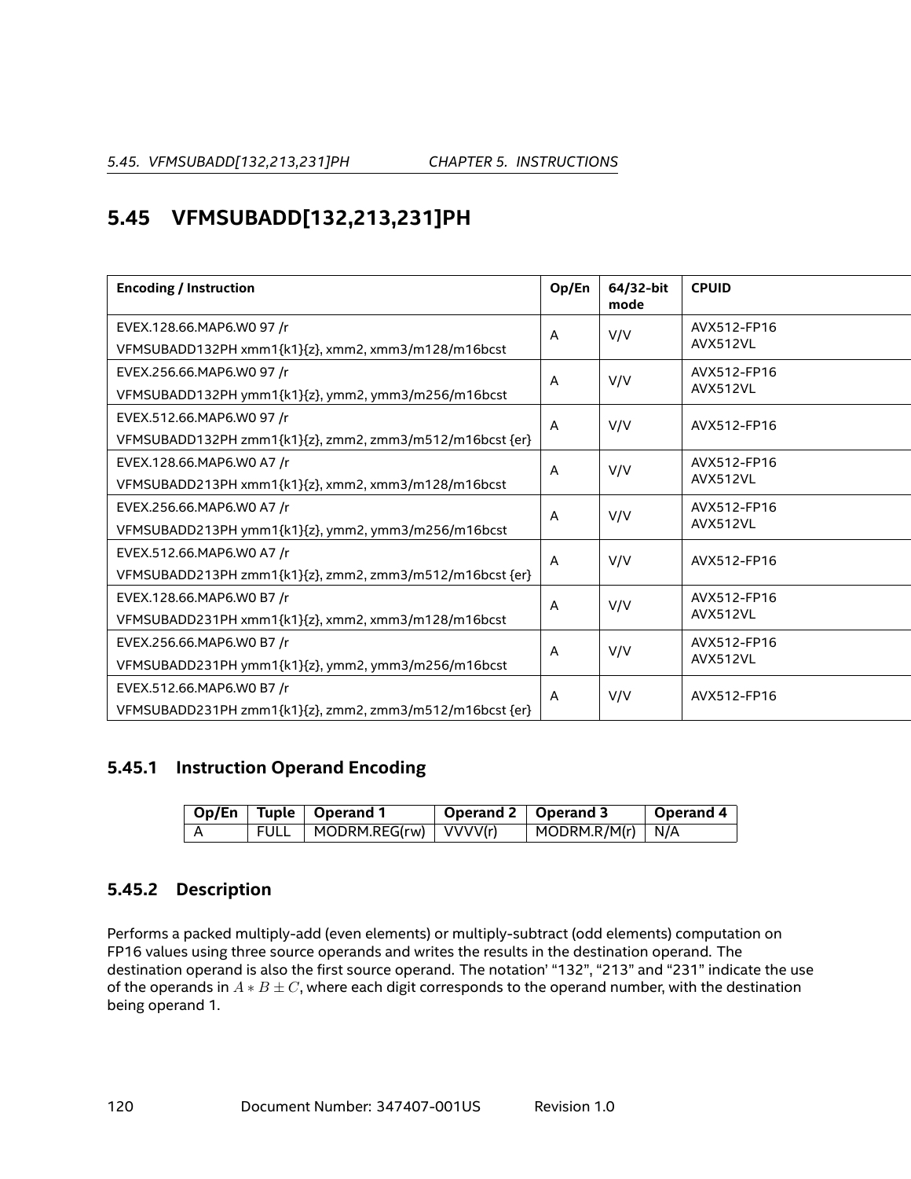## 5.45 VFMSUBADD[132,213,231]PH

| Encoding / Instruction | Op/En | 64/32-bit mode | CPUID |
|---|---|---|---|
| EVEX.128.66.MAP6.W0 97 /r<br>VFMSUBADD132PH xmm1{k1}{z}, xmm2, xmm3/m128/m16bcst | A | V/V | AVX512-FP16<br>AVX512VL |
| EVEX.256.66.MAP6.W0 97 /r<br>VFMSUBADD132PH ymm1{k1}{z}, ymm2, ymm3/m256/m16bcst | A | V/V | AVX512-FP16<br>AVX512VL |
| EVEX.512.66.MAP6.W0 97 /r<br>VFMSUBADD132PH zmm1{k1}{z}, zmm2, zmm3/m512/m16bcst {er} | A | V/V | AVX512-FP16 |
| EVEX.128.66.MAP6.W0 A7 /r<br>VFMSUBADD213PH xmm1{k1}{z}, xmm2, xmm3/m128/m16bcst | A | V/V | AVX512-FP16<br>AVX512VL |
| EVEX.256.66.MAP6.W0 A7 /r<br>VFMSUBADD213PH ymm1{k1}{z}, ymm2, ymm3/m256/m16bcst | A | V/V | AVX512-FP16<br>AVX512VL |
| EVEX.512.66.MAP6.W0 A7 /r<br>VFMSUBADD213PH zmm1{k1}{z}, zmm2, zmm3/m512/m16bcst {er} | A | V/V | AVX512-FP16 |
| EVEX.128.66.MAP6.W0 B7 /r<br>VFMSUBADD231PH xmm1{k1}{z}, xmm2, xmm3/m128/m16bcst | A | V/V | AVX512-FP16<br>AVX512VL |
| EVEX.256.66.MAP6.W0 B7 /r<br>VFMSUBADD231PH ymm1{k1}{z}, ymm2, ymm3/m256/m16bcst | A | V/V | AVX512-FP16<br>AVX512VL |
| EVEX.512.66.MAP6.W0 B7 /r<br>VFMSUBADD231PH zmm1{k1}{z}, zmm2, zmm3/m512/m16bcst {er} | A | V/V | AVX512-FP16 |

### 5.45.1 Instruction Operand Encoding

| Op/En | Tuple | Operand 1 | Operand 2 | Operand 3 | Operand 4 |
|---|---|---|---|---|---|
| A | FULL | MODRM.REG(rw) | VVVV(r) | MODRM.R/M(r) | N/A |

### 5.45.2 Description

Performs a packed multiply-add (even elements) or multiply-subtract (odd elements) computation on FP16 values using three source operands and writes the results in the destination operand. The destination operand is also the first source operand. The notation' "132", "213" and "231" indicate the use of the operands in $A * B \pm C$, where each digit corresponds to the operand number, with the destination being operand 1.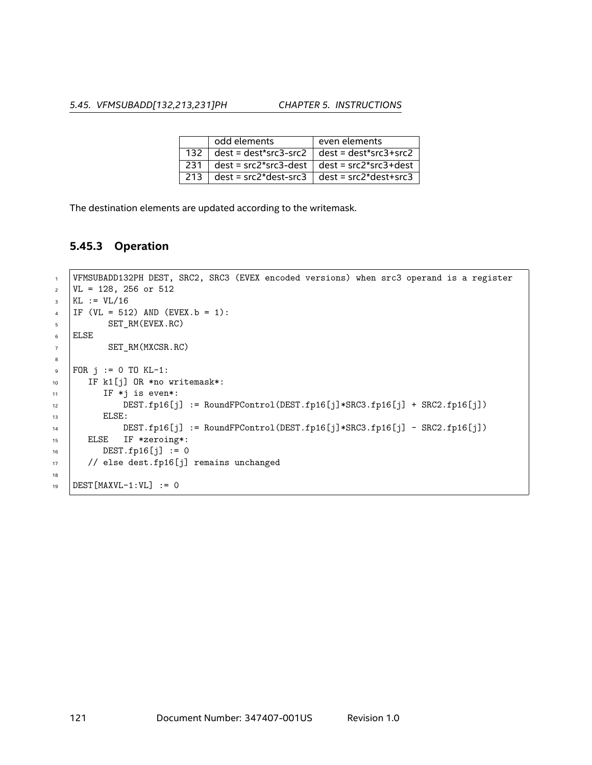| | odd elements | even elements |
|---|---|---|
| 132 | dest = dest*src3-src2 | dest = dest*src3+src2 |
| 231 | dest = src2*src3-dest | dest = src2*src3+dest |
| 213 | dest = src2*dest-src3 | dest = src2*dest+src3 |

The destination elements are updated according to the writemask.

### 5.45.3 Operation

```
VFMSUBADD132PH DEST, SRC2, SRC3 (EVEX encoded versions) when src3 operand is a register
VL = 128, 256 or 512
KL := VL/16
IF (VL = 512) AND (EVEX.b = 1):
       SET_RM(EVEX.RC)
ELSE
       SET_RM(MXCSR.RC)

FOR j := 0 TO KL-1:
   IF k1[j] OR *no writemask*:
      IF *j is even*:
          DEST.fp16[j] := RoundFPControl(DEST.fp16[j]*SRC3.fp16[j] + SRC2.fp16[j])
      ELSE:
          DEST.fp16[j] := RoundFPControl(DEST.fp16[j]*SRC3.fp16[j] - SRC2.fp16[j])
   ELSE   IF *zeroing*:
      DEST.fp16[j] := 0
   // else dest.fp16[j] remains unchanged

DEST[MAXVL-1:VL] := 0
```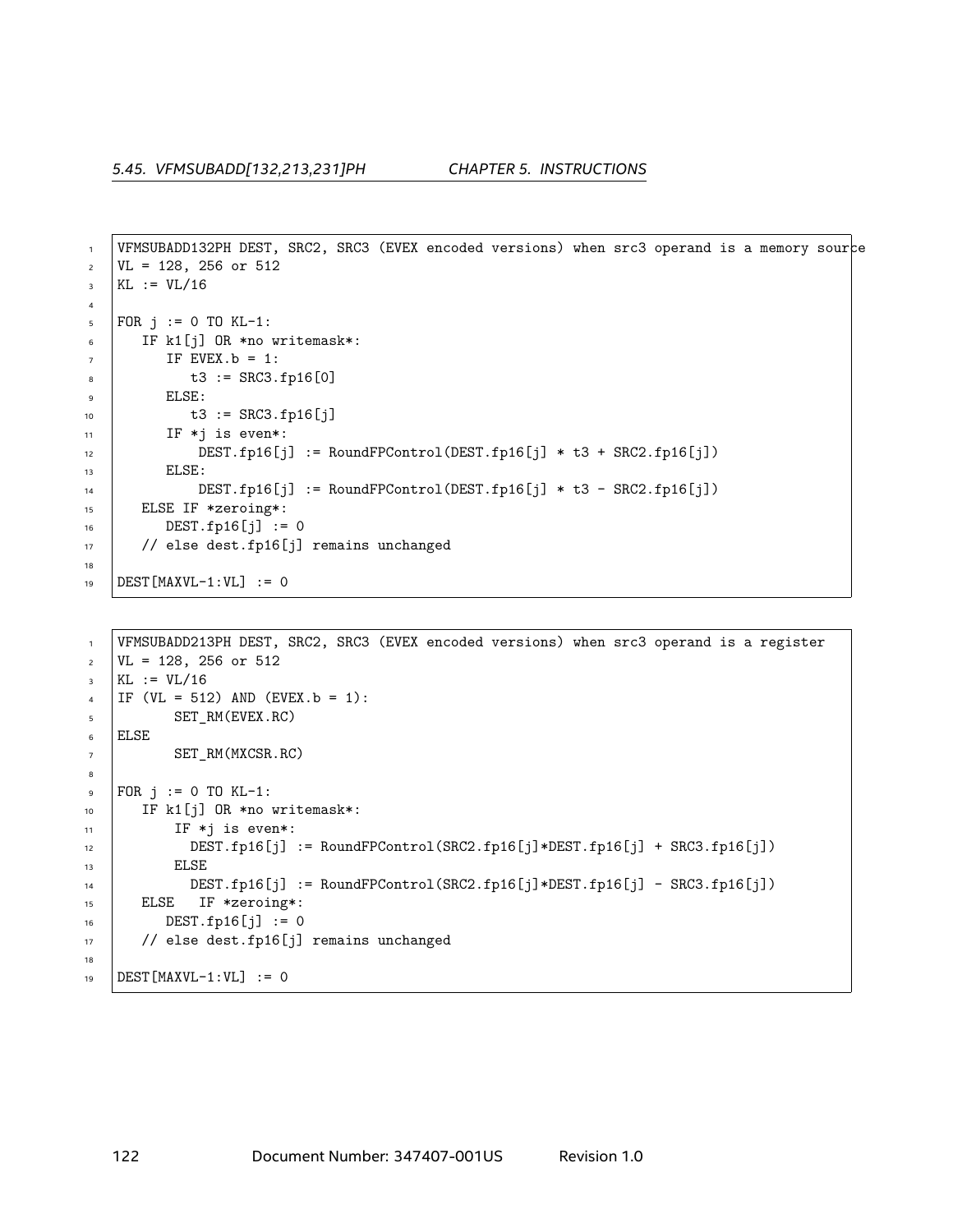```
VFMSUBADD132PH DEST, SRC2, SRC3 (EVEX encoded versions) when src3 operand is a memory source
VL = 128, 256 or 512
KL := VL/16

FOR j := 0 TO KL-1:
   IF k1[j] OR *no writemask*:
      IF EVEX.b = 1:
         t3 := SRC3.fp16[0]
      ELSE:
         t3 := SRC3.fp16[j]
      IF *j is even*:
          DEST.fp16[j] := RoundFPControl(DEST.fp16[j] * t3 + SRC2.fp16[j])
      ELSE:
          DEST.fp16[j] := RoundFPControl(DEST.fp16[j] * t3 - SRC2.fp16[j])
   ELSE IF *zeroing*:
      DEST.fp16[j] := 0
   // else dest.fp16[j] remains unchanged

DEST[MAXVL-1:VL] := 0
```

```
VFMSUBADD213PH DEST, SRC2, SRC3 (EVEX encoded versions) when src3 operand is a register
VL = 128, 256 or 512
KL := VL/16
IF (VL = 512) AND (EVEX.b = 1):
       SET_RM(EVEX.RC)
ELSE
       SET_RM(MXCSR.RC)

FOR j := 0 TO KL-1:
   IF k1[j] OR *no writemask*:
       IF *j is even*:
         DEST.fp16[j] := RoundFPControl(SRC2.fp16[j]*DEST.fp16[j] + SRC3.fp16[j])
       ELSE
         DEST.fp16[j] := RoundFPControl(SRC2.fp16[j]*DEST.fp16[j] - SRC3.fp16[j])
   ELSE   IF *zeroing*:
      DEST.fp16[j] := 0
   // else dest.fp16[j] remains unchanged

DEST[MAXVL-1:VL] := 0
```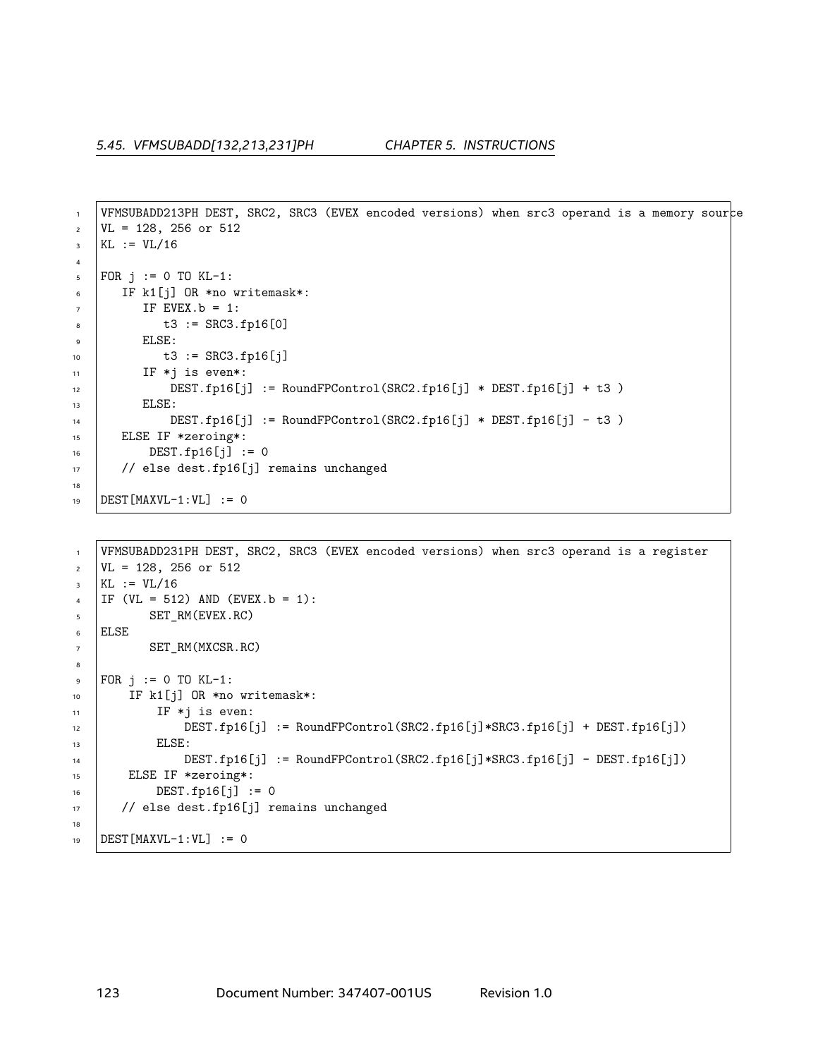```
VFMSUBADD213PH DEST, SRC2, SRC3 (EVEX encoded versions) when src3 operand is a memory source
VL = 128, 256 or 512
KL := VL/16

FOR j := 0 TO KL-1:
   IF k1[j] OR *no writemask*:
      IF EVEX.b = 1:
         t3 := SRC3.fp16[0]
      ELSE:
         t3 := SRC3.fp16[j]
      IF *j is even*:
          DEST.fp16[j] := RoundFPControl(SRC2.fp16[j] * DEST.fp16[j] + t3 )
      ELSE:
          DEST.fp16[j] := RoundFPControl(SRC2.fp16[j] * DEST.fp16[j] - t3 )
   ELSE IF *zeroing*:
       DEST.fp16[j] := 0
   // else dest.fp16[j] remains unchanged

DEST[MAXVL-1:VL] := 0
```

```
VFMSUBADD231PH DEST, SRC2, SRC3 (EVEX encoded versions) when src3 operand is a register
VL = 128, 256 or 512
KL := VL/16
IF (VL = 512) AND (EVEX.b = 1):
       SET_RM(EVEX.RC)
ELSE
       SET_RM(MXCSR.RC)

FOR j := 0 TO KL-1:
    IF k1[j] OR *no writemask*:
        IF *j is even:
            DEST.fp16[j] := RoundFPControl(SRC2.fp16[j]*SRC3.fp16[j] + DEST.fp16[j])
        ELSE:
            DEST.fp16[j] := RoundFPControl(SRC2.fp16[j]*SRC3.fp16[j] - DEST.fp16[j])
    ELSE IF *zeroing*:
        DEST.fp16[j] := 0
   // else dest.fp16[j] remains unchanged

DEST[MAXVL-1:VL] := 0
```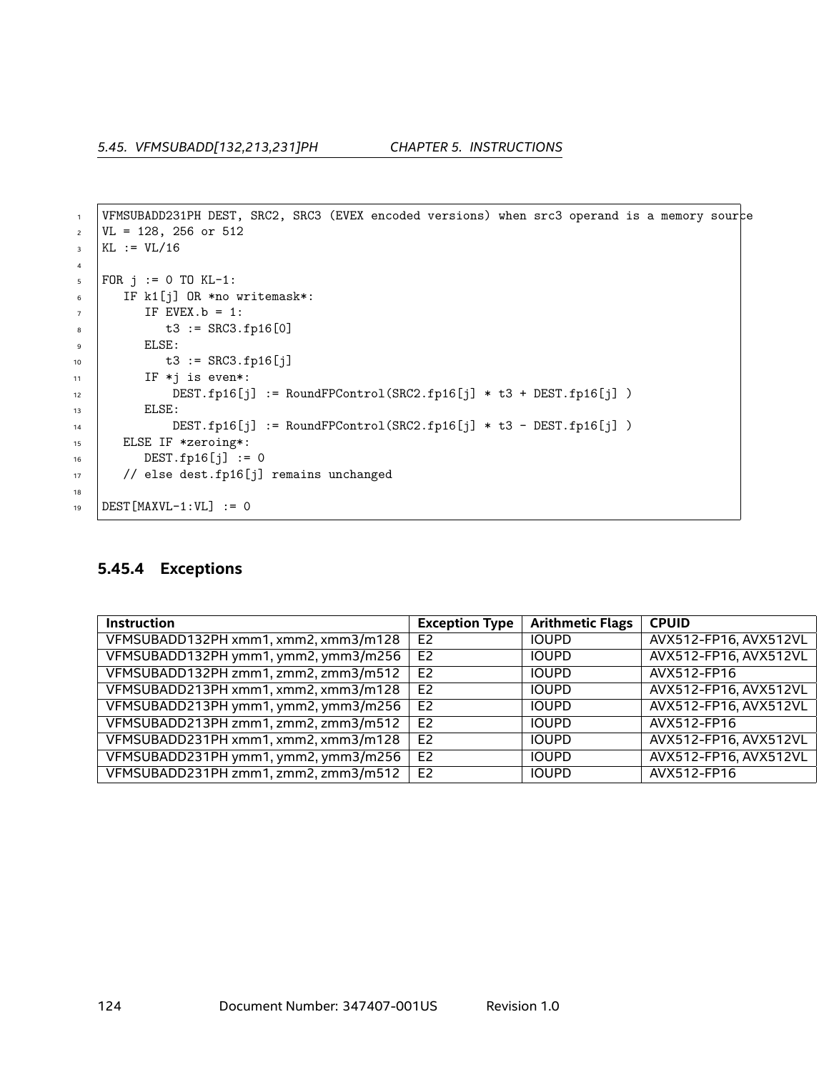```
VFMSUBADD231PH DEST, SRC2, SRC3 (EVEX encoded versions) when src3 operand is a memory source
VL = 128, 256 or 512
KL := VL/16

FOR j := 0 TO KL-1:
   IF k1[j] OR *no writemask*:
      IF EVEX.b = 1:
         t3 := SRC3.fp16[0]
      ELSE:
         t3 := SRC3.fp16[j]
      IF *j is even*:
          DEST.fp16[j] := RoundFPControl(SRC2.fp16[j] * t3 + DEST.fp16[j] )
      ELSE:
          DEST.fp16[j] := RoundFPControl(SRC2.fp16[j] * t3 - DEST.fp16[j] )
   ELSE IF *zeroing*:
      DEST.fp16[j] := 0
   // else dest.fp16[j] remains unchanged

DEST[MAXVL-1:VL] := 0
```

### 5.45.4 Exceptions

| Instruction | Exception Type | Arithmetic Flags | CPUID |
|---|---|---|---|
| VFMSUBADD132PH xmm1, xmm2, xmm3/m128 | E2 | IOUPD | AVX512-FP16, AVX512VL |
| VFMSUBADD132PH ymm1, ymm2, ymm3/m256 | E2 | IOUPD | AVX512-FP16, AVX512VL |
| VFMSUBADD132PH zmm1, zmm2, zmm3/m512 | E2 | IOUPD | AVX512-FP16 |
| VFMSUBADD213PH xmm1, xmm2, xmm3/m128 | E2 | IOUPD | AVX512-FP16, AVX512VL |
| VFMSUBADD213PH ymm1, ymm2, ymm3/m256 | E2 | IOUPD | AVX512-FP16, AVX512VL |
| VFMSUBADD213PH zmm1, zmm2, zmm3/m512 | E2 | IOUPD | AVX512-FP16 |
| VFMSUBADD231PH xmm1, xmm2, xmm3/m128 | E2 | IOUPD | AVX512-FP16, AVX512VL |
| VFMSUBADD231PH ymm1, ymm2, ymm3/m256 | E2 | IOUPD | AVX512-FP16, AVX512VL |
| VFMSUBADD231PH zmm1, zmm2, zmm3/m512 | E2 | IOUPD | AVX512-FP16 |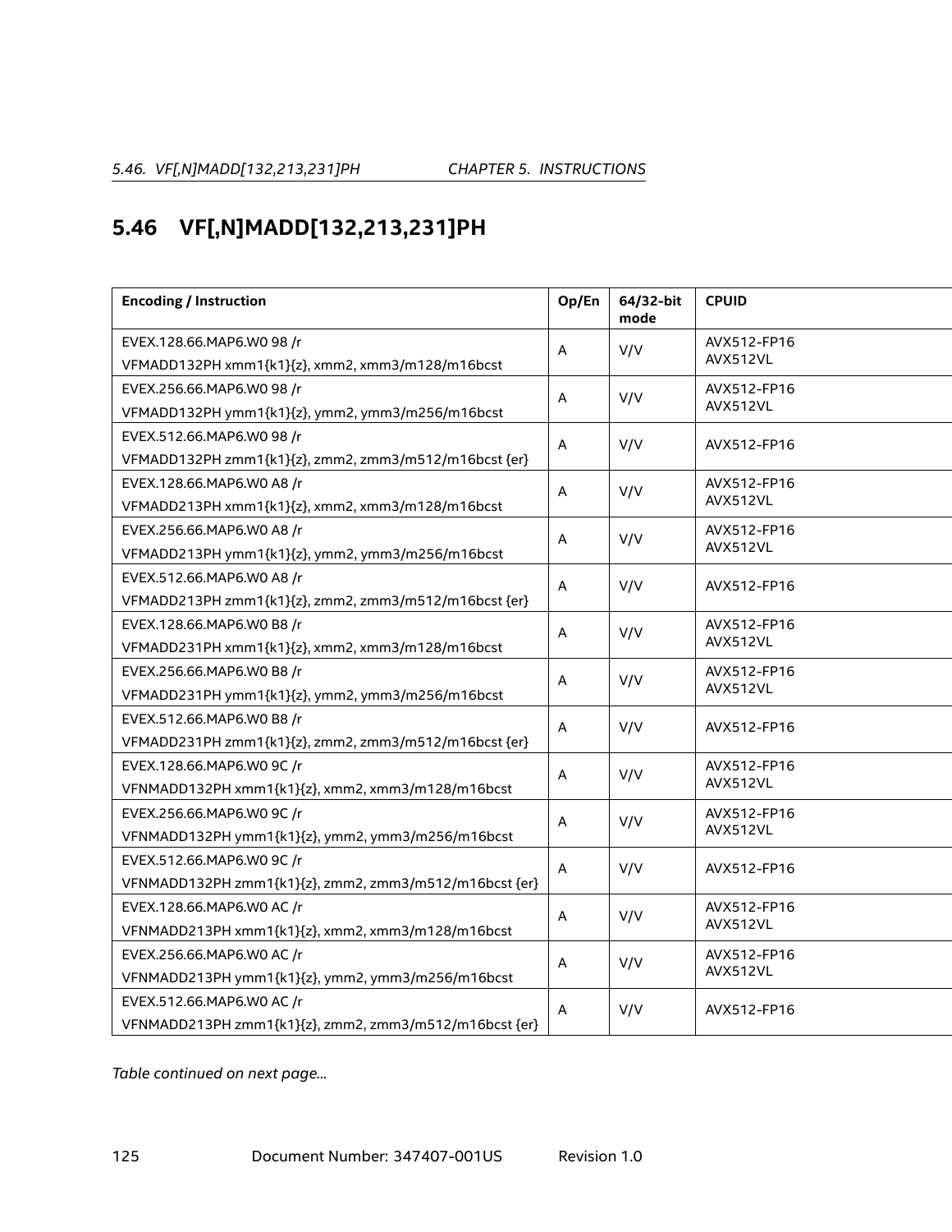## 5.46 VF[,N]MADD[132,213,231]PH

| Encoding / Instruction | Op/En | 64/32-bit mode | CPUID |
|---|---|---|---|
| EVEX.128.66.MAP6.W0 98 /r<br>VFMADD132PH xmm1{k1}{z}, xmm2, xmm3/m128/m16bcst | A | V/V | AVX512-FP16<br>AVX512VL |
| EVEX.256.66.MAP6.W0 98 /r<br>VFMADD132PH ymm1{k1}{z}, ymm2, ymm3/m256/m16bcst | A | V/V | AVX512-FP16<br>AVX512VL |
| EVEX.512.66.MAP6.W0 98 /r<br>VFMADD132PH zmm1{k1}{z}, zmm2, zmm3/m512/m16bcst {er} | A | V/V | AVX512-FP16 |
| EVEX.128.66.MAP6.W0 A8 /r<br>VFMADD213PH xmm1{k1}{z}, xmm2, xmm3/m128/m16bcst | A | V/V | AVX512-FP16<br>AVX512VL |
| EVEX.256.66.MAP6.W0 A8 /r<br>VFMADD213PH ymm1{k1}{z}, ymm2, ymm3/m256/m16bcst | A | V/V | AVX512-FP16<br>AVX512VL |
| EVEX.512.66.MAP6.W0 A8 /r<br>VFMADD213PH zmm1{k1}{z}, zmm2, zmm3/m512/m16bcst {er} | A | V/V | AVX512-FP16 |
| EVEX.128.66.MAP6.W0 B8 /r<br>VFMADD231PH xmm1{k1}{z}, xmm2, xmm3/m128/m16bcst | A | V/V | AVX512-FP16<br>AVX512VL |
| EVEX.256.66.MAP6.W0 B8 /r<br>VFMADD231PH ymm1{k1}{z}, ymm2, ymm3/m256/m16bcst | A | V/V | AVX512-FP16<br>AVX512VL |
| EVEX.512.66.MAP6.W0 B8 /r<br>VFMADD231PH zmm1{k1}{z}, zmm2, zmm3/m512/m16bcst {er} | A | V/V | AVX512-FP16 |
| EVEX.128.66.MAP6.W0 9C /r<br>VFNMADD132PH xmm1{k1}{z}, xmm2, xmm3/m128/m16bcst | A | V/V | AVX512-FP16<br>AVX512VL |
| EVEX.256.66.MAP6.W0 9C /r<br>VFNMADD132PH ymm1{k1}{z}, ymm2, ymm3/m256/m16bcst | A | V/V | AVX512-FP16<br>AVX512VL |
| EVEX.512.66.MAP6.W0 9C /r<br>VFNMADD132PH zmm1{k1}{z}, zmm2, zmm3/m512/m16bcst {er} | A | V/V | AVX512-FP16 |
| EVEX.128.66.MAP6.W0 AC /r<br>VFNMADD213PH xmm1{k1}{z}, xmm2, xmm3/m128/m16bcst | A | V/V | AVX512-FP16<br>AVX512VL |
| EVEX.256.66.MAP6.W0 AC /r<br>VFNMADD213PH ymm1{k1}{z}, ymm2, ymm3/m256/m16bcst | A | V/V | AVX512-FP16<br>AVX512VL |
| EVEX.512.66.MAP6.W0 AC /r<br>VFNMADD213PH zmm1{k1}{z}, zmm2, zmm3/m512/m16bcst {er} | A | V/V | AVX512-FP16 |

*Table continued on next page...*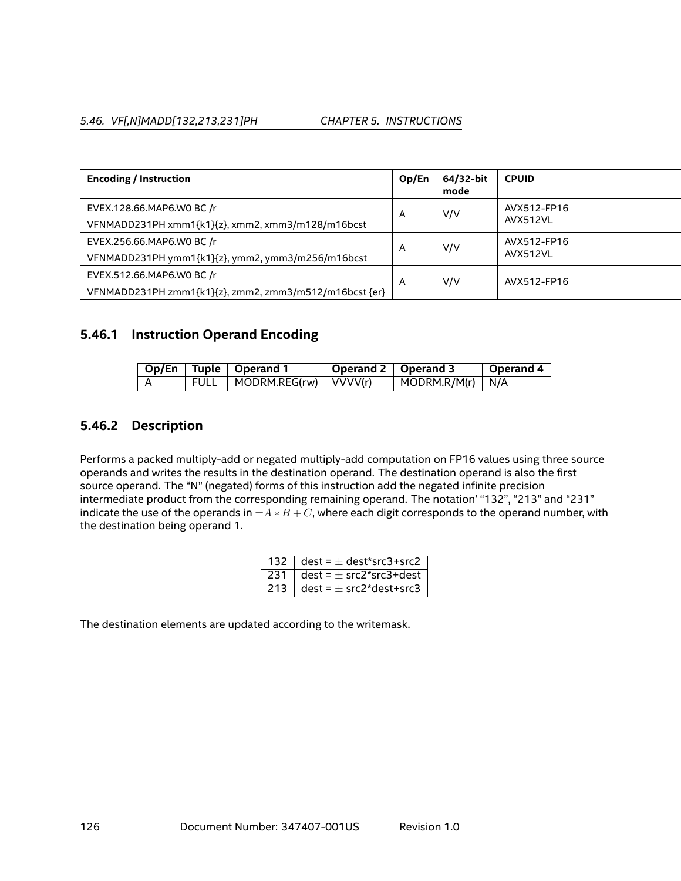| Encoding / Instruction | Op/En | 64/32-bit mode | CPUID |
|---|---|---|---|
| EVEX.128.66.MAP6.W0 BC /r<br>VFNMADD231PH xmm1{k1}{z}, xmm2, xmm3/m128/m16bcst | A | V/V | AVX512-FP16<br>AVX512VL |
| EVEX.256.66.MAP6.W0 BC /r<br>VFNMADD231PH ymm1{k1}{z}, ymm2, ymm3/m256/m16bcst | A | V/V | AVX512-FP16<br>AVX512VL |
| EVEX.512.66.MAP6.W0 BC /r<br>VFNMADD231PH zmm1{k1}{z}, zmm2, zmm3/m512/m16bcst {er} | A | V/V | AVX512-FP16 |

### 5.46.1 Instruction Operand Encoding

| Op/En | Tuple | Operand 1 | Operand 2 | Operand 3 | Operand 4 |
|---|---|---|---|---|---|
| A | FULL | MODRM.REG(rw) | VVVV(r) | MODRM.R/M(r) | N/A |

### 5.46.2 Description

Performs a packed multiply-add or negated multiply-add computation on FP16 values using three source operands and writes the results in the destination operand. The destination operand is also the first source operand. The "N" (negated) forms of this instruction add the negated infinite precision intermediate product from the corresponding remaining operand. The notation' "132", "213" and "231" indicate the use of the operands in $\pm A * B + C$, where each digit corresponds to the operand number, with the destination being operand 1.

| | |
|---|---|
| 132 | dest = $\pm$ dest*src3+src2 |
| 231 | dest = $\pm$ src2*src3+dest |
| 213 | dest = $\pm$ src2*dest+src3 |

The destination elements are updated according to the writemask.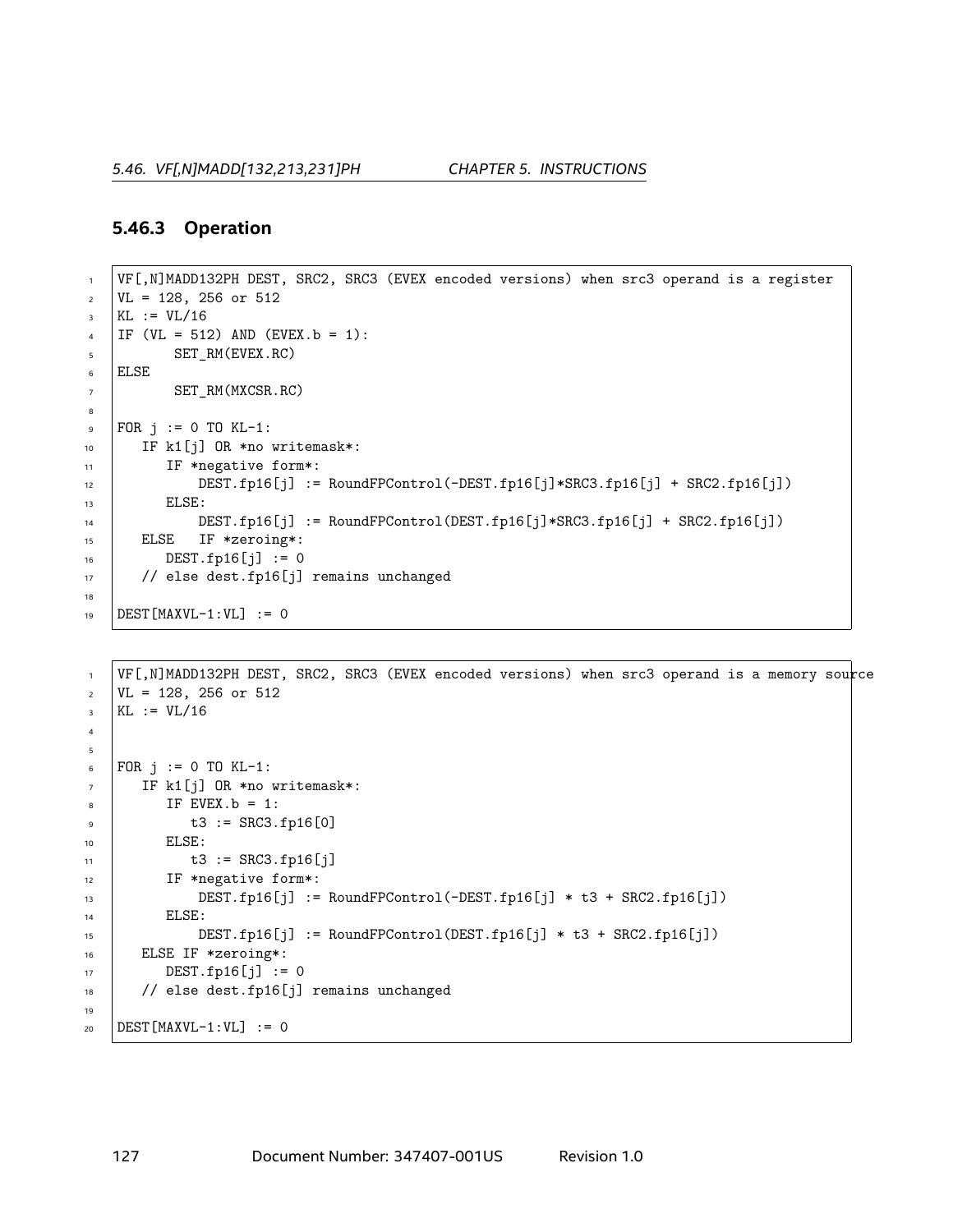### 5.46.3 Operation

```
VF[,N]MADD132PH DEST, SRC2, SRC3 (EVEX encoded versions) when src3 operand is a register
VL = 128, 256 or 512
KL := VL/16
IF (VL = 512) AND (EVEX.b = 1):
      SET_RM(EVEX.RC)
ELSE
      SET_RM(MXCSR.RC)

FOR j := 0 TO KL-1:
   IF k1[j] OR *no writemask*:
      IF *negative form*:
          DEST.fp16[j] := RoundFPControl(-DEST.fp16[j]*SRC3.fp16[j] + SRC2.fp16[j])
      ELSE:
          DEST.fp16[j] := RoundFPControl(DEST.fp16[j]*SRC3.fp16[j] + SRC2.fp16[j])
   ELSE   IF *zeroing*:
      DEST.fp16[j] := 0
   // else dest.fp16[j] remains unchanged

DEST[MAXVL-1:VL] := 0
```

```
VF[,N]MADD132PH DEST, SRC2, SRC3 (EVEX encoded versions) when src3 operand is a memory source
VL = 128, 256 or 512
KL := VL/16


FOR j := 0 TO KL-1:
   IF k1[j] OR *no writemask*:
      IF EVEX.b = 1:
         t3 := SRC3.fp16[0]
      ELSE:
         t3 := SRC3.fp16[j]
      IF *negative form*:
          DEST.fp16[j] := RoundFPControl(-DEST.fp16[j] * t3 + SRC2.fp16[j])
      ELSE:
          DEST.fp16[j] := RoundFPControl(DEST.fp16[j] * t3 + SRC2.fp16[j])
   ELSE IF *zeroing*:
      DEST.fp16[j] := 0
   // else dest.fp16[j] remains unchanged

DEST[MAXVL-1:VL] := 0
```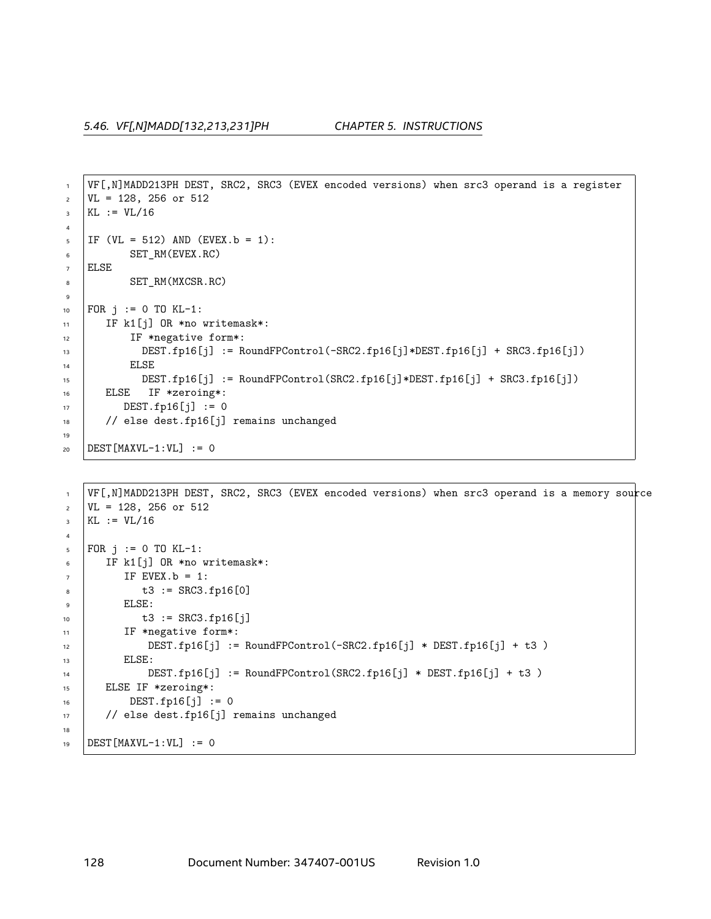```
VF[,N]MADD213PH DEST, SRC2, SRC3 (EVEX encoded versions) when src3 operand is a register
VL = 128, 256 or 512
KL := VL/16

IF (VL = 512) AND (EVEX.b = 1):
       SET_RM(EVEX.RC)
ELSE
       SET_RM(MXCSR.RC)

FOR j := 0 TO KL-1:
   IF k1[j] OR *no writemask*:
       IF *negative form*:
         DEST.fp16[j] := RoundFPControl(-SRC2.fp16[j]*DEST.fp16[j] + SRC3.fp16[j])
       ELSE
         DEST.fp16[j] := RoundFPControl(SRC2.fp16[j]*DEST.fp16[j] + SRC3.fp16[j])
   ELSE   IF *zeroing*:
      DEST.fp16[j] := 0
   // else dest.fp16[j] remains unchanged

DEST[MAXVL-1:VL] := 0
```

```
VF[,N]MADD213PH DEST, SRC2, SRC3 (EVEX encoded versions) when src3 operand is a memory source
VL = 128, 256 or 512
KL := VL/16

FOR j := 0 TO KL-1:
   IF k1[j] OR *no writemask*:
      IF EVEX.b = 1:
         t3 := SRC3.fp16[0]
      ELSE:
         t3 := SRC3.fp16[j]
      IF *negative form*:
          DEST.fp16[j] := RoundFPControl(-SRC2.fp16[j] * DEST.fp16[j] + t3 )
      ELSE:
          DEST.fp16[j] := RoundFPControl(SRC2.fp16[j] * DEST.fp16[j] + t3 )
   ELSE IF *zeroing*:
       DEST.fp16[j] := 0
   // else dest.fp16[j] remains unchanged

DEST[MAXVL-1:VL] := 0
```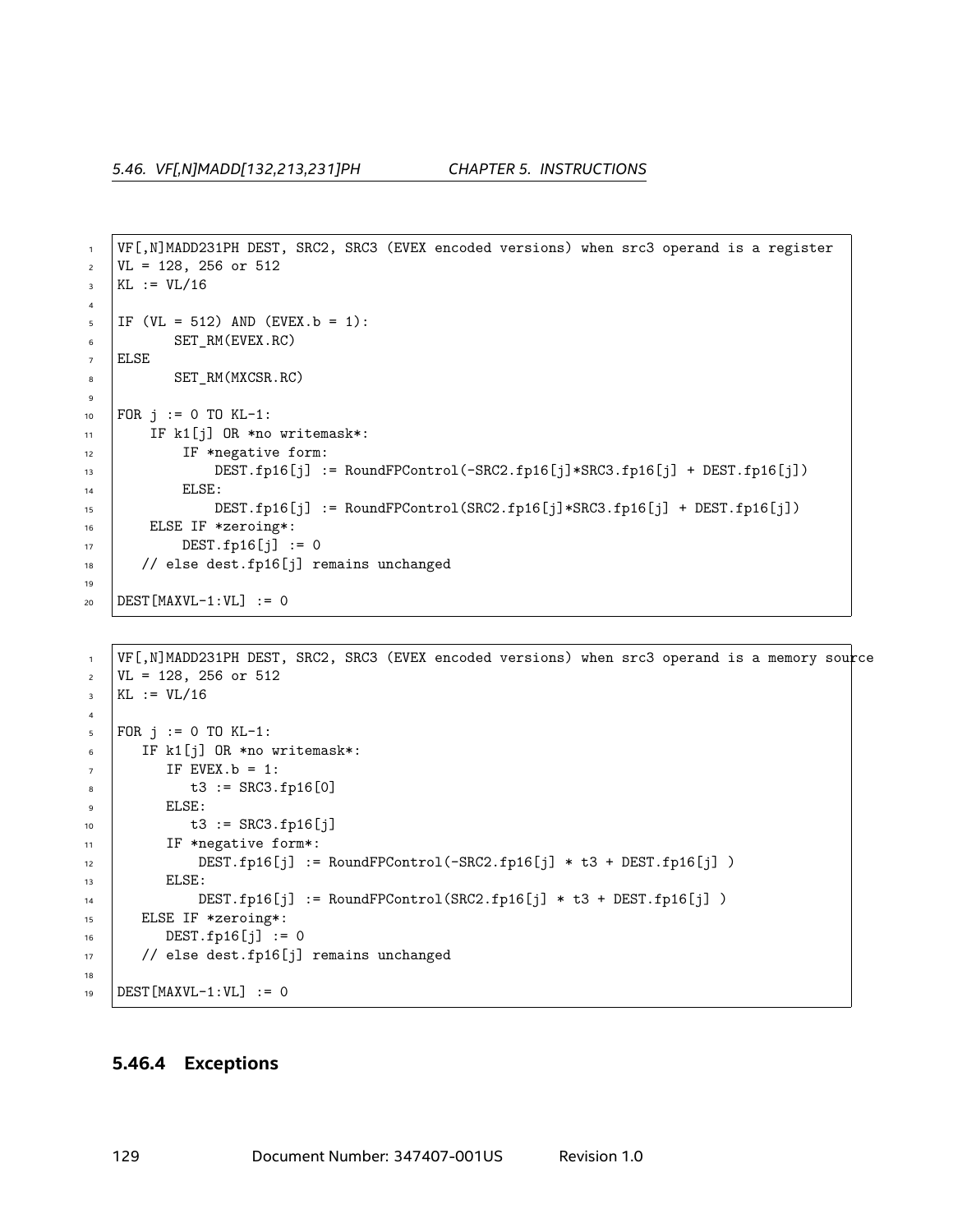```
VF[,N]MADD231PH DEST, SRC2, SRC3 (EVEX encoded versions) when src3 operand is a register
VL = 128, 256 or 512
KL := VL/16

IF (VL = 512) AND (EVEX.b = 1):
       SET_RM(EVEX.RC)
ELSE
       SET_RM(MXCSR.RC)

FOR j := 0 TO KL-1:
     IF k1[j] OR *no writemask*:
         IF *negative form:
             DEST.fp16[j] := RoundFPControl(-SRC2.fp16[j]*SRC3.fp16[j] + DEST.fp16[j])
         ELSE:
             DEST.fp16[j] := RoundFPControl(SRC2.fp16[j]*SRC3.fp16[j] + DEST.fp16[j])
     ELSE IF *zeroing*:
         DEST.fp16[j] := 0
    // else dest.fp16[j] remains unchanged

DEST[MAXVL-1:VL] := 0
```

```
VF[,N]MADD231PH DEST, SRC2, SRC3 (EVEX encoded versions) when src3 operand is a memory source
VL = 128, 256 or 512
KL := VL/16

FOR j := 0 TO KL-1:
    IF k1[j] OR *no writemask*:
       IF EVEX.b = 1:
          t3 := SRC3.fp16[0]
       ELSE:
          t3 := SRC3.fp16[j]
       IF *negative form*:
           DEST.fp16[j] := RoundFPControl(-SRC2.fp16[j] * t3 + DEST.fp16[j] )
       ELSE:
           DEST.fp16[j] := RoundFPControl(SRC2.fp16[j] * t3 + DEST.fp16[j] )
    ELSE IF *zeroing*:
       DEST.fp16[j] := 0
    // else dest.fp16[j] remains unchanged

DEST[MAXVL-1:VL] := 0
```

### 5.46.4 Exceptions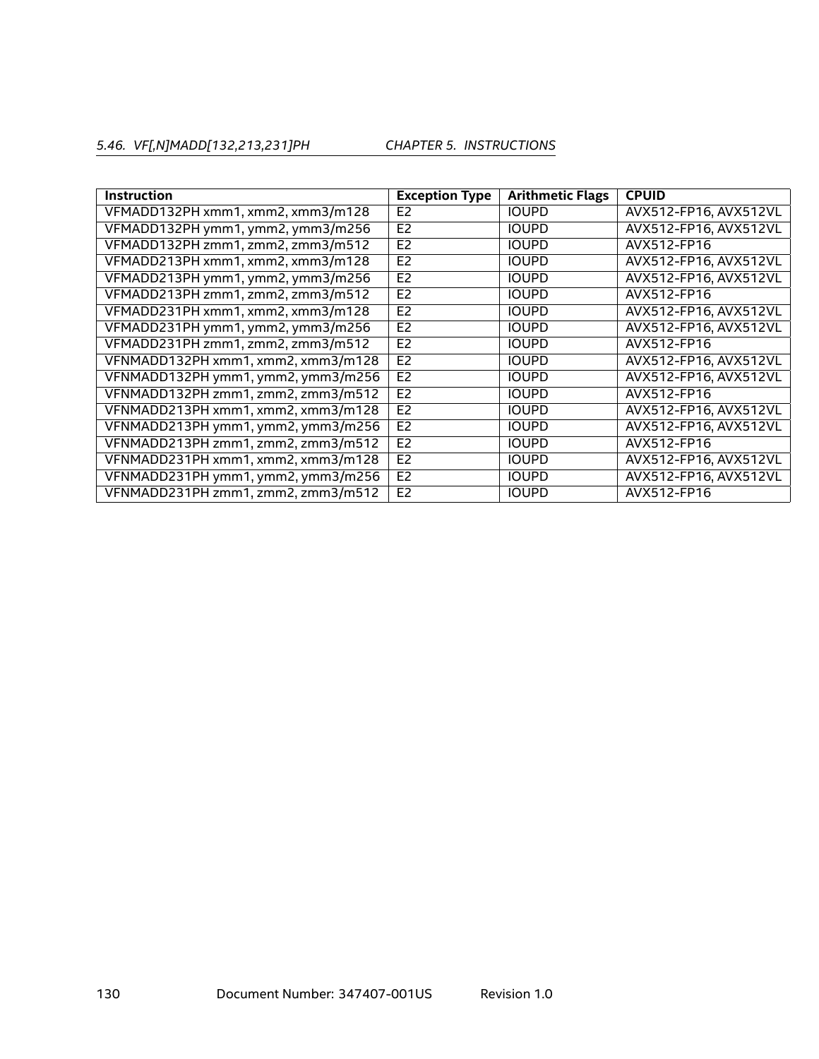| Instruction | Exception Type | Arithmetic Flags | CPUID |
|---|---|---|---|
| VFMADD132PH xmm1, xmm2, xmm3/m128 | E2 | IOUPD | AVX512-FP16, AVX512VL |
| VFMADD132PH ymm1, ymm2, ymm3/m256 | E2 | IOUPD | AVX512-FP16, AVX512VL |
| VFMADD132PH zmm1, zmm2, zmm3/m512 | E2 | IOUPD | AVX512-FP16 |
| VFMADD213PH xmm1, xmm2, xmm3/m128 | E2 | IOUPD | AVX512-FP16, AVX512VL |
| VFMADD213PH ymm1, ymm2, ymm3/m256 | E2 | IOUPD | AVX512-FP16, AVX512VL |
| VFMADD213PH zmm1, zmm2, zmm3/m512 | E2 | IOUPD | AVX512-FP16 |
| VFMADD231PH xmm1, xmm2, xmm3/m128 | E2 | IOUPD | AVX512-FP16, AVX512VL |
| VFMADD231PH ymm1, ymm2, ymm3/m256 | E2 | IOUPD | AVX512-FP16, AVX512VL |
| VFMADD231PH zmm1, zmm2, zmm3/m512 | E2 | IOUPD | AVX512-FP16 |
| VFNMADD132PH xmm1, xmm2, xmm3/m128 | E2 | IOUPD | AVX512-FP16, AVX512VL |
| VFNMADD132PH ymm1, ymm2, ymm3/m256 | E2 | IOUPD | AVX512-FP16, AVX512VL |
| VFNMADD132PH zmm1, zmm2, zmm3/m512 | E2 | IOUPD | AVX512-FP16 |
| VFNMADD213PH xmm1, xmm2, xmm3/m128 | E2 | IOUPD | AVX512-FP16, AVX512VL |
| VFNMADD213PH ymm1, ymm2, ymm3/m256 | E2 | IOUPD | AVX512-FP16, AVX512VL |
| VFNMADD213PH zmm1, zmm2, zmm3/m512 | E2 | IOUPD | AVX512-FP16 |
| VFNMADD231PH xmm1, xmm2, xmm3/m128 | E2 | IOUPD | AVX512-FP16, AVX512VL |
| VFNMADD231PH ymm1, ymm2, ymm3/m256 | E2 | IOUPD | AVX512-FP16, AVX512VL |
| VFNMADD231PH zmm1, zmm2, zmm3/m512 | E2 | IOUPD | AVX512-FP16 |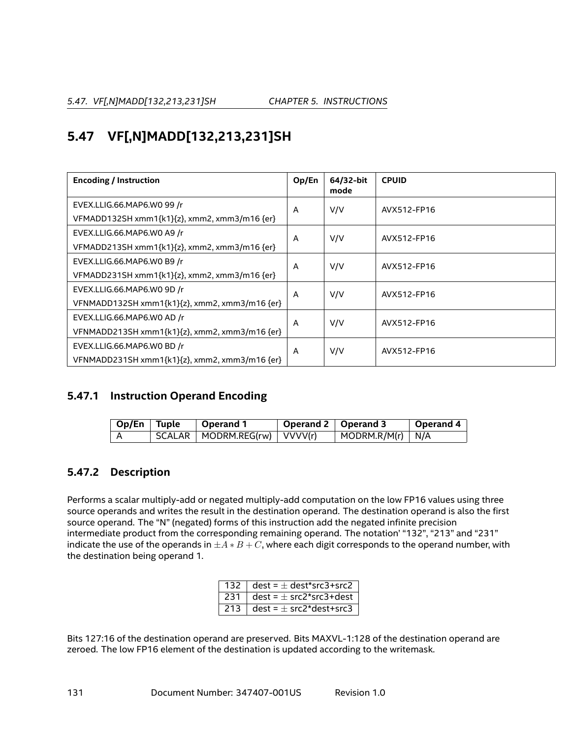## 5.47 VF[,N]MADD[132,213,231]SH

| Encoding / Instruction | Op/En | 64/32-bit mode | CPUID |
|---|---|---|---|
| EVEX.LLIG.66.MAP6.W0 99 /r<br>VFMADD132SH xmm1{k1}{z}, xmm2, xmm3/m16 {er} | A | V/V | AVX512-FP16 |
| EVEX.LLIG.66.MAP6.W0 A9 /r<br>VFMADD213SH xmm1{k1}{z}, xmm2, xmm3/m16 {er} | A | V/V | AVX512-FP16 |
| EVEX.LLIG.66.MAP6.W0 B9 /r<br>VFMADD231SH xmm1{k1}{z}, xmm2, xmm3/m16 {er} | A | V/V | AVX512-FP16 |
| EVEX.LLIG.66.MAP6.W0 9D /r<br>VFNMADD132SH xmm1{k1}{z}, xmm2, xmm3/m16 {er} | A | V/V | AVX512-FP16 |
| EVEX.LLIG.66.MAP6.W0 AD /r<br>VFNMADD213SH xmm1{k1}{z}, xmm2, xmm3/m16 {er} | A | V/V | AVX512-FP16 |
| EVEX.LLIG.66.MAP6.W0 BD /r<br>VFNMADD231SH xmm1{k1}{z}, xmm2, xmm3/m16 {er} | A | V/V | AVX512-FP16 |

### 5.47.1 Instruction Operand Encoding

| Op/En | Tuple | Operand 1 | Operand 2 | Operand 3 | Operand 4 |
|---|---|---|---|---|---|
| A | SCALAR | MODRM.REG(rw) | VVVV(r) | MODRM.R/M(r) | N/A |

### 5.47.2 Description

Performs a scalar multiply-add or negated multiply-add computation on the low FP16 values using three source operands and writes the result in the destination operand. The destination operand is also the first source operand. The "N" (negated) forms of this instruction add the negated infinite precision intermediate product from the corresponding remaining operand. The notation' "132", "213" and "231" indicate the use of the operands in $\pm A * B + C$, where each digit corresponds to the operand number, with the destination being operand 1.

| | |
|---|---|
| 132 | dest = $\pm$ dest*src3+src2 |
| 231 | dest = $\pm$ src2*src3+dest |
| 213 | dest = $\pm$ src2*dest+src3 |

Bits 127:16 of the destination operand are preserved. Bits MAXVL-1:128 of the destination operand are zeroed. The low FP16 element of the destination is updated according to the writemask.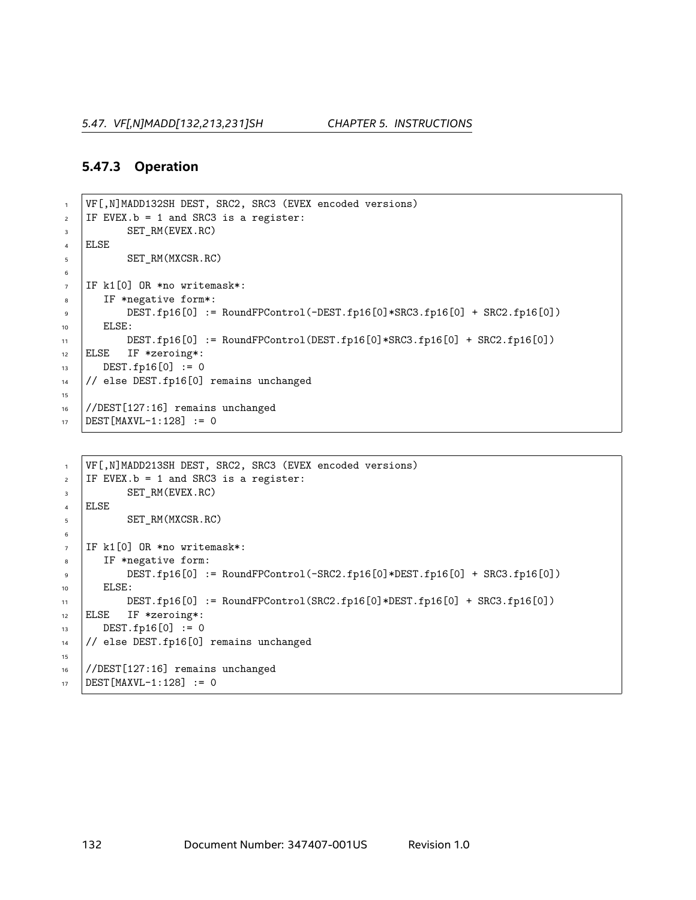### 5.47.3 Operation

```
VF[,N]MADD132SH DEST, SRC2, SRC3 (EVEX encoded versions)
IF EVEX.b = 1 and SRC3 is a register:
      SET_RM(EVEX.RC)
ELSE
      SET_RM(MXCSR.RC)

IF k1[0] OR *no writemask*:
   IF *negative form*:
      DEST.fp16[0] := RoundFPControl(-DEST.fp16[0]*SRC3.fp16[0] + SRC2.fp16[0])
   ELSE:
      DEST.fp16[0] := RoundFPControl(DEST.fp16[0]*SRC3.fp16[0] + SRC2.fp16[0])
ELSE   IF *zeroing*:
   DEST.fp16[0] := 0
// else DEST.fp16[0] remains unchanged

//DEST[127:16] remains unchanged
DEST[MAXVL-1:128] := 0
```

```
VF[,N]MADD213SH DEST, SRC2, SRC3 (EVEX encoded versions)
IF EVEX.b = 1 and SRC3 is a register:
      SET_RM(EVEX.RC)
ELSE
      SET_RM(MXCSR.RC)

IF k1[0] OR *no writemask*:
   IF *negative form:
      DEST.fp16[0] := RoundFPControl(-SRC2.fp16[0]*DEST.fp16[0] + SRC3.fp16[0])
   ELSE:
      DEST.fp16[0] := RoundFPControl(SRC2.fp16[0]*DEST.fp16[0] + SRC3.fp16[0])
ELSE   IF *zeroing*:
   DEST.fp16[0] := 0
// else DEST.fp16[0] remains unchanged

//DEST[127:16] remains unchanged
DEST[MAXVL-1:128] := 0
```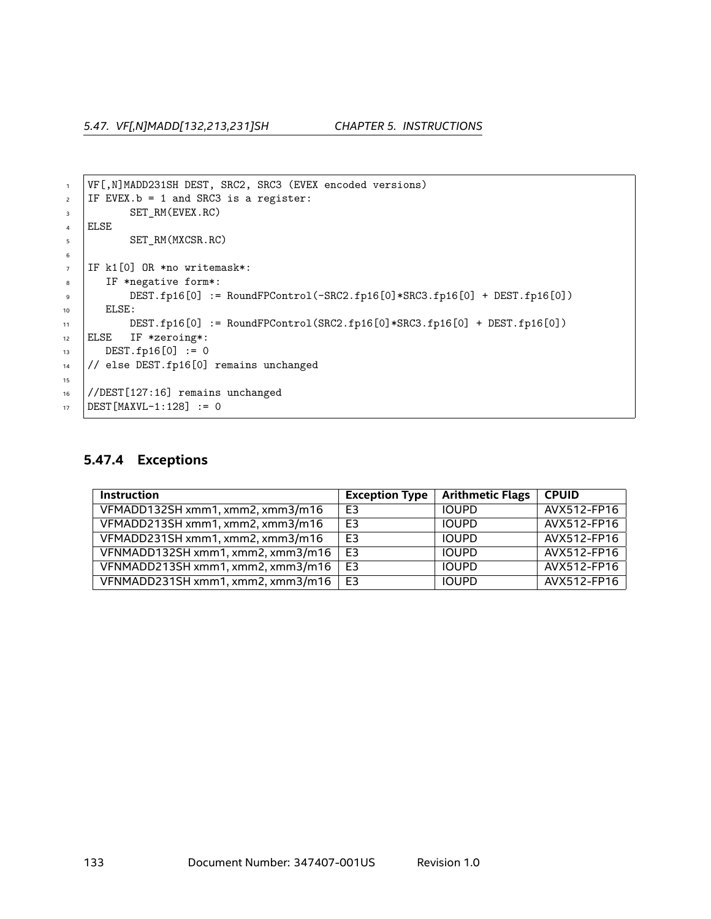```
VF[,N]MADD231SH DEST, SRC2, SRC3 (EVEX encoded versions)
IF EVEX.b = 1 and SRC3 is a register:
       SET_RM(EVEX.RC)
ELSE
       SET_RM(MXCSR.RC)

IF k1[0] OR *no writemask*:
   IF *negative form*:
       DEST.fp16[0] := RoundFPControl(-SRC2.fp16[0]*SRC3.fp16[0] + DEST.fp16[0])
   ELSE:
       DEST.fp16[0] := RoundFPControl(SRC2.fp16[0]*SRC3.fp16[0] + DEST.fp16[0])
ELSE   IF *zeroing*:
   DEST.fp16[0] := 0
// else DEST.fp16[0] remains unchanged

//DEST[127:16] remains unchanged
DEST[MAXVL-1:128] := 0
```

### 5.47.4 Exceptions

| Instruction | Exception Type | Arithmetic Flags | CPUID |
|---|---|---|---|
| VFMADD132SH xmm1, xmm2, xmm3/m16 | E3 | IOUPD | AVX512-FP16 |
| VFMADD213SH xmm1, xmm2, xmm3/m16 | E3 | IOUPD | AVX512-FP16 |
| VFMADD231SH xmm1, xmm2, xmm3/m16 | E3 | IOUPD | AVX512-FP16 |
| VFNMADD132SH xmm1, xmm2, xmm3/m16 | E3 | IOUPD | AVX512-FP16 |
| VFNMADD213SH xmm1, xmm2, xmm3/m16 | E3 | IOUPD | AVX512-FP16 |
| VFNMADD231SH xmm1, xmm2, xmm3/m16 | E3 | IOUPD | AVX512-FP16 |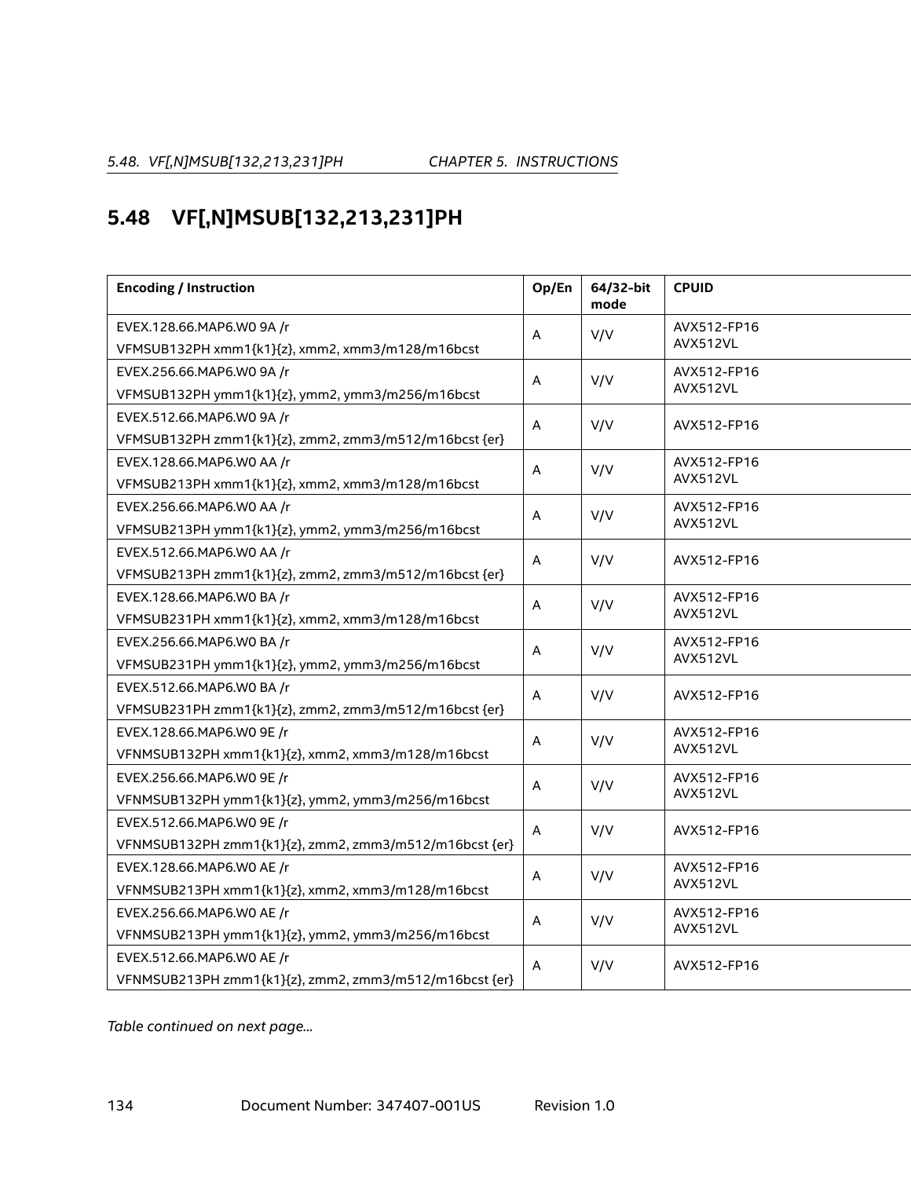## 5.48 VF[,N]MSUB[132,213,231]PH

| Encoding / Instruction | Op/En | 64/32-bit mode | CPUID |
|---|---|---|---|
| EVEX.128.66.MAP6.W0 9A /r<br>VFMSUB132PH xmm1{k1}{z}, xmm2, xmm3/m128/m16bcst | A | V/V | AVX512-FP16<br>AVX512VL |
| EVEX.256.66.MAP6.W0 9A /r<br>VFMSUB132PH ymm1{k1}{z}, ymm2, ymm3/m256/m16bcst | A | V/V | AVX512-FP16<br>AVX512VL |
| EVEX.512.66.MAP6.W0 9A /r<br>VFMSUB132PH zmm1{k1}{z}, zmm2, zmm3/m512/m16bcst {er} | A | V/V | AVX512-FP16 |
| EVEX.128.66.MAP6.W0 AA /r<br>VFMSUB213PH xmm1{k1}{z}, xmm2, xmm3/m128/m16bcst | A | V/V | AVX512-FP16<br>AVX512VL |
| EVEX.256.66.MAP6.W0 AA /r<br>VFMSUB213PH ymm1{k1}{z}, ymm2, ymm3/m256/m16bcst | A | V/V | AVX512-FP16<br>AVX512VL |
| EVEX.512.66.MAP6.W0 AA /r<br>VFMSUB213PH zmm1{k1}{z}, zmm2, zmm3/m512/m16bcst {er} | A | V/V | AVX512-FP16 |
| EVEX.128.66.MAP6.W0 BA /r<br>VFMSUB231PH xmm1{k1}{z}, xmm2, xmm3/m128/m16bcst | A | V/V | AVX512-FP16<br>AVX512VL |
| EVEX.256.66.MAP6.W0 BA /r<br>VFMSUB231PH ymm1{k1}{z}, ymm2, ymm3/m256/m16bcst | A | V/V | AVX512-FP16<br>AVX512VL |
| EVEX.512.66.MAP6.W0 BA /r<br>VFMSUB231PH zmm1{k1}{z}, zmm2, zmm3/m512/m16bcst {er} | A | V/V | AVX512-FP16 |
| EVEX.128.66.MAP6.W0 9E /r<br>VFNMSUB132PH xmm1{k1}{z}, xmm2, xmm3/m128/m16bcst | A | V/V | AVX512-FP16<br>AVX512VL |
| EVEX.256.66.MAP6.W0 9E /r<br>VFNMSUB132PH ymm1{k1}{z}, ymm2, ymm3/m256/m16bcst | A | V/V | AVX512-FP16<br>AVX512VL |
| EVEX.512.66.MAP6.W0 9E /r<br>VFNMSUB132PH zmm1{k1}{z}, zmm2, zmm3/m512/m16bcst {er} | A | V/V | AVX512-FP16 |
| EVEX.128.66.MAP6.W0 AE /r<br>VFNMSUB213PH xmm1{k1}{z}, xmm2, xmm3/m128/m16bcst | A | V/V | AVX512-FP16<br>AVX512VL |
| EVEX.256.66.MAP6.W0 AE /r<br>VFNMSUB213PH ymm1{k1}{z}, ymm2, ymm3/m256/m16bcst | A | V/V | AVX512-FP16<br>AVX512VL |
| EVEX.512.66.MAP6.W0 AE /r<br>VFNMSUB213PH zmm1{k1}{z}, zmm2, zmm3/m512/m16bcst {er} | A | V/V | AVX512-FP16 |

*Table continued on next page...*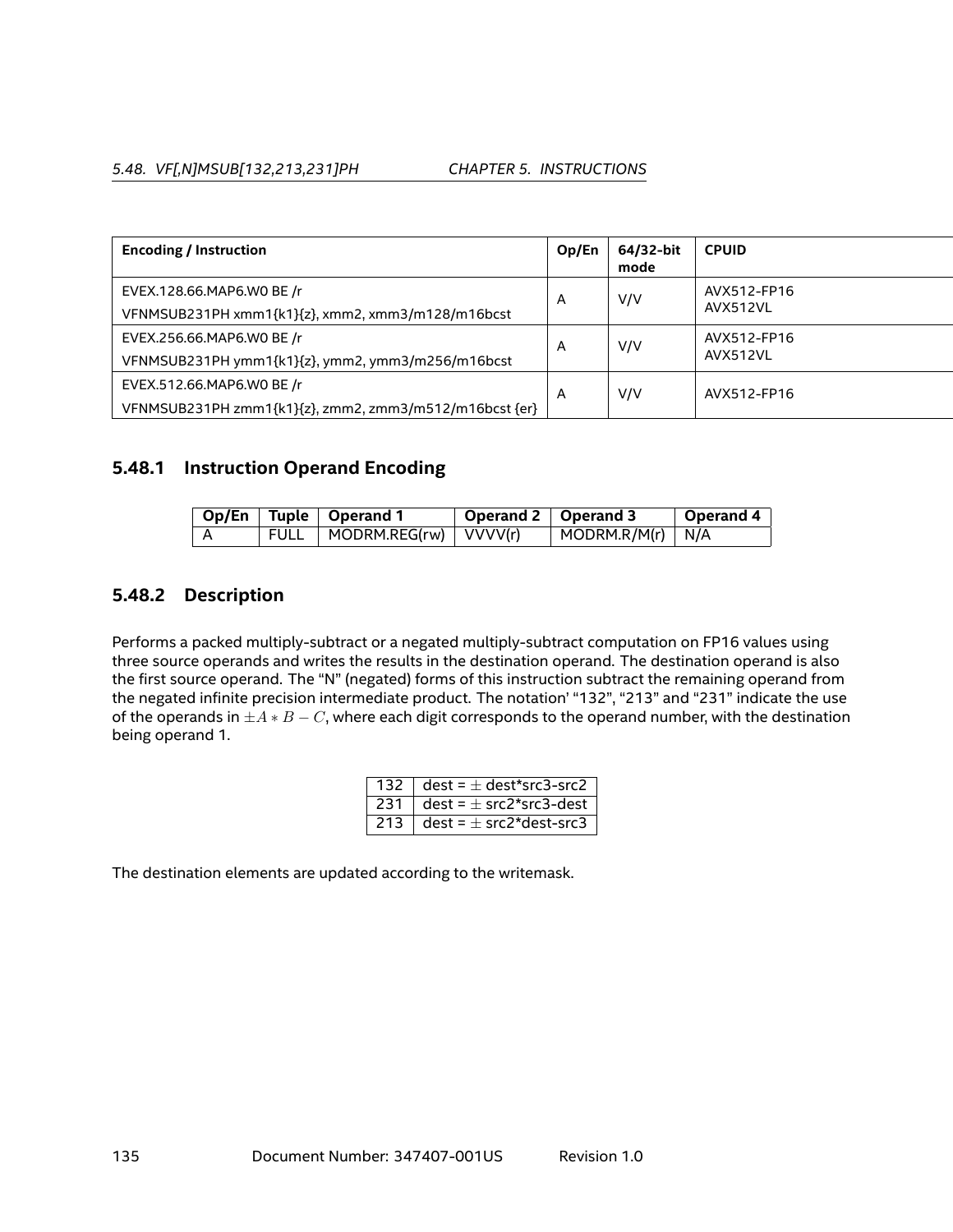| Encoding / Instruction | Op/En | 64/32-bit mode | CPUID |
|---|---|---|---|
| EVEX.128.66.MAP6.W0 BE /r<br>VFNMSUB231PH xmm1{k1}{z}, xmm2, xmm3/m128/m16bcst | A | V/V | AVX512-FP16<br>AVX512VL |
| EVEX.256.66.MAP6.W0 BE /r<br>VFNMSUB231PH ymm1{k1}{z}, ymm2, ymm3/m256/m16bcst | A | V/V | AVX512-FP16<br>AVX512VL |
| EVEX.512.66.MAP6.W0 BE /r<br>VFNMSUB231PH zmm1{k1}{z}, zmm2, zmm3/m512/m16bcst {er} | A | V/V | AVX512-FP16 |

### 5.48.1 Instruction Operand Encoding

| Op/En | Tuple | Operand 1 | Operand 2 | Operand 3 | Operand 4 |
|---|---|---|---|---|---|
| A | FULL | MODRM.REG(rw) | VVVV(r) | MODRM.R/M(r) | N/A |

### 5.48.2 Description

Performs a packed multiply-subtract or a negated multiply-subtract computation on FP16 values using three source operands and writes the results in the destination operand. The destination operand is also the first source operand. The "N" (negated) forms of this instruction subtract the remaining operand from the negated infinite precision intermediate product. The notation' "132", "213" and "231" indicate the use of the operands in $\pm A * B - C$, where each digit corresponds to the operand number, with the destination being operand 1.

| | |
|---|---|
| 132 | dest = $\pm$ dest*src3-src2 |
| 231 | dest = $\pm$ src2*src3-dest |
| 213 | dest = $\pm$ src2*dest-src3 |

The destination elements are updated according to the writemask.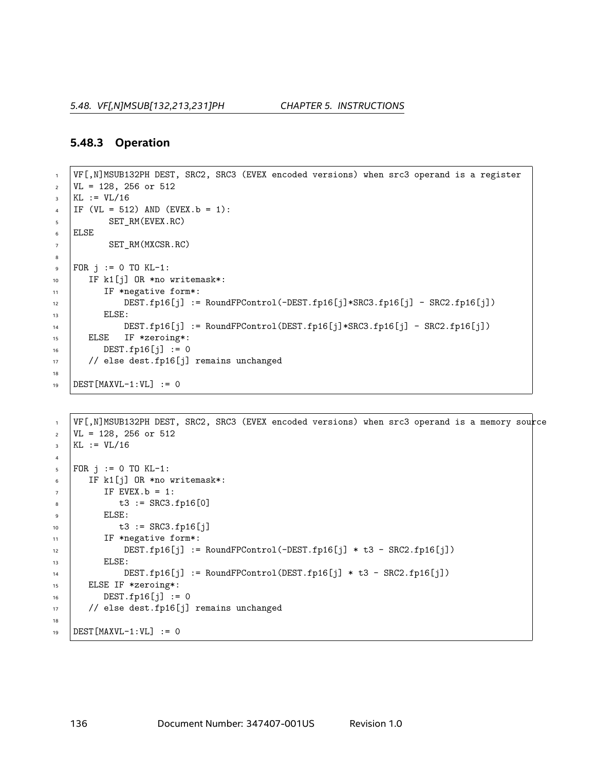### 5.48.3 Operation

```
VF[,N]MSUB132PH DEST, SRC2, SRC3 (EVEX encoded versions) when src3 operand is a register
VL = 128, 256 or 512
KL := VL/16
IF (VL = 512) AND (EVEX.b = 1):
       SET_RM(EVEX.RC)
ELSE
       SET_RM(MXCSR.RC)

FOR j := 0 TO KL-1:
   IF k1[j] OR *no writemask*:
      IF *negative form*:
          DEST.fp16[j] := RoundFPControl(-DEST.fp16[j]*SRC3.fp16[j] - SRC2.fp16[j])
      ELSE:
          DEST.fp16[j] := RoundFPControl(DEST.fp16[j]*SRC3.fp16[j] - SRC2.fp16[j])
   ELSE   IF *zeroing*:
      DEST.fp16[j] := 0
   // else dest.fp16[j] remains unchanged

DEST[MAXVL-1:VL] := 0
```

```
VF[,N]MSUB132PH DEST, SRC2, SRC3 (EVEX encoded versions) when src3 operand is a memory source
VL = 128, 256 or 512
KL := VL/16

FOR j := 0 TO KL-1:
   IF k1[j] OR *no writemask*:
      IF EVEX.b = 1:
         t3 := SRC3.fp16[0]
      ELSE:
         t3 := SRC3.fp16[j]
      IF *negative form*:
          DEST.fp16[j] := RoundFPControl(-DEST.fp16[j] * t3 - SRC2.fp16[j])
      ELSE:
          DEST.fp16[j] := RoundFPControl(DEST.fp16[j] * t3 - SRC2.fp16[j])
   ELSE IF *zeroing*:
      DEST.fp16[j] := 0
   // else dest.fp16[j] remains unchanged

DEST[MAXVL-1:VL] := 0
```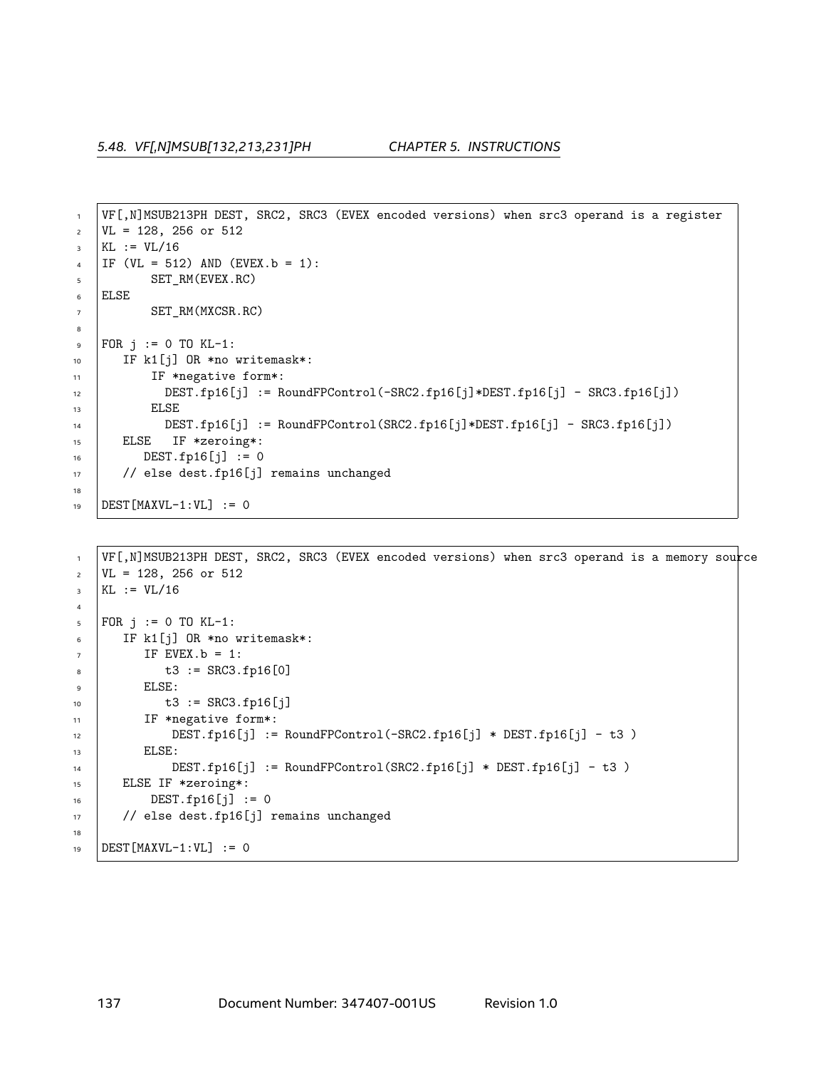```
VF[,N]MSUB213PH DEST, SRC2, SRC3 (EVEX encoded versions) when src3 operand is a register
VL = 128, 256 or 512
KL := VL/16
IF (VL = 512) AND (EVEX.b = 1):
       SET_RM(EVEX.RC)
ELSE
       SET_RM(MXCSR.RC)

FOR j := 0 TO KL-1:
   IF k1[j] OR *no writemask*:
       IF *negative form*:
         DEST.fp16[j] := RoundFPControl(-SRC2.fp16[j]*DEST.fp16[j] - SRC3.fp16[j])
       ELSE
         DEST.fp16[j] := RoundFPControl(SRC2.fp16[j]*DEST.fp16[j] - SRC3.fp16[j])
   ELSE   IF *zeroing*:
      DEST.fp16[j] := 0
   // else dest.fp16[j] remains unchanged

DEST[MAXVL-1:VL] := 0
```

```
VF[,N]MSUB213PH DEST, SRC2, SRC3 (EVEX encoded versions) when src3 operand is a memory source
VL = 128, 256 or 512
KL := VL/16

FOR j := 0 TO KL-1:
   IF k1[j] OR *no writemask*:
      IF EVEX.b = 1:
         t3 := SRC3.fp16[0]
      ELSE:
         t3 := SRC3.fp16[j]
      IF *negative form*:
          DEST.fp16[j] := RoundFPControl(-SRC2.fp16[j] * DEST.fp16[j] - t3 )
      ELSE:
          DEST.fp16[j] := RoundFPControl(SRC2.fp16[j] * DEST.fp16[j] - t3 )
   ELSE IF *zeroing*:
       DEST.fp16[j] := 0
   // else dest.fp16[j] remains unchanged

DEST[MAXVL-1:VL] := 0
```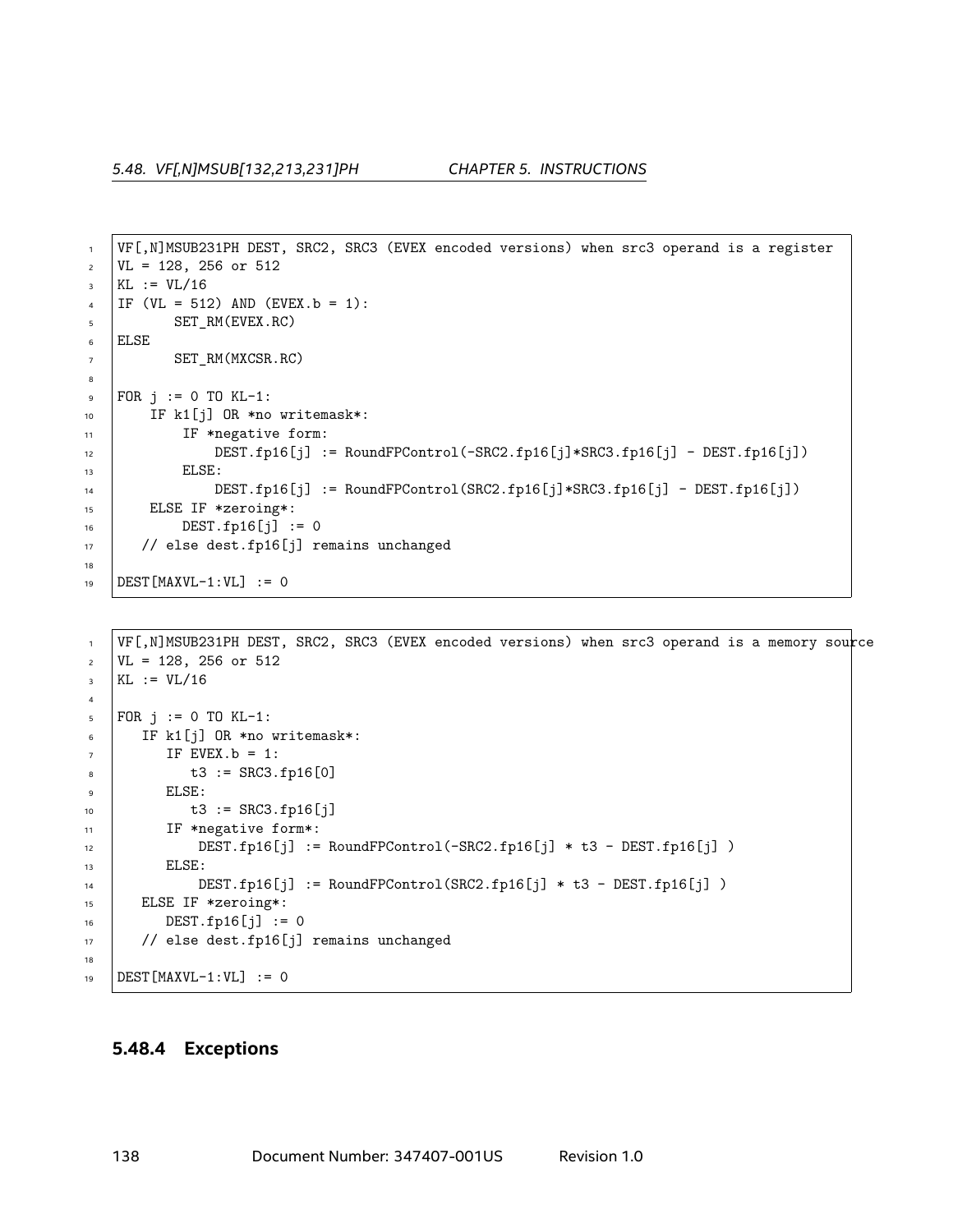```
VF[,N]MSUB231PH DEST, SRC2, SRC3 (EVEX encoded versions) when src3 operand is a register
VL = 128, 256 or 512
KL := VL/16
IF (VL = 512) AND (EVEX.b = 1):
       SET_RM(EVEX.RC)
ELSE
       SET_RM(MXCSR.RC)

FOR j := 0 TO KL-1:
    IF k1[j] OR *no writemask*:
        IF *negative form:
            DEST.fp16[j] := RoundFPControl(-SRC2.fp16[j]*SRC3.fp16[j] - DEST.fp16[j])
        ELSE:
            DEST.fp16[j] := RoundFPControl(SRC2.fp16[j]*SRC3.fp16[j] - DEST.fp16[j])
    ELSE IF *zeroing*:
        DEST.fp16[j] := 0
   // else dest.fp16[j] remains unchanged

DEST[MAXVL-1:VL] := 0
```

```
VF[,N]MSUB231PH DEST, SRC2, SRC3 (EVEX encoded versions) when src3 operand is a memory source
VL = 128, 256 or 512
KL := VL/16

FOR j := 0 TO KL-1:
   IF k1[j] OR *no writemask*:
      IF EVEX.b = 1:
         t3 := SRC3.fp16[0]
      ELSE:
         t3 := SRC3.fp16[j]
      IF *negative form*:
          DEST.fp16[j] := RoundFPControl(-SRC2.fp16[j] * t3 - DEST.fp16[j] )
      ELSE:
          DEST.fp16[j] := RoundFPControl(SRC2.fp16[j] * t3 - DEST.fp16[j] )
   ELSE IF *zeroing*:
      DEST.fp16[j] := 0
   // else dest.fp16[j] remains unchanged

DEST[MAXVL-1:VL] := 0
```

### 5.48.4 Exceptions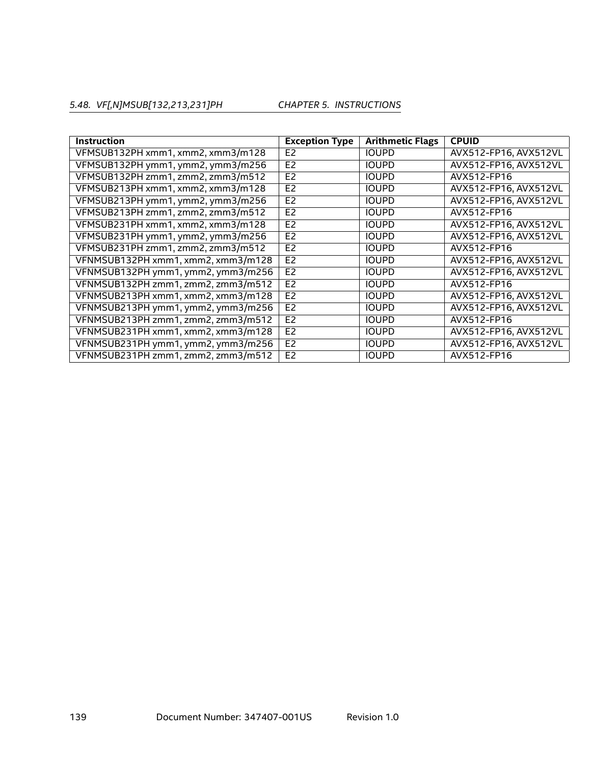| Instruction | Exception Type | Arithmetic Flags | CPUID |
|---|---|---|---|
| VFMSUB132PH xmm1, xmm2, xmm3/m128 | E2 | IOUPD | AVX512-FP16, AVX512VL |
| VFMSUB132PH ymm1, ymm2, ymm3/m256 | E2 | IOUPD | AVX512-FP16, AVX512VL |
| VFMSUB132PH zmm1, zmm2, zmm3/m512 | E2 | IOUPD | AVX512-FP16 |
| VFMSUB213PH xmm1, xmm2, xmm3/m128 | E2 | IOUPD | AVX512-FP16, AVX512VL |
| VFMSUB213PH ymm1, ymm2, ymm3/m256 | E2 | IOUPD | AVX512-FP16, AVX512VL |
| VFMSUB213PH zmm1, zmm2, zmm3/m512 | E2 | IOUPD | AVX512-FP16 |
| VFMSUB231PH xmm1, xmm2, xmm3/m128 | E2 | IOUPD | AVX512-FP16, AVX512VL |
| VFMSUB231PH ymm1, ymm2, ymm3/m256 | E2 | IOUPD | AVX512-FP16, AVX512VL |
| VFMSUB231PH zmm1, zmm2, zmm3/m512 | E2 | IOUPD | AVX512-FP16 |
| VFNMSUB132PH xmm1, xmm2, xmm3/m128 | E2 | IOUPD | AVX512-FP16, AVX512VL |
| VFNMSUB132PH ymm1, ymm2, ymm3/m256 | E2 | IOUPD | AVX512-FP16, AVX512VL |
| VFNMSUB132PH zmm1, zmm2, zmm3/m512 | E2 | IOUPD | AVX512-FP16 |
| VFNMSUB213PH xmm1, xmm2, xmm3/m128 | E2 | IOUPD | AVX512-FP16, AVX512VL |
| VFNMSUB213PH ymm1, ymm2, ymm3/m256 | E2 | IOUPD | AVX512-FP16, AVX512VL |
| VFNMSUB213PH zmm1, zmm2, zmm3/m512 | E2 | IOUPD | AVX512-FP16 |
| VFNMSUB231PH xmm1, xmm2, xmm3/m128 | E2 | IOUPD | AVX512-FP16, AVX512VL |
| VFNMSUB231PH ymm1, ymm2, ymm3/m256 | E2 | IOUPD | AVX512-FP16, AVX512VL |
| VFNMSUB231PH zmm1, zmm2, zmm3/m512 | E2 | IOUPD | AVX512-FP16 |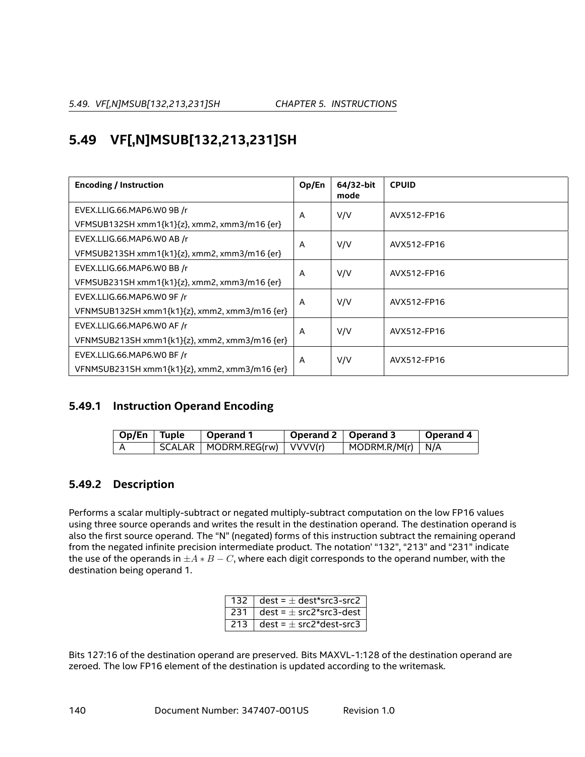## 5.49 VF[,N]MSUB[132,213,231]SH

| Encoding / Instruction | Op/En | 64/32-bit mode | CPUID |
|---|---|---|---|
| EVEX.LLIG.66.MAP6.W0 9B /r<br>VFMSUB132SH xmm1{k1}{z}, xmm2, xmm3/m16 {er} | A | V/V | AVX512-FP16 |
| EVEX.LLIG.66.MAP6.W0 AB /r<br>VFMSUB213SH xmm1{k1}{z}, xmm2, xmm3/m16 {er} | A | V/V | AVX512-FP16 |
| EVEX.LLIG.66.MAP6.W0 BB /r<br>VFMSUB231SH xmm1{k1}{z}, xmm2, xmm3/m16 {er} | A | V/V | AVX512-FP16 |
| EVEX.LLIG.66.MAP6.W0 9F /r<br>VFNMSUB132SH xmm1{k1}{z}, xmm2, xmm3/m16 {er} | A | V/V | AVX512-FP16 |
| EVEX.LLIG.66.MAP6.W0 AF /r<br>VFNMSUB213SH xmm1{k1}{z}, xmm2, xmm3/m16 {er} | A | V/V | AVX512-FP16 |
| EVEX.LLIG.66.MAP6.W0 BF /r<br>VFNMSUB231SH xmm1{k1}{z}, xmm2, xmm3/m16 {er} | A | V/V | AVX512-FP16 |

### 5.49.1 Instruction Operand Encoding

| Op/En | Tuple | Operand 1 | Operand 2 | Operand 3 | Operand 4 |
|---|---|---|---|---|---|
| A | SCALAR | MODRM.REG(rw) | VVVV(r) | MODRM.R/M(r) | N/A |

### 5.49.2 Description

Performs a scalar multiply-subtract or negated multiply-subtract computation on the low FP16 values using three source operands and writes the result in the destination operand. The destination operand is also the first source operand. The "N" (negated) forms of this instruction subtract the remaining operand from the negated infinite precision intermediate product. The notation' "132", "213" and "231" indicate the use of the operands in $\pm A * B - C$, where each digit corresponds to the operand number, with the destination being operand 1.

| | |
|---|---|
| 132 | dest = $\pm$ dest*src3-src2 |
| 231 | dest = $\pm$ src2*src3-dest |
| 213 | dest = $\pm$ src2*dest-src3 |

Bits 127:16 of the destination operand are preserved. Bits MAXVL-1:128 of the destination operand are zeroed. The low FP16 element of the destination is updated according to the writemask.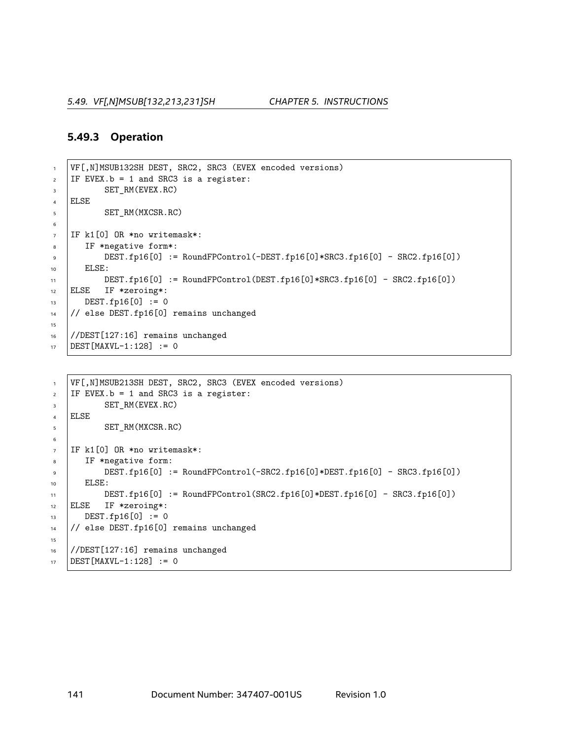### 5.49.3 Operation

```
VF[,N]MSUB132SH DEST, SRC2, SRC3 (EVEX encoded versions)
IF EVEX.b = 1 and SRC3 is a register:
       SET_RM(EVEX.RC)
ELSE
       SET_RM(MXCSR.RC)

IF k1[0] OR *no writemask*:
   IF *negative form*:
       DEST.fp16[0] := RoundFPControl(-DEST.fp16[0]*SRC3.fp16[0] - SRC2.fp16[0])
   ELSE:
       DEST.fp16[0] := RoundFPControl(DEST.fp16[0]*SRC3.fp16[0] - SRC2.fp16[0])
ELSE   IF *zeroing*:
   DEST.fp16[0] := 0
// else DEST.fp16[0] remains unchanged

//DEST[127:16] remains unchanged
DEST[MAXVL-1:128] := 0
```

```
VF[,N]MSUB213SH DEST, SRC2, SRC3 (EVEX encoded versions)
IF EVEX.b = 1 and SRC3 is a register:
       SET_RM(EVEX.RC)
ELSE
       SET_RM(MXCSR.RC)

IF k1[0] OR *no writemask*:
   IF *negative form:
       DEST.fp16[0] := RoundFPControl(-SRC2.fp16[0]*DEST.fp16[0] - SRC3.fp16[0])
   ELSE:
       DEST.fp16[0] := RoundFPControl(SRC2.fp16[0]*DEST.fp16[0] - SRC3.fp16[0])
ELSE   IF *zeroing*:
   DEST.fp16[0] := 0
// else DEST.fp16[0] remains unchanged

//DEST[127:16] remains unchanged
DEST[MAXVL-1:128] := 0
```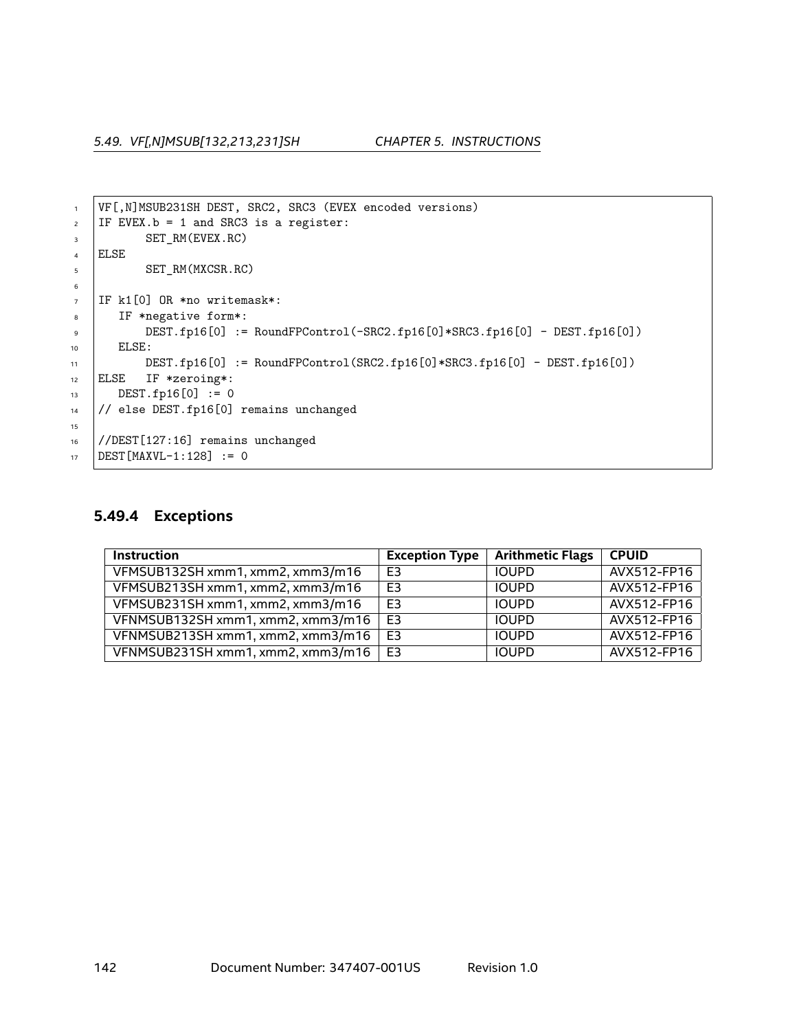```
VF[,N]MSUB231SH DEST, SRC2, SRC3 (EVEX encoded versions)
IF EVEX.b = 1 and SRC3 is a register:
       SET_RM(EVEX.RC)
ELSE
       SET_RM(MXCSR.RC)

IF k1[0] OR *no writemask*:
   IF *negative form*:
       DEST.fp16[0] := RoundFPControl(-SRC2.fp16[0]*SRC3.fp16[0] - DEST.fp16[0])
   ELSE:
       DEST.fp16[0] := RoundFPControl(SRC2.fp16[0]*SRC3.fp16[0] - DEST.fp16[0])
ELSE   IF *zeroing*:
   DEST.fp16[0] := 0
// else DEST.fp16[0] remains unchanged

//DEST[127:16] remains unchanged
DEST[MAXVL-1:128] := 0
```

### 5.49.4 Exceptions

| Instruction | Exception Type | Arithmetic Flags | CPUID |
|---|---|---|---|
| VFMSUB132SH xmm1, xmm2, xmm3/m16 | E3 | IOUPD | AVX512-FP16 |
| VFMSUB213SH xmm1, xmm2, xmm3/m16 | E3 | IOUPD | AVX512-FP16 |
| VFMSUB231SH xmm1, xmm2, xmm3/m16 | E3 | IOUPD | AVX512-FP16 |
| VFNMSUB132SH xmm1, xmm2, xmm3/m16 | E3 | IOUPD | AVX512-FP16 |
| VFNMSUB213SH xmm1, xmm2, xmm3/m16 | E3 | IOUPD | AVX512-FP16 |
| VFNMSUB231SH xmm1, xmm2, xmm3/m16 | E3 | IOUPD | AVX512-FP16 |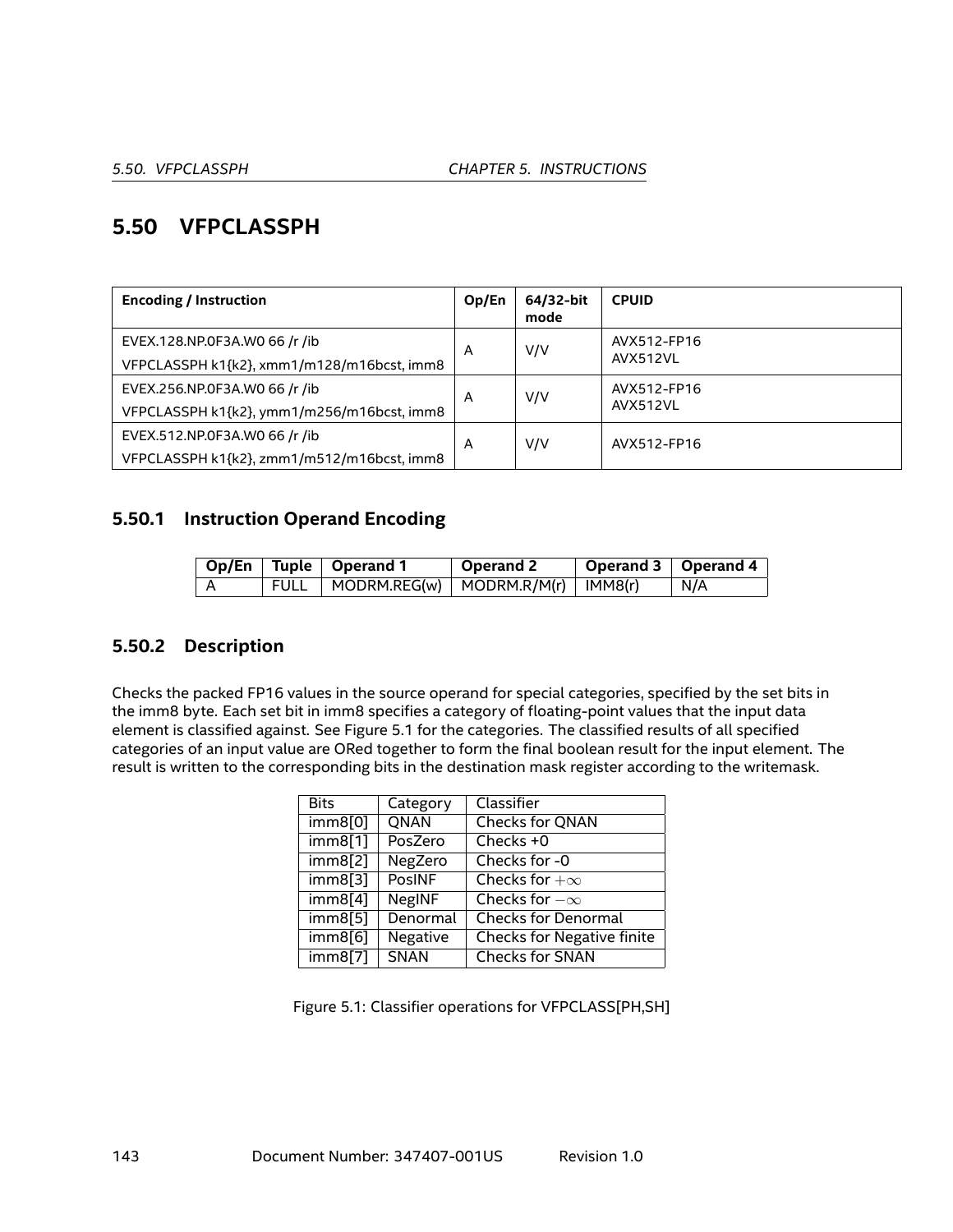## 5.50 VFPCLASSPH

| Encoding / Instruction | Op/En | 64/32-bit mode | CPUID |
|---|---|---|---|
| EVEX.128.NP.0F3A.W0 66 /r /ib<br>VFPCLASSPH k1{k2}, xmm1/m128/m16bcst, imm8 | A | V/V | AVX512-FP16<br>AVX512VL |
| EVEX.256.NP.0F3A.W0 66 /r /ib<br>VFPCLASSPH k1{k2}, ymm1/m256/m16bcst, imm8 | A | V/V | AVX512-FP16<br>AVX512VL |
| EVEX.512.NP.0F3A.W0 66 /r /ib<br>VFPCLASSPH k1{k2}, zmm1/m512/m16bcst, imm8 | A | V/V | AVX512-FP16 |

### 5.50.1 Instruction Operand Encoding

| Op/En | Tuple | Operand 1 | Operand 2 | Operand 3 | Operand 4 |
|---|---|---|---|---|---|
| A | FULL | MODRM.REG(w) | MODRM.R/M(r) | IMM8(r) | N/A |

### 5.50.2 Description

Checks the packed FP16 values in the source operand for special categories, specified by the set bits in the imm8 byte. Each set bit in imm8 specifies a category of floating-point values that the input data element is classified against. See Figure 5.1 for the categories. The classified results of all specified categories of an input value are ORed together to form the final boolean result for the input element. The result is written to the corresponding bits in the destination mask register according to the writemask.

| Bits | Category | Classifier |
|---|---|---|
| imm8[0] | QNAN | Checks for QNAN |
| imm8[1] | PosZero | Checks +0 |
| imm8[2] | NegZero | Checks for -0 |
| imm8[3] | PosINF | Checks for $+\infty$ |
| imm8[4] | NegINF | Checks for $-\infty$ |
| imm8[5] | Denormal | Checks for Denormal |
| imm8[6] | Negative | Checks for Negative finite |
| imm8[7] | SNAN | Checks for SNAN |

Figure 5.1: Classifier operations for VFPCLASS[PH,SH]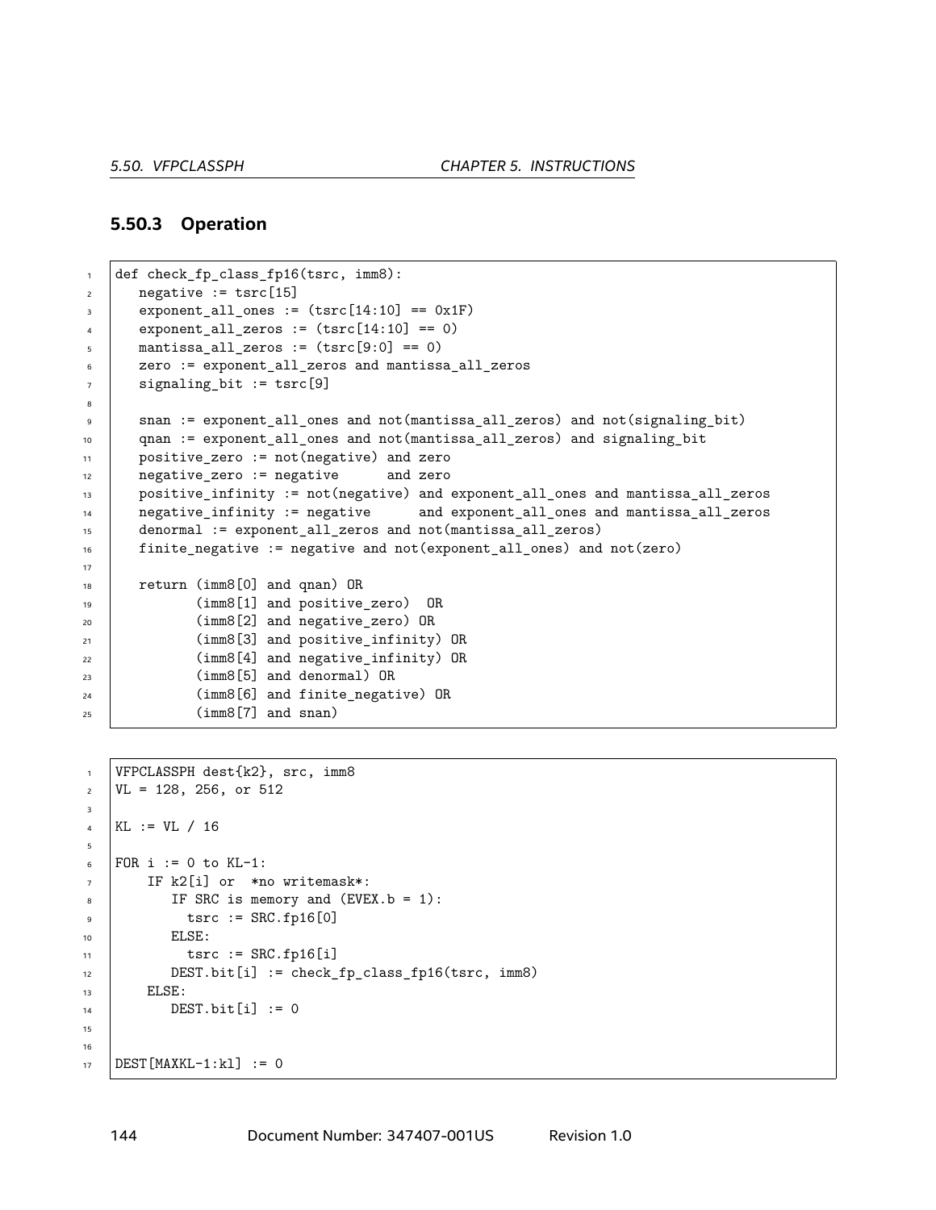### 5.50.3 Operation

```
def check_fp_class_fp16(tsrc, imm8):
   negative := tsrc[15]
   exponent_all_ones := (tsrc[14:10] == 0x1F)
   exponent_all_zeros := (tsrc[14:10] == 0)
   mantissa_all_zeros := (tsrc[9:0] == 0)
   zero := exponent_all_zeros and mantissa_all_zeros
   signaling_bit := tsrc[9]

   snan := exponent_all_ones and not(mantissa_all_zeros) and not(signaling_bit)
   qnan := exponent_all_ones and not(mantissa_all_zeros) and signaling_bit
   positive_zero := not(negative) and zero
   negative_zero := negative      and zero
   positive_infinity := not(negative) and exponent_all_ones and mantissa_all_zeros
   negative_infinity := negative      and exponent_all_ones and mantissa_all_zeros
   denormal := exponent_all_zeros and not(mantissa_all_zeros)
   finite_negative := negative and not(exponent_all_ones) and not(zero)

   return (imm8[0] and qnan) OR
          (imm8[1] and positive_zero)  OR
          (imm8[2] and negative_zero) OR
          (imm8[3] and positive_infinity) OR
          (imm8[4] and negative_infinity) OR
          (imm8[5] and denormal) OR
          (imm8[6] and finite_negative) OR
          (imm8[7] and snan)
```

```
VFPCLASSPH dest{k2}, src, imm8
VL = 128, 256, or 512

KL := VL / 16

FOR i := 0 to KL-1:
    IF k2[i] or  *no writemask*:
       IF SRC is memory and (EVEX.b = 1):
         tsrc := SRC.fp16[0]
       ELSE:
         tsrc := SRC.fp16[i]
       DEST.bit[i] := check_fp_class_fp16(tsrc, imm8)
    ELSE:
       DEST.bit[i] := 0


DEST[MAXKL-1:kl] := 0
```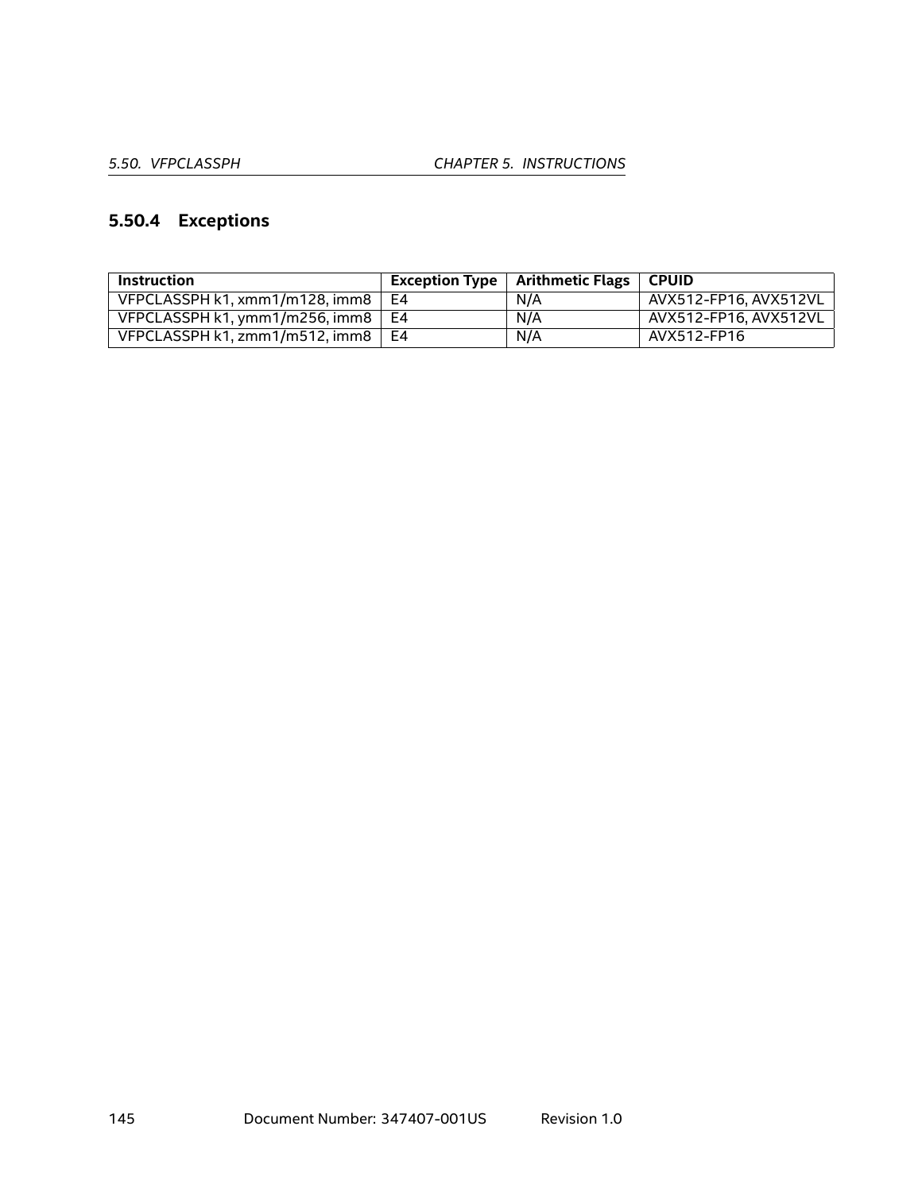### 5.50.4 Exceptions

| Instruction | Exception Type | Arithmetic Flags | CPUID |
|---|---|---|---|
| VFPCLASSPH k1, xmm1/m128, imm8 | E4 | N/A | AVX512-FP16, AVX512VL |
| VFPCLASSPH k1, ymm1/m256, imm8 | E4 | N/A | AVX512-FP16, AVX512VL |
| VFPCLASSPH k1, zmm1/m512, imm8 | E4 | N/A | AVX512-FP16 |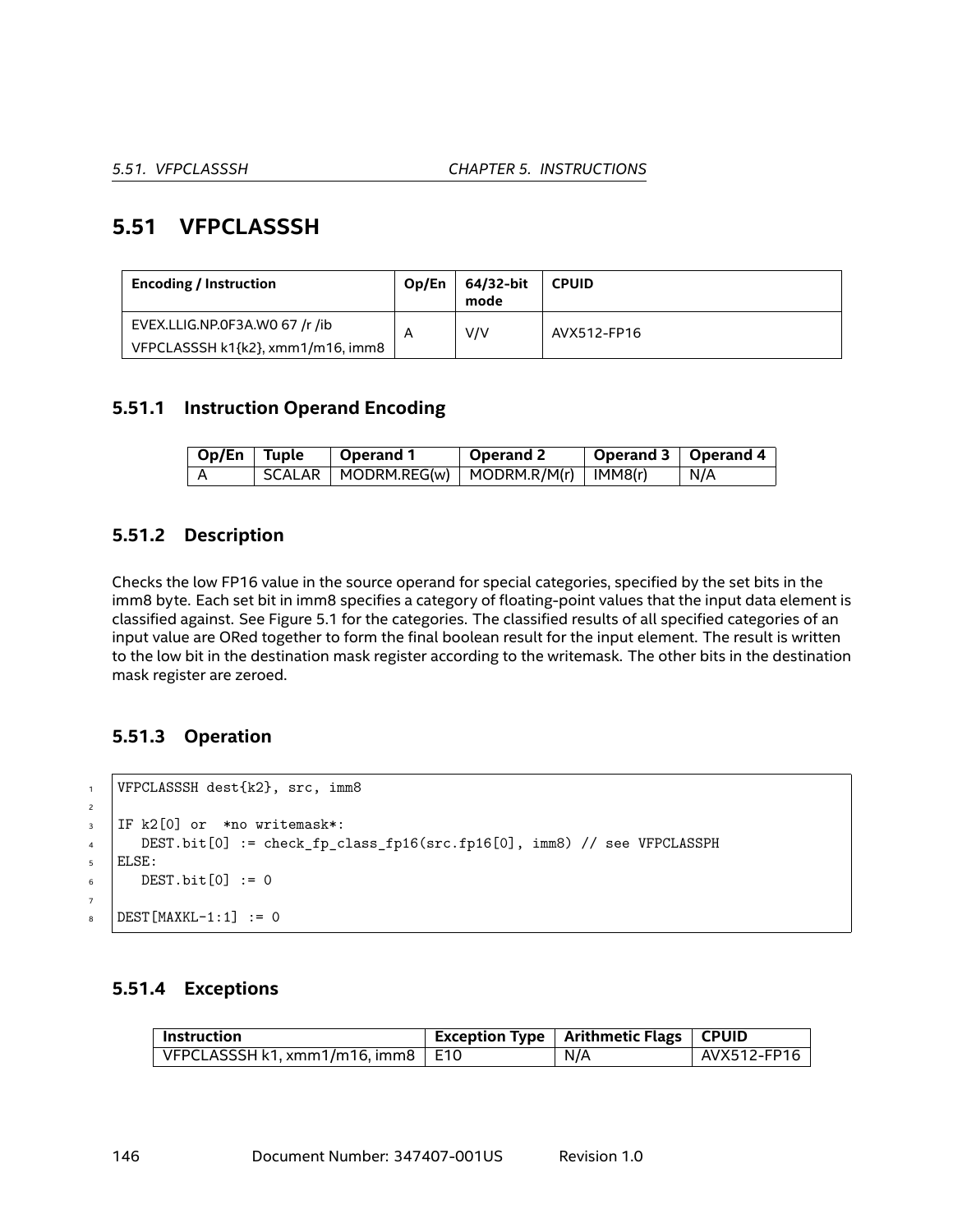## 5.51 VFPCLASSSH

| Encoding / Instruction | Op/En | 64/32-bit mode | CPUID |
|---|---|---|---|
| EVEX.LLIG.NP.0F3A.W0 67 /r /ib<br>VFPCLASSSH k1{k2}, xmm1/m16, imm8 | A | V/V | AVX512-FP16 |

### 5.51.1 Instruction Operand Encoding

| Op/En | Tuple | Operand 1 | Operand 2 | Operand 3 | Operand 4 |
|---|---|---|---|---|---|
| A | SCALAR | MODRM.REG(w) | MODRM.R/M(r) | IMM8(r) | N/A |

### 5.51.2 Description

Checks the low FP16 value in the source operand for special categories, specified by the set bits in the imm8 byte. Each set bit in imm8 specifies a category of floating-point values that the input data element is classified against. See Figure 5.1 for the categories. The classified results of all specified categories of an input value are ORed together to form the final boolean result for the input element. The result is written to the low bit in the destination mask register according to the writemask. The other bits in the destination mask register are zeroed.

### 5.51.3 Operation

```
VFPCLASSSH dest{k2}, src, imm8

IF k2[0] or  *no writemask*:
   DEST.bit[0] := check_fp_class_fp16(src.fp16[0], imm8) // see VFPCLASSPH
ELSE:
   DEST.bit[0] := 0

DEST[MAXKL-1:1] := 0
```

### 5.51.4 Exceptions

| Instruction | Exception Type | Arithmetic Flags | CPUID |
|---|---|---|---|
| VFPCLASSSH k1, xmm1/m16, imm8 | E10 | N/A | AVX512-FP16 |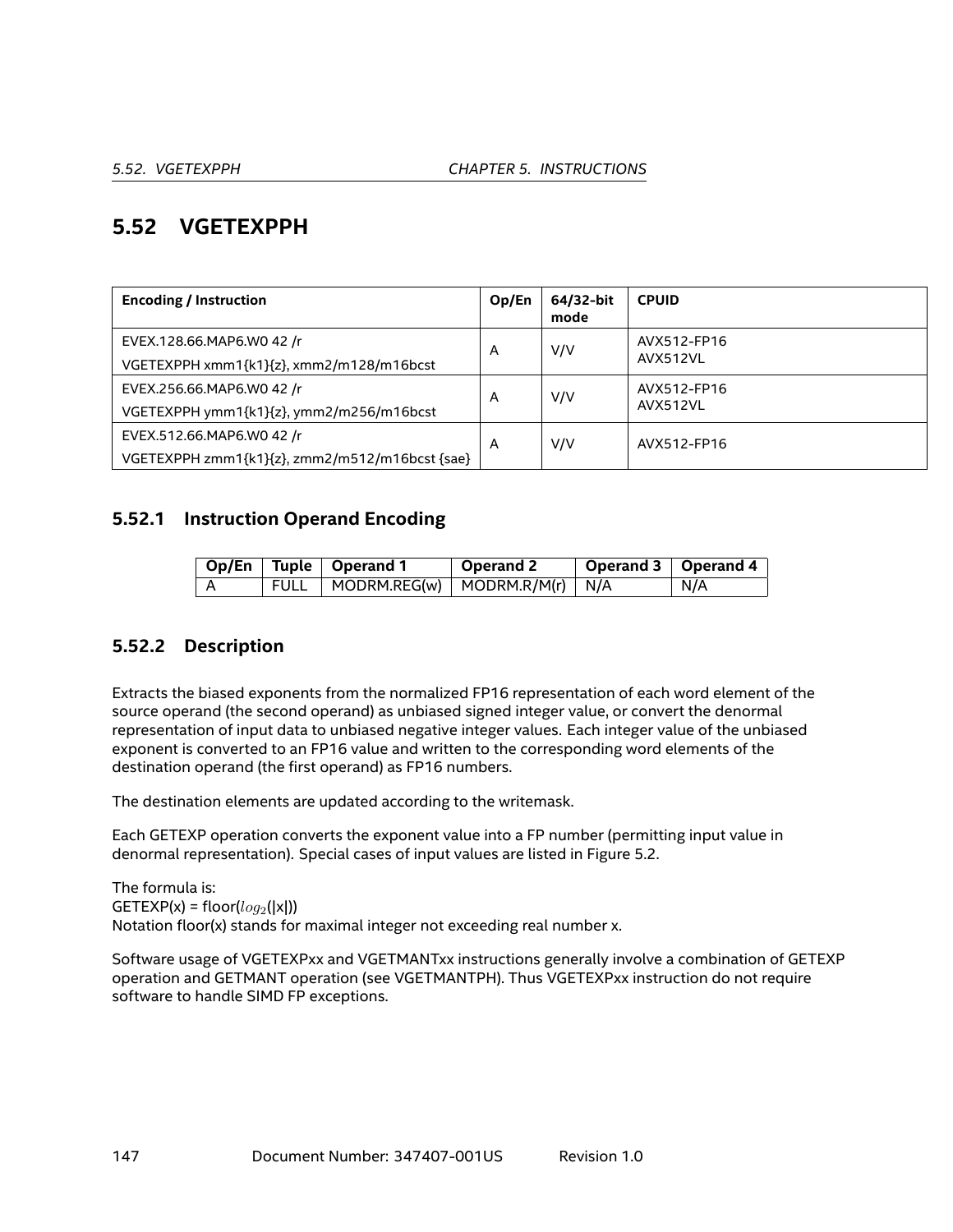## 5.52 VGETEXPPH

| Encoding / Instruction | Op/En | 64/32-bit mode | CPUID |
|---|---|---|---|
| EVEX.128.66.MAP6.W0 42 /r<br>VGETEXPPH xmm1{k1}{z}, xmm2/m128/m16bcst | A | V/V | AVX512-FP16<br>AVX512VL |
| EVEX.256.66.MAP6.W0 42 /r<br>VGETEXPPH ymm1{k1}{z}, ymm2/m256/m16bcst | A | V/V | AVX512-FP16<br>AVX512VL |
| EVEX.512.66.MAP6.W0 42 /r<br>VGETEXPPH zmm1{k1}{z}, zmm2/m512/m16bcst {sae} | A | V/V | AVX512-FP16 |

### 5.52.1 Instruction Operand Encoding

| Op/En | Tuple | Operand 1 | Operand 2 | Operand 3 | Operand 4 |
|---|---|---|---|---|---|
| A | FULL | MODRM.REG(w) | MODRM.R/M(r) | N/A | N/A |

### 5.52.2 Description

Extracts the biased exponents from the normalized FP16 representation of each word element of the source operand (the second operand) as unbiased signed integer value, or convert the denormal representation of input data to unbiased negative integer values. Each integer value of the unbiased exponent is converted to an FP16 value and written to the corresponding word elements of the destination operand (the first operand) as FP16 numbers.

The destination elements are updated according to the writemask.

Each GETEXP operation converts the exponent value into a FP number (permitting input value in denormal representation). Special cases of input values are listed in Figure 5.2.

The formula is:
GETEXP(x) = floor($log_2$(|x|))
Notation floor(x) stands for maximal integer not exceeding real number x.

Software usage of VGETEXPxx and VGETMANTxx instructions generally involve a combination of GETEXP operation and GETMANT operation (see VGETMANTPH). Thus VGETEXPxx instruction do not require software to handle SIMD FP exceptions.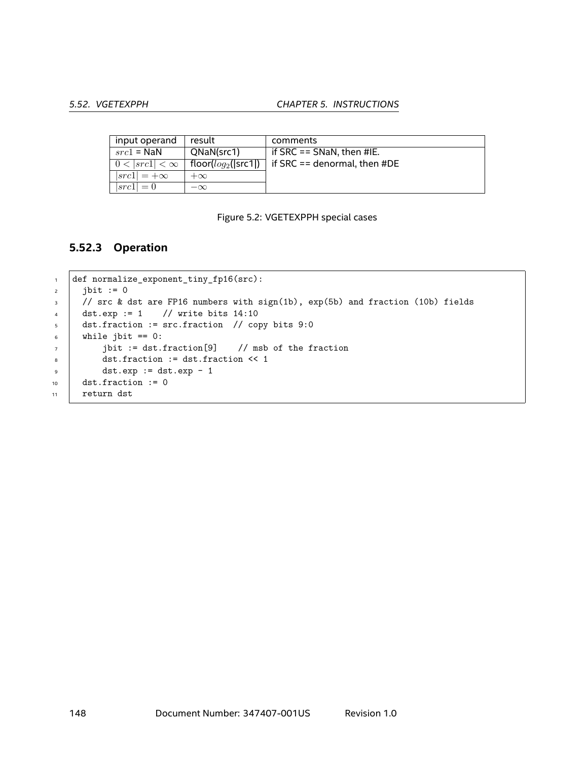| input operand | result | comments |
|---|---|---|
| $src1$ = NaN | QNaN(src1) | if SRC == SNaN, then #IE. |
| $0 < \|src1\| < \infty$ | floor($log_2$(\|src1\|)) | if SRC == denormal, then #DE |
| $\|src1\| = +\infty$ | $+\infty$ | |
| $\|src1\| = 0$ | $-\infty$ | |

Figure 5.2: VGETEXPPH special cases

### 5.52.3 Operation

```
def normalize_exponent_tiny_fp16(src):
  jbit := 0
  // src & dst are FP16 numbers with sign(1b), exp(5b) and fraction (10b) fields
  dst.exp := 1    // write bits 14:10
  dst.fraction := src.fraction  // copy bits 9:0
  while jbit == 0:
      jbit := dst.fraction[9]    // msb of the fraction
      dst.fraction := dst.fraction << 1
      dst.exp := dst.exp - 1
  dst.fraction := 0
  return dst
```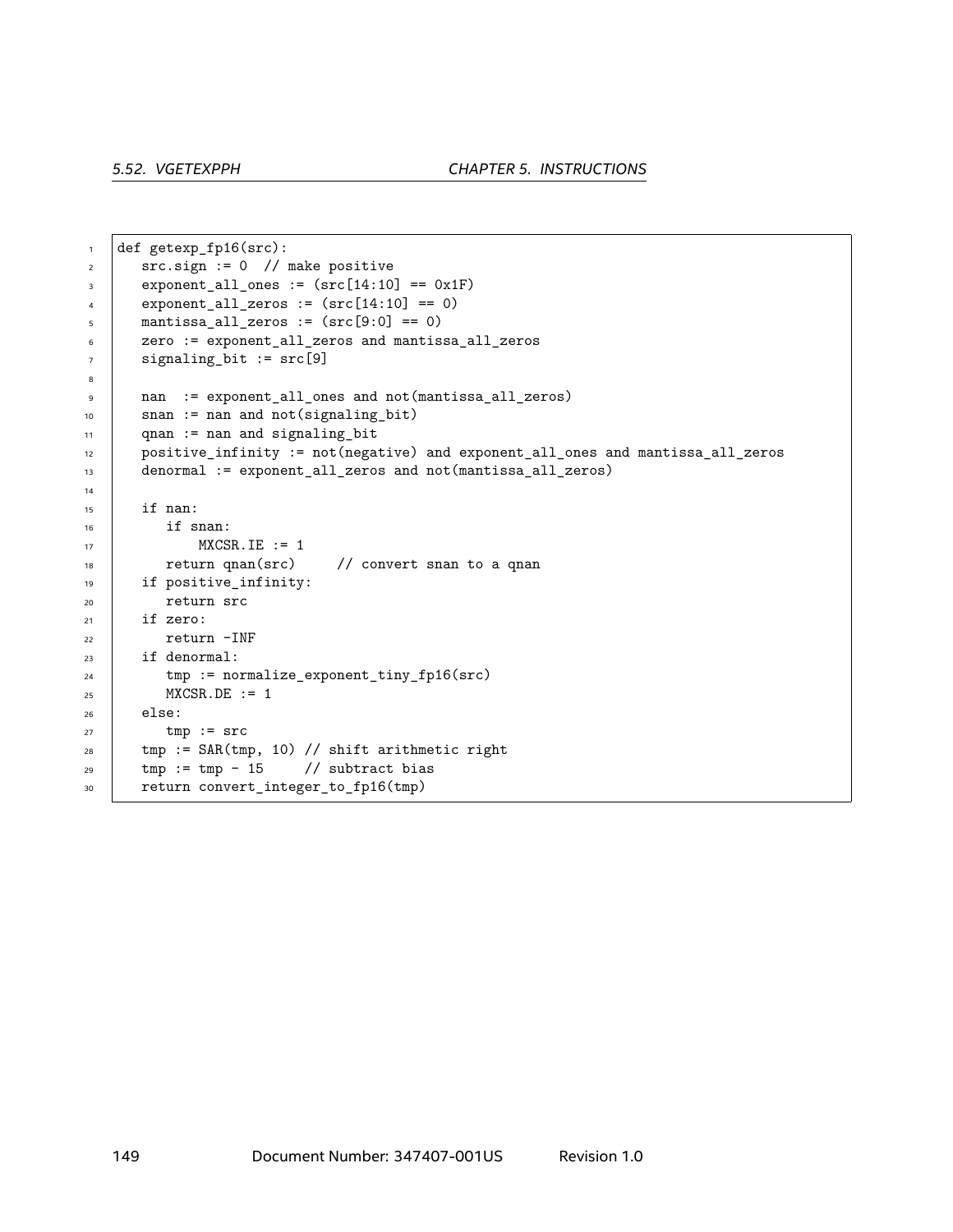```
def getexp_fp16(src):
   src.sign := 0  // make positive
   exponent_all_ones := (src[14:10] == 0x1F)
   exponent_all_zeros := (src[14:10] == 0)
   mantissa_all_zeros := (src[9:0] == 0)
   zero := exponent_all_zeros and mantissa_all_zeros
   signaling_bit := src[9]

   nan  := exponent_all_ones and not(mantissa_all_zeros)
   snan := nan and not(signaling_bit)
   qnan := nan and signaling_bit
   positive_infinity := not(negative) and exponent_all_ones and mantissa_all_zeros
   denormal := exponent_all_zeros and not(mantissa_all_zeros)

   if nan:
      if snan:
          MXCSR.IE := 1
      return qnan(src)     // convert snan to a qnan
   if positive_infinity:
      return src
   if zero:
      return -INF
   if denormal:
      tmp := normalize_exponent_tiny_fp16(src)
      MXCSR.DE := 1
   else:
      tmp := src
   tmp := SAR(tmp, 10) // shift arithmetic right
   tmp := tmp - 15     // subtract bias
   return convert_integer_to_fp16(tmp)
```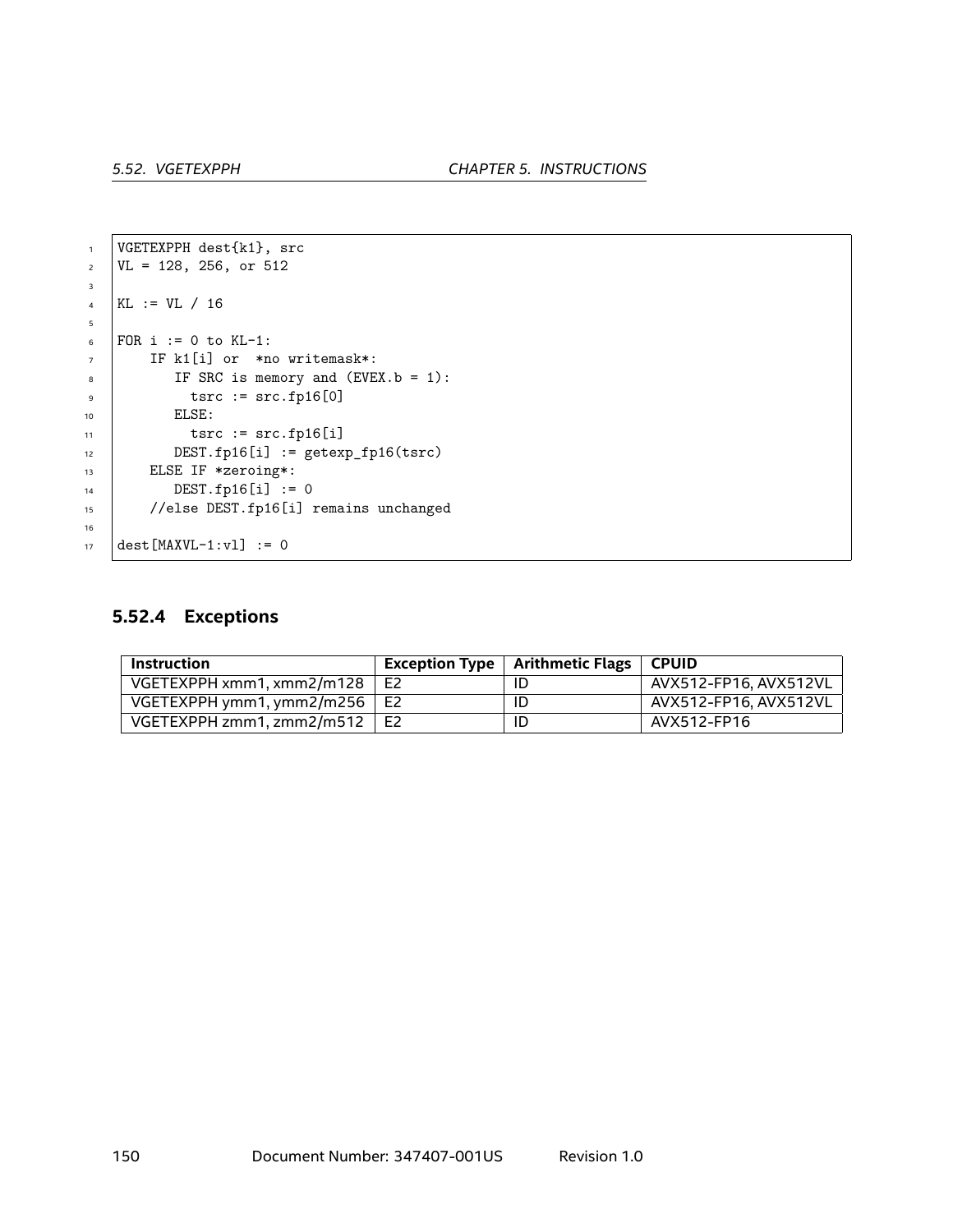```
VGETEXPPH dest{k1}, src
VL = 128, 256, or 512

KL := VL / 16

FOR i := 0 to KL-1:
    IF k1[i] or  *no writemask*:
       IF SRC is memory and (EVEX.b = 1):
         tsrc := src.fp16[0]
       ELSE:
         tsrc := src.fp16[i]
       DEST.fp16[i] := getexp_fp16(tsrc)
    ELSE IF *zeroing*:
       DEST.fp16[i] := 0
    //else DEST.fp16[i] remains unchanged

dest[MAXVL-1:vl] := 0
```

### 5.52.4 Exceptions

| Instruction | Exception Type | Arithmetic Flags | CPUID |
|---|---|---|---|
| VGETEXPPH xmm1, xmm2/m128 | E2 | ID | AVX512-FP16, AVX512VL |
| VGETEXPPH ymm1, ymm2/m256 | E2 | ID | AVX512-FP16, AVX512VL |
| VGETEXPPH zmm1, zmm2/m512 | E2 | ID | AVX512-FP16 |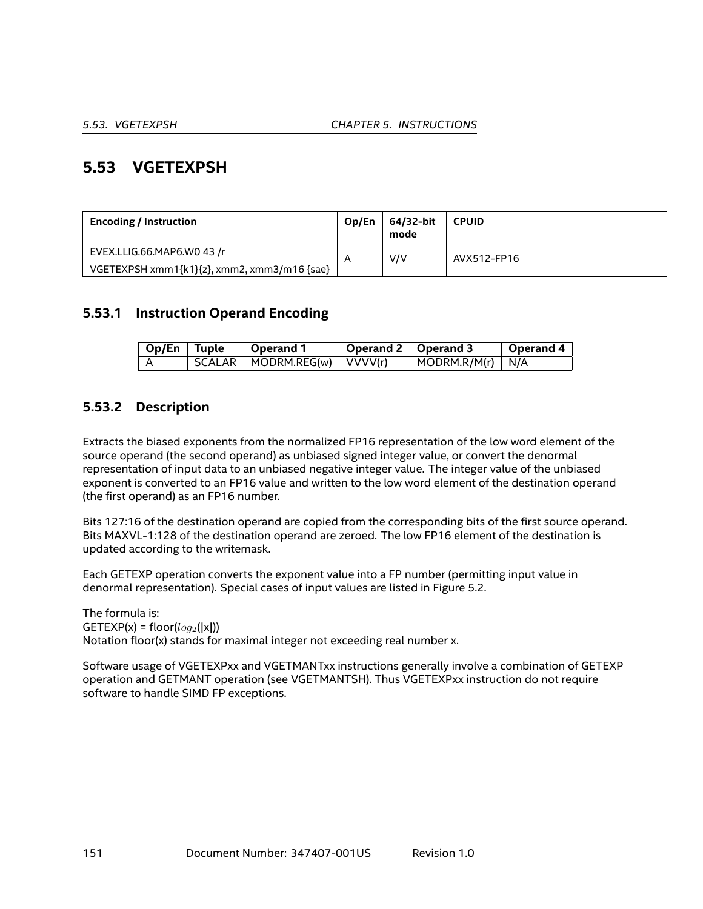## 5.53 VGETEXPSH

| Encoding / Instruction | Op/En | 64/32-bit mode | CPUID |
|---|---|---|---|
| EVEX.LLIG.66.MAP6.W0 43 /r<br>VGETEXPSH xmm1{k1}{z}, xmm2, xmm3/m16 {sae} | A | V/V | AVX512-FP16 |

### 5.53.1 Instruction Operand Encoding

| Op/En | Tuple | Operand 1 | Operand 2 | Operand 3 | Operand 4 |
|---|---|---|---|---|---|
| A | SCALAR | MODRM.REG(w) | VVVV(r) | MODRM.R/M(r) | N/A |

### 5.53.2 Description

Extracts the biased exponents from the normalized FP16 representation of the low word element of the source operand (the second operand) as unbiased signed integer value, or convert the denormal representation of input data to an unbiased negative integer value. The integer value of the unbiased exponent is converted to an FP16 value and written to the low word element of the destination operand (the first operand) as an FP16 number.

Bits 127:16 of the destination operand are copied from the corresponding bits of the first source operand. Bits MAXVL-1:128 of the destination operand are zeroed. The low FP16 element of the destination is updated according to the writemask.

Each GETEXP operation converts the exponent value into a FP number (permitting input value in denormal representation). Special cases of input values are listed in Figure 5.2.

The formula is:
GETEXP(x) = floor($log_2$(|x|))
Notation floor(x) stands for maximal integer not exceeding real number x.

Software usage of VGETEXPxx and VGETMANTxx instructions generally involve a combination of GETEXP operation and GETMANT operation (see VGETMANTSH). Thus VGETEXPxx instruction do not require software to handle SIMD FP exceptions.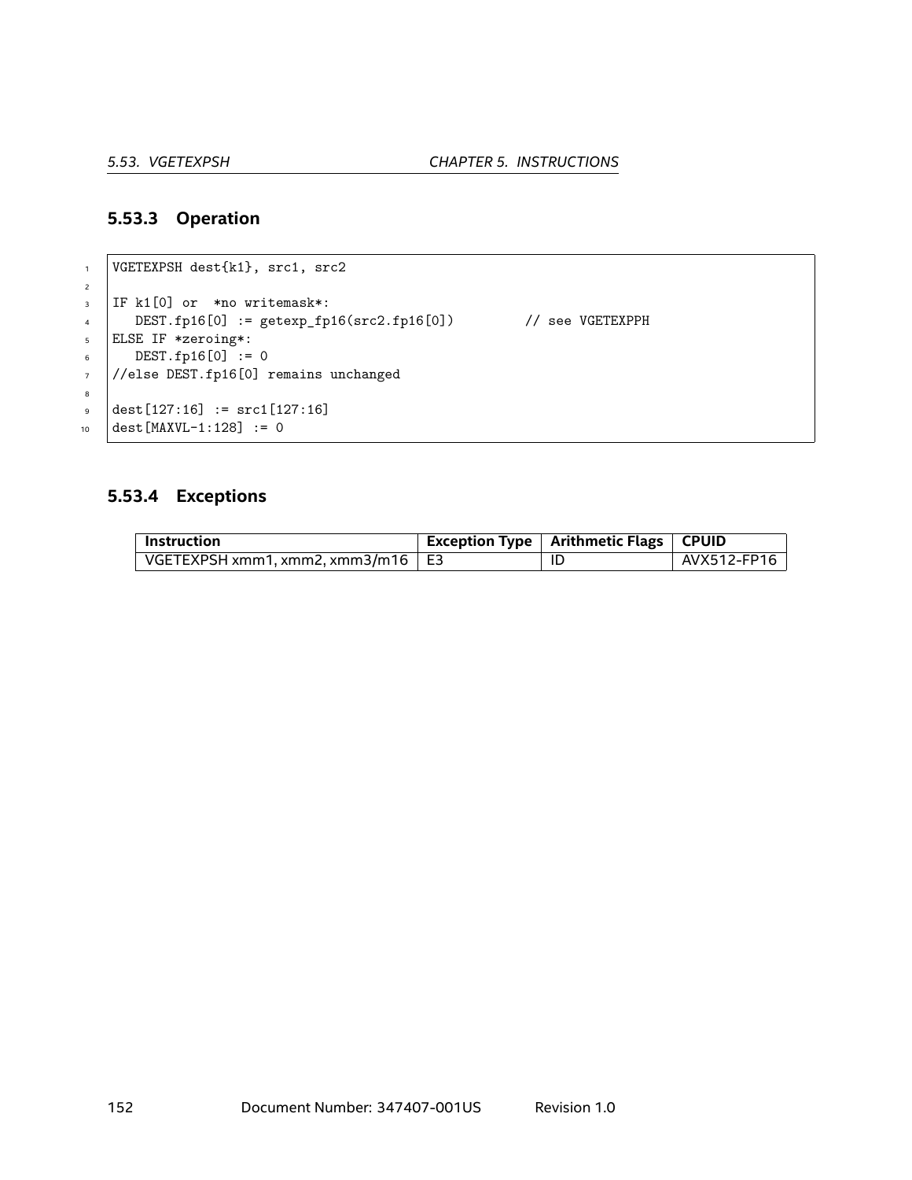### 5.53.3 Operation

```
VGETEXPSH dest{k1}, src1, src2

IF k1[0] or  *no writemask*:
   DEST.fp16[0] := getexp_fp16(src2.fp16[0])         // see VGETEXPPH
ELSE IF *zeroing*:
   DEST.fp16[0] := 0
//else DEST.fp16[0] remains unchanged

dest[127:16] := src1[127:16]
dest[MAXVL-1:128] := 0
```

### 5.53.4 Exceptions

| Instruction | Exception Type | Arithmetic Flags | CPUID |
|---|---|---|---|
| VGETEXPSH xmm1, xmm2, xmm3/m16 | E3 | ID | AVX512-FP16 |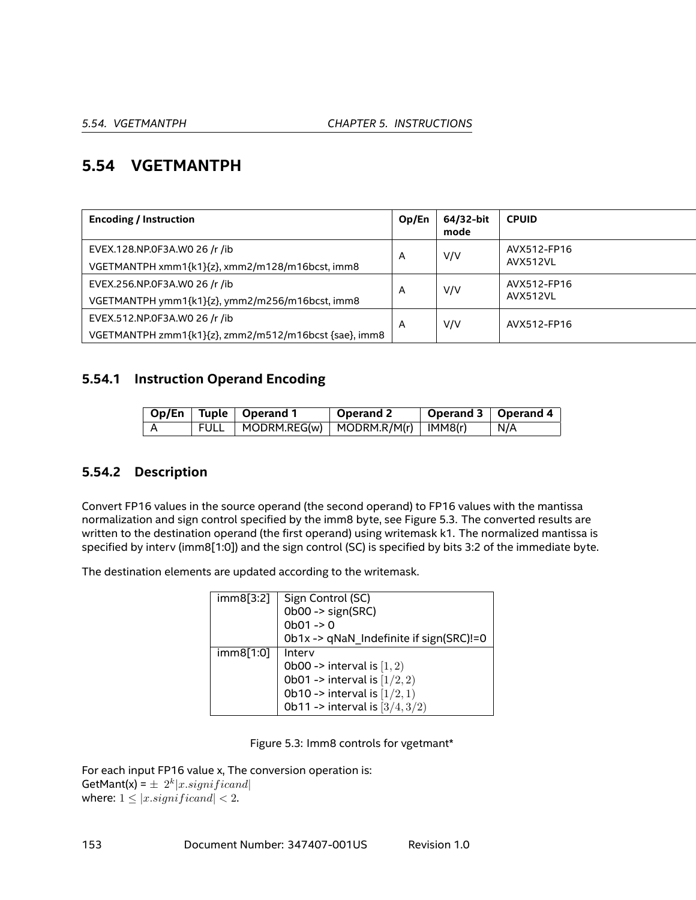## 5.54 VGETMANTPH

| Encoding / Instruction | Op/En | 64/32-bit mode | CPUID |
|---|---|---|---|
| EVEX.128.NP.0F3A.W0 26 /r /ib<br>VGETMANTPH xmm1{k1}{z}, xmm2/m128/m16bcst, imm8 | A | V/V | AVX512-FP16<br>AVX512VL |
| EVEX.256.NP.0F3A.W0 26 /r /ib<br>VGETMANTPH ymm1{k1}{z}, ymm2/m256/m16bcst, imm8 | A | V/V | AVX512-FP16<br>AVX512VL |
| EVEX.512.NP.0F3A.W0 26 /r /ib<br>VGETMANTPH zmm1{k1}{z}, zmm2/m512/m16bcst {sae}, imm8 | A | V/V | AVX512-FP16 |

### 5.54.1 Instruction Operand Encoding

| Op/En | Tuple | Operand 1 | Operand 2 | Operand 3 | Operand 4 |
|---|---|---|---|---|---|
| A | FULL | MODRM.REG(w) | MODRM.R/M(r) | IMM8(r) | N/A |

### 5.54.2 Description

Convert FP16 values in the source operand (the second operand) to FP16 values with the mantissa normalization and sign control specified by the imm8 byte, see Figure 5.3. The converted results are written to the destination operand (the first operand) using writemask k1. The normalized mantissa is specified by interv (imm8[1:0]) and the sign control (SC) is specified by bits 3:2 of the immediate byte.

The destination elements are updated according to the writemask.

| imm8[3:2] | Sign Control (SC)<br>0b00 -> sign(SRC)<br>0b01 -> 0<br>0b1x -> qNaN_Indefinite if sign(SRC)!=0 |
|---|---|
| imm8[1:0] | Interv<br>0b00 -> interval is $[1, 2)$<br>0b01 -> interval is $[1/2, 2)$<br>0b10 -> interval is $[1/2, 1)$<br>0b11 -> interval is $[3/4, 3/2)$ |

Figure 5.3: Imm8 controls for vgetmant*

For each input FP16 value x, The conversion operation is:
GetMant(x) = $\pm\ 2^k|x.significand|$
where: $1 \leq |x.significand| < 2$.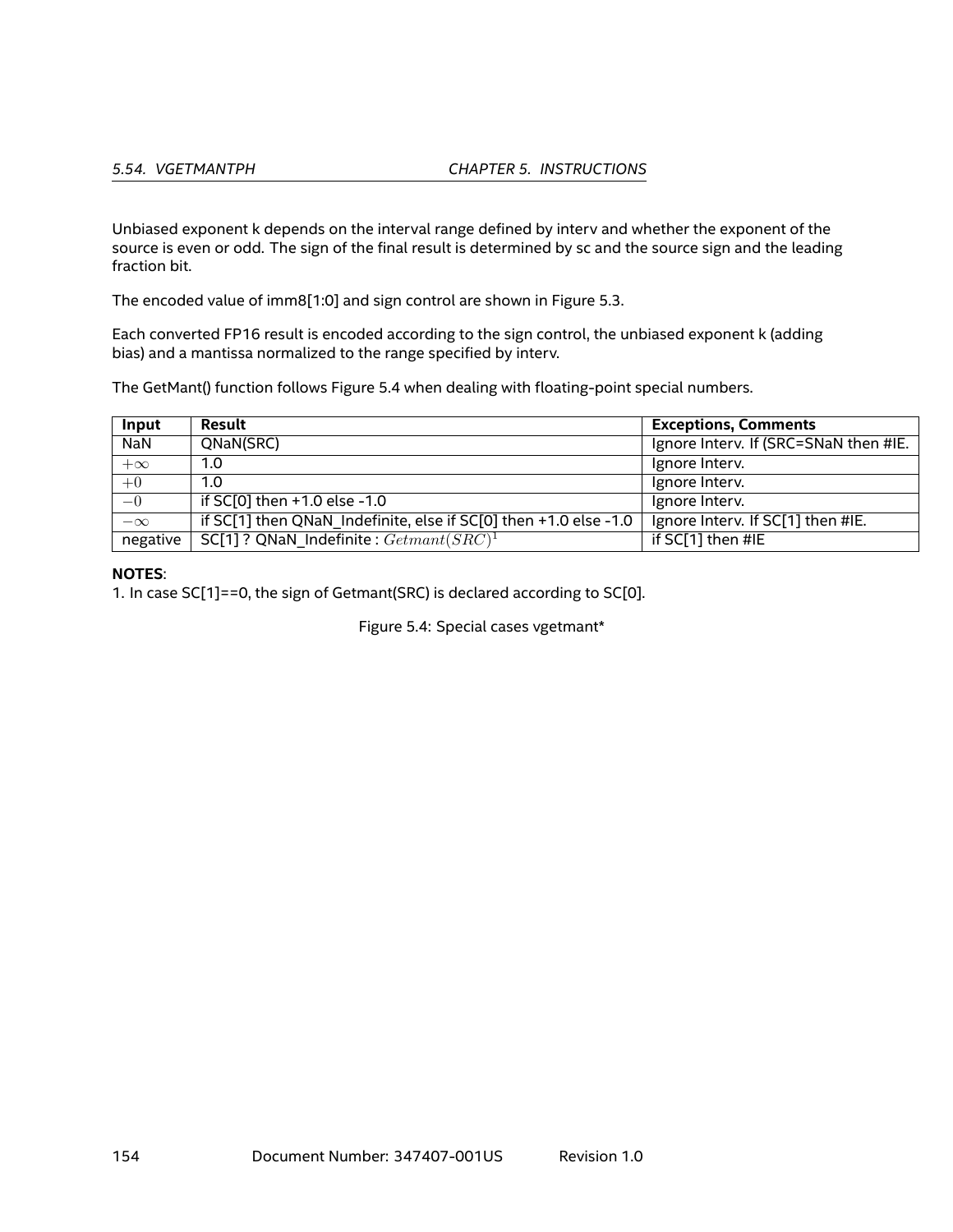Unbiased exponent k depends on the interval range defined by interv and whether the exponent of the source is even or odd. The sign of the final result is determined by sc and the source sign and the leading fraction bit.

The encoded value of imm8[1:0] and sign control are shown in Figure 5.3.

Each converted FP16 result is encoded according to the sign control, the unbiased exponent k (adding bias) and a mantissa normalized to the range specified by interv.

The GetMant() function follows Figure 5.4 when dealing with floating-point special numbers.

| Input | Result | Exceptions, Comments |
|---|---|---|
| NaN | QNaN(SRC) | Ignore Interv. If (SRC=SNaN then #IE. |
| $+\infty$ | 1.0 | Ignore Interv. |
| $+0$ | 1.0 | Ignore Interv. |
| $-0$ | if SC[0] then +1.0 else -1.0 | Ignore Interv. |
| $-\infty$ | if SC[1] then QNaN_Indefinite, else if SC[0] then +1.0 else -1.0 | Ignore Interv. If SC[1] then #IE. |
| negative | SC[1] ? QNaN_Indefinite : $Getmant(SRC)^1$ | if SC[1] then #IE |

**NOTES**:
1. In case SC[1]==0, the sign of Getmant(SRC) is declared according to SC[0].

Figure 5.4: Special cases vgetmant*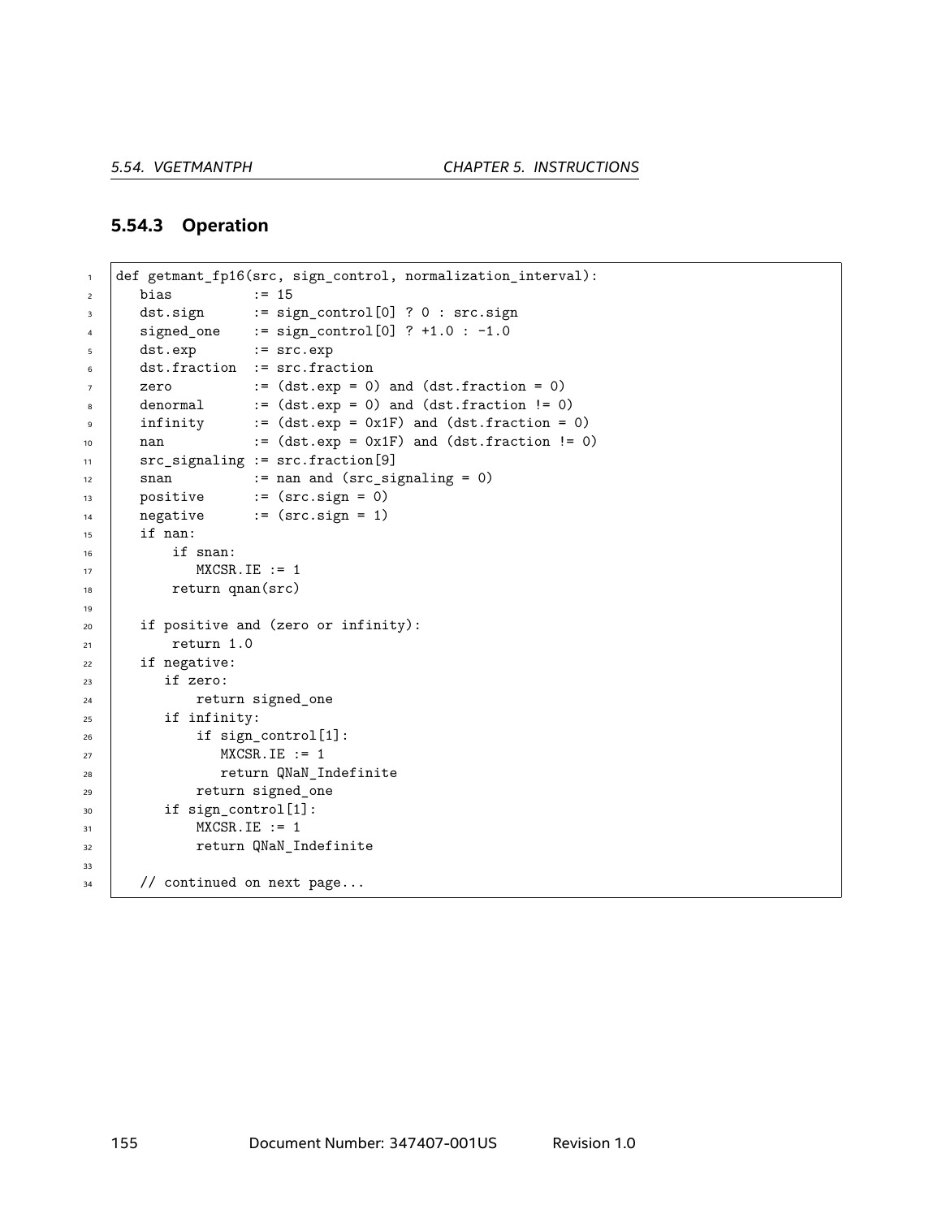### 5.54.3 Operation

```
def getmant_fp16(src, sign_control, normalization_interval):
   bias         := 15
   dst.sign     := sign_control[0] ? 0 : src.sign
   signed_one   := sign_control[0] ? +1.0 : -1.0
   dst.exp      := src.exp
   dst.fraction := src.fraction
   zero         := (dst.exp = 0) and (dst.fraction = 0)
   denormal     := (dst.exp = 0) and (dst.fraction != 0)
   infinity     := (dst.exp = 0x1F) and (dst.fraction = 0)
   nan          := (dst.exp = 0x1F) and (dst.fraction != 0)
   src_signaling := src.fraction[9]
   snan         := nan and (src_signaling = 0)
   positive     := (src.sign = 0)
   negative     := (src.sign = 1)
   if nan:
       if snan:
          MXCSR.IE := 1
       return qnan(src)

   if positive and (zero or infinity):
       return 1.0
   if negative:
      if zero:
          return signed_one
      if infinity:
          if sign_control[1]:
             MXCSR.IE := 1
             return QNaN_Indefinite
          return signed_one
      if sign_control[1]:
          MXCSR.IE := 1
          return QNaN_Indefinite

   // continued on next page...
```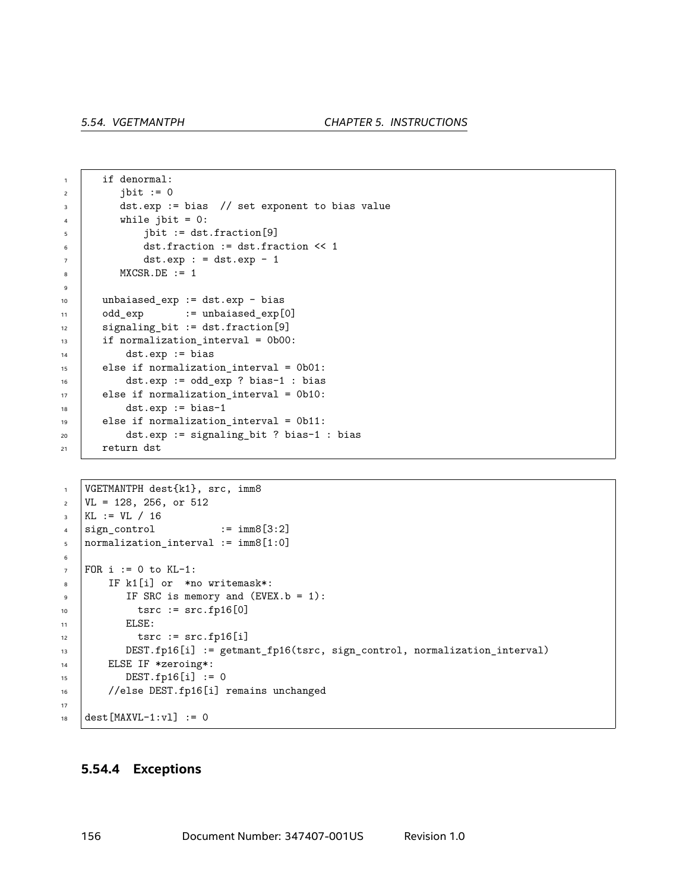```
    if denormal:
       jbit := 0
       dst.exp := bias  // set exponent to bias value
       while jbit = 0:
           jbit := dst.fraction[9]
           dst.fraction := dst.fraction << 1
           dst.exp : = dst.exp - 1
       MXCSR.DE := 1

    unbaiased_exp := dst.exp - bias
    odd_exp       := unbaiased_exp[0]
    signaling_bit := dst.fraction[9]
    if normalization_interval = 0b00:
        dst.exp := bias
    else if normalization_interval = 0b01:
        dst.exp := odd_exp ? bias-1 : bias
    else if normalization_interval = 0b10:
        dst.exp := bias-1
    else if normalization_interval = 0b11:
        dst.exp := signaling_bit ? bias-1 : bias
    return dst
```

```
VGETMANTPH dest{k1}, src, imm8
VL = 128, 256, or 512
KL := VL / 16
sign_control           := imm8[3:2]
normalization_interval := imm8[1:0]

FOR i := 0 to KL-1:
    IF k1[i] or  *no writemask*:
       IF SRC is memory and (EVEX.b = 1):
         tsrc := src.fp16[0]
       ELSE:
         tsrc := src.fp16[i]
       DEST.fp16[i] := getmant_fp16(tsrc, sign_control, normalization_interval)
    ELSE IF *zeroing*:
       DEST.fp16[i] := 0
    //else DEST.fp16[i] remains unchanged

dest[MAXVL-1:vl] := 0
```

### 5.54.4 Exceptions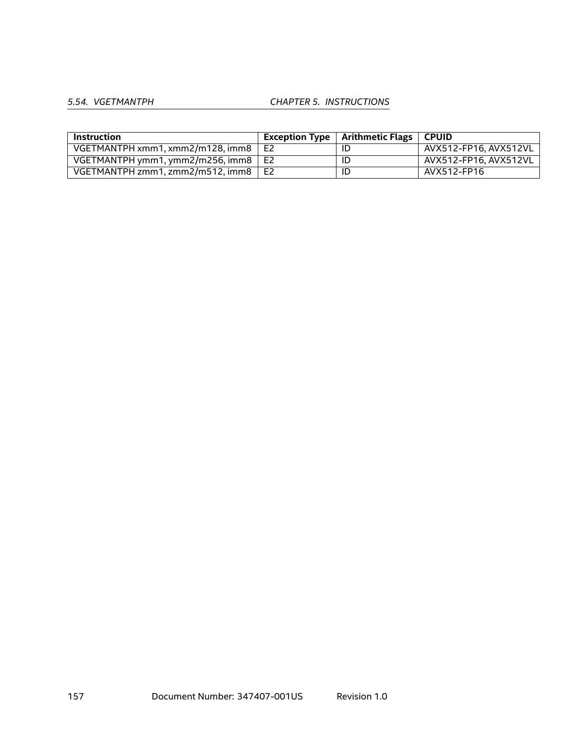| Instruction | Exception Type | Arithmetic Flags | CPUID |
|---|---|---|---|
| VGETMANTPH xmm1, xmm2/m128, imm8 | E2 | ID | AVX512-FP16, AVX512VL |
| VGETMANTPH ymm1, ymm2/m256, imm8 | E2 | ID | AVX512-FP16, AVX512VL |
| VGETMANTPH zmm1, zmm2/m512, imm8 | E2 | ID | AVX512-FP16 |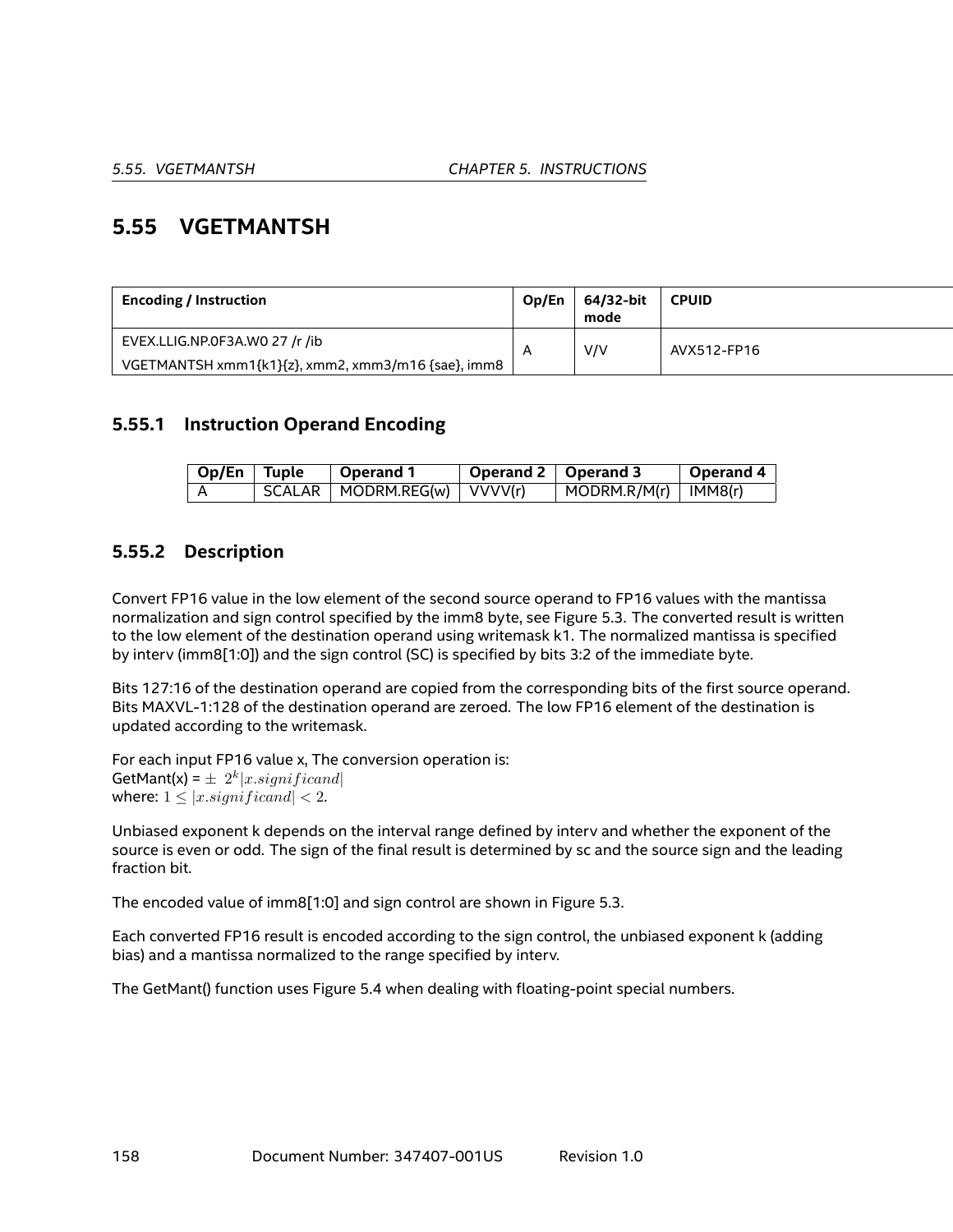## 5.55 VGETMANTSH

| Encoding / Instruction | Op/En | 64/32-bit mode | CPUID |
|---|---|---|---|
| EVEX.LLIG.NP.0F3A.W0 27 /r /ib<br>VGETMANTSH xmm1{k1}{z}, xmm2, xmm3/m16 {sae}, imm8 | A | V/V | AVX512-FP16 |

### 5.55.1 Instruction Operand Encoding

| Op/En | Tuple | Operand 1 | Operand 2 | Operand 3 | Operand 4 |
|---|---|---|---|---|---|
| A | SCALAR | MODRM.REG(w) | VVVV(r) | MODRM.R/M(r) | IMM8(r) |

### 5.55.2 Description

Convert FP16 value in the low element of the second source operand to FP16 values with the mantissa normalization and sign control specified by the imm8 byte, see Figure 5.3. The converted result is written to the low element of the destination operand using writemask k1. The normalized mantissa is specified by interv (imm8[1:0]) and the sign control (SC) is specified by bits 3:2 of the immediate byte.

Bits 127:16 of the destination operand are copied from the corresponding bits of the first source operand. Bits MAXVL-1:128 of the destination operand are zeroed. The low FP16 element of the destination is updated according to the writemask.

For each input FP16 value x, The conversion operation is:
GetMant(x) = $\pm\ 2^k|x.significand|$
where: $1 \leq |x.significand| < 2$.

Unbiased exponent k depends on the interval range defined by interv and whether the exponent of the source is even or odd. The sign of the final result is determined by sc and the source sign and the leading fraction bit.

The encoded value of imm8[1:0] and sign control are shown in Figure 5.3.

Each converted FP16 result is encoded according to the sign control, the unbiased exponent k (adding bias) and a mantissa normalized to the range specified by interv.

The GetMant() function uses Figure 5.4 when dealing with floating-point special numbers.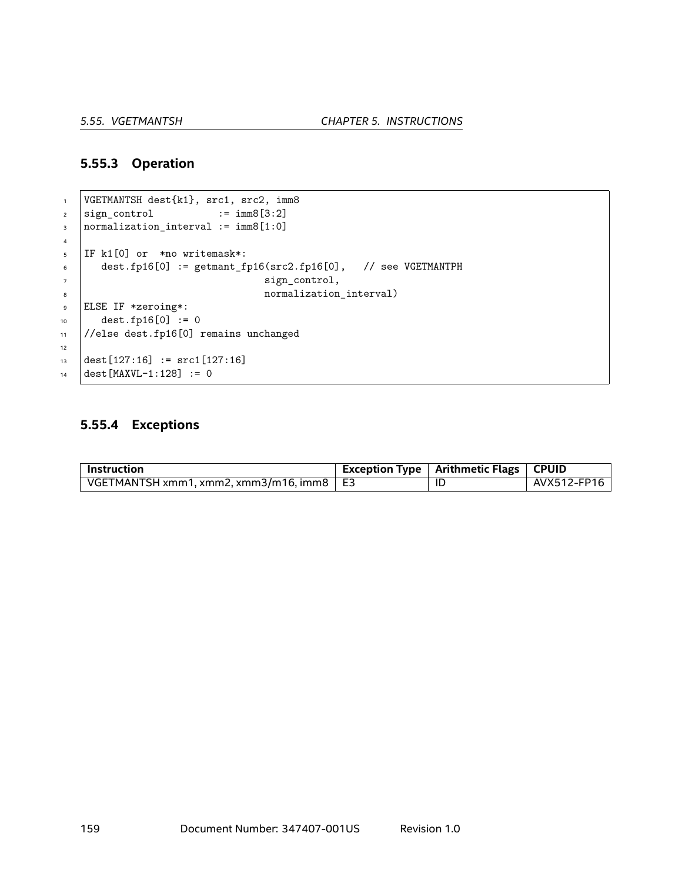### 5.55.3 Operation

```
VGETMANTSH dest{k1}, src1, src2, imm8
sign_control           := imm8[3:2]
normalization_interval := imm8[1:0]

IF k1[0] or  *no writemask*:
   dest.fp16[0] := getmant_fp16(src2.fp16[0],   // see VGETMANTPH
                                sign_control,
                                normalization_interval)
ELSE IF *zeroing*:
   dest.fp16[0] := 0
//else dest.fp16[0] remains unchanged

dest[127:16] := src1[127:16]
dest[MAXVL-1:128] := 0
```

### 5.55.4 Exceptions

| Instruction | Exception Type | Arithmetic Flags | CPUID |
|---|---|---|---|
| VGETMANTSH xmm1, xmm2, xmm3/m16, imm8 | E3 | ID | AVX512-FP16 |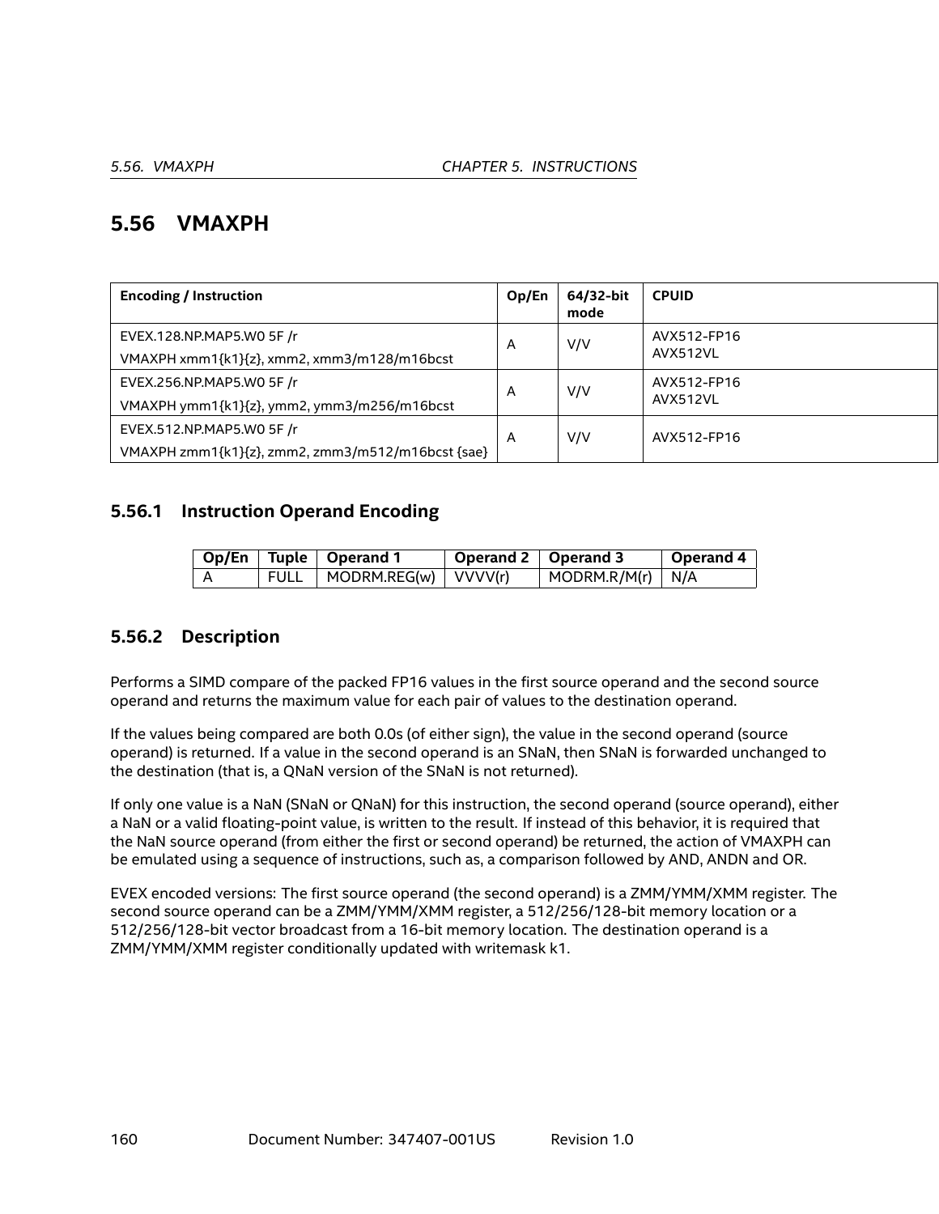# 5.56 VMAXPH

| Encoding / Instruction | Op/En | 64/32-bit mode | CPUID |
|---|---|---|---|
| EVEX.128.NP.MAP5.W0 5F /r<br>VMAXPH xmm1{k1}{z}, xmm2, xmm3/m128/m16bcst | A | V/V | AVX512-FP16<br>AVX512VL |
| EVEX.256.NP.MAP5.W0 5F /r<br>VMAXPH ymm1{k1}{z}, ymm2, ymm3/m256/m16bcst | A | V/V | AVX512-FP16<br>AVX512VL |
| EVEX.512.NP.MAP5.W0 5F /r<br>VMAXPH zmm1{k1}{z}, zmm2, zmm3/m512/m16bcst {sae} | A | V/V | AVX512-FP16 |

## 5.56.1 Instruction Operand Encoding

| Op/En | Tuple | Operand 1 | Operand 2 | Operand 3 | Operand 4 |
|---|---|---|---|---|---|
| A | FULL | MODRM.REG(w) | VVVV(r) | MODRM.R/M(r) | N/A |

## 5.56.2 Description

Performs a SIMD compare of the packed FP16 values in the first source operand and the second source operand and returns the maximum value for each pair of values to the destination operand.

If the values being compared are both 0.0s (of either sign), the value in the second operand (source operand) is returned. If a value in the second operand is an SNaN, then SNaN is forwarded unchanged to the destination (that is, a QNaN version of the SNaN is not returned).

If only one value is a NaN (SNaN or QNaN) for this instruction, the second operand (source operand), either a NaN or a valid floating-point value, is written to the result. If instead of this behavior, it is required that the NaN source operand (from either the first or second operand) be returned, the action of VMAXPH can be emulated using a sequence of instructions, such as, a comparison followed by AND, ANDN and OR.

EVEX encoded versions: The first source operand (the second operand) is a ZMM/YMM/XMM register. The second source operand can be a ZMM/YMM/XMM register, a 512/256/128-bit memory location or a 512/256/128-bit vector broadcast from a 16-bit memory location. The destination operand is a ZMM/YMM/XMM register conditionally updated with writemask k1.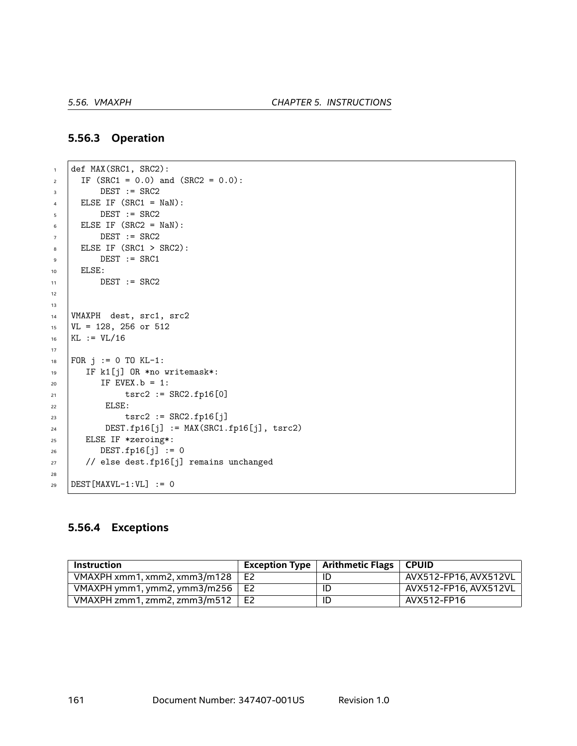### 5.56.3 Operation

```
def MAX(SRC1, SRC2):
  IF (SRC1 = 0.0) and (SRC2 = 0.0):
      DEST := SRC2
  ELSE IF (SRC1 = NaN):
      DEST := SRC2
  ELSE IF (SRC2 = NaN):
      DEST := SRC2
  ELSE IF (SRC1 > SRC2):
      DEST := SRC1
  ELSE:
      DEST := SRC2


VMAXPH  dest, src1, src2
VL = 128, 256 or 512
KL := VL/16

FOR j := 0 TO KL-1:
   IF k1[j] OR *no writemask*:
      IF EVEX.b = 1:
           tsrc2 := SRC2.fp16[0]
       ELSE:
           tsrc2 := SRC2.fp16[j]
       DEST.fp16[j] := MAX(SRC1.fp16[j], tsrc2)
   ELSE IF *zeroing*:
      DEST.fp16[j] := 0
   // else dest.fp16[j] remains unchanged

DEST[MAXVL-1:VL] := 0
```

### 5.56.4 Exceptions

| Instruction | Exception Type | Arithmetic Flags | CPUID |
|---|---|---|---|
| VMAXPH xmm1, xmm2, xmm3/m128 | E2 | ID | AVX512-FP16, AVX512VL |
| VMAXPH ymm1, ymm2, ymm3/m256 | E2 | ID | AVX512-FP16, AVX512VL |
| VMAXPH zmm1, zmm2, zmm3/m512 | E2 | ID | AVX512-FP16 |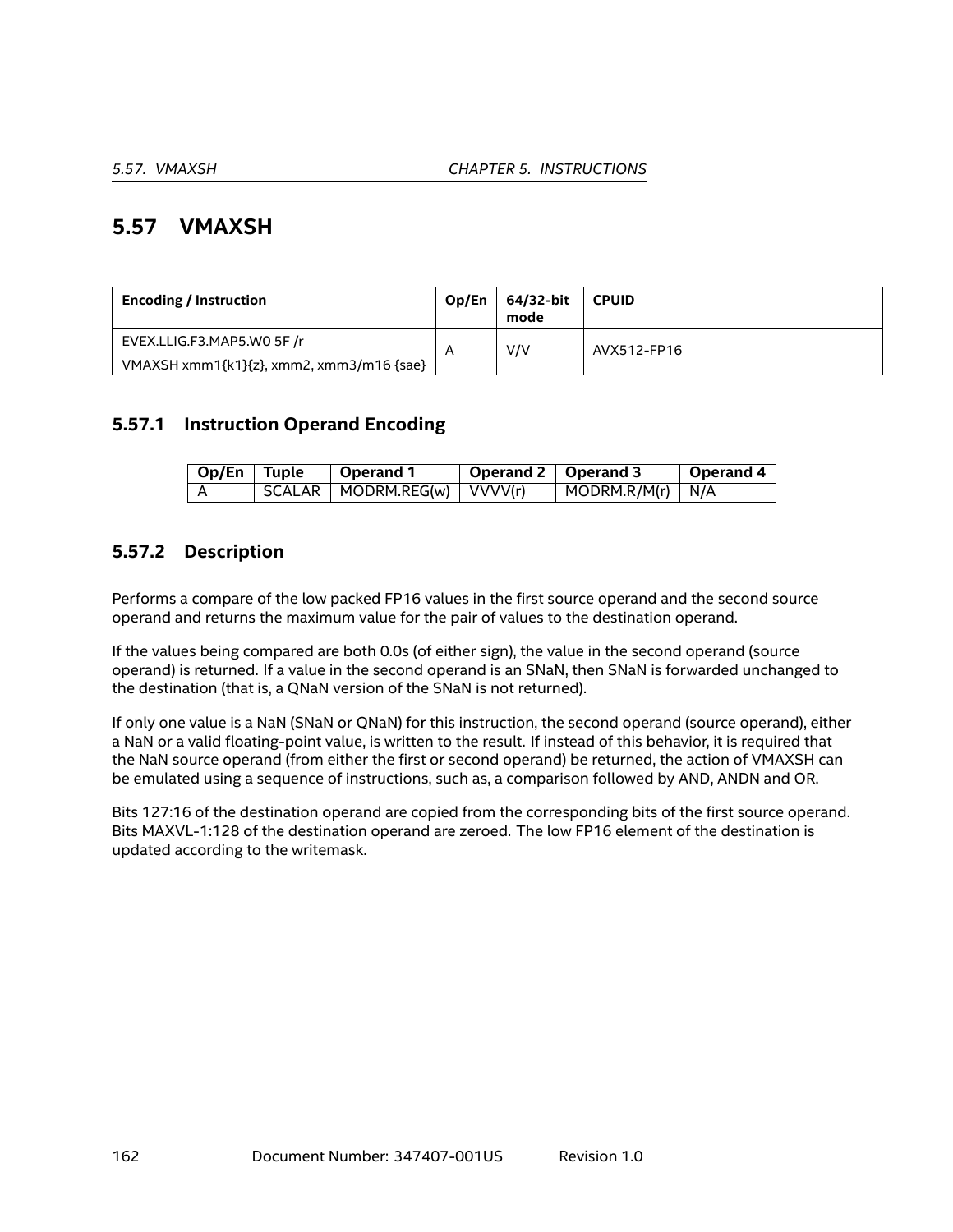## 5.57 VMAXSH

| Encoding / Instruction | Op/En | 64/32-bit mode | CPUID |
|---|---|---|---|
| EVEX.LLIG.F3.MAP5.W0 5F /r<br>VMAXSH xmm1{k1}{z}, xmm2, xmm3/m16 {sae} | A | V/V | AVX512-FP16 |

### 5.57.1 Instruction Operand Encoding

| Op/En | Tuple | Operand 1 | Operand 2 | Operand 3 | Operand 4 |
|---|---|---|---|---|---|
| A | SCALAR | MODRM.REG(w) | VVVV(r) | MODRM.R/M(r) | N/A |

### 5.57.2 Description

Performs a compare of the low packed FP16 values in the first source operand and the second source operand and returns the maximum value for the pair of values to the destination operand.

If the values being compared are both 0.0s (of either sign), the value in the second operand (source operand) is returned. If a value in the second operand is an SNaN, then SNaN is forwarded unchanged to the destination (that is, a QNaN version of the SNaN is not returned).

If only one value is a NaN (SNaN or QNaN) for this instruction, the second operand (source operand), either a NaN or a valid floating-point value, is written to the result. If instead of this behavior, it is required that the NaN source operand (from either the first or second operand) be returned, the action of VMAXSH can be emulated using a sequence of instructions, such as, a comparison followed by AND, ANDN and OR.

Bits 127:16 of the destination operand are copied from the corresponding bits of the first source operand. Bits MAXVL-1:128 of the destination operand are zeroed. The low FP16 element of the destination is updated according to the writemask.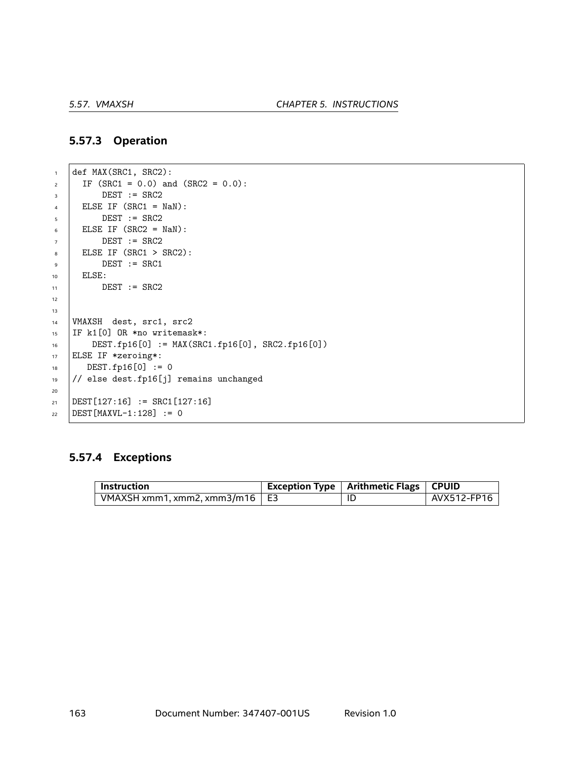### 5.57.3 Operation

```
def MAX(SRC1, SRC2):
  IF (SRC1 = 0.0) and (SRC2 = 0.0):
      DEST := SRC2
  ELSE IF (SRC1 = NaN):
      DEST := SRC2
  ELSE IF (SRC2 = NaN):
      DEST := SRC2
  ELSE IF (SRC1 > SRC2):
      DEST := SRC1
  ELSE:
      DEST := SRC2


VMAXSH  dest, src1, src2
IF k1[0] OR *no writemask*:
    DEST.fp16[0] := MAX(SRC1.fp16[0], SRC2.fp16[0])
ELSE IF *zeroing*:
   DEST.fp16[0] := 0
// else dest.fp16[j] remains unchanged

DEST[127:16] := SRC1[127:16]
DEST[MAXVL-1:128] := 0
```

### 5.57.4 Exceptions

| Instruction | Exception Type | Arithmetic Flags | CPUID |
|---|---|---|---|
| VMAXSH xmm1, xmm2, xmm3/m16 | E3 | ID | AVX512-FP16 |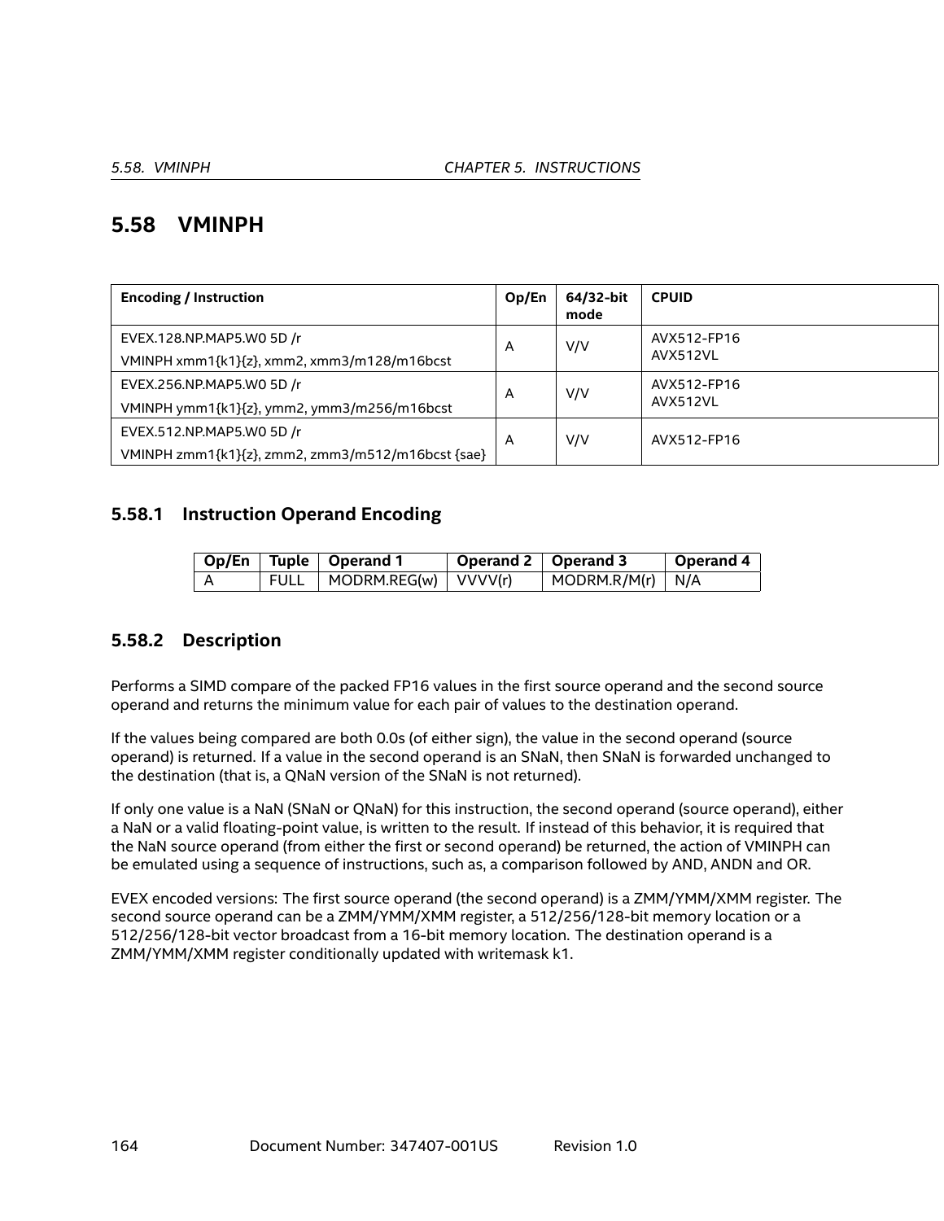## 5.58 VMINPH

| Encoding / Instruction | Op/En | 64/32-bit mode | CPUID |
|---|---|---|---|
| EVEX.128.NP.MAP5.W0 5D /r<br>VMINPH xmm1{k1}{z}, xmm2, xmm3/m128/m16bcst | A | V/V | AVX512-FP16<br>AVX512VL |
| EVEX.256.NP.MAP5.W0 5D /r<br>VMINPH ymm1{k1}{z}, ymm2, ymm3/m256/m16bcst | A | V/V | AVX512-FP16<br>AVX512VL |
| EVEX.512.NP.MAP5.W0 5D /r<br>VMINPH zmm1{k1}{z}, zmm2, zmm3/m512/m16bcst {sae} | A | V/V | AVX512-FP16 |

### 5.58.1 Instruction Operand Encoding

| Op/En | Tuple | Operand 1 | Operand 2 | Operand 3 | Operand 4 |
|---|---|---|---|---|---|
| A | FULL | MODRM.REG(w) | VVVV(r) | MODRM.R/M(r) | N/A |

### 5.58.2 Description

Performs a SIMD compare of the packed FP16 values in the first source operand and the second source operand and returns the minimum value for each pair of values to the destination operand.

If the values being compared are both 0.0s (of either sign), the value in the second operand (source operand) is returned. If a value in the second operand is an SNaN, then SNaN is forwarded unchanged to the destination (that is, a QNaN version of the SNaN is not returned).

If only one value is a NaN (SNaN or QNaN) for this instruction, the second operand (source operand), either a NaN or a valid floating-point value, is written to the result. If instead of this behavior, it is required that the NaN source operand (from either the first or second operand) be returned, the action of VMINPH can be emulated using a sequence of instructions, such as, a comparison followed by AND, ANDN and OR.

EVEX encoded versions: The first source operand (the second operand) is a ZMM/YMM/XMM register. The second source operand can be a ZMM/YMM/XMM register, a 512/256/128-bit memory location or a 512/256/128-bit vector broadcast from a 16-bit memory location. The destination operand is a ZMM/YMM/XMM register conditionally updated with writemask k1.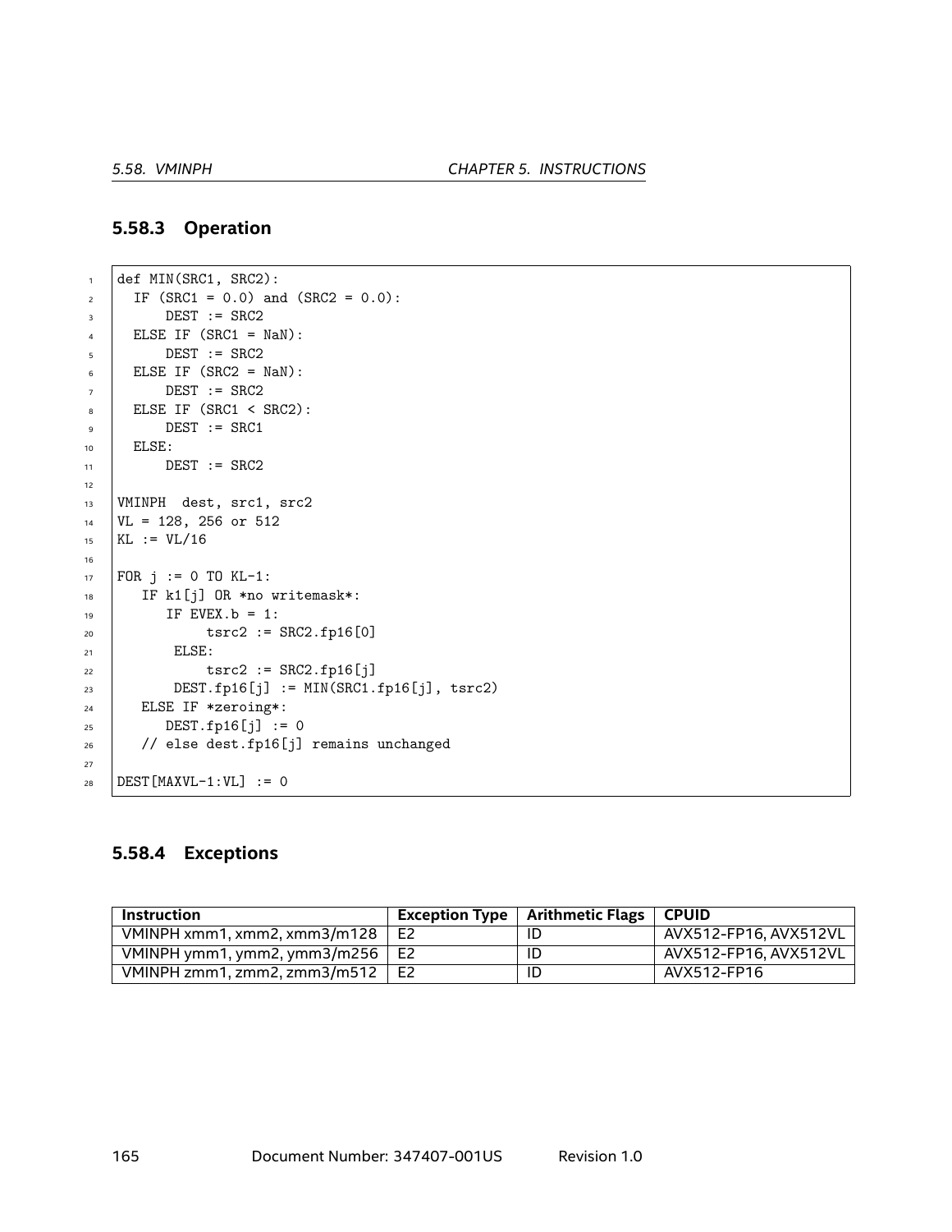### 5.58.3 Operation

```
def MIN(SRC1, SRC2):
  IF (SRC1 = 0.0) and (SRC2 = 0.0):
      DEST := SRC2
  ELSE IF (SRC1 = NaN):
      DEST := SRC2
  ELSE IF (SRC2 = NaN):
      DEST := SRC2
  ELSE IF (SRC1 < SRC2):
      DEST := SRC1
  ELSE:
      DEST := SRC2

VMINPH  dest, src1, src2
VL = 128, 256 or 512
KL := VL/16

FOR j := 0 TO KL-1:
   IF k1[j] OR *no writemask*:
      IF EVEX.b = 1:
           tsrc2 := SRC2.fp16[0]
       ELSE:
           tsrc2 := SRC2.fp16[j]
       DEST.fp16[j] := MIN(SRC1.fp16[j], tsrc2)
   ELSE IF *zeroing*:
      DEST.fp16[j] := 0
   // else dest.fp16[j] remains unchanged

DEST[MAXVL-1:VL] := 0
```

### 5.58.4 Exceptions

| Instruction | Exception Type | Arithmetic Flags | CPUID |
|---|---|---|---|
| VMINPH xmm1, xmm2, xmm3/m128 | E2 | ID | AVX512-FP16, AVX512VL |
| VMINPH ymm1, ymm2, ymm3/m256 | E2 | ID | AVX512-FP16, AVX512VL |
| VMINPH zmm1, zmm2, zmm3/m512 | E2 | ID | AVX512-FP16 |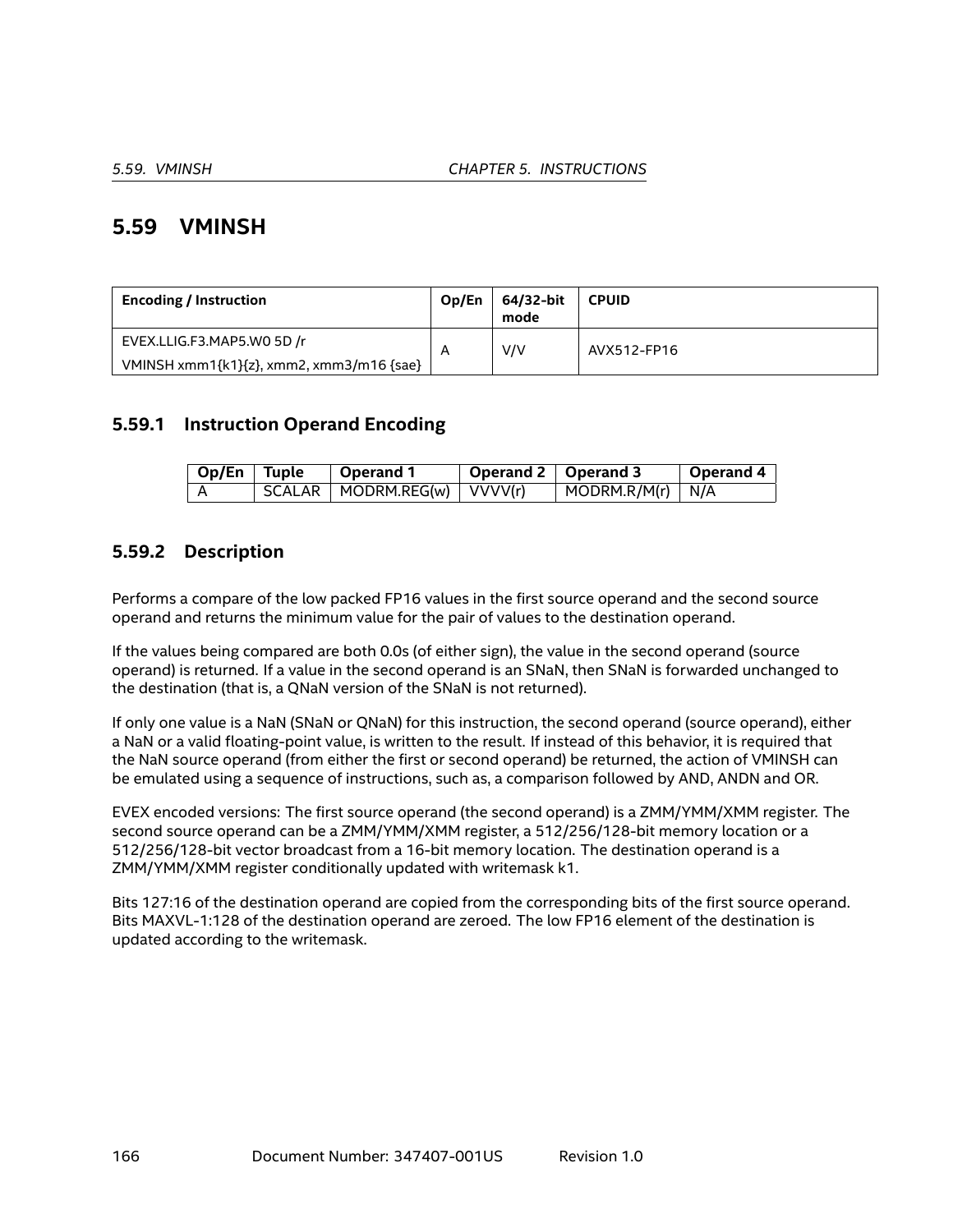## 5.59 VMINSH

| Encoding / Instruction | Op/En | 64/32-bit mode | CPUID |
|---|---|---|---|
| EVEX.LLIG.F3.MAP5.W0 5D /r<br>VMINSH xmm1{k1}{z}, xmm2, xmm3/m16 {sae} | A | V/V | AVX512-FP16 |

### 5.59.1 Instruction Operand Encoding

| Op/En | Tuple | Operand 1 | Operand 2 | Operand 3 | Operand 4 |
|---|---|---|---|---|---|
| A | SCALAR | MODRM.REG(w) | VVVV(r) | MODRM.R/M(r) | N/A |

### 5.59.2 Description

Performs a compare of the low packed FP16 values in the first source operand and the second source operand and returns the minimum value for the pair of values to the destination operand.

If the values being compared are both 0.0s (of either sign), the value in the second operand (source operand) is returned. If a value in the second operand is an SNaN, then SNaN is forwarded unchanged to the destination (that is, a QNaN version of the SNaN is not returned).

If only one value is a NaN (SNaN or QNaN) for this instruction, the second operand (source operand), either a NaN or a valid floating-point value, is written to the result. If instead of this behavior, it is required that the NaN source operand (from either the first or second operand) be returned, the action of VMINSH can be emulated using a sequence of instructions, such as, a comparison followed by AND, ANDN and OR.

EVEX encoded versions: The first source operand (the second operand) is a ZMM/YMM/XMM register. The second source operand can be a ZMM/YMM/XMM register, a 512/256/128-bit memory location or a 512/256/128-bit vector broadcast from a 16-bit memory location. The destination operand is a ZMM/YMM/XMM register conditionally updated with writemask k1.

Bits 127:16 of the destination operand are copied from the corresponding bits of the first source operand. Bits MAXVL-1:128 of the destination operand are zeroed. The low FP16 element of the destination is updated according to the writemask.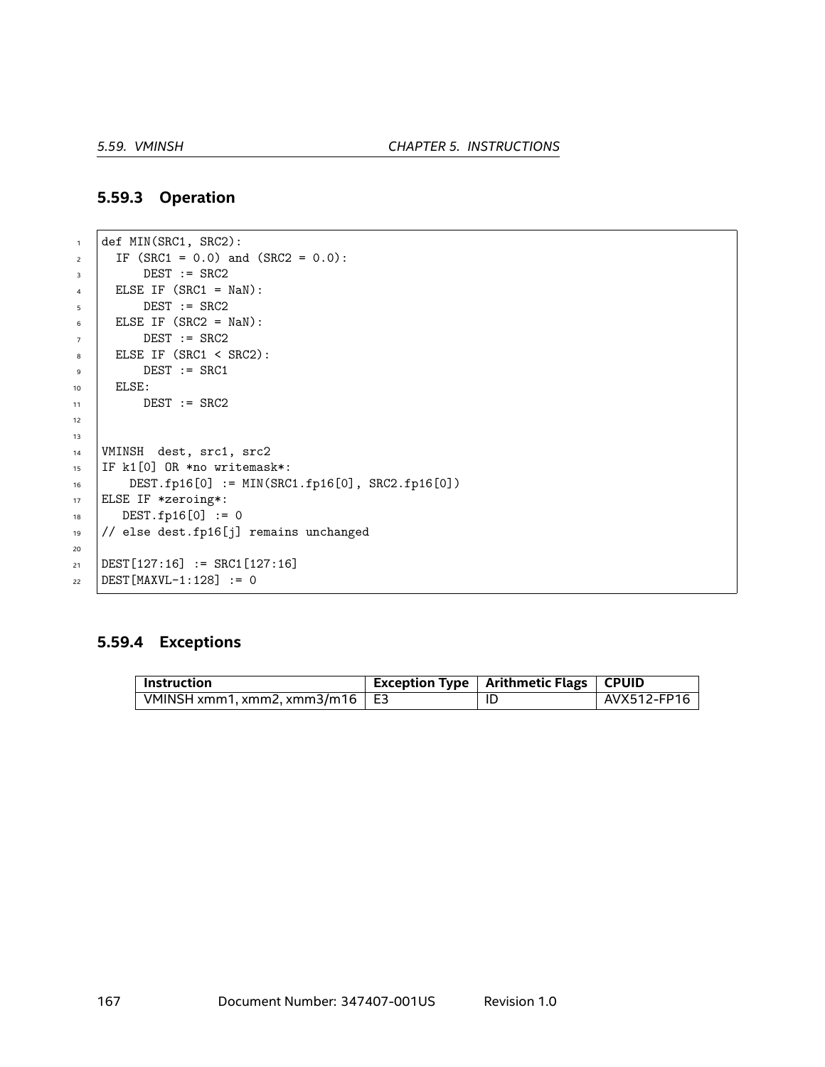### 5.59.3 Operation

```
def MIN(SRC1, SRC2):
  IF (SRC1 = 0.0) and (SRC2 = 0.0):
      DEST := SRC2
  ELSE IF (SRC1 = NaN):
      DEST := SRC2
  ELSE IF (SRC2 = NaN):
      DEST := SRC2
  ELSE IF (SRC1 < SRC2):
      DEST := SRC1
  ELSE:
      DEST := SRC2


VMINSH  dest, src1, src2
IF k1[0] OR *no writemask*:
    DEST.fp16[0] := MIN(SRC1.fp16[0], SRC2.fp16[0])
ELSE IF *zeroing*:
   DEST.fp16[0] := 0
// else dest.fp16[j] remains unchanged

DEST[127:16] := SRC1[127:16]
DEST[MAXVL-1:128] := 0
```

### 5.59.4 Exceptions

| Instruction | Exception Type | Arithmetic Flags | CPUID |
|---|---|---|---|
| VMINSH xmm1, xmm2, xmm3/m16 | E3 | ID | AVX512-FP16 |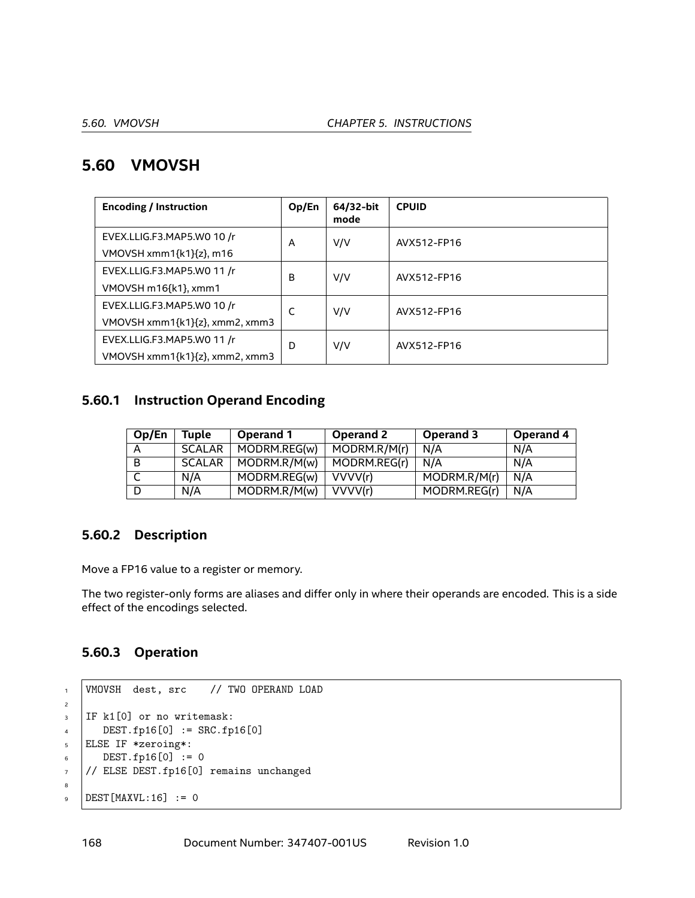## 5.60 VMOVSH

| Encoding / Instruction | Op/En | 64/32-bit mode | CPUID |
|---|---|---|---|
| EVEX.LLIG.F3.MAP5.W0 10 /r<br>VMOVSH xmm1{k1}{z}, m16 | A | V/V | AVX512-FP16 |
| EVEX.LLIG.F3.MAP5.W0 11 /r<br>VMOVSH m16{k1}, xmm1 | B | V/V | AVX512-FP16 |
| EVEX.LLIG.F3.MAP5.W0 10 /r<br>VMOVSH xmm1{k1}{z}, xmm2, xmm3 | C | V/V | AVX512-FP16 |
| EVEX.LLIG.F3.MAP5.W0 11 /r<br>VMOVSH xmm1{k1}{z}, xmm2, xmm3 | D | V/V | AVX512-FP16 |

### 5.60.1 Instruction Operand Encoding

| Op/En | Tuple | Operand 1 | Operand 2 | Operand 3 | Operand 4 |
|---|---|---|---|---|---|
| A | SCALAR | MODRM.REG(w) | MODRM.R/M(r) | N/A | N/A |
| B | SCALAR | MODRM.R/M(w) | MODRM.REG(r) | N/A | N/A |
| C | N/A | MODRM.REG(w) | VVVV(r) | MODRM.R/M(r) | N/A |
| D | N/A | MODRM.R/M(w) | VVVV(r) | MODRM.REG(r) | N/A |

### 5.60.2 Description

Move a FP16 value to a register or memory.

The two register-only forms are aliases and differ only in where their operands are encoded. This is a side effect of the encodings selected.

### 5.60.3 Operation

```
VMOVSH  dest, src    // TWO OPERAND LOAD

IF k1[0] or no writemask:
   DEST.fp16[0] := SRC.fp16[0]
ELSE IF *zeroing*:
   DEST.fp16[0] := 0
// ELSE DEST.fp16[0] remains unchanged

DEST[MAXVL:16] := 0
```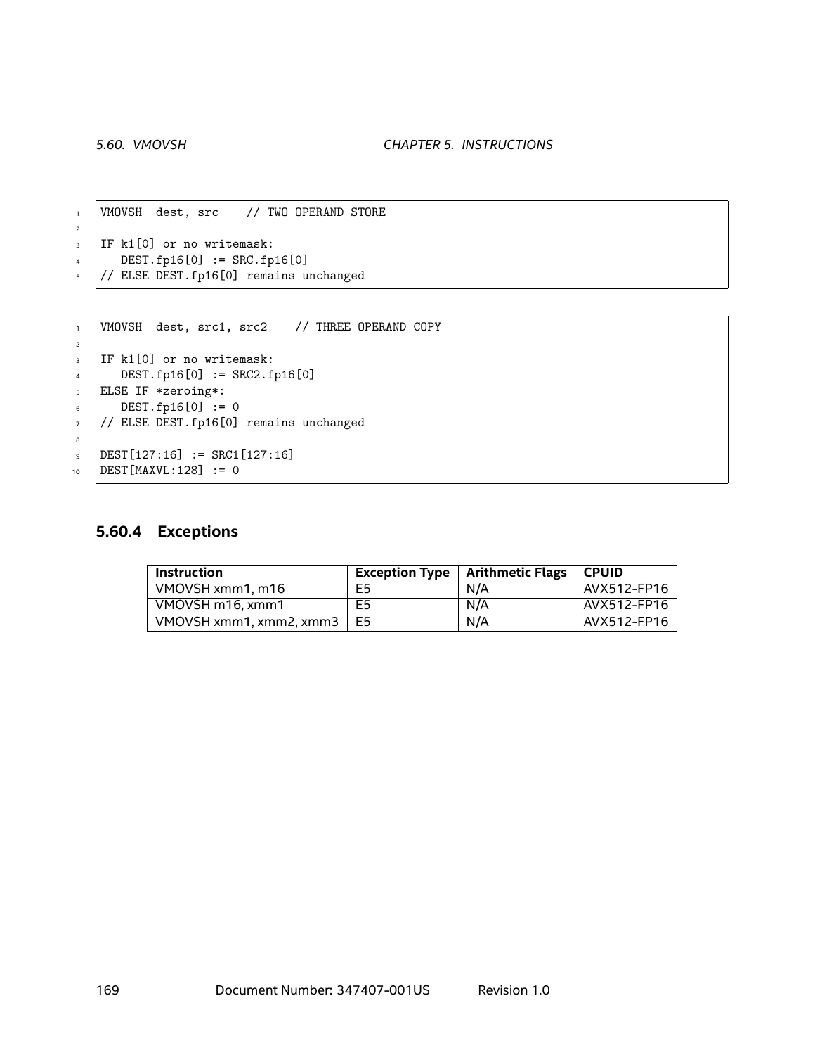```
VMOVSH  dest, src    // TWO OPERAND STORE

IF k1[0] or no writemask:
   DEST.fp16[0] := SRC.fp16[0]
// ELSE DEST.fp16[0] remains unchanged
```

```
VMOVSH  dest, src1, src2    // THREE OPERAND COPY

IF k1[0] or no writemask:
   DEST.fp16[0] := SRC2.fp16[0]
ELSE IF *zeroing*:
   DEST.fp16[0] := 0
// ELSE DEST.fp16[0] remains unchanged

DEST[127:16] := SRC1[127:16]
DEST[MAXVL:128] := 0
```

### 5.60.4 Exceptions

| Instruction | Exception Type | Arithmetic Flags | CPUID |
|---|---|---|---|
| VMOVSH xmm1, m16 | E5 | N/A | AVX512-FP16 |
| VMOVSH m16, xmm1 | E5 | N/A | AVX512-FP16 |
| VMOVSH xmm1, xmm2, xmm3 | E5 | N/A | AVX512-FP16 |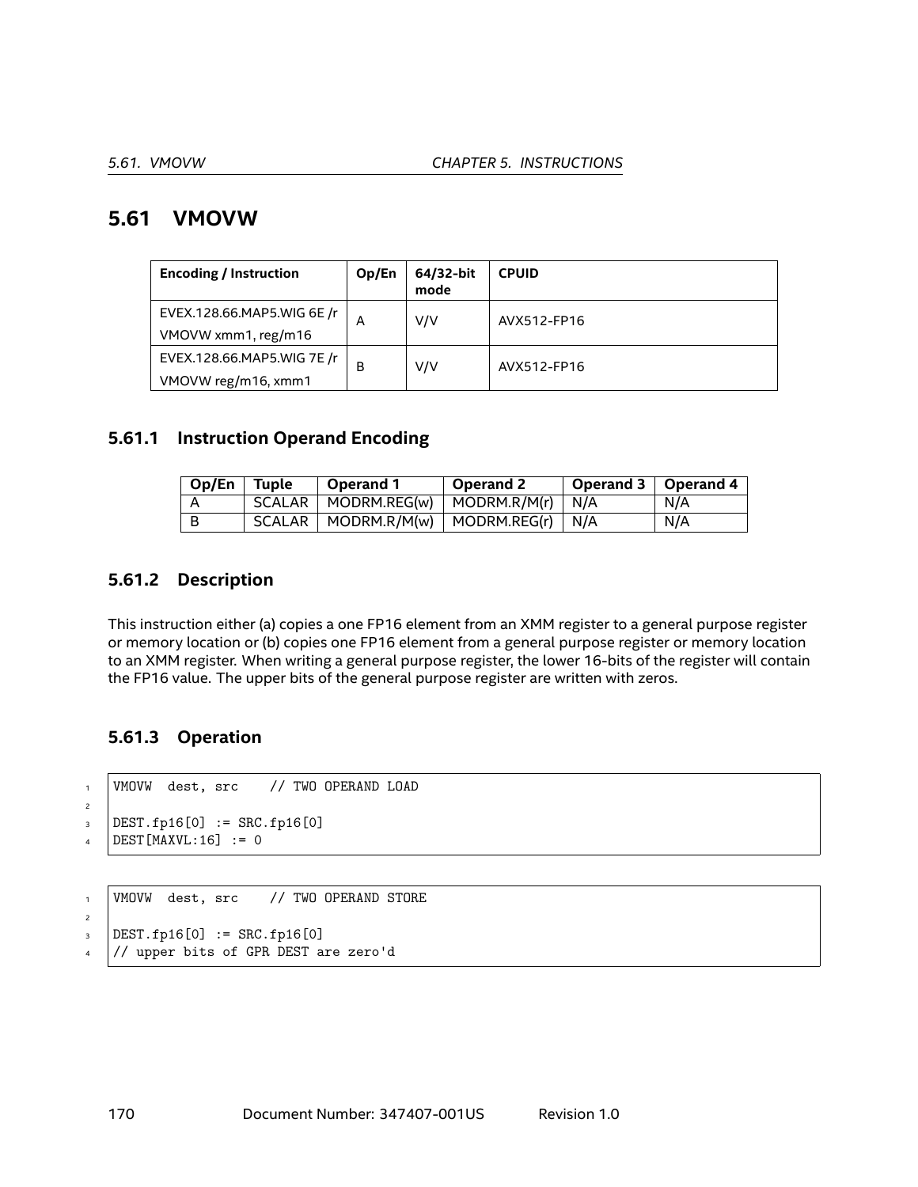## 5.61 VMOVW

| Encoding / Instruction | Op/En | 64/32-bit mode | CPUID |
|---|---|---|---|
| EVEX.128.66.MAP5.WIG 6E /r<br>VMOVW xmm1, reg/m16 | A | V/V | AVX512-FP16 |
| EVEX.128.66.MAP5.WIG 7E /r<br>VMOVW reg/m16, xmm1 | B | V/V | AVX512-FP16 |

### 5.61.1 Instruction Operand Encoding

| Op/En | Tuple | Operand 1 | Operand 2 | Operand 3 | Operand 4 |
|---|---|---|---|---|---|
| A | SCALAR | MODRM.REG(w) | MODRM.R/M(r) | N/A | N/A |
| B | SCALAR | MODRM.R/M(w) | MODRM.REG(r) | N/A | N/A |

### 5.61.2 Description

This instruction either (a) copies a one FP16 element from an XMM register to a general purpose register or memory location or (b) copies one FP16 element from a general purpose register or memory location to an XMM register. When writing a general purpose register, the lower 16-bits of the register will contain the FP16 value. The upper bits of the general purpose register are written with zeros.

### 5.61.3 Operation

```
VMOVW  dest, src    // TWO OPERAND LOAD

DEST.fp16[0] := SRC.fp16[0]
DEST[MAXVL:16] := 0
```

```
VMOVW  dest, src    // TWO OPERAND STORE

DEST.fp16[0] := SRC.fp16[0]
// upper bits of GPR DEST are zero'd
```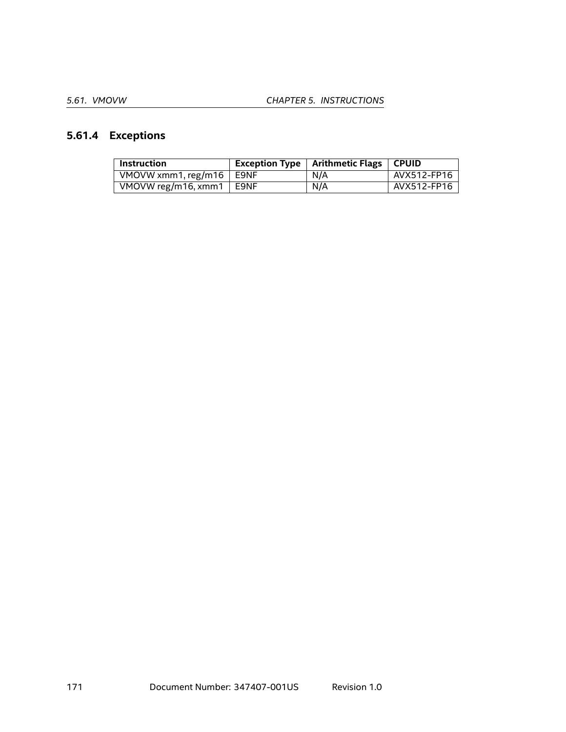### 5.61.4 Exceptions

| Instruction | Exception Type | Arithmetic Flags | CPUID |
|---|---|---|---|
| VMOVW xmm1, reg/m16 | E9NF | N/A | AVX512-FP16 |
| VMOVW reg/m16, xmm1 | E9NF | N/A | AVX512-FP16 |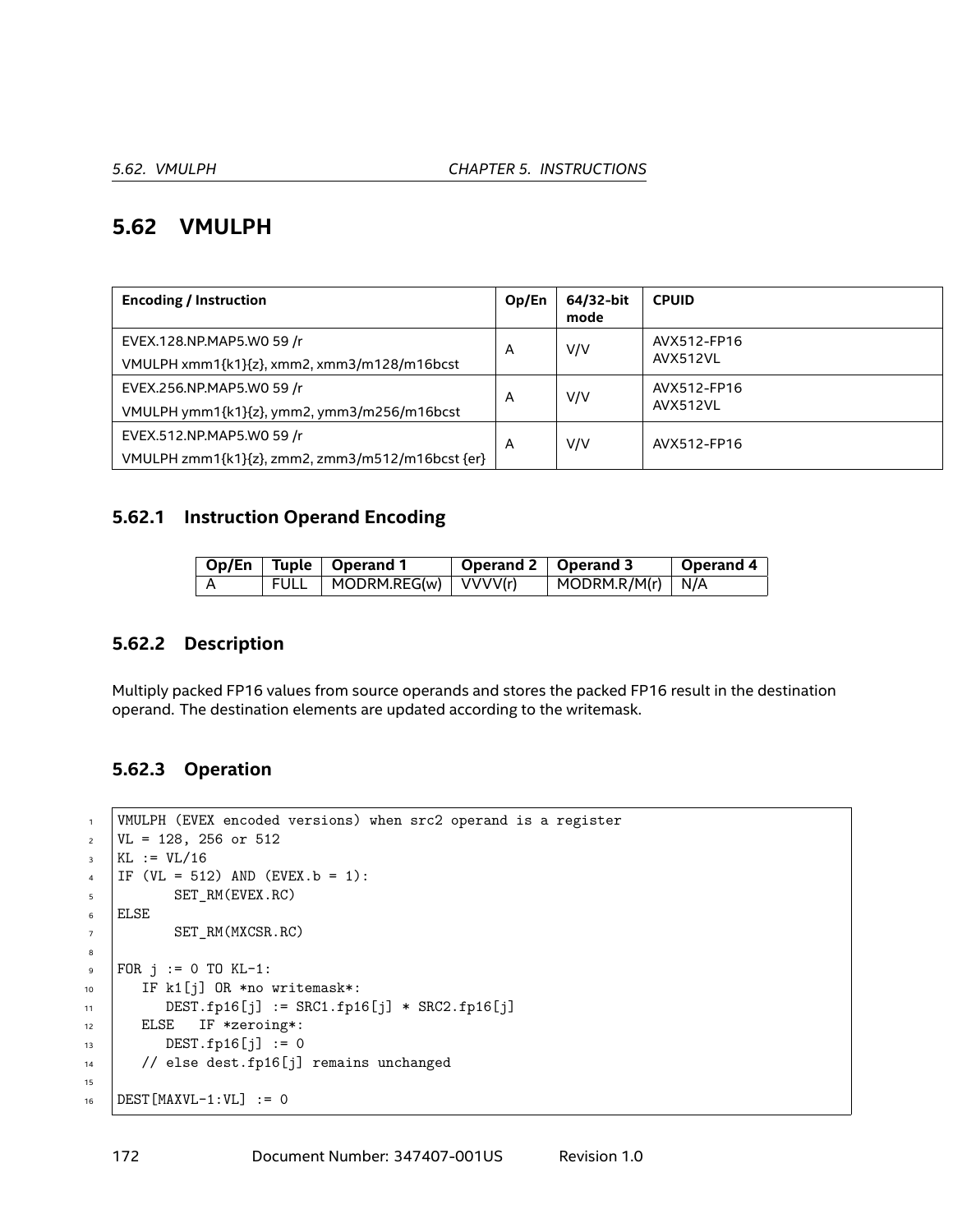## 5.62 VMULPH

| Encoding / Instruction | Op/En | 64/32-bit mode | CPUID |
|---|---|---|---|
| EVEX.128.NP.MAP5.W0 59 /r<br>VMULPH xmm1{k1}{z}, xmm2, xmm3/m128/m16bcst | A | V/V | AVX512-FP16<br>AVX512VL |
| EVEX.256.NP.MAP5.W0 59 /r<br>VMULPH ymm1{k1}{z}, ymm2, ymm3/m256/m16bcst | A | V/V | AVX512-FP16<br>AVX512VL |
| EVEX.512.NP.MAP5.W0 59 /r<br>VMULPH zmm1{k1}{z}, zmm2, zmm3/m512/m16bcst {er} | A | V/V | AVX512-FP16 |

### 5.62.1 Instruction Operand Encoding

| Op/En | Tuple | Operand 1 | Operand 2 | Operand 3 | Operand 4 |
|---|---|---|---|---|---|
| A | FULL | MODRM.REG(w) | VVVV(r) | MODRM.R/M(r) | N/A |

### 5.62.2 Description

Multiply packed FP16 values from source operands and stores the packed FP16 result in the destination operand. The destination elements are updated according to the writemask.

### 5.62.3 Operation

```
VMULPH (EVEX encoded versions) when src2 operand is a register
VL = 128, 256 or 512
KL := VL/16
IF (VL = 512) AND (EVEX.b = 1):
       SET_RM(EVEX.RC)
ELSE
       SET_RM(MXCSR.RC)

FOR j := 0 TO KL-1:
   IF k1[j] OR *no writemask*:
      DEST.fp16[j] := SRC1.fp16[j] * SRC2.fp16[j]
   ELSE   IF *zeroing*:
      DEST.fp16[j] := 0
   // else dest.fp16[j] remains unchanged

DEST[MAXVL-1:VL] := 0
```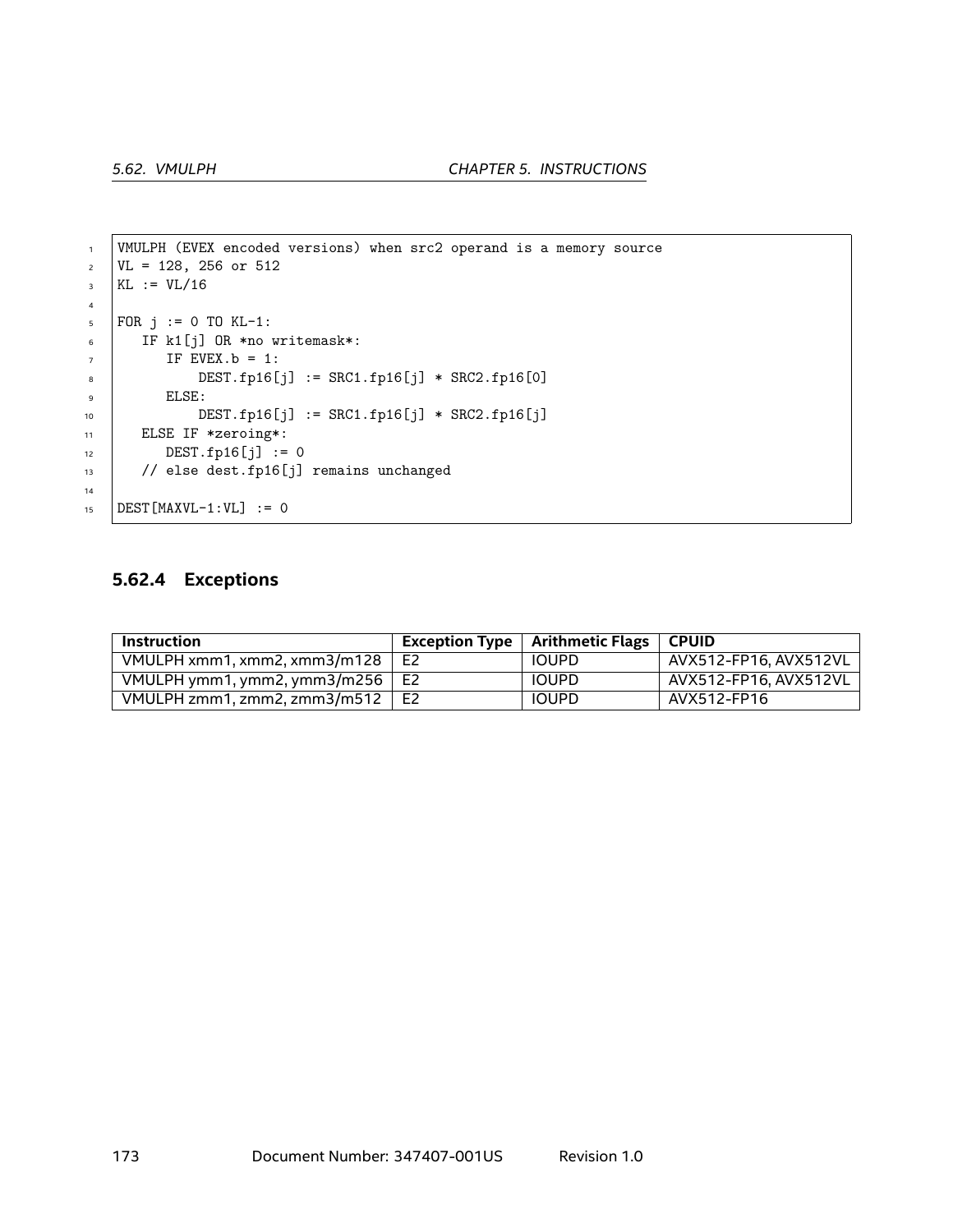```
VMULPH (EVEX encoded versions) when src2 operand is a memory source
VL = 128, 256 or 512
KL := VL/16

FOR j := 0 TO KL-1:
   IF k1[j] OR *no writemask*:
      IF EVEX.b = 1:
          DEST.fp16[j] := SRC1.fp16[j] * SRC2.fp16[0]
      ELSE:
          DEST.fp16[j] := SRC1.fp16[j] * SRC2.fp16[j]
   ELSE IF *zeroing*:
      DEST.fp16[j] := 0
   // else dest.fp16[j] remains unchanged

DEST[MAXVL-1:VL] := 0
```

### 5.62.4 Exceptions

| Instruction | Exception Type | Arithmetic Flags | CPUID |
|---|---|---|---|
| VMULPH xmm1, xmm2, xmm3/m128 | E2 | IOUPD | AVX512-FP16, AVX512VL |
| VMULPH ymm1, ymm2, ymm3/m256 | E2 | IOUPD | AVX512-FP16, AVX512VL |
| VMULPH zmm1, zmm2, zmm3/m512 | E2 | IOUPD | AVX512-FP16 |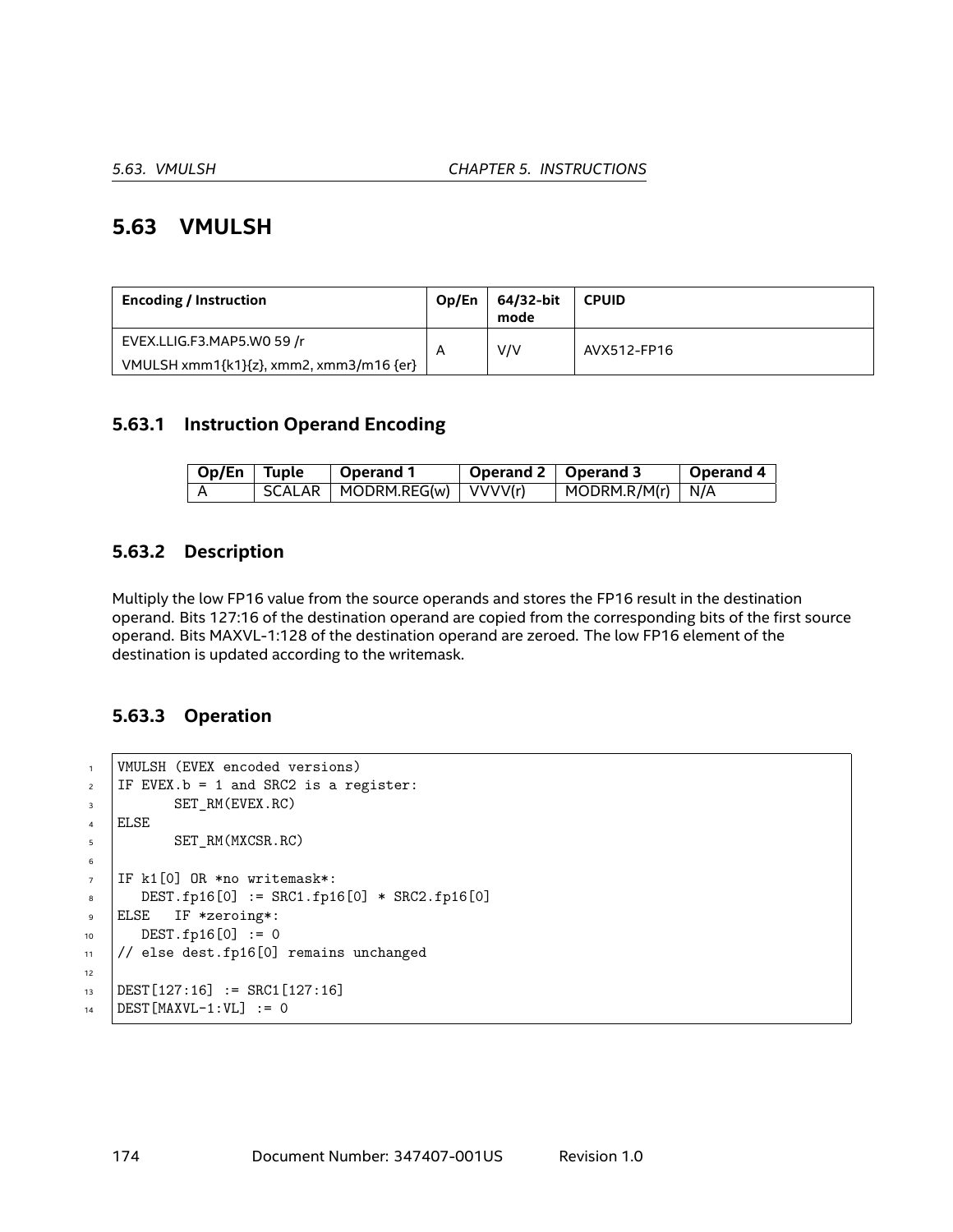## 5.63 VMULSH

| Encoding / Instruction | Op/En | 64/32-bit mode | CPUID |
|---|---|---|---|
| EVEX.LLIG.F3.MAP5.W0 59 /r<br>VMULSH xmm1{k1}{z}, xmm2, xmm3/m16 {er} | A | V/V | AVX512-FP16 |

### 5.63.1 Instruction Operand Encoding

| Op/En | Tuple | Operand 1 | Operand 2 | Operand 3 | Operand 4 |
|---|---|---|---|---|---|
| A | SCALAR | MODRM.REG(w) | VVVV(r) | MODRM.R/M(r) | N/A |

### 5.63.2 Description

Multiply the low FP16 value from the source operands and stores the FP16 result in the destination operand. Bits 127:16 of the destination operand are copied from the corresponding bits of the first source operand. Bits MAXVL-1:128 of the destination operand are zeroed. The low FP16 element of the destination is updated according to the writemask.

### 5.63.3 Operation

```
VMULSH (EVEX encoded versions)
IF EVEX.b = 1 and SRC2 is a register:
       SET_RM(EVEX.RC)
ELSE
       SET_RM(MXCSR.RC)

IF k1[0] OR *no writemask*:
   DEST.fp16[0] := SRC1.fp16[0] * SRC2.fp16[0]
ELSE   IF *zeroing*:
   DEST.fp16[0] := 0
// else dest.fp16[0] remains unchanged

DEST[127:16] := SRC1[127:16]
DEST[MAXVL-1:VL] := 0
```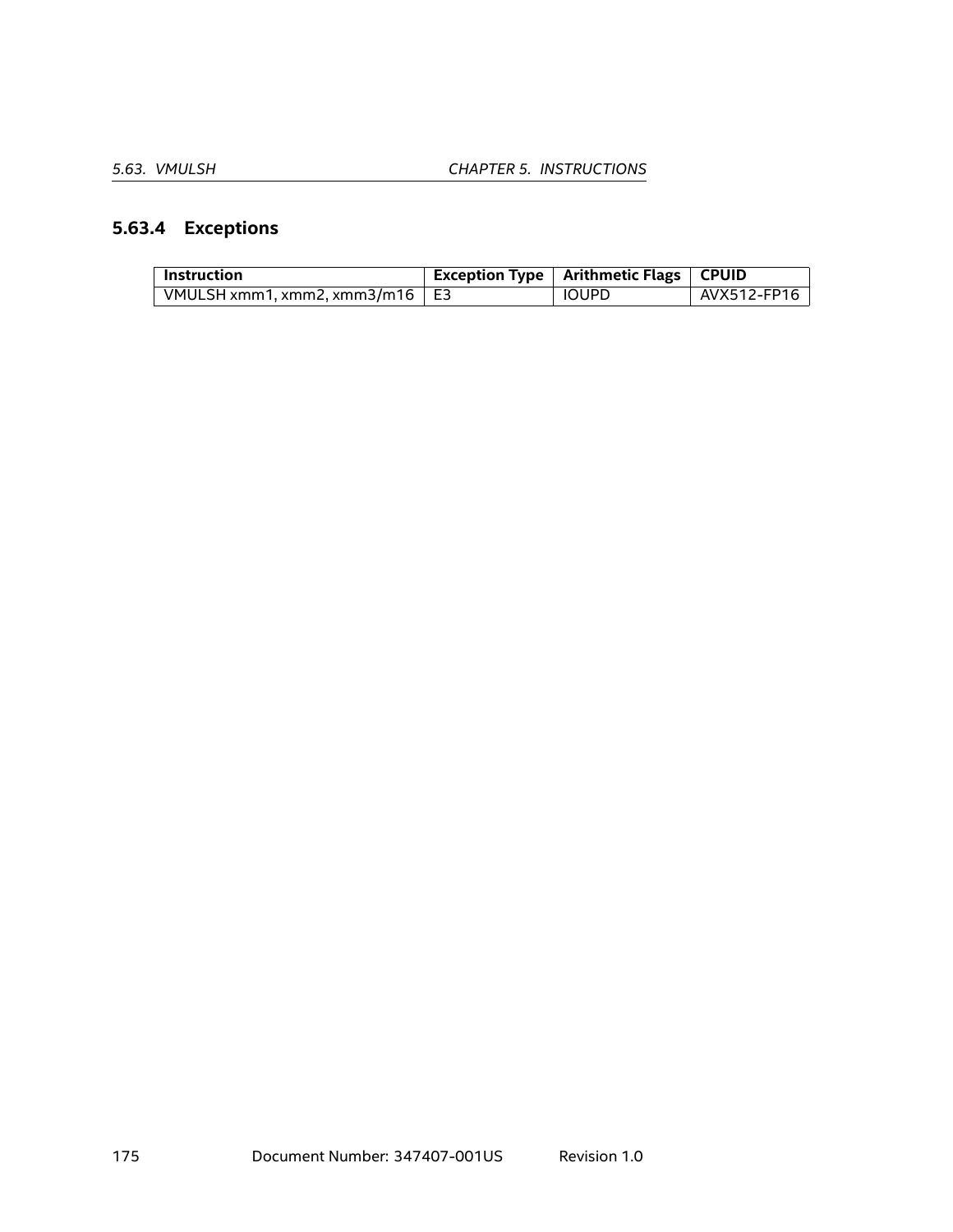### 5.63.4 Exceptions

| Instruction | Exception Type | Arithmetic Flags | CPUID |
| --- | --- | --- | --- |
| VMULSH xmm1, xmm2, xmm3/m16 | E3 | IOUPD | AVX512-FP16 |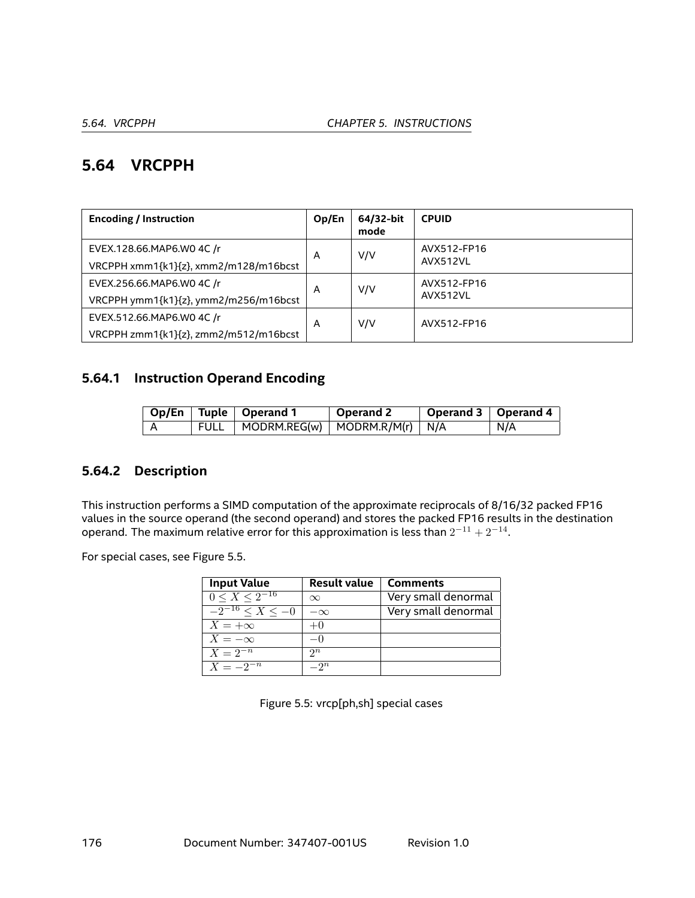## 5.64 VRCPPH

| Encoding / Instruction | Op/En | 64/32-bit mode | CPUID |
|---|---|---|---|
| EVEX.128.66.MAP6.W0 4C /r<br>VRCPPH xmm1{k1}{z}, xmm2/m128/m16bcst | A | V/V | AVX512-FP16<br>AVX512VL |
| EVEX.256.66.MAP6.W0 4C /r<br>VRCPPH ymm1{k1}{z}, ymm2/m256/m16bcst | A | V/V | AVX512-FP16<br>AVX512VL |
| EVEX.512.66.MAP6.W0 4C /r<br>VRCPPH zmm1{k1}{z}, zmm2/m512/m16bcst | A | V/V | AVX512-FP16 |

### 5.64.1 Instruction Operand Encoding

| Op/En | Tuple | Operand 1 | Operand 2 | Operand 3 | Operand 4 |
|---|---|---|---|---|---|
| A | FULL | MODRM.REG(w) | MODRM.R/M(r) | N/A | N/A |

### 5.64.2 Description

This instruction performs a SIMD computation of the approximate reciprocals of 8/16/32 packed FP16 values in the source operand (the second operand) and stores the packed FP16 results in the destination operand. The maximum relative error for this approximation is less than $2^{-11} + 2^{-14}$.

For special cases, see Figure 5.5.

| Input Value | Result value | Comments |
|---|---|---|
| $0 \leq X \leq 2^{-16}$ | $\infty$ | Very small denormal |
| $-2^{-16} \leq X \leq -0$ | $-\infty$ | Very small denormal |
| $X = +\infty$ | $+0$ | |
| $X = -\infty$ | $-0$ | |
| $X = 2^{-n}$ | $2^{n}$ | |
| $X = -2^{-n}$ | $-2^{n}$ | |

Figure 5.5: vrcp[ph,sh] special cases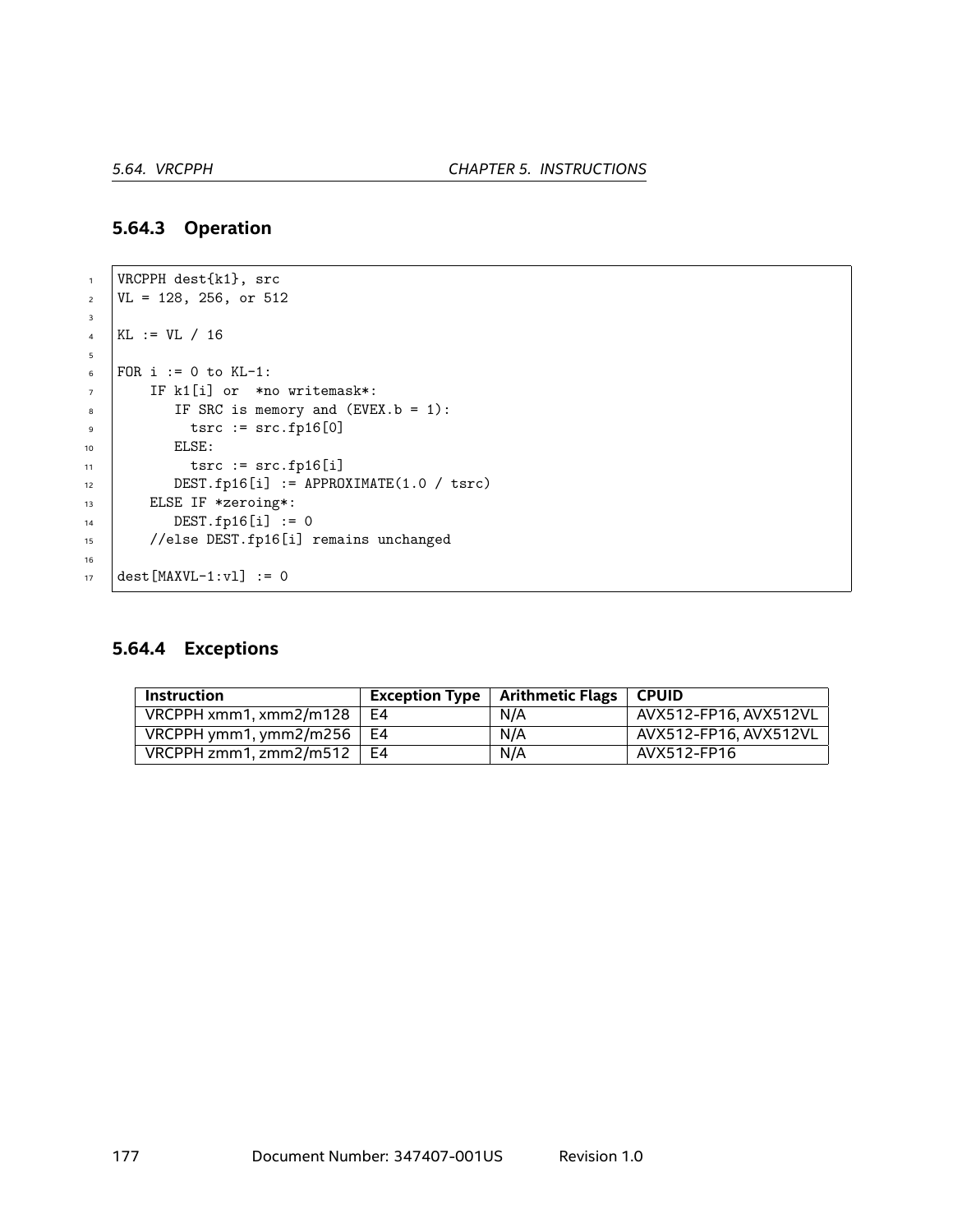### 5.64.3 Operation

```
VRCPPH dest{k1}, src
VL = 128, 256, or 512

KL := VL / 16

FOR i := 0 to KL-1:
    IF k1[i] or  *no writemask*:
       IF SRC is memory and (EVEX.b = 1):
         tsrc := src.fp16[0]
       ELSE:
         tsrc := src.fp16[i]
       DEST.fp16[i] := APPROXIMATE(1.0 / tsrc)
    ELSE IF *zeroing*:
       DEST.fp16[i] := 0
    //else DEST.fp16[i] remains unchanged

dest[MAXVL-1:vl] := 0
```

### 5.64.4 Exceptions

| Instruction | Exception Type | Arithmetic Flags | CPUID |
|---|---|---|---|
| VRCPPH xmm1, xmm2/m128 | E4 | N/A | AVX512-FP16, AVX512VL |
| VRCPPH ymm1, ymm2/m256 | E4 | N/A | AVX512-FP16, AVX512VL |
| VRCPPH zmm1, zmm2/m512 | E4 | N/A | AVX512-FP16 |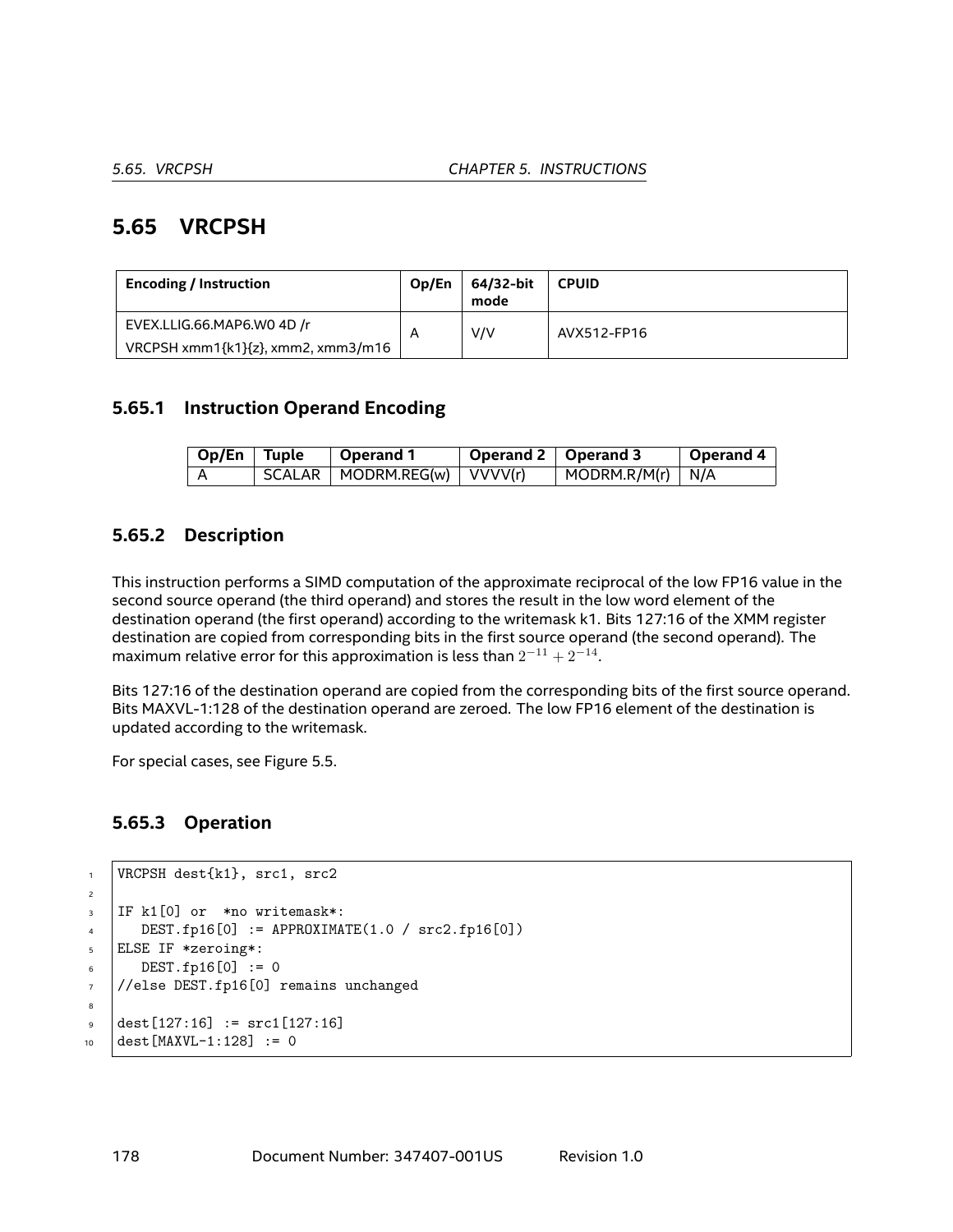## 5.65 VRCPSH

| Encoding / Instruction | Op/En | 64/32-bit mode | CPUID |
|---|---|---|---|
| EVEX.LLIG.66.MAP6.W0 4D /r<br>VRCPSH xmm1{k1}{z}, xmm2, xmm3/m16 | A | V/V | AVX512-FP16 |

### 5.65.1 Instruction Operand Encoding

| Op/En | Tuple | Operand 1 | Operand 2 | Operand 3 | Operand 4 |
|---|---|---|---|---|---|
| A | SCALAR | MODRM.REG(w) | VVVV(r) | MODRM.R/M(r) | N/A |

### 5.65.2 Description

This instruction performs a SIMD computation of the approximate reciprocal of the low FP16 value in the second source operand (the third operand) and stores the result in the low word element of the destination operand (the first operand) according to the writemask k1. Bits 127:16 of the XMM register destination are copied from corresponding bits in the first source operand (the second operand). The maximum relative error for this approximation is less than $2^{-11} + 2^{-14}$.

Bits 127:16 of the destination operand are copied from the corresponding bits of the first source operand. Bits MAXVL-1:128 of the destination operand are zeroed. The low FP16 element of the destination is updated according to the writemask.

For special cases, see Figure 5.5.

### 5.65.3 Operation

```
VRCPSH dest{k1}, src1, src2

IF k1[0] or  *no writemask*:
   DEST.fp16[0] := APPROXIMATE(1.0 / src2.fp16[0])
ELSE IF *zeroing*:
   DEST.fp16[0] := 0
//else DEST.fp16[0] remains unchanged

dest[127:16] := src1[127:16]
dest[MAXVL-1:128] := 0
```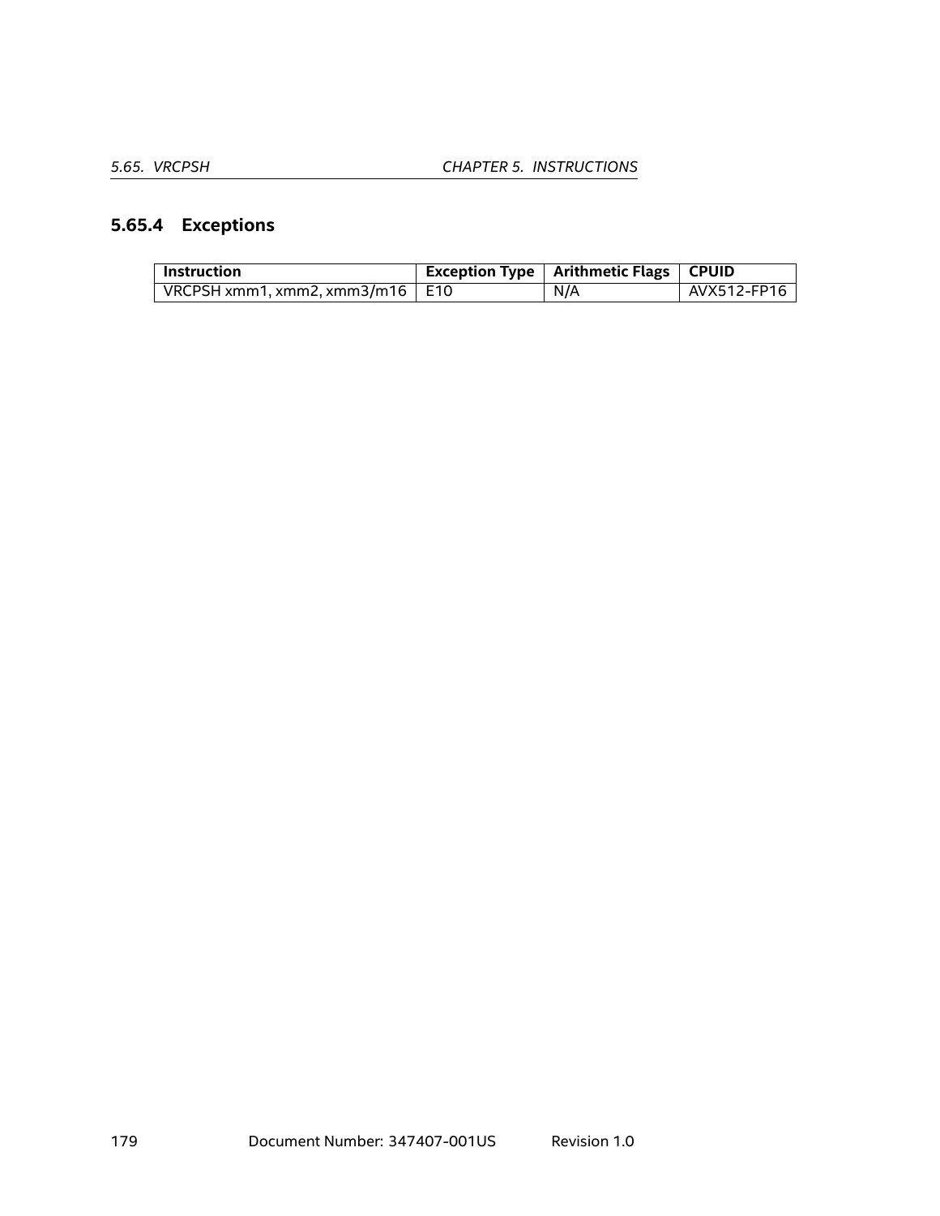### 5.65.4 Exceptions

| Instruction | Exception Type | Arithmetic Flags | CPUID |
|---|---|---|---|
| VRCPSH xmm1, xmm2, xmm3/m16 | E10 | N/A | AVX512-FP16 |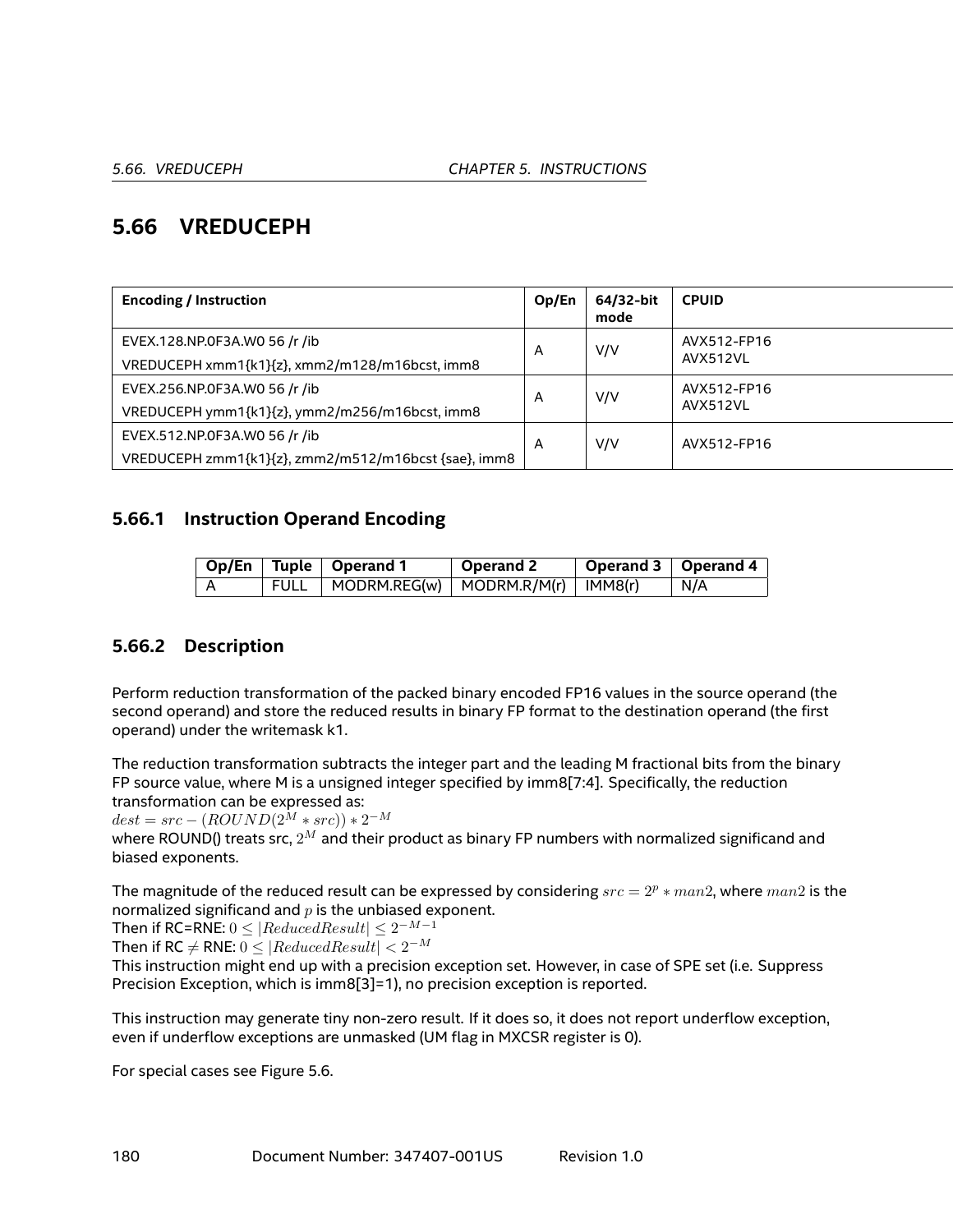## 5.66 VREDUCEPH

| Encoding / Instruction | Op/En | 64/32-bit mode | CPUID |
|---|---|---|---|
| EVEX.128.NP.0F3A.W0 56 /r /ib<br>VREDUCEPH xmm1{k1}{z}, xmm2/m128/m16bcst, imm8 | A | V/V | AVX512-FP16<br>AVX512VL |
| EVEX.256.NP.0F3A.W0 56 /r /ib<br>VREDUCEPH ymm1{k1}{z}, ymm2/m256/m16bcst, imm8 | A | V/V | AVX512-FP16<br>AVX512VL |
| EVEX.512.NP.0F3A.W0 56 /r /ib<br>VREDUCEPH zmm1{k1}{z}, zmm2/m512/m16bcst {sae}, imm8 | A | V/V | AVX512-FP16 |

### 5.66.1 Instruction Operand Encoding

| Op/En | Tuple | Operand 1 | Operand 2 | Operand 3 | Operand 4 |
|---|---|---|---|---|---|
| A | FULL | MODRM.REG(w) | MODRM.R/M(r) | IMM8(r) | N/A |

### 5.66.2 Description

Perform reduction transformation of the packed binary encoded FP16 values in the source operand (the second operand) and store the reduced results in binary FP format to the destination operand (the first operand) under the writemask k1.

The reduction transformation subtracts the integer part and the leading M fractional bits from the binary FP source value, where M is a unsigned integer specified by imm8[7:4]. Specifically, the reduction transformation can be expressed as:
$dest = src - (ROUND(2^M * src)) * 2^{-M}$
where ROUND() treats src, $2^M$ and their product as binary FP numbers with normalized significand and biased exponents.

The magnitude of the reduced result can be expressed by considering $src = 2^p * man2$, where $man2$ is the normalized significand and $p$ is the unbiased exponent.
Then if RC=RNE: $0 \leq |ReducedResult| \leq 2^{-M-1}$
Then if RC $\neq$ RNE: $0 \leq |ReducedResult| < 2^{-M}$
This instruction might end up with a precision exception set. However, in case of SPE set (i.e. Suppress Precision Exception, which is imm8[3]=1), no precision exception is reported.

This instruction may generate tiny non-zero result. If it does so, it does not report underflow exception, even if underflow exceptions are unmasked (UM flag in MXCSR register is 0).

For special cases see Figure 5.6.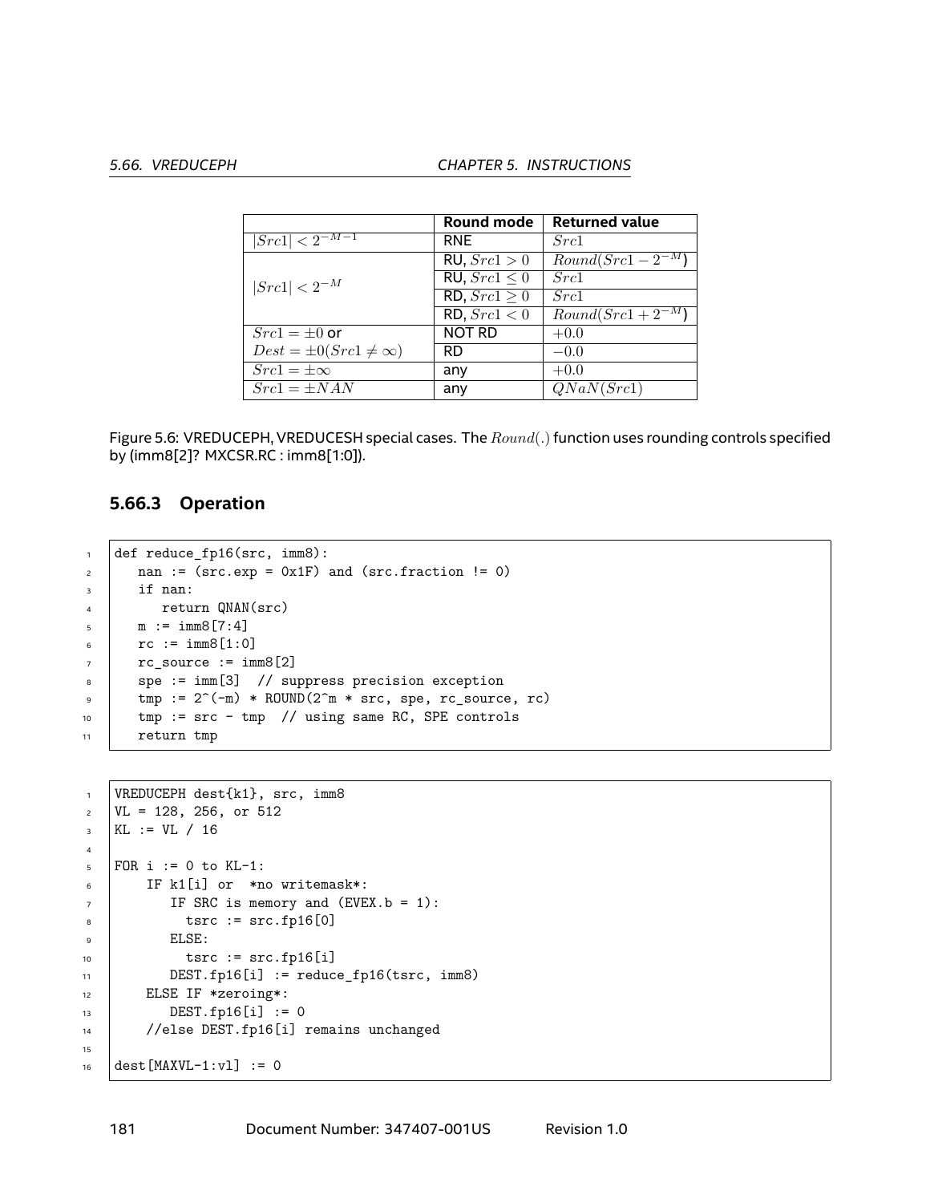| | Round mode | Returned value |
|---|---|---|
| $\|Src1\| < 2^{-M-1}$ | RNE | $Src1$ |
| $\|Src1\| < 2^{-M}$ | RU, $Src1 > 0$ | $Round(Src1 - 2^{-M})$ |
| | RU, $Src1 \leq 0$ | $Src1$ |
| | RD, $Src1 \geq 0$ | $Src1$ |
| | RD, $Src1 < 0$ | $Round(Src1 + 2^{-M})$ |
| $Src1 = \pm 0$ or | NOT RD | $+0.0$ |
| $Dest = \pm 0 (Src1 \neq \infty)$ | RD | $-0.0$ |
| $Src1 = \pm\infty$ | any | $+0.0$ |
| $Src1 = \pm NAN$ | any | $QNaN(Src1)$ |

Figure 5.6: VREDUCEPH, VREDUCESH special cases. The $Round(.)$ function uses rounding controls specified by (imm8[2]? MXCSR.RC : imm8[1:0]).

### 5.66.3 Operation

```
def reduce_fp16(src, imm8):
   nan := (src.exp = 0x1F) and (src.fraction != 0)
   if nan:
      return QNAN(src)
   m := imm8[7:4]
   rc := imm8[1:0]
   rc_source := imm8[2]
   spe := imm[3]  // suppress precision exception
   tmp := 2^(-m) * ROUND(2^m * src, spe, rc_source, rc)
   tmp := src - tmp  // using same RC, SPE controls
   return tmp
```

```
VREDUCEPH dest{k1}, src, imm8
VL = 128, 256, or 512
KL := VL / 16

FOR i := 0 to KL-1:
    IF k1[i] or  *no writemask*:
       IF SRC is memory and (EVEX.b = 1):
         tsrc := src.fp16[0]
       ELSE:
         tsrc := src.fp16[i]
       DEST.fp16[i] := reduce_fp16(tsrc, imm8)
    ELSE IF *zeroing*:
       DEST.fp16[i] := 0
    //else DEST.fp16[i] remains unchanged

dest[MAXVL-1:vl] := 0
```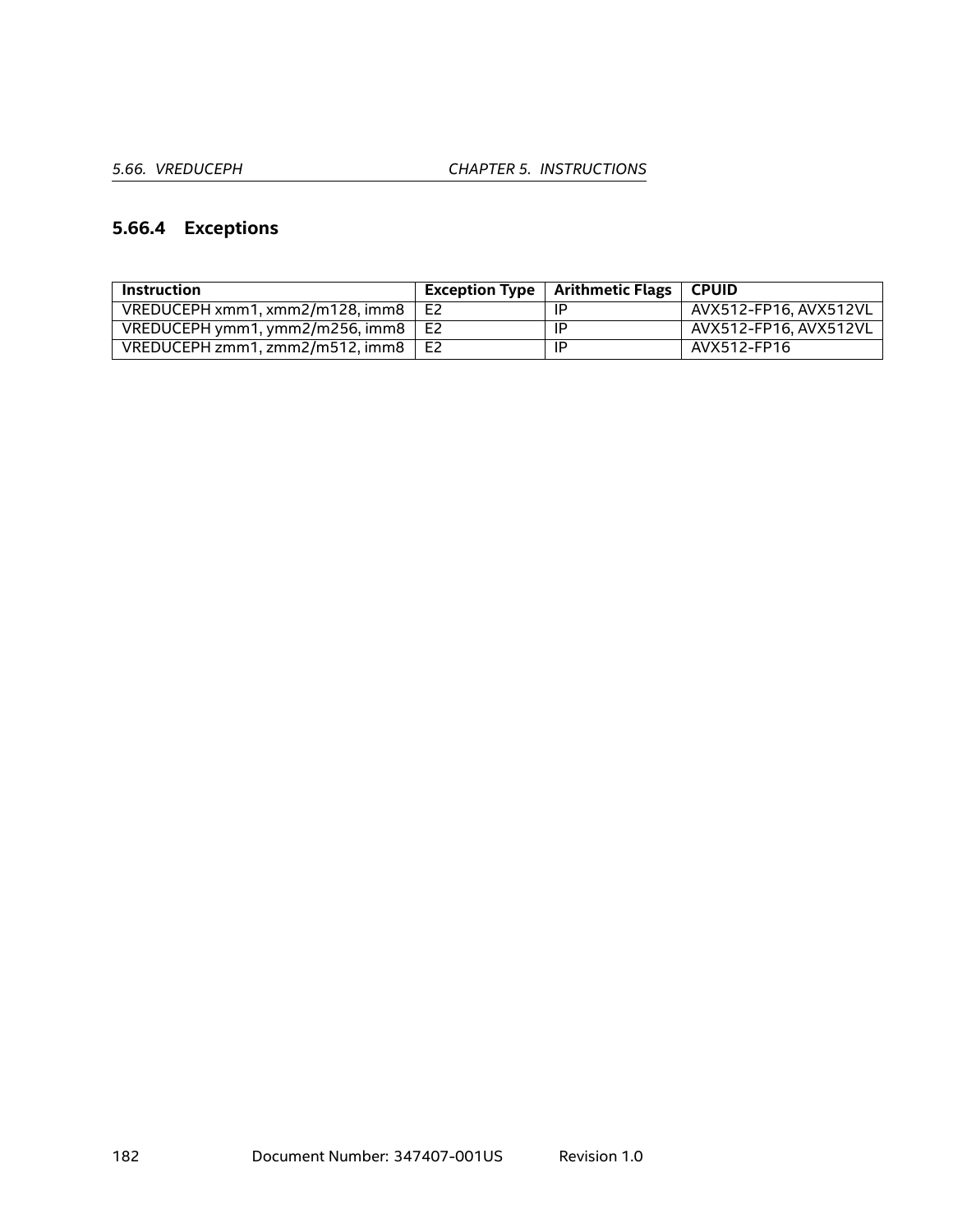### 5.66.4 Exceptions

| Instruction | Exception Type | Arithmetic Flags | CPUID |
|---|---|---|---|
| VREDUCEPH xmm1, xmm2/m128, imm8 | E2 | IP | AVX512-FP16, AVX512VL |
| VREDUCEPH ymm1, ymm2/m256, imm8 | E2 | IP | AVX512-FP16, AVX512VL |
| VREDUCEPH zmm1, zmm2/m512, imm8 | E2 | IP | AVX512-FP16 |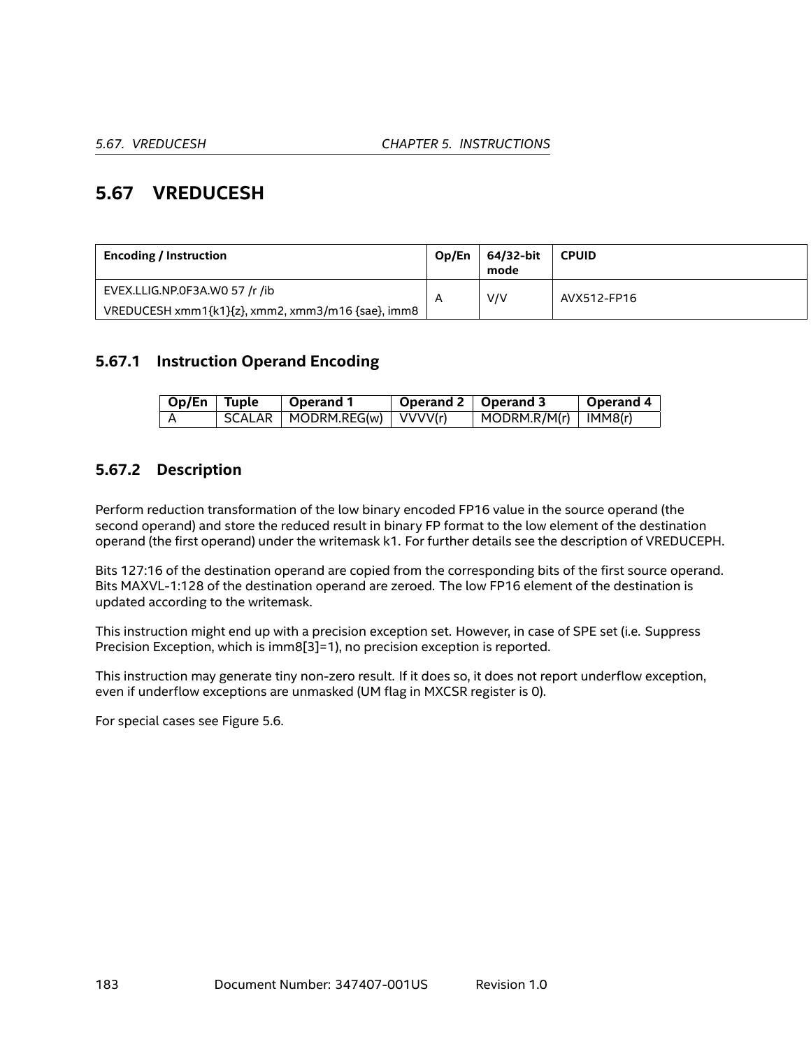## 5.67 VREDUCESH

| Encoding / Instruction | Op/En | 64/32-bit mode | CPUID |
|---|---|---|---|
| EVEX.LLIG.NP.0F3A.W0 57 /r /ib<br>VREDUCESH xmm1{k1}{z}, xmm2, xmm3/m16 {sae}, imm8 | A | V/V | AVX512-FP16 |

### 5.67.1 Instruction Operand Encoding

| Op/En | Tuple | Operand 1 | Operand 2 | Operand 3 | Operand 4 |
|---|---|---|---|---|---|
| A | SCALAR | MODRM.REG(w) | VVVV(r) | MODRM.R/M(r) | IMM8(r) |

### 5.67.2 Description

Perform reduction transformation of the low binary encoded FP16 value in the source operand (the second operand) and store the reduced result in binary FP format to the low element of the destination operand (the first operand) under the writemask k1. For further details see the description of VREDUCEPH.

Bits 127:16 of the destination operand are copied from the corresponding bits of the first source operand. Bits MAXVL-1:128 of the destination operand are zeroed. The low FP16 element of the destination is updated according to the writemask.

This instruction might end up with a precision exception set. However, in case of SPE set (i.e. Suppress Precision Exception, which is imm8[3]=1), no precision exception is reported.

This instruction may generate tiny non-zero result. If it does so, it does not report underflow exception, even if underflow exceptions are unmasked (UM flag in MXCSR register is 0).

For special cases see Figure 5.6.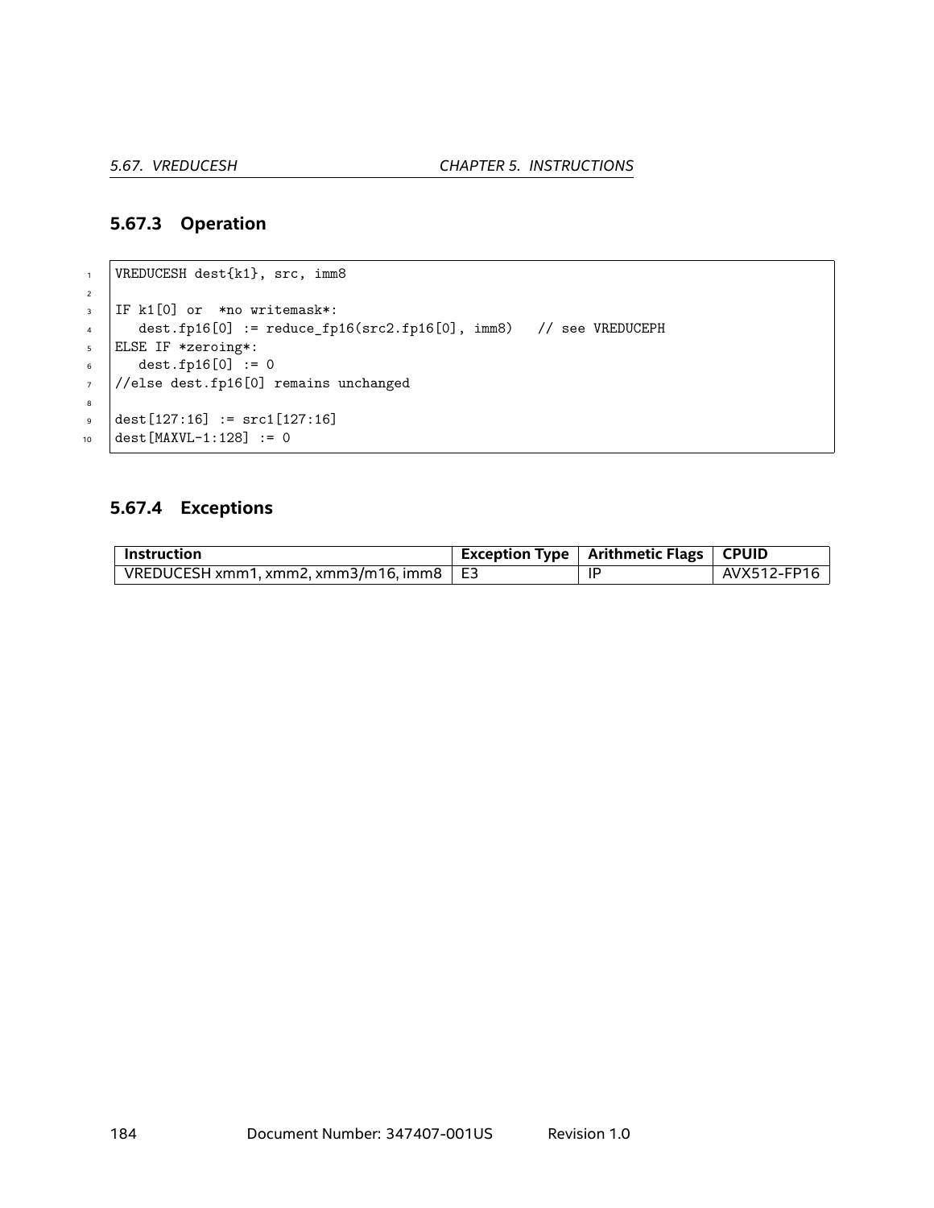### 5.67.3 Operation

```
VREDUCESH dest{k1}, src, imm8

IF k1[0] or  *no writemask*:
   dest.fp16[0] := reduce_fp16(src2.fp16[0], imm8)   // see VREDUCEPH
ELSE IF *zeroing*:
   dest.fp16[0] := 0
//else dest.fp16[0] remains unchanged

dest[127:16] := src1[127:16]
dest[MAXVL-1:128] := 0
```

### 5.67.4 Exceptions

| Instruction | Exception Type | Arithmetic Flags | CPUID |
|---|---|---|---|
| VREDUCESH xmm1, xmm2, xmm3/m16, imm8 | E3 | IP | AVX512-FP16 |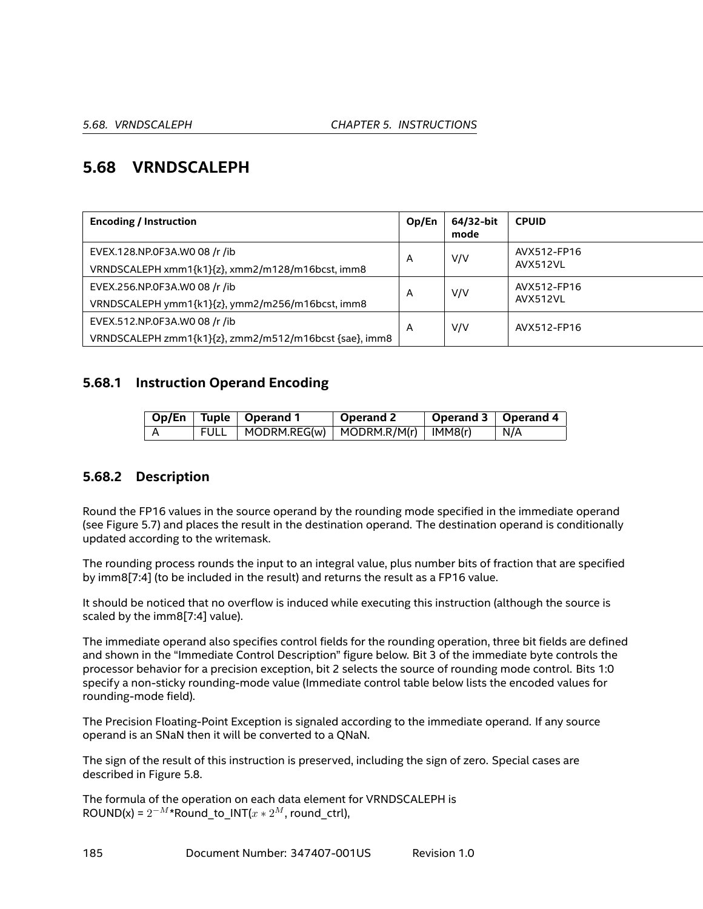## 5.68 VRNDSCALEPH

| Encoding / Instruction | Op/En | 64/32-bit mode | CPUID |
|---|---|---|---|
| EVEX.128.NP.0F3A.W0 08 /r /ib<br>VRNDSCALEPH xmm1{k1}{z}, xmm2/m128/m16bcst, imm8 | A | V/V | AVX512-FP16<br>AVX512VL |
| EVEX.256.NP.0F3A.W0 08 /r /ib<br>VRNDSCALEPH ymm1{k1}{z}, ymm2/m256/m16bcst, imm8 | A | V/V | AVX512-FP16<br>AVX512VL |
| EVEX.512.NP.0F3A.W0 08 /r /ib<br>VRNDSCALEPH zmm1{k1}{z}, zmm2/m512/m16bcst {sae}, imm8 | A | V/V | AVX512-FP16 |

### 5.68.1 Instruction Operand Encoding

| Op/En | Tuple | Operand 1 | Operand 2 | Operand 3 | Operand 4 |
|---|---|---|---|---|---|
| A | FULL | MODRM.REG(w) | MODRM.R/M(r) | IMM8(r) | N/A |

### 5.68.2 Description

Round the FP16 values in the source operand by the rounding mode specified in the immediate operand (see Figure 5.7) and places the result in the destination operand. The destination operand is conditionally updated according to the writemask.

The rounding process rounds the input to an integral value, plus number bits of fraction that are specified by imm8[7:4] (to be included in the result) and returns the result as a FP16 value.

It should be noticed that no overflow is induced while executing this instruction (although the source is scaled by the imm8[7:4] value).

The immediate operand also specifies control fields for the rounding operation, three bit fields are defined and shown in the "Immediate Control Description" figure below. Bit 3 of the immediate byte controls the processor behavior for a precision exception, bit 2 selects the source of rounding mode control. Bits 1:0 specify a non-sticky rounding-mode value (Immediate control table below lists the encoded values for rounding-mode field).

The Precision Floating-Point Exception is signaled according to the immediate operand. If any source operand is an SNaN then it will be converted to a QNaN.

The sign of the result of this instruction is preserved, including the sign of zero. Special cases are described in Figure 5.8.

The formula of the operation on each data element for VRNDSCALEPH is
ROUND(x) = $2^{-M}$*Round_to_INT($x * 2^M$, round_ctrl),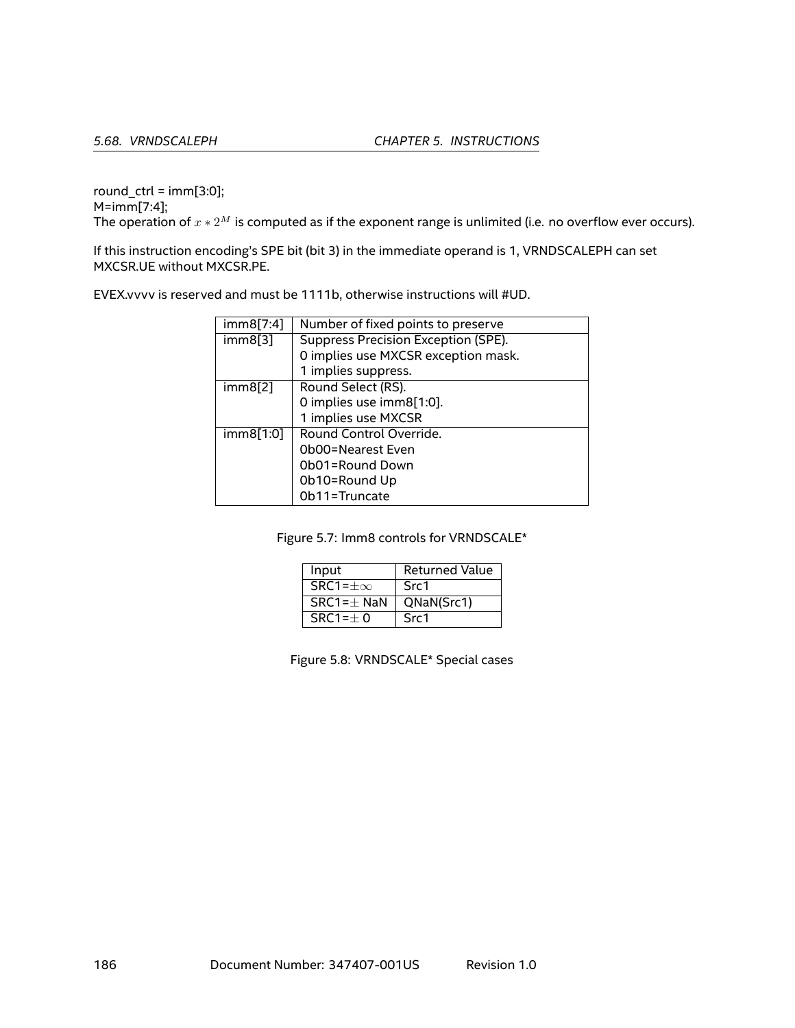round_ctrl = imm[3:0];
M=imm[7:4];
The operation of $x * 2^M$ is computed as if the exponent range is unlimited (i.e. no overflow ever occurs).

If this instruction encoding's SPE bit (bit 3) in the immediate operand is 1, VRNDSCALEPH can set MXCSR.UE without MXCSR.PE.

EVEX.vvvv is reserved and must be 1111b, otherwise instructions will #UD.

| imm8[7:4] | Number of fixed points to preserve |
|---|---|
| imm8[3] | Suppress Precision Exception (SPE).<br>0 implies use MXCSR exception mask.<br>1 implies suppress. |
| imm8[2] | Round Select (RS).<br>0 implies use imm8[1:0].<br>1 implies use MXCSR |
| imm8[1:0] | Round Control Override.<br>0b00=Nearest Even<br>0b01=Round Down<br>0b10=Round Up<br>0b11=Truncate |

Figure 5.7: Imm8 controls for VRNDSCALE*

| Input | Returned Value |
|---|---|
| SRC1=$\pm\infty$ | Src1 |
| SRC1=$\pm$ NaN | QNaN(Src1) |
| SRC1=$\pm$ 0 | Src1 |

Figure 5.8: VRNDSCALE* Special cases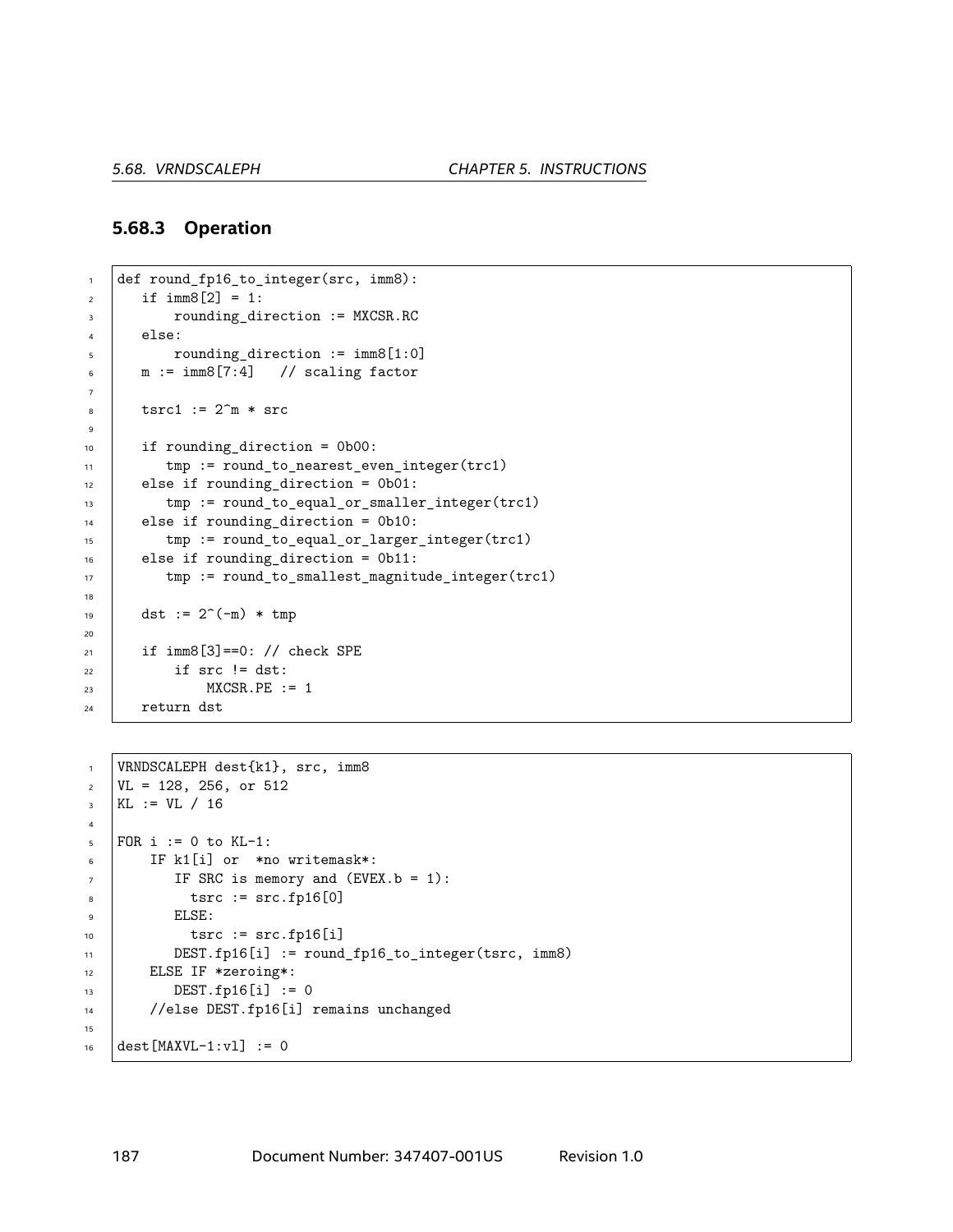### 5.68.3 Operation

```
def round_fp16_to_integer(src, imm8):
   if imm8[2] = 1:
       rounding_direction := MXCSR.RC
   else:
       rounding_direction := imm8[1:0]
   m := imm8[7:4]   // scaling factor

   tsrc1 := 2^m * src

   if rounding_direction = 0b00:
      tmp := round_to_nearest_even_integer(trc1)
   else if rounding_direction = 0b01:
      tmp := round_to_equal_or_smaller_integer(trc1)
   else if rounding_direction = 0b10:
      tmp := round_to_equal_or_larger_integer(trc1)
   else if rounding_direction = 0b11:
      tmp := round_to_smallest_magnitude_integer(trc1)

   dst := 2^(-m) * tmp

   if imm8[3]==0: // check SPE
       if src != dst:
           MXCSR.PE := 1
   return dst
```

```
VRNDSCALEPH dest{k1}, src, imm8
VL = 128, 256, or 512
KL := VL / 16

FOR i := 0 to KL-1:
    IF k1[i] or  *no writemask*:
       IF SRC is memory and (EVEX.b = 1):
         tsrc := src.fp16[0]
       ELSE:
         tsrc := src.fp16[i]
       DEST.fp16[i] := round_fp16_to_integer(tsrc, imm8)
    ELSE IF *zeroing*:
       DEST.fp16[i] := 0
    //else DEST.fp16[i] remains unchanged

dest[MAXVL-1:vl] := 0
```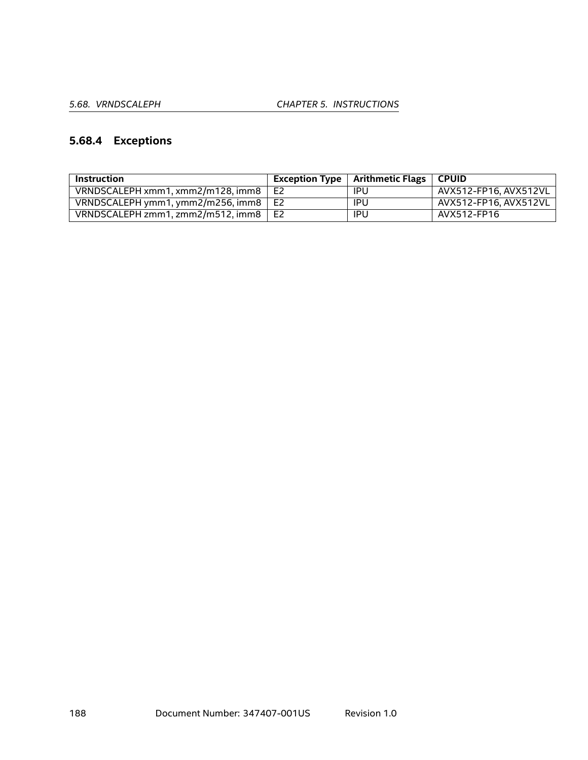### 5.68.4 Exceptions

| Instruction | Exception Type | Arithmetic Flags | CPUID |
|---|---|---|---|
| VRNDSCALEPH xmm1, xmm2/m128, imm8 | E2 | IPU | AVX512-FP16, AVX512VL |
| VRNDSCALEPH ymm1, ymm2/m256, imm8 | E2 | IPU | AVX512-FP16, AVX512VL |
| VRNDSCALEPH zmm1, zmm2/m512, imm8 | E2 | IPU | AVX512-FP16 |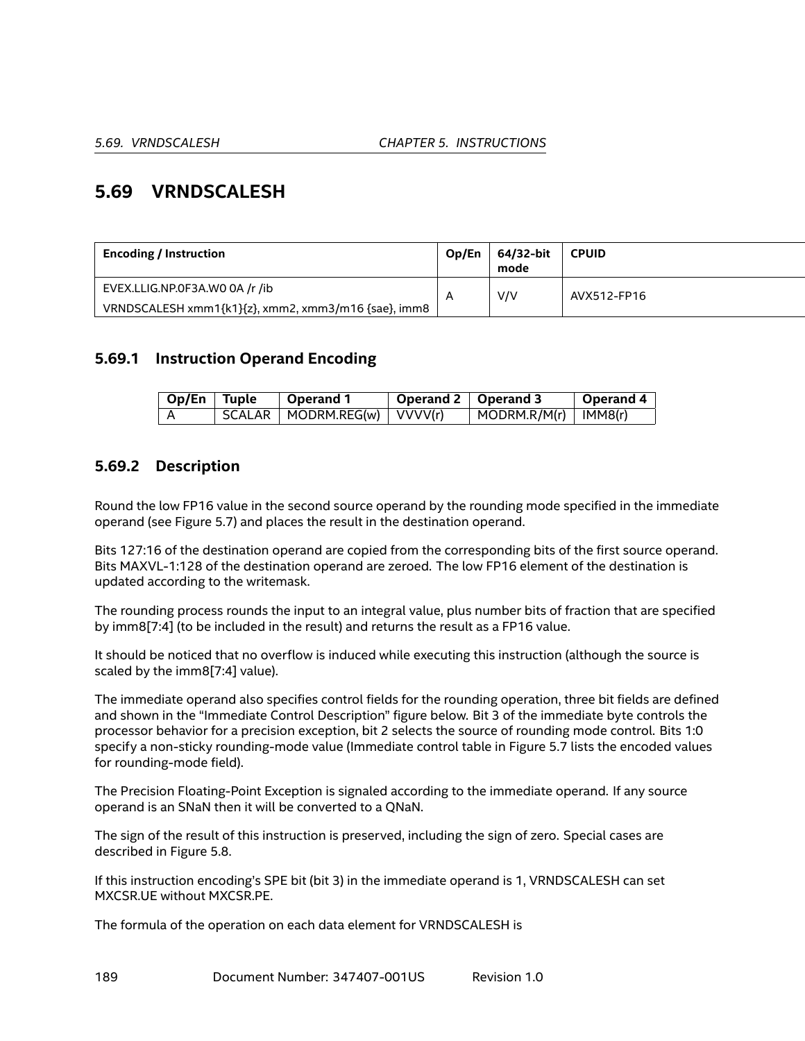## 5.69 VRNDSCALESH

| Encoding / Instruction | Op/En | 64/32-bit mode | CPUID |
|---|---|---|---|
| EVEX.LLIG.NP.0F3A.W0 0A /r /ib<br>VRNDSCALESH xmm1{k1}{z}, xmm2, xmm3/m16 {sae}, imm8 | A | V/V | AVX512-FP16 |

### 5.69.1 Instruction Operand Encoding

| Op/En | Tuple | Operand 1 | Operand 2 | Operand 3 | Operand 4 |
|---|---|---|---|---|---|
| A | SCALAR | MODRM.REG(w) | VVVV(r) | MODRM.R/M(r) | IMM8(r) |

### 5.69.2 Description

Round the low FP16 value in the second source operand by the rounding mode specified in the immediate operand (see Figure 5.7) and places the result in the destination operand.

Bits 127:16 of the destination operand are copied from the corresponding bits of the first source operand. Bits MAXVL-1:128 of the destination operand are zeroed. The low FP16 element of the destination is updated according to the writemask.

The rounding process rounds the input to an integral value, plus number bits of fraction that are specified by imm8[7:4] (to be included in the result) and returns the result as a FP16 value.

It should be noticed that no overflow is induced while executing this instruction (although the source is scaled by the imm8[7:4] value).

The immediate operand also specifies control fields for the rounding operation, three bit fields are defined and shown in the "Immediate Control Description" figure below. Bit 3 of the immediate byte controls the processor behavior for a precision exception, bit 2 selects the source of rounding mode control. Bits 1:0 specify a non-sticky rounding-mode value (Immediate control table in Figure 5.7 lists the encoded values for rounding-mode field).

The Precision Floating-Point Exception is signaled according to the immediate operand. If any source operand is an SNaN then it will be converted to a QNaN.

The sign of the result of this instruction is preserved, including the sign of zero. Special cases are described in Figure 5.8.

If this instruction encoding's SPE bit (bit 3) in the immediate operand is 1, VRNDSCALESH can set MXCSR.UE without MXCSR.PE.

The formula of the operation on each data element for VRNDSCALESH is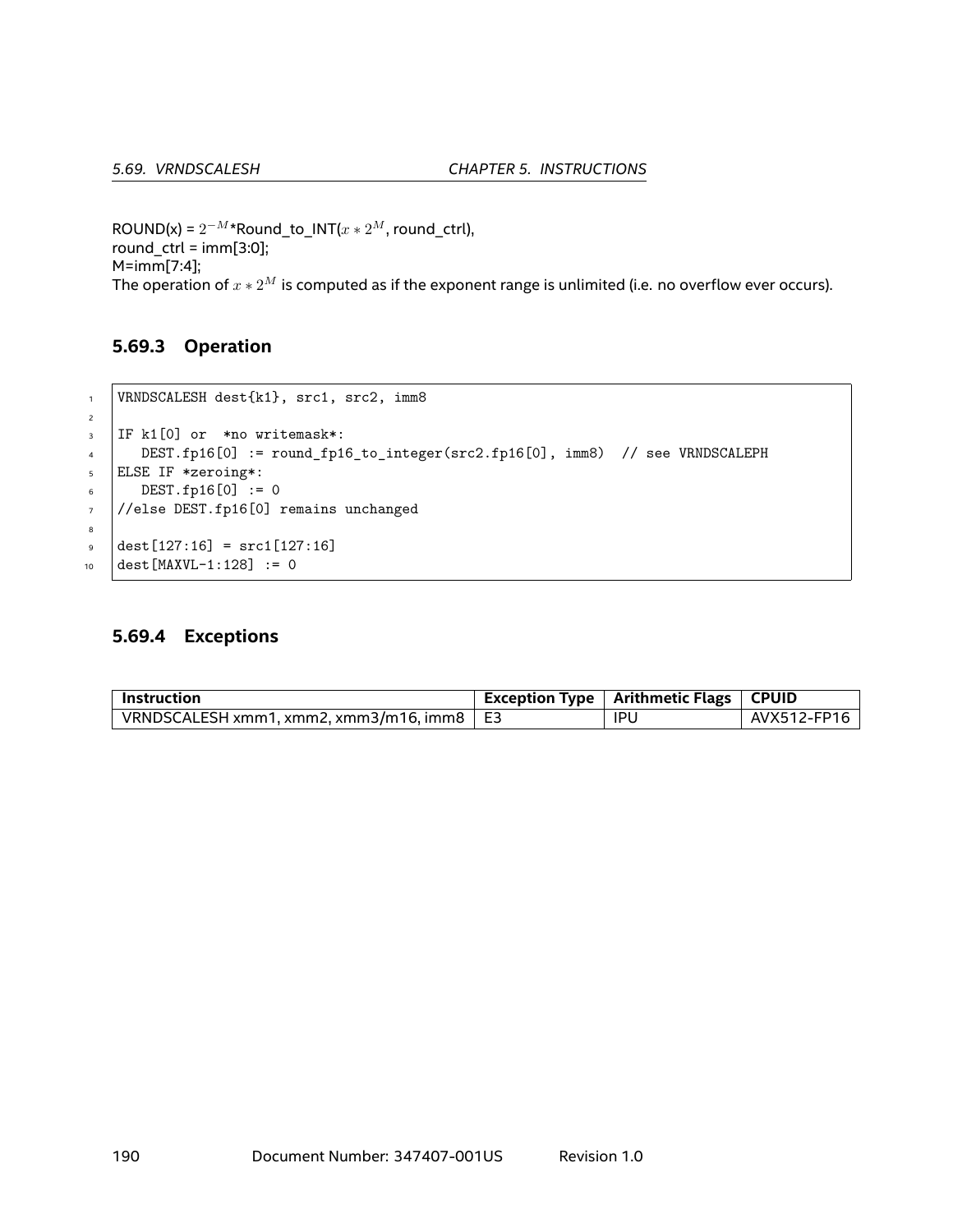ROUND(x) = $2^{-M}$*Round_to_INT($x * 2^M$, round_ctrl),
round_ctrl = imm[3:0];
M=imm[7:4];
The operation of $x * 2^M$ is computed as if the exponent range is unlimited (i.e. no overflow ever occurs).

### 5.69.3 Operation

```
VRNDSCALESH dest{k1}, src1, src2, imm8

IF k1[0] or  *no writemask*:
   DEST.fp16[0] := round_fp16_to_integer(src2.fp16[0], imm8)  // see VRNDSCALEPH
ELSE IF *zeroing*:
   DEST.fp16[0] := 0
//else DEST.fp16[0] remains unchanged

dest[127:16] = src1[127:16]
dest[MAXVL-1:128] := 0
```

### 5.69.4 Exceptions

| Instruction | Exception Type | Arithmetic Flags | CPUID |
|---|---|---|---|
| VRNDSCALESH xmm1, xmm2, xmm3/m16, imm8 | E3 | IPU | AVX512-FP16 |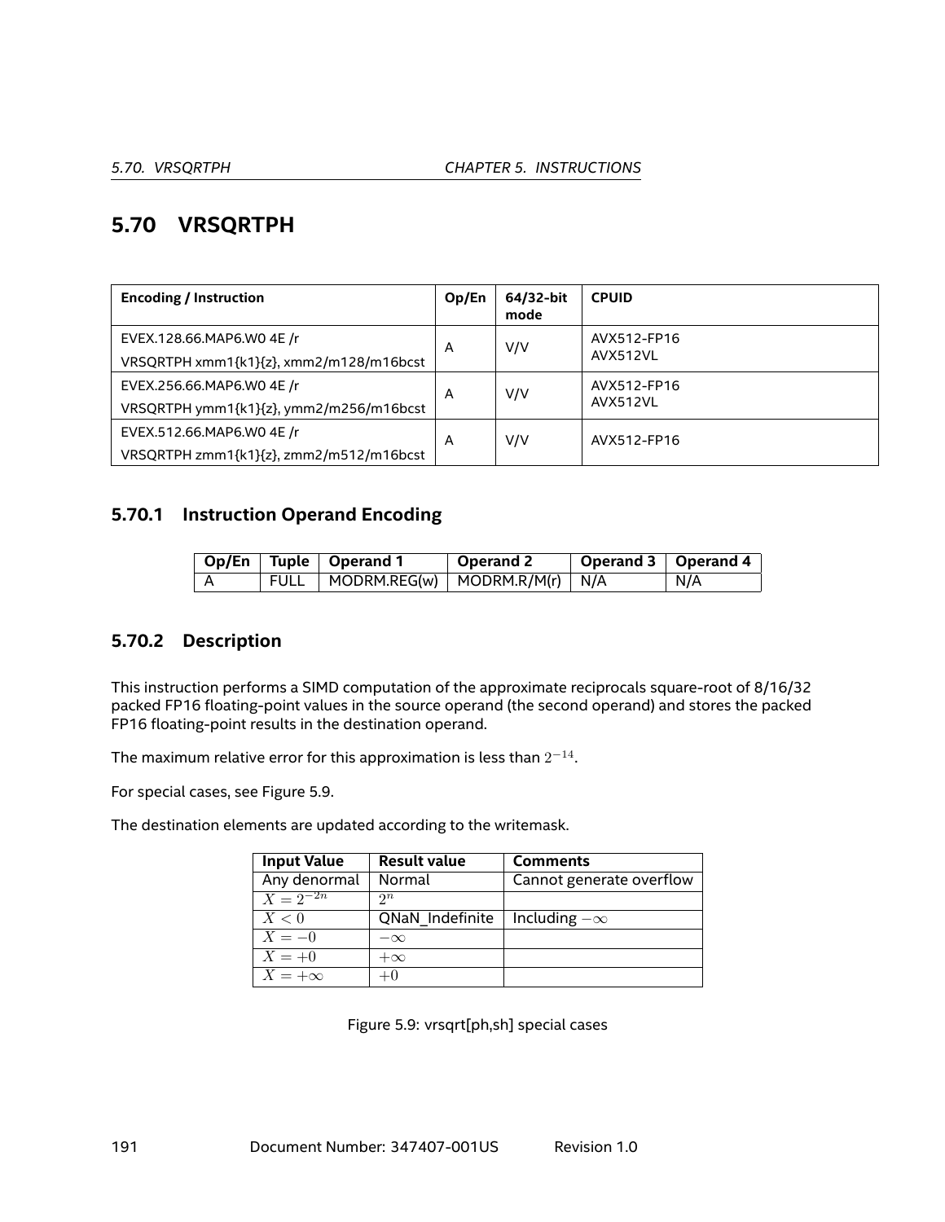## 5.70 VRSQRTPH

| Encoding / Instruction | Op/En | 64/32-bit mode | CPUID |
|---|---|---|---|
| EVEX.128.66.MAP6.W0 4E /r<br>VRSQRTPH xmm1{k1}{z}, xmm2/m128/m16bcst | A | V/V | AVX512-FP16<br>AVX512VL |
| EVEX.256.66.MAP6.W0 4E /r<br>VRSQRTPH ymm1{k1}{z}, ymm2/m256/m16bcst | A | V/V | AVX512-FP16<br>AVX512VL |
| EVEX.512.66.MAP6.W0 4E /r<br>VRSQRTPH zmm1{k1}{z}, zmm2/m512/m16bcst | A | V/V | AVX512-FP16 |

### 5.70.1 Instruction Operand Encoding

| Op/En | Tuple | Operand 1 | Operand 2 | Operand 3 | Operand 4 |
|---|---|---|---|---|---|
| A | FULL | MODRM.REG(w) | MODRM.R/M(r) | N/A | N/A |

### 5.70.2 Description

This instruction performs a SIMD computation of the approximate reciprocals square-root of 8/16/32 packed FP16 floating-point values in the source operand (the second operand) and stores the packed FP16 floating-point results in the destination operand.

The maximum relative error for this approximation is less than $2^{-14}$.

For special cases, see Figure 5.9.

The destination elements are updated according to the writemask.

| Input Value | Result value | Comments |
|---|---|---|
| Any denormal | Normal | Cannot generate overflow |
| $X = 2^{-2n}$ | $2^n$ | |
| $X < 0$ | QNaN_Indefinite | Including $-\infty$ |
| $X = -0$ | $-\infty$ | |
| $X = +0$ | $+\infty$ | |
| $X = +\infty$ | $+0$ | |

Figure 5.9: vrsqrt[ph,sh] special cases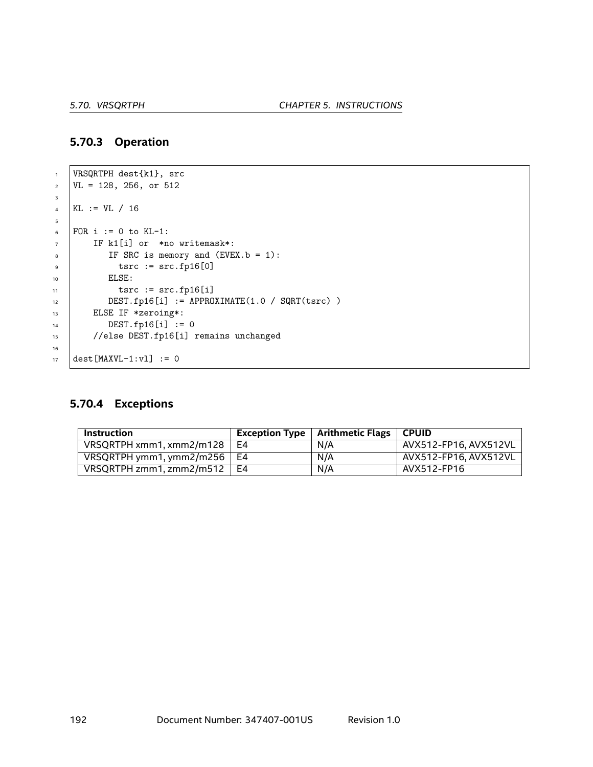### 5.70.3 Operation

```
VRSQRTPH dest{k1}, src
VL = 128, 256, or 512

KL := VL / 16

FOR i := 0 to KL-1:
    IF k1[i] or  *no writemask*:
       IF SRC is memory and (EVEX.b = 1):
         tsrc := src.fp16[0]
       ELSE:
         tsrc := src.fp16[i]
       DEST.fp16[i] := APPROXIMATE(1.0 / SQRT(tsrc) )
    ELSE IF *zeroing*:
       DEST.fp16[i] := 0
    //else DEST.fp16[i] remains unchanged

dest[MAXVL-1:vl] := 0
```

### 5.70.4 Exceptions

| Instruction | Exception Type | Arithmetic Flags | CPUID |
|---|---|---|---|
| VRSQRTPH xmm1, xmm2/m128 | E4 | N/A | AVX512-FP16, AVX512VL |
| VRSQRTPH ymm1, ymm2/m256 | E4 | N/A | AVX512-FP16, AVX512VL |
| VRSQRTPH zmm1, zmm2/m512 | E4 | N/A | AVX512-FP16 |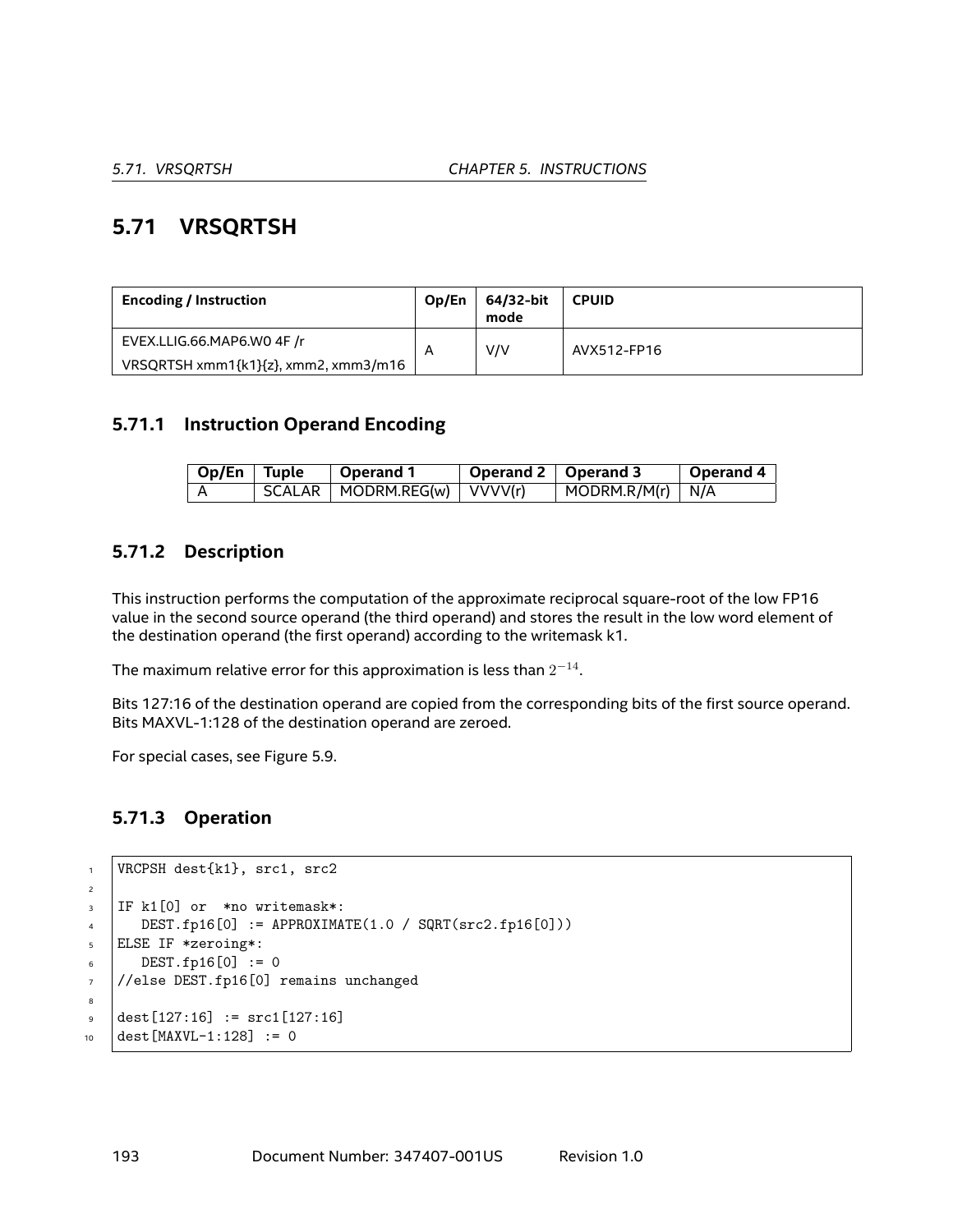## 5.71 VRSQRTSH

| Encoding / Instruction | Op/En | 64/32-bit mode | CPUID |
|---|---|---|---|
| EVEX.LLIG.66.MAP6.W0 4F /r<br>VRSQRTSH xmm1{k1}{z}, xmm2, xmm3/m16 | A | V/V | AVX512-FP16 |

### 5.71.1 Instruction Operand Encoding

| Op/En | Tuple | Operand 1 | Operand 2 | Operand 3 | Operand 4 |
|---|---|---|---|---|---|
| A | SCALAR | MODRM.REG(w) | VVVV(r) | MODRM.R/M(r) | N/A |

### 5.71.2 Description

This instruction performs the computation of the approximate reciprocal square-root of the low FP16 value in the second source operand (the third operand) and stores the result in the low word element of the destination operand (the first operand) according to the writemask k1.

The maximum relative error for this approximation is less than $2^{-14}$.

Bits 127:16 of the destination operand are copied from the corresponding bits of the first source operand. Bits MAXVL-1:128 of the destination operand are zeroed.

For special cases, see Figure 5.9.

### 5.71.3 Operation

```
VRCPSH dest{k1}, src1, src2

IF k1[0] or  *no writemask*:
   DEST.fp16[0] := APPROXIMATE(1.0 / SQRT(src2.fp16[0]))
ELSE IF *zeroing*:
   DEST.fp16[0] := 0
//else DEST.fp16[0] remains unchanged

dest[127:16] := src1[127:16]
dest[MAXVL-1:128] := 0
```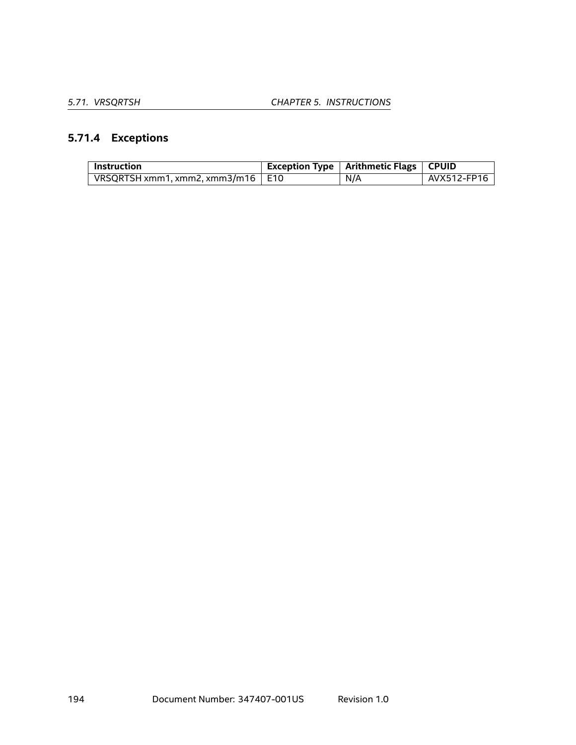### 5.71.4 Exceptions

| Instruction | Exception Type | Arithmetic Flags | CPUID |
|---|---|---|---|
| VRSQRTSH xmm1, xmm2, xmm3/m16 | E10 | N/A | AVX512-FP16 |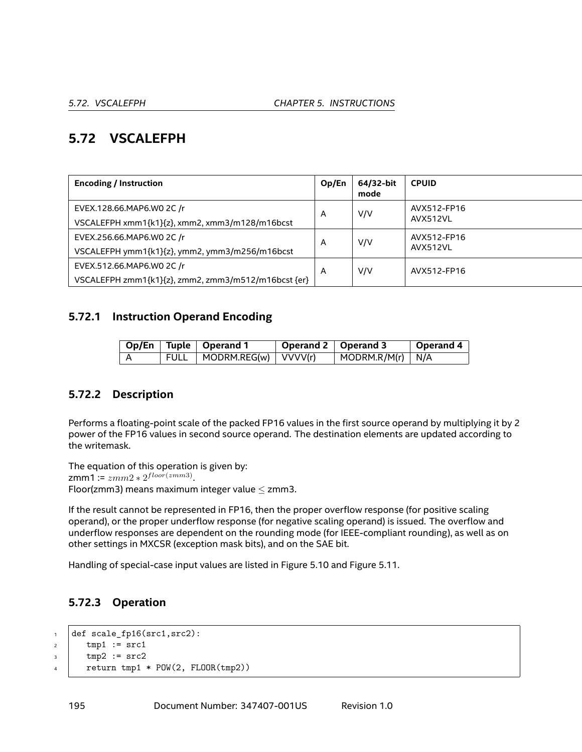## 5.72 VSCALEFPH

| Encoding / Instruction | Op/En | 64/32-bit mode | CPUID |
|---|---|---|---|
| EVEX.128.66.MAP6.W0 2C /r<br>VSCALEFPH xmm1{k1}{z}, xmm2, xmm3/m128/m16bcst | A | V/V | AVX512-FP16<br>AVX512VL |
| EVEX.256.66.MAP6.W0 2C /r<br>VSCALEFPH ymm1{k1}{z}, ymm2, ymm3/m256/m16bcst | A | V/V | AVX512-FP16<br>AVX512VL |
| EVEX.512.66.MAP6.W0 2C /r<br>VSCALEFPH zmm1{k1}{z}, zmm2, zmm3/m512/m16bcst {er} | A | V/V | AVX512-FP16 |

### 5.72.1 Instruction Operand Encoding

| Op/En | Tuple | Operand 1 | Operand 2 | Operand 3 | Operand 4 |
|---|---|---|---|---|---|
| A | FULL | MODRM.REG(w) | VVVV(r) | MODRM.R/M(r) | N/A |

### 5.72.2 Description

Performs a floating-point scale of the packed FP16 values in the first source operand by multiplying it by 2 power of the FP16 values in second source operand. The destination elements are updated according to the writemask.

The equation of this operation is given by:
zmm1 := $zmm2 * 2^{floor(zmm3)}$.
Floor(zmm3) means maximum integer value $\leq$ zmm3.

If the result cannot be represented in FP16, then the proper overflow response (for positive scaling operand), or the proper underflow response (for negative scaling operand) is issued. The overflow and underflow responses are dependent on the rounding mode (for IEEE-compliant rounding), as well as on other settings in MXCSR (exception mask bits), and on the SAE bit.

Handling of special-case input values are listed in Figure 5.10 and Figure 5.11.

### 5.72.3 Operation

```
def scale_fp16(src1,src2):
    tmp1 := src1
    tmp2 := src2
    return tmp1 * POW(2, FLOOR(tmp2))
```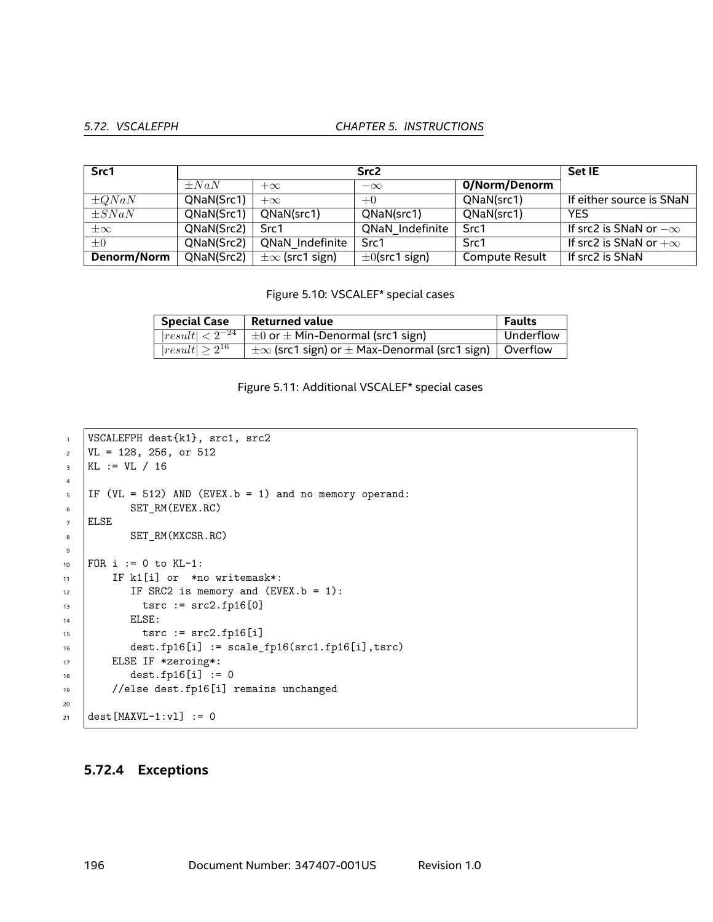| Src1 | Src2 | | | | Set IE |
|---|---|---|---|---|---|
| | $\pm NaN$ | $+\infty$ | $-\infty$ | **0/Norm/Denorm** | |
| $\pm QNaN$ | QNaN(Src1) | $+\infty$ | $+0$ | QNaN(src1) | If either source is SNaN |
| $\pm SNaN$ | QNaN(Src1) | QNaN(src1) | QNaN(src1) | QNaN(src1) | YES |
| $\pm\infty$ | QNaN(Src2) | Src1 | QNaN_Indefinite | Src1 | If src2 is SNaN or $-\infty$ |
| $\pm 0$ | QNaN(Src2) | QNaN_Indefinite | Src1 | Src1 | If src2 is SNaN or $+\infty$ |
| **Denorm/Norm** | QNaN(Src2) | $\pm\infty$ (src1 sign) | $\pm 0$(src1 sign) | Compute Result | If src2 is SNaN |

Figure 5.10: VSCALEF* special cases

| Special Case | Returned value | Faults |
|---|---|---|
| $\|result\| < 2^{-24}$ | $\pm 0$ or $\pm$ Min-Denormal (src1 sign) | Underflow |
| $\|result\| \geq 2^{16}$ | $\pm\infty$ (src1 sign) or $\pm$ Max-Denormal (src1 sign) | Overflow |

Figure 5.11: Additional VSCALEF* special cases

```
VSCALEFPH dest{k1}, src1, src2
VL = 128, 256, or 512
KL := VL / 16

IF (VL = 512) AND (EVEX.b = 1) and no memory operand:
       SET_RM(EVEX.RC)
ELSE
       SET_RM(MXCSR.RC)

FOR i := 0 to KL-1:
    IF k1[i] or  *no writemask*:
       IF SRC2 is memory and (EVEX.b = 1):
         tsrc := src2.fp16[0]
       ELSE:
         tsrc := src2.fp16[i]
       dest.fp16[i] := scale_fp16(src1.fp16[i],tsrc)
    ELSE IF *zeroing*:
       dest.fp16[i] := 0
    //else dest.fp16[i] remains unchanged

dest[MAXVL-1:vl] := 0
```

### 5.72.4 Exceptions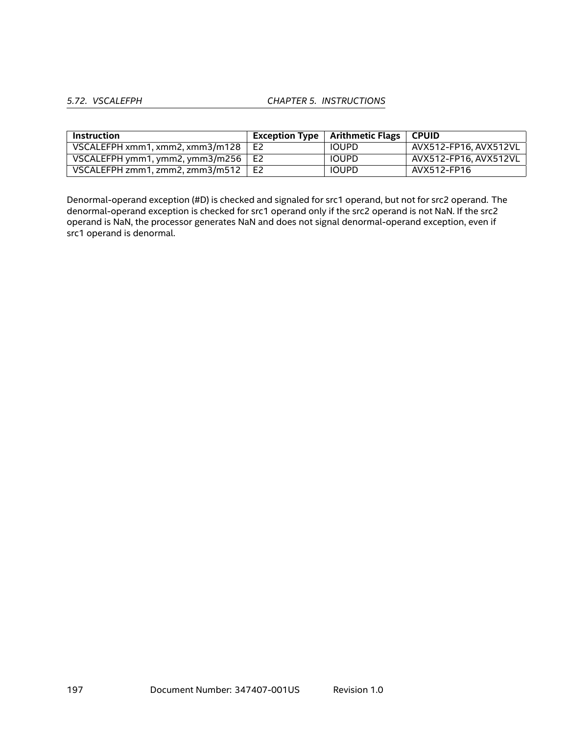| Instruction | Exception Type | Arithmetic Flags | CPUID |
|---|---|---|---|
| VSCALEFPH xmm1, xmm2, xmm3/m128 | E2 | IOUPD | AVX512-FP16, AVX512VL |
| VSCALEFPH ymm1, ymm2, ymm3/m256 | E2 | IOUPD | AVX512-FP16, AVX512VL |
| VSCALEFPH zmm1, zmm2, zmm3/m512 | E2 | IOUPD | AVX512-FP16 |

Denormal-operand exception (#D) is checked and signaled for src1 operand, but not for src2 operand. The denormal-operand exception is checked for src1 operand only if the src2 operand is not NaN. If the src2 operand is NaN, the processor generates NaN and does not signal denormal-operand exception, even if src1 operand is denormal.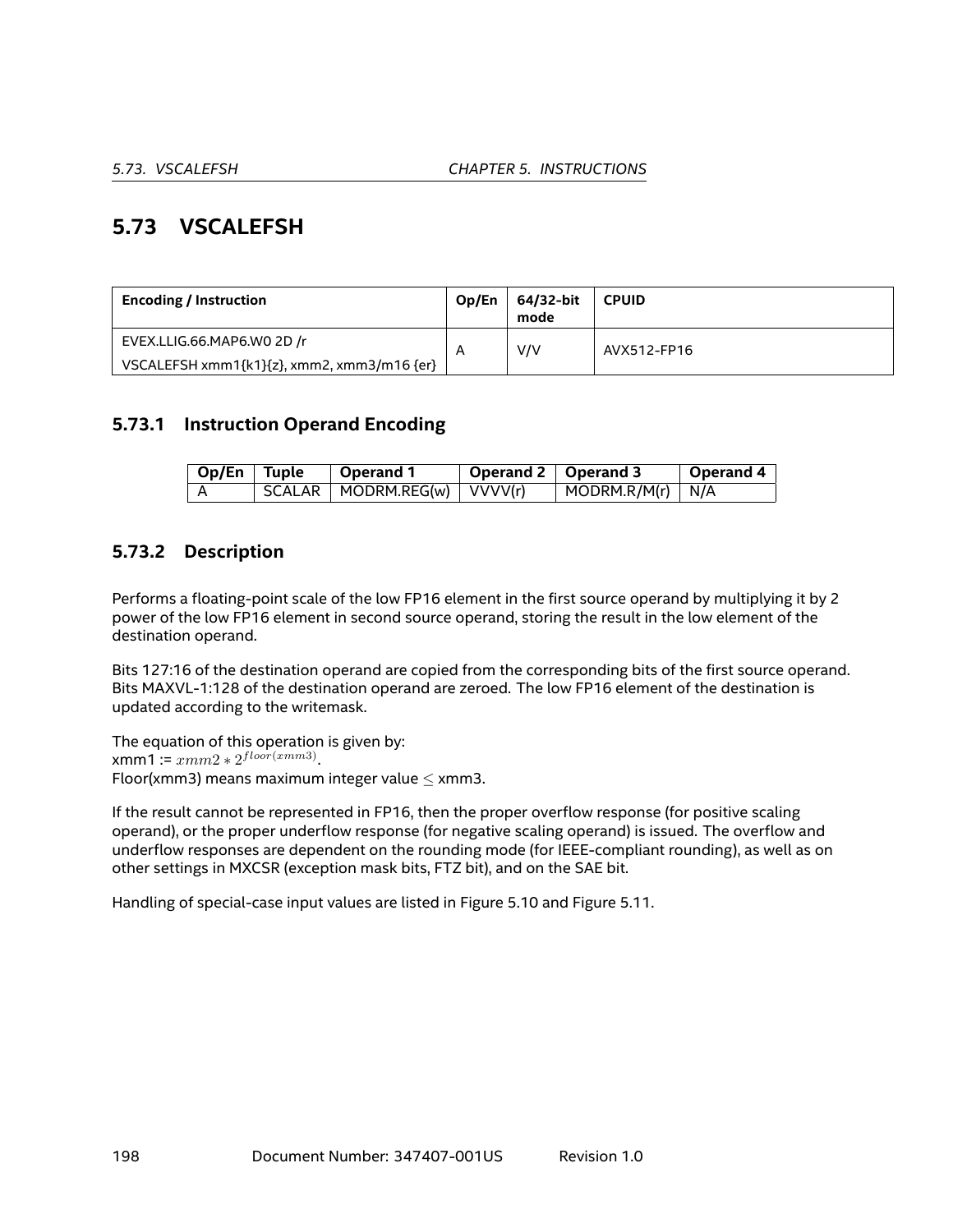## 5.73 VSCALEFSH

| Encoding / Instruction | Op/En | 64/32-bit mode | CPUID |
|---|---|---|---|
| EVEX.LLIG.66.MAP6.W0 2D /r<br>VSCALEFSH xmm1{k1}{z}, xmm2, xmm3/m16 {er} | A | V/V | AVX512-FP16 |

### 5.73.1 Instruction Operand Encoding

| Op/En | Tuple | Operand 1 | Operand 2 | Operand 3 | Operand 4 |
|---|---|---|---|---|---|
| A | SCALAR | MODRM.REG(w) | VVVV(r) | MODRM.R/M(r) | N/A |

### 5.73.2 Description

Performs a floating-point scale of the low FP16 element in the first source operand by multiplying it by 2 power of the low FP16 element in second source operand, storing the result in the low element of the destination operand.

Bits 127:16 of the destination operand are copied from the corresponding bits of the first source operand. Bits MAXVL-1:128 of the destination operand are zeroed. The low FP16 element of the destination is updated according to the writemask.

The equation of this operation is given by:
xmm1 := $xmm2 * 2^{floor(xmm3)}$.
Floor(xmm3) means maximum integer value $\leq$ xmm3.

If the result cannot be represented in FP16, then the proper overflow response (for positive scaling operand), or the proper underflow response (for negative scaling operand) is issued. The overflow and underflow responses are dependent on the rounding mode (for IEEE-compliant rounding), as well as on other settings in MXCSR (exception mask bits, FTZ bit), and on the SAE bit.

Handling of special-case input values are listed in Figure 5.10 and Figure 5.11.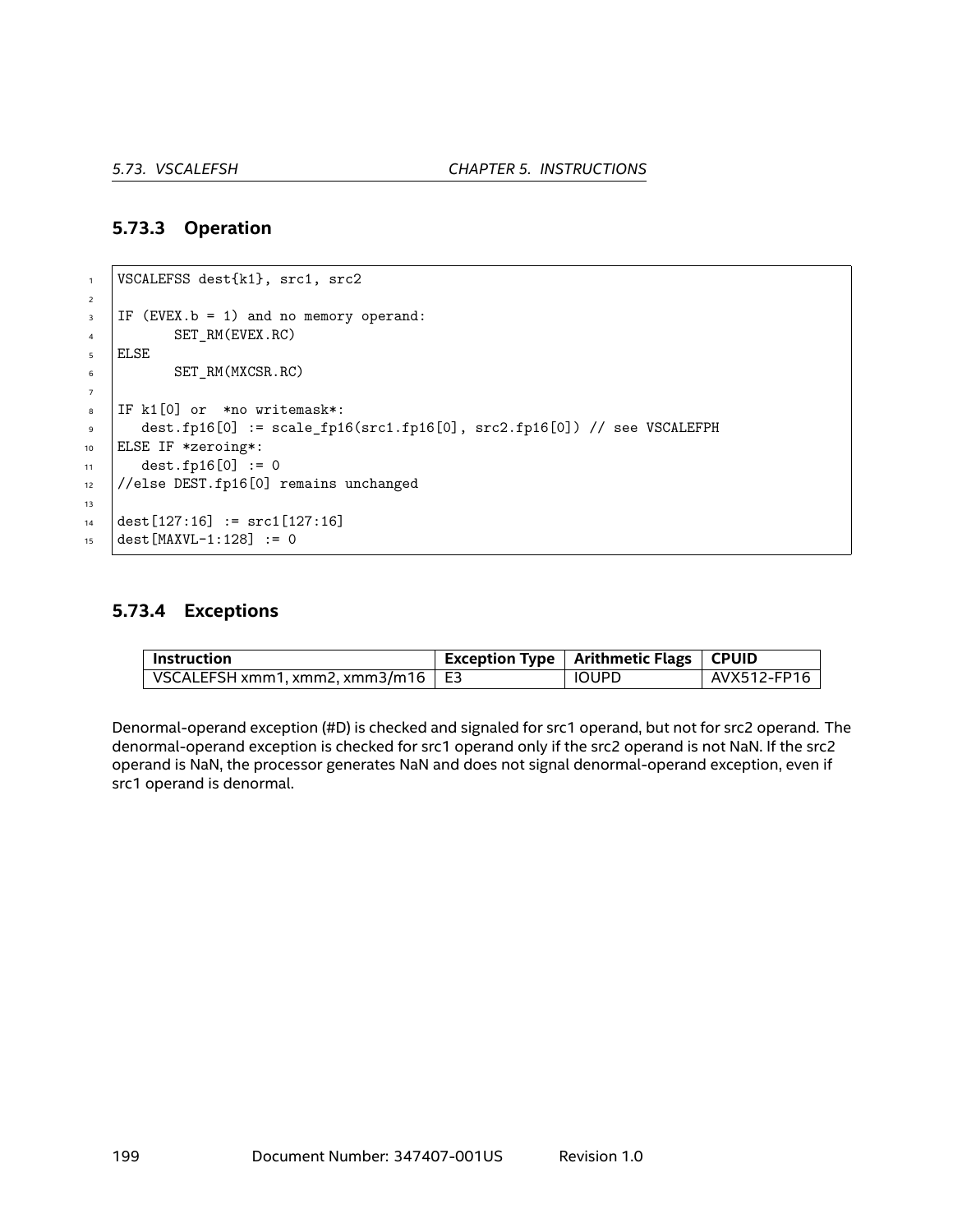### 5.73.3 Operation

```
VSCALEFSS dest{k1}, src1, src2

IF (EVEX.b = 1) and no memory operand:
       SET_RM(EVEX.RC)
ELSE
       SET_RM(MXCSR.RC)

IF k1[0] or  *no writemask*:
   dest.fp16[0] := scale_fp16(src1.fp16[0], src2.fp16[0]) // see VSCALEFPH
ELSE IF *zeroing*:
   dest.fp16[0] := 0
//else DEST.fp16[0] remains unchanged

dest[127:16] := src1[127:16]
dest[MAXVL-1:128] := 0
```

### 5.73.4 Exceptions

| Instruction | Exception Type | Arithmetic Flags | CPUID |
|---|---|---|---|
| VSCALEFSH xmm1, xmm2, xmm3/m16 | E3 | IOUPD | AVX512-FP16 |

Denormal-operand exception (#D) is checked and signaled for src1 operand, but not for src2 operand. The denormal-operand exception is checked for src1 operand only if the src2 operand is not NaN. If the src2 operand is NaN, the processor generates NaN and does not signal denormal-operand exception, even if src1 operand is denormal.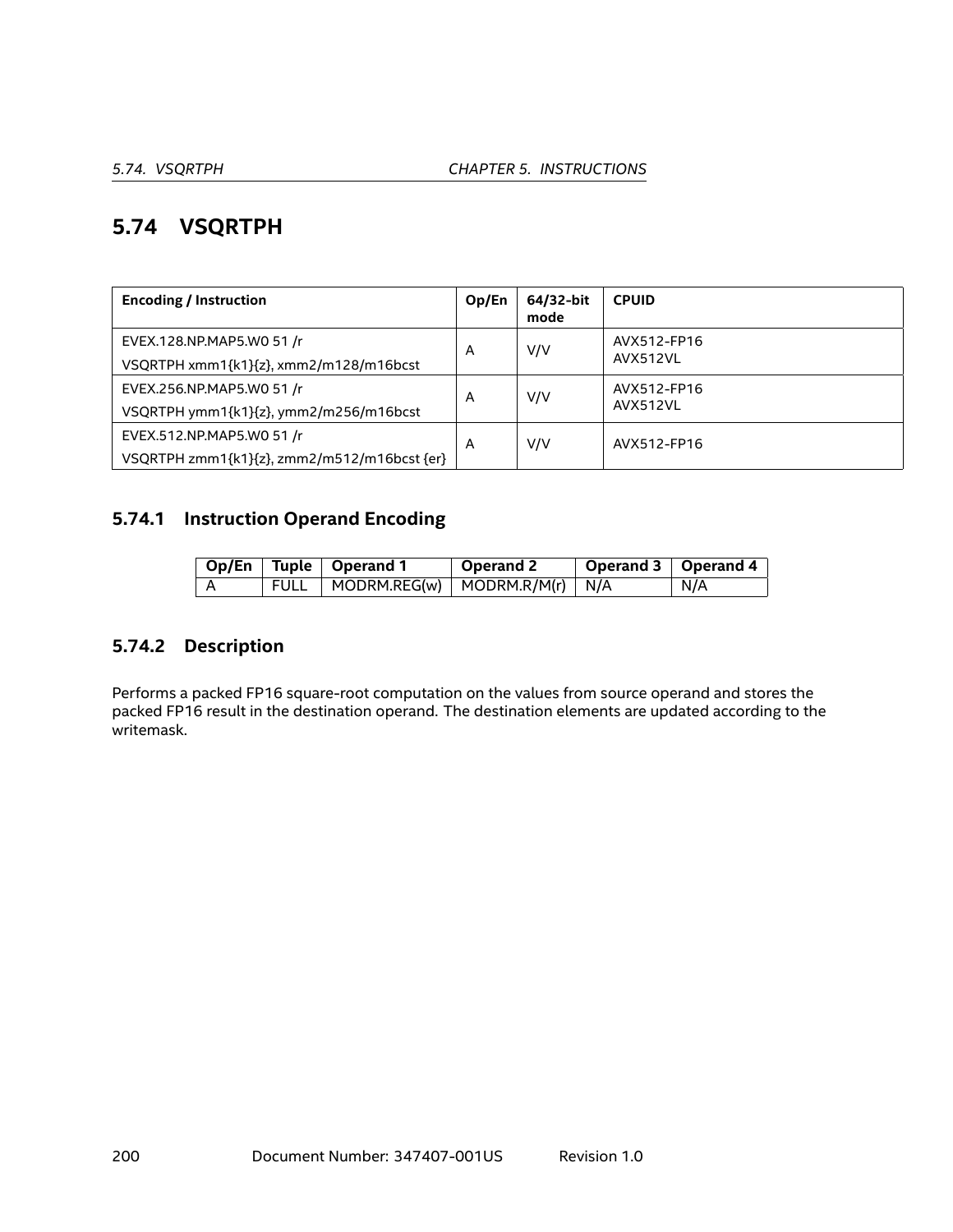## 5.74 VSQRTPH

| Encoding / Instruction | Op/En | 64/32-bit mode | CPUID |
|---|---|---|---|
| EVEX.128.NP.MAP5.W0 51 /r<br>VSQRTPH xmm1{k1}{z}, xmm2/m128/m16bcst | A | V/V | AVX512-FP16<br>AVX512VL |
| EVEX.256.NP.MAP5.W0 51 /r<br>VSQRTPH ymm1{k1}{z}, ymm2/m256/m16bcst | A | V/V | AVX512-FP16<br>AVX512VL |
| EVEX.512.NP.MAP5.W0 51 /r<br>VSQRTPH zmm1{k1}{z}, zmm2/m512/m16bcst {er} | A | V/V | AVX512-FP16 |

### 5.74.1 Instruction Operand Encoding

| Op/En | Tuple | Operand 1 | Operand 2 | Operand 3 | Operand 4 |
|---|---|---|---|---|---|
| A | FULL | MODRM.REG(w) | MODRM.R/M(r) | N/A | N/A |

### 5.74.2 Description

Performs a packed FP16 square-root computation on the values from source operand and stores the packed FP16 result in the destination operand. The destination elements are updated according to the writemask.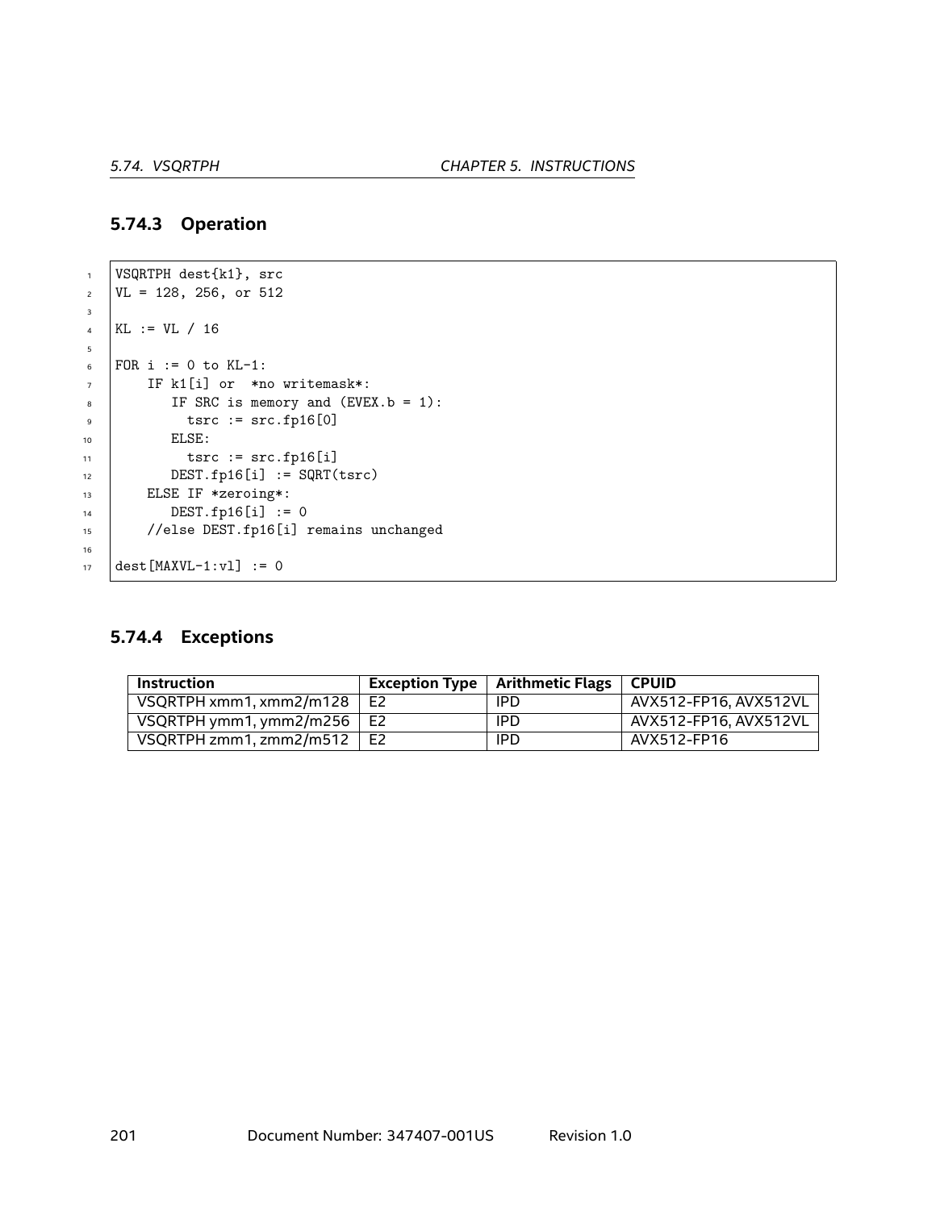### 5.74.3 Operation

```
VSQRTPH dest{k1}, src
VL = 128, 256, or 512

KL := VL / 16

FOR i := 0 to KL-1:
    IF k1[i] or  *no writemask*:
       IF SRC is memory and (EVEX.b = 1):
         tsrc := src.fp16[0]
       ELSE:
         tsrc := src.fp16[i]
       DEST.fp16[i] := SQRT(tsrc)
    ELSE IF *zeroing*:
       DEST.fp16[i] := 0
    //else DEST.fp16[i] remains unchanged

dest[MAXVL-1:vl] := 0
```

### 5.74.4 Exceptions

| Instruction | Exception Type | Arithmetic Flags | CPUID |
|---|---|---|---|
| VSQRTPH xmm1, xmm2/m128 | E2 | IPD | AVX512-FP16, AVX512VL |
| VSQRTPH ymm1, ymm2/m256 | E2 | IPD | AVX512-FP16, AVX512VL |
| VSQRTPH zmm1, zmm2/m512 | E2 | IPD | AVX512-FP16 |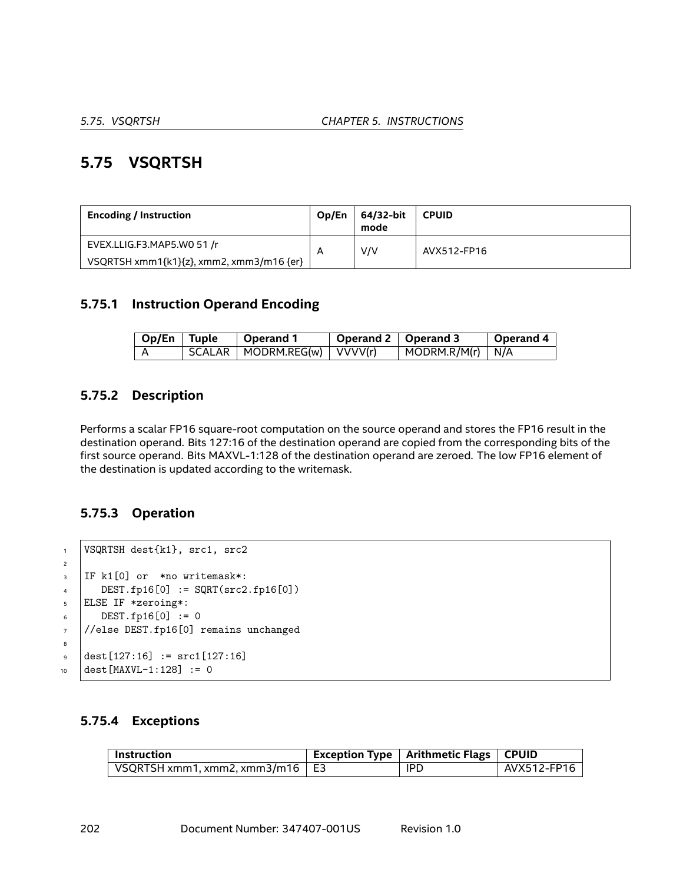## 5.75 VSQRTSH

| Encoding / Instruction | Op/En | 64/32-bit mode | CPUID |
|---|---|---|---|
| EVEX.LLIG.F3.MAP5.W0 51 /r<br>VSQRTSH xmm1{k1}{z}, xmm2, xmm3/m16 {er} | A | V/V | AVX512-FP16 |

### 5.75.1 Instruction Operand Encoding

| Op/En | Tuple | Operand 1 | Operand 2 | Operand 3 | Operand 4 |
|---|---|---|---|---|---|
| A | SCALAR | MODRM.REG(w) | VVVV(r) | MODRM.R/M(r) | N/A |

### 5.75.2 Description

Performs a scalar FP16 square-root computation on the source operand and stores the FP16 result in the destination operand. Bits 127:16 of the destination operand are copied from the corresponding bits of the first source operand. Bits MAXVL-1:128 of the destination operand are zeroed. The low FP16 element of the destination is updated according to the writemask.

### 5.75.3 Operation

```
VSQRTSH dest{k1}, src1, src2

IF k1[0] or  *no writemask*:
   DEST.fp16[0] := SQRT(src2.fp16[0])
ELSE IF *zeroing*:
   DEST.fp16[0] := 0
//else DEST.fp16[0] remains unchanged

dest[127:16] := src1[127:16]
dest[MAXVL-1:128] := 0
```

### 5.75.4 Exceptions

| Instruction | Exception Type | Arithmetic Flags | CPUID |
|---|---|---|---|
| VSQRTSH xmm1, xmm2, xmm3/m16 | E3 | IPD | AVX512-FP16 |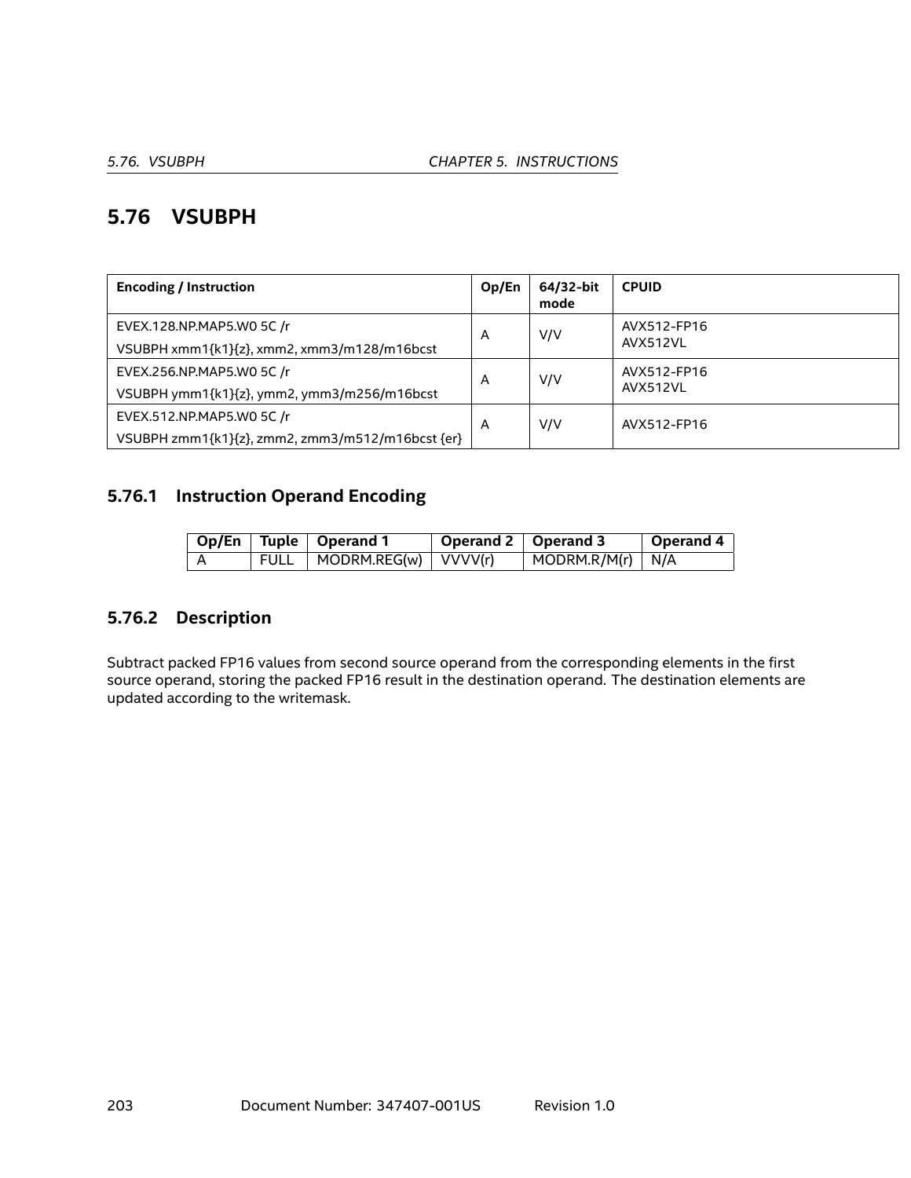## 5.76 VSUBPH

| Encoding / Instruction | Op/En | 64/32-bit mode | CPUID |
|---|---|---|---|
| EVEX.128.NP.MAP5.W0 5C /r<br>VSUBPH xmm1{k1}{z}, xmm2, xmm3/m128/m16bcst | A | V/V | AVX512-FP16<br>AVX512VL |
| EVEX.256.NP.MAP5.W0 5C /r<br>VSUBPH ymm1{k1}{z}, ymm2, ymm3/m256/m16bcst | A | V/V | AVX512-FP16<br>AVX512VL |
| EVEX.512.NP.MAP5.W0 5C /r<br>VSUBPH zmm1{k1}{z}, zmm2, zmm3/m512/m16bcst {er} | A | V/V | AVX512-FP16 |

### 5.76.1 Instruction Operand Encoding

| Op/En | Tuple | Operand 1 | Operand 2 | Operand 3 | Operand 4 |
|---|---|---|---|---|---|
| A | FULL | MODRM.REG(w) | VVVV(r) | MODRM.R/M(r) | N/A |

### 5.76.2 Description

Subtract packed FP16 values from second source operand from the corresponding elements in the first source operand, storing the packed FP16 result in the destination operand. The destination elements are updated according to the writemask.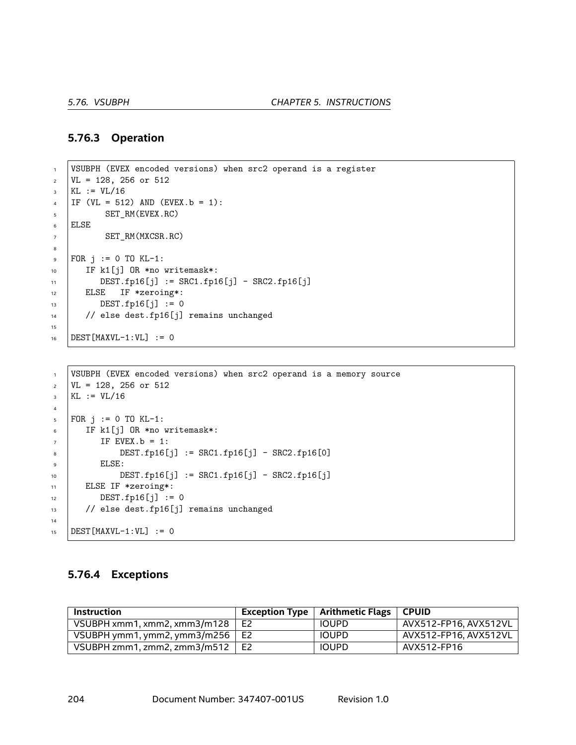### 5.76.3 Operation

```
VSUBPH (EVEX encoded versions) when src2 operand is a register
VL = 128, 256 or 512
KL := VL/16
IF (VL = 512) AND (EVEX.b = 1):
       SET_RM(EVEX.RC)
ELSE
       SET_RM(MXCSR.RC)

FOR j := 0 TO KL-1:
   IF k1[j] OR *no writemask*:
      DEST.fp16[j] := SRC1.fp16[j] - SRC2.fp16[j]
   ELSE   IF *zeroing*:
      DEST.fp16[j] := 0
   // else dest.fp16[j] remains unchanged

DEST[MAXVL-1:VL] := 0
```

```
VSUBPH (EVEX encoded versions) when src2 operand is a memory source
VL = 128, 256 or 512
KL := VL/16

FOR j := 0 TO KL-1:
   IF k1[j] OR *no writemask*:
      IF EVEX.b = 1:
          DEST.fp16[j] := SRC1.fp16[j] - SRC2.fp16[0]
      ELSE:
          DEST.fp16[j] := SRC1.fp16[j] - SRC2.fp16[j]
   ELSE IF *zeroing*:
      DEST.fp16[j] := 0
   // else dest.fp16[j] remains unchanged

DEST[MAXVL-1:VL] := 0
```

### 5.76.4 Exceptions

| Instruction | Exception Type | Arithmetic Flags | CPUID |
|---|---|---|---|
| VSUBPH xmm1, xmm2, xmm3/m128 | E2 | IOUPD | AVX512-FP16, AVX512VL |
| VSUBPH ymm1, ymm2, ymm3/m256 | E2 | IOUPD | AVX512-FP16, AVX512VL |
| VSUBPH zmm1, zmm2, zmm3/m512 | E2 | IOUPD | AVX512-FP16 |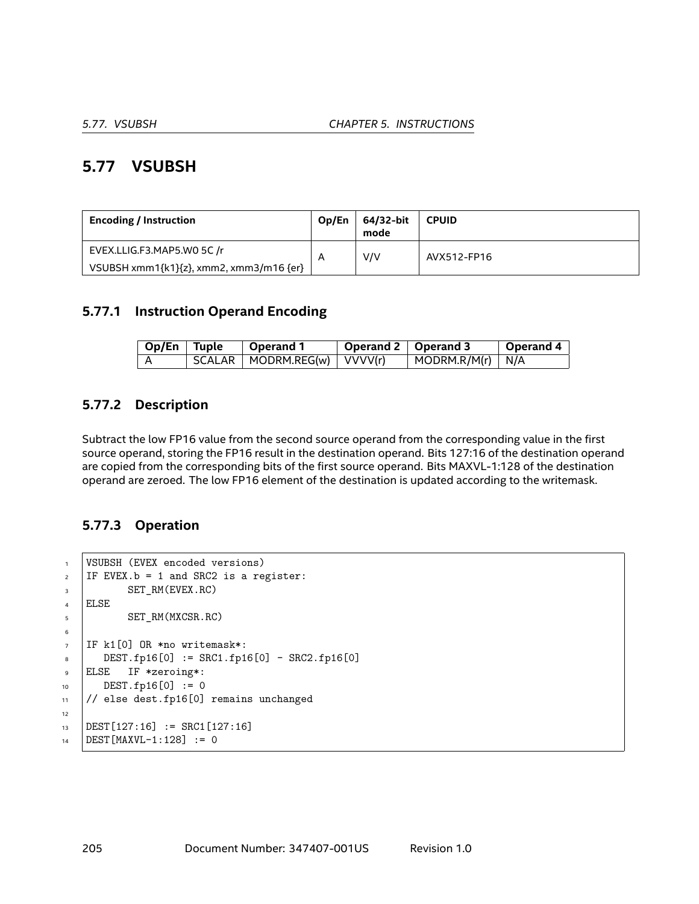## 5.77 VSUBSH

| Encoding / Instruction | Op/En | 64/32-bit mode | CPUID |
|---|---|---|---|
| EVEX.LLIG.F3.MAP5.W0 5C /r<br>VSUBSH xmm1{k1}{z}, xmm2, xmm3/m16 {er} | A | V/V | AVX512-FP16 |

### 5.77.1 Instruction Operand Encoding

| Op/En | Tuple | Operand 1 | Operand 2 | Operand 3 | Operand 4 |
|---|---|---|---|---|---|
| A | SCALAR | MODRM.REG(w) | VVVV(r) | MODRM.R/M(r) | N/A |

### 5.77.2 Description

Subtract the low FP16 value from the second source operand from the corresponding value in the first source operand, storing the FP16 result in the destination operand. Bits 127:16 of the destination operand are copied from the corresponding bits of the first source operand. Bits MAXVL-1:128 of the destination operand are zeroed. The low FP16 element of the destination is updated according to the writemask.

### 5.77.3 Operation

```
VSUBSH (EVEX encoded versions)
IF EVEX.b = 1 and SRC2 is a register:
       SET_RM(EVEX.RC)
ELSE
       SET_RM(MXCSR.RC)

IF k1[0] OR *no writemask*:
   DEST.fp16[0] := SRC1.fp16[0] - SRC2.fp16[0]
ELSE   IF *zeroing*:
   DEST.fp16[0] := 0
// else dest.fp16[0] remains unchanged

DEST[127:16] := SRC1[127:16]
DEST[MAXVL-1:128] := 0
```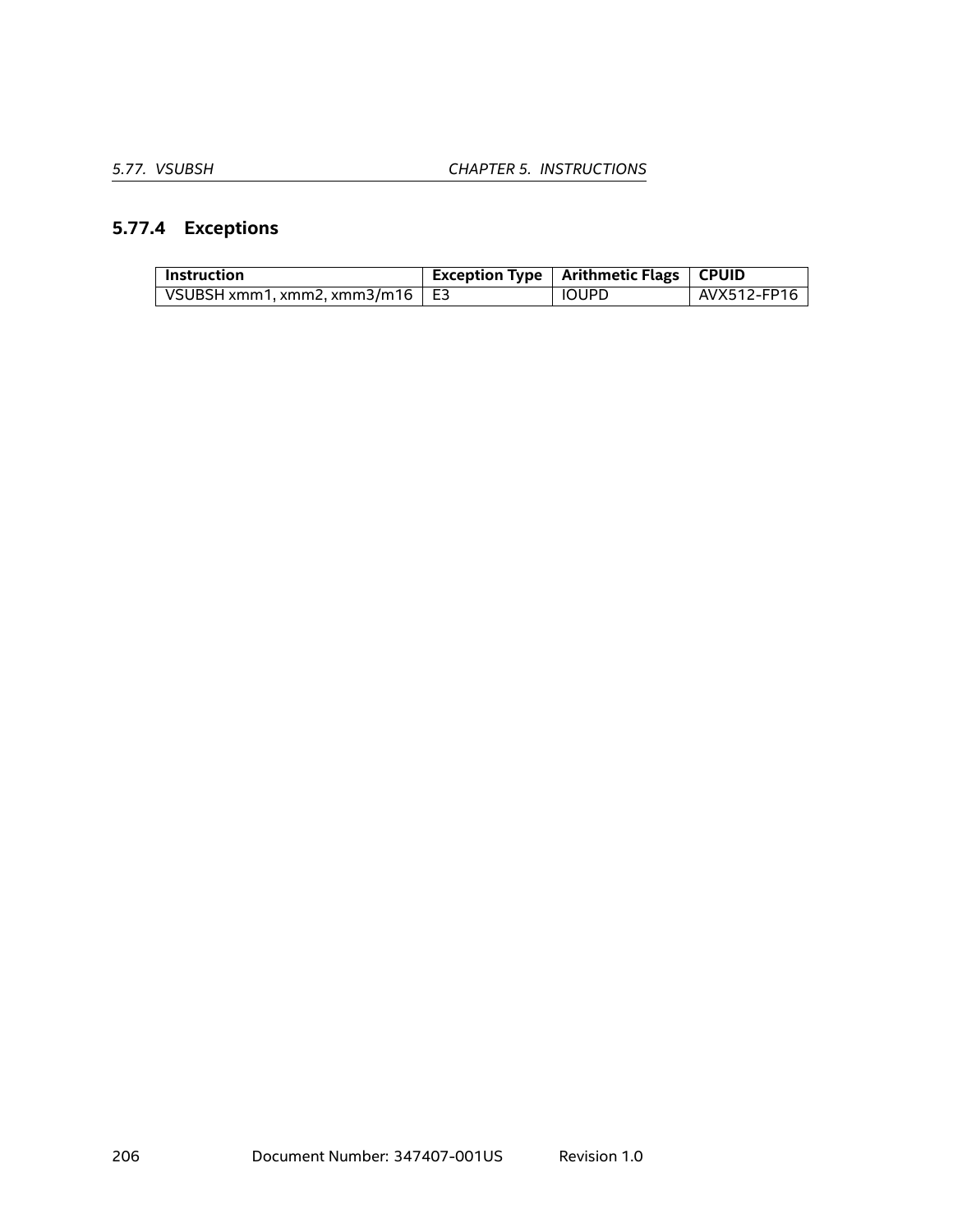### 5.77.4 Exceptions

| Instruction | Exception Type | Arithmetic Flags | CPUID |
|---|---|---|---|
| VSUBSH xmm1, xmm2, xmm3/m16 | E3 | IOUPD | AVX512-FP16 |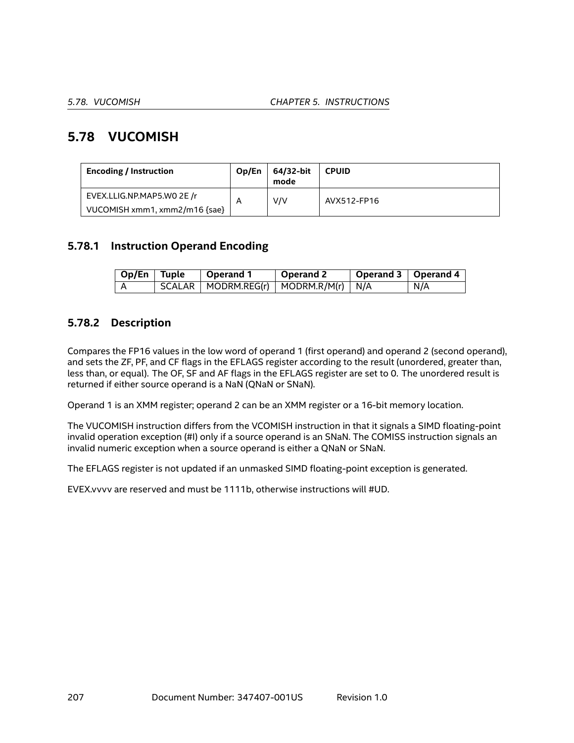## 5.78 VUCOMISH

| Encoding / Instruction | Op/En | 64/32-bit mode | CPUID |
|---|---|---|---|
| EVEX.LLIG.NP.MAP5.W0 2E /r<br>VUCOMISH xmm1, xmm2/m16 {sae} | A | V/V | AVX512-FP16 |

### 5.78.1 Instruction Operand Encoding

| Op/En | Tuple | Operand 1 | Operand 2 | Operand 3 | Operand 4 |
|---|---|---|---|---|---|
| A | SCALAR | MODRM.REG(r) | MODRM.R/M(r) | N/A | N/A |

### 5.78.2 Description

Compares the FP16 values in the low word of operand 1 (first operand) and operand 2 (second operand), and sets the ZF, PF, and CF flags in the EFLAGS register according to the result (unordered, greater than, less than, or equal). The OF, SF and AF flags in the EFLAGS register are set to 0. The unordered result is returned if either source operand is a NaN (QNaN or SNaN).

Operand 1 is an XMM register; operand 2 can be an XMM register or a 16-bit memory location.

The VUCOMISH instruction differs from the VCOMISH instruction in that it signals a SIMD floating-point invalid operation exception (#I) only if a source operand is an SNaN. The COMISS instruction signals an invalid numeric exception when a source operand is either a QNaN or SNaN.

The EFLAGS register is not updated if an unmasked SIMD floating-point exception is generated.

EVEX.vvvv are reserved and must be 1111b, otherwise instructions will #UD.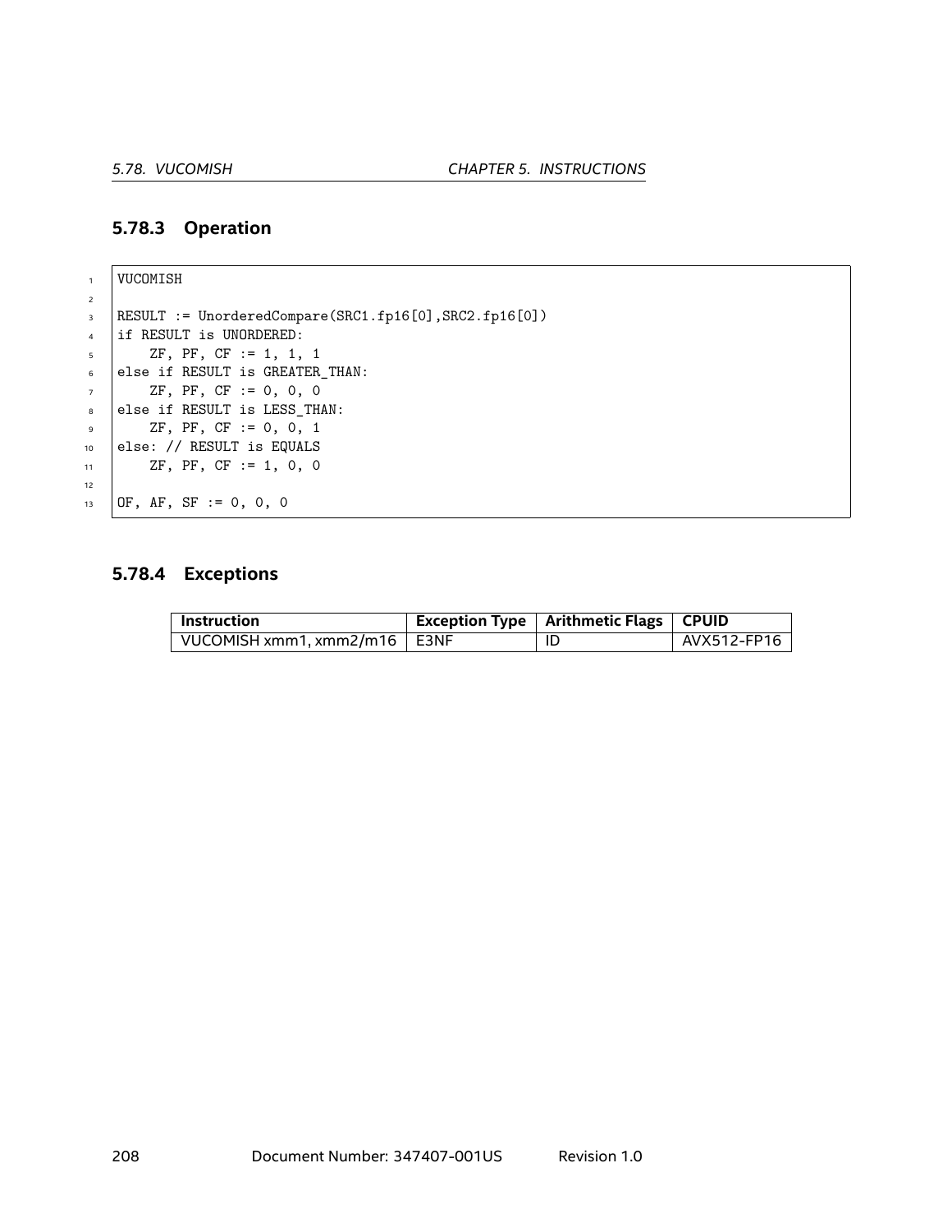### 5.78.3 Operation

```
VUCOMISH

RESULT := UnorderedCompare(SRC1.fp16[0],SRC2.fp16[0])
if RESULT is UNORDERED:
    ZF, PF, CF := 1, 1, 1
else if RESULT is GREATER_THAN:
    ZF, PF, CF := 0, 0, 0
else if RESULT is LESS_THAN:
    ZF, PF, CF := 0, 0, 1
else: // RESULT is EQUALS
    ZF, PF, CF := 1, 0, 0

OF, AF, SF := 0, 0, 0
```

### 5.78.4 Exceptions

| Instruction | Exception Type | Arithmetic Flags | CPUID |
|---|---|---|---|
| VUCOMISH xmm1, xmm2/m16 | E3NF | ID | AVX512-FP16 |